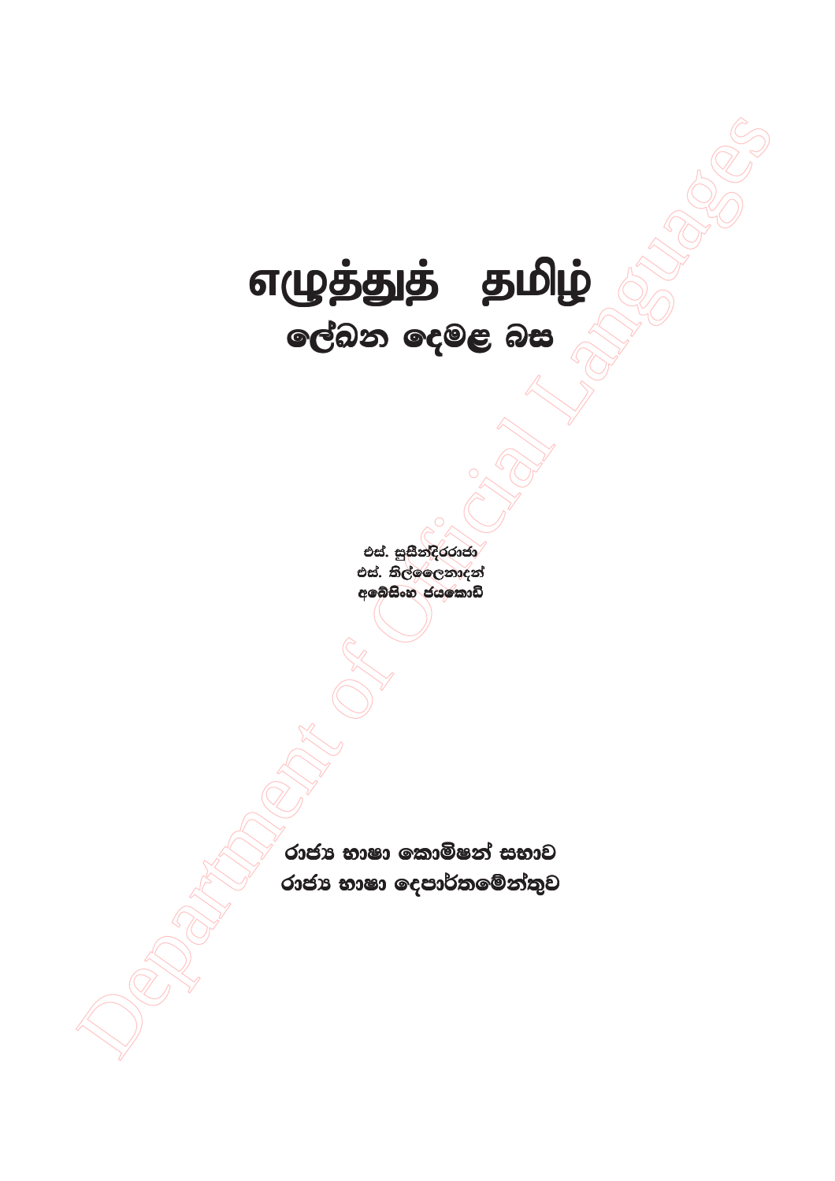# எழுத்துத் தமிழ்

## ලේඛන දෙමළ බස

එස්. සුසීන්දිරරාජා
එස්. තිල්ලෛනාදන්
අබේසිංහ ජයකොඩි

රාජ්‍ය භාෂා කොමිෂන් සභාව
රාජ්‍ය භාෂා දෙපාර්තමේන්තුව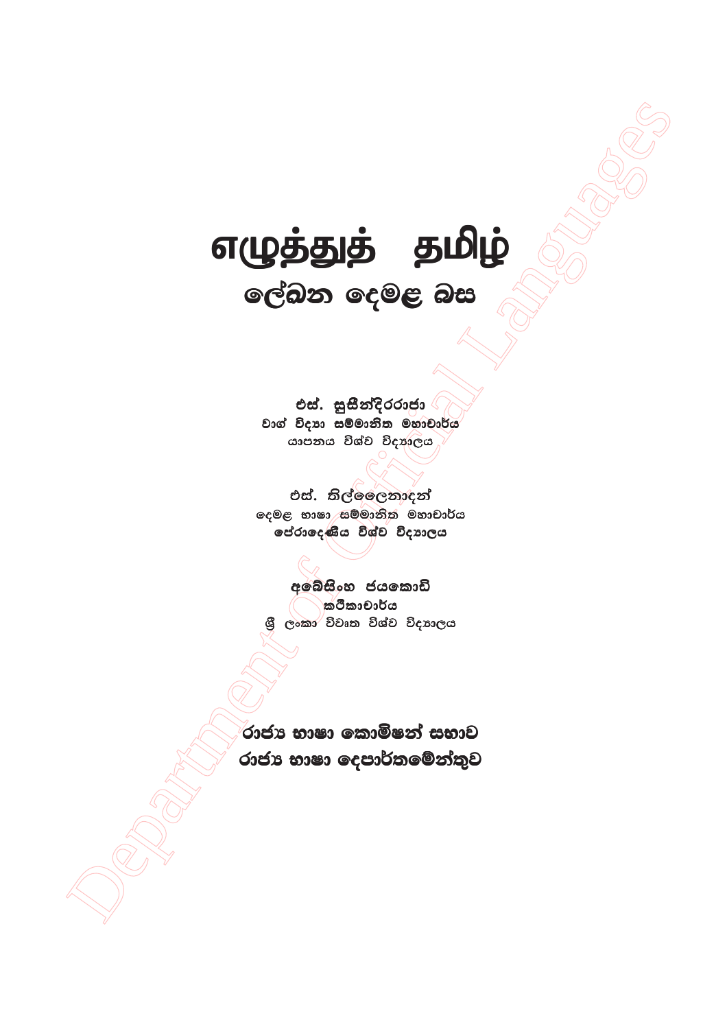# எழுத்துத் தமிழ்

## ලේඛන දෙමළ බස

**එස්. සුසීන්දිරරාජා**
වාග් විද්‍යා සම්මානිත මහාචාර්ය
යාපනය විශ්ව විද්‍යාලය

**එස්. තිල්ලෛනාදන්**
දෙමළ භාෂා සම්මානිත මහාචාර්ය
පේරාදෙණිය විශ්ව විද්‍යාලය

**අබේසිංහ ජයකොඩි**
කථිකාචාර්ය
ශ්‍රී ලංකා විවෘත විශ්ව විද්‍යාලය

**රාජ්‍ය භාෂා කොමිෂන් සභාව**
**රාජ්‍ය භාෂා දෙපාර්තමේන්තුව**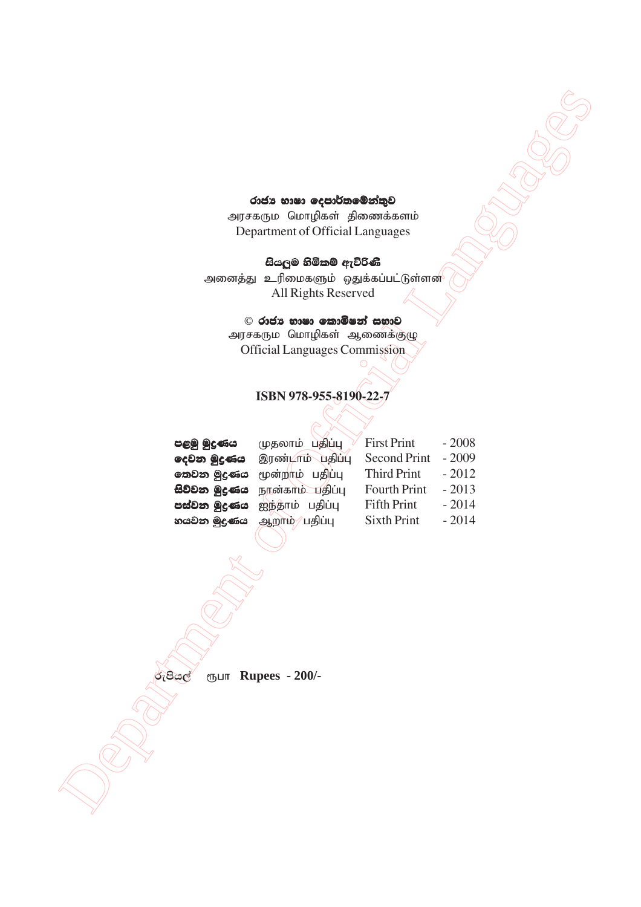රාජ්‍ය භාෂා දෙපාර්තමේන්තුව
அரசகரும மொழிகள் திணைக்களம்
Department of Official Languages

සියලුම හිමිකම් ඇවිරිණි
அனைத்து உரிமைகளும் ஒதுக்கப்பட்டுள்ளன
All Rights Reserved

© රාජ්‍ය භාෂා කොමිෂන් සභාව
அரசகரும மொழிகள் ஆணைக்குழு
Official Languages Commission

**ISBN 978-955-8190-22-7**

| | | | |
|---|---|---|---|
| **පළමු මුද්‍රණය** | முதலாம் பதிப்பு | First Print | - 2008 |
| **දෙවන මුද්‍රණය** | இரண்டாம் பதிப்பு | Second Print | - 2009 |
| **තෙවන මුද්‍රණය** | மூன்றாம் பதிப்பு | Third Print | - 2012 |
| **සිව්වන මුද්‍රණය** | நான்காம் பதிப்பு | Fourth Print | - 2013 |
| **පස්වන මුද්‍රණය** | ஐந்தாம் பதிப்பு | Fifth Print | - 2014 |
| **හයවන මුද්‍රණය** | ஆறாம் பதிப்பு | Sixth Print | - 2014 |

රුපියල් ரூபா **Rupees - 200/-**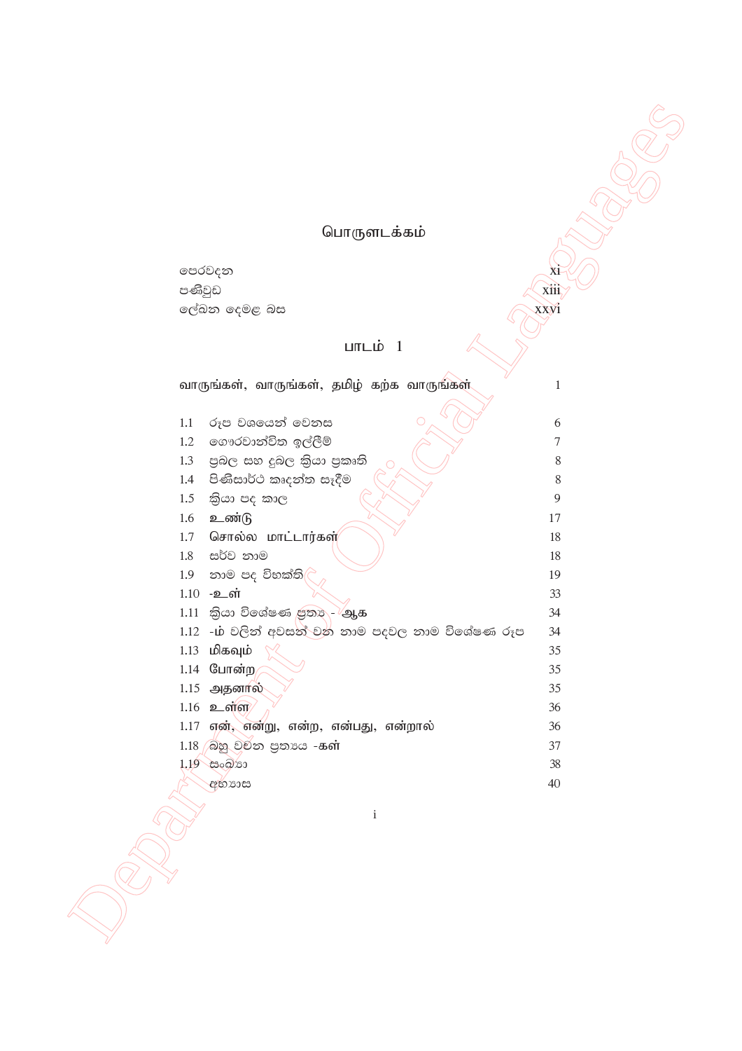# பொருளடக்கம்

| | |
|---|---|
| පෙරවදන | xi |
| පණිවුඩ | xiii |
| ලේඛන දෙමළ බස | xxvi |

## பாடம் 1

| | |
|---|---|
| வாருங்கள், வாருங்கள், தமிழ் கற்க வாருங்கள் | 1 |
| 1.1 රූප වශයෙන් වෙනස | 6 |
| 1.2 ගෞරවාන්විත ඉල්ලීම් | 7 |
| 1.3 ප්‍රබල සහ දුබල ක්‍රියා ප්‍රකෘති | 8 |
| 1.4 පිණිසාර්ථ කෘදන්ත සෑදීම | 8 |
| 1.5 ක්‍රියා පද කාල | 9 |
| 1.6 உண்டு | 17 |
| 1.7 சொல்ல மாட்டார்கள் | 18 |
| 1.8 සර්ව නාම | 18 |
| 1.9 නාම පද විභක්ති | 19 |
| 1.10 -உள் | 33 |
| 1.11 ක්‍රියා විශේෂණ ප්‍රත්‍ය - ஆக | 34 |
| 1.12 -ம் වලින් අවසන් වන නාම පදවල නාම විශේෂණ රූප | 34 |
| 1.13 மிகவும் | 35 |
| 1.14 போன்ற | 35 |
| 1.15 அதனால் | 35 |
| 1.16 உள்ள | 36 |
| 1.17 என், என்று, என்ற, என்பது, என்றால் | 36 |
| 1.18 බහු වචන ප්‍රත්‍යය -கள் | 37 |
| 1.19 සංඛ්‍යා | 38 |
| අභ්‍යාස | 40 |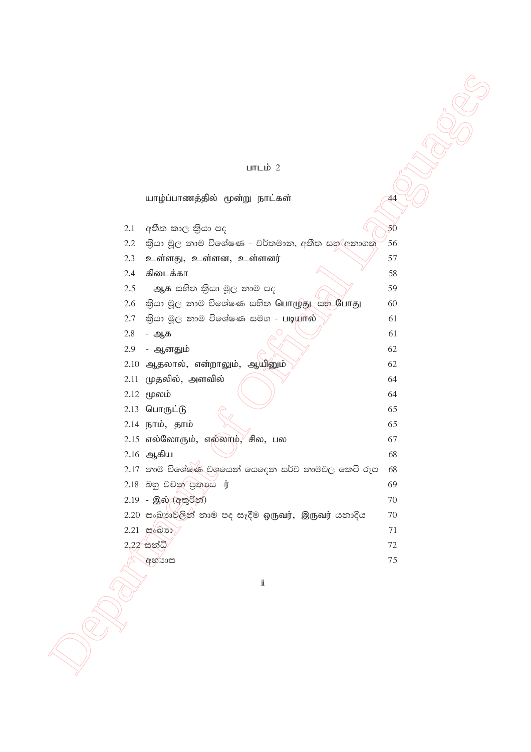பாடம் 2

| | யாழ்ப்பாணத்தில் மூன்று நாட்கள் | 44 |
|---|---|---|
| 2.1 | අතීත කාල ක්‍රියා පද | 50 |
| 2.2 | ක්‍රියා මූල නාම විශේෂණ - වර්තමාන, අතීත සහ අනාගත | 56 |
| 2.3 | உள்ளது, உள்ளன, உள்ளனர் | 57 |
| 2.4 | கிடைக்கா | 58 |
| 2.5 | - ஆக සහිත ක්‍රියා මූල නාම පද | 59 |
| 2.6 | ක්‍රියා මූල නාම විශේෂණ සහිත பொழுது සහ போது | 60 |
| 2.7 | ක්‍රියා මූල නාම විශේෂණ සමග - படியால் | 61 |
| 2.8 | - ஆக | 61 |
| 2.9 | - ஆனதும் | 62 |
| 2.10 | ஆதலால், என்றாலும், ஆயினும் | 62 |
| 2.11 | முதலில், அளவில் | 64 |
| 2.12 | மூலம் | 64 |
| 2.13 | பொருட்டு | 65 |
| 2.14 | நாம், தாம் | 65 |
| 2.15 | எல்லோரும், எல்லாம், சில, பல | 67 |
| 2.16 | ஆகிய | 68 |
| 2.17 | නාම විශේෂණ වශයෙන් යෙදෙන සර්ව නාමවල කෙටි රූප | 68 |
| 2.18 | බහු වචන ප්‍රත්‍යය -ர் | 69 |
| 2.19 | - இல் (අතුරින්) | 70 |
| 2.20 | සංඛ්‍යාවලින් නාම පද සෑදීම ஒருவர், இருவர் යනාදිය | 70 |
| 2.21 | සංඛ්‍යා | 71 |
| 2.22 | සන්ධි | 72 |
| | අභ්‍යාස | 75 |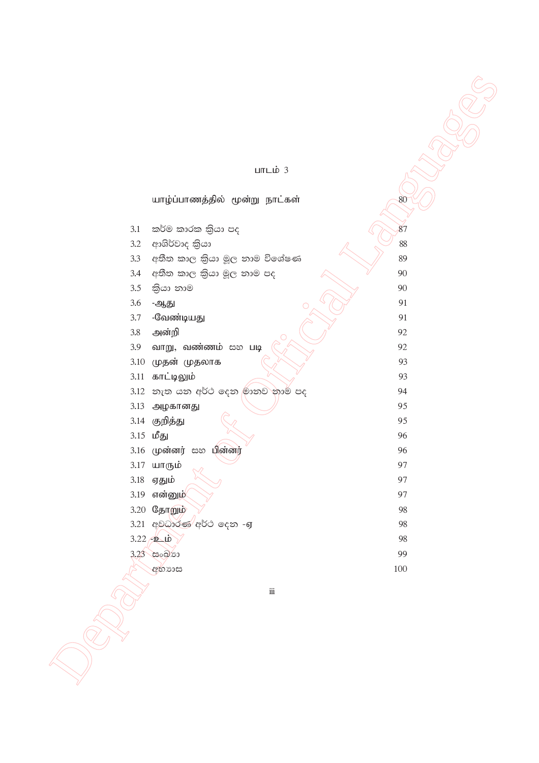பாடம் 3

| | | |
|---|---|---|
| | யாழ்ப்பாணத்தில் மூன்று நாட்கள் | 80 |
| 3.1 | කර්ම කාරක ක්‍රියා පද | 87 |
| 3.2 | ආශිර්වාද ක්‍රියා | 88 |
| 3.3 | අතීත කාල ක්‍රියා මූල නාම විශේෂණ | 89 |
| 3.4 | අතීත කාල ක්‍රියා මූල නාම පද | 90 |
| 3.5 | ක්‍රියා නාම | 90 |
| 3.6 | -ஆது | 91 |
| 3.7 | -வேண்டியது | 91 |
| 3.8 | அன்றி | 92 |
| 3.9 | வாறு, வண்ணம் සහ படி | 92 |
| 3.10 | முதன் முதலாக | 93 |
| 3.11 | காட்டிலும் | 93 |
| 3.12 | නැත යන අර්ථ දෙන මානව නාම පද | 94 |
| 3.13 | அழகானது | 95 |
| 3.14 | குறித்து | 95 |
| 3.15 | மீது | 96 |
| 3.16 | முன்னர் සහ பின்னர் | 96 |
| 3.17 | யாரும் | 97 |
| 3.18 | ஏதும் | 97 |
| 3.19 | என்னும் | 97 |
| 3.20 | தோறும் | 98 |
| 3.21 | අවධාරණ අර්ථ දෙන -ஏ | 98 |
| 3.22 | -உம் | 98 |
| 3.23 | සංඛ්‍යා | 99 |
| | අභ්‍යාස | 100 |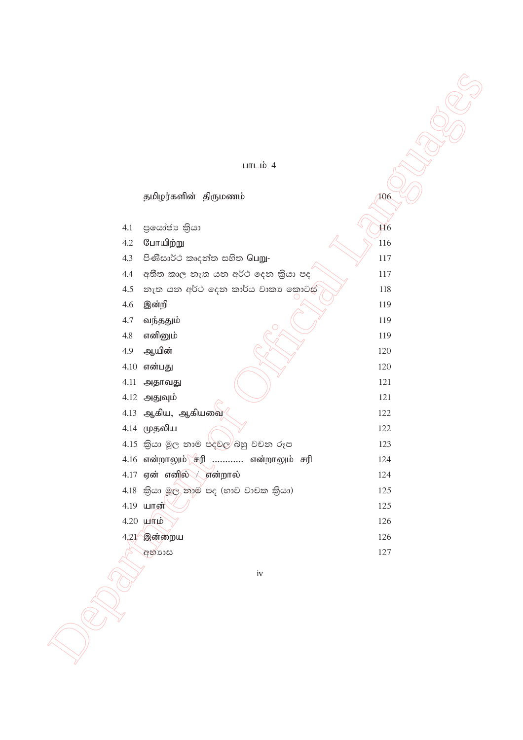## பாடம் 4

| | | |
|---|---|---|
| | தமிழர்களின் திருமணம் | 106 |
| 4.1 | ප්‍රයෝජ්‍ය ක්‍රියා | 116 |
| 4.2 | போயிற்று | 116 |
| 4.3 | පිණිසාර්ථ කෘදන්ත සහිත பெறு- | 117 |
| 4.4 | අතීත කාල නැත යන අර්ථ දෙන ක්‍රියා පද | 117 |
| 4.5 | නැත යන අර්ථ දෙන කාර්ය වාක්‍ය කොටස් | 118 |
| 4.6 | இன்றி | 119 |
| 4.7 | வந்ததும் | 119 |
| 4.8 | எனினும் | 119 |
| 4.9 | ஆயின் | 120 |
| 4.10 | என்பது | 120 |
| 4.11 | அதாவது | 121 |
| 4.12 | அதுவும் | 121 |
| 4.13 | ஆகிய, ஆகியவை | 122 |
| 4.14 | முதலிய | 122 |
| 4.15 | ක්‍රියා මූල නාම පදවල බහු වචන රූප | 123 |
| 4.16 | என்றாலும் சரி ............ என்றாலும் சரி | 124 |
| 4.17 | ஏன் எனில் / என்றால் | 124 |
| 4.18 | ක්‍රියා මූල නාම පද (භාව වාචක ක්‍රියා) | 125 |
| 4.19 | யான் | 125 |
| 4.20 | யாம் | 126 |
| 4.21 | இன்றைய | 126 |
| | අභ්‍යාස | 127 |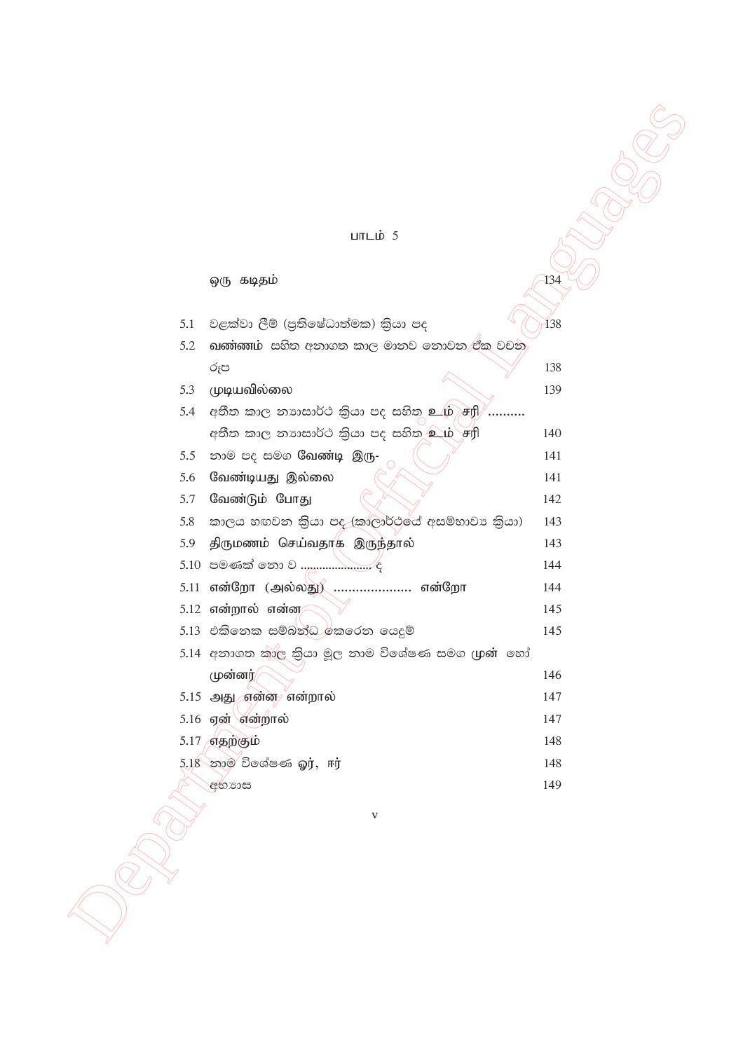## பாடம் 5

| | | |
|---|---|---|
| | ஒரு கடிதம் | 134 |
| 5.1 | වළක්වා ලීම් (ප්‍රතිෂේධාත්මක) ක්‍රියා පද | 138 |
| 5.2 | **வண்ணம்** සහිත අනාගත කාල මානව නොවන ඒක වචන රූප | 138 |
| 5.3 | முடியவில்லை | 139 |
| 5.4 | අතීත කාල න්‍යාසාර්ථ ක්‍රියා පද සහිත **உம் சரி** .......... අතීත කාල න්‍යාසාර්ථ ක්‍රියා පද සහිත **உம் சரி** | 140 |
| 5.5 | නාම පද සමග **வேண்டி இரு-** | 141 |
| 5.6 | **வேண்டியது இல்லை** | 141 |
| 5.7 | **வேண்டும் போது** | 142 |
| 5.8 | කාලය හඟවන ක්‍රියා පද (කාලාර්ථයේ අසම්භාව්‍ය ක්‍රියා) | 143 |
| 5.9 | **திருமணம் செய்வதாக இருந்தால்** | 143 |
| 5.10 | පමණක් නො ව ....................... ද | 144 |
| 5.11 | **என்றோ (அல்லது) ..................... என்றோ** | 144 |
| 5.12 | **என்றால் என்ன** | 145 |
| 5.13 | එකිනෙක සම්බන්ධ කෙරෙන යෙදුම් | 145 |
| 5.14 | අනාගත කාල ක්‍රියා මූල නාම විශේෂණ සමග **முன்** හෝ **முன்னர்** | 146 |
| 5.15 | **அது என்ன என்றால்** | 147 |
| 5.16 | **ஏன் என்றால்** | 147 |
| 5.17 | **எதற்கும்** | 148 |
| 5.18 | නාම විශේෂණ **ஓர், ஈர்** | 148 |
| | අභ්‍යාස | 149 |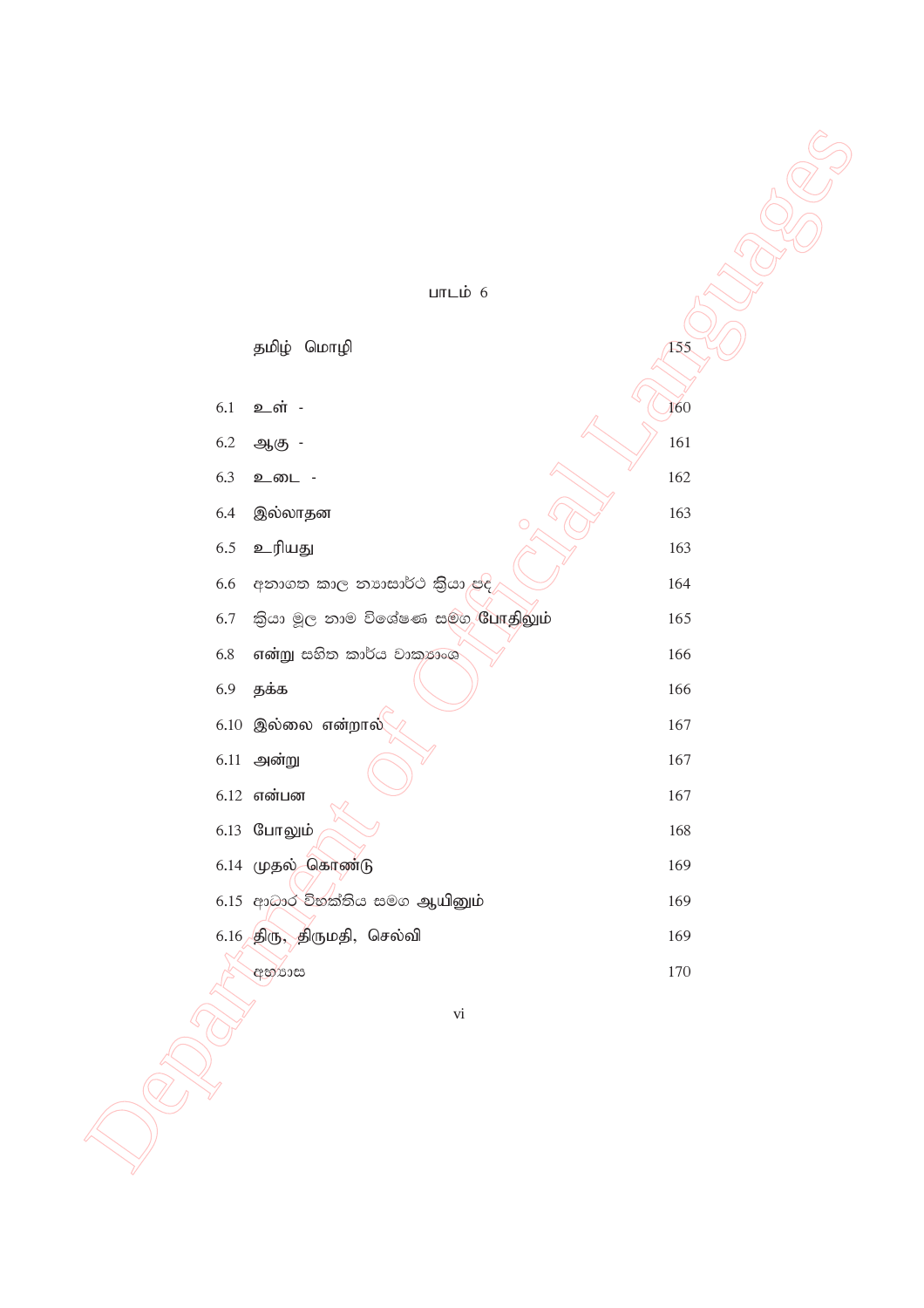## பாடம் 6

| | | |
|---|---|---|
| | தமிழ் மொழி | 155 |
| 6.1 | உள் - | 160 |
| 6.2 | ஆகு - | 161 |
| 6.3 | உடை - | 162 |
| 6.4 | இல்லாதன | 163 |
| 6.5 | உரியது | 163 |
| 6.6 | අනාගත කාල න්‍යාසාර්ථ ක්‍රියා පද | 164 |
| 6.7 | ක්‍රියා මූල නාම විශේෂණ සමග போதிலும் | 165 |
| 6.8 | என்று සහිත කාර්ය වාක්‍යාංශ | 166 |
| 6.9 | தக்க | 166 |
| 6.10 | இல்லை என்றால் | 167 |
| 6.11 | அன்று | 167 |
| 6.12 | என்பன | 167 |
| 6.13 | போலும் | 168 |
| 6.14 | முதல் கொண்டு | 169 |
| 6.15 | ආධාර විභක්තිය සමග ஆயினும் | 169 |
| 6.16 | திரு, திருமதி, செல்வி | 169 |
| | අභ්‍යාස | 170 |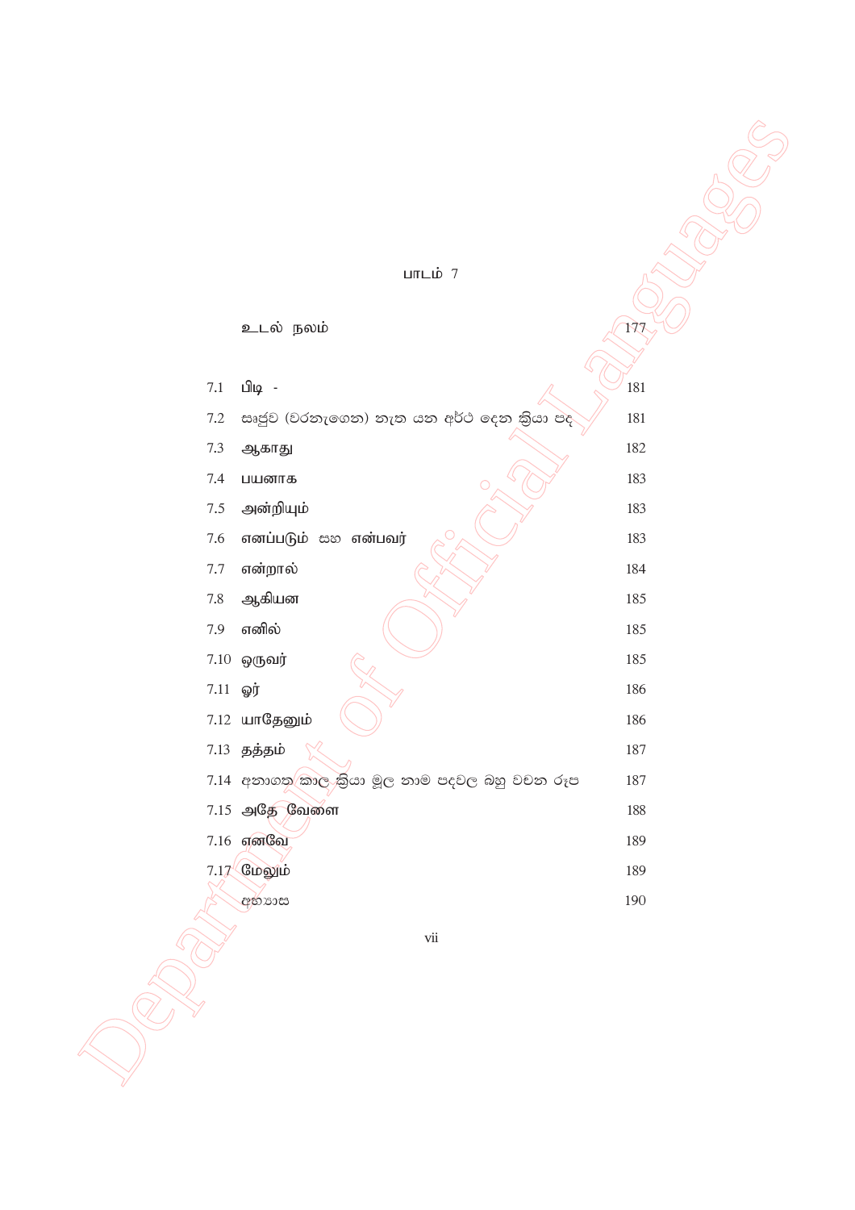## பாடம் 7

| | | |
|---|---|---|
| | உடல் நலம் | 177 |
| 7.1 | பிடி - | 181 |
| 7.2 | සෘජුව (වරනැගෙන) නැත යන අර්ථ දෙන ක්‍රියා පද | 181 |
| 7.3 | ஆகாது | 182 |
| 7.4 | பயனாக | 183 |
| 7.5 | அன்றியும் | 183 |
| 7.6 | எனப்படும் සහ என்பவர் | 183 |
| 7.7 | என்றால் | 184 |
| 7.8 | ஆகியன | 185 |
| 7.9 | எனில் | 185 |
| 7.10 | ஒருவர் | 185 |
| 7.11 | ஓர் | 186 |
| 7.12 | யாதேனும் | 186 |
| 7.13 | தத்தம் | 187 |
| 7.14 | අනාගත කාල ක්‍රියා මූල නාම පදවල බහු වචන රූප | 187 |
| 7.15 | அதே வேளை | 188 |
| 7.16 | எனவே | 189 |
| 7.17 | மேலும் | 189 |
| | අභ්‍යාස | 190 |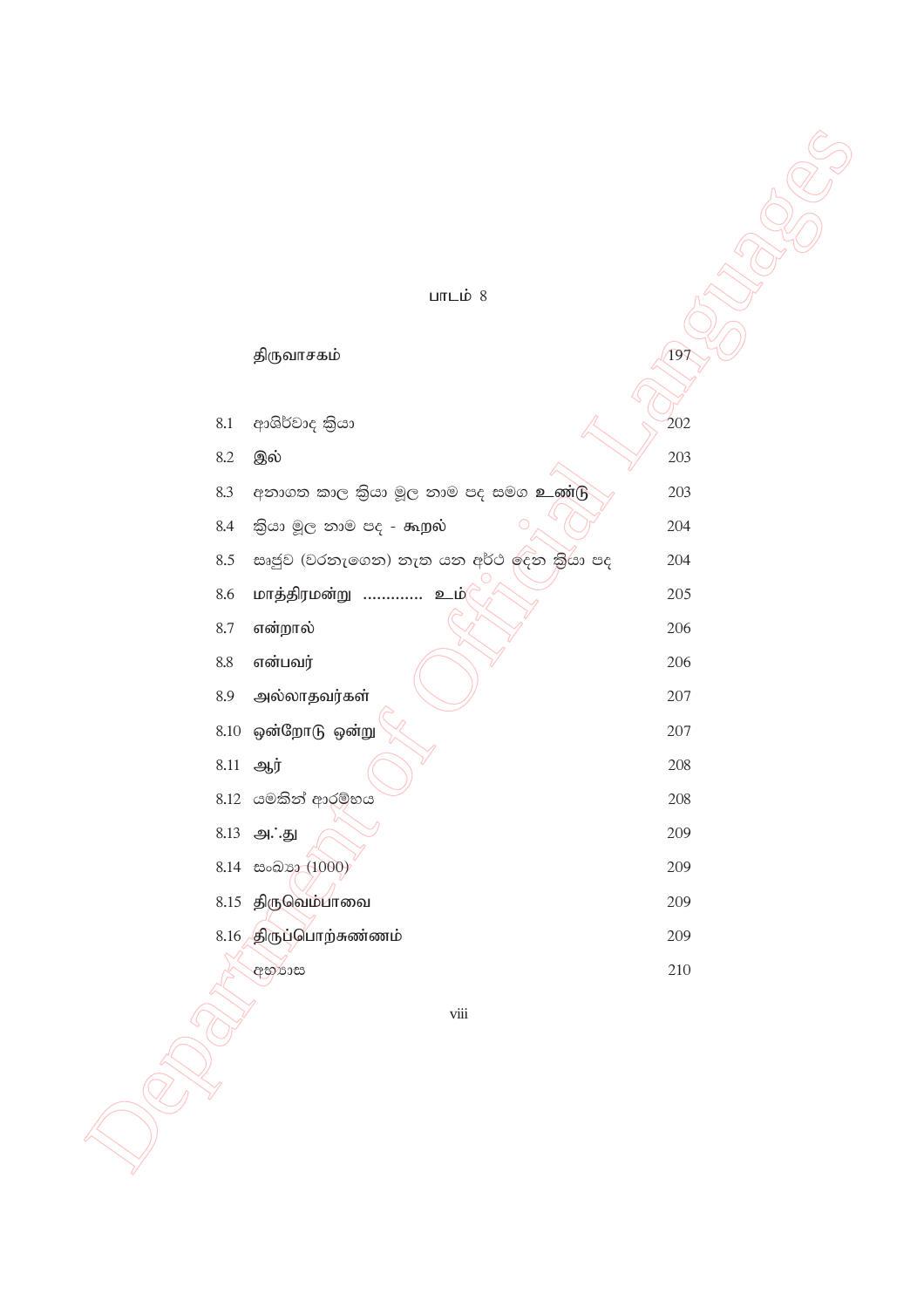பாடம் 8

| | | |
|---|---|---|
| | திருவாசகம் | 197 |
| 8.1 | ආශිර්වාද ක්‍රියා | 202 |
| 8.2 | இல் | 203 |
| 8.3 | අනාගත කාල ක්‍රියා මූල නාම පද සමග உண்டு | 203 |
| 8.4 | ක්‍රියා මූල නාම පද - கூறல் | 204 |
| 8.5 | ඍජුව (වරනැගෙන) නැත යන අර්ථ දෙන ක්‍රියා පද | 204 |
| 8.6 | மாத்திரமன்று ............ உம் | 205 |
| 8.7 | என்றால் | 206 |
| 8.8 | என்பவர் | 206 |
| 8.9 | அல்லாதவர்கள் | 207 |
| 8.10 | ஒன்றோடு ஒன்று | 207 |
| 8.11 | ஆர் | 208 |
| 8.12 | යමකින් ආරම්භය | 208 |
| 8.13 | அ.்.து | 209 |
| 8.14 | සංඛ්‍යා (1000) | 209 |
| 8.15 | திருவெம்பாவை | 209 |
| 8.16 | திருப்பொற்சுண்ணம் | 209 |
| | අභ්‍යාස | 210 |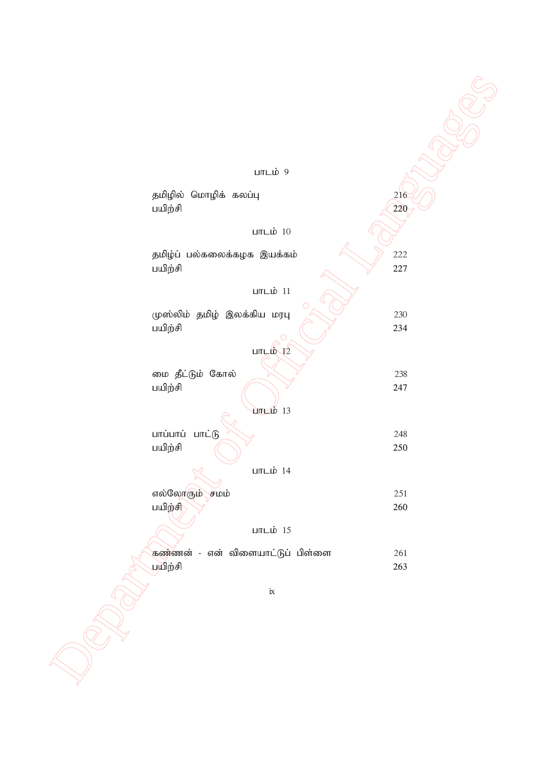பாடம் 9

| | |
|---|---|
| தமிழில் மொழிக் கலப்பு | 216 |
| பயிற்சி | 220 |

பாடம் 10

| | |
|---|---|
| தமிழ்ப் பல்கலைக்கழக இயக்கம் | 222 |
| பயிற்சி | 227 |

பாடம் 11

| | |
|---|---|
| முஸ்லிம் தமிழ் இலக்கிய மரபு | 230 |
| பயிற்சி | 234 |

பாடம் 12

| | |
|---|---|
| மை தீட்டும் கோல் | 238 |
| பயிற்சி | 247 |

பாடம் 13

| | |
|---|---|
| பாப்பாப் பாட்டு | 248 |
| பயிற்சி | 250 |

பாடம் 14

| | |
|---|---|
| எல்லோரும் சமம் | 251 |
| பயிற்சி | 260 |

பாடம் 15

| | |
|---|---|
| கண்ணன் - என் விளையாட்டுப் பிள்ளை | 261 |
| பயிற்சி | 263 |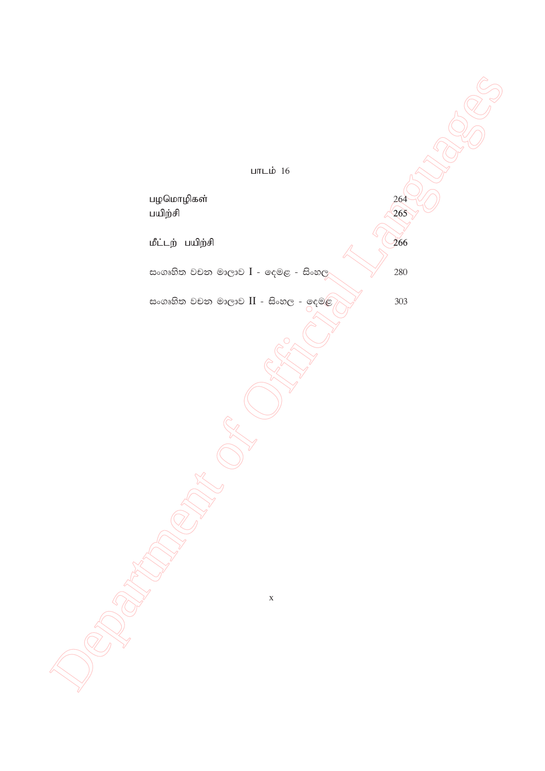பாடம் 16

| | |
|---|---|
| பழமொழிகள் | 264 |
| பயிற்சி | **265** |
| **மீட்டற் பயிற்சி** | **266** |
| සංගෘහිත වචන මාලාව I - දෙමළ - සිංහල | 280 |
| සංගෘහිත වචන මාලාව II - සිංහල - දෙමළ | 303 |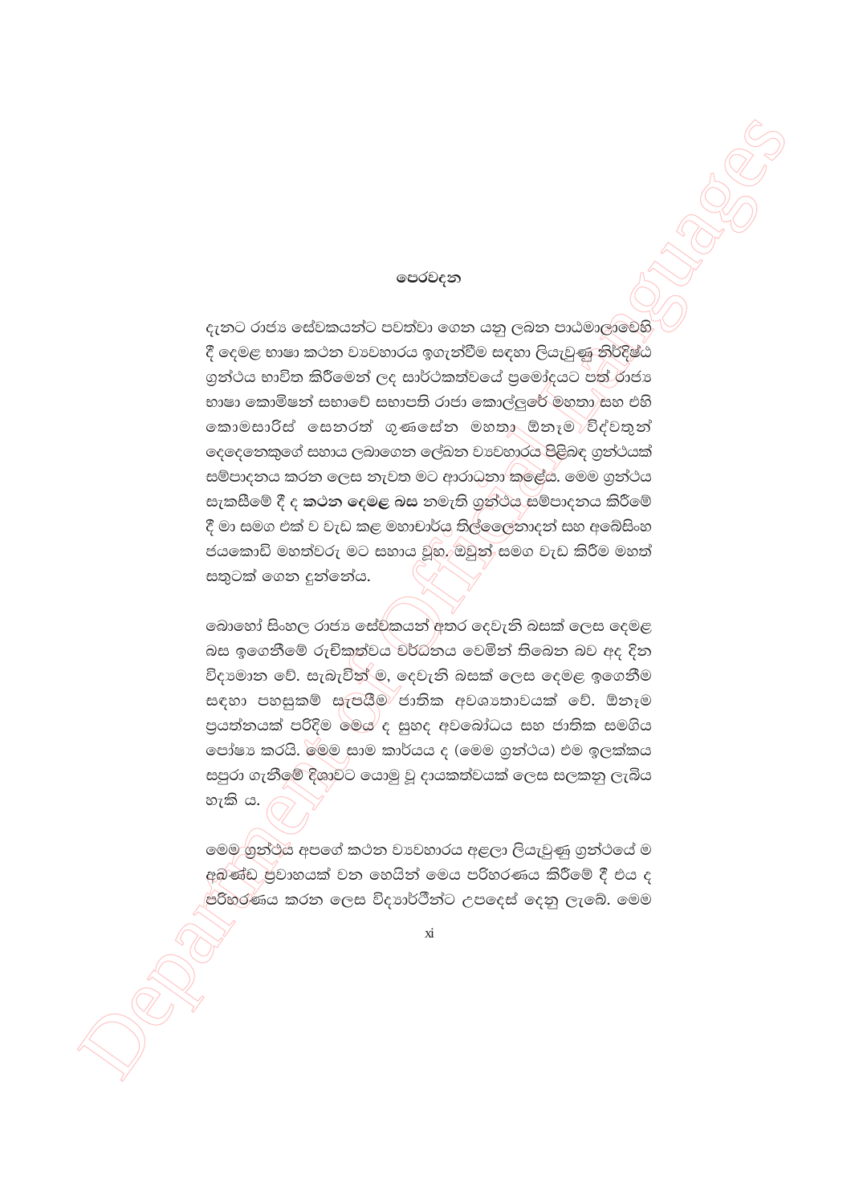# පෙරවදන

දැනට රාජ්‍ය සේවකයන්ට පවත්වා ගෙන යනු ලබන පාඨමාලාවෙහි දී දෙමළ භාෂා කථන ව්‍යවහාරය ඉගැන්වීම සඳහා ලියැවුණු නිර්දිෂ්ඨ ග්‍රන්ථය භාවිත කිරීමෙන් ලද සාර්ථකත්වයේ ප්‍රමෝදයට පත් රාජ්‍ය භාෂා කොමිෂන් සභාවේ සභාපති රාජා කොල්ලුරේ මහතා සහ එහි කොමසාරිස් සෙනරත් ගුණසේන මහතා ඕනෑම විද්වතුන් දෙදෙනෙකුගේ සහාය ලබාගෙන ලේඛන ව්‍යවහාරය පිළිබඳ ග්‍රන්ථයක් සම්පාදනය කරන ලෙස නැවත මට ආරාධනා කළේය. මෙම ග්‍රන්ථය සැකසීමේ දී ද **කථන දෙමළ** බස නමැති ග්‍රන්ථය සම්පාදනය කිරීමේ දී මා සමග එක් ව වැඩ කළ මහාචාර්ය තිල්ලෛනාදන් සහ අබේසිංහ ජයකොඩි මහත්වරු මට සහාය වූහ. ඔවුන් සමග වැඩ කිරීම මහත් සතුටක් ගෙන දුන්නේය.

බොහෝ සිංහල රාජ්‍ය සේවකයන් අතර දෙවැනි බසක් ලෙස දෙමළ බස ඉගෙනීමේ රුචිකත්වය වර්ධනය වෙමින් තිබෙන බව අද දින විද්‍යමාන වේ. සැබැවින් ම, දෙවැනි බසක් ලෙස දෙමළ ඉගෙනීම සඳහා පහසුකම් සැපයීම ජාතික අවශ්‍යතාවයක් වේ. ඕනෑම ප්‍රයත්නයක් පරිදිම මෙය ද සුහද අවබෝධය සහ ජාතික සමගිය පෝෂ්‍ය කරයි. මෙම සාම කාර්යය ද (මෙම ග්‍රන්ථය) එම ඉලක්කය සපුරා ගැනීමේ දිශාවට යොමු වූ දායකත්වයක් ලෙස සලකනු ලැබිය හැකි ය.

මෙම ග්‍රන්ථය අපගේ කථන ව්‍යවහාරය අළලා ලියැවුණු ග්‍රන්ථයේ ම අඛණ්ඩ ප්‍රවාහයක් වන හෙයින් මෙය පරිහරණය කිරීමේ දී එය ද පරිහරණය කරන ලෙස විද්‍යාර්ථීන්ට උපදෙස් දෙනු ලැබේ. මෙම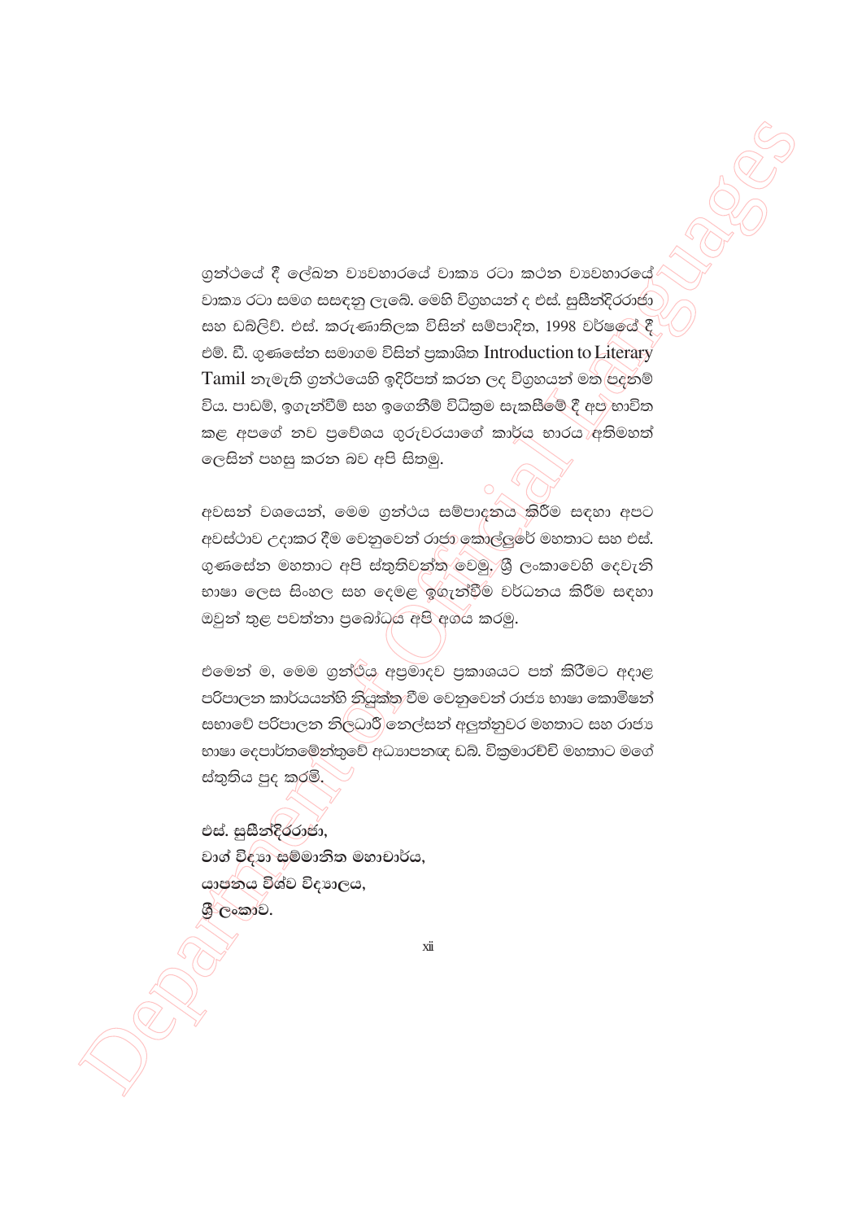ග්‍රන්ථයේ දී ලේඛන ව්‍යවහාරයේ වාක්‍ය රටා කථන ව්‍යවහාරයේ වාක්‍ය රටා සමග සසඳනු ලැබේ. මෙහි විග්‍රහයන් ද එස්. සුසීන්දිරරාජා සහ ඩබ්ලිව්. එස්. කරුණාතිලක විසින් සම්පාදිත, 1998 වර්ෂයේ දී එම්. ඩී. ගුණසේන සමාගම විසින් ප්‍රකාශිත Introduction to Literary Tamil නැමැති ග්‍රන්ථයෙහි ඉදිරිපත් කරන ලද විග්‍රහයන් මත පදනම් විය. පාඩම්, ඉගැන්වීම් සහ ඉගෙනීම් විධික්‍රම සැකසීමේ දී අප භාවිත කළ අපගේ නව ප්‍රවේශය ගුරුවරයාගේ කාර්ය භාරය අතිමහත් ලෙසින් පහසු කරන බව අපි සිතමු.

අවසන් වශයෙන්, මෙම ග්‍රන්ථය සම්පාදනය කිරීම සඳහා අපට අවස්ථාව උදාකර දීම වෙනුවෙන් රාජා කොල්ලූරේ මහතාට සහ එස්. ගුණසේන මහතාට අපි ස්තුතිවන්ත වෙමු. ශ්‍රී ලංකාවෙහි දෙවැනි භාෂා ලෙස සිංහල සහ දෙමළ ඉගැන්වීම වර්ධනය කිරීම සඳහා ඔවුන් තුළ පවත්නා ප්‍රබෝධය අපි අගය කරමු.

එමෙන් ම, මෙම ග්‍රන්ථය අප්‍රමාදව ප්‍රකාශයට පත් කිරීමට අදාළ පරිපාලන කාර්යයන්හි නියුක්ත වීම වෙනුවෙන් රාජ්‍ය භාෂා කොමිෂන් සභාවේ පරිපාලන නිලධාරී නෙල්සන් අලුත්නුවර මහතාට සහ රාජ්‍ය භාෂා දෙපාර්තමේන්තුවේ අධ්‍යාපනඥ ඩබ්. වික්‍රමාරච්චි මහතාට මගේ ස්තුතිය පුද කරමි.

**එස්. සුසීන්දිරරාජා,**
**වාග් විද්‍යා සම්මානිත මහාචාර්ය,**
**යාපනය විශ්ව විද්‍යාලය,**
**ශ්‍රී ලංකාව.**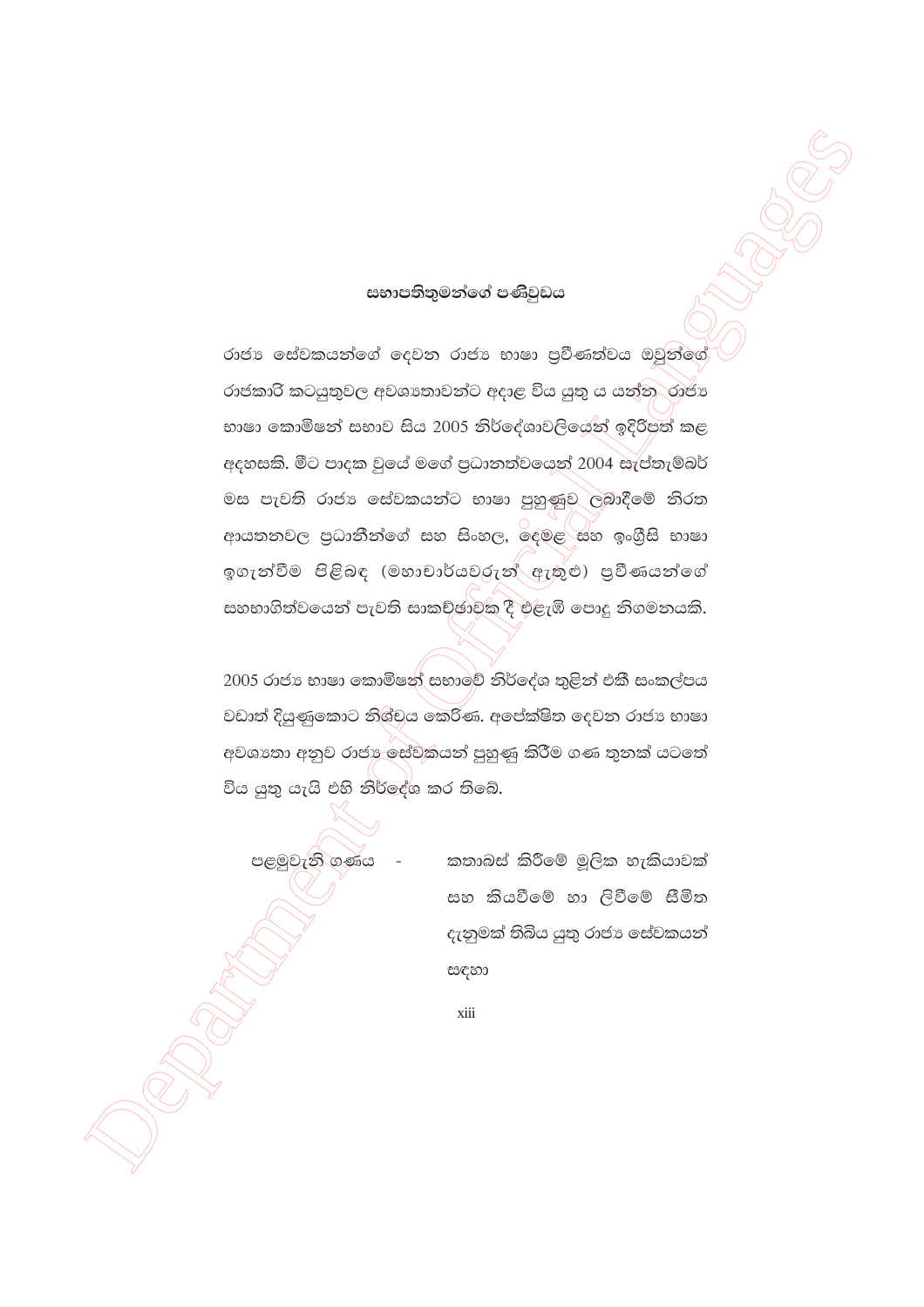### සභාපතිතුමන්ගේ පණිවුඩය

රාජ්‍ය සේවකයන්ගේ දෙවන රාජ්‍ය භාෂා ප්‍රවීණත්වය ඔවුන්ගේ රාජකාරි කටයුතුවල අවශ්‍යතාවන්ට අදාළ විය යුතු ය යන්න රාජ්‍ය භාෂා කොමිෂන් සභාව සිය 2005 නිර්දේශාවලියෙන් ඉදිරිපත් කළ අදහසකි. මීට පාදක වූයේ මගේ ප්‍රධානත්වයෙන් 2004 සැප්තැම්බර් මස පැවති රාජ්‍ය සේවකයන්ට භාෂා පුහුණුව ලබාදීමේ නිරත ආයතනවල ප්‍රධානීන්ගේ සහ සිංහල, දෙමළ සහ ඉංග්‍රීසි භාෂා ඉගැන්වීම පිළිබඳ (මහාචාර්යවරුන් ඇතුළු) ප්‍රවීණයන්ගේ සහභාගිත්වයෙන් පැවති සාකච්ඡාවක දී එළැඹි පොදු නිගමනයකි.

2005 රාජ්‍ය භාෂා කොමිෂන් සභාවේ නිර්දේශ තුළින් එකී සංකල්පය වඩාත් දියුණුකොට නිශ්චය කෙරිණ. අපේක්ෂිත දෙවන රාජ්‍ය භාෂා අවශ්‍යතා අනුව රාජ්‍ය සේවකයන් පුහුණු කිරීම ගණ තුනක් යටතේ විය යුතු යැයි එහි නිර්දේශ කර තිබේ.

පළමුවැනි ගණය - කතාබස් කිරීමේ මූලික හැකියාවක් සහ කියවීමේ හා ලිවීමේ සීමිත දැනුමක් තිබිය යුතු රාජ්‍ය සේවකයන් සඳහා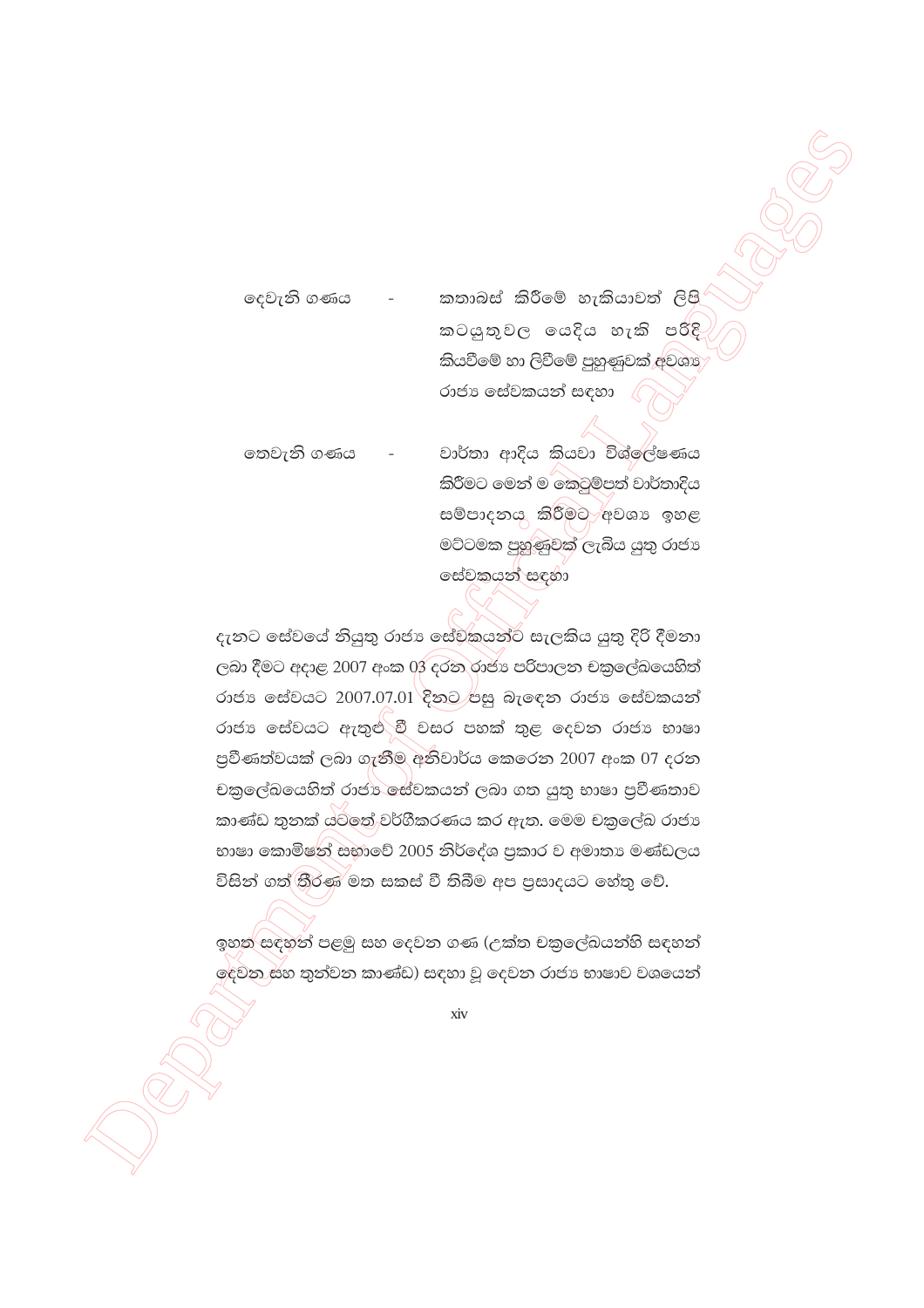දෙවැනි ගණය - කතාබස් කිරීමේ හැකියාවත් ලිපි කටයුතුවල යෙදිය හැකි පරිදි කියවීමේ හා ලිවීමේ පුහුණුවක් අවශ්‍ය රාජ්‍ය සේවකයන් සඳහා

තෙවැනි ගණය - වාර්තා ආදිය කියවා විශ්ලේෂණය කිරීමට මෙන් ම කෙටුම්පත් වාර්තාදිය සම්පාදනය කිරීමට අවශ්‍ය ඉහළ මට්ටමක පුහුණුවක් ලැබිය යුතු රාජ්‍ය සේවකයන් සඳහා

දැනට සේවයේ නියුතු රාජ්‍ය සේවකයන්ට සැලකිය යුතු දිරි දීමනා ලබා දීමට අදාළ 2007 අංක 03 දරන රාජ්‍ය පරිපාලන චක්‍රලේඛයෙහිත් රාජ්‍ය සේවයට 2007.07.01 දිනට පසු බැඳෙන රාජ්‍ය සේවකයන් රාජ්‍ය සේවයට ඇතුළු වී වසර පහක් තුළ දෙවන රාජ්‍ය භාෂා ප්‍රවීණත්වයක් ලබා ගැනීම අනිවාර්ය කෙරෙන 2007 අංක 07 දරන චක්‍රලේඛයෙහිත් රාජ්‍ය සේවකයන් ලබා ගත යුතු භාෂා ප්‍රවීණතාව කාණ්ඩ තුනක් යටතේ වර්ගීකරණය කර ඇත. මෙම චක්‍රලේඛ රාජ්‍ය භාෂා කොමිෂන් සභාවේ 2005 නිර්දේශ ප්‍රකාර ව අමාත්‍ය මණ්ඩලය විසින් ගත් තීරණ මත සකස් වී තිබීම අප ප්‍රසාදයට හේතු වේ.

ඉහත සඳහන් පළමු සහ දෙවන ගණ (උක්ත චක්‍රලේඛයන්හි සඳහන් දෙවන සහ තුන්වන කාණ්ඩ) සඳහා වූ දෙවන රාජ්‍ය භාෂාව වශයෙන්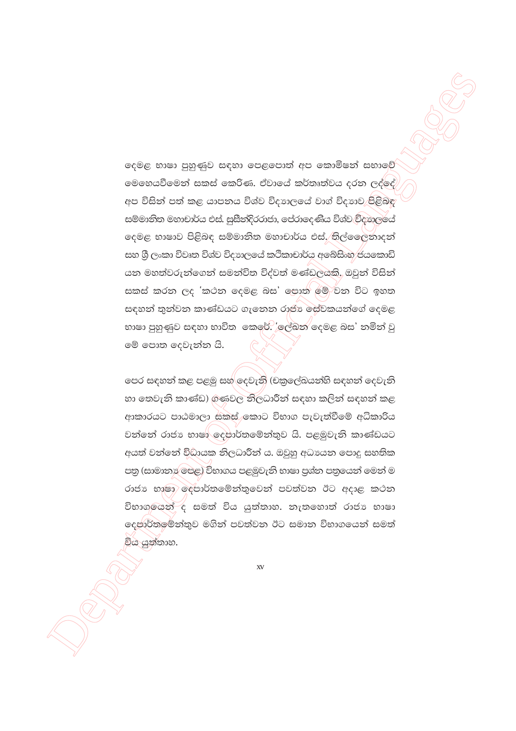දෙමළ භාෂා පුහුණුව සඳහා පෙළපොත් අප කොමිෂන් සභාවේ මෙහෙයවීමෙන් සකස් කෙරිණ. ඒවායේ කර්තෘත්වය දරන ලද්දේ අප විසින් පත් කළ යාපනය විශ්ව විද්‍යාලයේ වාග් විද්‍යාව පිළිබඳ සම්මානිත මහාචාර්ය එස්. සුසීන්ද්‍රරාජා, පේරාදෙණිය විශ්ව විද්‍යාලයේ දෙමළ භාෂාව පිළිබඳ සම්මානිත මහාචාර්ය එස්. තිල්ලෛනාදන් සහ ශ්‍රී ලංකා විවෘත විශ්ව විද්‍යාලයේ කථිකාචාර්ය අබේසිංහ ජයකොඩි යන මහත්වරුන්ගෙන් සමන්විත විද්වත් මණ්ඩලයකි. ඔවුන් විසින් සකස් කරන ලද 'කථන දෙමළ බස' පොත මේ වන විට ඉහත සඳහන් තුන්වන කාණ්ඩයට ගැනෙන රාජ්‍ය සේවකයන්ගේ දෙමළ භාෂා පුහුණුව සඳහා භාවිත කෙරේ. 'ලේඛන දෙමළ බස' නමින් වූ මේ පොත දෙවැන්න යි.

පෙර සඳහන් කළ පළමු සහ දෙවැනි (චක්‍රලේඛයන්හි සඳහන් දෙවැනි හා තෙවැනි කාණ්ඩ) ගණවල නිලධාරීන් සඳහා කලින් සඳහන් කළ ආකාරයට පාඨමාලා සකස් කොට විභාග පැවැත්වීමේ අධිකාරිය වන්නේ රාජ්‍ය භාෂා දෙපාර්තමේන්තුව යි. පළමුවැනි කාණ්ඩයට අයත් වන්නේ විධායක නිලධාරීන් ය. ඔවුහු අධ්‍යයන පොදු සහතික පත්‍ර (සාමාන්‍ය පෙළ) විභාගය පළමුවැනි භාෂා ප්‍රශ්න පත්‍රයෙන් මෙන් ම රාජ්‍ය භාෂා දෙපාර්තමේන්තුවෙන් පවත්වන ඊට අදාළ කථන විභාගයෙන් ද සමත් විය යුත්තාහ. නැතහොත් රාජ්‍ය භාෂා දෙපාර්තමේන්තුව මගින් පවත්වන ඊට සමාන විභාගයෙන් සමත් විය යුත්තාහ.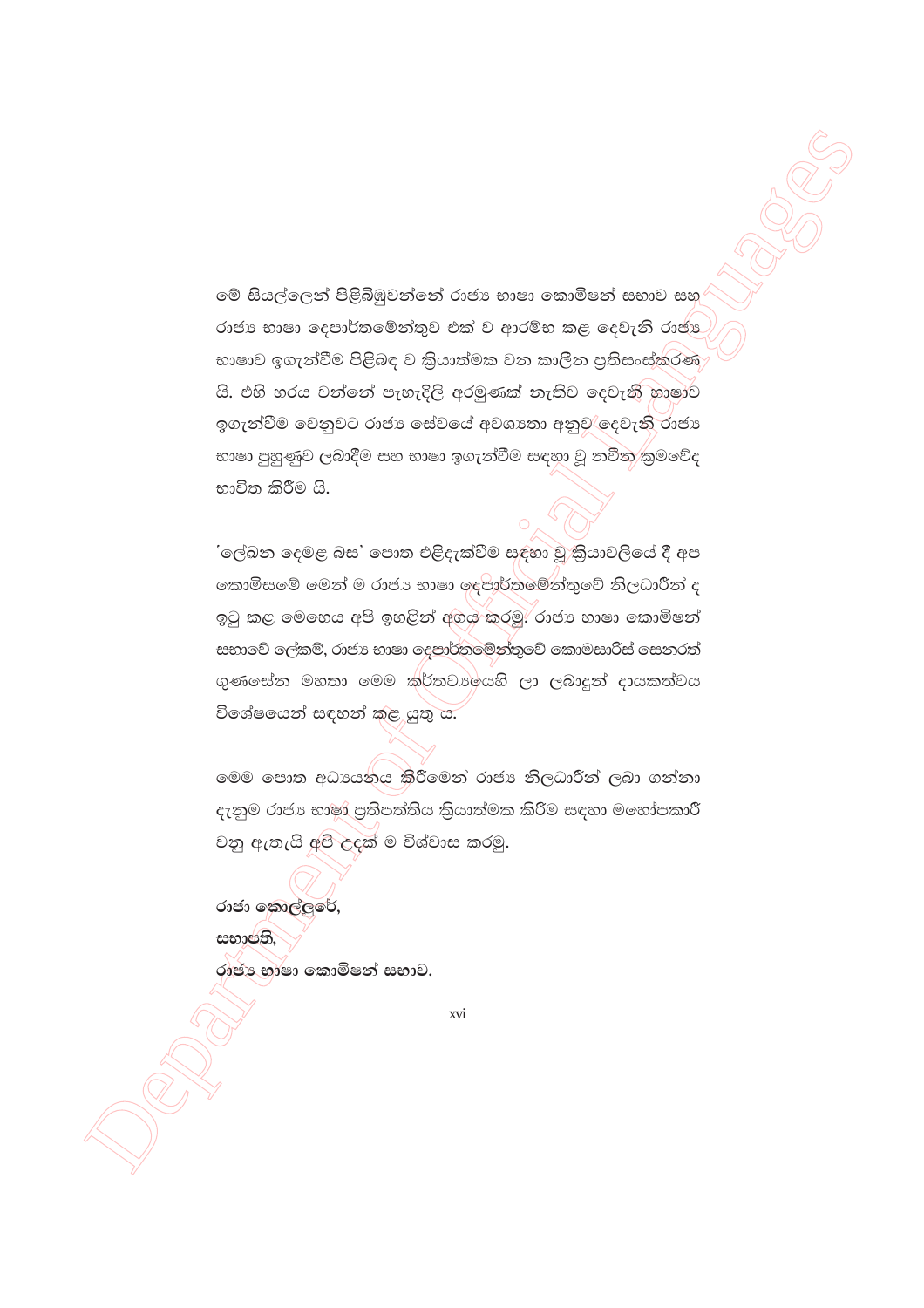මේ සියල්ලෙන් පිළිබිඹුවන්නේ රාජ්‍ය භාෂා කොමිෂන් සභාව සහ රාජ්‍ය භාෂා දෙපාර්තමේන්තුව එක් ව ආරම්භ කළ දෙවැනි රාජ්‍ය භාෂාව ඉගැන්වීම පිළිබඳ ව ක්‍රියාත්මක වන කාලීන ප්‍රතිසංස්කරණ යි. එහි හරය වන්නේ පැහැදිලි අරමුණක් නැතිව දෙවැනි භාෂාව ඉගැන්වීම වෙනුවට රාජ්‍ය සේවයේ අවශ්‍යතා අනුව දෙවැනි රාජ්‍ය භාෂා පුහුණුව ලබාදීම සහ භාෂා ඉගැන්වීම සඳහා වූ නවීන ක්‍රමවේද භාවිත කිරීම යි.

'ලේඛන දෙමළ බස' පොත එළිදැක්වීම සඳහා වූ ක්‍රියාවලියේ දී අප කොමිසමේ මෙන් ම රාජ්‍ය භාෂා දෙපාර්තමේන්තුවේ නිලධාරීන් ද ඉටු කළ මෙහෙය අපි ඉහළින් අගය කරමු. රාජ්‍ය භාෂා කොමිෂන් සභාවේ ලේකම්, රාජ්‍ය භාෂා දෙපාර්තමේන්තුවේ කොමසාරිස් සෙනරත් ගුණසේන මහතා මෙම කර්තව්‍යයෙහි ලා ලබාදුන් දායකත්වය විශේෂයෙන් සඳහන් කළ යුතු ය.

මෙම පොත අධ්‍යයනය කිරීමෙන් රාජ්‍ය නිලධාරීන් ලබා ගන්නා දැනුම රාජ්‍ය භාෂා ප්‍රතිපත්තිය ක්‍රියාත්මක කිරීම සඳහා මහෝපකාරී වනු ඇතැයි අපි උදක් ම විශ්වාස කරමු.

**රාජා කොල්ලුරේ,**
**සභාපති,**
**රාජ්‍ය භාෂා කොමිෂන් සභාව.**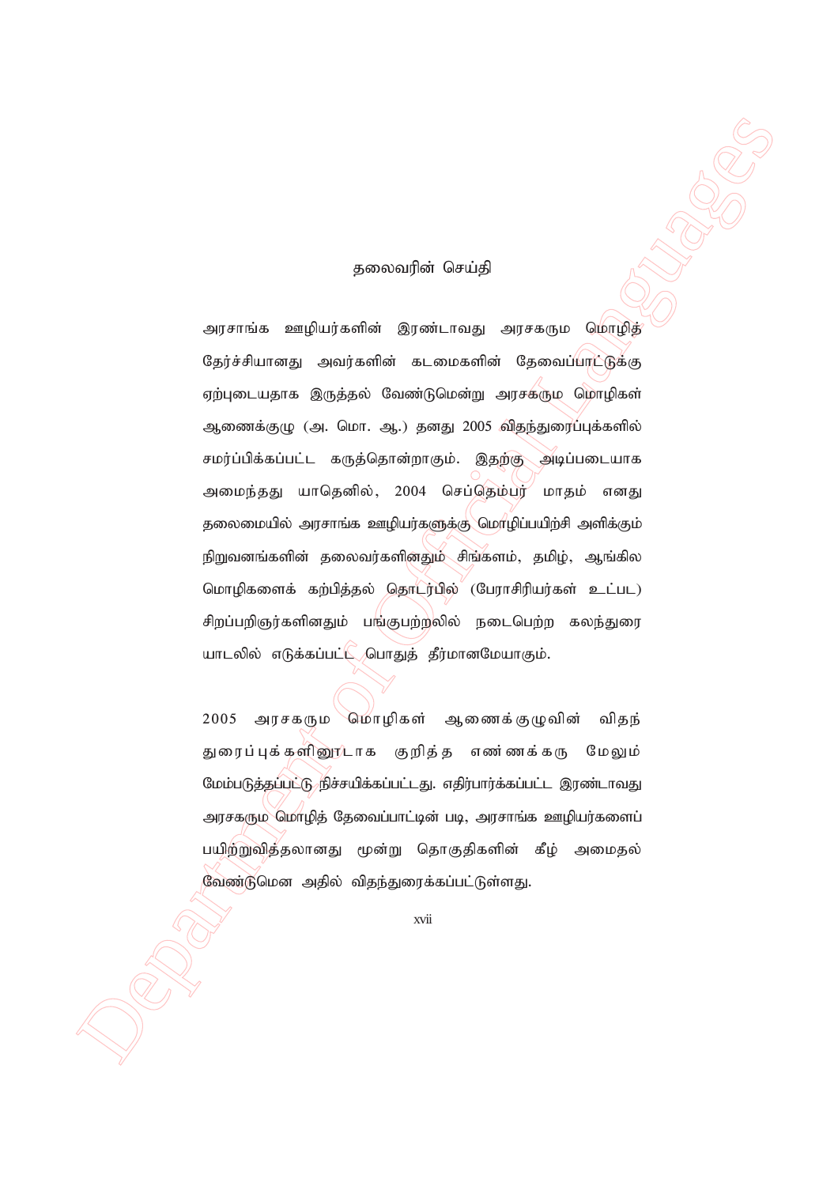## தலைவரின் செய்தி

அரசாங்க ஊழியர்களின் இரண்டாவது அரசகரும மொழித் தேர்ச்சியானது அவர்களின் கடமைகளின் தேவைப்பாட்டுக்கு ஏற்புடையதாக இருத்தல் வேண்டுமென்று அரசகரும மொழிகள் ஆணைக்குழு (அ. மொ. ஆ.) தனது 2005 விதந்துரைப்புக்களில் சமர்ப்பிக்கப்பட்ட கருத்தொன்றாகும். இதற்கு அடிப்படையாக அமைந்தது யாதெனில், 2004 செப்தெம்பர் மாதம் எனது தலைமையில் அரசாங்க ஊழியர்களுக்கு மொழிப்பயிற்சி அளிக்கும் நிறுவனங்களின் தலைவர்களினதும் சிங்களம், தமிழ், ஆங்கில மொழிகளைக் கற்பித்தல் தொடர்பில் (பேராசிரியர்கள் உட்பட) சிறப்பறிஞர்களினதும் பங்குபற்றலில் நடைபெற்ற கலந்துரை யாடலில் எடுக்கப்பட்ட பொதுத் தீர்மானமேயாகும்.

2005 அரசகரும மொழிகள் ஆணைக்குழுவின் விதந் துரைப்புக்களினூடாக குறித்த எண்ணக்கரு மேலும் மேம்படுத்தப்பட்டு நிச்சயிக்கப்பட்டது. எதிர்பார்க்கப்பட்ட இரண்டாவது அரசகரும மொழித் தேவைப்பாட்டின் படி, அரசாங்க ஊழியர்களைப் பயிற்றுவித்தலானது மூன்று தொகுதிகளின் கீழ் அமைதல் வேண்டுமென அதில் விதந்துரைக்கப்பட்டுள்ளது.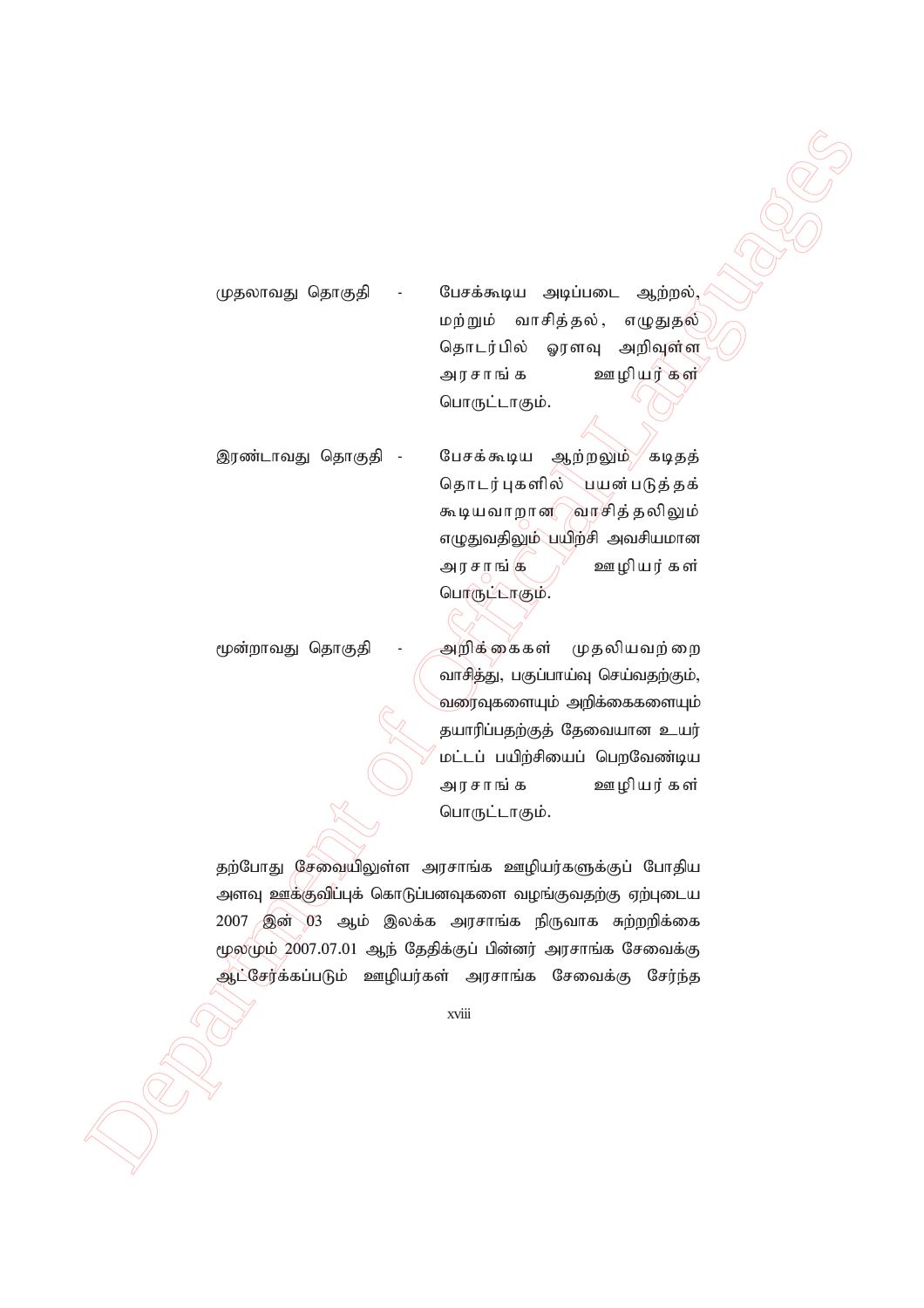முதலாவது தொகுதி - பேசக்கூடிய அடிப்படை ஆற்றல், மற்றும் வாசித்தல், எழுதுதல் தொடர்பில் ஓரளவு அறிவுள்ள அரசாங்க ஊழியர்கள் பொருட்டாகும்.

இரண்டாவது தொகுதி - பேசக்கூடிய ஆற்றலும் கடிதத் தொடர்புகளில் பயன்படுத்தக் கூடியவாறான வாசித்தலிலும் எழுதுவதிலும் பயிற்சி அவசியமான அரசாங்க ஊழியர்கள் பொருட்டாகும்.

மூன்றாவது தொகுதி - அறிக்கைகள் முதலியவற்றை வாசித்து, பகுப்பாய்வு செய்வதற்கும், வரைவுகளையும் அறிக்கைகளையும் தயாரிப்பதற்குத் தேவையான உயர் மட்டப் பயிற்சியைப் பெறவேண்டிய அரசாங்க ஊழியர்கள் பொருட்டாகும்.

தற்போது சேவையிலுள்ள அரசாங்க ஊழியர்களுக்குப் போதிய அளவு ஊக்குவிப்புக் கொடுப்பனவுகளை வழங்குவதற்கு ஏற்புடைய 2007 இன் 03 ஆம் இலக்க அரசாங்க நிருவாக சுற்றறிக்கை மூலமும் 2007.07.01 ஆந் தேதிக்குப் பின்னர் அரசாங்க சேவைக்கு ஆட்சேர்க்கப்படும் ஊழியர்கள் அரசாங்க சேவைக்கு சேர்ந்த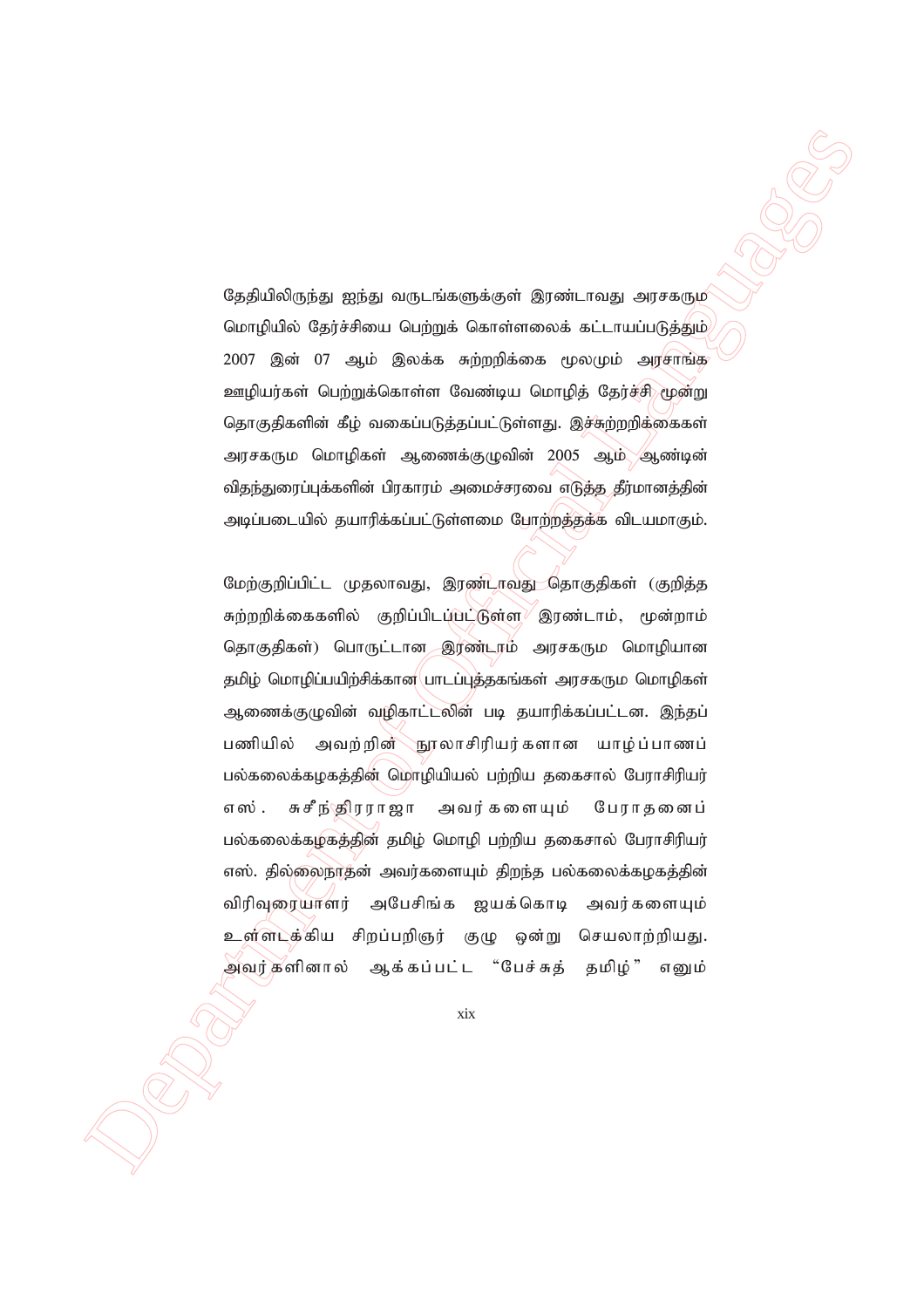தேதியிலிருந்து ஐந்து வருடங்களுக்குள் இரண்டாவது அரசகரும மொழியில் தேர்ச்சியை பெற்றுக் கொள்ளலைக் கட்டாயப்படுத்தும் 2007 இன் 07 ஆம் இலக்க சுற்றறிக்கை மூலமும் அரசாங்க ஊழியர்கள் பெற்றுக்கொள்ள வேண்டிய மொழித் தேர்ச்சி மூன்று தொகுதிகளின் கீழ் வகைப்படுத்தப்பட்டுள்ளது. இச்சுற்றறிக்கைகள் அரசகரும மொழிகள் ஆணைக்குழுவின் 2005 ஆம் ஆண்டின் விதந்துரைப்புக்களின் பிரகாரம் அமைச்சரவை எடுத்த தீர்மானத்தின் அடிப்படையில் தயாரிக்கப்பட்டுள்ளமை போற்றத்தக்க விடயமாகும்.

மேற்குறிப்பிட்ட முதலாவது, இரண்டாவது தொகுதிகள் (குறித்த சுற்றறிக்கைகளில் குறிப்பிடப்பட்டுள்ள இரண்டாம், மூன்றாம் தொகுதிகள்) பொருட்டான இரண்டாம் அரசகரும மொழியான தமிழ் மொழிப்பயிற்சிக்கான பாடப்புத்தகங்கள் அரசகரும மொழிகள் ஆணைக்குழுவின் வழிகாட்டலின் படி தயாரிக்கப்பட்டன. இந்தப் பணியில் அவற்றின் நூலாசிரியர்களான யாழ்ப்பாணப் பல்கலைக்கழகத்தின் மொழியியல் பற்றிய தகைசால் பேராசிரியர் எஸ். சுசீந்திரராஜா அவர்களையும் பேராதனைப் பல்கலைக்கழகத்தின் தமிழ் மொழி பற்றிய தகைசால் பேராசிரியர் எஸ். தில்லைநாதன் அவர்களையும் திறந்த பல்கலைக்கழகத்தின் விரிவுரையாளர் அபேசிங்க ஜயக்கொடி அவர்களையும் உள்ளடக்கிய சிறப்பறிஞர் குழு ஒன்று செயலாற்றியது. அவர்களினால் ஆக்கப்பட்ட "பேச்சுத் தமிழ்" எனும்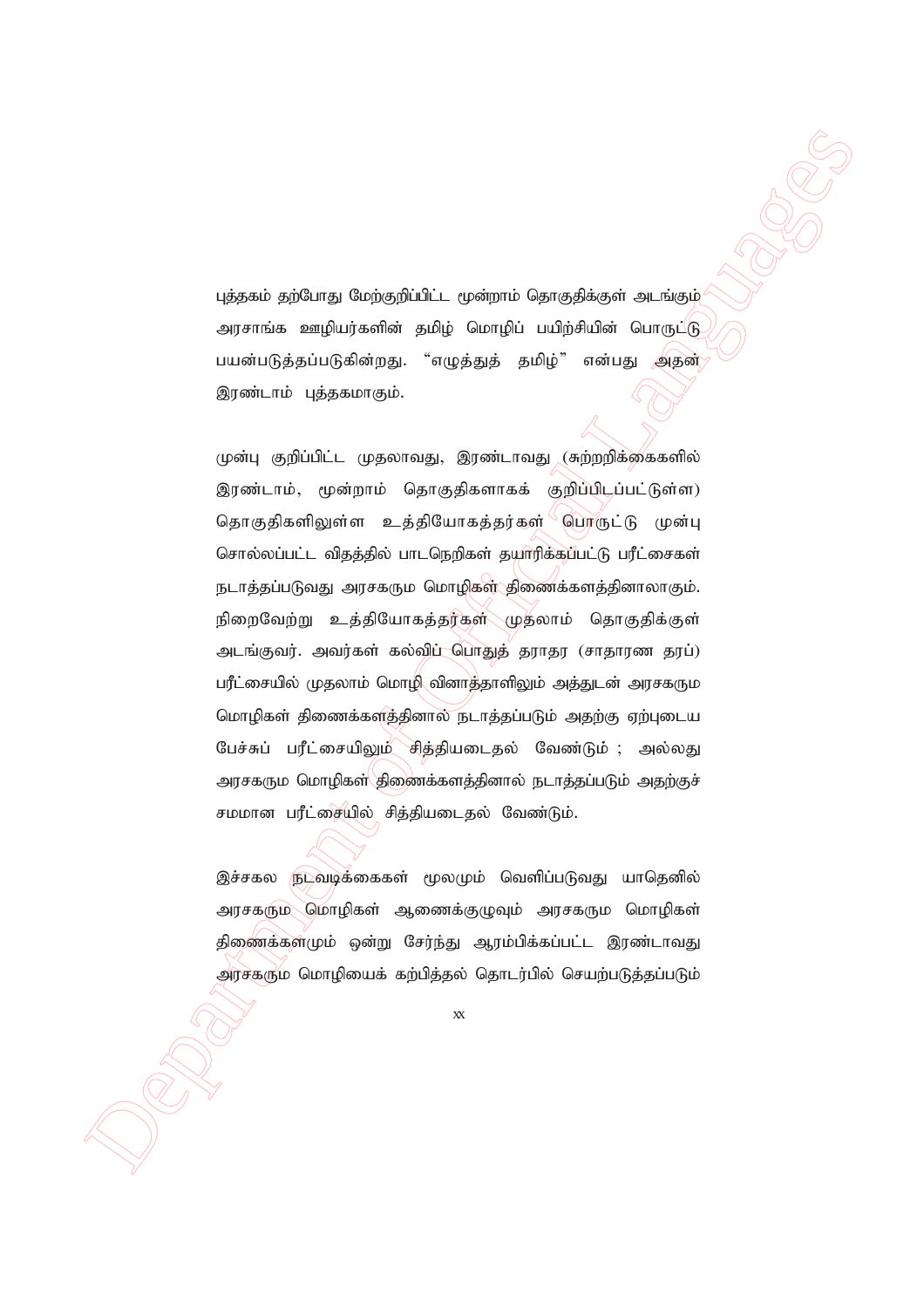புத்தகம் தற்போது மேற்குறிப்பிட்ட மூன்றாம் தொகுதிக்குள் அடங்கும் அரசாங்க ஊழியர்களின் தமிழ் மொழிப் பயிற்சியின் பொருட்டு பயன்படுத்தப்படுகின்றது. "எழுத்துத் தமிழ்" என்பது அதன் இரண்டாம் புத்தகமாகும்.

முன்பு குறிப்பிட்ட முதலாவது, இரண்டாவது (சுற்றறிக்கைகளில் இரண்டாம், மூன்றாம் தொகுதிகளாகக் குறிப்பிடப்பட்டுள்ள) தொகுதிகளிலுள்ள உத்தியோகத்தர்கள் பொருட்டு முன்பு சொல்லப்பட்ட விதத்தில் பாடநெறிகள் தயாரிக்கப்பட்டு பரீட்சைகள் நடாத்தப்படுவது அரசகரும மொழிகள் திணைக்களத்தினாலாகும். நிறைவேற்று உத்தியோகத்தர்கள் முதலாம் தொகுதிக்குள் அடங்குவர். அவர்கள் கல்விப் பொதுத் தராதர (சாதாரண தரப்) பரீட்சையில் முதலாம் மொழி வினாத்தாளிலும் அத்துடன் அரசகரும மொழிகள் திணைக்களத்தினால் நடாத்தப்படும் அதற்கு ஏற்புடைய பேச்சுப் பரீட்சையிலும் சித்தியடைதல் வேண்டும் ; அல்லது அரசகரும மொழிகள் திணைக்களத்தினால் நடாத்தப்படும் அதற்குச் சமமான பரீட்சையில் சித்தியடைதல் வேண்டும்.

இச்சகல நடவடிக்கைகள் மூலமும் வெளிப்படுவது யாதெனில் அரசகரும மொழிகள் ஆணைக்குழுவும் அரசகரும மொழிகள் திணைக்களமும் ஒன்று சேர்ந்து ஆரம்பிக்கப்பட்ட இரண்டாவது அரசகரும மொழியைக் கற்பித்தல் தொடர்பில் செயற்படுத்தப்படும்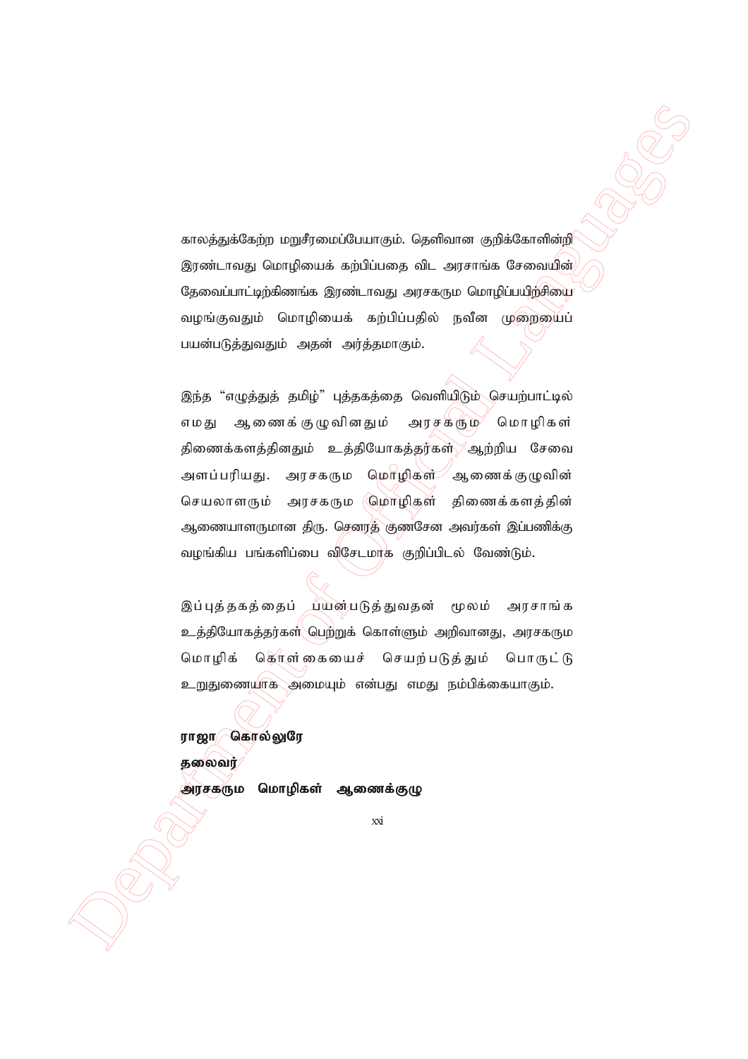காலத்துக்கேற்ற மறுசீரமைப்பேயாகும். தெளிவான குறிக்கோளின்றி இரண்டாவது மொழியைக் கற்பிப்பதை விட அரசாங்க சேவையின் தேவைப்பாட்டிற்கிணங்க இரண்டாவது அரசகரும மொழிப்பயிற்சியை வழங்குவதும் மொழியைக் கற்பிப்பதில் நவீன முறையைப் பயன்படுத்துவதும் அதன் அர்த்தமாகும்.

இந்த "எழுத்துத் தமிழ்" புத்தகத்தை வெளியிடும் செயற்பாட்டில் எமது ஆணைக்குழுவினதும் அரசகரும மொழிகள் திணைக்களத்தினதும் உத்தியோகத்தர்கள் ஆற்றிய சேவை அளப்பரியது. அரசகரும மொழிகள் ஆணைக்குழுவின் செயலாளரும் அரசகரும மொழிகள் திணைக்களத்தின் ஆணையாளருமான திரு. செனரத் குணசேன அவர்கள் இப்பணிக்கு வழங்கிய பங்களிப்பை விசேடமாக குறிப்பிடல் வேண்டும்.

இப்புத்தகத்தைப் பயன்படுத்துவதன் மூலம் அரசாங்க உத்தியோகத்தர்கள் பெற்றுக் கொள்ளும் அறிவானது, அரசகரும மொழிக் கொள்கையைச் செயற்படுத்தும் பொருட்டு உறுதுணையாக அமையும் என்பது எமது நம்பிக்கையாகும்.

**ராஜா கொல்லுரே**

**தலைவர்**

**அரசகரும மொழிகள் ஆணைக்குழு**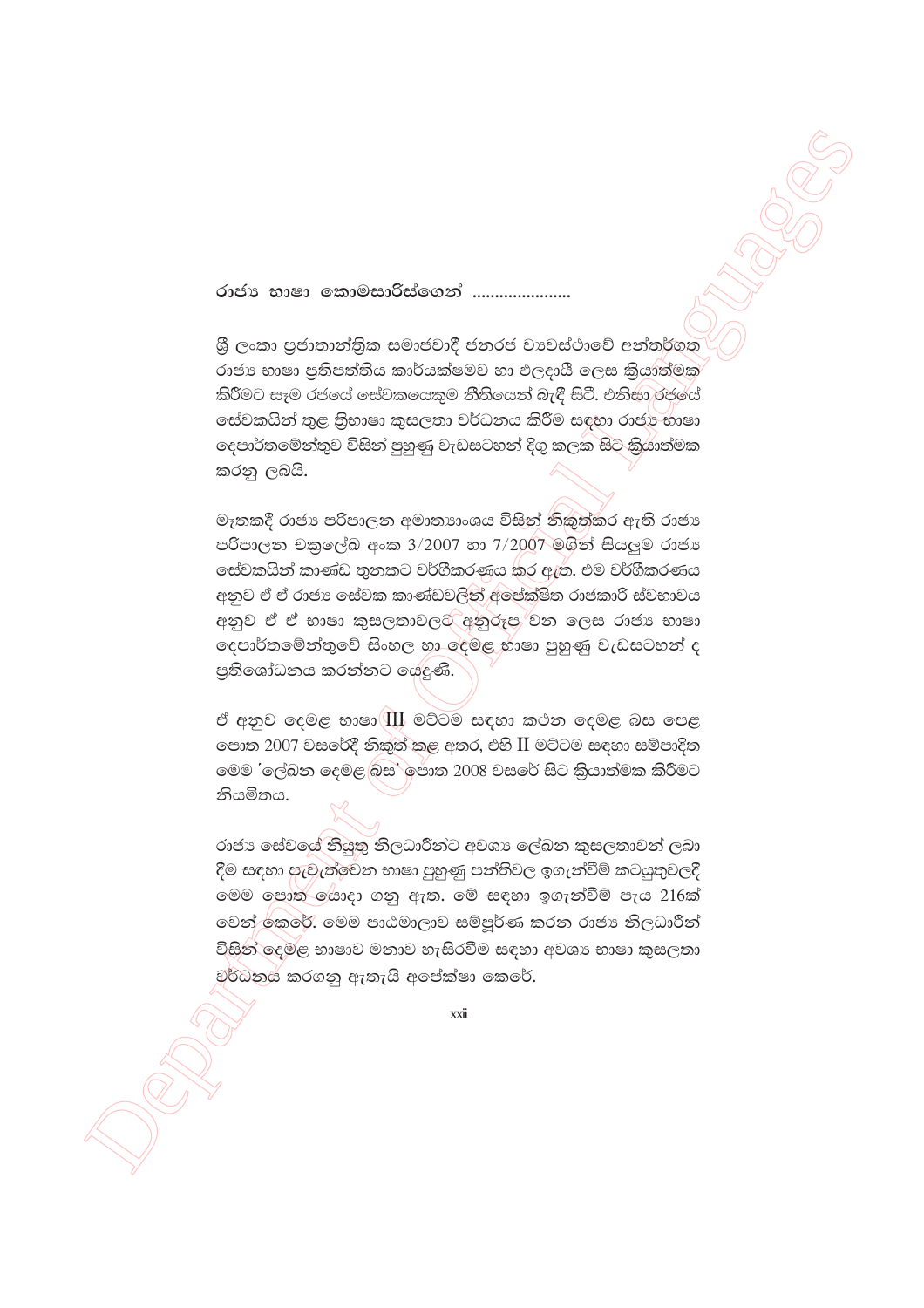**රාජ්‍ය භාෂා කොමසාරිස්ගෙන් .....................**

ශ්‍රී ලංකා ප්‍රජාතාන්ත්‍රික සමාජවාදී ජනරජ ව්‍යවස්ථාවේ අන්තර්ගත රාජ්‍ය භාෂා ප්‍රතිපත්තිය කාර්යක්ෂමව හා ඵලදායී ලෙස ක්‍රියාත්මක කිරීමට සෑම රජයේ සේවකයෙකුම නීතියෙන් බැඳී සිටී. එනිසා රජයේ සේවකයින් තුළ ත්‍රිභාෂා කුසලතා වර්ධනය කිරීම සඳහා රාජ්‍ය භාෂා දෙපාර්තමේන්තුව විසින් පුහුණු වැඩසටහන් දිගු කලක සිට ක්‍රියාත්මක කරනු ලබයි.

මෑතකදී රාජ්‍ය පරිපාලන අමාත්‍යාංශය විසින් නිකුත්කර ඇති රාජ්‍ය පරිපාලන චක්‍රලේඛ අංක 3/2007 හා 7/2007 මගින් සියලුම රාජ්‍ය සේවකයින් කාණ්ඩ තුනකට වර්ගීකරණය කර ඇත. එම වර්ගීකරණය අනුව ඒ ඒ රාජ්‍ය සේවක කාණ්ඩවලින් අපේක්ෂිත රාජකාරී ස්වභාවය අනුව ඒ ඒ භාෂා කුසලතාවලට අනුරූප වන ලෙස රාජ්‍ය භාෂා දෙපාර්තමේන්තුවේ සිංහල හා දෙමළ භාෂා පුහුණු වැඩසටහන් ද ප්‍රතිශෝධනය කරන්නට යෙදුණි.

ඒ අනුව දෙමළ භාෂා III මට්ටම සඳහා කථන දෙමළ බස පෙළ පොත 2007 වසරේදී නිකුත් කළ අතර, එහි II මට්ටම සඳහා සම්පාදිත මෙම 'ලේඛන දෙමළ බස' පොත 2008 වසරේ සිට ක්‍රියාත්මක කිරීමට නියමිතය.

රාජ්‍ය සේවයේ නියුතු නිලධාරීන්ට අවශ්‍ය ලේඛන කුසලතාවන් ලබා දීම සඳහා පැවැත්වෙන භාෂා පුහුණු පන්තිවල ඉගැන්වීම් කටයුතුවලදී මෙම පොත යොදා ගනු ඇත. මේ සඳහා ඉගැන්වීම් පැය 216ක් වෙන් කෙරේ. මෙම පාඨමාලාව සම්පූර්ණ කරන රාජ්‍ය නිලධාරීන් විසින් දෙමළ භාෂාව මනාව හැසිරවීම සඳහා අවශ්‍ය භාෂා කුසලතා වර්ධනය කරගනු ඇතැයි අපේක්ෂා කෙරේ.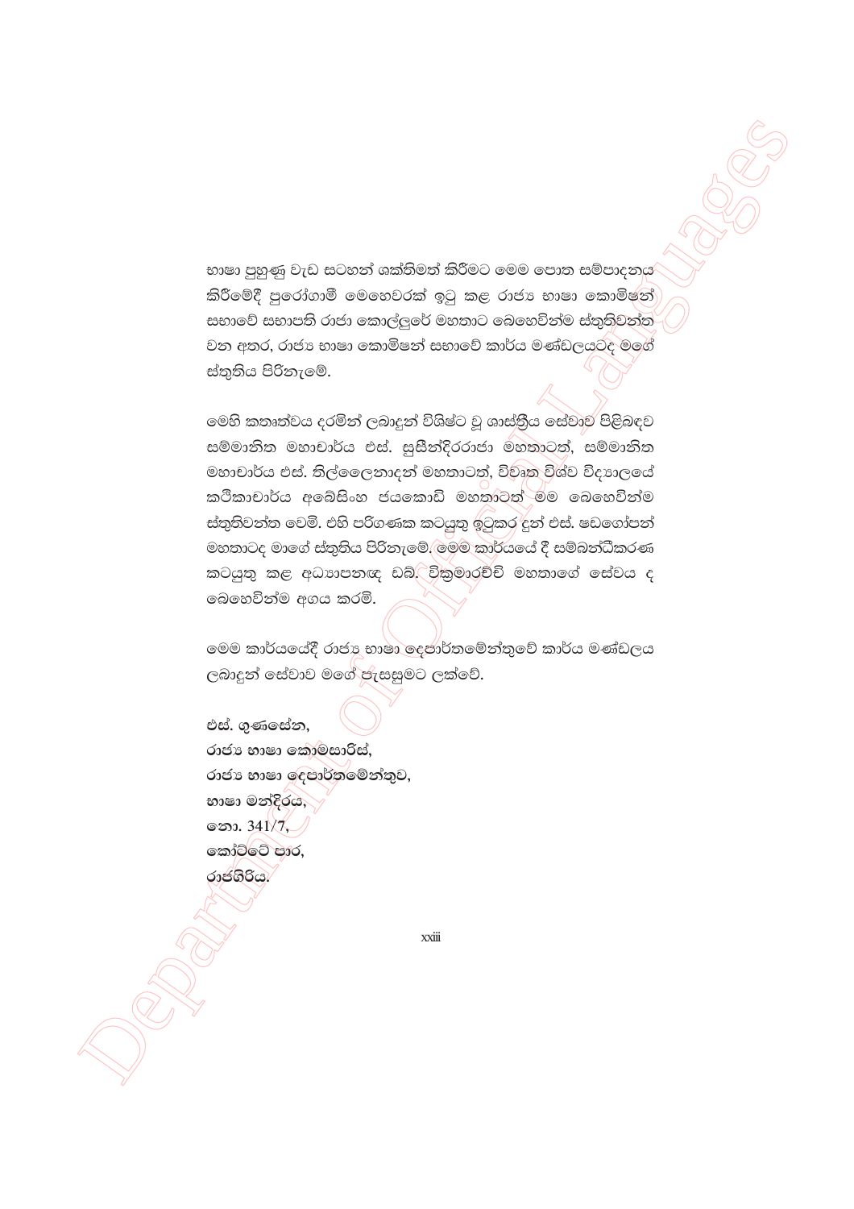භාෂා පුහුණු වැඩ සටහන් ශක්තිමත් කිරීමට මෙම පොත සම්පාදනය කිරීමේදී පුරෝගාමී මෙහෙවරක් ඉටු කළ රාජ්‍ය භාෂා කොමිෂන් සභාවේ සභාපති රාජා කොල්ලුරේ මහතාට බෙහෙවින්ම ස්තුතිවන්ත වන අතර, රාජ්‍ය භාෂා කොමිෂන් සභාවේ කාර්ය මණ්ඩලයටද මගේ ස්තුතිය පිරිනැමේ.

මෙහි කතෘත්වය දරමින් ලබාදුන් විශිෂ්ට වූ ශාස්ත්‍රීය සේවාව පිළිබඳව සම්මානිත මහාචාර්ය එස්. සුසීන්දිරරාජා මහතාටත්, සම්මානිත මහාචාර්ය එස්. තිල්ලෛනාදන් මහතාටත්, විවෘත විශ්ව විද්‍යාලයේ කථිකාචාර්ය අබේසිංහ ජයකොඩි මහතාටත් මම බෙහෙවින්ම ස්තුතිවන්ත වෙමි. එහි පරිගණක කටයුතු ඉටුකර දුන් එස්. ෂඩගෝපන් මහතාටද මාගේ ස්තුතිය පිරිනැමේ. මෙම කාර්යයේ දී සම්බන්ධීකරණ කටයුතු කළ අධ්‍යාපනඥ ඩබ්. වික්‍රමාරච්චි මහතාගේ සේවය ද බෙහෙවින්ම අගය කරමි.

මෙම කාර්යයේදී රාජ්‍ය භාෂා දෙපාර්තමේන්තුවේ කාර්ය මණ්ඩලය ලබාදුන් සේවාව මගේ පැසසුමට ලක්වේ.

**එස්. ගුණසේන,**
**රාජ්‍ය භාෂා කොමසාරිස්,**
**රාජ්‍ය භාෂා දෙපාර්තමේන්තුව,**
**භාෂා මන්දිරය,**
**නො. 341/7,**
**කෝට්ටේ පාර,**
**රාජගිරිය.**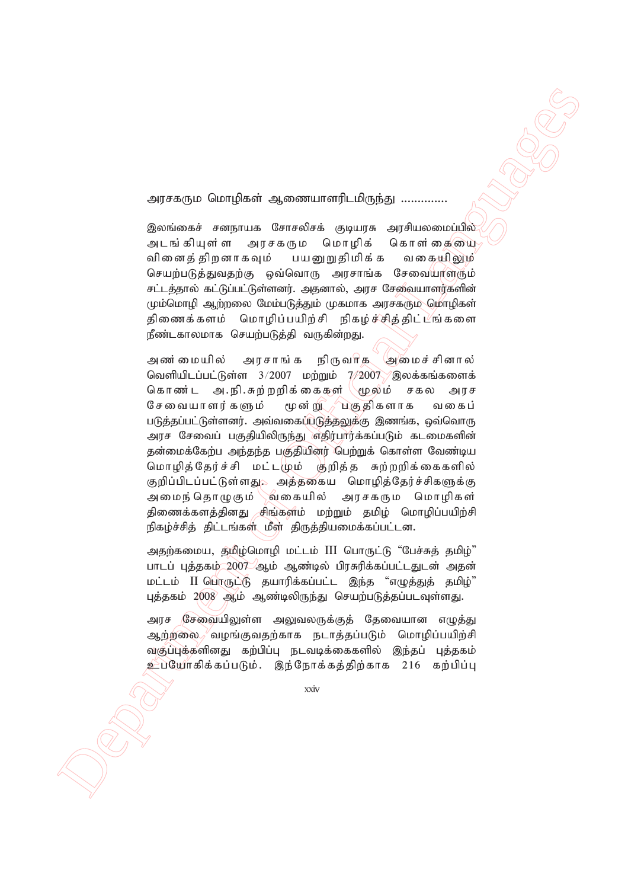அரசகரும மொழிகள் ஆணையாளரிடமிருந்து .............

இலங்கைச் சனநாயக சோசலிசக் குடியரசு அரசியலமைப்பில் அடங்கியுள்ள அரசகரும மொழிக் கொள்கையை வினைத்திறனாகவும் பயனுறுதிமிக்க வகையிலும் செயற்படுத்துவதற்கு ஒவ்வொரு அரசாங்க சேவையாளரும் சட்டத்தால் கட்டுப்பட்டுள்ளனர். அதனால், அரச சேவையாளர்களின் மும்மொழி ஆற்றலை மேம்படுத்தும் முகமாக அரசகரும மொழிகள் திணைக்களம் மொழிப்பயிற்சி நிகழ்ச்சித்திட்டங்களை நீண்டகாலமாக செயற்படுத்தி வருகின்றது.

அண்மையில் அரசாங்க நிருவாக அமைச்சினால் வெளியிடப்பட்டுள்ள 3/2007 மற்றும் 7/2007 இலக்கங்களைக் கொண்ட அ.நி.சுற்றறிக்கைகள் மூலம் சகல அரச சேவையாளர்களும் மூன்று பகுதிகளாக வகைப் படுத்தப்பட்டுள்ளனர். அவ்வகைப்படுத்தலுக்கு இணங்க, ஒவ்வொரு அரச சேவைப் பகுதியிலிருந்து எதிர்பார்க்கப்படும் கடமைகளின் தன்மைக்கேற்ப அந்தந்த பகுதியினர் பெற்றுக் கொள்ள வேண்டிய மொழித்தேர்ச்சி மட்டமும் குறித்த சுற்றறிக்கைகளில் குறிப்பிடப்பட்டுள்ளது. அத்தகைய மொழித்தேர்ச்சிகளுக்கு அமைந்தொழுகும் வகையில் அரசகரும மொழிகள் திணைக்களத்தினது சிங்களம் மற்றும் தமிழ் மொழிப்பயிற்சி நிகழ்ச்சித் திட்டங்கள் மீள் திருத்தியமைக்கப்பட்டன.

அதற்கமைய, தமிழ்மொழி மட்டம் III பொருட்டு “பேச்சுத் தமிழ்” பாடப் புத்தகம் 2007 ஆம் ஆண்டில் பிரசுரிக்கப்பட்டதுடன் அதன் மட்டம் II பொருட்டு தயாரிக்கப்பட்ட இந்த “எழுத்துத் தமிழ்” புத்தகம் 2008 ஆம் ஆண்டிலிருந்து செயற்படுத்தப்படவுள்ளது.

அரச சேவையிலுள்ள அலுவலருக்குத் தேவையான எழுத்து ஆற்றலை வழங்குவதற்காக நடாத்தப்படும் மொழிப்பயிற்சி வகுப்புக்களினது கற்பிப்பு நடவடிக்கைகளில் இந்தப் புத்தகம் உபயோகிக்கப்படும். இந்நோக்கத்திற்காக 216 கற்பிப்பு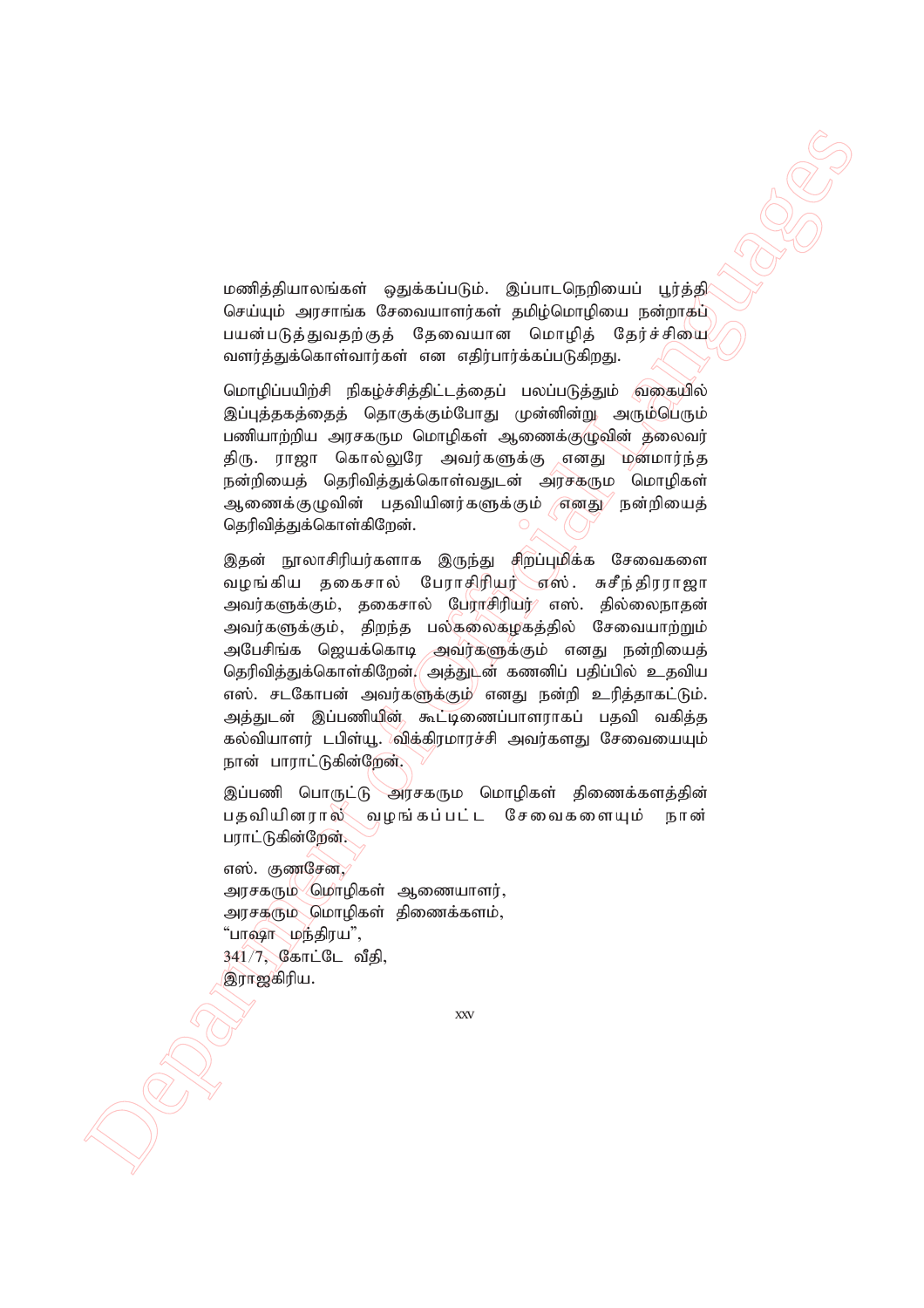மணித்தியாலங்கள் ஒதுக்கப்படும். இப்பாடநெறியைப் பூர்த்தி செய்யும் அரசாங்க சேவையாளர்கள் தமிழ்மொழியை நன்றாகப் பயன்படுத்துவதற்குத் தேவையான மொழித் தேர்ச்சியை வளர்த்துக்கொள்வார்கள் என எதிர்பார்க்கப்படுகிறது.

மொழிப்பயிற்சி நிகழ்ச்சித்திட்டத்தைப் பலப்படுத்தும் வகையில் இப்புத்தகத்தைத் தொகுக்கும்போது முன்னின்று அரும்பெரும் பணியாற்றிய அரசகரும மொழிகள் ஆணைக்குழுவின் தலைவர் திரு. ராஜா கொல்லுரே அவர்களுக்கு எனது மனமார்ந்த நன்றியைத் தெரிவித்துக்கொள்வதுடன் அரசகரும மொழிகள் ஆணைக்குழுவின் பதவியினர்களுக்கும் எனது நன்றியைத் தெரிவித்துக்கொள்கிறேன்.

இதன் நூலாசிரியர்களாக இருந்து சிறப்புமிக்க சேவைகளை வழங்கிய தகைசால் பேராசிரியர் எஸ். சுசீந்திரராஜா அவர்களுக்கும், தகைசால் பேராசிரியர் எஸ். தில்லைநாதன் அவர்களுக்கும், திறந்த பல்கலைகழகத்தில் சேவையாற்றும் அபேசிங்க ஜெயக்கொடி அவர்களுக்கும் எனது நன்றியைத் தெரிவித்துக்கொள்கிறேன். அத்துடன் கணனிப் பதிப்பில் உதவிய எஸ். சடகோபன் அவர்களுக்கும் எனது நன்றி உரித்தாகட்டும். அத்துடன் இப்பணியின் கூட்டிணைப்பாளராகப் பதவி வகித்த கல்வியாளர் டபிள்யூ. விக்கிரமாரச்சி அவர்களது சேவையையும் நான் பாராட்டுகின்றேன்.

இப்பணி பொருட்டு அரசகரும மொழிகள் திணைக்களத்தின் பதவியினரால் வழங்கப்பட்ட சேவைகளையும் நான் பராட்டுகின்றேன்.

எஸ். குணசேன,
அரசகரும மொழிகள் ஆணையாளர்,
அரசகரும மொழிகள் திணைக்களம்,
"பாஷா மந்திரய",
341/7, கோட்டே வீதி,
இராஜகிரிய.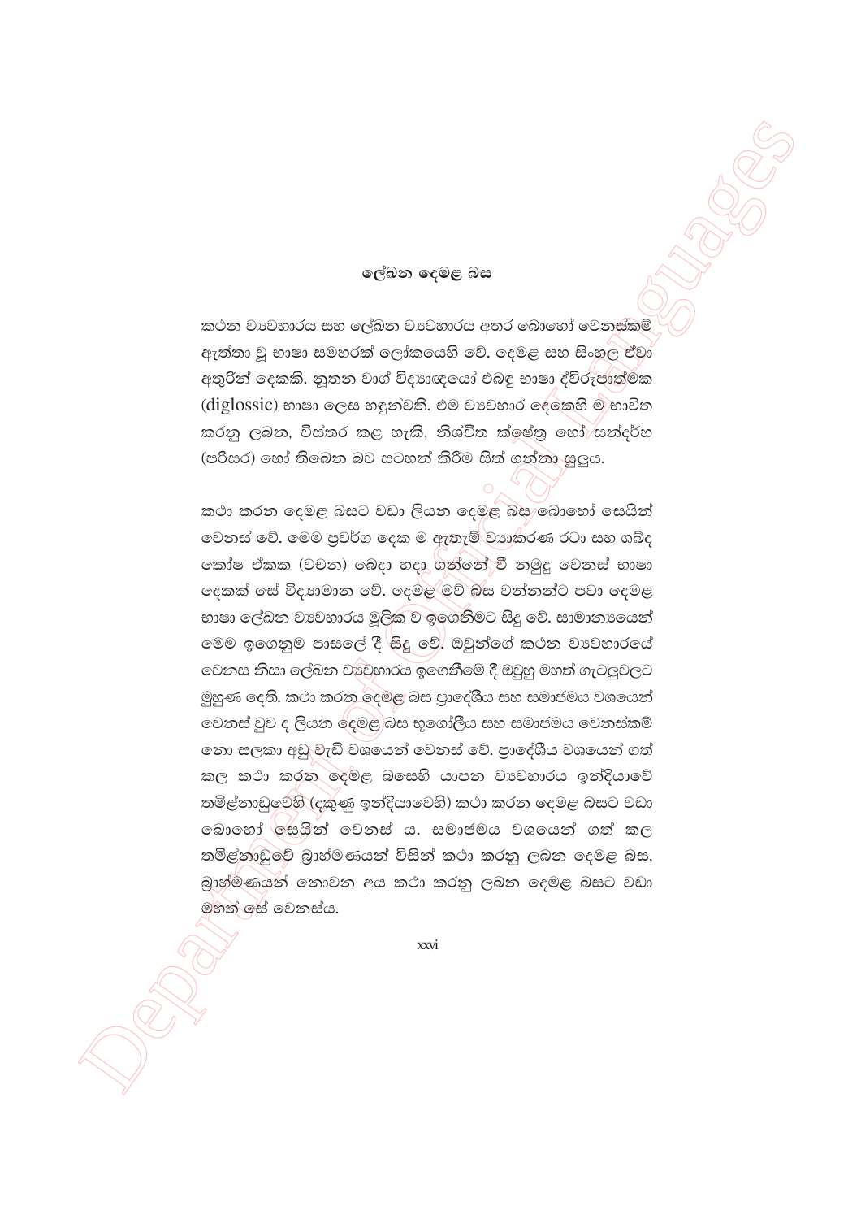## ලේඛන දෙමළ බස

කථන ව්‍යවහාරය සහ ලේඛන ව්‍යවහාරය අතර බොහෝ වෙනස්කම් ඇත්තා වූ භාෂා සමහරක් ලෝකයෙහි වේ. දෙමළ සහ සිංහල ඒවා අතුරින් දෙකකි. නූතන වාග් විද්‍යාඥයෝ එබඳු භාෂා ද්විරූපාත්මක (diglossic) භාෂා ලෙස හඳුන්වති. එම ව්‍යවහාර දෙකෙහි ම භාවිත කරනු ලබන, විස්තර කළ හැකි, නිශ්චිත ක්ෂේත්‍ර හෝ සන්දර්භ (පරිසර) හෝ තිබෙන බව සටහන් කිරීම සිත් ගන්නා සුලුය.

කථා කරන දෙමළ බසට වඩා ලියන දෙමළ බස බොහෝ සෙයින් වෙනස් වේ. මෙම ප්‍රවර්ග දෙක ම ඇතැම් ව්‍යාකරණ රටා සහ ශබ්ද කෝෂ ඒකක (වචන) බෙදා හදා ගත්තේ වී නමුදු වෙනස් භාෂා දෙකක් සේ විද්‍යමාන වේ. දෙමළ මව් බස වන්නන්ට පවා දෙමළ භාෂා ලේඛන ව්‍යවහාරය මූලික ව ඉගෙනීමට සිදු වේ. සාමාන්‍යයෙන් මෙම ඉගෙනුම පාසලේ දී සිදු වේ. ඔවුන්ගේ කථන ව්‍යවහාරයේ වෙනස නිසා ලේඛන ව්‍යවහාරය ඉගෙනීමේ දී ඔවුහු මහත් ගැටලුවලට මුහුණ දෙති. කථා කරන දෙමළ බස ප්‍රාදේශීය සහ සමාජමය වශයෙන් වෙනස් වුව ද ලියන දෙමළ බස භූගෝලීය සහ සමාජමය වෙනස්කම් නො සලකා අඩු වැඩි වශයෙන් වෙනස් වේ. ප්‍රාදේශීය වශයෙන් ගත් කල කථා කරන දෙමළ බසෙහි යාපන ව්‍යවහාරය ඉන්දියාවේ තමිළ්නාඩුවෙහි (දකුණු ඉන්දියාවෙහි) කථා කරන දෙමළ බසට වඩා බොහෝ සෙයින් වෙනස් ය. සමාජමය වශයෙන් ගත් කල තමිළ්නාඩුවේ බ්‍රාහ්මණයන් විසින් කථා කරනු ලබන දෙමළ බස, බ්‍රාහ්මණයන් නොවන අය කථා කරනු ලබන දෙමළ බසට වඩා මහත් සේ වෙනස්ය.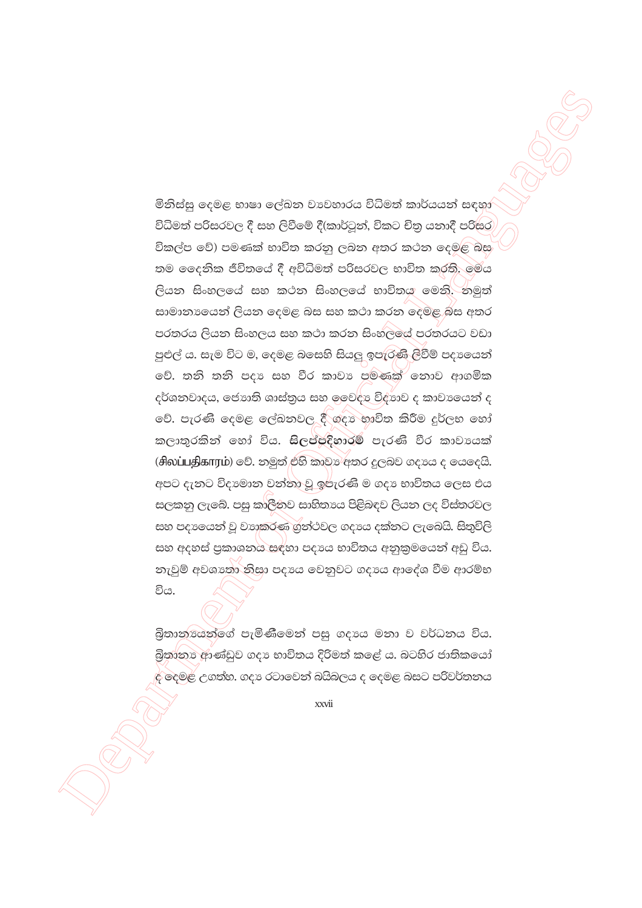මිනිස්සු දෙමළ භාෂා ලේඛන ව්‍යවහාරය විධිමත් කාර්යයන් සඳහා විධිමත් පරිසරවල දී සහ ලිවීමේ දී(කාර්ටූන්, විකට චිත්‍ර යනාදී පරිසර විකල්ප වේ) පමණක් භාවිත කරනු ලබන අතර කථන දෙමළ බස තම දෛනික ජීවිතයේ දී අවිධිමත් පරිසරවල භාවිත කරති. මෙය ලියන සිංහලයේ සහ කථන සිංහලයේ භාවිතය මෙනි. නමුත් සාමාන්‍යයෙන් ලියන දෙමළ බස සහ කථා කරන දෙමළ බස අතර පරතරය ලියන සිංහලය සහ කථා කරන සිංහලයේ පරතරයට වඩා පුළුල් ය. සෑම විට ම, දෙමළ බසෙහි සියලු ඉපැරණි ලිවීම් පද්‍යයෙන් වේ. තනි තනි පද්‍ය සහ වීර කාව්‍ය පමණක් නොව ආගමික දර්ශනවාදය, ජ්‍යොති ශාස්ත්‍රය සහ වෛද්‍ය විද්‍යාව ද කාව්‍යයෙන් ද වේ. පැරණි දෙමළ ලේඛනවල දී ගද්‍ය භාවිත කිරීම දුර්ලභ හෝ කලාතුරකින් හෝ විය. **සිලප්පදිහාරම්** පැරණි වීර කාව්‍යයක් (**சிலப்பதிகாரம்**) වේ. නමුත් එහි කාව්‍ය අතර දුලබව ගද්‍යය ද යෙදෙයි. අපට දැනට විද්‍යමාන වන්නා වූ ඉපැරණි ම ගද්‍ය භාවිතය ලෙස එය සලකනු ලැබේ. පසු කාලීනව සාහිත්‍යය පිළිබඳව ලියන ලද විස්තරවල සහ පද්‍යයෙන් වූ ව්‍යාකරණ ග්‍රන්ථවල ගද්‍යය දක්නට ලැබෙයි. සිතුවිලි සහ අදහස් ප්‍රකාශනය සඳහා පද්‍යය භාවිතය අනුක්‍රමයෙන් අඩු විය. නැවුම් අවශ්‍යතා නිසා පද්‍යය වෙනුවට ගද්‍යය ආදේශ වීම ආරම්භ විය.

බ්‍රිතාන්‍යයන්ගේ පැමිණීමෙන් පසු ගද්‍යය මනා ව වර්ධනය විය. බ්‍රිතාන්‍ය ආණ්ඩුව ගද්‍ය භාවිතය දිරිමත් කළේ ය. බටහිර ජාතිකයෝ ද දෙමළ උගත්හ. ගද්‍ය රටාවෙන් බයිබලය ද දෙමළ බසට පරිවර්තනය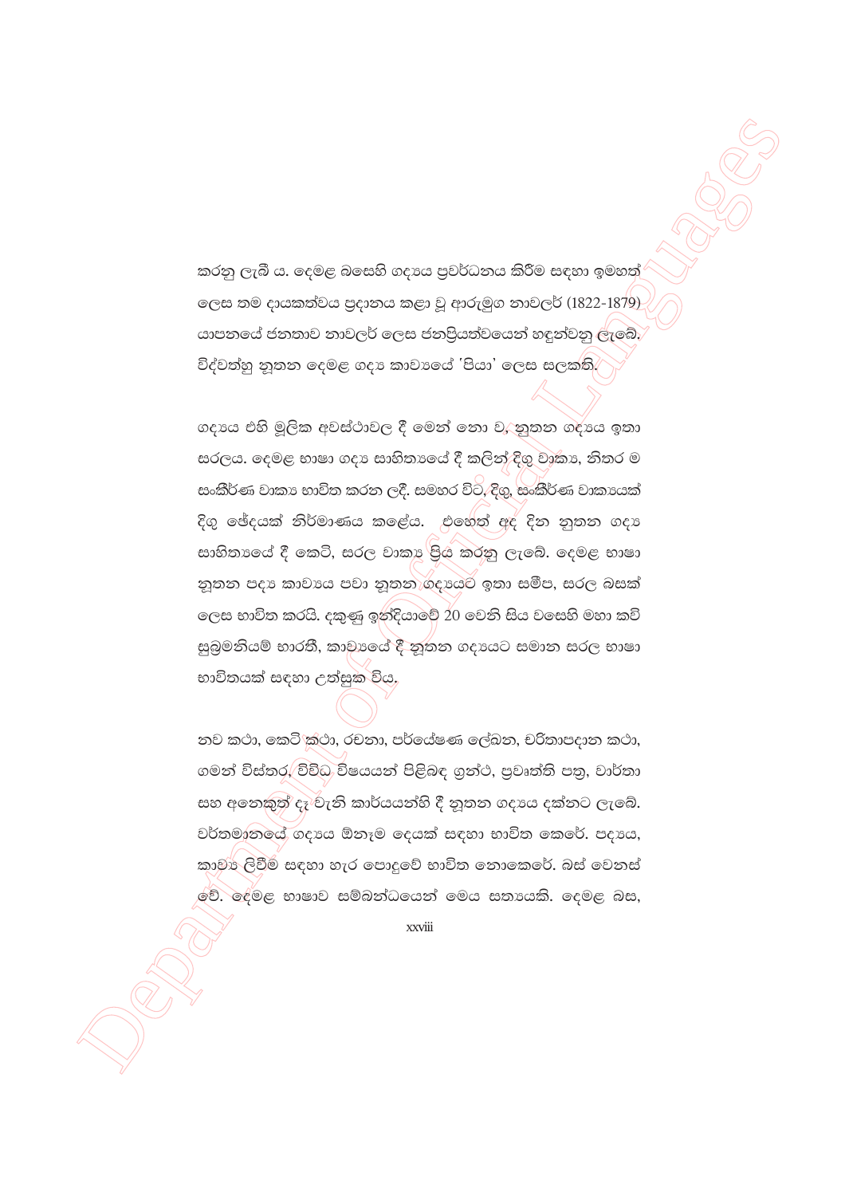කරනු ලැබී ය. දෙමළ බසෙහි ගද්‍යය ප්‍රවර්ධනය කිරීම සඳහා ඉමහත් ලෙස තම දායකත්වය ප්‍රදානය කළා වූ ආරුමුග නාවලර් (1822-1879) යාපනයේ ජනතාව නාවලර් ලෙස ජනප්‍රියත්වයෙන් හඳුන්වනු ලැබේ. විද්වත්හු නූතන දෙමළ ගද්‍ය කාව්‍යයේ 'පියා' ලෙස සලකති.

ගද්‍යය එහි මූලික අවස්ථාවල දී මෙන් නො ව, නූතන ගද්‍යය ඉතා සරලය. දෙමළ භාෂා ගද්‍ය සාහිත්‍යයේ දී කලින් දිගු වාක්‍ය, නිතර ම සංකීර්ණ වාක්‍ය භාවිත කරන ලදී. සමහර විට, දිගු, සංකීර්ණ වාක්‍යයක් දිගු ඡේදයක් නිර්මාණය කළේය. එහෙත් අද දින නූතන ගද්‍ය සාහිත්‍යයේ දී කෙටි, සරල වාක්‍ය ප්‍රිය කරනු ලැබේ. දෙමළ භාෂා නූතන පද්‍ය කාව්‍යය පවා නූතන ගද්‍යයට ඉතා සමීප, සරල බසක් ලෙස භාවිත කරයි. දකුණු ඉන්දියාවේ 20 වෙනි සිය වසෙහි මහා කවි සුබ්‍රමනියම් භාරතී, කාව්‍යයේ දී නූතන ගද්‍යයට සමාන සරල භාෂා භාවිතයක් සඳහා උත්සුක විය.

නව කථා, කෙටි කථා, රචනා, පර්යේෂණ ලේඛන, චරිතාපදාන කථා, ගමන් විස්තර, විවිධ විෂයයන් පිළිබඳ ග්‍රන්ථ, ප්‍රවෘත්ති පත්‍ර, වාර්තා සහ අනෙකුත් දෑ වැනි කාර්යයන්හි දී නූතන ගද්‍යය දක්නට ලැබේ. වර්තමානයේ ගද්‍යය ඕනෑම දෙයක් සඳහා භාවිත කෙරේ. පද්‍යය, කාව්‍ය ලිවීම සඳහා හැර පොදුවේ භාවිත නොකෙරේ. බස් වෙනස් වේ. දෙමළ භාෂාව සම්බන්ධයෙන් මෙය සත්‍යයකි. දෙමළ බස,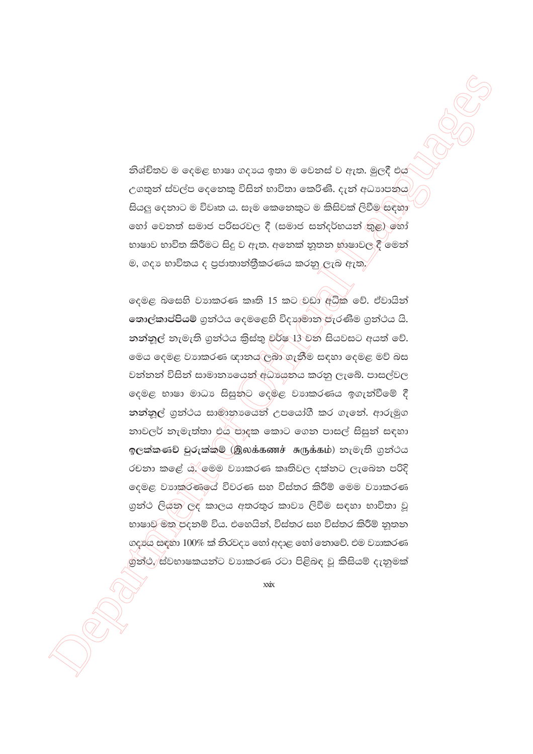නිශ්චිතව ම දෙමළ භාෂා ගද්‍යය ඉතා ම වෙනස් ව ඇත. මුලදී එය උගතුන් ස්වල්ප දෙනෙකු විසින් භාවිතා කෙරිණි. දැන් අධ්‍යාපනය සියලු දෙනාට ම විවෘත ය. සෑම කෙනෙකුට ම කිසිවක් ලිවීම සඳහා හෝ වෙනත් සමාජ පරිසරවල දී (සමාජ සන්දර්භයන් තුළ) හෝ භාෂාව භාවිත කිරීමට සිදු ව ඇත. අනෙක් නූතන භාෂාවල දී මෙන් ම, ගද්‍ය භාවිතය ද ප්‍රජාතාන්ත්‍රීකරණය කරනු ලැබ ඇත.

දෙමළ බසෙහි ව්‍යාකරණ කෘති 15 කට වඩා අධික වේ. ඒවායින් **තොල්කාප්පියම්** ග්‍රන්ථය දෙමළෙහි විද්‍යාමාන පැරණිම ග්‍රන්ථය යි. **නන්නූල්** නැමැති ග්‍රන්ථය ක්‍රිස්තු වර්ෂ 13 වන සියවසට අයත් වේ. මෙය දෙමළ ව්‍යාකරණ ඥානය ලබා ගැනීම සඳහා දෙමළ මව් බස වන්නන් විසින් සාමාන්‍යයෙන් අධ්‍යයනය කරනු ලැබේ. පාසල්වල දෙමළ භාෂා මාධ්‍ය සිසුනට දෙමළ ව්‍යාකරණය ඉගැන්වීමේ දී **නන්නූල්** ග්‍රන්ථය සාමාන්‍යයෙන් උපයෝගී කර ගැනේ. ආරුමුග නාවලර් නැමැත්තා එය පාදක කොට ගෙන පාසල් සිසුන් සඳහා **ඉලක්කණච් චුරුක්කම් (இலக்கணச் சுருக்கம்)** නැමැති ග්‍රන්ථය රචනා කළේ ය. මෙම ව්‍යාකරණ කෘතිවල දක්නට ලැබෙන පරිදි දෙමළ ව්‍යාකරණයේ විවරණ සහ විස්තර කිරීම් මෙම ව්‍යාකරණ ග්‍රන්ථ ලියන ලද කාලය අතරතුර කාව්‍ය ලිවීම සඳහා භාවිතා වූ භාෂාව මත පදනම් විය. එහෙයින්, විස්තර සහ විස්තර කිරීම් නූතන ගද්‍යය සඳහා 100% ක් නිරවද්‍ය හෝ අදාළ හෝ නොවේ. එම ව්‍යාකරණ ග්‍රන්ථ, ස්වභාෂකයන්ට ව්‍යාකරණ රටා පිළිබඳ වූ කිසියම් දැනුමක්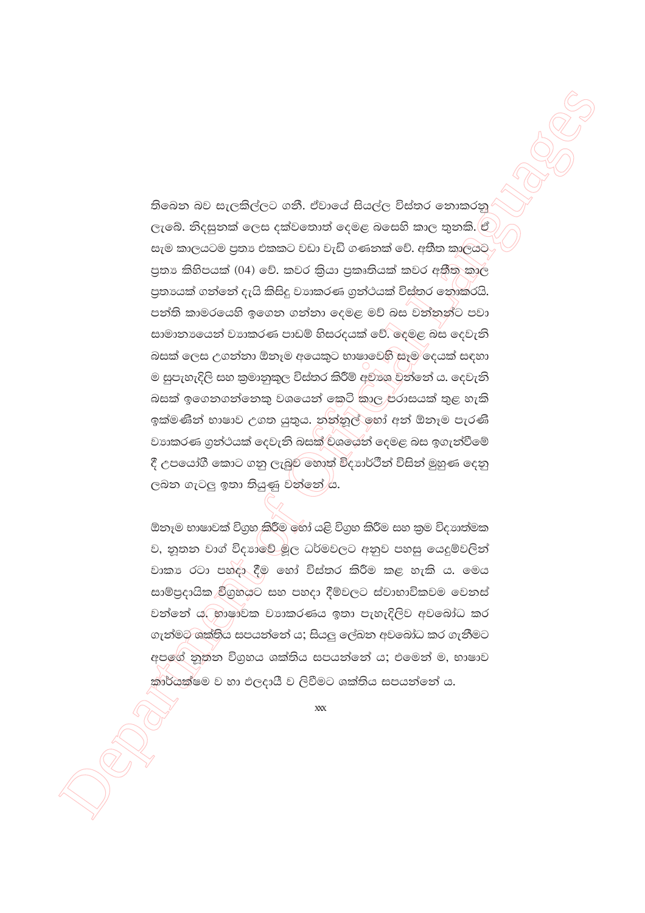තිබෙන බව සැලකිල්ලට ගනී. ඒවායේ සියල්ල විස්තර නොකරනු ලැබේ. නිදසුනක් ලෙස දක්වතොත් දෙමළ බසෙහි කාල තුනකි. ඒ සැම කාලයටම ප්‍රත්‍ය එකකට වඩා වැඩි ගණනක් වේ. අතීත කාලයට ප්‍රත්‍ය කිහිපයක් (04) වේ. කවර ක්‍රියා ප්‍රකෘතියක් කවර අතීත කාල ප්‍රත්‍යයක් ගන්නේ දැයි කිසිදු ව්‍යාකරණ ග්‍රන්ථයක් විස්තර නොකරයි. පන්ති කාමරයෙහි ඉගෙන ගන්නා දෙමළ මව් බස වන්නන්ට පවා සාමාන්‍යයෙන් ව්‍යාකරණ පාඩම් හිසරදයක් වේ. දෙමළ බස දෙවැනි බසක් ලෙස උගන්නා ඕනෑම අයෙකුට භාෂාවෙහි සැම දෙයක් සඳහා ම සුපැහැදිලි සහ ක්‍රමානුකූල විස්තර කිරීම් අවශ්‍ය වන්නේ ය. දෙවැනි බසක් ඉගෙනගන්නෙකු වශයෙන් කෙටි කාල පරාසයක් තුළ හැකි ඉක්මණින් භාෂාව උගත යුතුය. නන්නූල් හෝ අන් ඕනෑම පැරණි ව්‍යාකරණ ග්‍රන්ථයක් දෙවැනි බසක් වශයෙන් දෙමළ බස ඉගැන්වීමේ දී උපයෝගී කොට ගනු ලැබුව හොත් විද්‍යාර්ථීන් විසින් මුහුණ දෙනු ලබන ගැටලු ඉතා තියුණු වන්නේ ය.

ඕනෑම භාෂාවක් විග්‍රහ කිරීම හෝ යළි විග්‍රහ කිරීම සහ ක්‍රම විද්‍යාත්මක ව, නූතන වාග් විද්‍යාවේ මූල ධර්මවලට අනුව පහසු යෙදුම්වලින් වාක්‍ය රටා පහදා දීම හෝ විස්තර කිරීම කළ හැකි ය. මෙය සාම්ප්‍රදායික විග්‍රහයට සහ පහදා දීම්වලට ස්වාභාවිකවම වෙනස් වන්නේ ය. භාෂාවක ව්‍යාකරණය ඉතා පැහැදිලිව අවබෝධ කර ගැන්මට ශක්තිය සපයන්නේ ය; සියලු ලේඛන අවබෝධ කර ගැනීමට අපගේ නූතන විග්‍රහය ශක්තිය සපයන්නේ ය; එමෙන් ම, භාෂාව කාර්යක්ෂම ව හා ඵලදායී ව ලිවීමට ශක්තිය සපයන්නේ ය.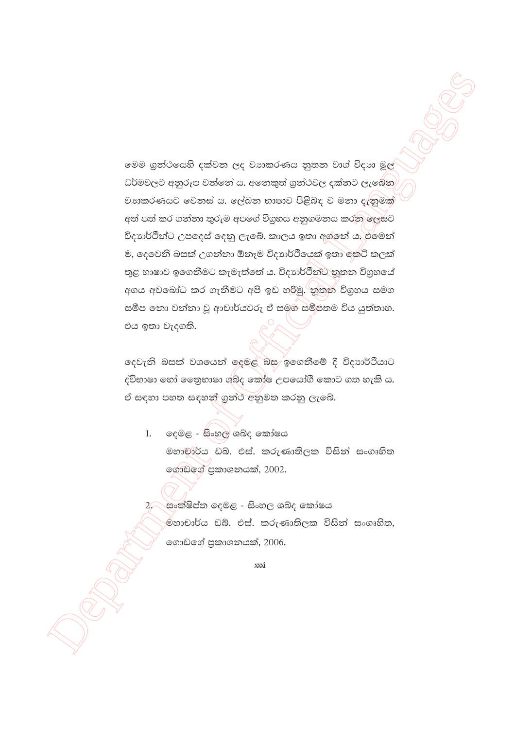මෙම ග්‍රන්ථයෙහි දක්වන ලද ව්‍යාකරණය නූතන වාග් විද්‍යා මූල ධර්මවලට අනුරූප වන්නේ ය. අනෙකුත් ග්‍රන්ථවල දක්නට ලැබෙන ව්‍යාකරණයට වෙනස් ය. ලේඛන භාෂාව පිළිබඳ ව මනා දැනුමක් අත් පත් කර ගන්නා තුරුම අපගේ විග්‍රහය අනුගමනය කරන ලෙසට විද්‍යාර්ථීන්ට උපදෙස් දෙනු ලැබේ. කාලය ඉතා අගනේ ය. එමෙන් ම, දෙවෙනි බසක් උගන්නා ඕනෑම විද්‍යාර්ථියෙක් ඉතා කෙටි කලක් තුළ භාෂාව ඉගෙනීමට කැමැත්තේ ය. විද්‍යාර්ථීන්ට නූතන විග්‍රහයේ අගය අවබෝධ කර ගැනීමට අපි ඉඩ හරිමු. නූතන විග්‍රහය සමග සමීප නො වන්නා වූ ආචාර්යවරු ඒ සමග සමීපතම විය යුත්තාහ. එය ඉතා වැදගති.

දෙවැනි බසක් වශයෙන් දෙමළ බස ඉගෙනීමේ දී විද්‍යාර්ථියාට ද්විභාෂා හෝ ත්‍රෛභාෂා ශබ්ද කෝෂ උපයෝගී කොට ගත හැකි ය. ඒ සඳහා පහත සඳහන් ග්‍රන්ථ අනුමත කරනු ලැබේ.

1. දෙමළ - සිංහල ශබ්ද කෝෂය
   මහාචාර්ය ඩබ්. එස්. කරුණාතිලක විසින් සංගෘහිත ගොඩගේ ප්‍රකාශනයක්, 2002.

2. සංක්ෂිප්ත දෙමළ - සිංහල ශබ්ද කෝෂය
   මහාචාර්ය ඩබ්. එස්. කරුණාතිලක විසින් සංගෘහිත, ගොඩගේ ප්‍රකාශනයක්, 2006.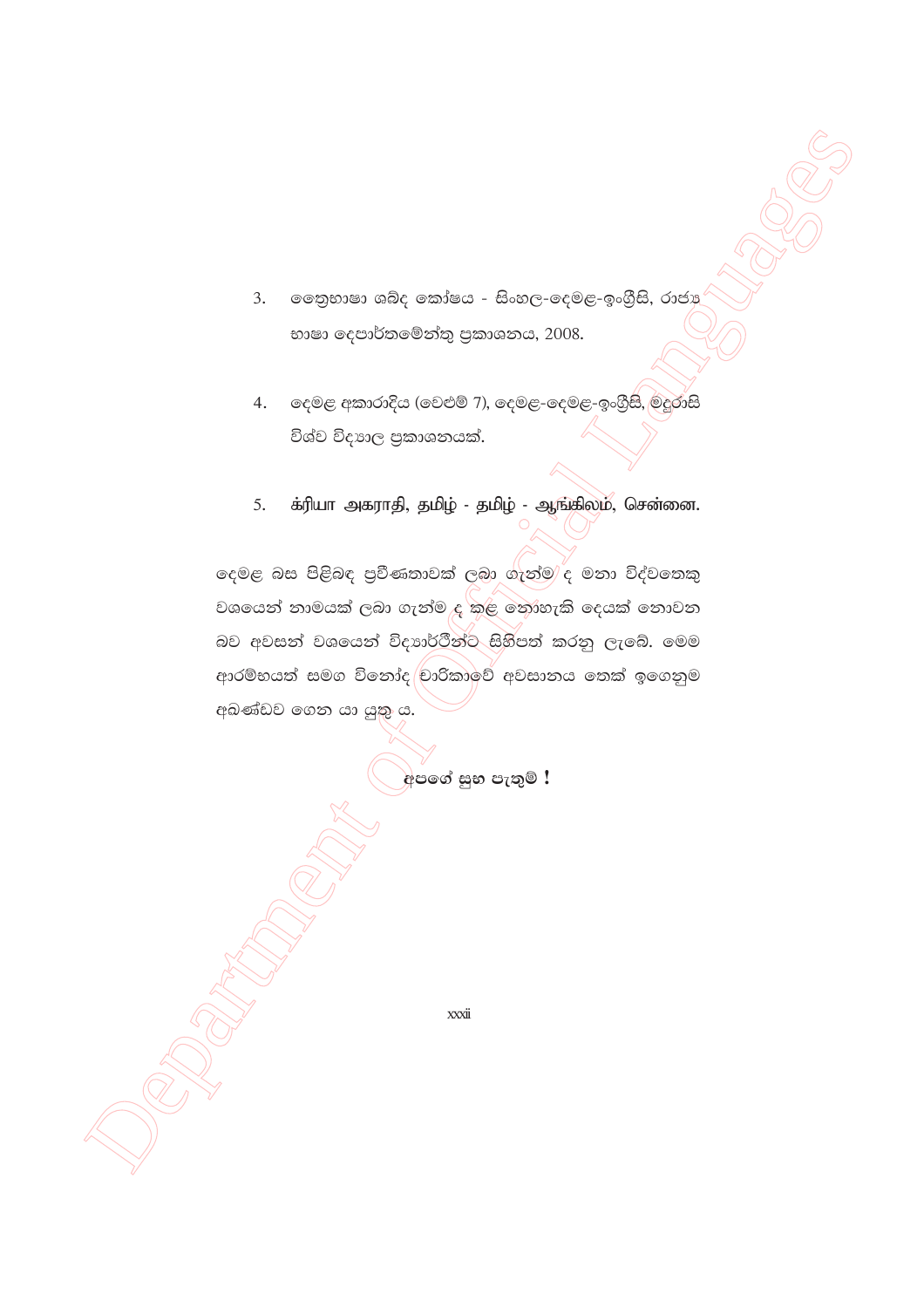3. ත්‍රෛභාෂා ශබ්ද කෝෂය - සිංහල-දෙමළ-ඉංග්‍රීසි, රාජ්‍ය භාෂා දෙපාර්තමේන්තු ප්‍රකාශනය, 2008.

4. දෙමළ අකාරාදිය (වෙළුම් 7), දෙමළ-දෙමළ-ඉංග්‍රීසි, මදුරාසි විශ්ව විද්‍යාල ප්‍රකාශනයක්.

5. க்ரியா அகராதி, தமிழ் - தமிழ் - ஆங்கிலம், சென்னை.

දෙමළ බස පිළිබඳ ප්‍රවීණතාවක් ලබා ගැන්ම ද මනා විද්වතෙකු වශයෙන් නාමයක් ලබා ගැන්ම ද කළ නොහැකි දෙයක් නොවන බව අවසන් වශයෙන් විද්‍යාර්ථීන්ට සිහිපත් කරනු ලැබේ. මෙම ආරම්භයත් සමග විනෝද චාරිකාවේ අවසානය තෙක් ඉගෙනුම අඛණ්ඩව ගෙන යා යුතු ය.

**අපගේ සුබ පැතුම් !**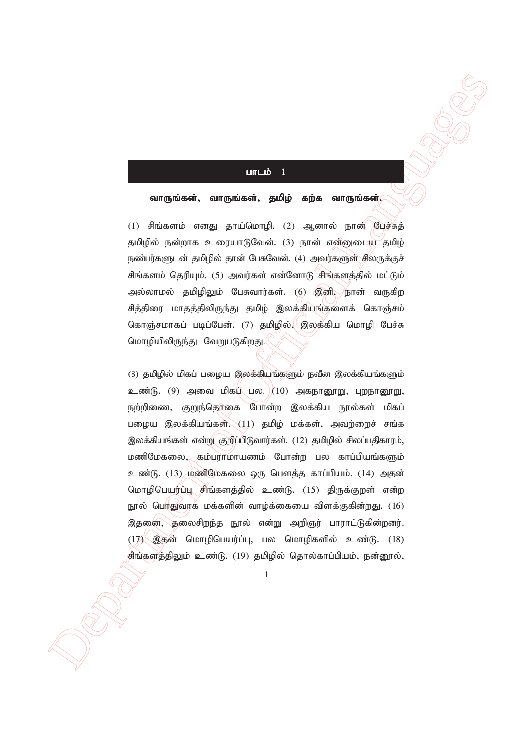## பாடம் 1

**வாருங்கள், வாருங்கள், தமிழ் கற்க வாருங்கள்.**

(1) சிங்களம் எனது தாய்மொழி. (2) ஆனால் நான் பேச்சுத் தமிழில் நன்றாக உரையாடுவேன். (3) நான் என்னுடைய தமிழ் நண்பர்களுடன் தமிழில் தான் பேசுவேன். (4) அவர்களுள் சிலருக்குச் சிங்களம் தெரியும். (5) அவர்கள் என்னோடு சிங்களத்தில் மட்டும் அல்லாமல் தமிழிலும் பேசுவார்கள். (6) இனி, நான் வருகிற சித்திரை மாதத்திலிருந்து தமிழ் இலக்கியங்களைக் கொஞ்சம் கொஞ்சமாகப் படிப்பேன். (7) தமிழில், இலக்கிய மொழி பேச்சு மொழியிலிருந்து வேறுபடுகிறது.

(8) தமிழில் மிகப் பழைய இலக்கியங்களும் நவீன இலக்கியங்களும் உண்டு. (9) அவை மிகப் பல. (10) அகநானூறு, புறநானூறு, நற்றிணை, குறுந்தொகை போன்ற இலக்கிய நூல்கள் மிகப் பழைய இலக்கியங்கள். (11) தமிழ் மக்கள், அவற்றைச் சங்க இலக்கியங்கள் என்று குறிப்பிடுவார்கள். (12) தமிழில் சிலப்பதிகாரம், மணிமேகலை, கம்பராமாயணம் போன்ற பல காப்பியங்களும் உண்டு. (13) மணிமேகலை ஒரு பௌத்த காப்பியம். (14) அதன் மொழிபெயர்ப்பு சிங்களத்தில் உண்டு. (15) திருக்குறள் என்ற நூல் பொதுவாக மக்களின் வாழ்க்கையை விளக்குகின்றது. (16) இதனை, தலைசிறந்த நூல் என்று அறிஞர் பாராட்டுகின்றனர். (17) இதன் மொழிபெயர்ப்பு, பல மொழிகளில் உண்டு. (18) சிங்களத்திலும் உண்டு. (19) தமிழில் தொல்காப்பியம், நன்னூல்,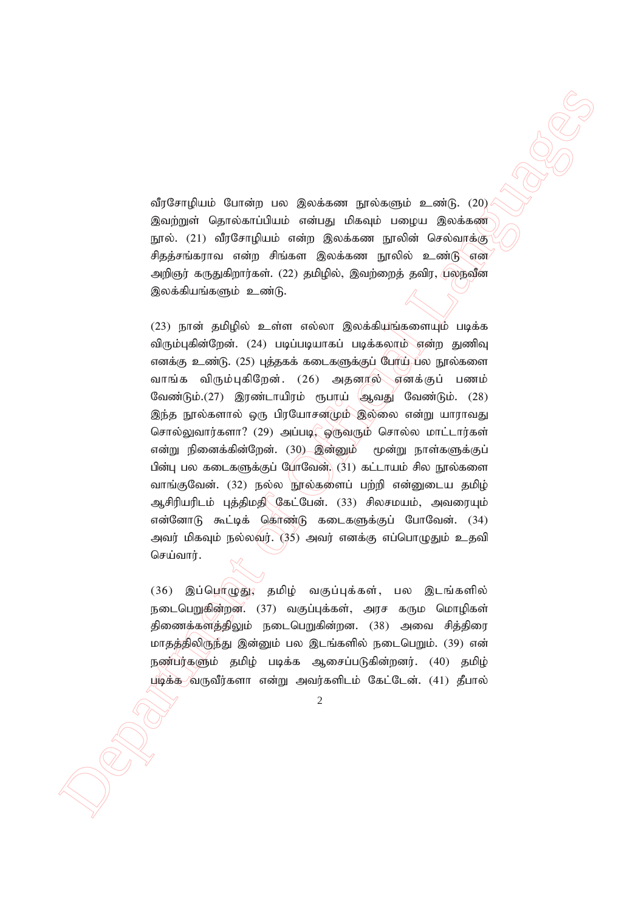வீரசோழியம் போன்ற பல இலக்கண நூல்களும் உண்டு. (20) இவற்றுள் தொல்காப்பியம் என்பது மிகவும் பழைய இலக்கண நூல். (21) வீரசோழியம் என்ற இலக்கண நூலின் செல்வாக்கு சிதத்சங்கராவ என்ற சிங்கள இலக்கண நூலில் உண்டு என அறிஞர் கருதுகிறார்கள். (22) தமிழில், இவற்றைத் தவிர, பலநவீன இலக்கியங்களும் உண்டு.

(23) நான் தமிழில் உள்ள எல்லா இலக்கியங்களையும் படிக்க விரும்புகின்றேன். (24) படிப்படியாகப் படிக்கலாம் என்ற துணிவு எனக்கு உண்டு. (25) புத்தகக் கடைகளுக்குப் போய் பல நூல்களை வாங்க விரும்புகிறேன். (26) அதனால் எனக்குப் பணம் வேண்டும்.(27) இரண்டாயிரம் ரூபாய் ஆவது வேண்டும். (28) இந்த நூல்களால் ஒரு பிரயோசனமும் இல்லை என்று யாராவது சொல்லுவார்களா? (29) அப்படி, ஒருவரும் சொல்ல மாட்டார்கள் என்று நினைக்கின்றேன். (30) இன்னும் மூன்று நாள்களுக்குப் பின்பு பல கடைகளுக்குப் போவேன். (31) கட்டாயம் சில நூல்களை வாங்குவேன். (32) நல்ல நூல்களைப் பற்றி என்னுடைய தமிழ் ஆசிரியரிடம் புத்திமதி கேட்பேன். (33) சிலசமயம், அவரையும் என்னோடு கூட்டிக் கொண்டு கடைகளுக்குப் போவேன். (34) அவர் மிகவும் நல்லவர். (35) அவர் எனக்கு எப்பொழுதும் உதவி செய்வார்.

(36) இப்பொழுது, தமிழ் வகுப்புக்கள், பல இடங்களில் நடைபெறுகின்றன. (37) வகுப்புக்கள், அரச கரும மொழிகள் திணைக்களத்திலும் நடைபெறுகின்றன. (38) அவை சித்திரை மாதத்திலிருந்து இன்னும் பல இடங்களில் நடைபெறும். (39) என் நண்பர்களும் தமிழ் படிக்க ஆசைப்படுகின்றனர். (40) தமிழ் படிக்க வருவீர்களா என்று அவர்களிடம் கேட்டேன். (41) தீபால்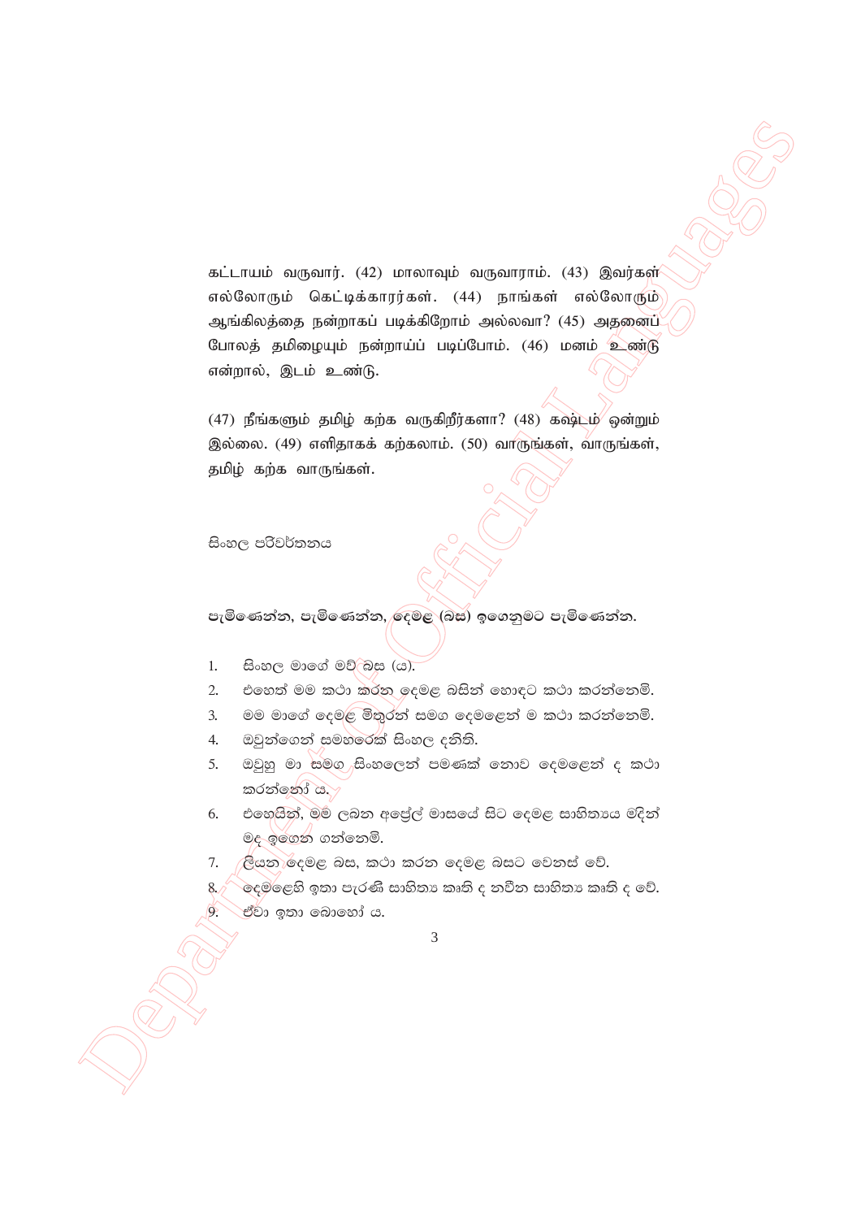கட்டாயம் வருவார். (42) மாலாவும் வருவாராம். (43) இவர்கள் எல்லோரும் கெட்டிக்காரர்கள். (44) நாங்கள் எல்லோரும் ஆங்கிலத்தை நன்றாகப் படிக்கிறோம் அல்லவா? (45) அதனைப் போலத் தமிழையும் நன்றாய்ப் படிப்போம். (46) மனம் உண்டு என்றால், இடம் உண்டு.

(47) நீங்களும் தமிழ் கற்க வருகிறீர்களா? (48) கஷ்டம் ஒன்றும் இல்லை. (49) எளிதாகக் கற்கலாம். (50) வாருங்கள், வாருங்கள், தமிழ் கற்க வாருங்கள்.

සිංහල පරිවර්තනය

**පැමිණෙන්න, පැමිණෙන්න, දෙමළ (බස) ඉගෙනුමට පැමිණෙන්න.**

1. සිංහල මාගේ මව් බස (ය).
2. එහෙත් මම කථා කරන දෙමළ බසින් හොඳට කථා කරන්නෙමි.
3. මම මාගේ දෙමළ මිතුරන් සමග දෙමළෙන් ම කථා කරන්නෙමි.
4. ඔවුන්ගෙන් සමහරෙක් සිංහල දනිති.
5. ඔවුහු මා සමග සිංහලෙන් පමණක් නොව දෙමළෙන් ද කථා කරන්නෝ ය.
6. එහෙයින්, මම ලබන අප්‍රේල් මාසයේ සිට දෙමළ සාහිත්‍යය මදින් මද ඉගෙන ගන්නෙමි.
7. ලියන දෙමළ බස, කථා කරන දෙමළ බසට වෙනස් වේ.
8. දෙමළෙහි ඉතා පැරණි සාහිත්‍ය කෘති ද නවීන සාහිත්‍ය කෘති ද වේ.
9. ඒවා ඉතා බොහෝ ය.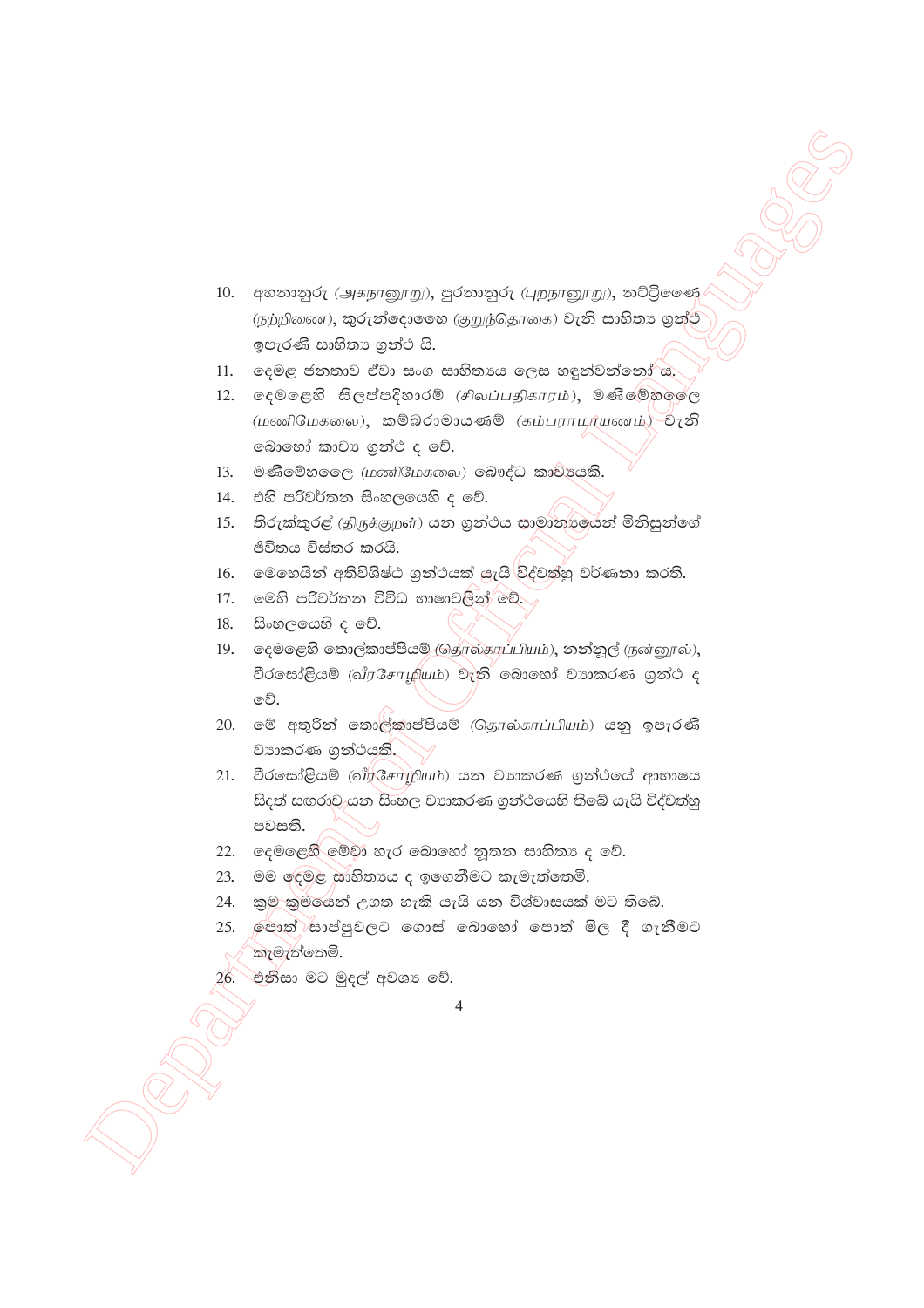10. අහනානූරු (அகநானூறு), පුරනානූරු (புறநானூறு), නට්ට්‍රිණෛ (நற்றிணை), කුරුන්දොගෛ (குறுந்தொகை) වැනි සාහිත්‍ය ග්‍රන්ථ ඉපැරණි සාහිත්‍ය ග්‍රන්ථ යි.
11. දෙමළ ජනතාව ඒවා සංග සාහිත්‍යය ලෙස හඳුන්වන්නෝ ය.
12. දෙමළෙහි සිලප්පදිහාරම් (சிலப்பதிகாரம்), මණිමේහලෛ (மணிமேகலை), කම්බරාමායණම් (கம்பராமாயணம்) වැනි බොහෝ කාව්‍ය ග්‍රන්ථ ද වේ.
13. මණිමේහලෛ (மணிமேகலை) බෞද්ධ කාව්‍යයකි.
14. එහි පරිවර්තන සිංහලයෙහි ද වේ.
15. තිරුක්කුරළ් (திருக்குறள்) යන ග්‍රන්ථය සාමාන්‍යයෙන් මිනිසුන්ගේ ජීවිතය විස්තර කරයි.
16. මෙහෙයින් අතිවිශිෂ්ඨ ග්‍රන්ථයක් යැයි විද්වත්හු වර්ණනා කරති.
17. මෙහි පරිවර්තන විවිධ භාෂාවලින් වේ.
18. සිංහලයෙහි ද වේ.
19. දෙමළෙහි තොල්කාප්පියම් (தொல்காப்பியம்), නන්නූල් (நன்னூல்), වීරසෝළියම් (வீரசோழியம்) වැනි බොහෝ ව්‍යාකරණ ග්‍රන්ථ ද වේ.
20. මේ අතුරින් තොල්කාප්පියම් (தொல்காப்பியம்) යනු ඉපැරණි ව්‍යාකරණ ග්‍රන්ථයකි.
21. වීරසෝළියම් (வீரசோழியம்) යන ව්‍යාකරණ ග්‍රන්ථයේ ආභාෂය සිදත් සඟරාව යන සිංහල ව්‍යාකරණ ග්‍රන්ථයෙහි තිබේ යැයි විද්වත්හු පවසති.
22. දෙමළෙහි මේවා හැර බොහෝ නූතන සාහිත්‍ය ද වේ.
23. මම දෙමළ සාහිත්‍යය ද ඉගෙනීමට කැමැත්තෙමි.
24. ක්‍රම ක්‍රමයෙන් උගත හැකි යැයි යන විශ්වාසයක් මට තිබේ.
25. පොත් සාප්පුවලට ගොස් බොහෝ පොත් මිල දී ගැනීමට කැමැත්තෙමි.
26. එනිසා මට මුදල් අවශ්‍ය වේ.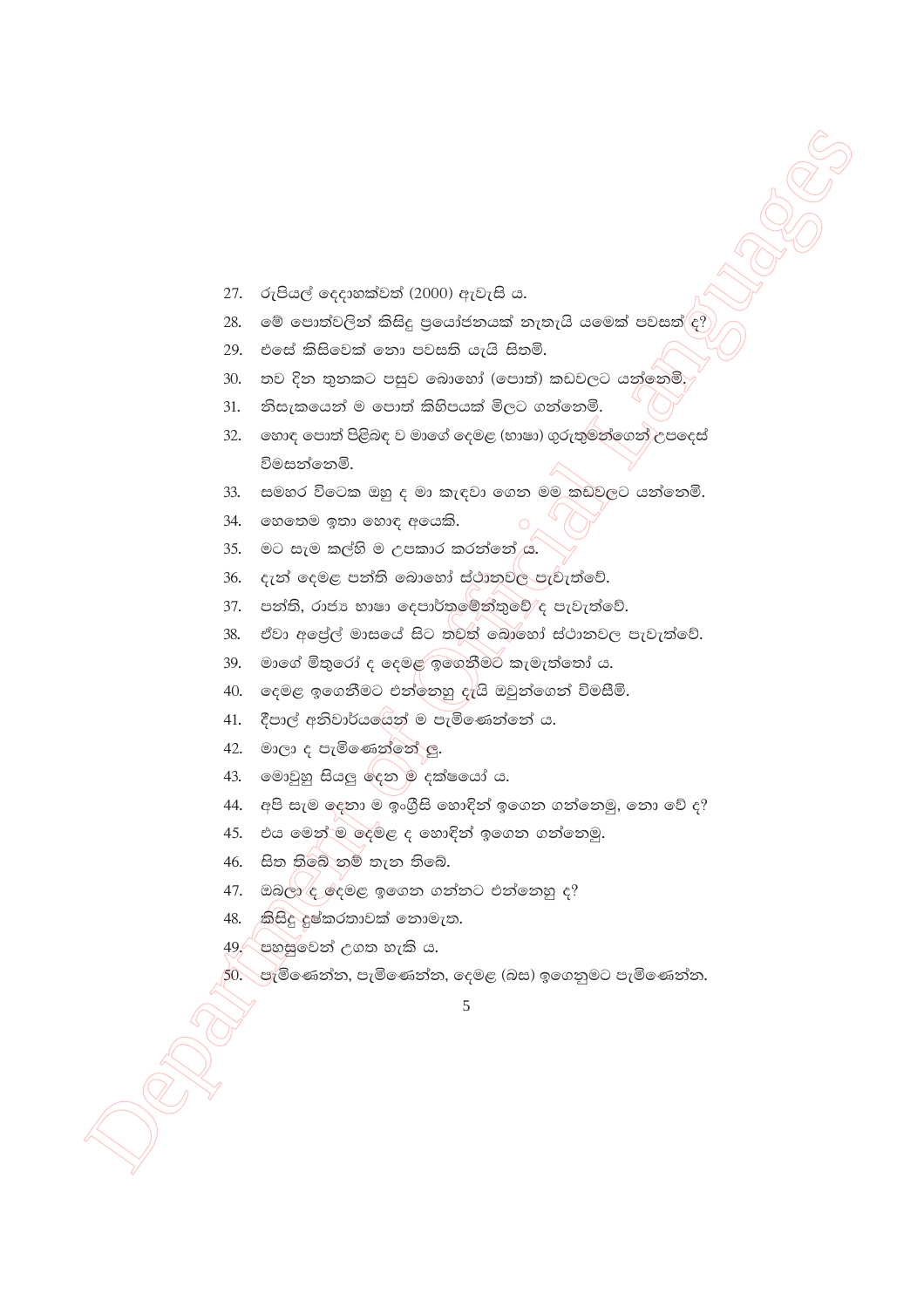27. රූපියල් දෙදාහක්වත් (2000) ඇවැසි ය.
28. මේ පොත්වලින් කිසිදු ප්‍රයෝජනයක් නැතැයි යමෙක් පවසත් ද?
29. එසේ කිසිවෙක් නො පවසති යැයි සිතමි.
30. තව දින තුනකට පසුව බොහෝ (පොත්) කඩවලට යන්නෙමි.
31. නිසැකයෙන් ම පොත් කිහිපයක් මිලට ගන්නෙමි.
32. හොඳ පොත් පිළිබඳ ව මාගේ දෙමළ (භාෂා) ගුරුතුමන්ගෙන් උපදෙස් විමසන්නෙමි.
33. සමහර විටෙක ඔහු ද මා කැඳවා ගෙන මම කඩවලට යන්නෙමි.
34. හෙතෙම ඉතා හොඳ අයෙකි.
35. මට සැම කල්හි ම උපකාර කරන්නේ ය.
36. දැන් දෙමළ පන්ති බොහෝ ස්ථානවල පැවැත්වේ.
37. පන්ති, රාජ්‍ය භාෂා දෙපාර්තමේන්තුවේ ද පැවැත්වේ.
38. ඒවා අප්‍රේල් මාසයේ සිට තවත් බොහෝ ස්ථානවල පැවැත්වේ.
39. මාගේ මිතුරෝ ද දෙමළ ඉගෙනීමට කැමැත්තෝ ය.
40. දෙමළ ඉගෙනීමට එන්නෙහු දැයි ඔවුන්ගෙන් විමසීමි.
41. දීපාල් අනිවාර්යයෙන් ම පැමිණෙන්නේ ය.
42. මාලා ද පැමිණෙන්නේ ලු.
43. මොවුහු සියලු දෙන ම දක්ෂයෝ ය.
44. අපි සැම දෙනා ම ඉංග්‍රීසි හොඳින් ඉගෙන ගන්නෙමු, නො වේ ද?
45. එය මෙන් ම දෙමළ ද හොඳින් ඉගෙන ගන්නෙමු.
46. සිත තිබේ නම් තැන තිබේ.
47. ඔබලා ද දෙමළ ඉගෙන ගන්නට එන්නෙහු ද?
48. කිසිදු දුෂ්කරතාවක් නොමැත.
49. පහසුවෙන් උගත හැකි ය.
50. පැමිණෙන්න, පැමිණෙන්න, දෙමළ (බස) ඉගෙනුමට පැමිණෙන්න.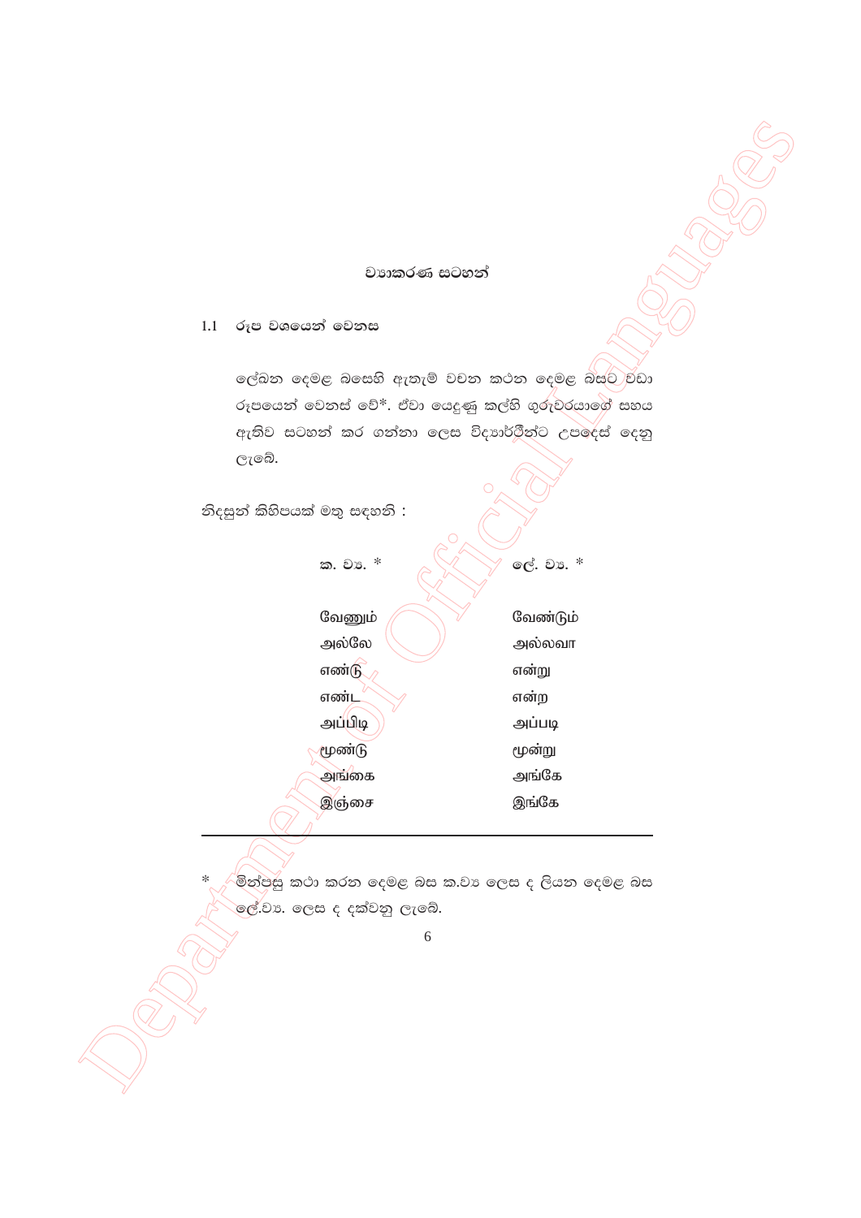## ව්‍යාකරණ සටහන්

### 1.1 රූප වශයෙන් වෙනස

ලේඛන දෙමළ බසෙහි ඇතැම් වචන කථන දෙමළ බසට වඩා රූපයෙන් වෙනස් වේ*. ඒවා යෙදුණු කල්හි ගුරුවරයාගේ සහය ඇතිව සටහන් කර ගන්නා ලෙස විද්‍යාර්ථීන්ට උපදෙස් දෙනු ලැබේ.

නිදසුන් කිහිපයක් මතු සඳහනි :

| ක. ව්‍ය. * | ලේ. ව්‍ය. * |
|---|---|
| வேணும் | வேண்டும் |
| அல்லே | அல்லவா |
| எண்டு | என்று |
| எண்ட | என்ற |
| அப்பிடி | அப்படி |
| மூண்டு | மூன்று |
| அங்கை | அங்கே |
| இஞ்சை | இங்கே |

---

\* මින්පසු කථා කරන දෙමළ බස ක.ව්‍ය ලෙස ද ලියන දෙමළ බස ලේ.ව්‍ය. ලෙස ද දක්වනු ලැබේ.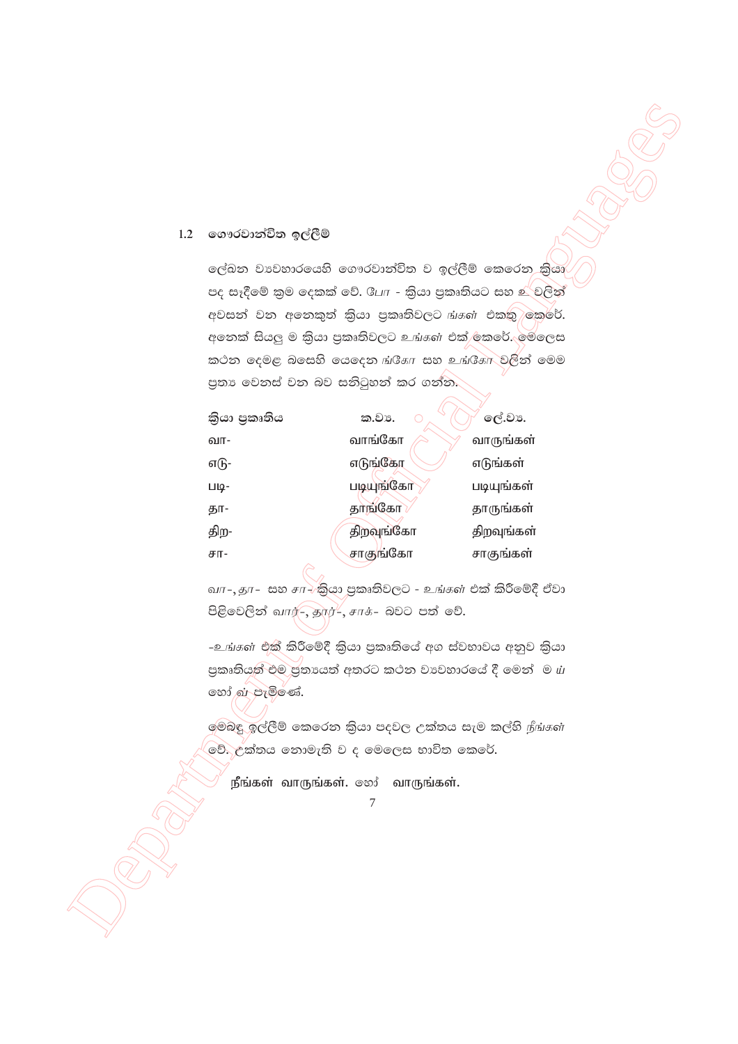## 1.2 ගෞරවාන්විත ඉල්ලීම්

ලේඛන ව්‍යවහාරයෙහි ගෞරවාන්විත ව ඉල්ලීම් කෙරෙන ක්‍රියා පද සෑදීමේ ක්‍රම දෙකක් වේ. *போ* - ක්‍රියා ප්‍රකෘතියට සහ *உ* වලින් අවසන් වන අනෙකුත් ක්‍රියා ප්‍රකෘතිවලට *ங்கள்* එකතු කෙරේ. අනෙක් සියලු ම ක්‍රියා ප්‍රකෘතිවලට *உங்கள்* එක් කෙරේ. මෙලෙස කථන දෙමළ බසෙහි යෙදෙන *ங்கோ* සහ *உங்கோ* වලින් මෙම ප්‍රත්‍ය වෙනස් වන බව සනිටුහන් කර ගන්න.

| ක්‍රියා ප්‍රකෘතිය | ක.ව්‍ය. | ලේ.ව්‍ය. |
|---|---|---|
| வா- | வாங்கோ | வாருங்கள் |
| எடு- | எடுங்கோ | எடுங்கள் |
| படி- | படியுங்கோ | படியுங்கள் |
| தா- | தாங்கோ | தாருங்கள் |
| திற- | திறவுங்கோ | திறவுங்கள் |
| சா- | சாகுங்கோ | சாகுங்கள் |

*வா*-, *தா*- සහ *சா*- ක්‍රියා ප්‍රකෘතිවලට - *உங்கள்* එක් කිරීමේදී ඒවා පිළිවෙලින් *வார்*-, *தார்*-, *சாக்*- බවට පත් වේ.

-*உங்கள்* එක් කිරීමේදී ක්‍රියා ප්‍රකෘතියේ අග ස්වභාවය අනුව ක්‍රියා ප්‍රකෘතියත් එම ප්‍රත්‍යයත් අතරට කථන ව්‍යවහාරයේ දී මෙන් ම *ய்* හෝ *வ்* පැමිණේ.

මෙබඳු ඉල්ලීම් කෙරෙන ක්‍රියා පදවල උක්තය සැම කල්හි *நீங்கள்* වේ. උක්තය නොමැති ව ද මෙලෙස භාවිත කෙරේ.

நீங்கள் வாருங்கள். හෝ வாருங்கள்.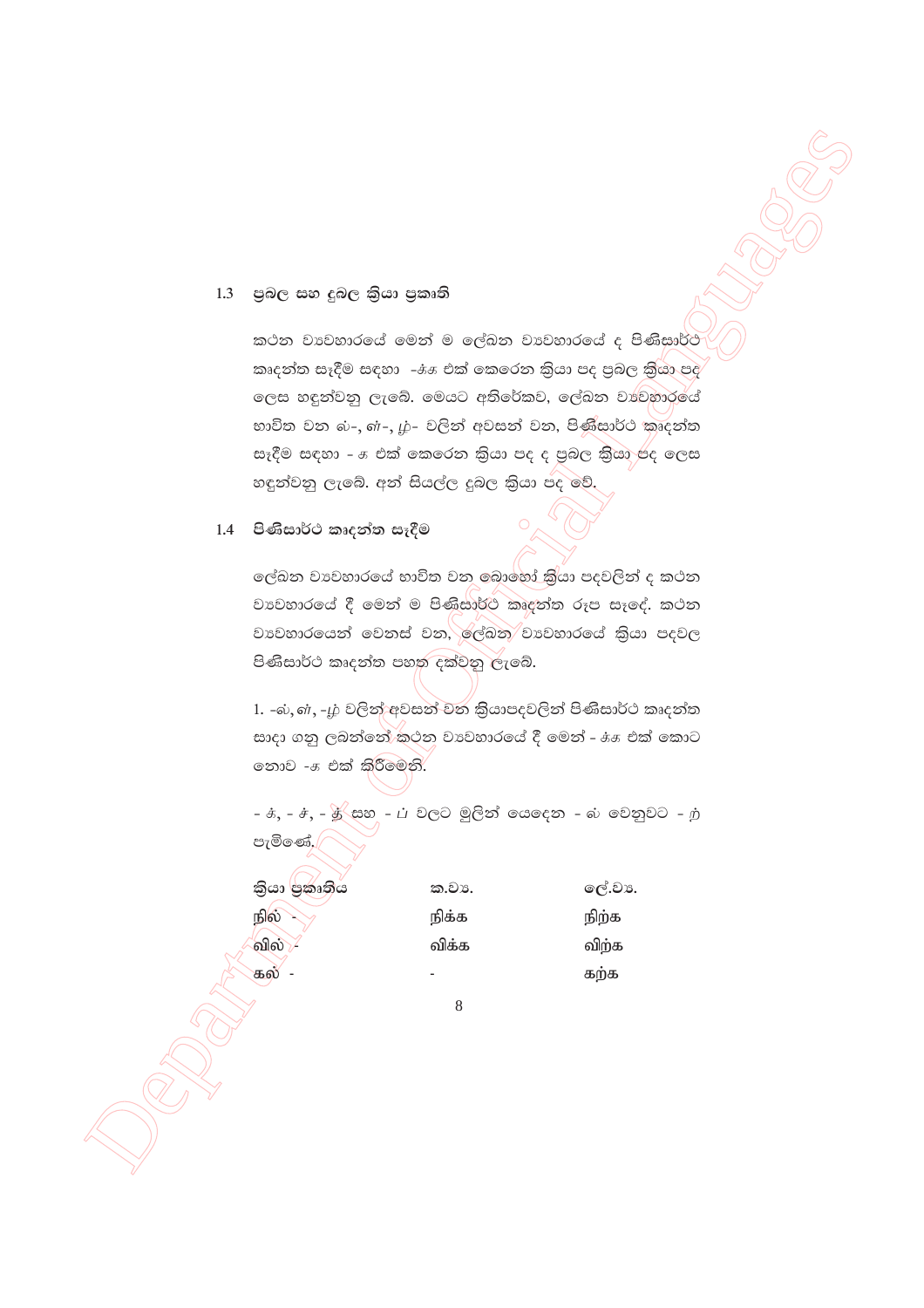## 1.3 ප්‍රබල සහ දුබල ක්‍රියා ප්‍රකෘති

කථන ව්‍යවහාරයේ මෙන් ම ලේඛන ව්‍යවහාරයේ ද පිණිසාර්ථ කෘදන්ත සෑදීම සඳහා -க்க එක් කෙරෙන ක්‍රියා පද ප්‍රබල ක්‍රියා පද ලෙස හඳුන්වනු ලැබේ. මෙයට අතිරේකව, ලේඛන ව්‍යවහාරයේ භාවිත වන ல்-, ள்-, ழ்- වලින් අවසන් වන, පිණිසාර්ථ කෘදන්ත සෑදීම සඳහා - க එක් කෙරෙන ක්‍රියා පද ද ප්‍රබල ක්‍රියා පද ලෙස හඳුන්වනු ලැබේ. අන් සියල්ල දුබල ක්‍රියා පද වේ.

## 1.4 පිණිසාර්ථ කෘදන්ත සෑදීම

ලේඛන ව්‍යවහාරයේ භාවිත වන බොහෝ ක්‍රියා පදවලින් ද කථන ව්‍යවහාරයේ දී මෙන් ම පිණිසාර්ථ කෘදන්ත රූප සෑදේ. කථන ව්‍යවහාරයෙන් වෙනස් වන, ලේඛන ව්‍යවහාරයේ ක්‍රියා පදවල පිණිසාර්ථ කෘදන්ත පහත දක්වනු ලැබේ.

1. -ல், ள், -ழ் වලින් අවසන් වන ක්‍රියාපදවලින් පිණිසාර්ථ කෘදන්ත සාදා ගනු ලබන්නේ කථන ව්‍යවහාරයේ දී මෙන් - க்க එක් කොට නොව -க එක් කිරීමෙනි.

- க், - ச், - த் සහ - ப் වලට මුලින් යෙදෙන - ல் වෙනුවට - ற் පැමිණේ.

| ක්‍රියා ප්‍රකෘතිය | ක.ව්‍ය. | ලේ.ව්‍ය. |
|---|---|---|
| நில் - | நிக்க | நிற்க |
| வில் - | விக்க | விற்க |
| கல் - | - | கற்க |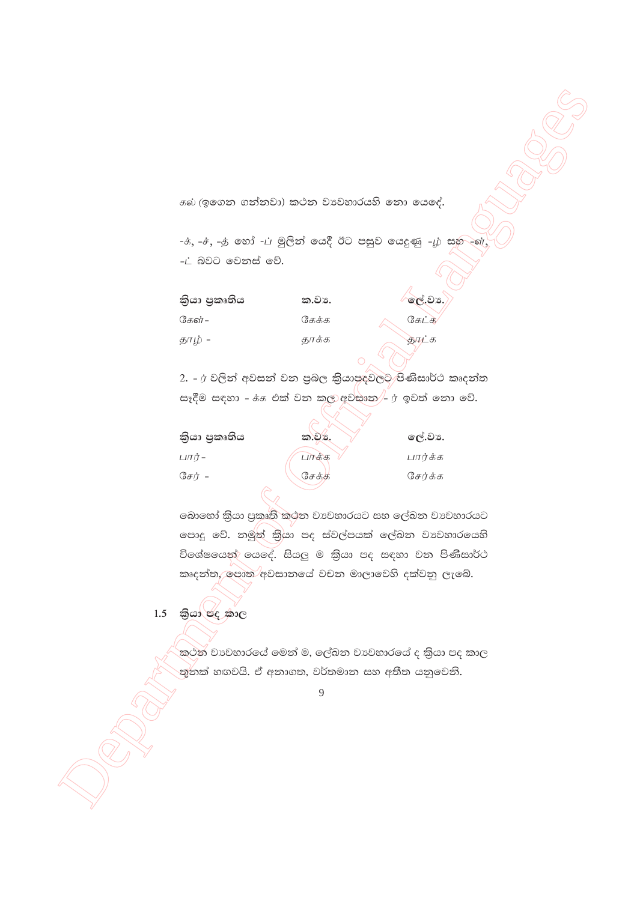கல் (ඉගෙන ගන්නවා) කථන ව්‍යවහාරයහි නො යෙදේ.

-ச், -ச், -த் හෝ -ப் මුලින් යෙදී ඊට පසුව යෙදුණු -ழ் සහ -ள், -ட் බවට වෙනස් වේ.

| ක්‍රියා ප්‍රකෘතිය | ක.ව්‍ය. | ලේ.ව්‍ය. |
|---|---|---|
| கேள் - | கேக்க | கேட்க |
| தாழ் - | தாக்க | தாட்க |

2. - ர் වලින් අවසන් වන ප්‍රබල ක්‍රියාපදවලට පිණිසාර්ථ කෘදන්ත සෑදීම සඳහා - க்க එක් වන කල අවසාන - ர் ඉවත් නො වේ.

| ක්‍රියා ප්‍රකෘතිය | ක.ව්‍ය. | ලේ.ව්‍ය. |
|---|---|---|
| பார் - | பாக்க | பார்க்க |
| சேர் - | சேக்க | சேர்க்க |

බොහෝ ක්‍රියා ප්‍රකෘති කථන ව්‍යවහාරයට සහ ලේඛන ව්‍යවහාරයට පොදු වේ. නමුත් ක්‍රියා පද ස්වල්පයක් ලේඛන ව්‍යවහාරයෙහි විශේෂයෙන් යෙදේ. සියලු ම ක්‍රියා පද සඳහා වන පිණිසාර්ථ කෘදන්ත, පොත අවසානයේ වචන මාලාවෙහි දක්වනු ලැබේ.

## 1.5 ක්‍රියා පද කාල

කථන ව්‍යවහාරයේ මෙන් ම, ලේඛන ව්‍යවහාරයේ ද ක්‍රියා පද කාල තුනක් හඟවයි. ඒ අනාගත, වර්තමාන සහ අතීත යනුවෙනි.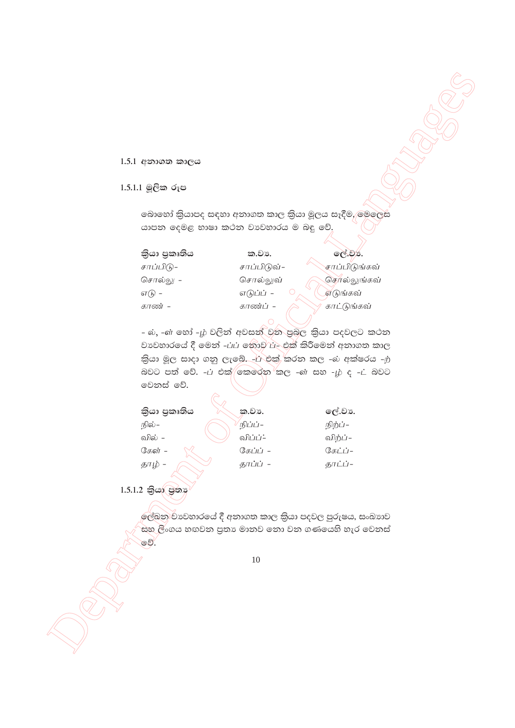### 1.5.1 අනාගත කාලය

#### 1.5.1.1 මූලික රූප

බොහෝ ක්‍රියාපද සඳහා අනාගත කාල ක්‍රියා මූලය සෑදීම, මෙලෙස යාපන දෙමළ භාෂා කථන ව්‍යවහාරය ම බඳු වේ.

| ක්‍රියා ප්‍රකෘතිය | ක.ව්‍ය. | ලේ.ව්‍ය. |
|---|---|---|
| சாப்பிடு- | சாப்பிடுவ்- | சாப்பிடுங்கவ் |
| சொல்லு - | சொல்லுவ் | சொல்லுங்கவ் |
| எடு - | எடுப்ப் - | எடுங்கவ் |
| காண் - | காண்ப் - | காட்டுங்கவ் |

- ல், -ள் හෝ -ழ் වලින් අවසන් වන ප්‍රබල ක්‍රියා පදවලට කථන ව්‍යවහාරයේ දී මෙන් -ப்ப் නොව ப්- එක් කිරීමෙන් අනාගත කාල ක්‍රියා මූල සාදා ගනු ලැබේ. -ப் එක් කරන කල -ல் අක්ෂරය -ற් බවට පත් වේ. -ப் එක් කෙරෙන කල -ள் සහ -ழ் ද -ட් බවට වෙනස් වේ.

| ක්‍රියා ප්‍රකෘතිය | ක.ව්‍ය. | ලේ.ව්‍ය. |
|---|---|---|
| நில்- | நிப்ப்- | நிற்ப்- |
| வில் - | விப்ப்- | விற்ப்- |
| கேள் - | கேப்ப் - | கேட்ப்- |
| தாழ் - | தாப்ப் - | தாட்ப்- |

#### 1.5.1.2 ක්‍රියා ප්‍රත්‍ය

ලේඛන ව්‍යවහාරයේ දී අනාගත කාල ක්‍රියා පදවල පුරුෂය, සංඛ්‍යාව සහ ලිංගය හඟවන ප්‍රත්‍ය මානව නො වන ගණයෙහි හැර වෙනස් වේ.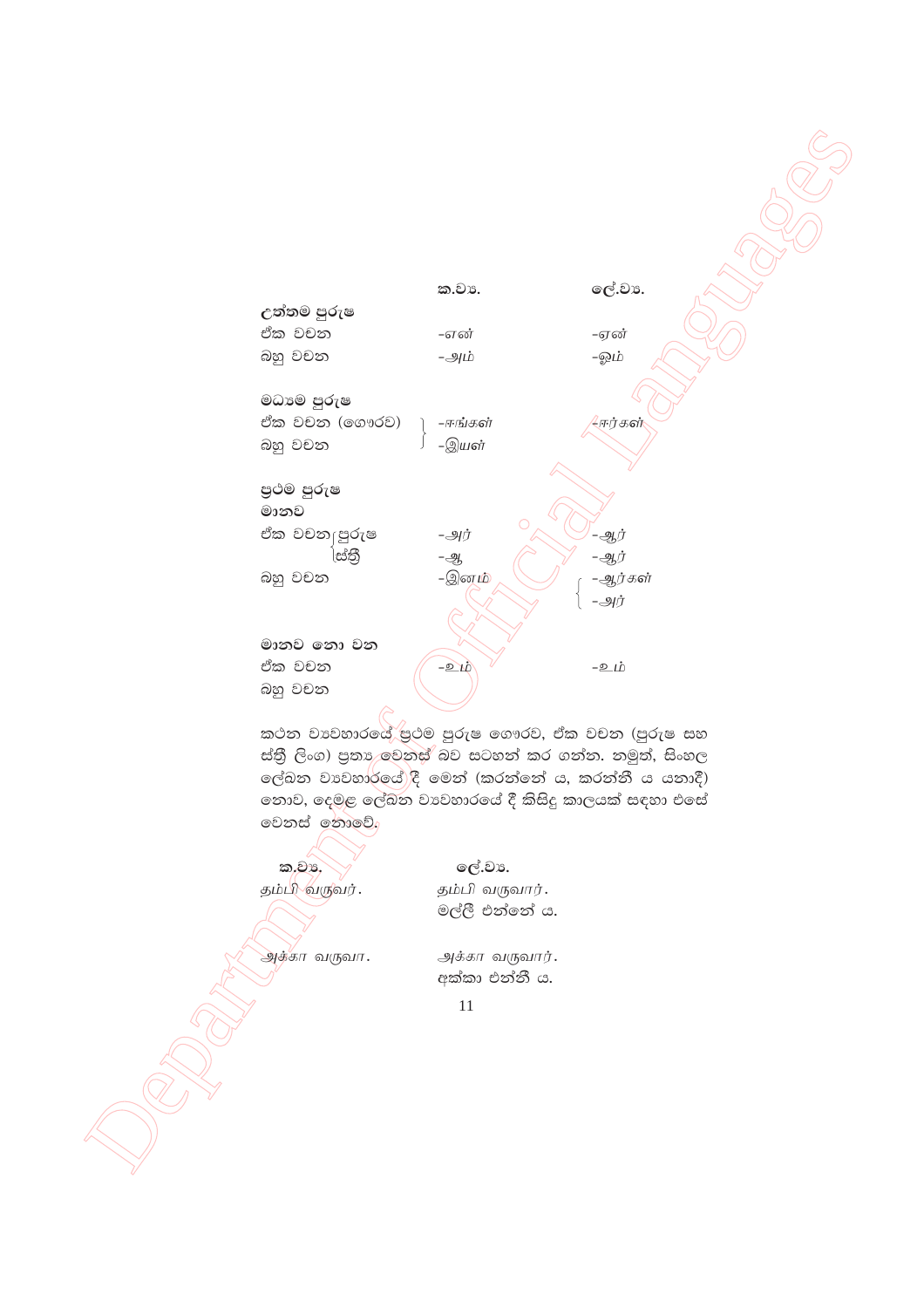| | ක.ව්‍ය. | ලේ.ව්‍ය. |
|---|---|---|
| **උත්තම පුරුෂ** | | |
| ඒක වචන | -என் | -ஏன் |
| බහු වචන | -அம் | -ஓம் |
| **මධ්‍යම පුරුෂ** | | |
| ඒක වචන (ගෞරව) | -ஈங்கள் | -ஈர்கள் |
| බහු වචන | -இயள் | |
| **ප්‍රථම පුරුෂ** | | |
| මානව | | |
| ඒක වචන පුරුෂ | -அர் | -ஆர் |
| ඒක වචන ස්ත්‍රී | -ஆ | -ஆர் |
| බහු වචන | -இனம் | -ஆர்கள් / -அர் |
| **මානව නො වන** | | |
| ඒක වචන | -உம் | -உம் |
| බහු වචන | | |

කථන ව්‍යවහාරයේ ප්‍රථම පුරුෂ ගෞරව, ඒක වචන (පුරුෂ සහ ස්ත්‍රී ලිංග) ප්‍රත්‍ය වෙනස් බව සටහන් කර ගන්න. නමුත්, සිංහල ලේඛන ව්‍යවහාරයේ දී මෙන් (කරන්නේ ය, කරන්නී ය යනාදී) නොව, දෙමළ ලේඛන ව්‍යවහාරයේ දී කිසිදු කාලයක් සඳහා එසේ වෙනස් නොවේ.

| ක.ව්‍ය. | ලේ.ව්‍ය. |
|---|---|
| தம்பி வருவர். | தம்பி வருவார். |
| | මල්ලී එන්නේ ය. |
| அக்கா வருவா. | அக்கா வருவார். |
| | අක්කා එන්නී ය. |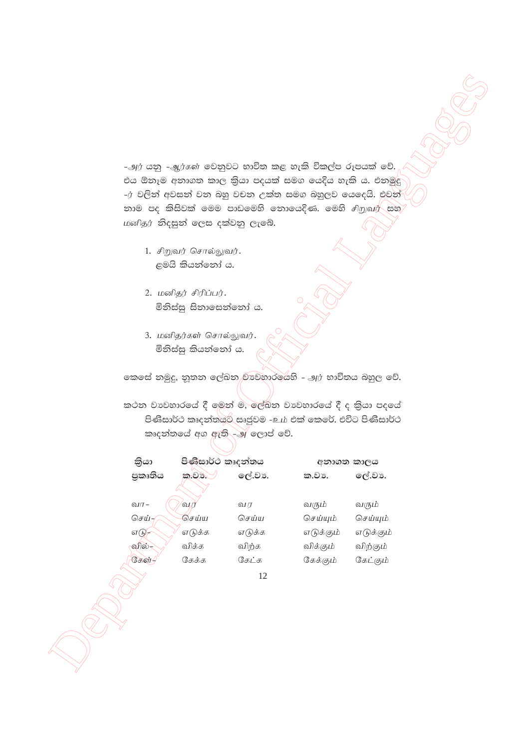-*அர்* යනු -*ஆர்கள்* වෙනුවට භාවිත කළ හැකි විකල්ප රූපයක් වේ. එය ඕනෑම අනාගත කාල ක්‍රියා පදයක් සමග යෙදිය හැකි ය. එනමුදු -*ர்* වලින් අවසන් වන බහු වචන උක්ත සමග බහුලව යෙදෙයි. එවන් නාම පද කිසිවක් මෙම පාඩමෙහි නොයෙදිණ. මෙහි *சிறுவர்* සහ *மனிதர்* නිදසුන් ලෙස දක්වනු ලැබේ.

1. *சிறுவர் சொல்லுவர்.*
   ළමයි කියන්නෝ ය.

2. *மனிதர் சிரிப்பர்.*
   මිනිස්සු සිනාසෙන්නෝ ය.

3. *மனிதர்கள் சொல்லுவர்.*
   මිනිස්සු කියන්නෝ ය.

කෙසේ නමුදු, නූතන ලේඛන ව්‍යවහාරයෙහි - *அர்* භාවිතය බහුල වේ.

කථන ව්‍යවහාරයේ දී මෙන් ම, ලේඛන ව්‍යවහාරයේ දී ද ක්‍රියා පදයේ පිණිසාර්ථ කෘදන්තයට සෘජුවම -*உம்* එක් කෙරේ. එවිට පිණිසාර්ථ කෘදන්තයේ අග ඇති -*அ* ලොප් වේ.

| ක්‍රියා ප්‍රකෘතිය | පිණිසාර්ථ කෘදන්තය | | අනාගත කාලය | |
|---|---|---|---|---|
| | ක.ව්‍ය. | ලේ.ව්‍ය. | ක.ව්‍ය. | ලේ.ව්‍ය. |
| வா- | வர | வர | வரும் | வரும் |
| செய்- | செய்ய | செய்ய | செய்யும் | செய்யும் |
| எடு- | எடுக்க | எடுக்க | எடுக்கும் | எடுக்கும் |
| வில்- | விக்க | விற்க | விக்கும் | விற்கும் |
| கேள்- | கேக்க | கேட்க | கேக்கும் | கேட்கும் |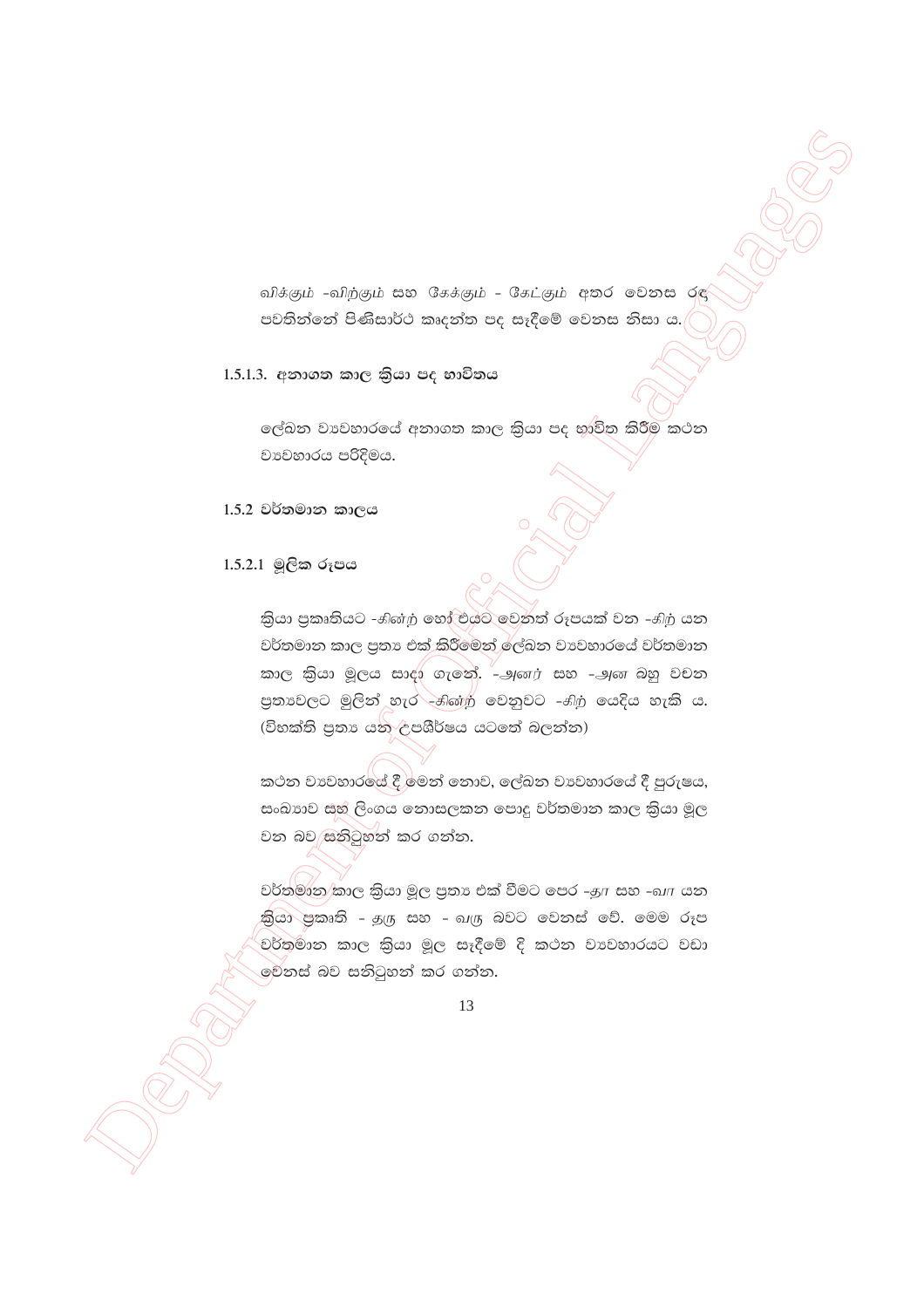விக்கும் -விற்கும் සහ கேக்கும் - கேட்கும் අතර වෙනස රඳ පවතින්නේ පිණිසාර්ථ කෘදන්ත පද සෑදීමේ වෙනස නිසා ය.

### 1.5.1.3. අනාගත කාල ක්‍රියා පද භාවිතය

ලේඛන ව්‍යවහාරයේ අනාගත කාල ක්‍රියා පද භාවිත කිරීම කථන ව්‍යවහාරය පරිදිමය.

## 1.5.2 වර්තමාන කාලය

### 1.5.2.1 මූලික රූපය

ක්‍රියා ප්‍රකෘතියට -கின்ற් හෝ එයට වෙනත් රූපයක් වන -கிற் යන වර්තමාන කාල ප්‍රත්‍ය එක් කිරීමෙන් ලේඛන ව්‍යවහාරයේ වර්තමාන කාල ක්‍රියා මූලය සාදා ගැනේ. -அனர் සහ -அன බහු වචන ප්‍රත්‍යවලට මුලින් හැර -கின்ற் වෙනුවට -கிற் යෙදිය හැකි ය. (විභක්ති ප්‍රත්‍ය යන උපශීර්ෂය යටතේ බලන්න)

කථන ව්‍යවහාරයේ දී මෙන් නොව, ලේඛන ව්‍යවහාරයේ දී පුරුෂය, සංඛ්‍යාව සහ ලිංගය නොසලකන පොදු වර්තමාන කාල ක්‍රියා මූල වන බව සනිටුහන් කර ගන්න.

වර්තමාන කාල ක්‍රියා මූල ප්‍රත්‍ය එක් වීමට පෙර -தா සහ -வா යන ක්‍රියා ප්‍රකෘති - தரு සහ - வரு බවට වෙනස් වේ. මෙම රූප වර්තමාන කාල ක්‍රියා මූල සෑදීමේ දි කථන ව්‍යවහාරයට වඩා වෙනස් බව සනිටුහන් කර ගන්න.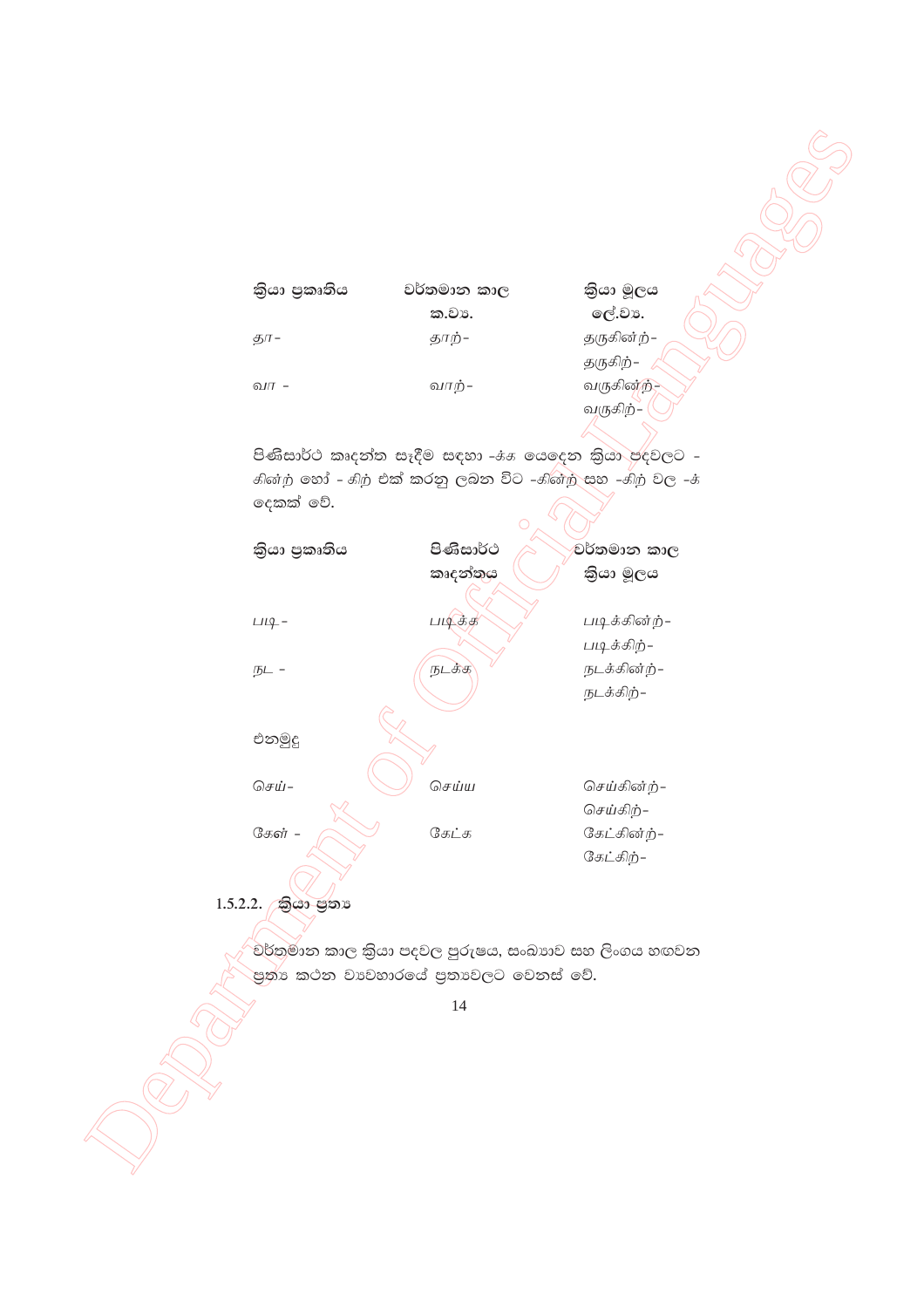| ක්‍රියා ප්‍රකෘතිය | වර්තමාන කාල ක.ව්‍ය. | ක්‍රියා මූලය ලේ.ව්‍ය. |
|---|---|---|
| தா- | தாற்- | தருகின்ற்- |
| | | தருகிற்- |
| வா - | வாற்- | வருகின்ற்- |
| | | வருகிற்- |

පිණිසාර්ථ කෘදන්ත සෑදීම සඳහා -க்க යෙදෙන ක්‍රියා පදවලට - கின்ற் හෝ - கிற் එක් කරනු ලබන විට -கின்ற் සහ -கிற் වල -க் දෙකක් වේ.

| ක්‍රියා ප්‍රකෘතිය | පිණිසාර්ථ කෘදන්තය | වර්තමාන කාල ක්‍රියා මූලය |
|---|---|---|
| படி- | படிக்க | படிக்கின்ற்- |
| | | படிக்கிற்- |
| நட - | நடக்க | நடக்கின்ற்- |
| | | நடக்கிற்- |

එනමුදු

| | | |
|---|---|---|
| செய்- | செய்ய | செய்கின்ற்- |
| | | செய்கிற்- |
| கேள் - | கேட்க | கேட்கின்ற்- |
| | | கேட்கிற்- |

### 1.5.2.2. ක්‍රියා ප්‍රත්‍ය

වර්තමාන කාල ක්‍රියා පදවල පුරුෂය, සංඛ්‍යාව සහ ලිංගය හඟවන ප්‍රත්‍ය කථන ව්‍යවහාරයේ ප්‍රත්‍යවලට වෙනස් වේ.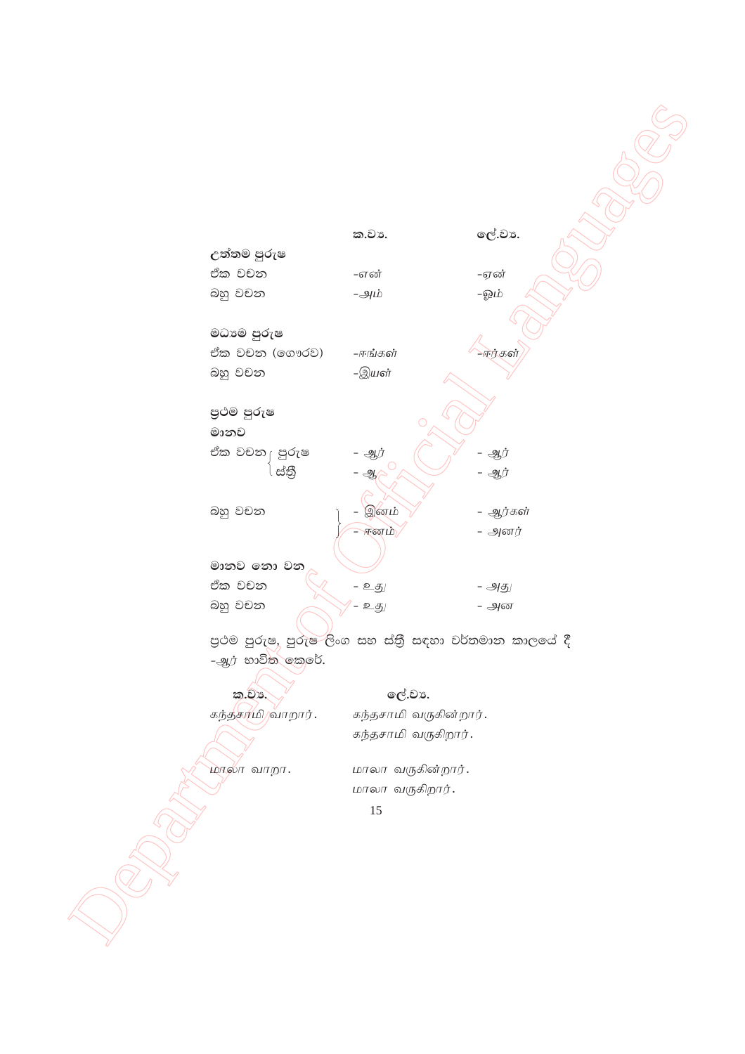| | ක.ව්‍ය. | ලේ.ව්‍ය. |
|---|---|---|
| **උත්තම පුරුෂ** | | |
| ඒක වචන | -என் | -ஏன் |
| බහු වචන | -அம் | -ஓம் |
| **මධ්‍යම පුරුෂ** | | |
| ඒක වචන (ගෞරව) | -ஈங்கள் | -ஈர்கள் |
| බහු වචන | -இயள் | |
| **ප්‍රථම පුරුෂ** | | |
| **මානව** | | |
| ඒක වචන - පුරුෂ | - ஆர் | - ஆர் |
| ඒක වචන - ස්ත්‍රී | - ஆ | - ஆர் |
| බහු වචන | - இனம் / - ஈனம் | - ஆர்கள் / - அனர் |
| **මානව නො වන** | | |
| ඒක වචන | - உது | - அது |
| බහු වචන | - உது | - அன |

ප්‍රථම පුරුෂ, පුරුෂ ලිංග සහ ස්ත්‍රී සඳහා වර්තමාන කාලයේ දී -ஆர் භාවිත කෙරේ.

| ක.ව්‍ය. | ලේ.ව්‍ය. |
|---|---|
| கந்தசாமி வாறார். | கந்தசாமி வருகின்றார். |
| | கந்தசாமி வருகிறார். |
| மாலா வாறா. | மாலா வருகின்றார். |
| | மாலா வருகிறார். |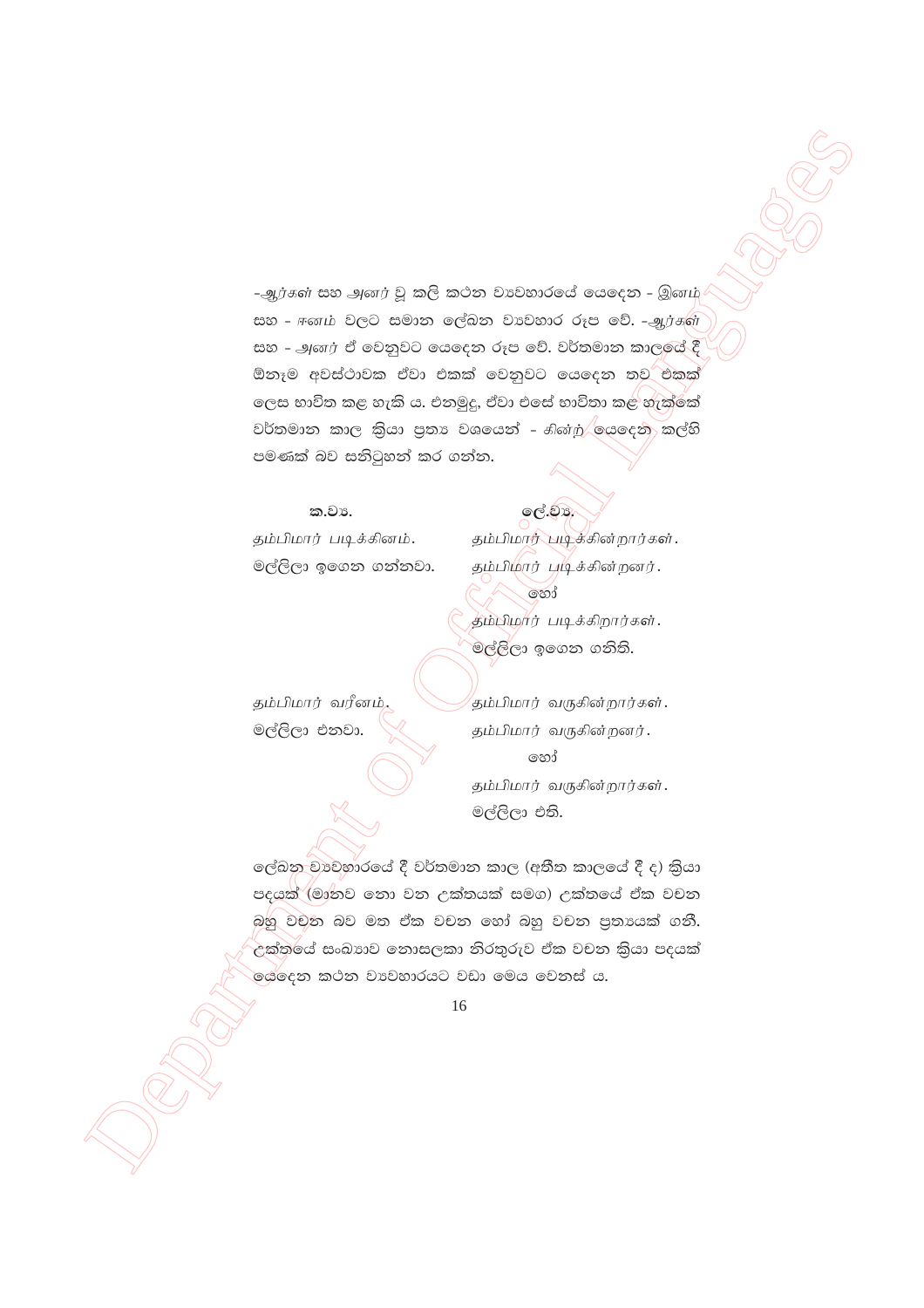-ஆர்கள் සහ -அனர் වූ කලී කථන ව්‍යවහාරයේ යෙදෙන - இனம் සහ - ஈனம் වලට සමාන ලේඛන ව්‍යවහාර රූප වේ. -ஆர்கள் සහ - அனர் ඒ වෙනුවට යෙදෙන රූප වේ. වර්තමාන කාලයේ දී ඕනෑම අවස්ථාවක ඒවා එකක් වෙනුවට යෙදෙන තව එකක් ලෙස භාවිත කළ හැකි ය. එනමුදු, ඒවා එසේ භාවිතා කළ හැක්කේ වර්තමාන කාල ක්‍රියා ප්‍රත්‍ය වශයෙන් - கின்ற் යෙදෙන කල්හි පමණක් බව සනිටුහන් කර ගන්න.

| ක.ව්‍ය. | ලේ.ව්‍ය. |
|---|---|
| தம்பிமார் படிக்கினம். | தம்பிமார் படிக்கின்றார்கள். |
| මල්ලිලා ඉගෙන ගන්නවා. | தம்பிமார் படிக்கின்றனர். |
| | හෝ |
| | தம்பிமார் படிக்கிறார்கள். |
| | මල්ලිලා ඉගෙන ගනිති. |
| தம்பிமார் வரீனம். | தம்பிமார் வருகின்றார்கள். |
| මල්ලිලා එනවා. | தம்பிமார் வருகின்றனர். |
| | හෝ |
| | தம்பிமார் வருகின்றார்கள். |
| | මල්ලිලා එති. |

ලේඛන ව්‍යවහාරයේ දී වර්තමාන කාල (අතීත කාලයේ දී ද) ක්‍රියා පදයක් (මානව නො වන උක්තයක් සමග) උක්තයේ ඒක වචන බහු වචන බව මත ඒක වචන හෝ බහු වචන ප්‍රත්‍යයක් ගනී. උක්තයේ සංඛ්‍යාව නොසලකා නිරතුරුව ඒක වචන ක්‍රියා පදයක් යෙදෙන කථන ව්‍යවහාරයට වඩා මෙය වෙනස් ය.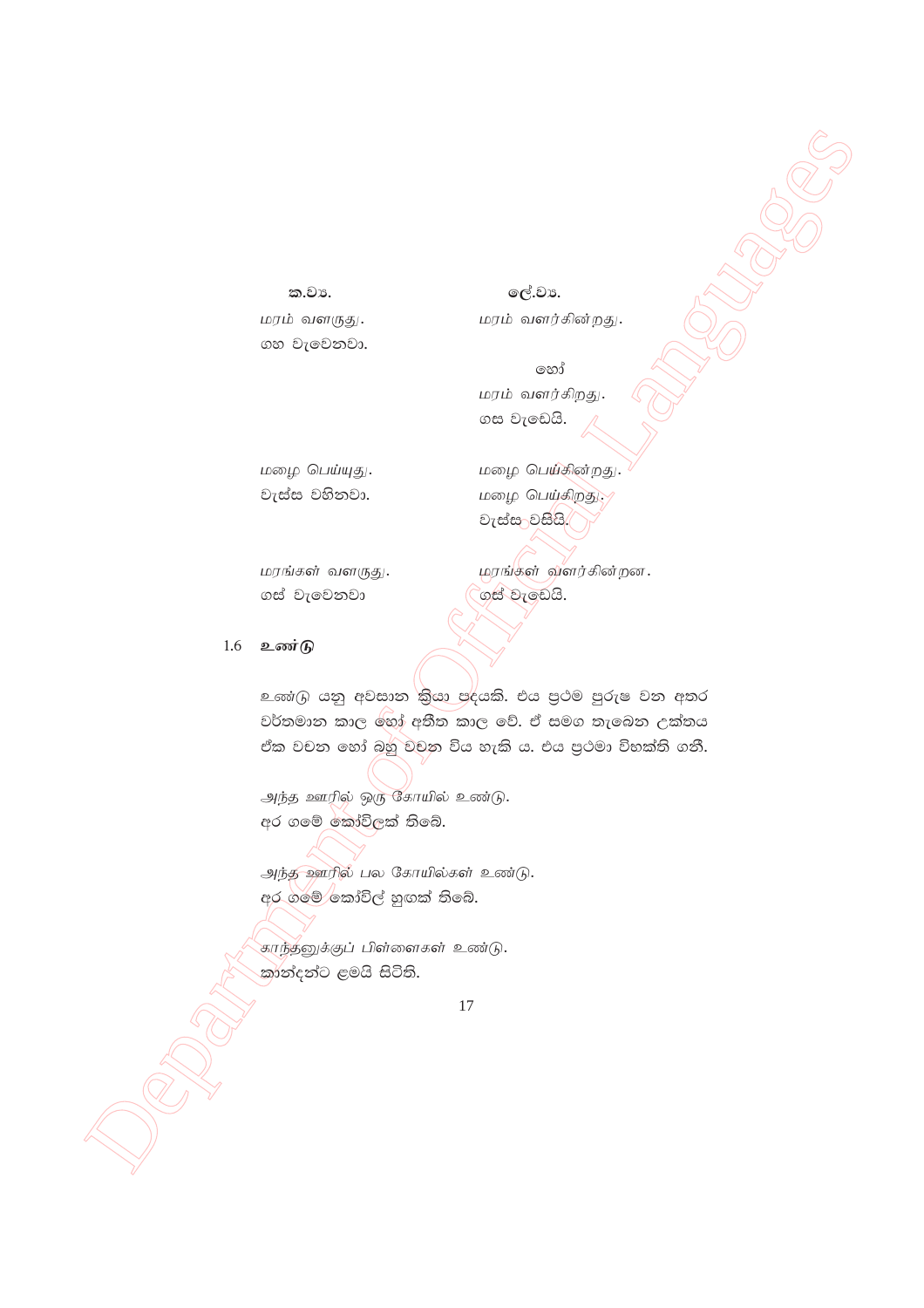| ක.ව්‍ය. | ලේ.ව්‍ය. |
|---|---|
| *மரம் வளருது.* | *மரம் வளர்கின்றது.* |
| ගහ වැවෙනවා. | හෝ |
| | *மரம் வளர்கிறது.* |
| | ගස වැඩෙයි. |
| *மழை பெய்யுது.* | *மழை பெய்கின்றது.* |
| වැස්ස වහිනවා. | *மழை பெய்கிறது.* |
| | වැස්ස වසියි. |
| *மரங்கள் வளருது.* | *மரங்கள் வளர்கின்றன.* |
| ගස් වැවෙනවා | ගස් වැඩෙයි. |

## 1.6 உண்டு

උණ්ඩු යනු අවසාන ක්‍රියා පදයකි. එය ප්‍රථම පුරුෂ වන අතර වර්තමාන කාල හෝ අතීත කාල වේ. ඒ සමග තැබෙන උක්තය ඒක වචන හෝ බහු වචන විය හැකි ය. එය ප්‍රථමා විභක්ති ගනී.

*அந்த ஊரில் ஒரு கோயில் உண்டு.*
අර ගමේ කෝවිලක් තිබේ.

*அந்த ஊரில் பல கோயில்கள் உண்டு.*
අර ගමේ කෝවිල් හුගක් තිබේ.

*காந்தனுக்குப் பிள்ளைகள் உண்டு.*
කාන්දන්ට ළමයි සිටිති.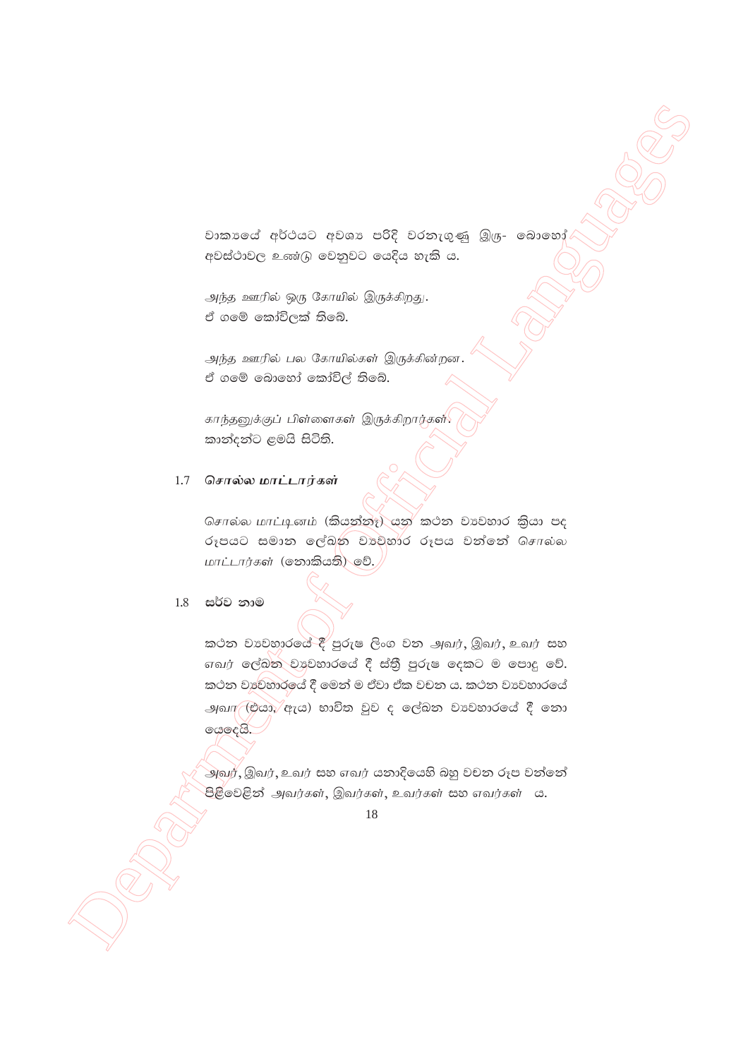වාක්‍යයේ අර්ථයට අවශ්‍ය පරිදි වරනැගුණු இரு- බොහෝ අවස්ථාවල உண்டு වෙනුවට යෙදිය හැකි ය.

*அந்த ஊரில் ஒரு கோயில் இருக்கிறது.*
ඒ ගමේ කෝවිලක් තිබේ.

*அந்த ஊரில் பல கோயில்கள் இருக்கின்றன.*
ඒ ගමේ බොහෝ කෝවිල් තිබේ.

*காந்தனுக்குப் பிள்ளைகள் இருக்கிறார்கள்.*
කාන්දන්ට ළමයි සිටිති.

## 1.7 சொல்ல மாட்டார்கள்

சொல்ல மாட்டினம் (කියන්නෑ) යන කථන ව්‍යවහාර ක්‍රියා පද රූපයට සමාන ලේඛන ව්‍යවහාර රූපය වන්නේ சொல்ல மாட்டார்கள் (නොකියති) වේ.

## 1.8 සර්ව නාම

කථන ව්‍යවහාරයේ දී පුරුෂ ලිංග වන *அவர்*, *இவர்*, *உவர்* සහ *எவர்* ලේඛන ව්‍යවහාරයේ දී ස්ත්‍රී පුරුෂ දෙකට ම පොදු වේ. කථන ව්‍යවහාරයේ දී මෙන් ම ඒවා ඒක වචන ය. කථන ව්‍යවහාරයේ *அவா* (එයා, ඇය) භාවිත වුව ද ලේඛන ව්‍යවහාරයේ දී නො යෙදෙයි.

*அவர்*, *இவர்*, *உவர்* සහ *எவர்* යනාදියෙහි බහු වචන රූප වන්නේ පිළිවෙළින් *அவர்கள்*, *இவர்கள்*, *உவர்கள்* සහ *எவர்கள்* ය.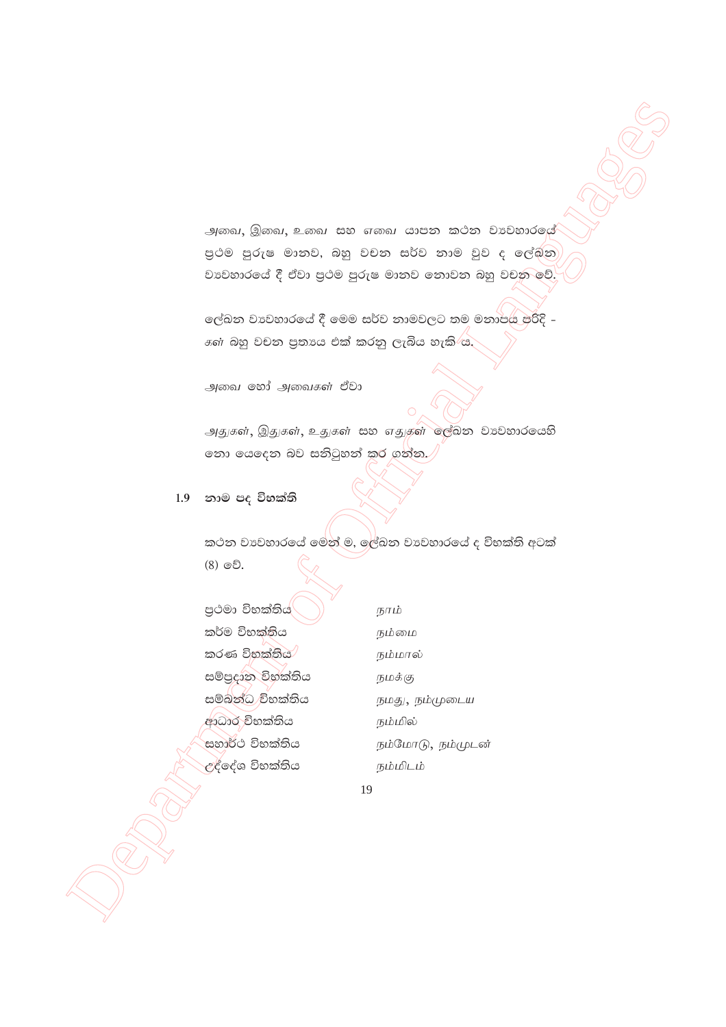*அவை*, *இவை*, *உவை* සහ *எவை* යාපන කථන ව්‍යවහාරයේ ප්‍රථම පුරුෂ මානව, බහු වචන සර්ව නාම වුව ද ලේඛන ව්‍යවහාරයේ දී ඒවා ප්‍රථම පුරුෂ මානව නොවන බහු වචන වේ.

ලේඛන ව්‍යවහාරයේ දී මෙම සර්ව නාමවලට තම මනාපය පරිදි - *கள்* බහු වචන ප්‍රත්‍යය එක් කරනු ලැබිය හැකි ය.

*அவை* හෝ *அவைகள்* ඒවා

*அதுகள்*, *இதுகள்*, *உதுகள்* සහ *எதுகள்* ලේඛන ව්‍යවහාරයෙහි නො යෙදෙන බව සනිටුහන් කර ගන්න.

## 1.9 නාම පද විභක්ති

කථන ව්‍යවහාරයේ මෙන් ම, ලේඛන ව්‍යවහාරයේ ද විභක්ති අටක් (8) වේ.

| | |
|---|---|
| ප්‍රථමා විභක්තිය | *நாம்* |
| කර්ම විභක්තිය | *நம்மை* |
| කරණ විභක්තිය | *நம்மால்* |
| සම්ප්‍රදාන විභක්තිය | *நமக்கு* |
| සම්බන්ධ විභක්තිය | *நமது*, *நம்முடைய* |
| ආධාර විභක්තිය | *நம்மில்* |
| සහාර්ථ විභක්තිය | *நம்மோடு*, *நம்முடன்* |
| උද්දේශ විභක්තිය | *நம்மிடம்* |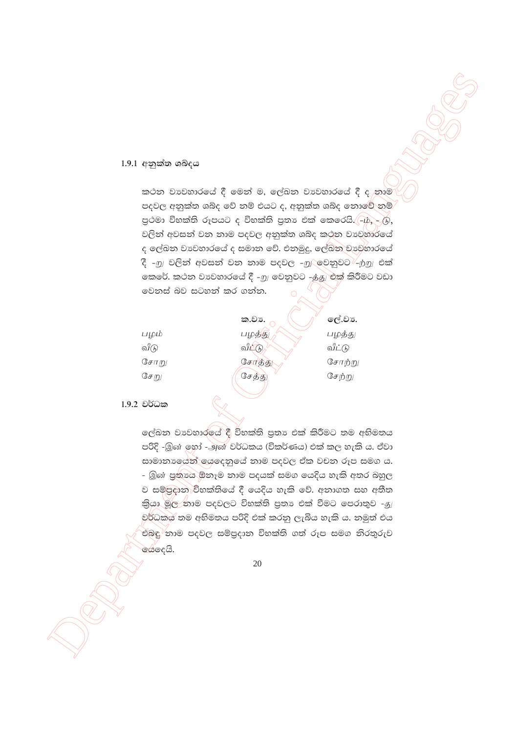### 1.9.1 අනුක්ත ශබ්දය

කථන ව්‍යවහාරයේ දී මෙන් ම, ලේඛන ව්‍යවහාරයේ දී ද නාම පදවල අනුක්ත ශබ්ද වේ නම් එයට ද, අනුක්ත ශබ්ද නොවේ නම් ප්‍රථමා විභක්ති රූපයට ද විභක්ති ප්‍රත්‍ය එක් කෙරෙයි. -ம், - டு, වලින් අවසන් වන නාම පදවල අනුක්ත ශබ්ද කථන ව්‍යවහාරයේ ද ලේඛන ව්‍යවහාරයේ ද සමාන වේ. එනමුදු, ලේඛන ව්‍යවහාරයේ දී -று වලින් අවසන් වන නාම පදවල -று වෙනුවට -ற்று එක් කෙරේ. කථන ව්‍යවහාරයේ දී -று වෙනුවට -த்து එක් කිරීමට වඩා වෙනස් බව සටහන් කර ගන්න.

| | ක.ව්‍ය. | ලේ.ව්‍ය. |
|---|---|---|
| பழம் | பழத்து | பழத்து |
| வீடு | வீட்டு | வீட்டு |
| சோறு | சோத்து | சோற்று |
| சேறு | சேத்து | சேற்று |

### 1.9.2 වර්ධක

ලේඛන ව්‍යවහාරයේ දී විභක්ති ප්‍රත්‍ය එක් කිරීමට තම අභිමතය පරිදි -இன் හෝ -அன் වර්ධකය (විකර්ණය) එක් කළ හැකි ය. ඒවා සාමාන්‍යයෙන් යෙදෙනුයේ නාම පදවල ඒක වචන රූප සමග ය. - இன் ප්‍රත්‍යය ඕනෑම නාම පදයක් සමග යෙදිය හැකි අතර බහුල ව සම්ප්‍රදාන විභක්තියේ දී යෙදිය හැකි වේ. අනාගත සහ අතීත ක්‍රියා මූල නාම පදවලට විභක්ති ප්‍රත්‍ය එක් වීමට පෙරාතුව -து වර්ධකය තම අභිමතය පරිදි එක් කරනු ලැබිය හැකි ය. නමුත් එය එබඳු නාම පදවල සම්ප්‍රදාන විභක්ති ගත් රූප සමග නිරතුරුව යෙදෙයි.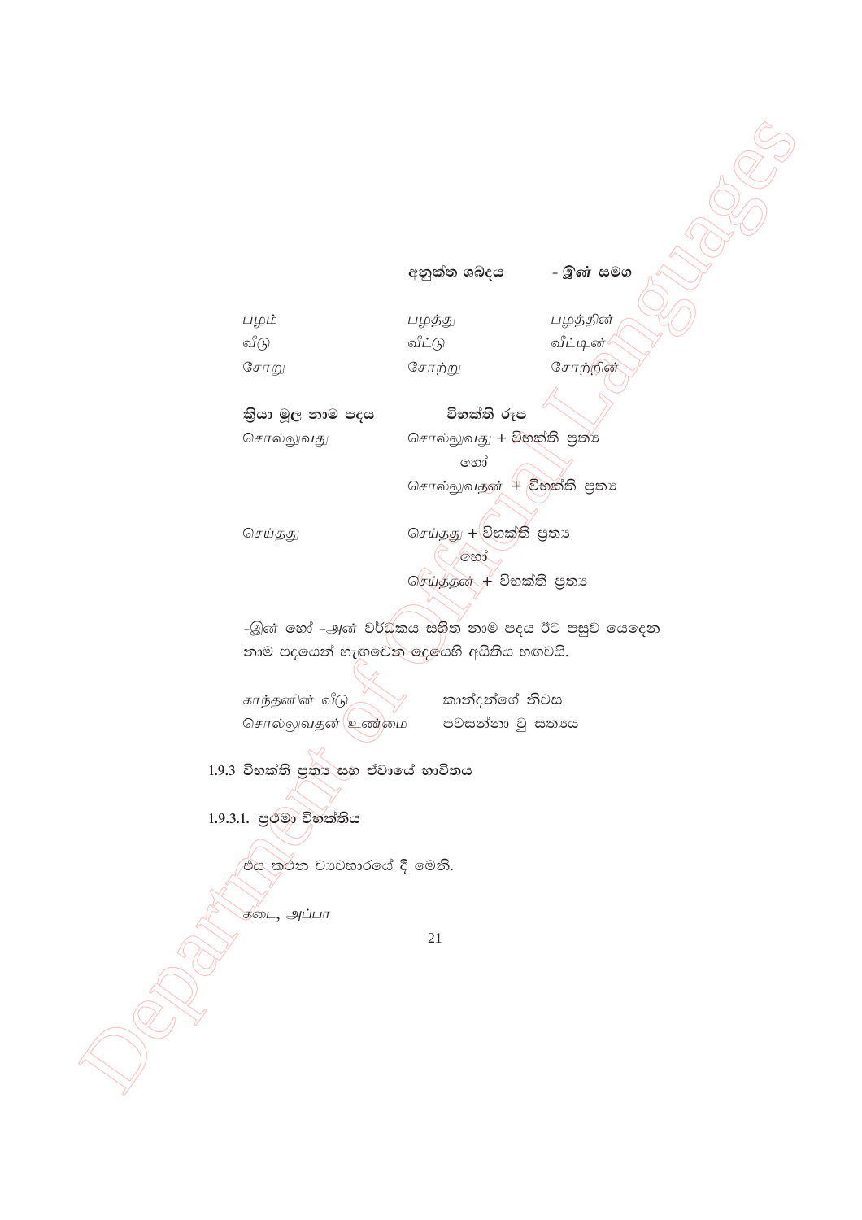| | අනුක්ත ශබ්දය | - இன் සමග |
|---|---|---|
| பழம் | பழத்து | பழத்தின் |
| வீடு | வீட்டு | வீட்டின் |
| சோறு | சோற்று | சோற்றின் |

| ක්‍රියා මූල නාම පදය | විභක්ති රූප |
|---|---|
| சொல்லுவது | சொல்லுவது + විභක්ති ප්‍රත්‍ය |
| | හෝ |
| | சொல்லுவதன் + විභක්ති ප්‍රත්‍ය |
| செய்தது | செய்தது + විභක්ති ප්‍රත්‍ය |
| | හෝ |
| | செய்ததன் + විභක්ති ප්‍රත්‍ය |

-இன் හෝ -அன் වර්ධකය සහිත නාම පදය ඊට පසුව යෙදෙන නාම පදයෙන් හැඟවෙන දෙයෙහි අයිතිය හඟවයි.

| | |
|---|---|
| காந்தனின் வீடு | කාන්දන්ගේ නිවස |
| சொல்லுவதன் உண்மை | පවසන්නා වූ සත්‍යය |

### 1.9.3 විභක්ති ප්‍රත්‍ය සහ ඒවායේ භාවිතය

#### 1.9.3.1. ප්‍රථමා විභක්තිය

එය කර්තෘ ව්‍යවහාරයේ දී මෙනි.

கடை, அப்பா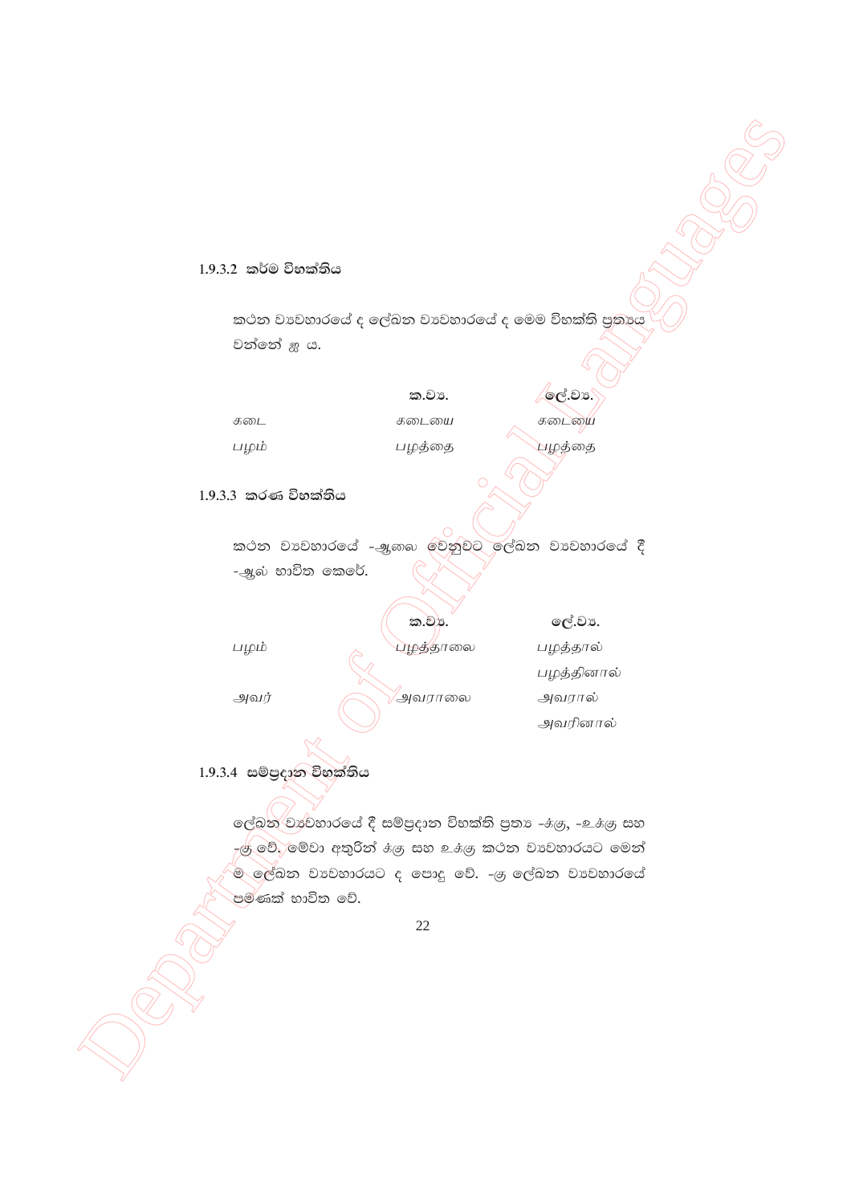### 1.9.3.2 කර්ම විභක්තිය

කථන ව්‍යවහාරයේ ද ලේඛන ව්‍යවහාරයේ ද මෙම විභක්ති ප්‍රත්‍යය වන්නේ ஐ ය.

| | ක.ව්‍ය. | ලේ.ව්‍ය. |
|---|---|---|
| *கடை* | *கடையை* | *கடையை* |
| *பழம்* | *பழத்தை* | *பழத்தை* |

### 1.9.3.3 කරණ විභක්තිය

කථන ව්‍යවහාරයේ -ஆலை වෙනුවට ලේඛන ව්‍යවහාරයේ දී -ஆல் භාවිත කෙරේ.

| | ක.ව්‍ය. | ලේ.ව්‍ය. |
|---|---|---|
| *பழம்* | *பழத்தாலை* | *பழத்தால்* |
| | | *பழத்தினால்* |
| *அவர்* | *அவராலை* | *அவரால்* |
| | | *அவரினால்* |

### 1.9.3.4 සම්ප්‍රදාන විභක්තිය

ලේඛන ව්‍යවහාරයේ දී සම්ප්‍රදාන විභක්ති ප්‍රත්‍ය -க்கு, -உக்கு සහ -கு වේ. මේවා අතුරින් க்கு සහ உக்கு කථන ව්‍යවහාරයට මෙන් ම ලේඛන ව්‍යවහාරයට ද පොදු වේ. -கு ලේඛන ව්‍යවහාරයේ පමණක් භාවිත වේ.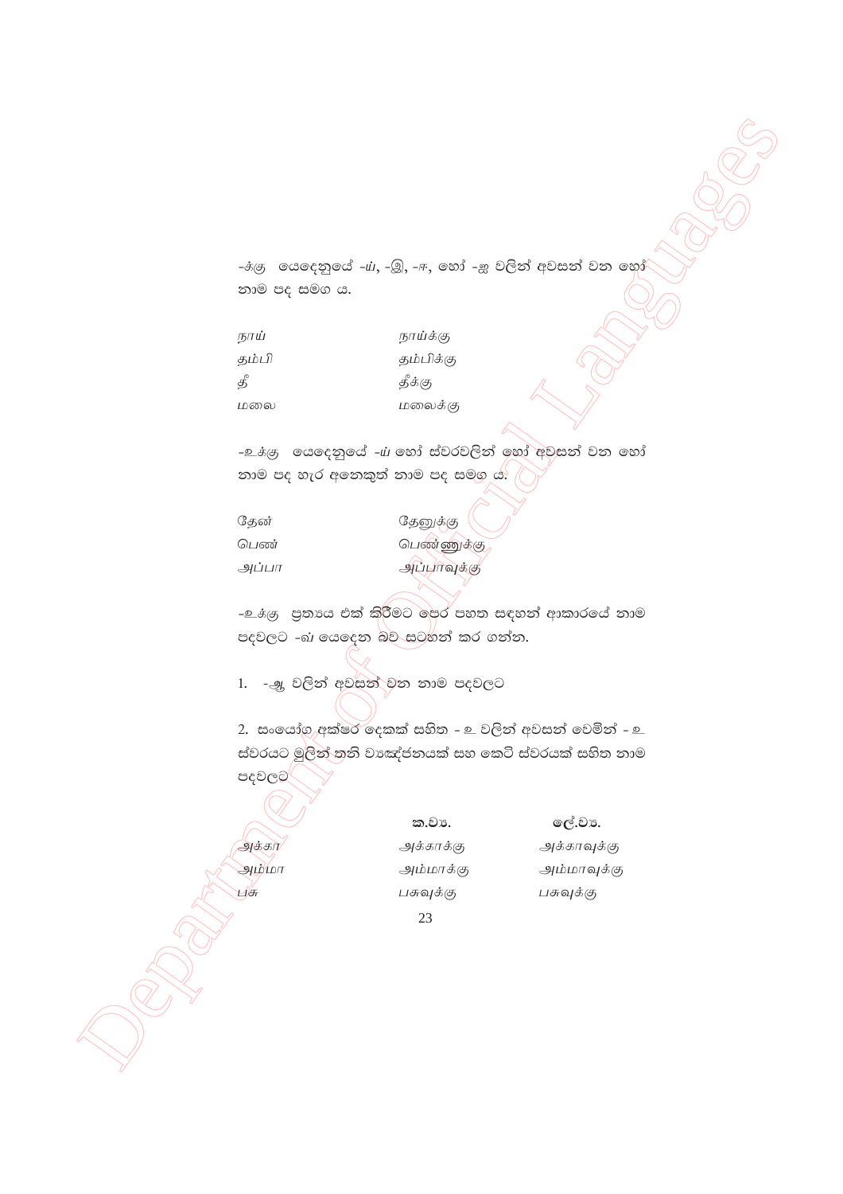-க்கு යෙදෙනුයේ -ய், -இ, -ஈ, හෝ -ஐ වලින් අවසන් වන හෝ නාම පද සමග ය.

| | |
|---|---|
| நாய் | நாய்க்கு |
| தம்பி | தம்பிக்கு |
| தீ | தீக்கு |
| மலை | மலைக்கு |

-உக்கு යෙදෙනුයේ -ய் හෝ ස්වරවලින් හෝ අවසන් වන හෝ නාම පද හැර අනෙකුත් නාම පද සමග ය.

| | |
|---|---|
| தேன் | தேனுக்கு |
| பெண் | பெண்ணுக்கு |
| அப்பா | அப்பாவுக்கு |

-உக்கு ප්‍රත්‍යය එක් කිරීමට පෙර පහත සඳහන් ආකාරයේ නාම පදවලට -வ் යෙදෙන බව සටහන් කර ගන්න.

1. -ஆ වලින් අවසන් වන නාම පදවලට

2. සංයෝග අක්ෂර දෙකක් සහිත - உ වලින් අවසන් වෙමින් - உ ස්වරයට මුලින් තනි ව්‍යඤ්ජනයක් සහ කෙටි ස්වරයක් සහිත නාම පදවලට

| | ක.ව්‍ය. | ලේ.ව්‍ය. |
|---|---|---|
| அக்கா | அக்காக்கு | அக்காவுக்கு |
| அம்மா | அம்மாக்கு | அம்மாவுக்கு |
| பசு | பசுவுக்கு | பசுவுக்கு |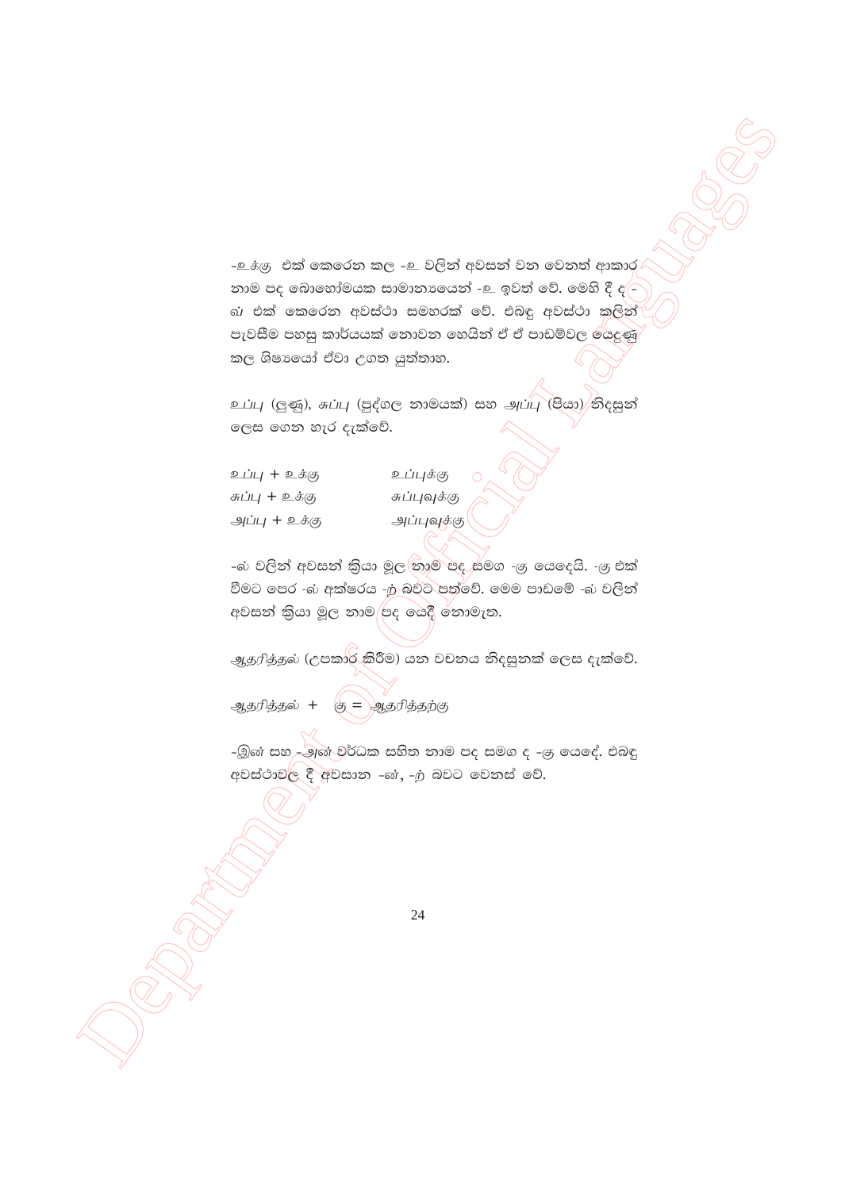-உக்கு එක් කෙරෙන කල -உ වලින් අවසන් වන වෙනත් ආකාර නාම පද බොහෝමයක සාමාන්‍යයෙන් -உ ඉවත් වේ. මෙහි දී ද -வ் එක් කෙරෙන අවස්ථා සමහරක් වේ. එබඳු අවස්ථා කලින් පැවසීම පහසු කාර්යයක් නොවන හෙයින් ඒ ඒ පාඩම්වල යෙදුණු කල ශිෂ්‍යයෝ ඒවා උගත යුත්තාහ.

உப்பு (ලුණු), சுப்பு (පුද්ගල නාමයක්) සහ அப்பு (පියා) නිදසුන් ලෙස ගෙන හැර දැක්වේ.

உப்பு + உக்கு உப்புக்கு
சுப்பு + உக்கு சுப்புவுக்கு
அப்பு + உக்கு அப்புவுக்கு

-ல் වලින් අවසන් ක්‍රියා මූල නාම පද සමග -கு යෙදෙයි. -கு එක් වීමට පෙර -ல் අක්ෂරය -ற் බවට පත්වේ. මෙම පාඩමේ -ல் වලින් අවසන් ක්‍රියා මූල නාම පද යෙදී නොමැත.

ஆதரித்தல் (උපකාර කිරීම) යන වචනය නිදසුනක් ලෙස දැක්වේ.

ஆதரித்தல் + கு = ஆதரித்தற்கு

-இன் සහ -அன் වර්ධක සහිත නාම පද සමග ද -கு යෙදේ. එබඳු අවස්ථාවල දී අවසාන -ன், -ற் බවට වෙනස් වේ.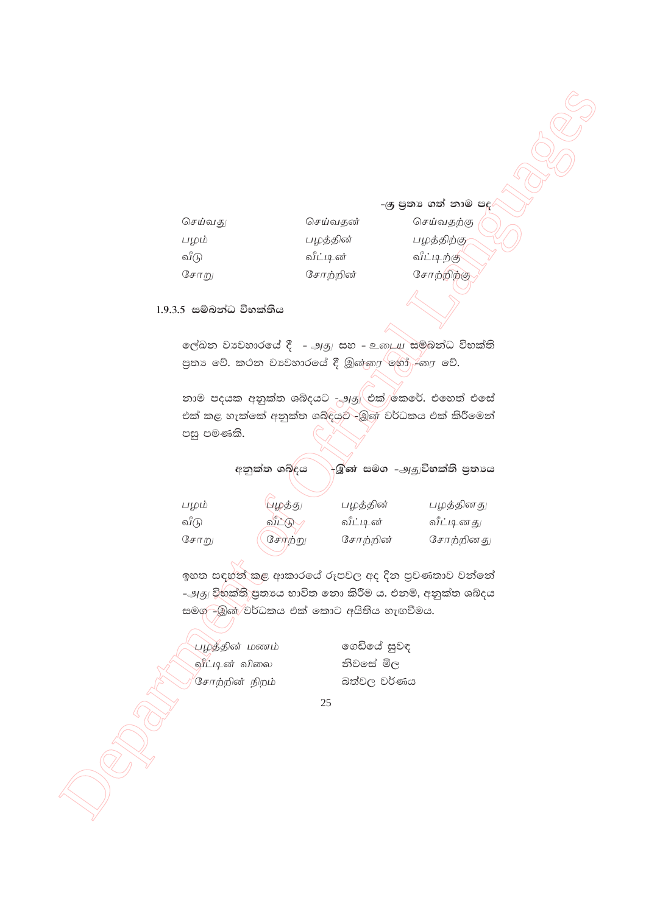-கு ප්‍රත්‍ය ගත් නාම පද

| | | |
|---|---|---|
| செய்வது | செய்வதன் | செய்வதற்கு |
| பழம் | பழத்தின் | பழத்திற்கு |
| வீடு | வீட்டின் | வீட்டிற்கு |
| சோறு | சோற்றின் | சோற்றிற்கு |

### 1.9.3.5 සම්බන්ධ විභක්තිය

ලේඛන ව්‍යවහාරයේ දී - அது සහ - உடைய සම්බන්ධ විභක්ති ප්‍රත්‍ය වේ. කථන ව්‍යවහාරයේ දී இன்ரை හෝ -ரை වේ.

නාම පදයක අනුක්ත ශබ්දයට -அது එක් කෙරේ. එහෙත් එසේ එක් කළ හැක්කේ අනුක්ත ශබ්දයට -இன் වර්ධකය එක් කිරීමෙන් පසු පමණකි.

| | අනුක්ත ශබ්දය | -இன் සමග | -அது විභක්ති ප්‍රත්‍යය |
|---|---|---|---|
| பழம் | பழத்து | பழத்தின் | பழத்தினது |
| வீடு | வீட்டு | வீட்டின் | வீட்டினது |
| சோறு | சோற்று | சோற்றின் | சோற்றினது |

ඉහත සඳහන් කළ ආකාරයේ රූපවල අද දින ප්‍රවණතාව වන්නේ -அது විභක්ති ප්‍රත්‍යය භාවිත නො කිරීම ය. එනම්, අනුක්ත ශබ්දය සමග -இன் වර්ධකය එක් කොට අයිතිය හැඟවීමය.

| | |
|---|---|
| பழத்தின் மணம் | ගෙඩියේ සුවඳ |
| வீட்டின் விலை | නිවසේ මිල |
| சோற்றின் நிறம் | බත්වල වර්ණය |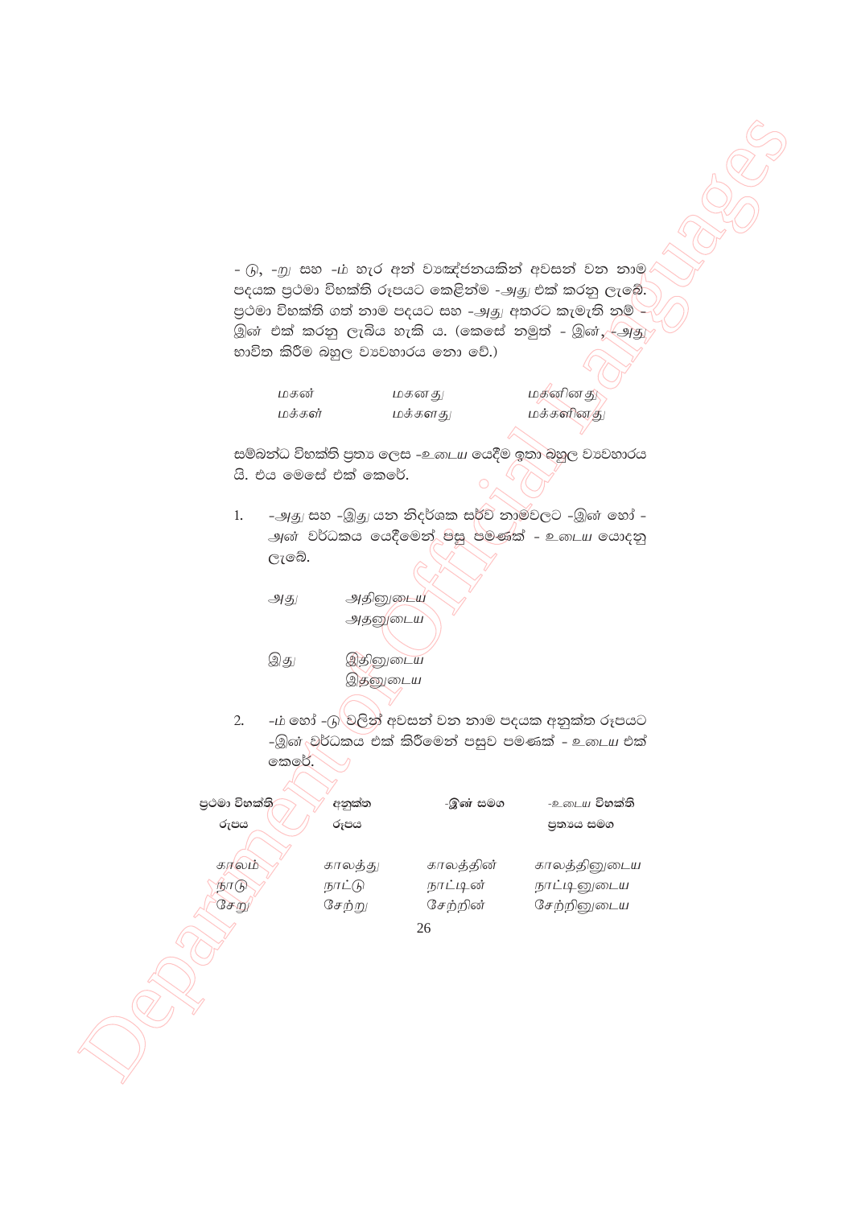- டு, -று සහ -ம் හැර අන් ව්‍යඤ්ජනයකින් අවසන් වන නාම පදයක ප්‍රථමා විභක්ති රූපයට කෙළින්ම -அது එක් කරනු ලැබේ. ප්‍රථමා විභක්ති ගත් නාම පදයට සහ -அது අතරට කැමැති නම් - இன் එක් කරනු ලැබිය හැකි ය. (කෙසේ නමුත් - இன், -அது භාවිත කිරීම බහුල ව්‍යවහාරය නො වේ.)

| | | |
|---|---|---|
| *மகன்* | *மகனது* | *மகனினது* |
| *மக்கள்* | *மக்களது* | *மக்களினது* |

සම්බන්ධ විභක්ති ප්‍රත්‍ය ලෙස -உடைய යෙදීම ඉතා බහුල ව්‍යවහාරය යි. එය මෙසේ එක් කෙරේ.

1. -அது සහ -இது යන නිදර්ශක සර්ව නාමවලට -இன் හෝ -அன் වර්ධකය යෙදීමෙන් පසු පමණක් - உடைய යොදනු ලැබේ.

| | |
|---|---|
| *அது* | *அதினுடைய* |
| | *அதனுடைய* |
| *இது* | *இதினுடைய* |
| | *இதனுடைய* |

2. -ம் හෝ -டு වලින් අවසන් වන නාම පදයක අනුක්ත රූපයට -இன் වර්ධකය එක් කිරීමෙන් පසුව පමණක් - உடைய එක් කෙරේ.

| ප්‍රථමා විභක්ති රූපය | අනුක්ත රූපය | -இன் සමග | -உடைய විභක්ති ප්‍රත්‍යය සමග |
|---|---|---|---|
| காலம் | காலத்து | காலத்தின் | காலத்தினுடைய |
| நாடு | நாட்டு | நாட்டின் | நாட்டினுடைய |
| சேறு | சேற்று | சேற்றின் | சேற்றினுடைய |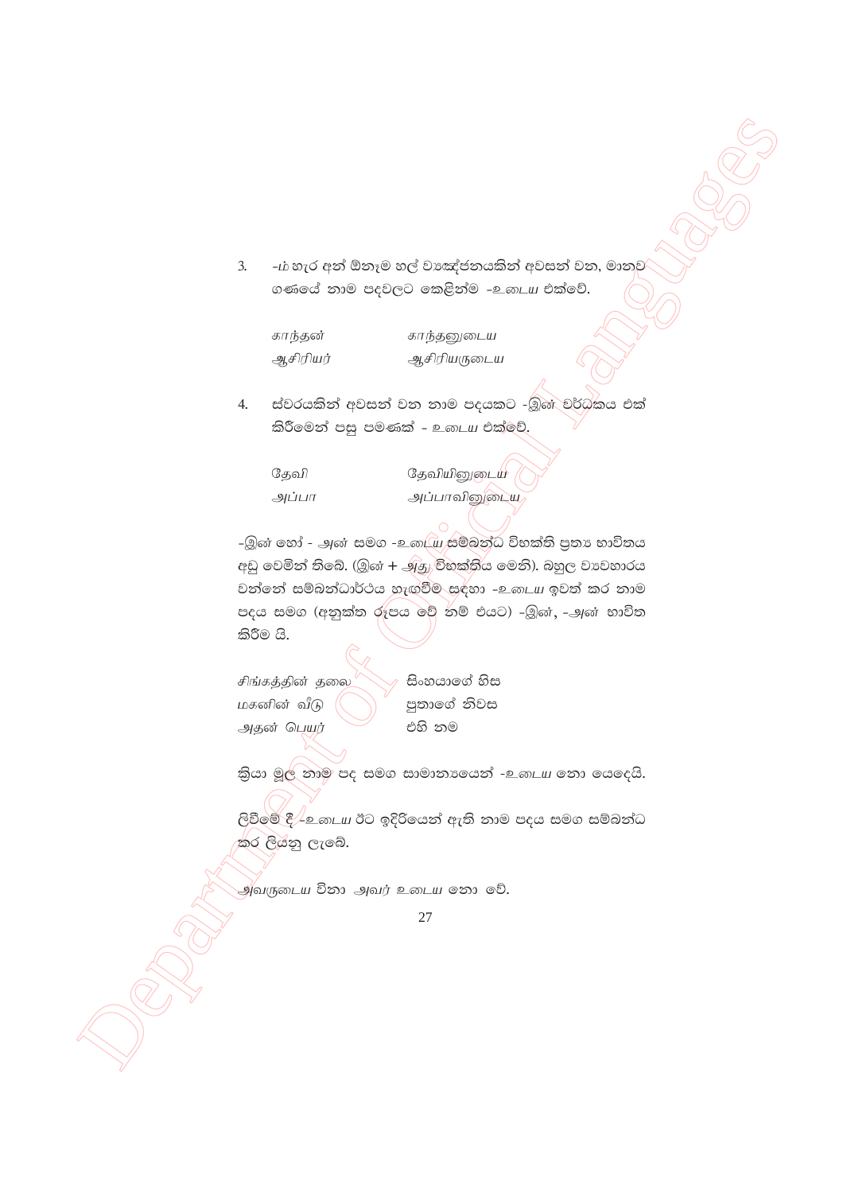3. -ம் හැර අන් ඕනෑම හල් ව්‍යඤ්ජනයකින් අවසන් වන, මානව ගණයේ නාම පදවලට කෙළින්ම -உடைய එක්වේ.

| | |
|---|---|
| *காந்தன்* | *காந்தனுடைய* |
| *ஆசிரியர்* | *ஆசிரியருடைய* |

4. ස්වරයකින් අවසන් වන නාම පදයකට -இன் වර්ධකය එක් කිරීමෙන් පසු පමණක් - உடைய එක්වේ.

| | |
|---|---|
| *தேவி* | *தேவியினுடைய* |
| *அப்பா* | *அப்பாவினுடைய* |

-இன் හෝ - அன் සමග -உடைய සම්බන්ධ විභක්ති ප්‍රත්‍ය භාවිතය අඩු වෙමින් තිබේ. (இன் + அது විභක්තිය මෙනි). බහුල ව්‍යවහාරය වන්නේ සම්බන්ධාර්ථය හැඟවීම සඳහා -உடைய ඉවත් කර නාම පදය සමග (අනුක්ත රූපය වේ නම් එයට) -இன், -அன் භාවිත කිරීම යි.

| | |
|---|---|
| *சிங்கத்தின் தலை* | සිංහයාගේ හිස |
| *மகனின் வீடு* | පුතාගේ නිවස |
| *அதன் பெயர்* | එහි නම |

ක්‍රියා මූල නාම පද සමග සාමාන්‍යයෙන් -உடைய නො යෙදෙයි.

ලිවීමේ දී -உடைய ඊට ඉදිරියෙන් ඇති නාම පදය සමග සම්බන්ධ කර ලියනු ලැබේ.

*அவருடைய* විනා *அவர் உடைய* නො වේ.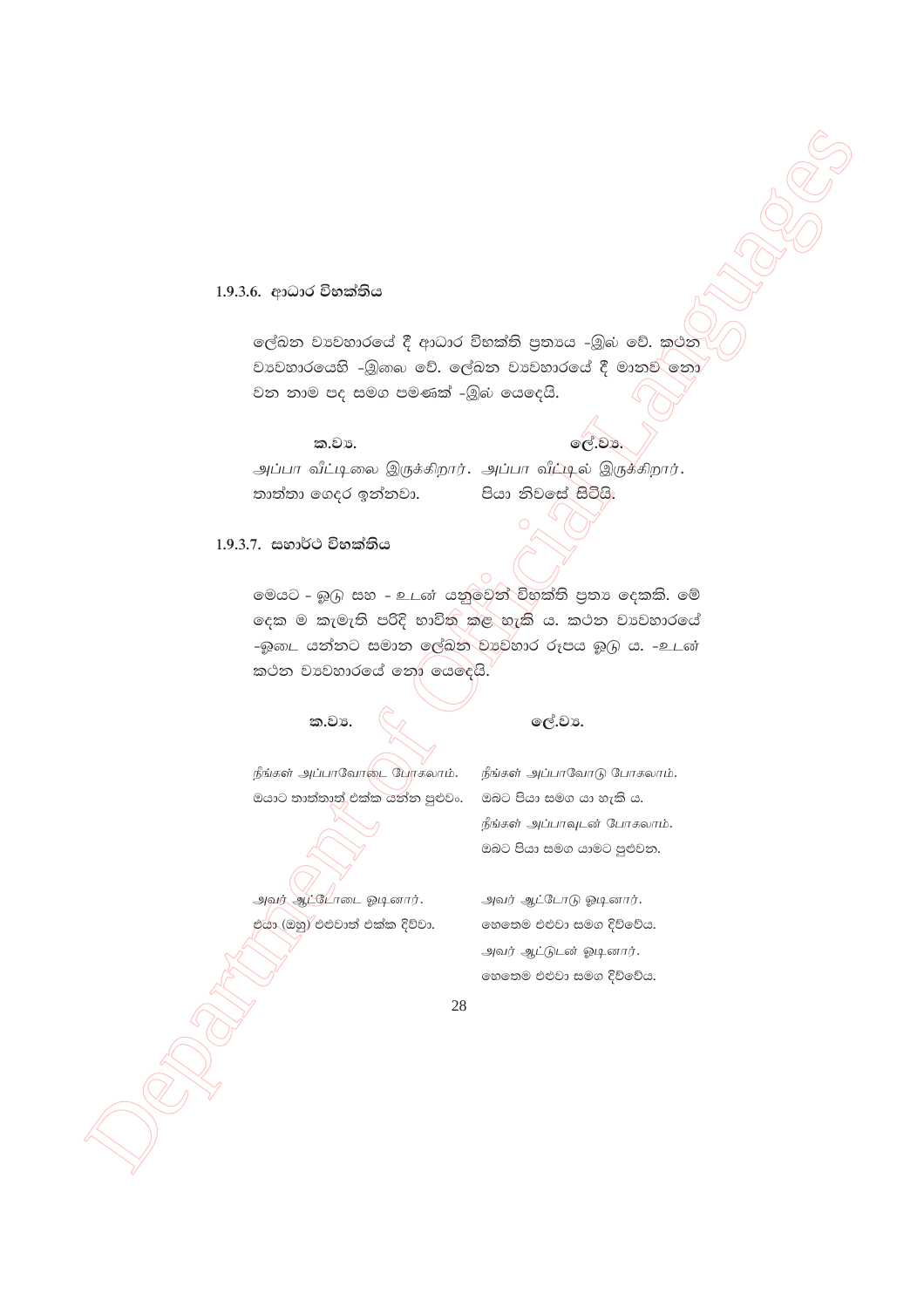### 1.9.3.6. ආධාර විභක්තිය

ලේඛන ව්‍යවහාරයේ දී ආධාර විභක්ති ප්‍රත්‍යය -இல் වේ. කථන ව්‍යවහාරයෙහි -இலை වේ. ලේඛන ව්‍යවහාරයේ දී මානව නො වන නාම පද සමග පමණක් -இல் යෙදෙයි.

| ක.ව්‍ය. | ලේ.ව්‍ය. |
|---|---|
| *அப்பா வீட்டிலை இருக்கிறார்.* | *அப்பா வீட்டில் இருக்கிறார்.* |
| තාත්තා ගෙදර ඉන්නවා. | පියා නිවසේ සිටියි. |

### 1.9.3.7. සහාර්ථ විභක්තිය

මෙයට - ஓடு සහ - உடன் යනුවෙන් විභක්ති ප්‍රත්‍ය දෙකකි. මේ දෙක ම කැමැති පරිදි භාවිත කළ හැකි ය. කථන ව්‍යවහාරයේ -ஓடை යන්නට සමාන ලේඛන ව්‍යවහාර රූපය ஓடு ය. -உடன் කථන ව්‍යවහාරයේ නො යෙදෙයි.

| ක.ව්‍ය. | ලේ.ව්‍ය. |
|---|---|
| *நீங்கள் அப்பாவோடை போகலாம்.* | *நீங்கள் அப்பாவோடு போகலாம்.* |
| ඔයාට තාත්තාත් එක්ක යන්න පුළුවං. | ඔබට පියා සමග යා හැකි ය. |
| | *நீங்கள் அப்பாவுடன் போகலாம்.* |
| | ඔබට පියා සමග යාමට පුළුවන. |
| *அவர் ஆட்டோடை ஓடினார்.* | *அவர் ஆட்டோடு ஓடினார்.* |
| එයා (ඔහු) එළුවාත් එක්ක දිව්වා. | හෙතෙම එළුවා සමග දිව්වේය. |
| | *அவர் ஆட்டுடன் ஓடினார்.* |
| | හෙතෙම එළුවා සමග දිව්වේය. |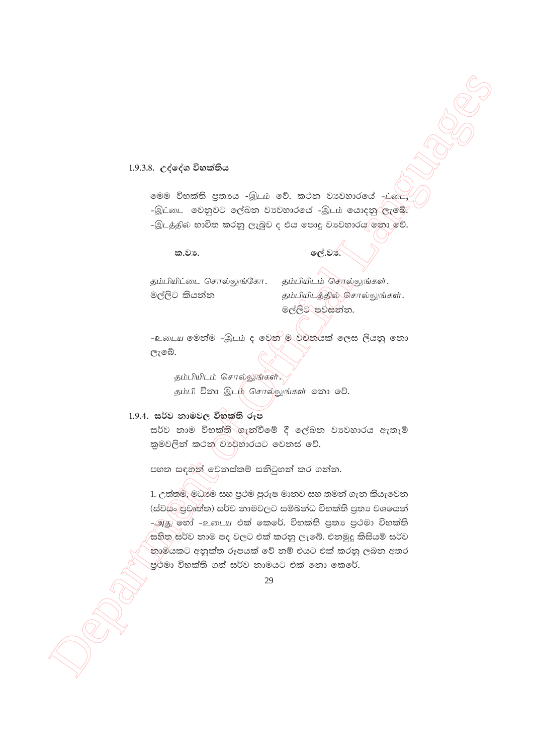### 1.9.3.8. උද්දේශ විභක්තිය

මෙම විභක්ති ප්‍රත්‍යය -இடம் වේ. කථන ව්‍යවහාරයේ -ட்டை, -இட்டை වෙනුවට ලේඛන ව්‍යවහාරයේ -இடம் යොදනු ලැබේ. -இடத்தில் භාවිත කරනු ලැබුව ද එය පොදු ව්‍යවහාරය නො වේ.

| ක.ව්‍ය. | ලේ.ව්‍ය. |
|---|---|
| *தம்பியிட்டை சொல்லுங்கோ.* | *தம்பியிடம் சொல்லுங்கள்.* |
| මල්ලිට කියන්න | *தம்பியிடத்தில் சொல்லுங்கள்.* |
| | මල්ලිට පවසන්න. |

*-உடைய* මෙන්ම -இடம் ද වෙන ම වචනයක් ලෙස ලියනු නො ලැබේ.

*தம்பியிடம் சொல்லுங்கள்.*
*தம்பி* විනා *இடம் சொல்லுங்கள்* නො වේ.

### 1.9.4. සර්ව නාමවල විභක්ති රූප

සර්ව නාම විභක්ති ගැන්වීමේ දී ලේඛන ව්‍යවහාරය ඇතැම් ක්‍රමවලින් කථන ව්‍යවහාරයට වෙනස් වේ.

පහත සඳහන් වෙනස්කම් සනිටුහන් කර ගන්න.

1. උත්තම, මධ්‍යම සහ ප්‍රථම පුරුෂ මානව සහ තමන් ගැන කියැවෙන (ස්වයං ප්‍රවෘත්ත) සර්ව නාමවලට සම්බන්ධ විභක්ති ප්‍රත්‍ය වශයෙන් *-அது* හෝ *-உடைய* එක් කෙරේ. විභක්ති ප්‍රත්‍ය ප්‍රථමා විභක්ති සහිත සර්ව නාම පද වලට එක් කරනු ලැබේ. එනමුදු කිසියම් සර්ව නාමයකට අනුක්ත රූපයක් වේ නම් එයට එක් කරනු ලබන අතර ප්‍රථමා විභක්ති ගත් සර්ව නාමයට එක් නො කෙරේ.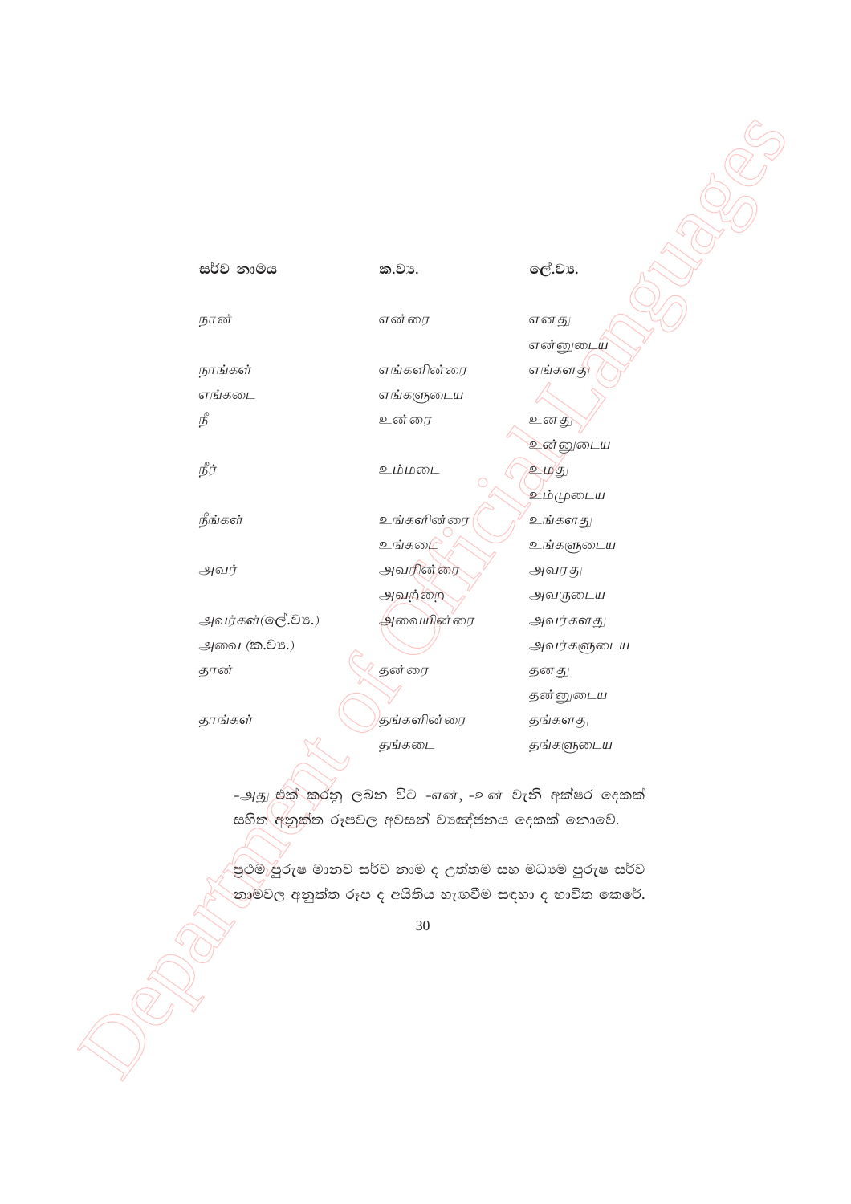| සර්ව නාමය | ක.ව්‍ය. | ලේ.ව්‍ය. |
|---|---|---|
| நான் | என்னை | எனது |
| | | என்னுடைய |
| நாங்கள் | எங்களின்னை | எங்களது |
| எங்கடை | எங்களுடைய | |
| நீ | உன்னை | உனது |
| | | உன்னுடைய |
| நீர் | உம்மடை | உமது |
| | | உம்முடைய |
| நீங்கள் | உங்களின்னை | உங்களது |
| | உங்கடை | உங்களுடைய |
| அவர் | அவரின்னை | அவரது |
| | அவற்றை | அவருடைய |
| அவர்கள்(ලේ.ව්‍ය.) | அவையின்னை | அவர்களது |
| அவை (ක.ව්‍ය.) | | அவர்களுடைய |
| தான் | தன்னை | தனது |
| | | தன்னுடைய |
| தாங்கள் | தங்களின்னை | தங்களது |
| | தங்கடை | தங்களுடைய |

-அது එක් කරනු ලබන විට -என், -உன் වැනි අක්ෂර දෙකක් සහිත අනුක්ත රූපවල අවසන් ව්‍යඤ්ජනය දෙකක් නොවේ.

ප්‍රථම පුරුෂ මානව සර්ව නාම ද උත්තම සහ මධ්‍යම පුරුෂ සර්ව නාමවල අනුක්ත රූප ද අයිතිය හැඟවීම සඳහා ද භාවිත කෙරේ.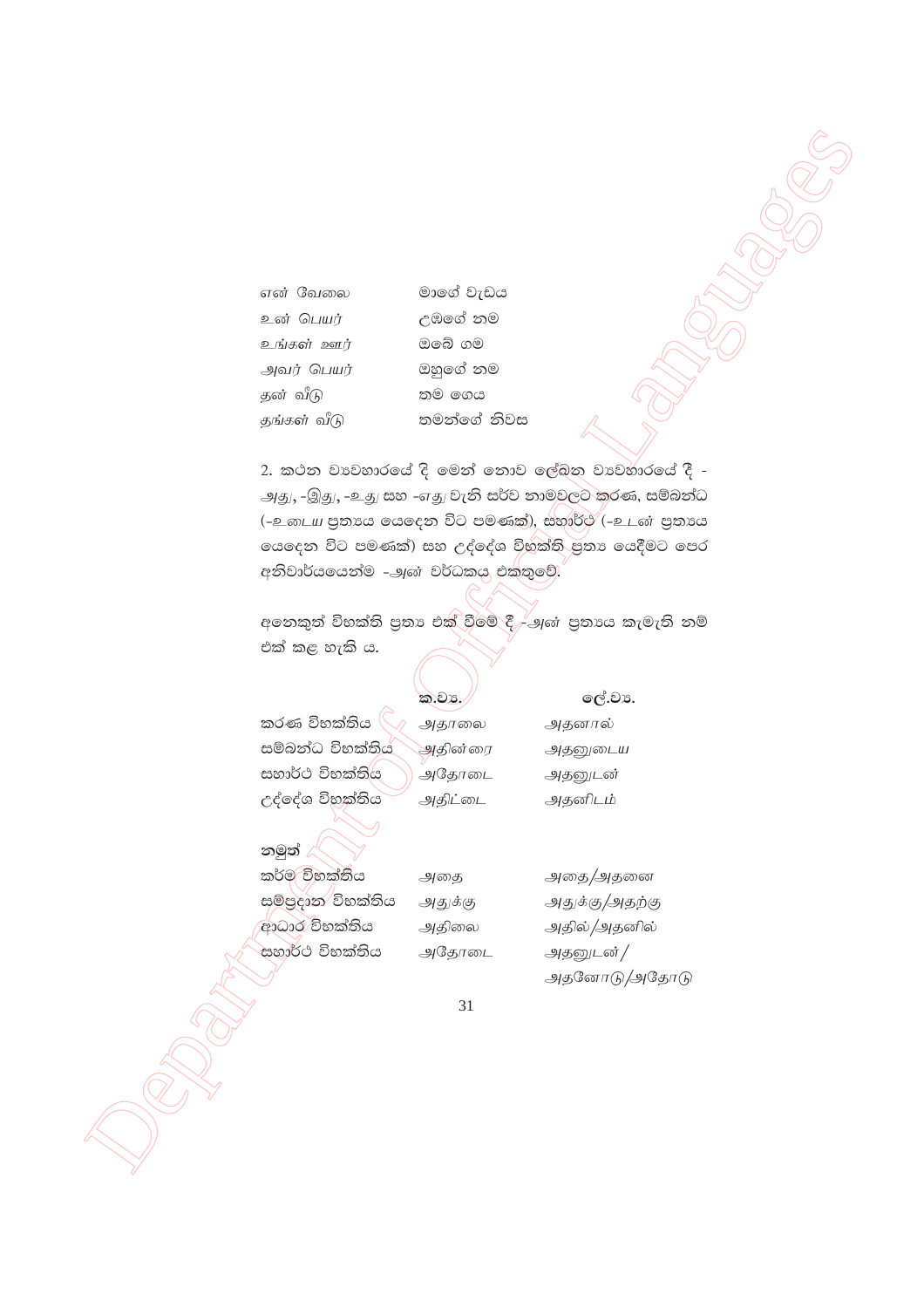| | |
|---|---|
| என் வேலை | මාගේ වැඩය |
| உன் பெயர் | උඹගේ නම |
| உங்கள் ஊர் | ඔබේ ගම |
| அவர் பெயர் | ඔහුගේ නම |
| தன் வீடு | තම ගෙය |
| தங்கள் வீடு | තමන්ගේ නිවස |

2. කථන ව්‍යවහාරයේ දි මෙන් නොව ලේඛන ව්‍යවහාරයේ දී -அது, -இது, -உது සහ -எது වැනි සර්ව නාමවලට කරණ, සම්බන්ධ (-உடைய ප්‍රත්‍යය යෙදෙන විට පමණක්), සහාර්ථ (-உடன் ප්‍රත්‍යය යෙදෙන විට පමණක්) සහ උද්දේශ විභක්ති ප්‍රත්‍ය යෙදීමට පෙර අනිවාර්යයෙන්ම -அன் වර්ධකය එකතුවේ.

අනෙකුත් විභක්ති ප්‍රත්‍ය එක් වීමේ දී -அன் ප්‍රත්‍යය කැමැති නම් එක් කළ හැකි ය.

| | ක.ව්‍ය. | ලේ.ව්‍ය. |
|---|---|---|
| කරණ විභක්තිය | அதாலை | அதனால் |
| සම්බන්ධ විභක්තිය | அதின்ரை | அதனுடைய |
| සහාර්ථ විභක්තිය | அதோடை | அதனுடன் |
| උද්දේශ විභක්තිය | அதிட்டை | அதனிடம் |

**නමුත්**

| | | |
|---|---|---|
| කර්ම විභක්තිය | அதை | அதை/அதனை |
| සම්ප්‍රදාන විභක්තිය | அதுக்கு | அதுக்கு/அதற்கு |
| ආධාර විභක්තිය | அதிலை | அதில்/அதனில் |
| සහාර්ථ විභක්තිය | அதோடை | அதனுடன்/ அதனோடு/அதோடு |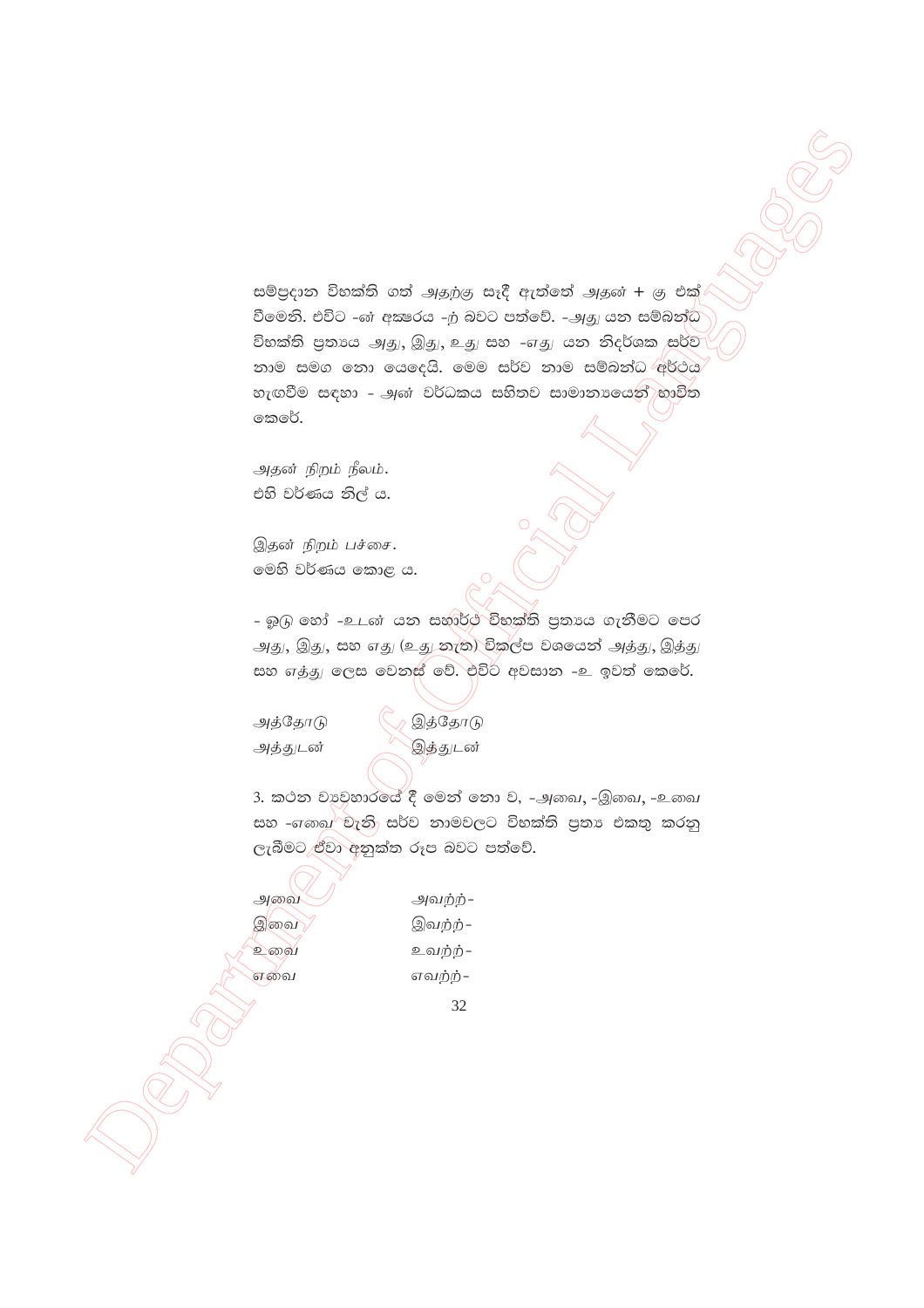සම්ප්‍රදාන විභක්ති ගත් *அதற்கு* සෑදී ඇත්තේ *அதன்* + *கு* එක් වීමෙනි. එවිට -*ன்* අක්ෂරය -*ற்* බවට පත්වේ. -*அது* යන සම්බන්ධ විභක්ති ප්‍රත්‍යය *அது*, *இது*, *உது* සහ -*எது* යන නිදර්ශක සර්ව නාම සමග නො යෙදෙයි. මෙම සර්ව නාම සම්බන්ධ අර්ථය හැඟවීම සඳහා - *அன்* වර්ධකය සහිතව සාමාන්‍යයෙන් භාවිත කෙරේ.

*அதன் நிறம் நீலம்.*
එහි වර්ණය නිල් ය.

*இதன் நிறம் பச்சை.*
මෙහි වර්ණය කොළ ය.

- ஓடு හෝ -*உடன்* යන සහාර්ථ විභක්ති ප්‍රත්‍යය ගැනීමට පෙර *அது*, *இது*, සහ *எது* (*உது* නැත) විකල්ප වශයෙන් *அத்து*, *இத்து* සහ *எத்து* ලෙස වෙනස් වේ. එවිට අවසාන -*உ* ඉවත් කෙරේ.

| | |
|---|---|
| *அத்தோடு* | *இத்தோடு* |
| *அத்துடன்* | *இத்துடன்* |

3. කථන ව්‍යවහාරයේ දී මෙන් නො ව, -*அவை*, -*இவை*, -*உவை* සහ -*எவை* වැනි සර්ව නාමවලට විභක්ති ප්‍රත්‍ය එකතු කරනු ලැබීමට ඒවා අනුක්ත රූප බවට පත්වේ.

| | |
|---|---|
| *அவை* | *அவற்ற்-* |
| *இவை* | *இவற்ற்-* |
| *உவை* | *உவற்ற்-* |
| *எவை* | *எவற்ற்-* |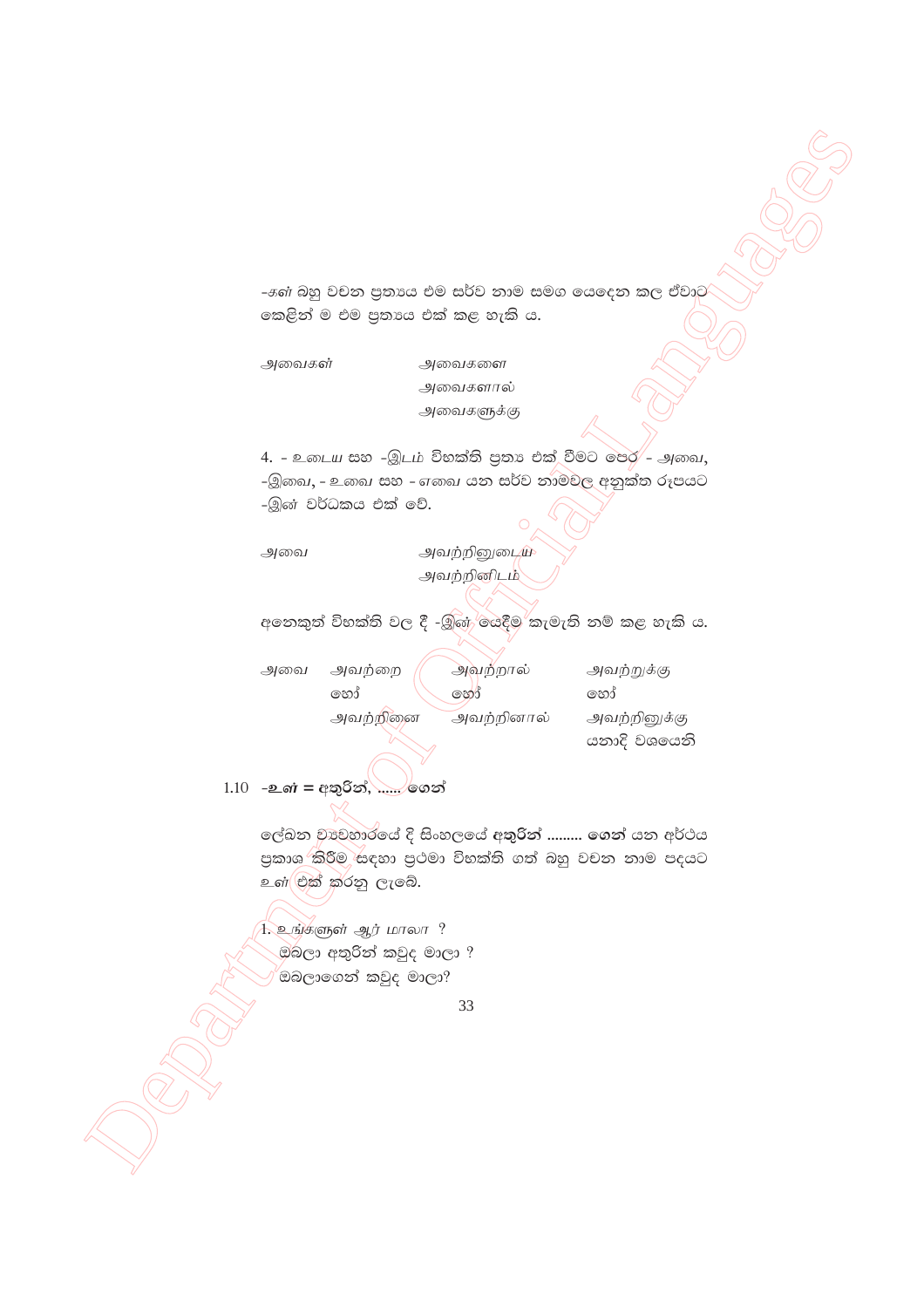-கள் බහු වචන ප්‍රත්‍යය එම සර්ව නාම සමග යෙදෙන කල ඒවාට කෙළින් ම එම ප්‍රත්‍යය එක් කළ හැකි ය.

| | |
|---|---|
| *அவைகள்* | *அவைகளை* |
| | *அவைகளால்* |
| | *அவைகளுக்கு* |

4. - *உடைய* සහ -*இடம்* විභක්ති ප්‍රත්‍ය එක් වීමට පෙර - *அவை*, -*இவை*, - *உவை* සහ - *எவை* යන සර්ව නාමවල අනුක්ත රූපයට -*இன்* වර්ධකය එක් වේ.

| | |
|---|---|
| *அவை* | *அவற்றினுடைய* |
| | *அவற்றினிடம்* |

අනෙකුත් විභක්ති වල දී -*இன்* යෙදීම කැමැති නම් කළ හැකි ය.

| | | | |
|---|---|---|---|
| *அவை* | *அவற்றை* | *அவற்றால்* | *அவற்றுக்கு* |
| | හෝ | හෝ | හෝ |
| | *அவற்றினை* | *அவற்றினால்* | *அவற்றினுக்கு* |
| | | | යනාදි වශයෙනි |

### 1.10 -*உள்* = අතුරින්, ...... ගෙන්

ලේඛන ව්‍යවහාරයේ දි සිංහලයේ **අතුරින් ......... ගෙන්** යන අර්ථය ප්‍රකාශ කිරීම සඳහා ප්‍රථමා විභක්ති ගත් බහු වචන නාම පදයට *உள்* එක් කරනු ලැබේ.

1. *உங்களுள் ஆர் மாலா ?*
   ඔබලා අතුරින් කවුද මාලා ?
   ඔබලාගෙන් කවුද මාලා?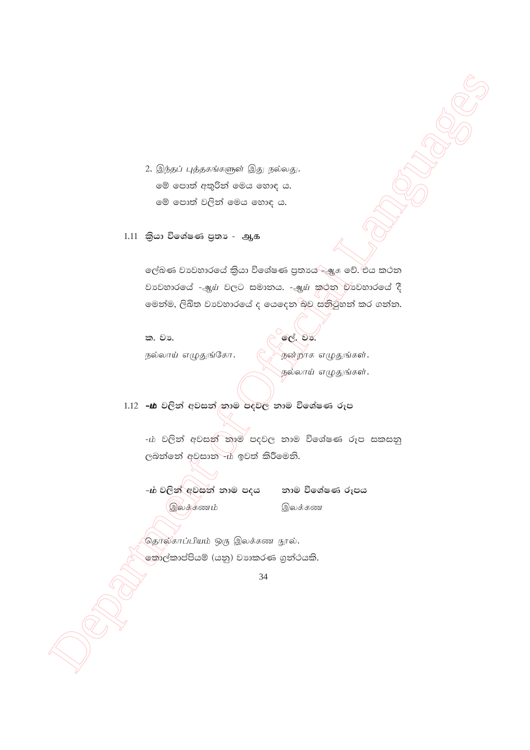2. இந்தப் புத்தகங்களுள் இது நல்லது.

මේ පොත් අතුරින් මෙය හොඳ ය.

මේ පොත් වලින් මෙය හොඳ ය.

1.11 **ක්‍රියා විශේෂණ ප්‍රත්‍ය - ஆக**

ලේඛණ ව්‍යවහාරයේ ක්‍රියා විශේෂණ ප්‍රත්‍යය -ஆக වේ. එය කථන ව්‍යවහාරයේ -ஆய் වලට සමානය. -ஆய் කථන ව්‍යවහාරයේ දී මෙන්ම, ලිඛිත ව්‍යවහාරයේ ද යෙදෙන බව සනිටුහන් කර ගන්න.

| ක. ව්‍ය. | ලේ. ව්‍ය. |
|---|---|
| நல்லாய் எழுதுங்கோ. | நன்றாக எழுதுங்கள். |
| | நல்லாய் எழுதுங்கள். |

1.12 **-ம் වලින් අවසන් නාම පදවල නාම විශේෂණ රූප**

-ம் වලින් අවසන් නාම පදවල නාම විශේෂණ රූප සකසනු ලබන්නේ අවසාන -ம் ඉවත් කිරීමෙනි.

| -ம் වලින් අවසන් නාම පදය | නාම විශේෂණ රූපය |
|---|---|
| இலக்கணம் | இலக்கண |

தொல்காப்பியம் ஒரு இலக்கண நூல்.

තොල්කාප්පියම් (යනු) ව්‍යාකරණ ග්‍රන්ථයකි.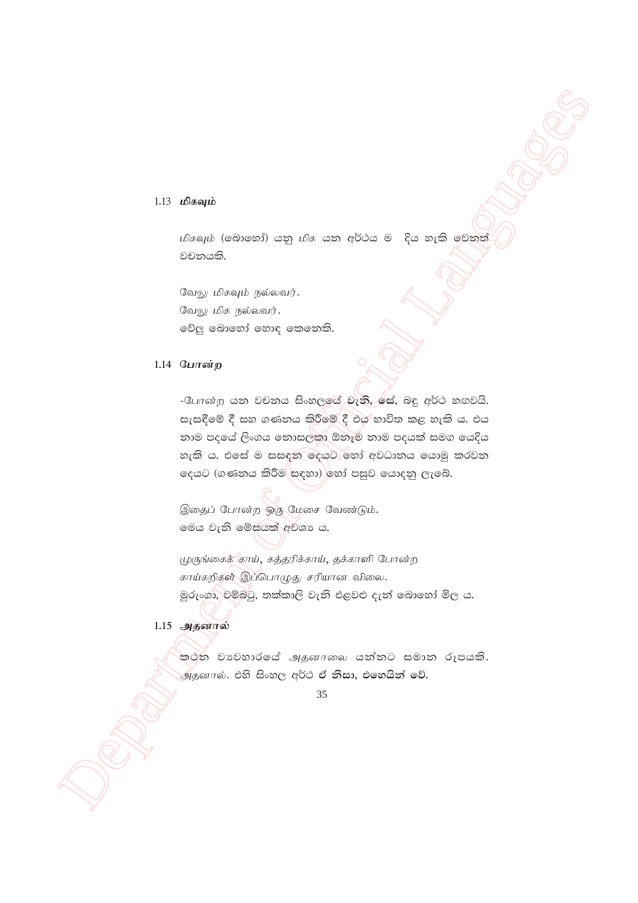### 1.13 *மிகவும்*

*மிகவும்* (බොහෝ) යනු *மிக* යන අර්ථය ම දිය හැකි වෙනත් වචනයකි.

*வேலு மிகவும் நல்லவர்.*
*வேலு மிக நல்லவர்.*
වේලු බොහෝ හොඳ කෙනෙකි.

### 1.14 போன்ற

-போன்ற යන වචනය සිංහලයේ **වැනි**, **සේ**, බඳු අර්ථ හඟවයි. සැසඳීමේ දී සහ ගණනය කිරීමේ දී එය භාවිත කළ හැකි ය. එය නාම පදයේ ලිංගය නොසලකා ඕනෑම නාම පදයක් සමග යෙදිය හැකි ය. එසේ ම සසඳන දෙයට හෝ අවධානය යොමු කරවන දෙයට (ගණනය කිරීම සඳහා) හෝ පසුව යොදනු ලැබේ.

இதைப் போன்ற ஒரு மேசை வேண்டும்.
මෙය වැනි මේසයක් අවශ්‍ය ය.

*முருங்கைக் காய், கத்தரிக்காய், தக்காளி போன்ற காய்கறிகள் இப்பொழுது சரியான விலை.*
මුරුංගා, වම්බටු, තක්කාලි වැනි එළවළු දැන් බොහෝ මිල ය.

### 1.15 *அதனால்*

කථන ව්‍යවහාරයේ *அதனாலை* යන්නට සමාන රූපයකි. *அதனால்*. එහි සිංහල අර්ථ **ඒ නිසා, එහෙයින් වේ.**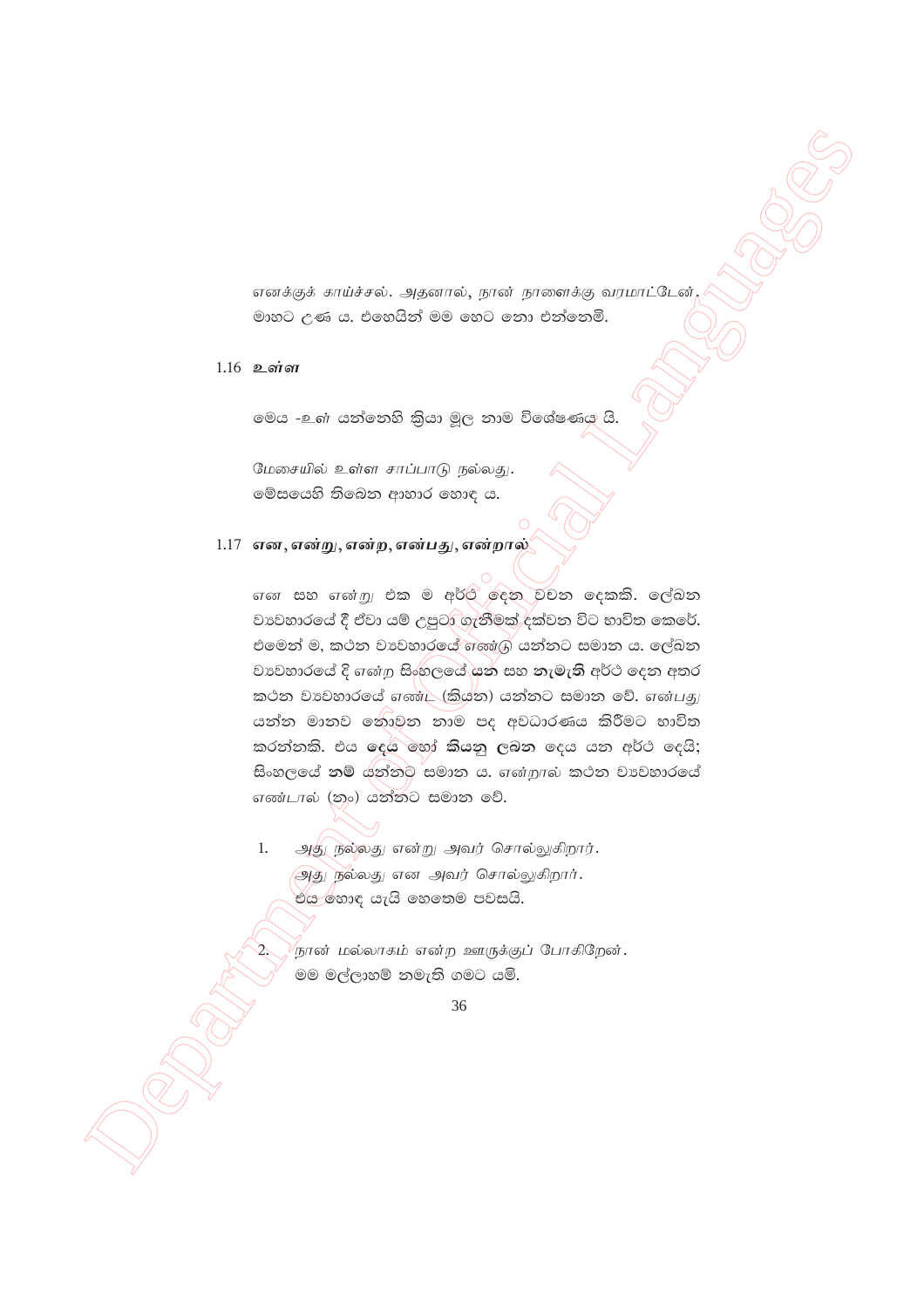எனக்குக் காய்ச்சல். அதனால், நான் நாளைக்கு வரமாட்டேன்.
මාහට උණ ය. එහෙයින් මම හෙට නො එන්නෙමි.

1.16 **உள்ள**

මෙය -உள் යන්නෙහි ක්‍රියා මූල නාම විශේෂණය යි.

மேசையில் உள்ள சாப்பாடு நல்லது.
මේසයෙහි තිබෙන ආහාර හොඳ ය.

1.17 **என, என்று, என்ற, என்பது, என்றால்**

என සහ என்று එක ම අර්ථ දෙන වචන දෙකකි. ලේඛන ව්‍යවහාරයේ දී ඒවා යම් උපුටා ගැනීමක් දක්වන විට භාවිත කෙරේ. එමෙන් ම, කථන ව්‍යවහාරයේ எண்டு යන්නට සමාන ය. ලේඛන ව්‍යවහාරයේ දී என்ற සිංහලයේ **යන** සහ **නැමැති** අර්ථ දෙන අතර කථන ව්‍යවහාරයේ எண்ட (කියන) යන්නට සමාන වේ. என்பது යන්න මානව නොවන නාම පද අවධාරණය කිරීමට භාවිත කරන්නකි. එය **දෙය** හෝ **කියනු ලබන** දෙය යන අර්ථ දෙයි; සිංහලයේ **නම්** යන්නට සමාන ය. என்றால் කථන ව්‍යවහාරයේ எண்டால் (නං) යන්නට සමාන වේ.

1. அது நல்லது என்று அவர் சொல்லுகிறார்.
   அது நல்லது என அவர் சொல்லுகிறார்.
   එය හොඳ යැයි හෙතෙම පවසයි.

2. நான் மல்லாகம் என்ற ஊருக்குப் போகிறேன்.
   මම මල්ලාහම් නමැති ගමට යමි.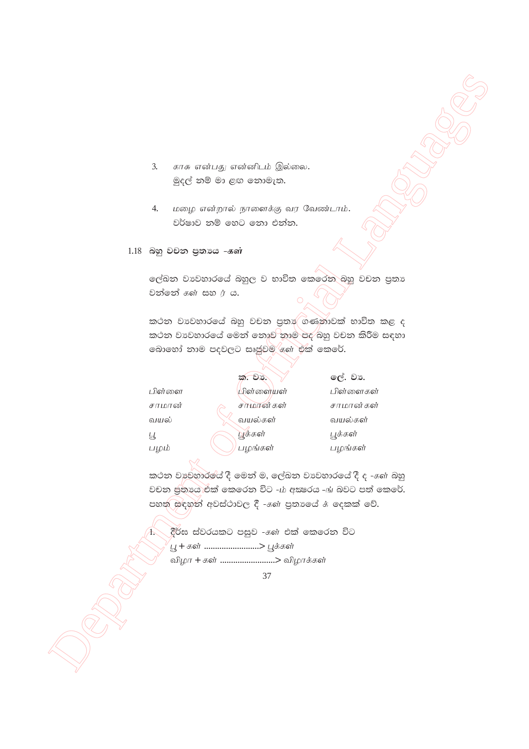3. *காசு என்பது என்னிடம் இல்லை.*
   මුදල් නම් මා ළඟ නොමැත.

4. *மழை என்றால் நாளைக்கு வர வேண்டாம்.*
   වර්ෂාව නම් හෙට නො එන්න.

### 1.18 බහු වචන ප්‍රත්‍යය -*கள்*

ලේඛන ව්‍යවහාරයේ බහුල ව භාවිත කෙරෙන බහු වචන ප්‍රත්‍ය වන්නේ *கள்* සහ *ர்* ය.

කථන ව්‍යවහාරයේ බහු වචන ප්‍රත්‍ය ගණනාවක් භාවිත කළ ද කථන ව්‍යවහාරයේ මෙන් නොව නාම පද බහු වචන කිරීම සඳහා බොහෝ නාම පදවලට සෘජුවම *கள்* එක් කෙරේ.

| | ක. ව්‍ය. | ලේ. ව්‍ය. |
|---|---|---|
| *பிள்ளை* | *பிள்ளையள்* | *பிள்ளைகள்* |
| *சாமான்* | *சாமான்கள்* | *சாமான்கள்* |
| *வயல்* | *வயல்கள்* | *வயல்கள்* |
| *பூ* | *பூக்கள்* | *பூக்கள்* |
| *பழம்* | *பழங்கள்* | *பழங்கள்* |

කථන ව්‍යවහාරයේ දී මෙන් ම, ලේඛන ව්‍යවහාරයේ දී ද -*கள்* බහු වචන ප්‍රත්‍යය එක් කෙරෙන විට -*ம்* අක්ෂරය -*ங்* බවට පත් කෙරේ. පහත සඳහන් අවස්ථාවල දී -*கள்* ප්‍රත්‍යයේ *க்* දෙකක් වේ.

1. දීර්ඝ ස්වරයකට පසුව -*கள்* එක් කෙරෙන විට
   *பூ + கள்* ........................> *பூக்கள்*
   *விழா + கள்* ........................> *விழாக்கள்*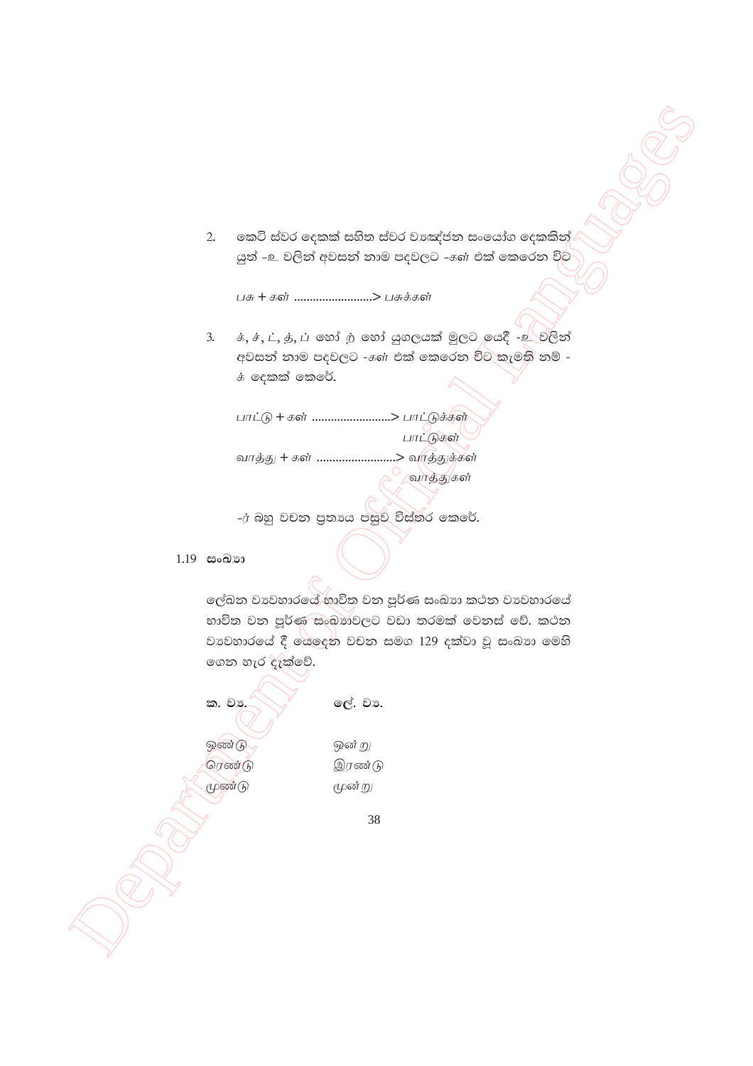2. කෙටි ස්වර දෙකක් සහිත ස්වර ව්‍යඤ්ජන සංයෝග දෙකකින් යුත් -உ වලින් අවසන් නාම පදවලට -கள் එක් කෙරෙන විට

*பசு + கள் ........................> பசுக்கள்*

3. க், ச், ட், த், ப் හෝ ற் හෝ යුගලයක් මුලට යෙදී -உ වලින් අවසන් නාම පදවලට -கள் එක් කෙරෙන විට කැමති නම් - க் දෙකක් කෙරේ.

*பாட்டு + கள் ........................> பாட்டுக்கள்*
*பாட்டுகள்*
*வாத்து + கள் ........................> வாத்துக்கள்*
*வாத்துகள்*

-ர் බහු වචන ප්‍රත්‍යය පසුව විස්තර කෙරේ.

1.19 සංඛ්‍යා

ලේඛන ව්‍යවහාරයේ භාවිත වන පූර්ණ සංඛ්‍යා කථන ව්‍යවහාරයේ භාවිත වන පූර්ණ සංඛ්‍යාවලට වඩා තරමක් වෙනස් වේ. කථන ව්‍යවහාරයේ දී යෙදෙන වචන සමග 129 දක්වා වූ සංඛ්‍යා මෙහි ගෙන හැර දැක්වේ.

| ක. ව්‍ය. | ලේ. ව්‍ය. |
|---|---|
| *ஒண்டு* | *ஒன்று* |
| *ரெண்டு* | *இரண்டு* |
| *மூண்டு* | *மூன்று* |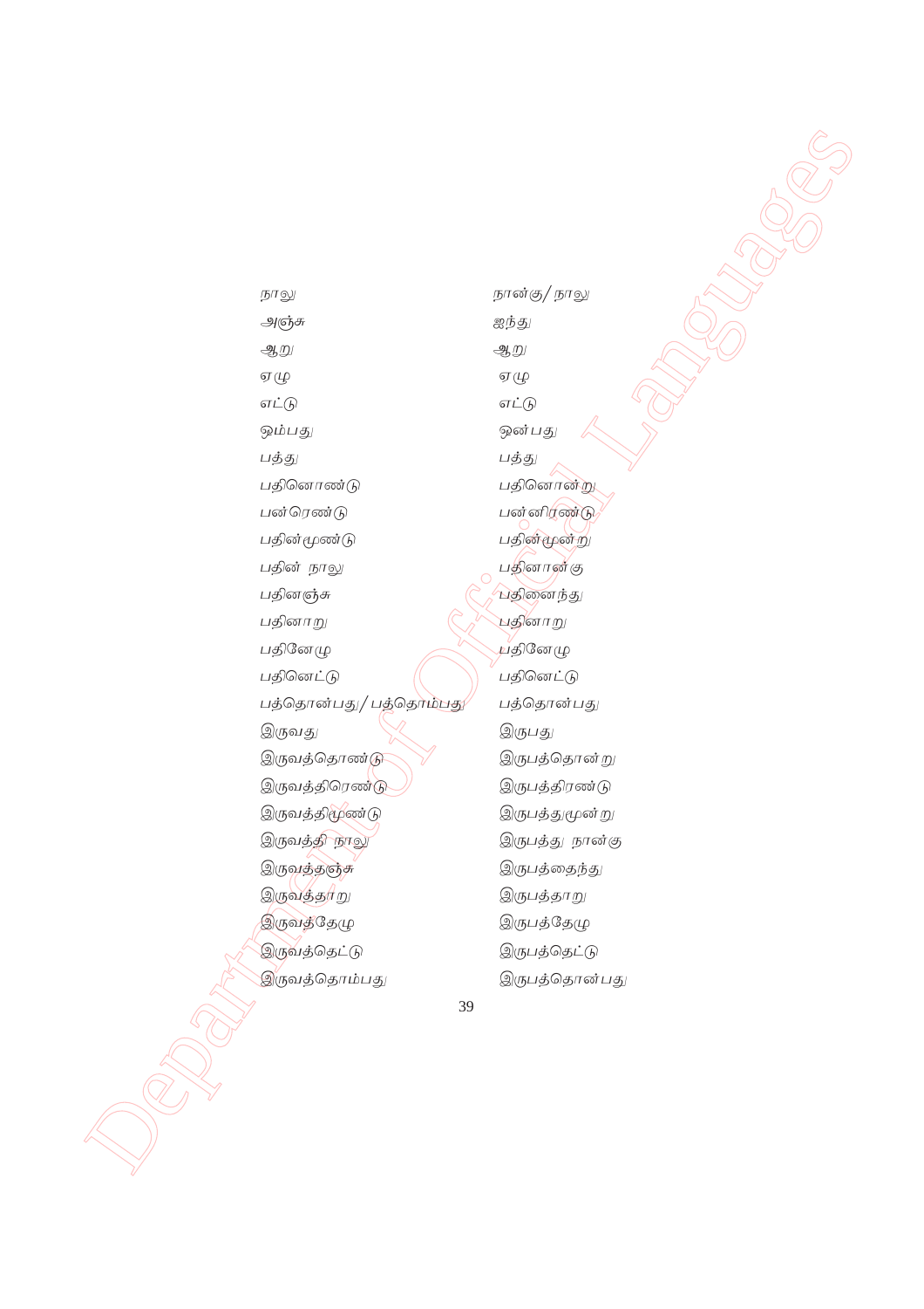| | |
|---|---|
| நாலு | நான்கு/ நாலு |
| அஞ்சு | ஐந்து |
| ஆறு | ஆறு |
| ஏழு | ஏழு |
| எட்டு | எட்டு |
| ஒம்பது | ஒன்பது |
| பத்து | பத்து |
| பதினொண்டு | பதினொன்று |
| பன்ரெண்டு | பன்னிரண்டு |
| பதின்மூண்டு | பதின்மூன்று |
| பதின் நாலு | பதினான்கு |
| பதினஞ்சு | பதினைந்து |
| பதினாறு | பதினாறு |
| பதினேழு | பதினேழு |
| பதினெட்டு | பதினெட்டு |
| பத்தொன்பது/ பத்தொம்பது | பத்தொன்பது |
| இருவது | இருபது |
| இருவத்தொண்டு | இருபத்தொன்று |
| இருவத்திரெண்டு | இருபத்திரண்டு |
| இருவத்திமூண்டு | இருபத்துமூன்று |
| இருவத்தி நாலு | இருபத்து நான்கு |
| இருவத்தஞ்சு | இருபத்தைந்து |
| இருவத்தாறு | இருபத்தாறு |
| இருவத்தேழு | இருபத்தேழு |
| இருவத்தெட்டு | இருபத்தெட்டு |
| இருவத்தொம்பது | இருபத்தொன்பது |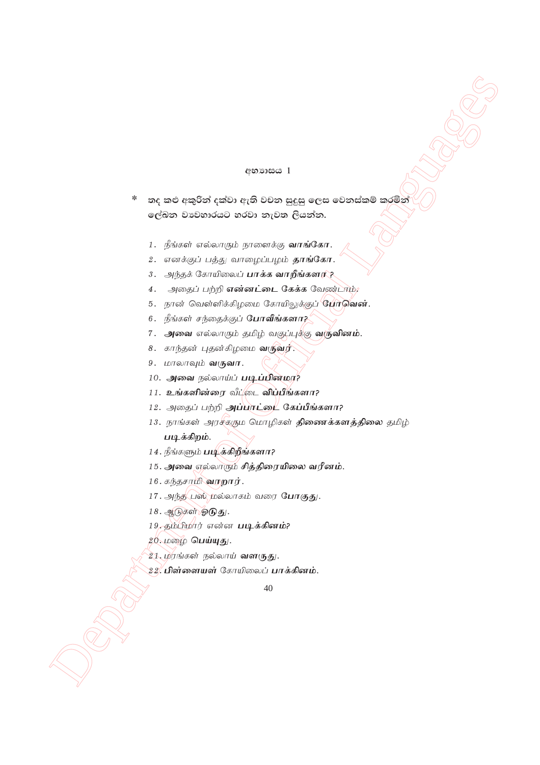## අභ්‍යාසය 1

* තද කළු අකුරින් දක්වා ඇති වචන සුදුසු ලෙස වෙනස්කම් කරමින් ලේඛන ව්‍යවහාරයට හරවා නැවත ලියන්න.

1. நீங்கள் எல்லாரும் நாளைக்கு **வாங்கோ**.
2. எனக்குப் பத்து வாழைப்பழம் **தாங்கோ**.
3. அந்தக் கோயிலைப் **பாக்க வாறீங்களா ?**
4. அதைப் பற்றி **என்னட்டை கேக்க** வேண்டாம்.
5. நான் வெள்ளிக்கிழமை கோயிலுக்குப் **போவென்**.
6. நீங்கள் சந்தைக்குப் **போவீங்களா?**
7. **அவை** எல்லாரும் தமிழ் வகுப்புக்கு **வருவினம்**.
8. காந்தன் புதன்கிழமை **வருவர்**.
9. மாலாவும் **வருவா**.
10. **அவை** நல்லாய்ப் **படிப்பினமா?**
11. **உங்களின்ரை** வீட்டை **விப்பீங்களா?**
12. அதைப் பற்றி **அப்பாட்டை** கேப்பீங்களா?
13. நாங்கள் அரசகரும மொழிகள் **திணைக்களத்திலை** தமிழ் **படிக்கிறம்**.
14. நீங்களும் **படிக்கிறீங்களா?**
15. **அவை** எல்லாரும் **சித்திரையிலை வரீனம்**.
16. கந்தசாமி **வாறார்**.
17. அந்த பஸ் மல்லாகம் வரை **போகுது**.
18. ஆடுகள் **ஓடுது**.
19. தம்பிமார் என்ன **படிக்கினம்?**
20. மழை **பெய்யுது**.
21. மரங்கள் நல்லாய் **வளருது**.
22. **பிள்ளையள்** கோயிலைப் **பாக்கினம்**.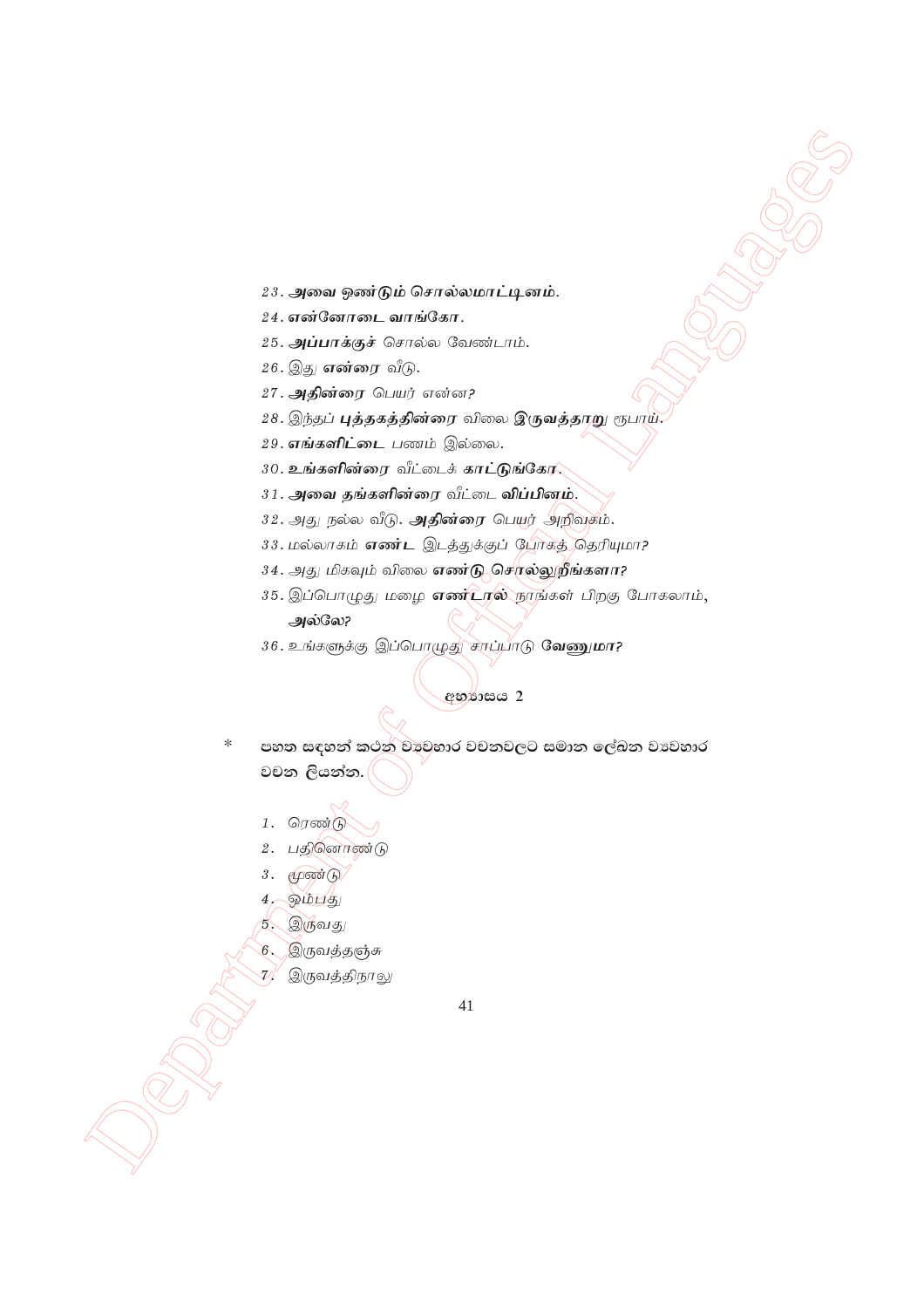23. ***அவை ஒண்டும் சொல்லமாட்டினம்.***

24. ***என்னோடை வாங்கோ.***

25. ***அப்பாக்குச்*** சொல்ல வேண்டாம்.

26. இது ***என்ரை*** வீடு.

27. ***அதின்ரை*** பெயர் என்ன?

28. இந்தப் ***புத்தகத்தின்ரை*** விலை ***இருவத்தாறு*** ரூபாய்.

29. ***எங்களிட்டை*** பணம் இல்லை.

30. ***உங்களின்ரை*** வீட்டைக் ***காட்டுங்கோ.***

31. ***அவை தங்களின்ரை*** வீட்டை ***விப்பினம்.***

32. அது நல்ல வீடு. ***அதின்ரை*** பெயர் அறிவகம்.

33. மல்லாகம் ***எண்ட*** இடத்துக்குப் போகத் தெரியுமா?

34. அது மிகவும் விலை ***எண்டு சொல்லுறீங்களா?***

35. இப்பொழுது மழை ***எண்டால்*** நாங்கள் பிறகு போகலாம், ***அல்லே?***

36. உங்களுக்கு இப்பொழுது சாப்பாடு ***வேணுமா?***

අභ්‍යාසය 2

\* පහත සඳහන් කථන ව්‍යවහාර වචනවලට සමාන ලේඛන ව්‍යවහාර වචන ලියන්න.

1. ரெண்டு
2. பதினொண்டு
3. மூண்டு
4. ஒம்பது
5. இருவது
6. இருவத்தஞ்சு
7. இருவத்திநாலு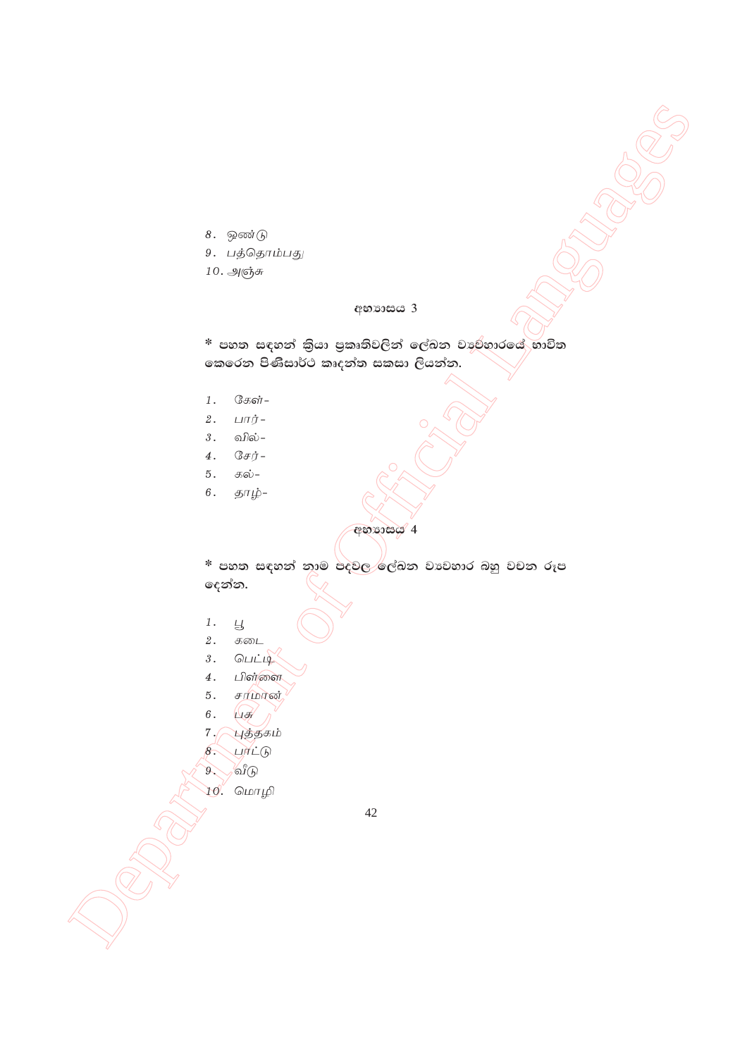8. ஒண்டு
9. பத்தொம்பது
10. அஞ்சு

## අභ්‍යාසය 3

* පහත සඳහන් ක්‍රියා ප්‍රකෘතිවලින් ලේඛන ව්‍යවහාරයේ භාවිත කෙරෙන පිණිසාර්ථ කෘදන්ත සකසා ලියන්න.

1. கேள்-
2. பார்-
3. வில்-
4. சேர்-
5. கல்-
6. தாழ்-

## අභ්‍යාසය 4

* පහත සඳහන් නාම පදවල ලේඛන ව්‍යවහාර බහු වචන රූප දෙන්න.

1. பூ
2. கடை
3. பெட்டி
4. பிள்ளை
5. சாமான்
6. பசு
7. புத்தகம்
8. பாட்டு
9. வீடு
10. மொழி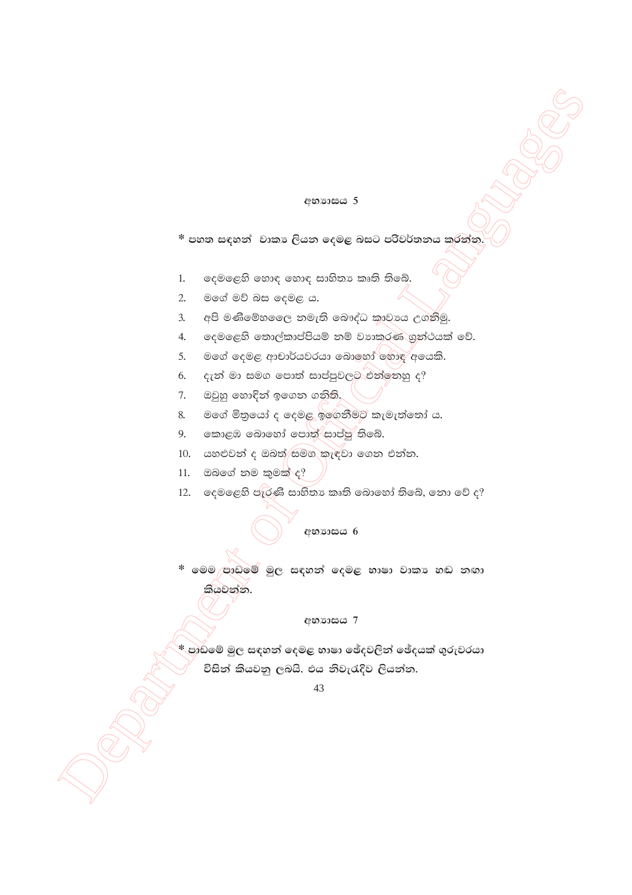## අභ්‍යාසය 5

* පහත සඳහන් වාක්‍ය ලියන දෙමළ බසට පරිවර්තනය කරන්න.

1. දෙමළෙහි හොඳ හොඳ සාහිත්‍ය කෘති තිබේ.
2. මගේ මව් බස දෙමළ ය.
3. අපි මණිමේඛලෙ නමැති බෞද්ධ කාව්‍යය උගනිමු.
4. දෙමළෙහි තොල්කාප්පියම් නම් ව්‍යාකරණ ග්‍රන්ථයක් වේ.
5. මගේ දෙමළ ආචාර්යවරයා බොහෝ හොඳ අයෙකි.
6. දැන් මා සමග පොත් සාප්පුවලට එන්නෙහු ද?
7. ඔවුහු හොඳින් ඉගෙන ගනිති.
8. මගේ මිත්‍රයෝ ද දෙමළ ඉගෙනීමට කැමැත්තෝ ය.
9. කොළඹ බොහෝ පොත් සාප්පු තිබේ.
10. යහළුවන් ද ඔබත් සමග කැඳවා ගෙන එන්න.
11. ඔබගේ නම කුමක් ද?
12. දෙමළෙහි පැරණි සාහිත්‍ය කෘති බොහෝ තිබේ, නො වේ ද?

## අභ්‍යාසය 6

* මෙම පාඩමේ මුල සඳහන් දෙමළ භාෂා වාක්‍ය හඬ නඟා කියවන්න.

## අභ්‍යාසය 7

* පාඩමේ මුල සඳහන් දෙමළ භාෂා ඡේදවලින් ඡේදයක් ගුරුවරයා විසින් කියවනු ලබයි. එය නිවැරැදිව ලියන්න.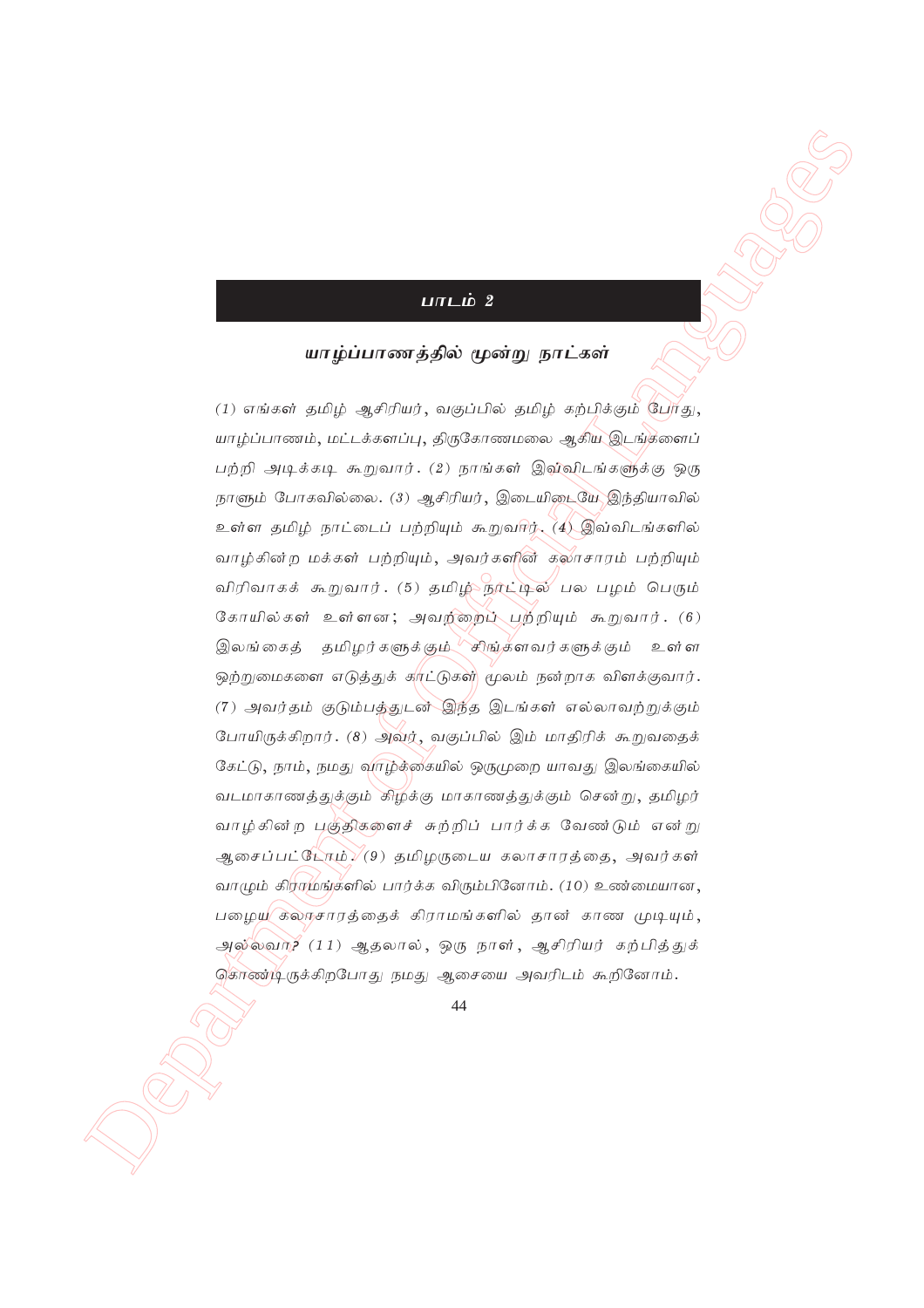## பாடம் 2

### யாழ்ப்பாணத்தில் மூன்று நாட்கள்

(1) எங்கள் தமிழ் ஆசிரியர், வகுப்பில் தமிழ் கற்பிக்கும் போது, யாழ்ப்பாணம், மட்டக்களப்பு, திருகோணமலை ஆகிய இடங்களைப் பற்றி அடிக்கடி கூறுவார். (2) நாங்கள் இவ்விடங்களுக்கு ஒரு நாளும் போகவில்லை. (3) ஆசிரியர், இடையிடையே இந்தியாவில் உள்ள தமிழ் நாட்டைப் பற்றியும் கூறுவார். (4) இவ்விடங்களில் வாழ்கின்ற மக்கள் பற்றியும், அவர்களின் கலாசாரம் பற்றியும் விரிவாகக் கூறுவார். (5) தமிழ் நாட்டில் பல பழம் பெரும் கோயில்கள் உள்ளன; அவற்றைப் பற்றியும் கூறுவார். (6) இலங்கைத் தமிழர்களுக்கும் சிங்களவர்களுக்கும் உள்ள ஒற்றுமைகளை எடுத்துக் காட்டுகள் மூலம் நன்றாக விளக்குவார். (7) அவர்தம் குடும்பத்துடன் இந்த இடங்கள் எல்லாவற்றுக்கும் போயிருக்கிறார். (8) அவர், வகுப்பில் இம் மாதிரிக் கூறுவதைக் கேட்டு, நாம், நமது வாழ்க்கையில் ஒருமுறை யாவது இலங்கையில் வடமாகாணத்துக்கும் கிழக்கு மாகாணத்துக்கும் சென்று, தமிழர் வாழ்கின்ற பகுதிகளைச் சுற்றிப் பார்க்க வேண்டும் என்று ஆசைப்பட்டோம். (9) தமிழருடைய கலாசாரத்தை, அவர்கள் வாழும் கிராமங்களில் பார்க்க விரும்பினோம். (10) உண்மையான, பழைய கலாசாரத்தைக் கிராமங்களில் தான் காண முடியும், அல்லவா? (11) ஆதலால், ஒரு நாள், ஆசிரியர் கற்பித்துக் கொண்டிருக்கிறபோது நமது ஆசையை அவரிடம் கூறினோம்.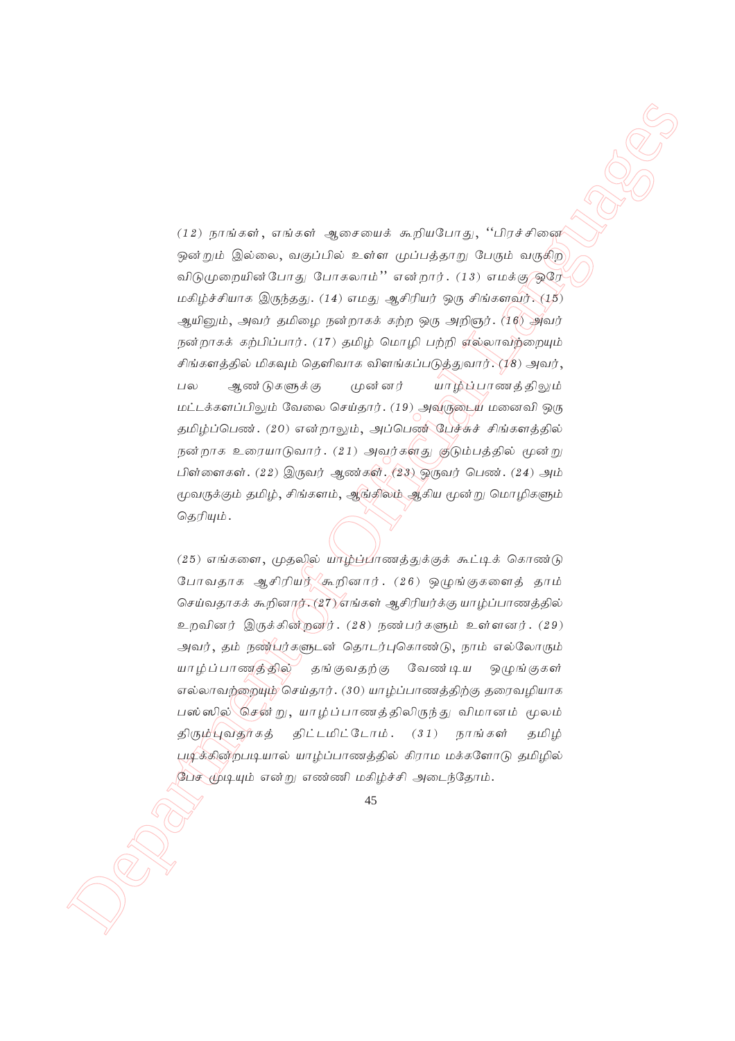(12) நாங்கள், எங்கள் ஆசையைக் கூறியபோது, ''பிரச்சினை ஒன்றும் இல்லை, வகுப்பில் உள்ள முப்பத்தாறு பேரும் வருகிற விடுமுறையின்போது போகலாம்'' என்றார். (13) எமக்கு ஒரே மகிழ்ச்சியாக இருந்தது. (14) எமது ஆசிரியர் ஒரு சிங்களவர். (15) ஆயினும், அவர் தமிழை நன்றாகக் கற்ற ஒரு அறிஞர். (16) அவர் நன்றாகக் கற்பிப்பார். (17) தமிழ் மொழி பற்றி எல்லாவற்றையும் சிங்களத்தில் மிகவும் தெளிவாக விளங்கப்படுத்துவார். (18) அவர், பல ஆண்டுகளுக்கு முன்னர் யாழ்ப்பாணத்திலும் மட்டக்களப்பிலும் வேலை செய்தார். (19) அவருடைய மனைவி ஒரு தமிழ்ப்பெண். (20) என்றாலும், அப்பெண் பேச்சுச் சிங்களத்தில் நன்றாக உரையாடுவார். (21) அவர்களது குடும்பத்தில் மூன்று பிள்ளைகள். (22) இருவர் ஆண்கள். (23) ஒருவர் பெண். (24) அம் மூவருக்கும் தமிழ், சிங்களம், ஆங்கிலம் ஆகிய மூன்று மொழிகளும் தெரியும்.

(25) எங்களை, முதலில் யாழ்ப்பாணத்துக்குக் கூட்டிக் கொண்டு போவதாக ஆசிரியர் கூறினார். (26) ஒழுங்குகளைத் தாம் செய்வதாகக் கூறினார். (27) எங்கள் ஆசிரியர்க்கு யாழ்ப்பாணத்தில் உறவினர் இருக்கின்றனர். (28) நண்பர்களும் உள்ளனர். (29) அவர், தம் நண்பர்களுடன் தொடர்புகொண்டு, நாம் எல்லோரும் யாழ்ப்பாணத்தில் தங்குவதற்கு வேண்டிய ஒழுங்குகள் எல்லாவற்றையும் செய்தார். (30) யாழ்ப்பாணத்திற்கு தரைவழியாக பஸ்ஸில் சென்று, யாழ்ப்பாணத்திலிருந்து விமானம் மூலம் திரும்புவதாகத் திட்டமிட்டோம். (31) நாங்கள் தமிழ் படிக்கின்றபடியால் யாழ்ப்பாணத்தில் கிராம மக்களோடு தமிழில் பேச முடியும் என்று எண்ணி மகிழ்ச்சி அடைந்தோம்.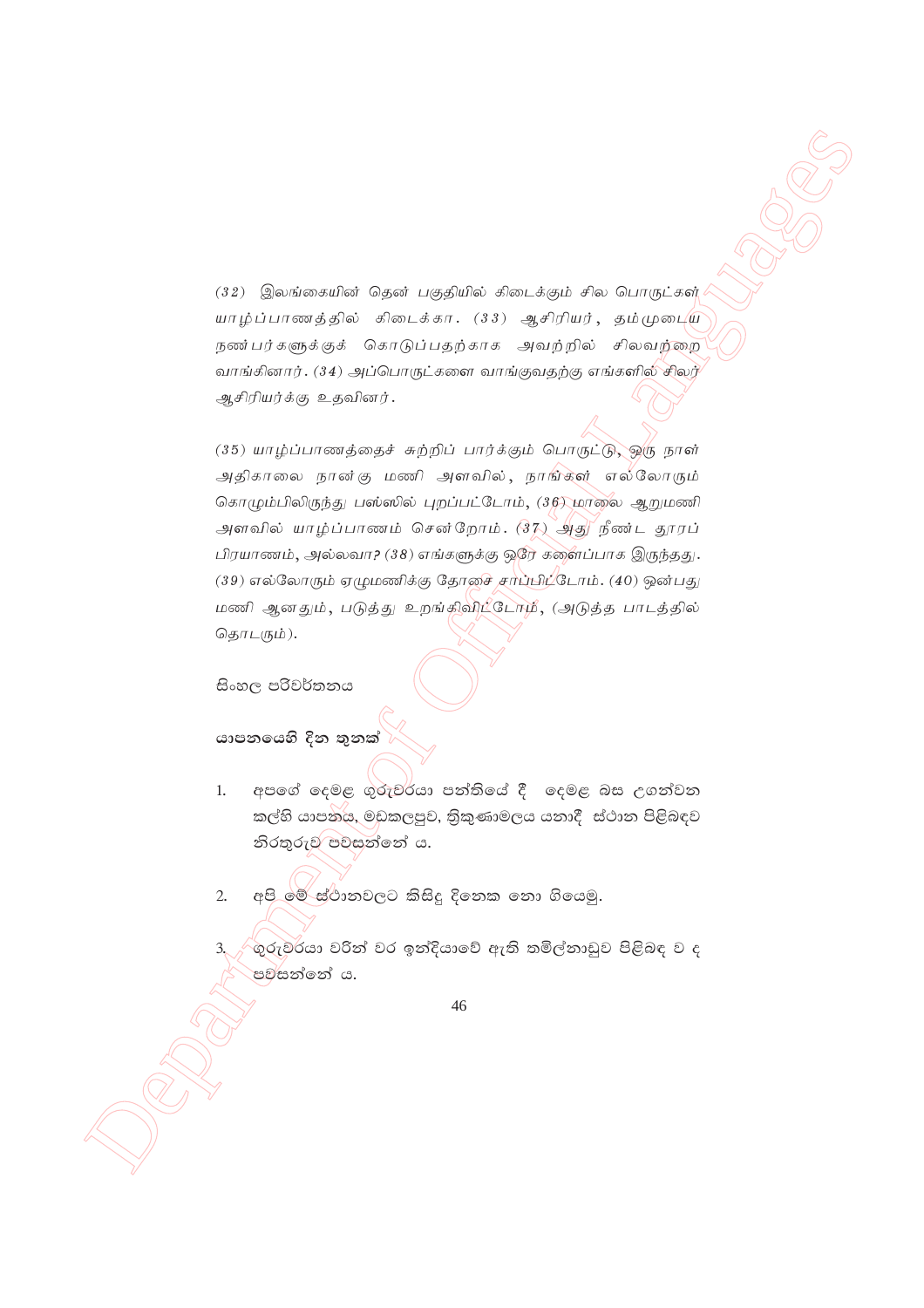(32) இலங்கையின் தென் பகுதியில் கிடைக்கும் சில பொருட்கள் யாழ்ப்பாணத்தில் கிடைக்கா. (33) ஆசிரியர், தம்முடைய நண்பர்களுக்குக் கொடுப்பதற்காக அவற்றில் சிலவற்றை வாங்கினார். (34) அப்பொருட்களை வாங்குவதற்கு எங்களில் சிலர் ஆசிரியர்க்கு உதவினர்.

(35) யாழ்ப்பாணத்தைச் சுற்றிப் பார்க்கும் பொருட்டு, ஒரு நாள் அதிகாலை நான்கு மணி அளவில், நாங்கள் எல்லோரும் கொழும்பிலிருந்து பஸ்ஸில் புறப்பட்டோம், (36) மாலை ஆறுமணி அளவில் யாழ்ப்பாணம் சென்றோம். (37) அது நீண்ட தூரப் பிரயாணம், அல்லவா? (38) எங்களுக்கு ஒரே களைப்பாக இருந்தது. (39) எல்லோரும் ஏழுமணிக்கு தோசை சாப்பிட்டோம். (40) ஒன்பது மணி ஆனதும், படுத்து உறங்கிவிட்டோம், (அடுத்த பாடத்தில் தொடரும்).

සිංහල පරිවර්තනය

**යාපනයෙහි දින තුනක්**

1. අපගේ දෙමළ ගුරුවරයා පන්තියේ දී දෙමළ බස උගන්වන කල්හි යාපනය, මඩකලපුව, ත්‍රිකුණාමලය යනාදී ස්ථාන පිළිබඳව නිරතුරුව පවසන්නේ ය.

2. අපි මේ ස්ථානවලට කිසිදු දිනෙක නො ගියෙමු.

3. ගුරුවරයා වරින් වර ඉන්දියාවේ ඇති තමිල්නාඩුව පිළිබඳ ව ද පවසන්නේ ය.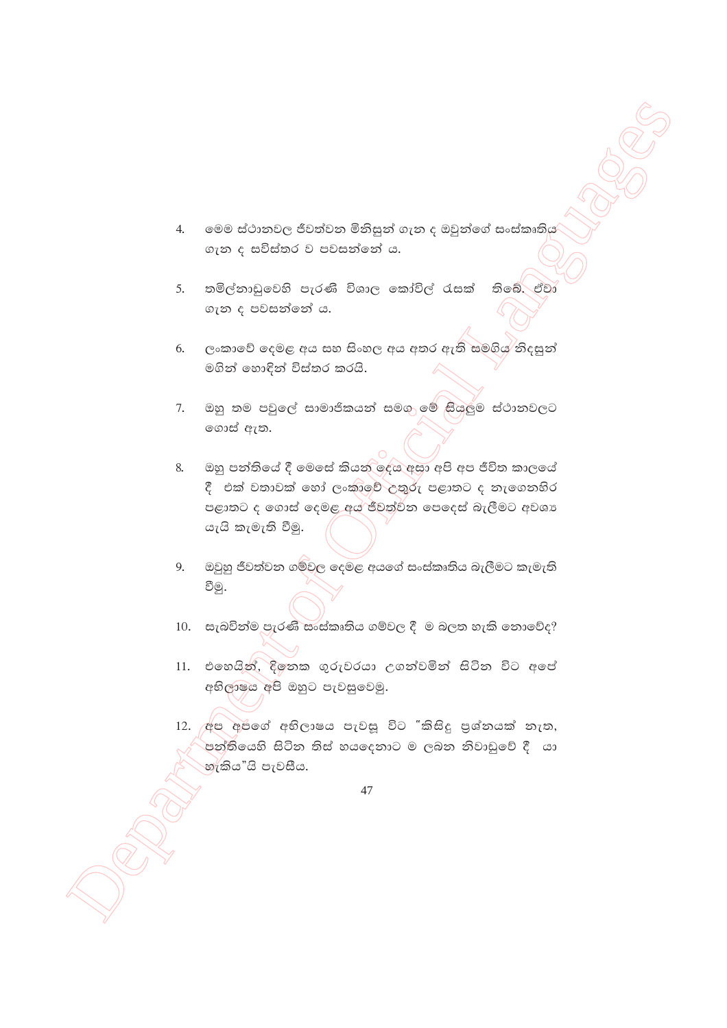4. මෙම ස්ථානවල ජීවත්වන මිනිසුන් ගැන ද ඔවුන්ගේ සංස්කෘතිය ගැන ද සවිස්තර ව පවසන්නේ ය.

5. තමිල්නාඩුවෙහි පැරණි විශාල කෝවිල් රැසක් තිබේ. ඒවා ගැන ද පවසන්නේ ය.

6. ලංකාවේ දෙමළ අය සහ සිංහල අය අතර ඇති සමගිය නිදසුන් මගින් හොඳින් විස්තර කරයි.

7. ඔහු තම පවුලේ සාමාජිකයන් සමග මේ සියලුම ස්ථානවලට ගොස් ඇත.

8. ඔහු පන්තියේ දී මෙසේ කියන දෙය අසා අපි අප ජීවිත කාලයේ දී එක් වතාවක් හෝ ලංකාවේ උතුරු පළාතට ද නැගෙනහිර පළාතට ද ගොස් දෙමළ අය ජීවත්වන පෙදෙස් බැලීමට අවශ්‍ය යැයි කැමැති වීමු.

9. ඔවුහු ජීවත්වන ගම්වල දෙමළ අයගේ සංස්කෘතිය බැලීමට කැමැති වීමු.

10. සැබවින්ම පැරණි සංස්කෘතිය ගම්වල දී ම බලන හැකි නොවේද?

11. එහෙයින්, දිනෙක ගුරුවරයා උගන්වමින් සිටින විට අපේ අභිලාෂය අපි ඔහුට පැවසුවෙමු.

12. අප අපගේ අභිලාෂය පැවසූ විට "කිසිදු ප්‍රශ්නයක් නැත, පන්තියෙහි සිටින තිස් හයදෙනාට ම ලබන නිවාඩුවේ දී යා හැකිය"යි පැවසීය.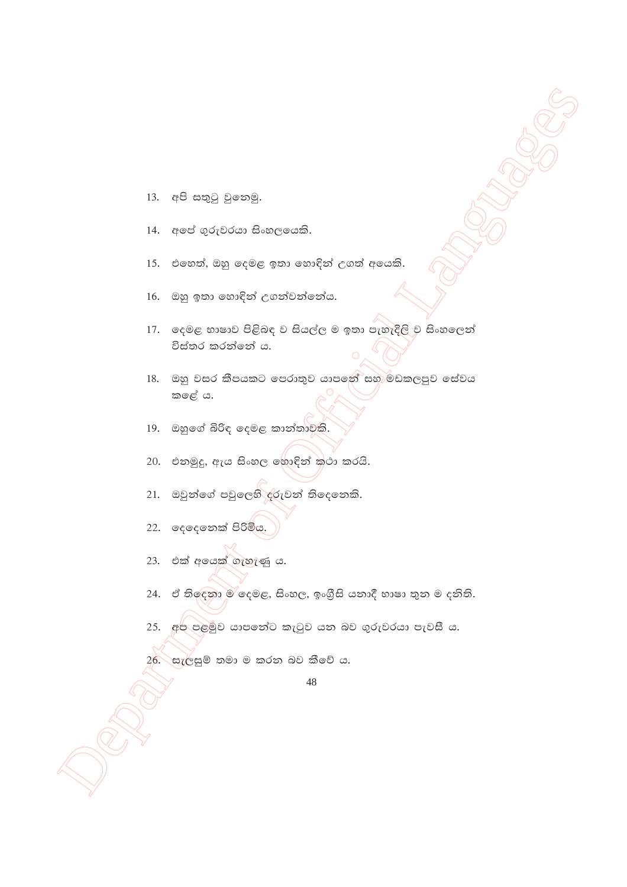13. අපි සතුටු වුනෙමු.

14. අපේ ගුරුවරයා සිංහලයෙකි.

15. එහෙත්, ඔහු දෙමළ ඉතා හොඳින් උගත් අයෙකි.

16. ඔහු ඉතා හොඳින් උගන්වන්නේය.

17. දෙමළ භාෂාව පිළිබඳ ව සියල්ල ම ඉතා පැහැදිලි ව සිංහලෙන් විස්තර කරන්නේ ය.

18. ඔහු වසර කීපයකට පෙරාතුව යාපනේ සහ මඩකලපුව සේවය කළේ ය.

19. ඔහුගේ බිරිඳ දෙමළ කාන්තාවකි.

20. එනමුදු, ඇය සිංහල හොඳින් කථා කරයි.

21. ඔවුන්ගේ පවුලෙහි දරුවන් තිදෙනෙකි.

22. දෙදෙනෙක් පිරිමිය.

23. එක් අයෙක් ගැහැණු ය.

24. ඒ තිදෙනා ම දෙමළ, සිංහල, ඉංග්‍රීසි යනාදී භාෂා තුන ම දනිති.

25. අප පළමුව යාපනේට කැටුව යන බව ගුරුවරයා පැවසී ය.

26. සැලසුම් තමා ම කරන බව කීවේ ය.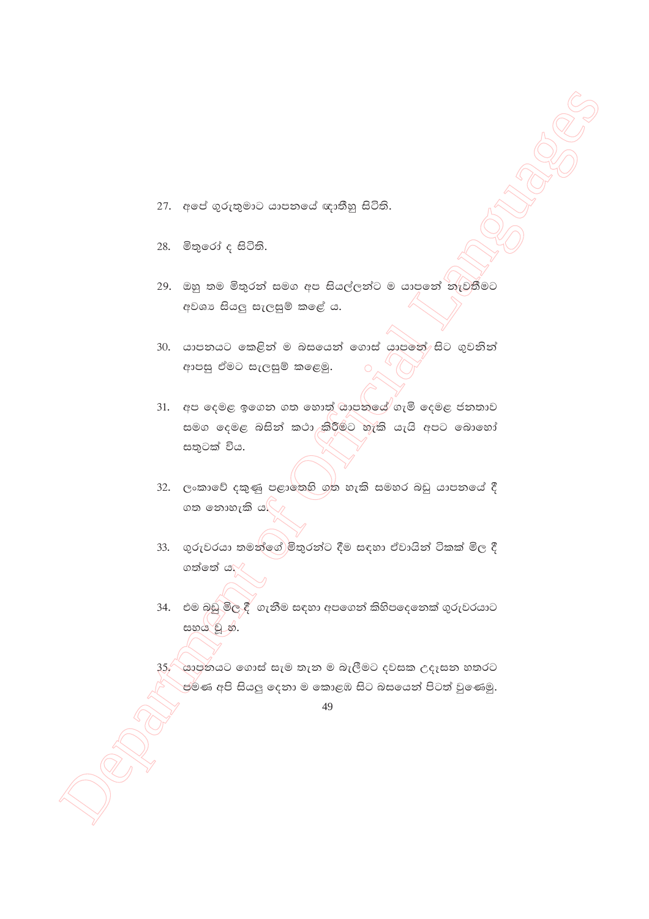27. අපේ ගුරුතුමාට යාපනයේ ඥාතීහු සිටිති.

28. මිතුරෝ ද සිටිති.

29. ඔහු තම මිතුරන් සමග අප සියල්ලන්ට ම යාපනේ නැවතීමට අවශ්‍ය සියලු සැලසුම් කළේ ය.

30. යාපනයට කෙළින් ම බසයෙන් ගොස් යාපනේ සිට ගුවනින් ආපසු ඒමට සැලසුම් කළෙමු.

31. අප දෙමළ ඉගෙන ගත හොත් යාපනයේ ගැමි දෙමළ ජනතාව සමග දෙමළ බසින් කථා කිරීමට හැකි යැයි අපට බොහෝ සතුටක් විය.

32. ලංකාවේ දකුණු පළාතෙහි ගත හැකි සමහර බඩු යාපනයේ දී ගත නොහැකි ය.

33. ගුරුවරයා තමන්ගේ මිතුරන්ට දීම සඳහා ඒවායින් ටිකක් මිල දී ගත්තේ ය.

34. එම බඩු මිල දී ගැනීම සඳහා අපගෙන් කිහිපදෙනෙක් ගුරුවරයාට සහය වූ හ.

35. යාපනයට ගොස් සැම තැන ම බැලීමට දවසක උදෑසන හතරට පමණ අපි සියලු දෙනා ම කොළඹ සිට බසයෙන් පිටත් වුණෙමු.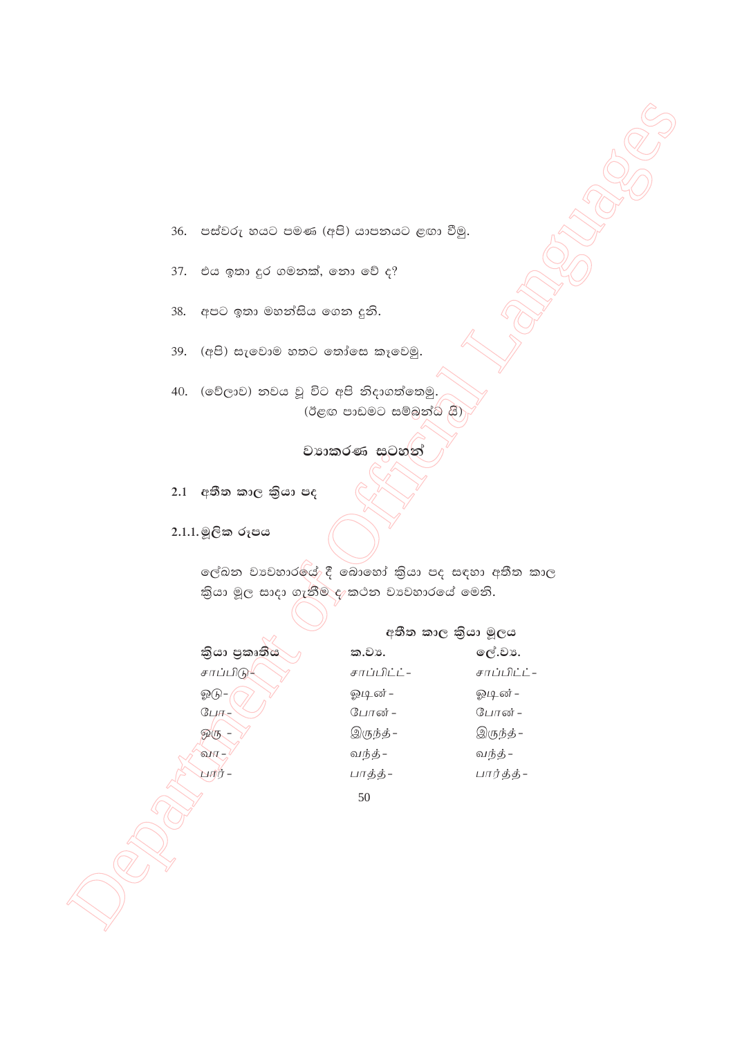36. පස්වරු හයට පමණ (අපි) යාපනයට ළඟා වීමු.

37. එය ඉතා දුර ගමනක්, නො වේ ද?

38. අපට ඉතා මහන්සිය ගෙන දුනි.

39. (අපි) සැවොම හතට තෝසෙ කැවෙමු.

40. (වේලාව) නවය වූ විට අපි නිදාගත්තෙමු.

(ඊළඟ පාඩමට සම්බන්ධ යි)

## ව්‍යාකරණ සටහන්

### 2.1 අතීත කාල ක්‍රියා පද

#### 2.1.1. මූලික රූපය

ලේඛන ව්‍යවහාරයේ දී බොහෝ ක්‍රියා පද සඳහා අතීත කාල ක්‍රියා මූල සාදා ගැනීම ද කථන ව්‍යවහාරයේ මෙනි.

| ක්‍රියා ප්‍රකෘතිය | අතීත කාල ක්‍රියා මූලය | |
|---|---|---|
| | **ක.ව්‍ය.** | **ලේ.ව්‍ය.** |
| *சாப்பிடு-* | *சாப்பிட்ட்-* | *சாப்பிட்ட்-* |
| *ஓடு-* | *ஓடின்-* | *ஓடின்-* |
| *போ-* | *போன்-* | *போன்-* |
| *இரு -* | *இருந்த்-* | *இருந்த்-* |
| *வா-* | *வந்த்-* | *வந்த்-* |
| *பார்-* | *பாத்த்-* | *பார்த்த்-* |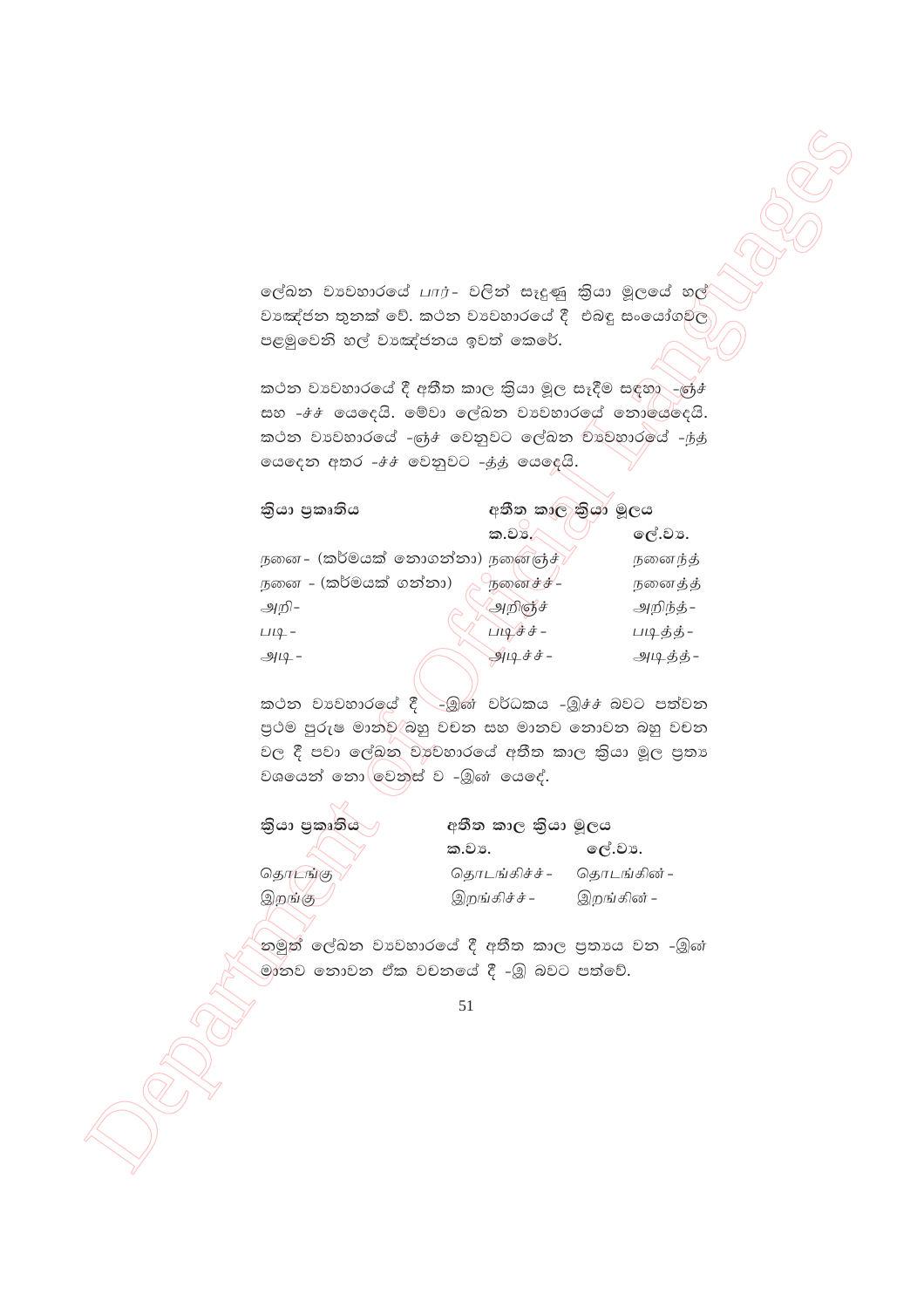ලේඛන ව්‍යවහාරයේ *பார்*- වලින් සෑදුණු ක්‍රියා මූලයේ හල් ව්‍යඤ්ජන තුනක් වේ. කථන ව්‍යවහාරයේ දී එබඳු සංයෝගවල පළමුවෙනි හල් ව්‍යඤ්ජනය ඉවත් කෙරේ.

කථන ව්‍යවහාරයේ දී අතීත කාල ක්‍රියා මූල සෑදීම සඳහා -ஞ்ச் සහ -ச்ச් යෙදෙයි. මේවා ලේඛන ව්‍යවහාරයේ නොයෙදෙයි. කථන ව්‍යවහාරයේ -ஞ்ச் වෙනුවට ලේඛන ව්‍යවහාරයේ -ந்த் යෙදෙන අතර -ச்ச් වෙනුවට -த்த් යෙදෙයි.

| ක්‍රියා ප්‍රකෘතිය | අතීත කාල ක්‍රියා මූලය | |
|---|---|---|
| | ක.ව්‍ය. | ලේ.ව්‍ය. |
| நனை- (කර්මයක් නොගන්නා) | நனைஞ்ச் | நனைந்த் |
| நனை - (කර්මයක් ගන්නා) | நனைச்ச்- | நனைத்த் |
| அறி- | அறிஞ்ச் | அறிந்த்- |
| படி- | படிச்ச்- | படித்த்- |
| அடி- | அடிச்ச்- | அடித்த்- |

කථන ව්‍යවහාරයේ දී -இன் වර්ධකය -இச்ச் බවට පත්වන ප්‍රථම පුරුෂ මානව බහු වචන සහ මානව නොවන බහු වචන වල දී පවා ලේඛන ව්‍යවහාරයේ අතීත කාල ක්‍රියා මූල ප්‍රත්‍ය වශයෙන් නො වෙනස් ව -இன் යෙදේ.

| ක්‍රියා ප්‍රකෘතිය | අතීත කාල ක්‍රියා මූලය | |
|---|---|---|
| | ක.ව්‍ය. | ලේ.ව්‍ය. |
| தொடங்கு | தொடங்கிச்ச்- | தொடங்கின்- |
| இறங்கு | இறங்கிச்ச்- | இறங்கின்- |

නමුත් ලේඛන ව්‍යවහාරයේ දී අතීත කාල ප්‍රත්‍යය වන -இன் මානව නොවන ඒක වචනයේ දී -இ බවට පත්වේ.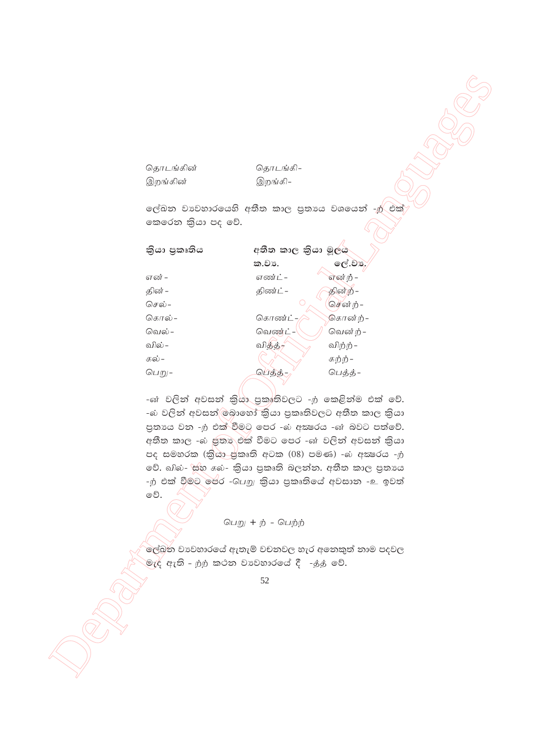| | |
|---|---|
| தொடங்கின் | தொடங்கி- |
| இறங்கின் | இறங்கி- |

ලේඛන ව්‍යවහාරයෙහි අතීත කාල ප්‍රත්‍යය වශයෙන් -ற் එක් කෙරෙන ක්‍රියා පද වේ.

| ක්‍රියා ප්‍රකෘතිය | අතීත කාල ක්‍රියා මූලය | |
|---|---|---|
| | ක.ව්‍ය. | ලේ.ව්‍ය. |
| என் - | எண்ட் - | என்ற் - |
| தின் - | திண்ட் - | தின்ற் - |
| செல் - | | சென்ற் - |
| கொல் - | கொண்ட் - | கொன்ற் - |
| வெல் - | வெண்ட் - | வென்ற் - |
| வில் - | வித்த் - | விற்ற் - |
| கல் - | | கற்ற் - |
| பெறு - | பெத்த் - | பெத்த் - |

-ன් වලින් අවසන් ක්‍රියා ප්‍රකෘතිවලට -ற் කෙළින්ම එක් වේ. -ல් වලින් අවසන් බොහෝ ක්‍රියා ප්‍රකෘතිවලට අතීත කාල ක්‍රියා ප්‍රත්‍යය වන -ற் එක් වීමට පෙර -ல් අක්ෂරය -ன් බවට පත්වේ. අතීත කාල -ல් ප්‍රත්‍ය එක් වීමට පෙර -ன் වලින් අවසන් ක්‍රියා පද සමහරක (ක්‍රියා ප්‍රකෘති අටක (08) පමණ) -ல් අක්ෂරය -ற் වේ. வில்- සහ கல்- ක්‍රියා ප්‍රකෘති බලන්න. අතීත කාල ප්‍රත්‍යය -ற் එක් වීමට පෙර -பெறு ක්‍රියා ප්‍රකෘතියේ අවසාන -உ ඉවත් වේ.

பெறு + ற் - பெற்ற்

ලේඛන ව්‍යවහාරයේ ඇතැම් වචනවල හැර අනෙකුත් නාම පදවල මැද ඇති - ற்ற் කථන ව්‍යවහාරයේ දී -த்த் වේ.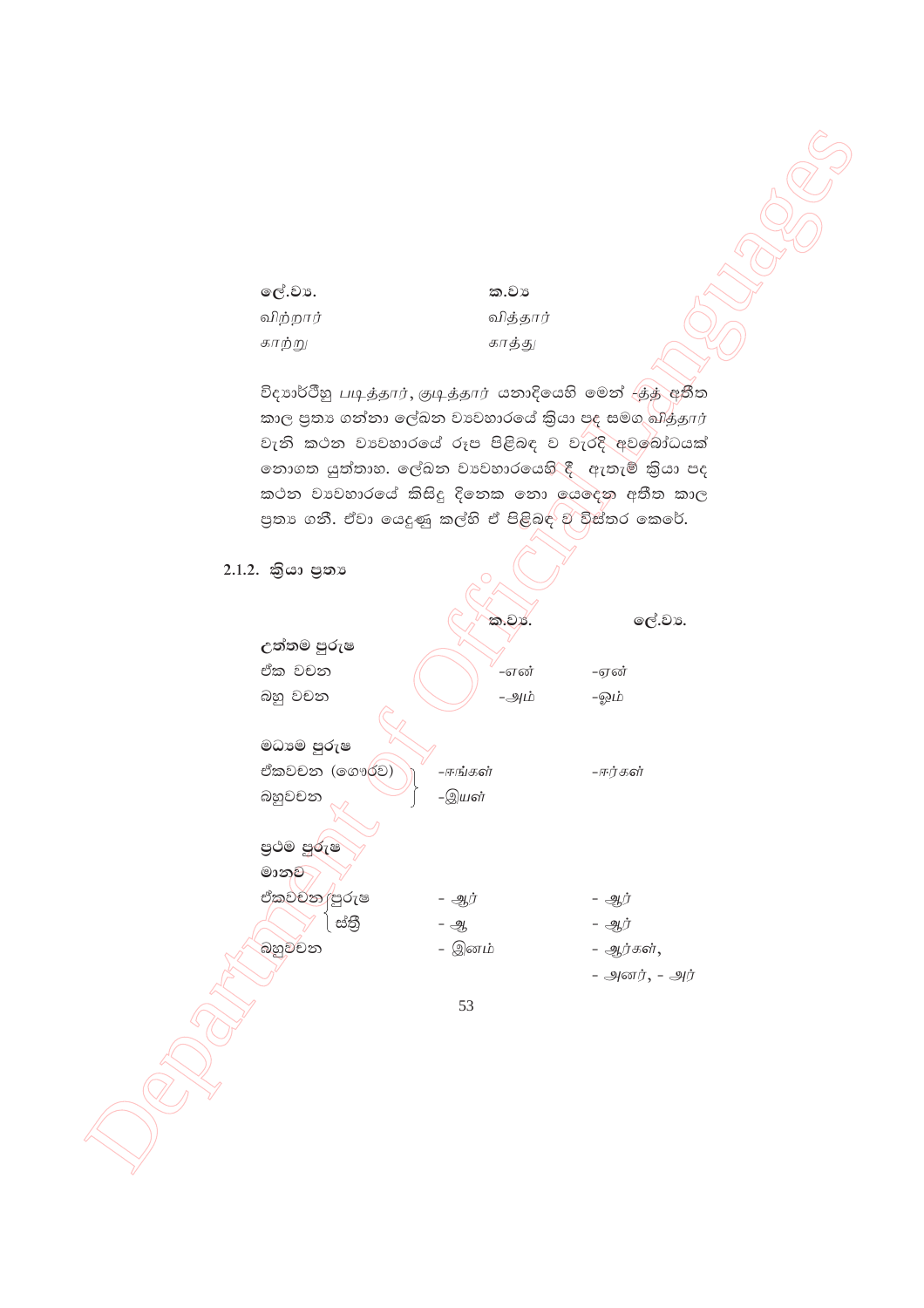| ලේ.ව්‍ය. | ක.ව්‍ය |
|---|---|
| *விற்றார்* | *வித்தார்* |
| *காற்று* | *காத்து* |

විද්‍යාර්ථීහු *படித்தார்*, *குடித்தார்* යනාදියෙහි මෙන් *-த்த்* අතීත කාල ප්‍රත්‍ය ගන්නා ලේඛන ව්‍යවහාරයේ ක්‍රියා පද සමග *வித்தார்* වැනි කථන ව්‍යවහාරයේ රූප පිළිබඳ ව වැරදි අවබෝධයක් නොගත යුත්තාහ. ලේඛන ව්‍යවහාරයෙහි දී ඇතැම් ක්‍රියා පද කථන ව්‍යවහාරයේ කිසිදු දිනෙක නො යෙදෙන අතීත කාල ප්‍රත්‍ය ගනී. ඒවා යෙදුණු කල්හි ඒ පිළිබඳ ව විස්තර කෙරේ.

## 2.1.2. ක්‍රියා ප්‍රත්‍ය

| | | ක.ව්‍ය. | ලේ.ව්‍ය. |
|---|---|---|---|
| **උත්තම පුරුෂ** | | | |
| ඒක වචන | | *-என்* | *-ஏன்* |
| බහු වචන | | *-அம்* | *-ஓம்* |
| **මධ්‍යම පුරුෂ** | | | |
| ඒකවචන (ගෞරව) | | *-ஈங்கள்* | *-ஈர்கள்* |
| බහුවචන | | *-இயள்* | |
| **ප්‍රථම පුරුෂ** | | | |
| මානව | | | |
| ඒකවචන | පුරුෂ | *- ஆர்* | *- ஆர்* |
| | ස්ත්‍රී | *- ஆ* | *- ஆர்* |
| බහුවචන | | *- இனம்* | *- ஆர்கள்*, *- அனர்*, *- அர்* |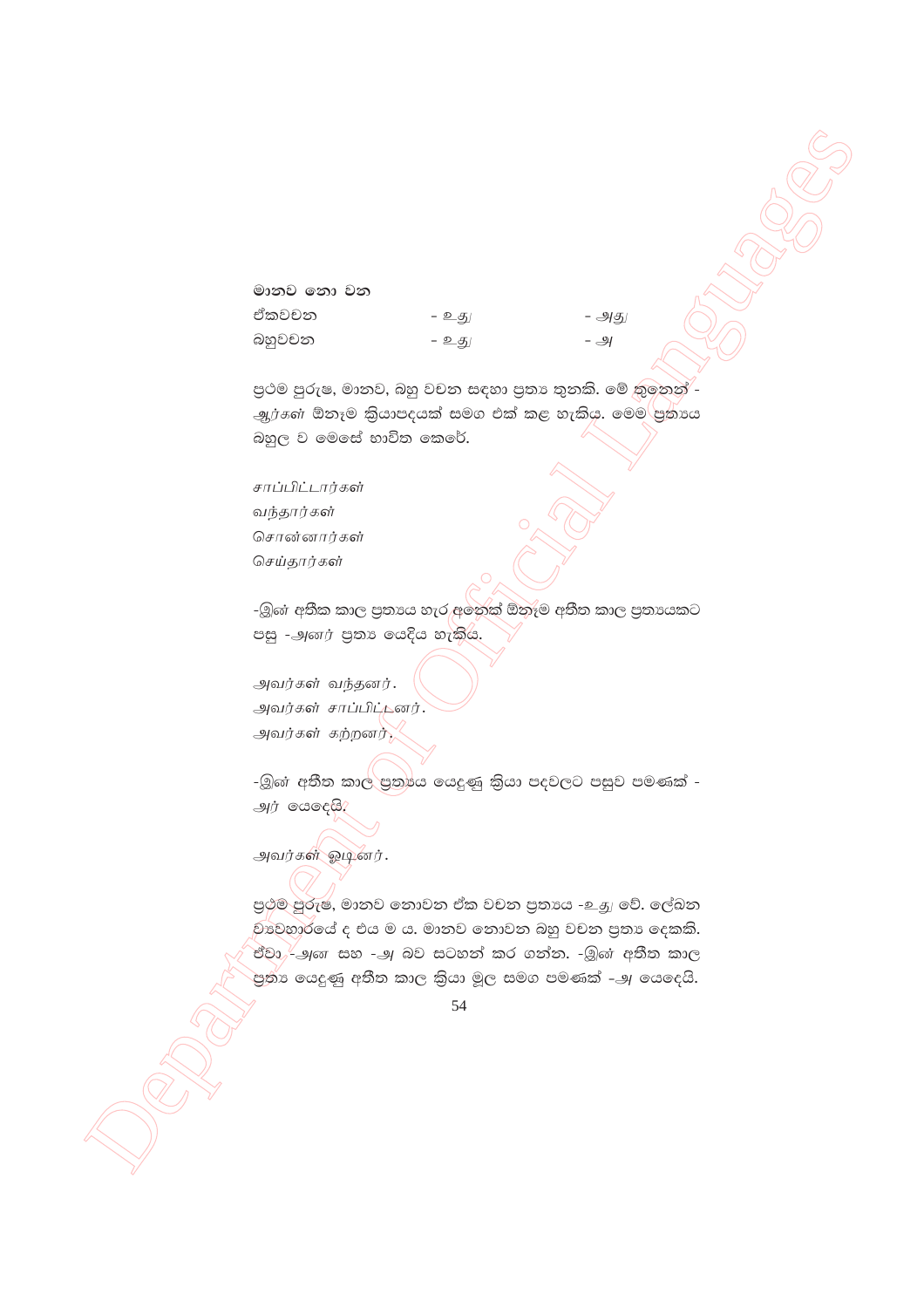**මානව නො වන**

| | | |
|---|---|---|
| ඒකවචන | - *உது* | - *அது* |
| බහුවචන | - *உது* | - *அ* |

ප්‍රථම පුරුෂ, මානව, බහු වචන සඳහා ප්‍රත්‍ය තුනකි. මේ තුනෙන් -*ஆர்கள்* ඕනෑම ක්‍රියාපදයක් සමග එක් කළ හැකිය. මෙම ප්‍රත්‍යය බහුල ව මෙසේ භාවිත කෙරේ.

*சாப்பிட்டார்கள்*
*வந்தார்கள்*
*சொன்னார்கள்*
*செய்தார்கள்*

-*இன்* අතීත කාල ප්‍රත්‍යය හැර අනෙක් ඕනෑම අතීත කාල ප්‍රත්‍යයකට පසු -*அனர்* ප්‍රත්‍ය යෙදිය හැකිය.

*அவர்கள் வந்தனர்.*
*அவர்கள் சாப்பிட்டனர்.*
*அவர்கள் கற்றனர்.*

-*இன்* අතීත කාල ප්‍රත්‍යය යෙදුණු ක්‍රියා පදවලට පසුව පමණක් -*அர்* යෙදෙයි.

*அவர்கள் ஓடினர்.*

ප්‍රථම පුරුෂ, මානව නොවන ඒක වචන ප්‍රත්‍යය -*உது* වේ. ලේඛන ව්‍යවහාරයේ ද එය ම ය. මානව නොවන බහු වචන ප්‍රත්‍ය දෙකකි. ඒවා -*அன* සහ -*அ* බව සටහන් කර ගන්න. -*இன்* අතීත කාල ප්‍රත්‍ය යෙදුණු අතීත කාල ක්‍රියා මූල සමග පමණක් -*அ* යෙදෙයි.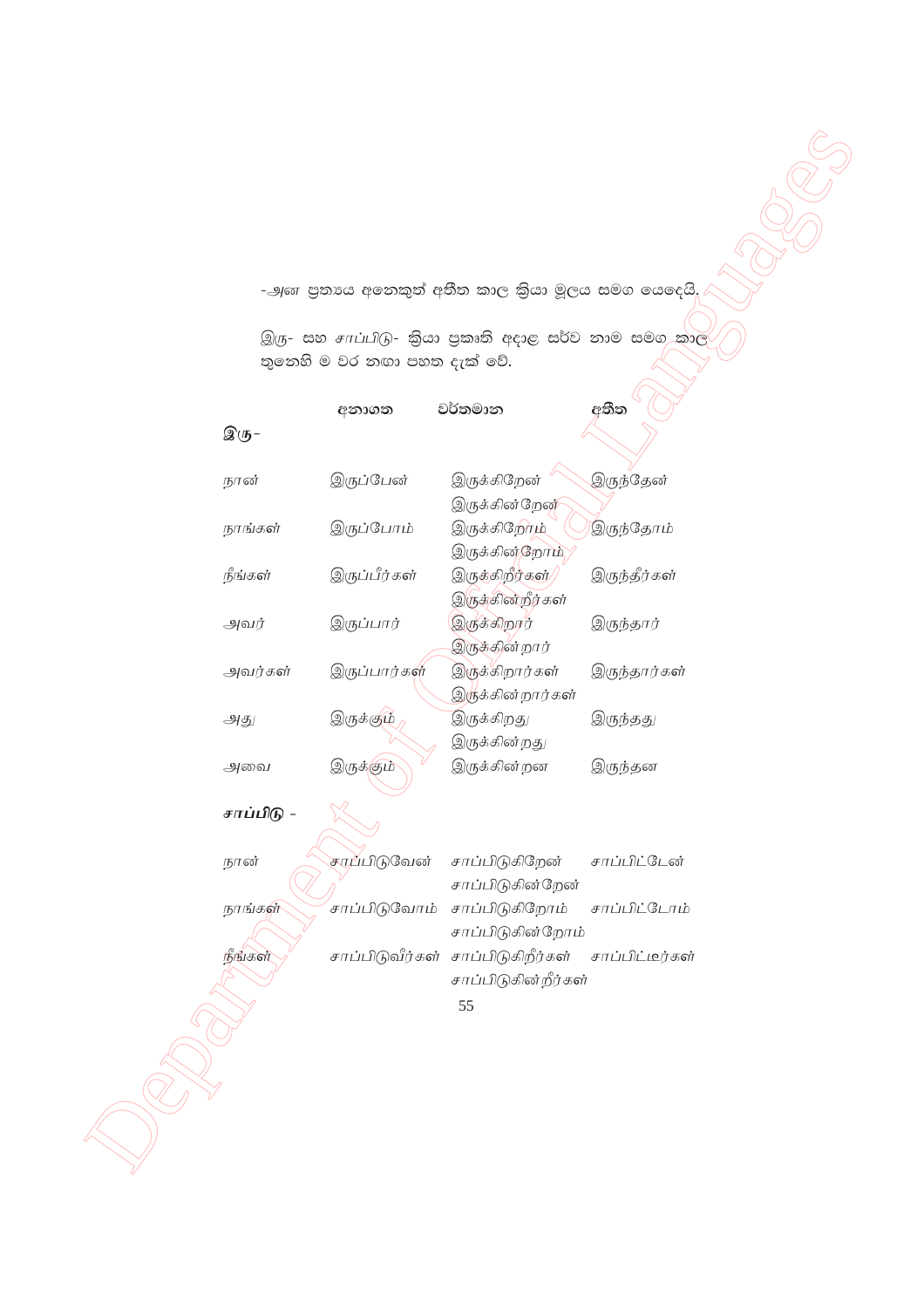-அன ප්‍රත්‍යය අනෙකුත් අතීත කාල ක්‍රියා මූලය සමග යෙදෙයි.

இரு- සහ சாப்பிடு- ක්‍රියා ප්‍රකෘති අදාළ සර්ව නාම සමග කාල තුනෙහි ම වර නඟා පහත දැක් වේ.

**இரு-**

| | අනාගත | වර්තමාන | අතීත |
|---|---|---|---|
| நான் | இருப்பேன் | இருக்கிறேன் இருக்கின்றேன் | இருந்தேன் |
| நாங்கள் | இருப்போம் | இருக்கிறோம் இருக்கின்றோம் | இருந்தோம் |
| நீங்கள் | இருப்பீர்கள் | இருக்கிறீர்கள் இருக்கின்றீர்கள் | இருந்தீர்கள் |
| அவர் | இருப்பார் | இருக்கிறார் இருக்கின்றார் | இருந்தார் |
| அவர்கள் | இருப்பார்கள் | இருக்கிறார்கள் இருக்கின்றார்கள் | இருந்தார்கள் |
| அது | இருக்கும் | இருக்கிறது இருக்கின்றது | இருந்தது |
| அவை | இருக்கும் | இருக்கின்றன | இருந்தன |

**சாப்பிடு -**

| | අනාගත | වර්තමාන | අතීත |
|---|---|---|---|
| நான் | சாப்பிடுவேன் | சாப்பிடுகிறேன் சாப்பிடுகின்றேன் | சாப்பிட்டேன் |
| நாங்கள் | சாப்பிடுவோம் | சாப்பிடுகிறோம் சாப்பிடுகின்றோம் | சாப்பிட்டோம் |
| நீங்கள் | சாப்பிடுவீர்கள் | சாப்பிடுகிறீர்கள் சாப்பிடுகின்றீர்கள் | சாப்பிட்டீர்கள் |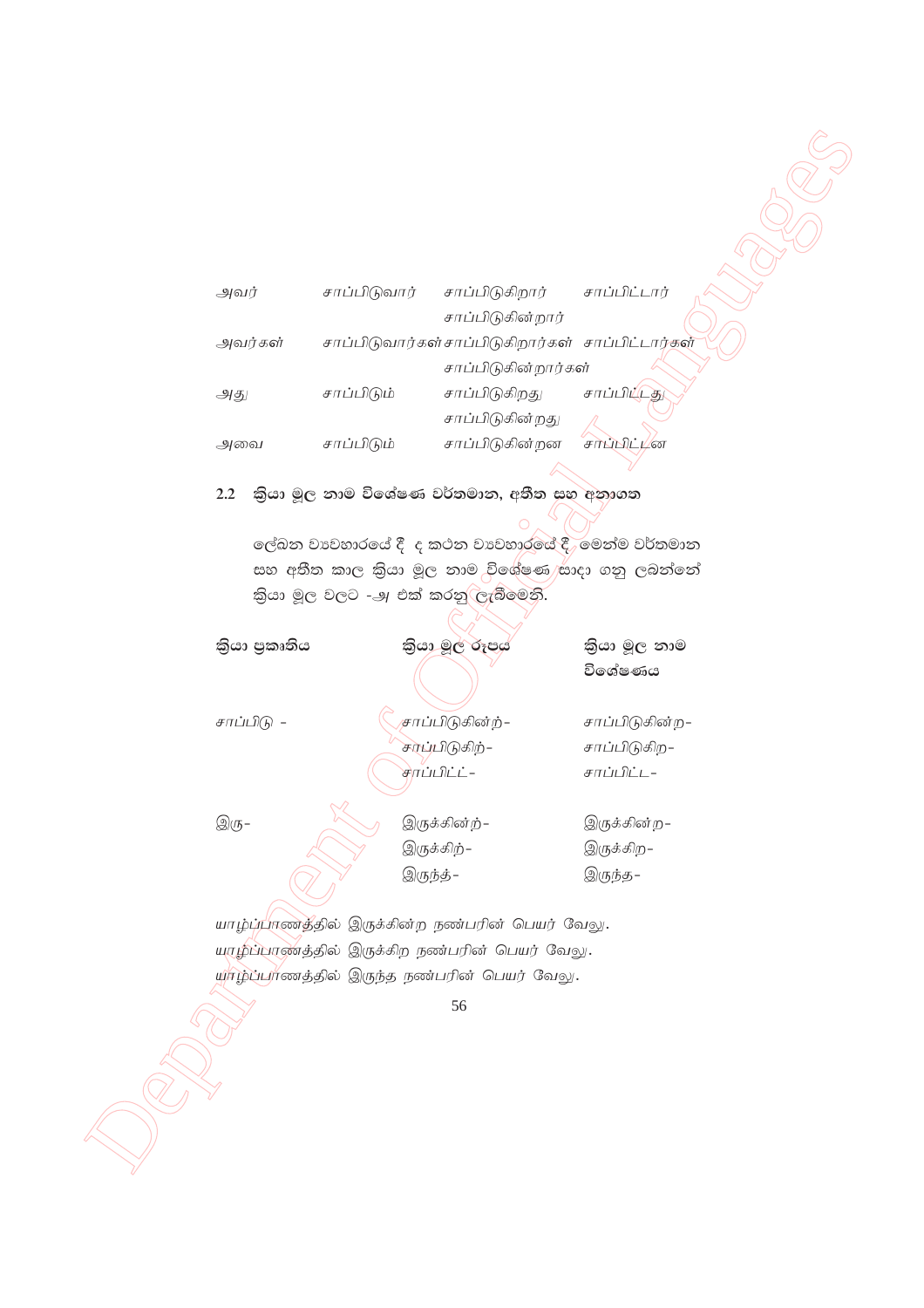| | | | |
|---|---|---|---|
| அவர் | சாப்பிடுவார் | சாப்பிடுகிறார் சாப்பிடுகின்றார் | சாப்பிட்டார் |
| அவர்கள் | சாப்பிடுவார்கள் | சாப்பிடுகிறார்கள் சாப்பிடுகின்றார்கள் | சாப்பிட்டார்கள் |
| அது | சாப்பிடும் | சாப்பிடுகிறது சாப்பிடுகின்றது | சாப்பிட்டது |
| அவை | சாப்பிடும் | சாப்பிடுகின்றன | சாப்பிட்டன |

## 2.2 ක්‍රියා මූල නාම විශේෂණ වර්තමාන, අතීත සහ අනාගත

ලේඛන ව්‍යවහාරයේ දී ද කථන ව්‍යවහාරයේ දී මෙන්ම වර්තමාන සහ අතීත කාල ක්‍රියා මූල නාම විශේෂණ සාදා ගනු ලබන්නේ ක්‍රියා මූල වලට -அ එක් කරනු ලැබීමෙනි.

| ක්‍රියා ප්‍රකෘතිය | ක්‍රියා මූල රූපය | ක්‍රියා මූල නාම විශේෂණය |
|---|---|---|
| சாப்பிடு - | சாப்பிடுகின்ற்- | சாப்பிடுகின்ற- |
| | சாப்பிடுகிற்- | சாப்பிடுகிற- |
| | சாப்பிட்ட்- | சாப்பிட்ட- |
| இரு- | இருக்கின்ற்- | இருக்கின்ற- |
| | இருக்கிற்- | இருக்கிற- |
| | இருந்த்- | இருந்த- |

யாழ்ப்பாணத்தில் இருக்கின்ற நண்பரின் பெயர் வேலு.
யாழ்ப்பாணத்தில் இருக்கிற நண்பரின் பெயர் வேலு.
யாழ்ப்பாணத்தில் இருந்த நண்பரின் பெயர் வேலு.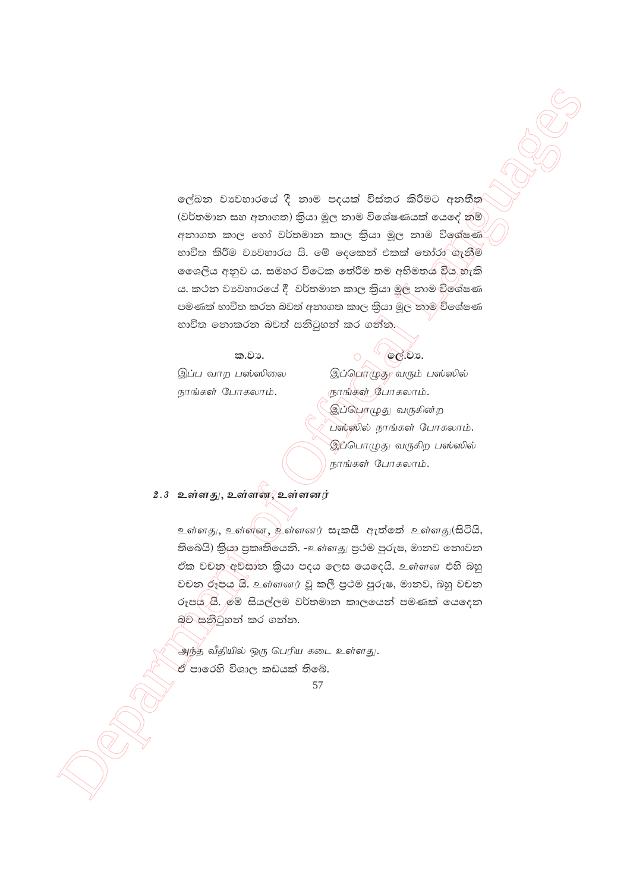ලේඛන ව්‍යවහාරයේ දී නාම පදයක් විස්තර කිරීමට අනතීත (වර්තමාන සහ අනාගත) ක්‍රියා මූල නාම විශේෂණයක් යෙදේ නම් අනාගත කාල හෝ වර්තමාන කාල ක්‍රියා මූල නාම විශේෂණ භාවිත කිරීම ව්‍යවහාරය යි. මේ දෙකෙන් එකක් තෝරා ගැනීම ශෛලිය අනුව ය. සමහර විටෙක තේරීම තම අභිමතය විය හැකි ය. කථන ව්‍යවහාරයේ දී වර්තමාන කාල ක්‍රියා මූල නාම විශේෂණ පමණක් භාවිත කරන බවත් අනාගත කාල ක්‍රියා මූල නාම විශේෂණ භාවිත නොකරන බවත් සනිටුහන් කර ගන්න.

| ක.ව්‍ය. | ලේ.ව්‍ය. |
|---|---|
| இப்ப வாற பஸ்ஸிலை நாங்கள் போகலாம். | இப்பொழுது வரும் பஸ்ஸில் நாங்கள் போகலாம். |
| | இப்பொழுது வருகின்ற பஸ்ஸில் நாங்கள் போகலாம். |
| | இப்பொழுது வருகிற பஸ்ஸில் நாங்கள் போகலாம். |

## 2.3 *உள்ளது, உள்ளன, உள்ளனர்*

*உள்ளது, உள்ளன, உள்ளனர்* සැකසී ඇත්තේ *உள்ளது*(සිටියි, තිබෙයි) ක්‍රියා ප්‍රකෘතියෙනි. -*உள்ளது* ප්‍රථම පුරුෂ, මානව නොවන ඒක වචන අවසාන ක්‍රියා පදය ලෙස යෙදෙයි. *உள்ளன* එහි බහු වචන රූපය යි. *உள்ளனர்* වූ කලී ප්‍රථම පුරුෂ, මානව, බහු වචන රූපය යි. මේ සියල්ලම වර්තමාන කාලයෙන් පමණක් යෙදෙන බව සනිටුහන් කර ගන්න.

*அந்த வீதியில் ஒரு பெரிய கடை உள்ளது.*
ඒ පාරෙහි විශාල කඩයක් තිබේ.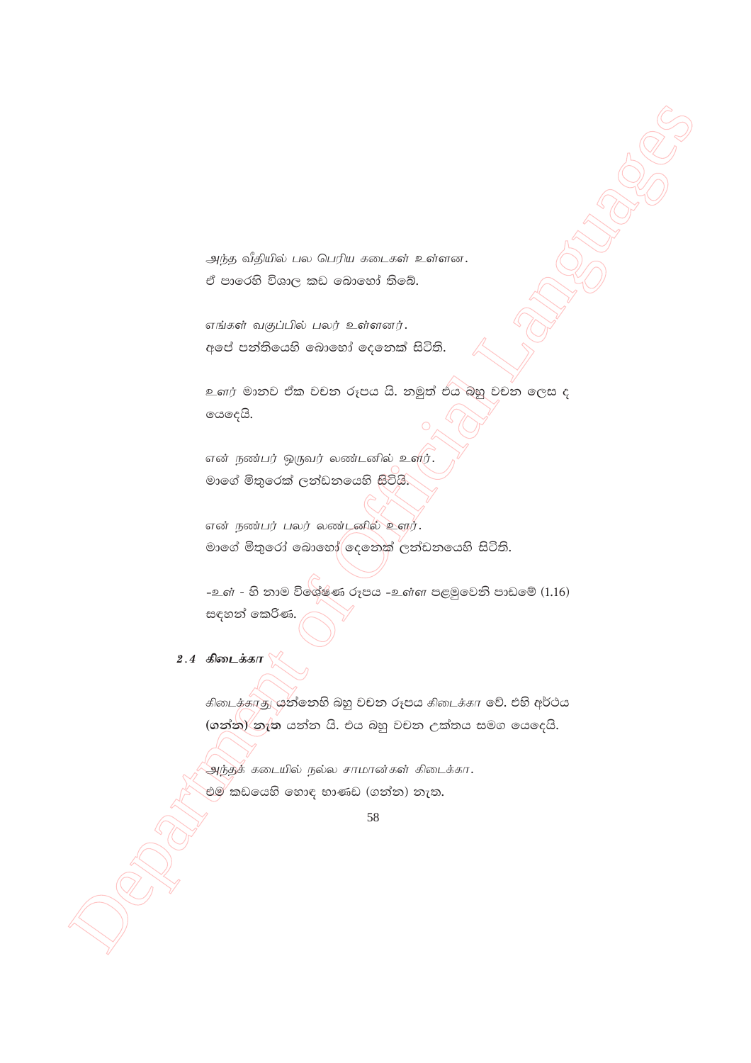*அந்த வீதியில் பல பெரிய கடைகள் உள்ளன.*
ඒ පාරෙහි විශාල කඩ බොහෝ තිබේ.

*எங்கள் வகுப்பில் பலர் உள்ளனர்.*
අපේ පන්තියෙහි බොහෝ දෙනෙක් සිටිති.

*உளர்* මානව ඒක වචන රූපය යි. නමුත් එය බහු වචන ලෙස ද යෙදෙයි.

*என் நண்பர் ஒருவர் லண்டனில் உளர்.*
මාගේ මිතුරෙක් ලන්ඩනයෙහි සිටියි.

*என் நண்பர் பலர் லண்டனில் உளர்.*
මාගේ මිතුරෝ බොහෝ දෙනෙක් ලන්ඩනයෙහි සිටිති.

*-உள்* - හි නාම විශේෂණ රූපය *-உள்ள* පළමුවෙනි පාඩමේ (1.16) සඳහන් කෙරිණ.

### 2.4 *கிடைக்கா*

*கிடைக்காது* යන්නෙහි බහු වචන රූපය *கிடைக்கா* වේ. එහි අර්ථය **(ගන්න) නැත** යන්න යි. එය බහු වචන උක්තය සමග යෙදෙයි.

*அந்தக் கடையில் நல்ல சாமான்கள் கிடைக்கா.*
එම කඩයෙහි හොඳ භාණ්ඩ (ගන්න) නැත.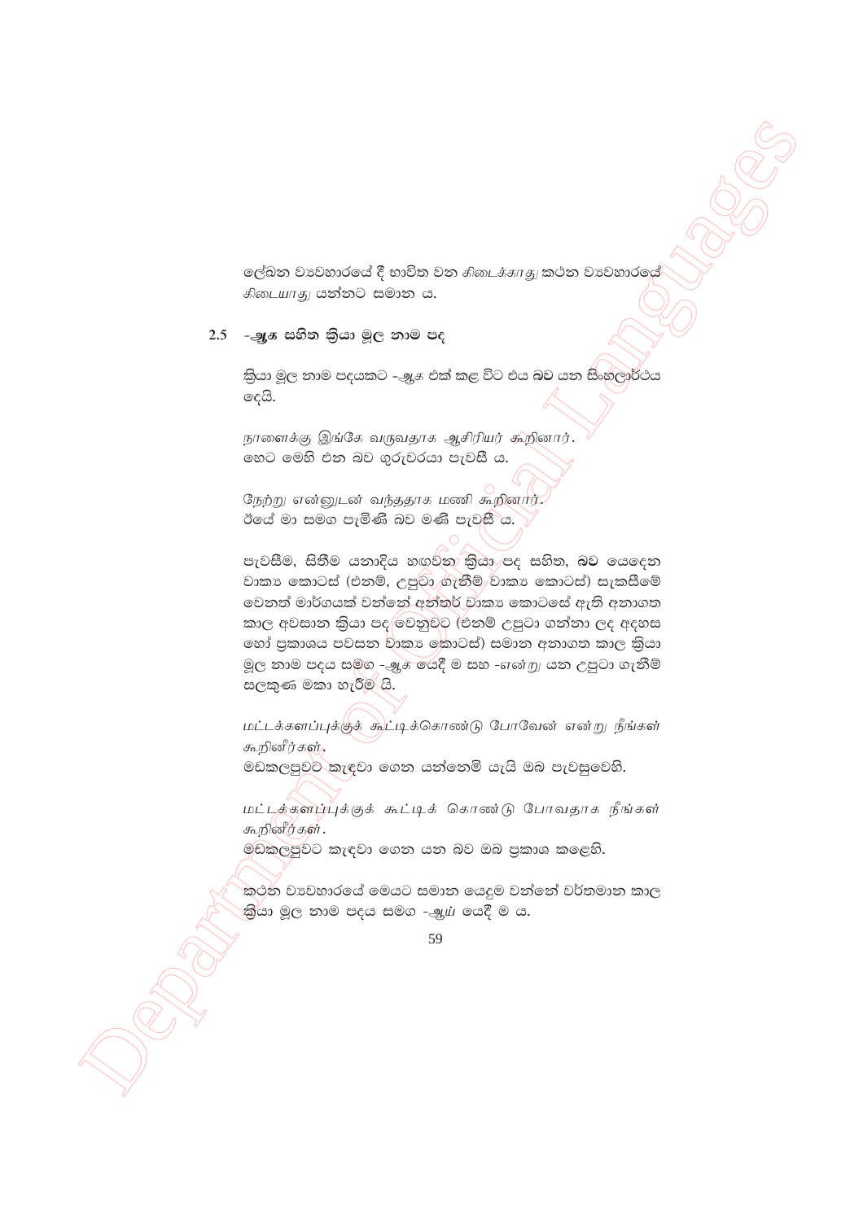ලේඛන ව්‍යවහාරයේ දී භාවිත වන *கிடைக்காது* කථන ව්‍යවහාරයේ *கிடையாது* යන්නට සමාන ය.

## 2.5 -**ஆக** සහිත ක්‍රියා මූල නාම පද

ක්‍රියා මූල නාම පදයකට -*ஆக* එක් කළ විට එය **බව** යන සිංහලාර්ථය දෙයි.

*நாளைக்கு இங்கே வருவதாக ஆசிரியர் கூறினார்.*
හෙට මෙහි එන බව ගුරුවරයා පැවසී ය.

*நேற்று என்னுடன் வந்ததாக மணி கூறினார்.*
ඊයේ මා සමග පැමිණි බව මණී පැවසී ය.

පැවසීම, සිතීම යනාදිය හඟවන ක්‍රියා පද සහිත, **බව** යෙදෙන වාක්‍ය කොටස් (එනම්, උපුටා ගැනීම් වාක්‍ය කොටස්) සැකසීමේ වෙනත් මාර්ගයක් වන්නේ අන්තර් වාක්‍ය කොටසේ ඇති අනාගත කාල අවසාන ක්‍රියා පද වෙනුවට (එනම් උපුටා ගන්නා ලද අදහස හෝ ප්‍රකාශය පවසන වාක්‍ය කොටස්) සමාන අනාගත කාල ක්‍රියා මූල නාම පදය සමග -*ஆக* යෙදී ම සහ -*என்று* යන උපුටා ගැනීම් සලකුණ මකා හැරීම යි.

*மட்டக்களப்புக்குக் கூட்டிக்கொண்டு போவேன் என்று நீங்கள் கூறினீர்கள்.*
මඩකලපුවට කැඳවා ගෙන යන්නෙමි යැයි ඔබ පැවසුවෙහි.

*மட்டக்களப்புக்குக் கூட்டிக் கொண்டு போவதாக நீங்கள் கூறினீர்கள்.*
මඩකලපුවට කැඳවා ගෙන යන බව ඔබ ප්‍රකාශ කළෙහි.

කථන ව්‍යවහාරයේ මෙයට සමාන යෙදුම වන්නේ වර්තමාන කාල ක්‍රියා මූල නාම පදය සමග -*ஆய்* යෙදී ම ය.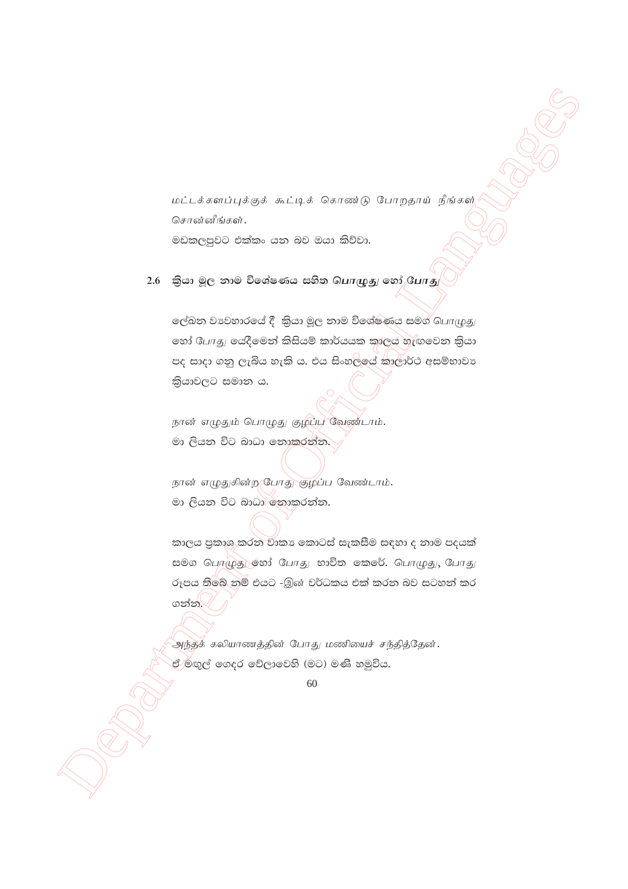மட்டக்களப்புக்குக் கூட்டிக் கொண்டு போறதாய் நீங்கள் சொன்னீங்கள்.

මඩකලපුවට එක්කං යන බව ඔයා කිව්වා.

## 2.6 ක්‍රියා මූල නාම විශේෂණය සහිත பொழுது හෝ போது

ලේඛන ව්‍යවහාරයේ දී ක්‍රියා මූල නාම විශේෂණය සමග பொழுது හෝ போது යෙදීමෙන් කිසියම් කාර්යයක කාලය හැඟවෙන ක්‍රියා පද සාදා ගනු ලැබිය හැකි ය. එය සිංහලයේ කාලාර්ථ අසම්භාව්‍ය ක්‍රියාවලට සමාන ය.

நான் எழுதும் பொழுது குழப்ப வேண்டாம்.
මා ලියන විට බාධා නොකරන්න.

நான் எழுதுகின்ற போது குழப்ப வேண்டாம்.
මා ලියන විට බාධා නොකරන්න.

කාලය ප්‍රකාශ කරන වාක්‍ය කොටස් සැකසීම සඳහා ද නාම පදයක් සමග பொழுது හෝ போது භාවිත කෙරේ. பொழுது, போது රූපය තිබේ නම් එයට -இன் වර්ධකය එක් කරන බව සටහන් කර ගන්න.

அந்தக் கலியாணத்தின் போது மணியைச் சந்தித்தேன்.
ඒ මඟුල් ගෙදර වේලාවෙහි (මට) මණි හමුවිය.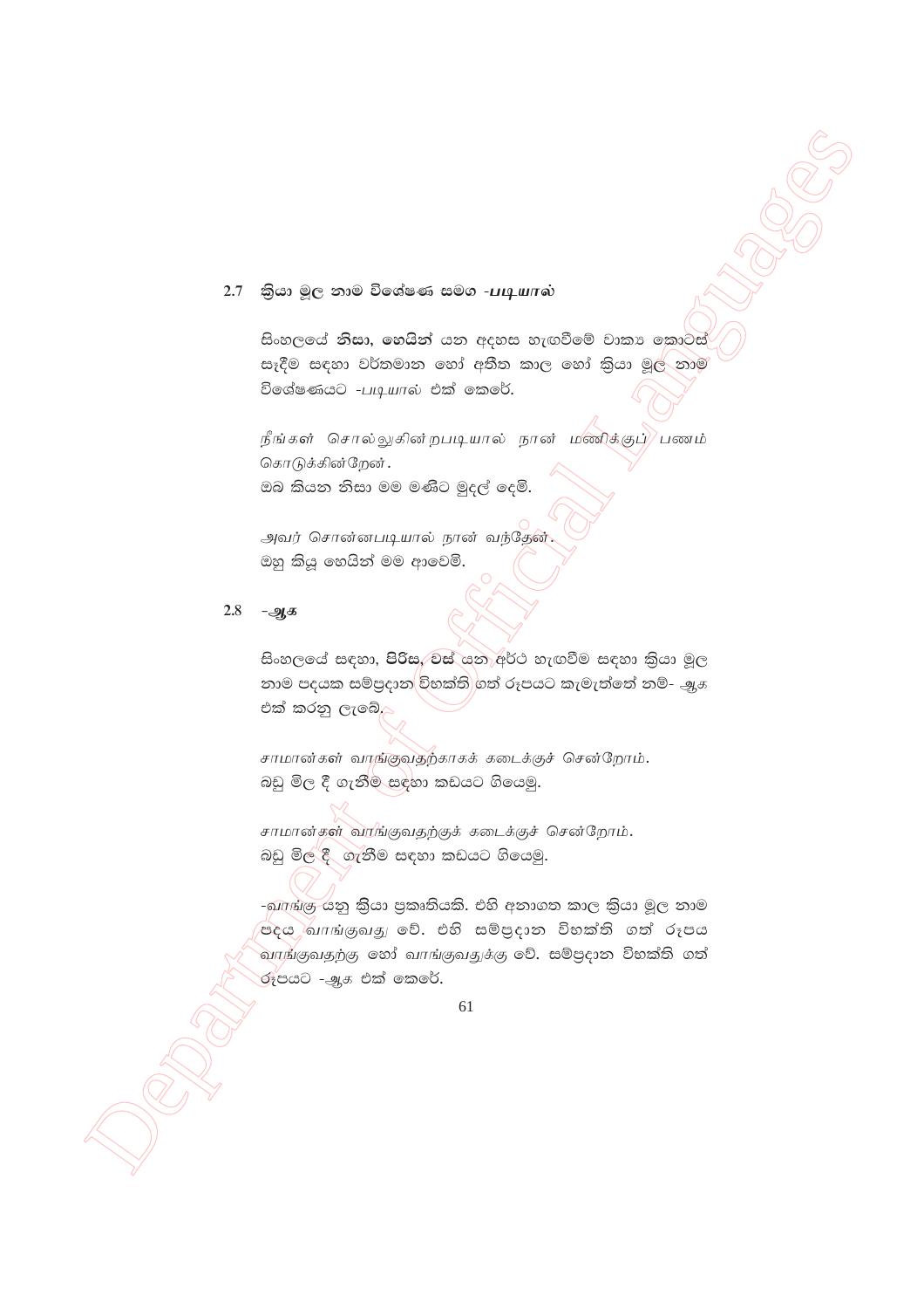## 2.7 ක්‍රියා මූල නාම විශේෂණ සමග -*படியால்*

සිංහලයේ **නිසා, හෙයින්** යන අදහස හැඟවීමේ වාක්‍ය කොටස් සෑදීම සඳහා වර්තමාන හෝ අතීත කාල හෝ ක්‍රියා මූල නාම විශේෂණයට -*படியால்* එක් කෙරේ.

*நீங்கள் சொல்லுகின்றபடியால் நான் மணிக்குப் பணம் கொடுக்கின்றேன்.*
ඔබ කියන නිසා මම මණිට මුදල් දෙමි.

*அவர் சொன்னபடியால் நான் வந்தேன்.*
ඔහු කියූ හෙයින් මම ආවෙමි.

## 2.8 -*ஆக*

සිංහලයේ සඳහා, **පිරිස, වස්** යන අර්ථ හැඟවීම සඳහා ක්‍රියා මූල නාම පදයක සම්ප්‍රදාන විභක්ති ගත් රූපයට කැමැත්තේ නම්- *ஆக* එක් කරනු ලැබේ.

*சாமான்கள் வாங்குவதற்காகக் கடைக்குச் சென்றோம்.*
බඩු මිල දී ගැනීම සඳහා කඩයට ගියෙමු.

*சாமான்கள் வாங்குவதற்குக் கடைக்குச் சென்றோம்.*
බඩු මිල දී ගැනීම සඳහා කඩයට ගියෙමු.

-*வாங்கு* යනු ක්‍රියා ප්‍රකෘතියකි. එහි අනාගත කාල ක්‍රියා මූල නාම පදය *வாங்குவது* වේ. එහි සම්ප්‍රදාන විභක්ති ගත් රූපය *வாங்குவதற்கு* හෝ *வாங்குவதுக்கு* වේ. සම්ප්‍රදාන විභක්ති ගත් රූපයට -*ஆக* එක් කෙරේ.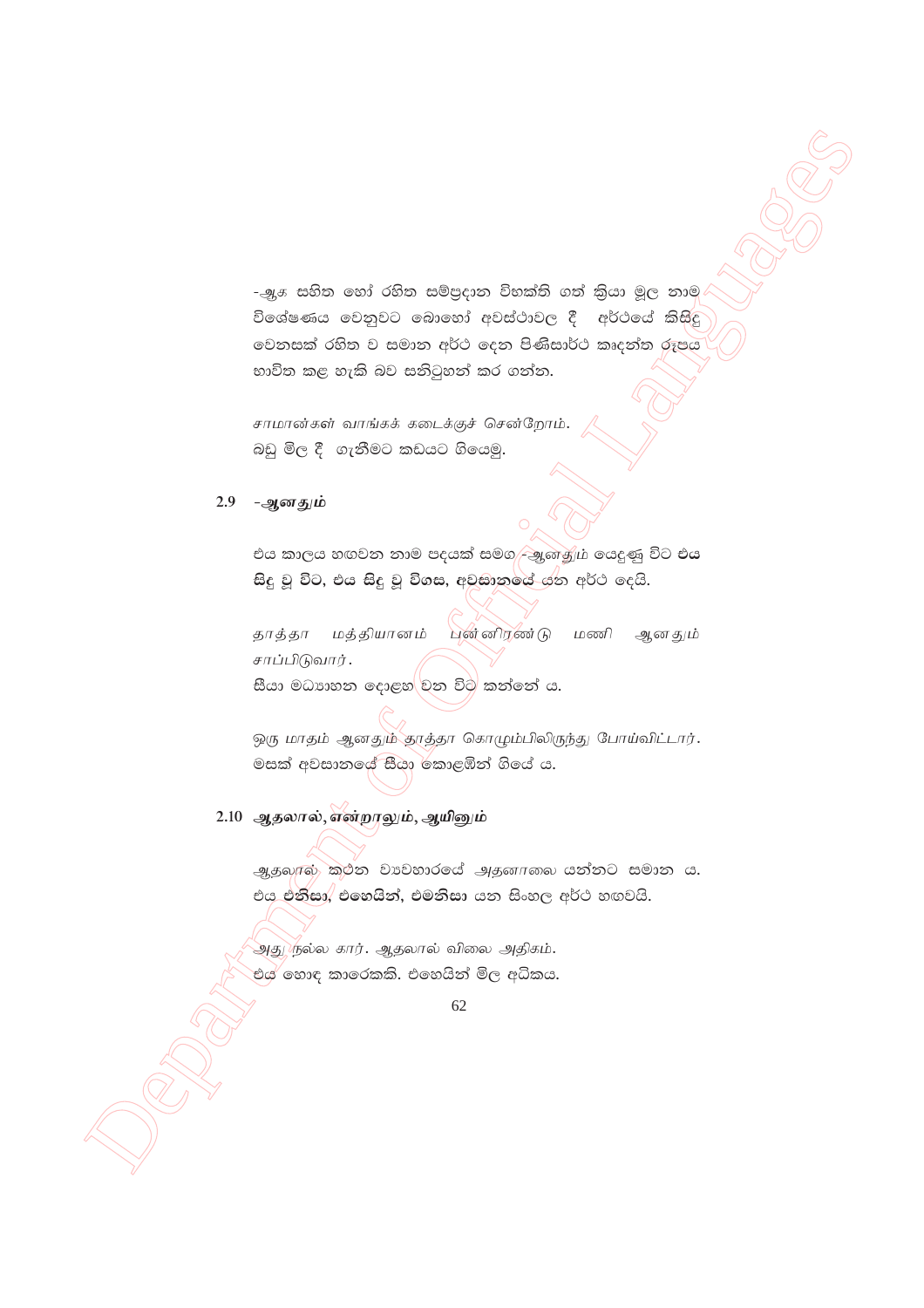-ஆக සහිත හෝ රහිත සම්ප්‍රදාන විභක්ති ගත් ක්‍රියා මූල නාම විශේෂණය වෙනුවට බොහෝ අවස්ථාවල දී අර්ථයේ කිසිදු වෙනසක් රහිත ව සමාන අර්ථ දෙන පිණිසාර්ථ කෘදන්ත රූපය භාවිත කළ හැකි බව සනිටුහන් කර ගන්න.

*சாமான்கள் வாங்கக் கடைக்குச் சென்றோம்.*
බඩු මිල දී ගැනීමට කඩයට ගියෙමු.

## 2.9 -ஆனதும்

එය කාලය හඟවන නාම පදයක් සමග -ஆனதும் යෙදුණු විට **එය සිදු වූ විට, එය සිදු වූ විගස, අවසානයේ** යන අර්ථ දෙයි.

*தாத்தா மத்தியானம் பன்னிரண்டு மணி ஆனதும் சாப்பிடுவார்.*
සීයා මධ්‍යාහන දොළහ වන විට කන්නේ ය.

*ஒரு மாதம் ஆனதும் தாத்தா கொழும்பிலிருந்து போய்விட்டார்.*
මසක් අවසානයේ සීයා කොළඹින් ගියේ ය.

## 2.10 ஆதலால், என்றாலும், ஆயினும்

*ஆதலால்* කථන ව්‍යවහාරයේ *அதனாலை* යන්නට සමාන ය. එය **එනිසා, එහෙයින්, එමනිසා** යන සිංහල අර්ථ හඟවයි.

*அது நல்ல கார். ஆதலால் விலை அதிகம்.*
එය හොඳ කාරෙකකි. එහෙයින් මිල අධිකය.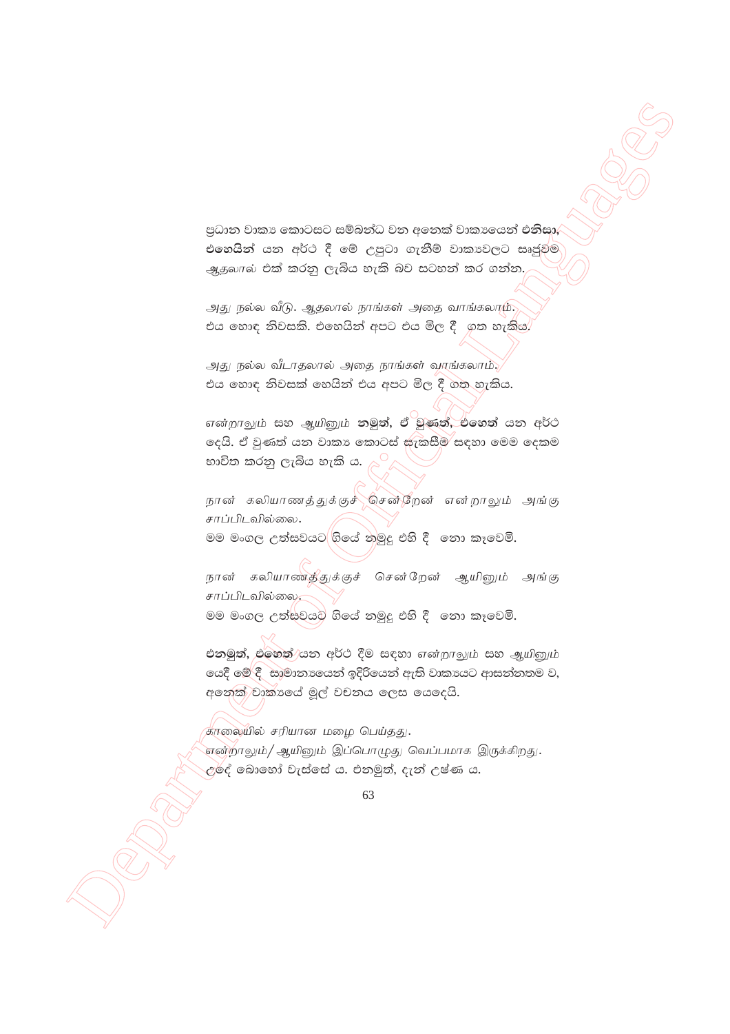ප්‍රධාන වාක්‍ය කොටසට සම්බන්ධ වන අනෙක් වාක්‍යයෙන් **එනිසා, එහෙයින්** යන අර්ථ දී මේ උපුටා ගැනීම් වාක්‍යවලට සෘජුවම ஆதலால் එක් කරනු ලැබිය හැකි බව සටහන් කර ගන්න.

*அது நல்ல வீடு. ஆதலால் நாங்கள் அதை வாங்கலாம்.*
එය හොඳ නිවසකි. එහෙයින් අපට එය මිල දී ගත හැකිය.

*அது நல்ல வீடாதலால் அதை நாங்கள் வாங்கலாம்.*
එය හොඳ නිවසක් හෙයින් එය අපට මිල දී ගත හැකිය.

*என்றாலும்* සහ *ஆயினும்* **නමුත්, ඒ වුණත්, එහෙත්** යන අර්ථ දෙයි. ඒ වුණත් යන වාක්‍ය කොටස් සැකසීම සඳහා මෙම දෙකම භාවිත කරනු ලැබිය හැකි ය.

*நான் கலியாணத்துக்குச் சென்றேன் என்றாலும் அங்கு சாப்பிடவில்லை.*
මම මංගල උත්සවයට ගියේ නමුදු එහි දී නො කැවෙමි.

*நான் கலியாணத்துக்குச் சென்றேன் ஆயினும் அங்கு சாப்பிடவில்லை.*
මම මංගල උත්සවයට ගියේ නමුදු එහි දී නො කැවෙමි.

**එනමුත්, එහෙත්** යන අර්ථ දීම සඳහා *என்றாலும்* සහ *ஆயினும்* යෙදී මේ දී සාමාන්‍යයෙන් ඉදිරියෙන් ඇති වාක්‍යයට ආසන්නතම ව, අනෙක් වාක්‍යයේ මුල් වචනය ලෙස යෙදෙයි.

*காலையில் சரியான மழை பெய்தது.*
*என்றாலும்/ ஆயினும் இப்பொழுது வெப்பமாக இருக்கிறது.*
උදේ බොහෝ වැස්සේ ය. එනමුත්, දැන් උෂ්ණ ය.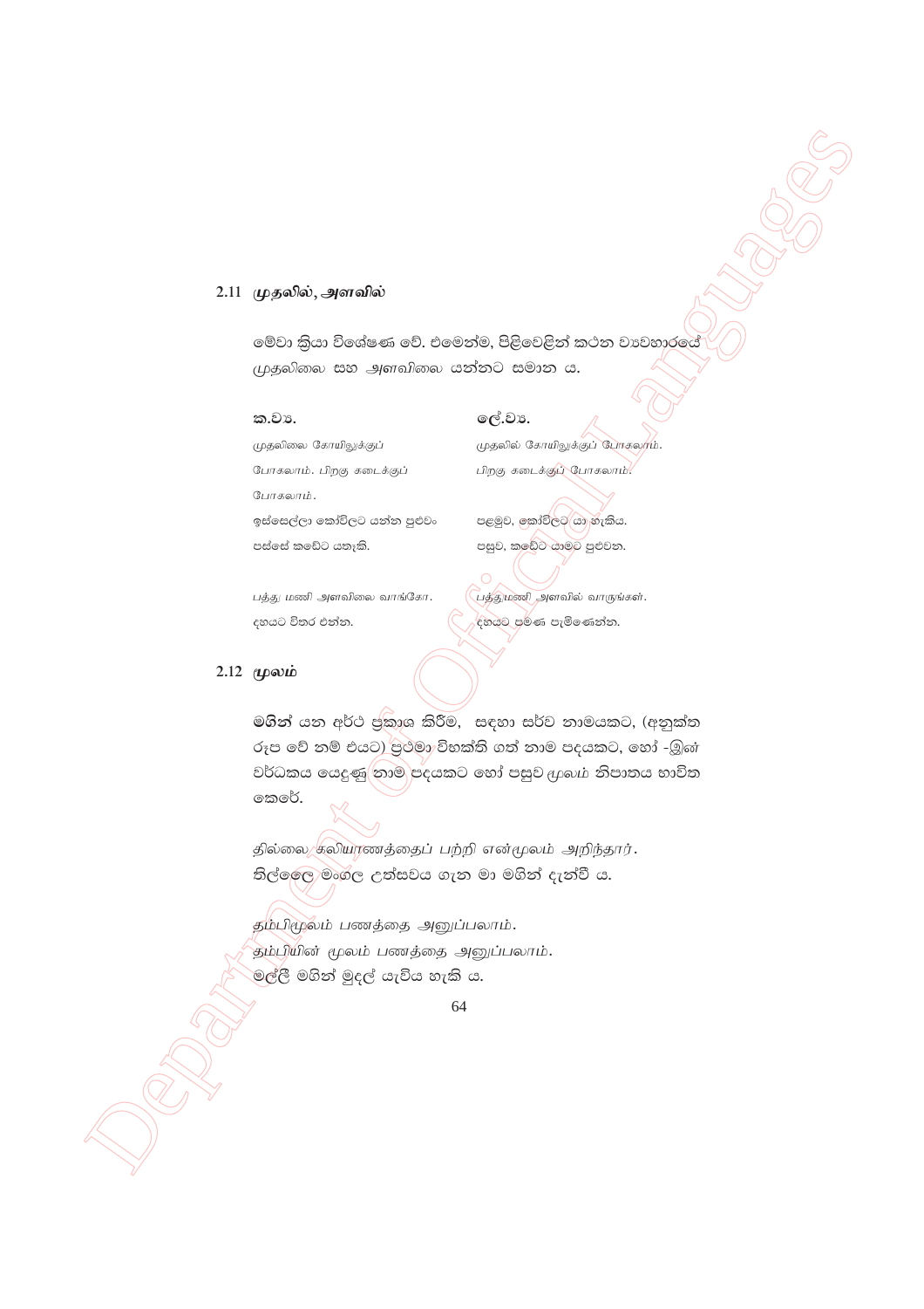## 2.11 *முதலில், அளவில்*

මේවා ක්‍රියා විශේෂණ වේ. එමෙන්ම, පිළිවෙළින් කථන ව්‍යවහාරයේ *முதலிலை* සහ *அளவிலை* යන්නට සමාන ය.

| ක.ව්‍ය. | ලේ.ව්‍ය. |
| --- | --- |
| *முதலிலை கோயிலுக்குப் போகலாம். பிறகு கடைக்குப் போகலாம்.* | *முதலில் கோயிலுக்குப் போகலாம். பிறகு கடைக்குப் போகலாம்.* |
| ඉස්සෙල්ලා කෝවිලට යන්න පුළුවං පස්සේ කඩේට යනෑකි. | පළමුව, කෝවිලට යා හැකිය. පසුව, කඩේට යාමට පුළුවන. |
| *பத்து மணி அளவிலை வாங்கோ.* දහයට විතර එන්න. | *பத்துமணி அளவில் வாருங்கள்.* දහයට පමණ පැමිණෙන්න. |

## 2.12 *மூலம்*

මගින් යන අර්ථ ප්‍රකාශ කිරීම, සඳහා සර්ව නාමයකට, (අනුක්ත රූප වේ නම් එයට) ප්‍රථමා විභක්ති ගත් නාම පදයකට, හෝ -இன் වර්ධකය යෙදුණු නාම පදයකට හෝ පසුව *மூலம்* නිපාතය භාවිත කෙරේ.

*தில்லை கலியாணத்தைப் பற்றி என்மூலம் அறிந்தார்.*
තිල්ලෛ මංගල උත්සවය ගැන මා මගින් දැන්වී ය.

*தம்பிமூலம் பணத்தை அனுப்பலாம்.*
*தம்பியின் மூலம் பணத்தை அனுப்பலாம்.*
මල්ලී මගින් මුදල් යැවිය හැකි ය.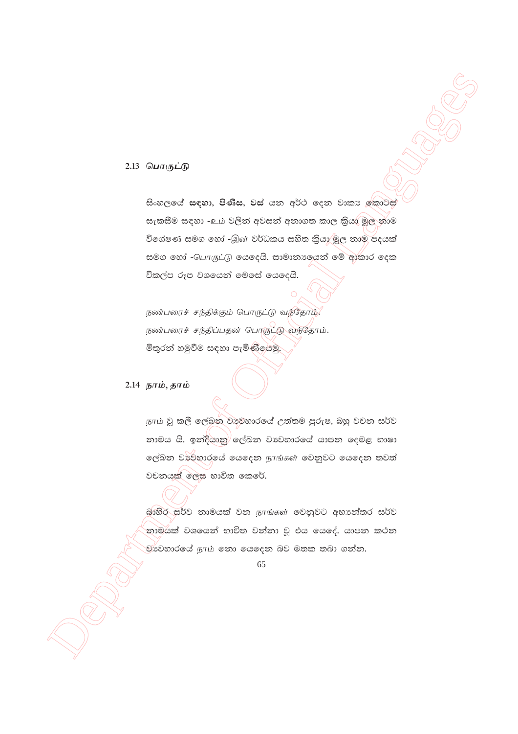## 2.13 பொருட்டு

සිංහලයේ **සඳහා, පිණිස, වස්** යන අර්ථ දෙන වාක්‍ය කොටස් සැකසීම සඳහා -உம் වලින් අවසන් අනාගත කාල ක්‍රියා මූල නාම විශේෂණ සමග හෝ -இன் වර්ධකය සහිත ක්‍රියා මූල නාම පදයක් සමග හෝ -பொருட்டு යෙදෙයි. සාමාන්‍යයෙන් මේ ආකාර දෙක විකල්ප රූප වශයෙන් මෙසේ යෙදෙයි.

*நண்பரைச் சந்திக்கும் பொருட்டு வந்தோம்.*
*நண்பரைச் சந்திப்பதன் பொருட்டு வந்தோம்.*
මිතුරන් හමුවීම සඳහා පැමිණියෙමු.

## 2.14 நாம், தாம்

*நாம்* වූ කලී ලේඛන ව්‍යවහාරයේ උත්තම පුරුෂ, බහු වචන සර්ව නාමය යි. ඉන්දියානු ලේඛන ව්‍යවහාරයේ යාපන දෙමළ භාෂා ලේඛන ව්‍යවහාරයේ යෙදෙන *நாங்கள்* වෙනුවට යෙදෙන තවත් වචනයක් ලෙස භාවිත කෙරේ.

බාහිර සර්ව නාමයක් වන *நாங்கள்* වෙනුවට අභ්‍යන්තර සර්ව නාමයක් වශයෙන් භාවිත වන්නා වූ එය යෙදේ. යාපන කථන ව්‍යවහාරයේ *நாம்* නො යෙදෙන බව මතක තබා ගන්න.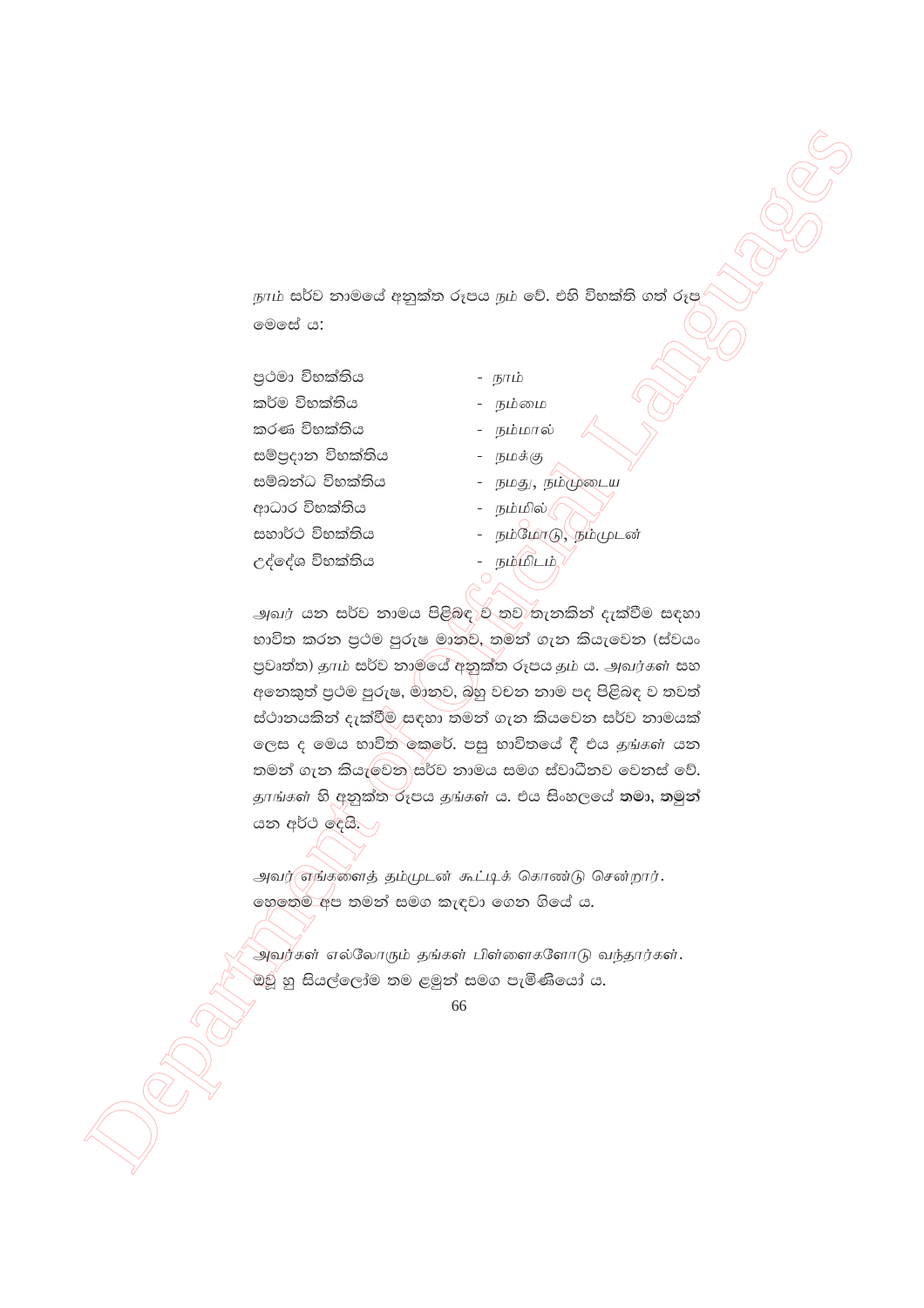*நாம்* සර්ව නාමයේ අනුක්ත රූපය *நம்* වේ. එහි විභක්ති ගත් රූප මෙසේ ය:

| | |
|---|---|
| ප්‍රථමා විභක්තිය | - *நாம்* |
| කර්ම විභක්තිය | - *நம்மை* |
| කරණ විභක්තිය | - *நம்மால்* |
| සම්ප්‍රදාන විභක්තිය | - *நமக்கு* |
| සම්බන්ධ විභක්තිය | - *நமது, நம்முடைய* |
| ආධාර විභක්තිය | - *நம்மில்* |
| සහාර්ථ විභක්තිය | - *நம்மோடு, நம்முடன்* |
| උද්දේශ විභක්තිය | - *நம்மிடம்* |

*அவர்* යන සර්ව නාමය පිළිබඳ ව තව තැනකින් දැක්වීම සඳහා භාවිත කරන ප්‍රථම පුරුෂ මානව, තමන් ගැන කියැවෙන (ස්වයං ප්‍රවෘත්ත) *தாம்* සර්ව නාමයේ අනුක්ත රූපය *தம்* ය. *அவர்கள்* සහ අනෙකුත් ප්‍රථම පුරුෂ, මානව, බහු වචන නාම පද පිළිබඳ ව තවත් ස්ථානයකින් දැක්වීම සඳහා තමන් ගැන කියවෙන සර්ව නාමයක් ලෙස ද මෙය භාවිත කෙරේ. පසු භාවිතයේ දී එය *தங்கள்* යන තමන් ගැන කියැවෙන සර්ව නාමය සමග ස්වාධීනව වෙනස් වේ. *தாங்கள்* හි අනුක්ත රූපය *தங்கள்* ය. එය සිංහලයේ **තමා, තමුන්** යන අර්ථ දෙයි.

*அவர் எங்களைத் தம்முடன் கூட்டிக் கொண்டு சென்றார்.*
හෙතෙම අප තමන් සමග කැඳවා ගෙන ගියේ ය.

*அவர்கள் எல்லோரும் தங்கள் பிள்ளைகளோடு வந்தார்கள்.*
ඔවු හු සියල්ලෝම තම ළමුන් සමග පැමිණියෝ ය.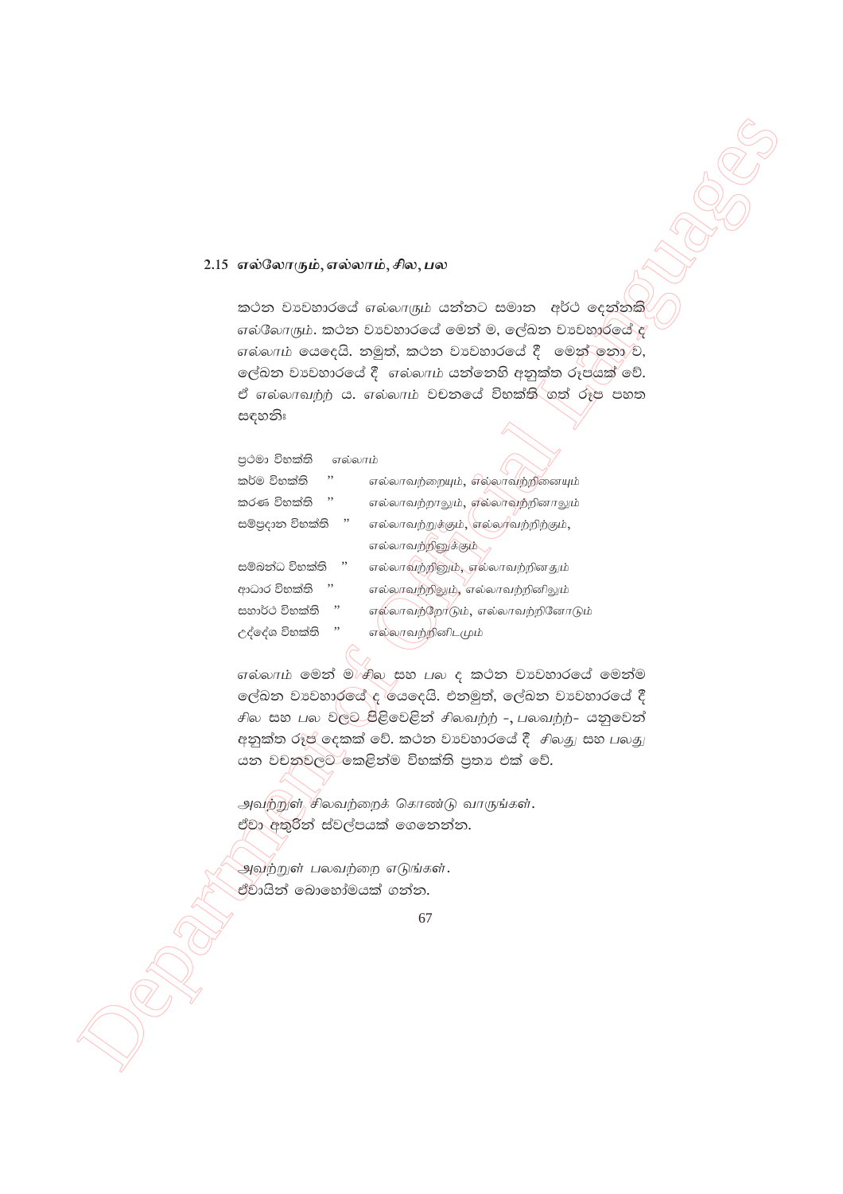## 2.15 எல்லோரும், எல்லாம், சில, பல

කථන ව්‍යවහාරයේ எல்லாரும் යන්නට සමාන අර්ථ දෙන්නකි எல்லோரும். කථන ව්‍යවහාරයේ මෙන් ම, ලේඛන ව්‍යවහාරයේ ද எல்லாம் යෙදෙයි. නමුත්, කථන ව්‍යවහාරයේ දී මෙන් නො ව, ලේඛන ව්‍යවහාරයේ දී எல்லாம் යන්නෙහි අනුක්ත රූපයක් වේ. ඒ எல்லாவற்ற் ය. எல்லாம் වචනයේ විභක්ති ගත් රූප පහත සඳහනි:

| | |
|---|---|
| ප්‍රථමා විභක්ති | எல்லாம் |
| කර්ම විභක්ති " | எல்லாவற்றையும், எல்லாவற்றினையும் |
| කරණ විභක්ති " | எல்லாவற்றாலும், எல்லாவற்றினாலும் |
| සම්ප්‍රදාන විභක්ති " | எல்லாவற்றுக்கும், எல்லாவற்றிற்கும், எல்லாவற்றினுக்கும் |
| සම්බන්ධ විභක්ති " | எல்லாவற்றினும், எல்லாவற்றினதும் |
| ආධාර විභක්ති " | எல்லாவற்றிலும், எல்லாவற்றினிலும் |
| සහාර්ථ විභක්ති " | எல்லாவற்றோடும், எல்லாவற்றினோடும் |
| උද්දේශ විභක්ති " | எல்லாவற்றினிடமும் |

எல்லாம் මෙන් ම சில සහ பல ද කථන ව්‍යවහාරයේ මෙන්ම ලේඛන ව්‍යවහාරයේ ද යෙදෙයි. එනමුත්, ලේඛන ව්‍යවහාරයේ දී சில සහ பல වලට පිළිවෙළින් சிலவற்ற் -, பலவற்ற்- යනුවෙන් අනුක්ත රූප දෙකක් වේ. කථන ව්‍යවහාරයේ දී சிலது සහ பலது යන වචනවලට කෙළින්ම විභක්ති ප්‍රත්‍ය එක් වේ.

அவற்றுள் சிலவற்றைக் கொண்டு வாருங்கள்.
ඒවා අතුරින් ස්වල්පයක් ගෙනෙන්න.

அவற்றுள் பலவற்றை எடுங்கள்.
ඒවායින් බොහෝමයක් ගන්න.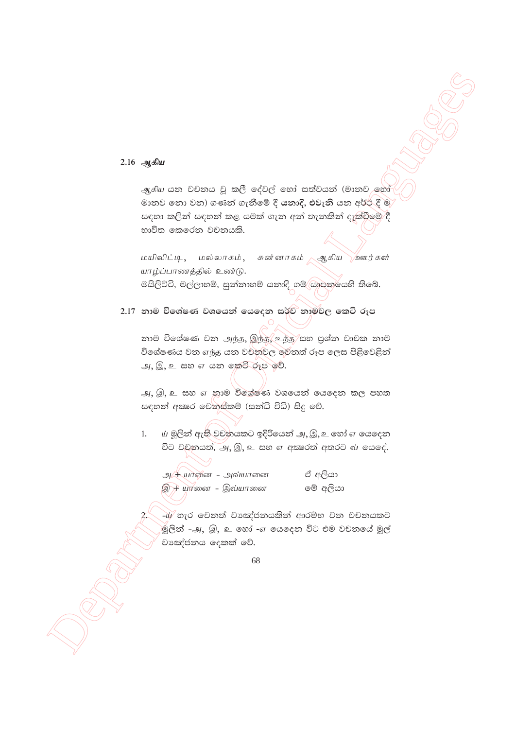## 2.16 ஆகிய

ஆகிய යන වචනය වූ කලී දේවල් හෝ සත්වයන් (මානව හෝ මානව නො වන) ගණන් ගැනීමේ දී **යනාදි**, **එවැනි** යන අර්ථ දී ම සඳහා කලින් සඳහන් කළ යමක් ගැන අන් තැනකින් දැක්වීමේ දී භාවිත කෙරෙන වචනයකි.

*மயிலிட்டி, மல்லாகம், சுன்னாகம் ஆகிய ஊர்கள் யாழ்ப்பாணத்தில் உண்டு.*

මයිලිට්ටි, මල්ලාහම්, සුන්නාහම් යනාදි ගම් යාපනයෙහි තිබේ.

## 2.17 නාම විශේෂණ වශයෙන් යෙදෙන සර්ව නාමවල කෙටි රූප

නාම විශේෂණ වන *அந்த*, *இந்த*, *உந்த* සහ ප්‍රශ්න වාචක නාම විශේෂණය වන *எந்த* යන වචනවල වෙනත් රූප ලෙස පිළිවෙළින් *அ*, *இ*, *உ* සහ *எ* යන කෙටි රූප වේ.

*அ*, *இ*, *உ* සහ *எ* නාම විශේෂණ වශයෙන් යෙදෙන කල පහත සඳහන් අක්ෂර වෙනස්කම් (සන්ධි විධි) සිදු වේ.

1. *ய்* මුලින් ඇති වචනයකට ඉදිරියෙන් *அ*, *இ*, *உ* හෝ *எ* යෙදෙන විට වචනයත්, *அ*, *இ*, *உ* සහ *எ* අක්ෂරත් අතරට *வ்* යෙදේ.

   | | |
   |---|---|
   | *அ + யானை - அவ்யானை* | ඒ අලියා |
   | *இ + யானை - இவ்யானை* | මේ අලියා |

2. -*ய்* හැර වෙනත් ව්‍යඤ්ජනයකින් ආරම්භ වන වචනයකට මුලින් -*அ*, *இ*, *உ* හෝ -*எ* යෙදෙන විට එම වචනයේ මුල් ව්‍යඤ්ජනය දෙකක් වේ.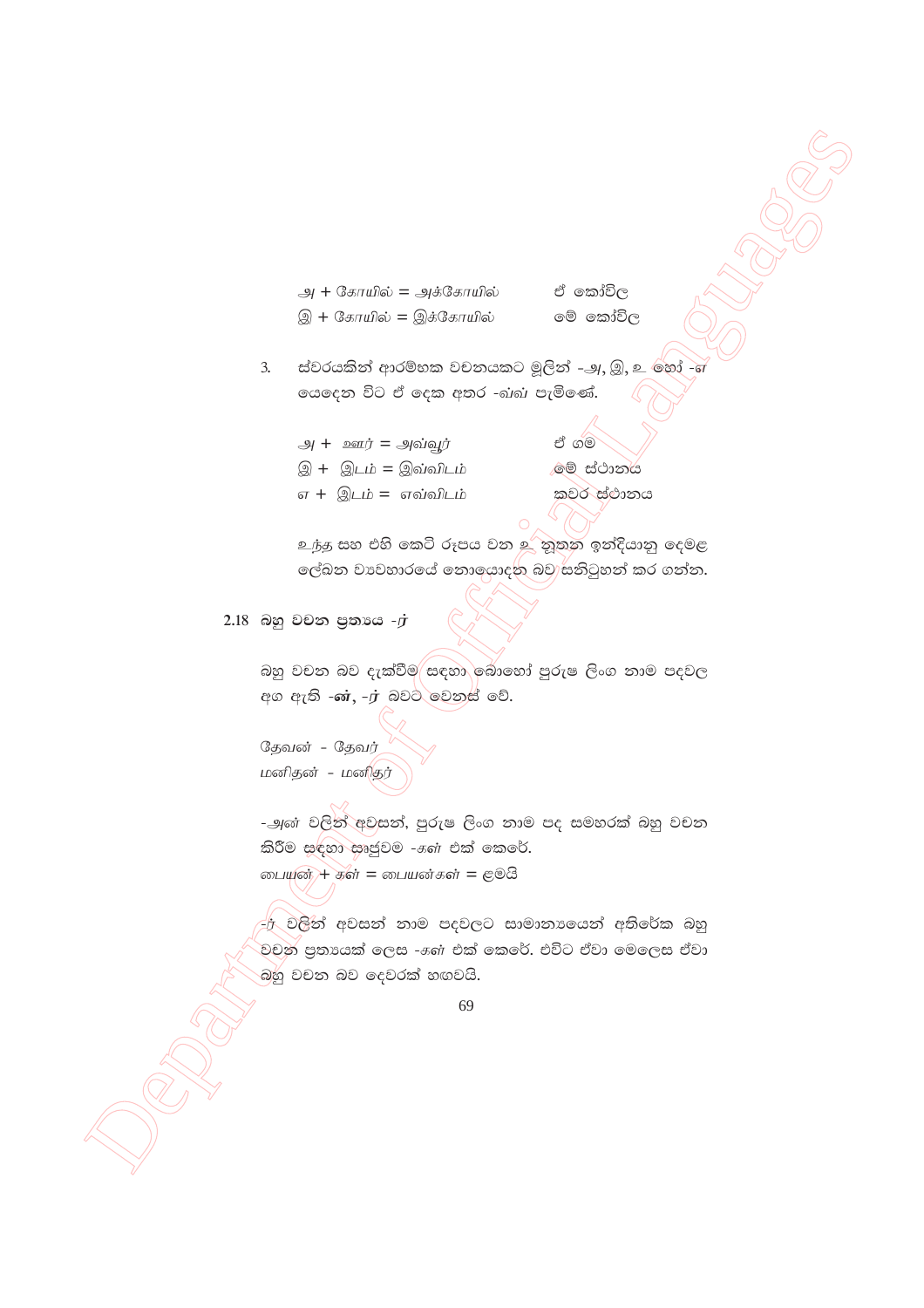அ + கோயில் = அக்கோயில்　　　ඒ කෝවිල

இ + கோயில் = இக்கோயில்　　　මේ කෝවිල

3. ස්වරයකින් ආරම්භක වචනයකට මුලින් -அ, இ, உ හෝ -எ යෙදෙන විට ඒ දෙක අතර -வ் පැමිණේ.

அ + ஊர் = அவ்வூர்　　　ඒ ගම

இ + இடம் = இவ்விடம்　　　මේ ස්ථානය

எ + இடம் = எவ்விடம்　　　කවර ස්ථානය

උන්ත සහ එහි කෙටි රූපය වන උ නූතන ඉන්දියානු දෙමළ ලේඛන ව්‍යවහාරයේ නොයොදන බව සනිටුහන් කර ගන්න.

## 2.18 බහු වචන ප්‍රත්‍යය -ர்

බහු වචන බව දැක්වීම සඳහා බොහෝ පුරුෂ ලිංග නාම පදවල අග ඇති -ன், -ர் බවට වෙනස් වේ.

தேவன் - தேவர்

மனிதன் - மனிதர்

-அன் වලින් අවසන්, පුරුෂ ලිංග නාම පද සමහරක් බහු වචන කිරීම සඳහා සෘජුවම -கள் එක් කෙරේ.

பையன் + கள் = பையன்கள் = ළමයි

-ர் වලින් අවසන් නාම පදවලට සාමාන්‍යයෙන් අතිරේක බහු වචන ප්‍රත්‍යයක් ලෙස -கள் එක් කෙරේ. එවිට ඒවා මෙලෙස ඒවා බහු වචන බව දෙවරක් හඟවයි.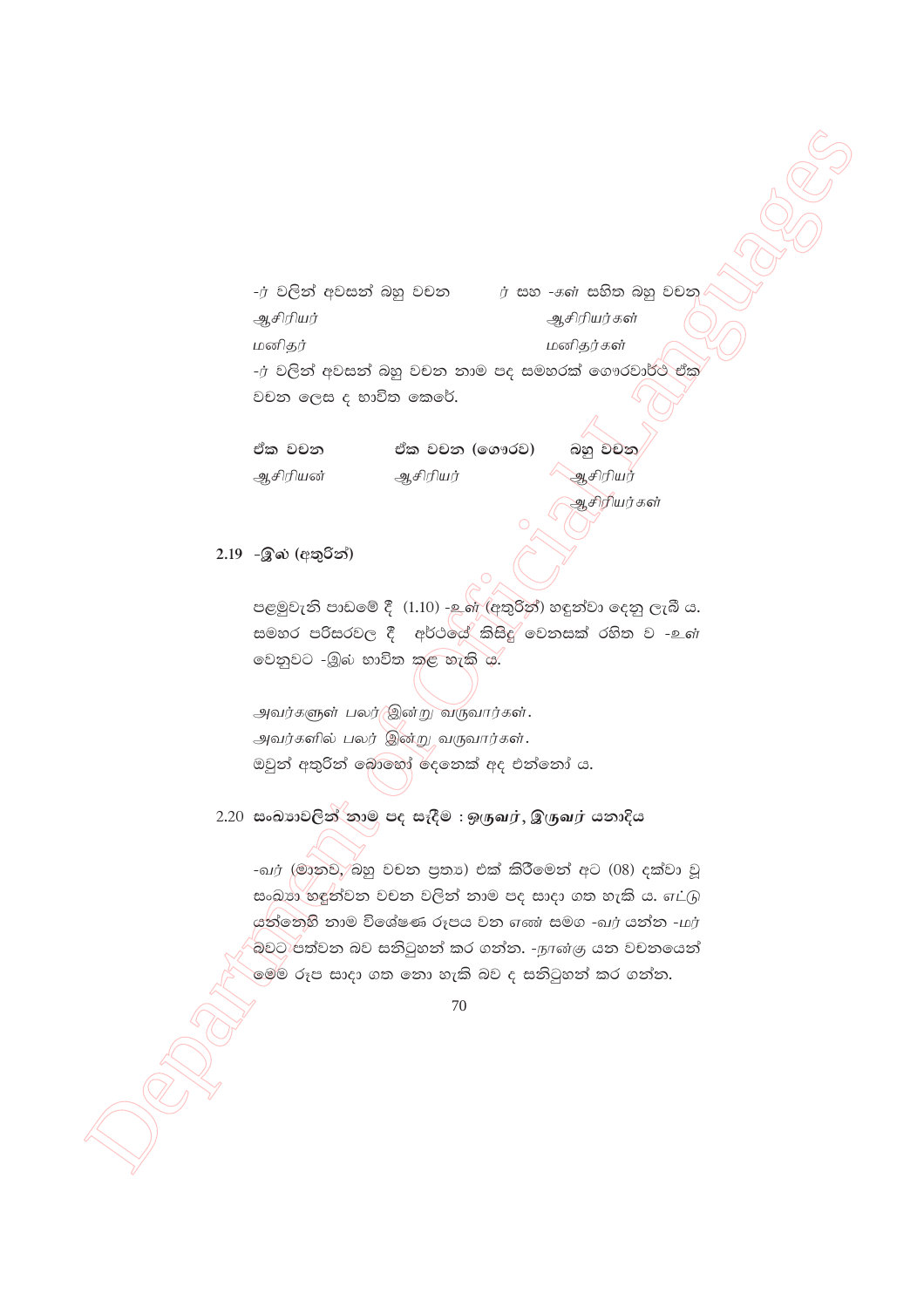| -ர் වලින් අවසන් බහු වචන | ர் සහ -கள் සහිත බහු වචන |
|---|---|
| *ஆசிரியர்* | *ஆசிரியர்கள்* |
| *மனிதர்* | *மனிதர்கள்* |

-ர் වලින් අවසන් බහු වචන නාම පද සමහරක් ගෞරවාර්ථ ඒක වචන ලෙස ද භාවිත කෙරේ.

| ඒක වචන | ඒක වචන (ගෞරව) | බහු වචන |
|---|---|---|
| *ஆசிரியன்* | *ஆசிரியர்* | *ஆசிரியர்* |
| | | *ஆசிரியர்கள்* |

## 2.19 -இல் (අතුරින්)

පළමුවැනි පාඩමේ දී (1.10) -உள் (අතුරින්) හඳුන්වා දෙනු ලැබී ය. සමහර පරිසරවල දී අර්ථයේ කිසිදු වෙනසක් රහිත ව -உள் වෙනුවට -இல் භාවිත කළ හැකි ය.

*அவர்களுள் பலர் இன்று வருவார்கள்.*
*அவர்களில் பலர் இன்று வருவார்கள்.*
ඔවුන් අතුරින් බොහෝ දෙනෙක් අද එන්නෝ ය.

## 2.20 සංඛ්‍යාවලින් නාම පද සෑදීම : ஒருவர், இருவர் යනාදිය

-வர் (මානව, බහු වචන ප්‍රත්‍ය) එක් කිරීමෙන් අට (08) දක්වා වූ සංඛ්‍යා හඳුන්වන වචන වලින් නාම පද සාදා ගත හැකි ය. எட்டு යන්නෙහි නාම විශේෂණ රූපය වන எண் සමග -வர் යන්න -மர் බවට පත්වන බව සනිටුහන් කර ගන්න. -நான்கு යන වචනයෙන් මෙම රූප සාදා ගත නො හැකි බව ද සනිටුහන් කර ගන්න.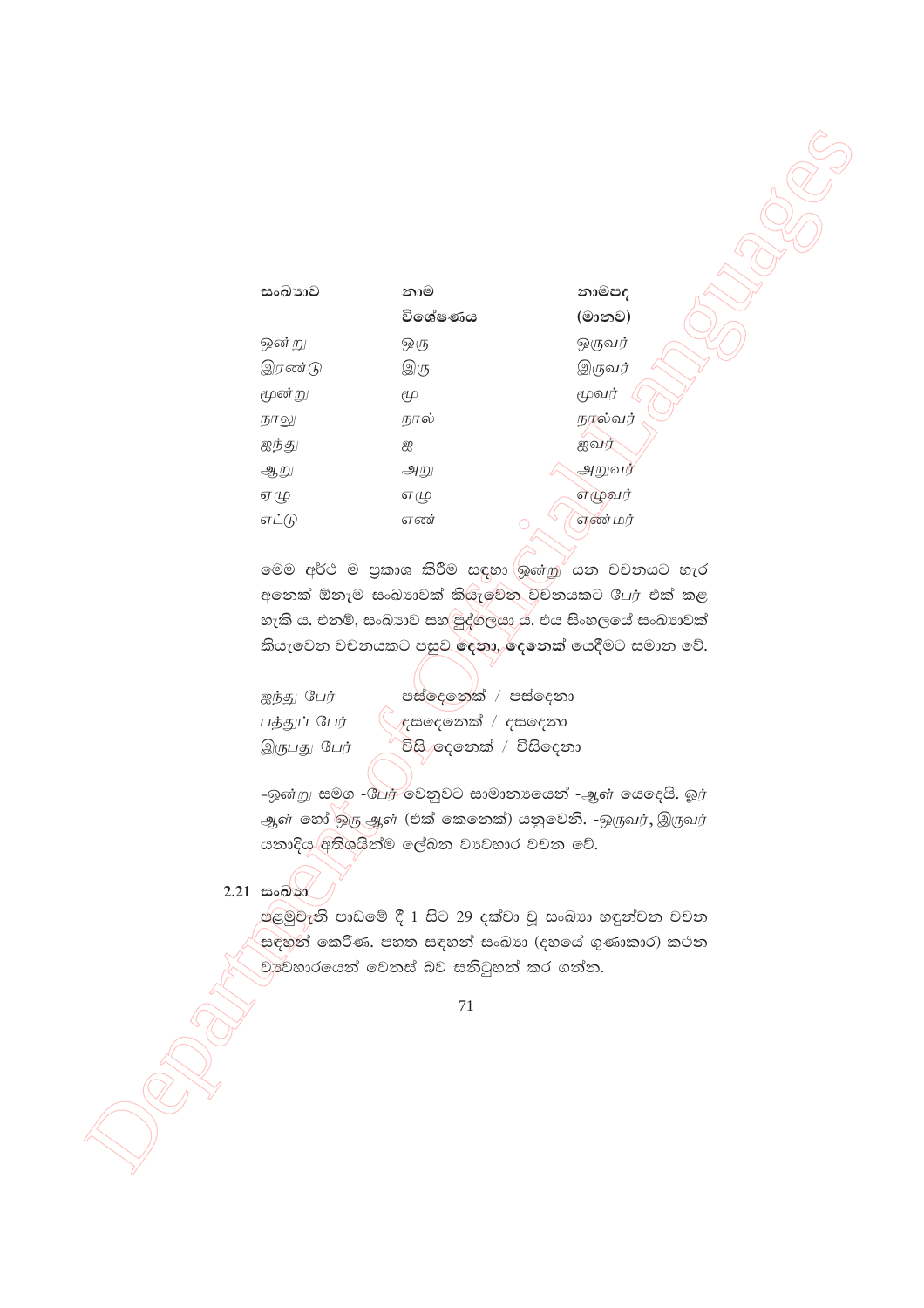| සංඛ්‍යාව | නාම විශේෂණය | නාමපද (මානව) |
| --- | --- | --- |
| ஒன்று | ஒரு | ஒருவர் |
| இரண்டு | இரு | இருவர் |
| மூன்று | மு | மூவர் |
| நாலு | நால் | நால்வர் |
| ஐந்து | ஐ | ஐவர் |
| ஆறு | அறு | அறுவர் |
| ஏழு | எழு | எழுவர் |
| எட்டு | எண் | எண்மர் |

මෙම අර්ථ ම ප්‍රකාශ කිරීම සඳහා ஒன்று යන වචනයට හැර අනෙක් ඕනෑම සංඛ්‍යාවක් කියැවෙන වචනයකට பேர் එක් කළ හැකි ය. එනම්, සංඛ්‍යාව සහ පුද්ගලයා ය. එය සිංහලයේ සංඛ්‍යාවක් කියැවෙන වචනයකට පසුව **දෙනා, දෙනෙක්** යෙදීමට සමාන වේ.

| | |
| --- | --- |
| ஐந்து பேர் | පස්දෙනෙක් / පස්දෙනා |
| பத்துப் பேர் | දසදෙනෙක් / දසදෙනා |
| இருபது பேர் | විසි දෙනෙක් / විසිදෙනා |

-ஒன்று සමග -பேர் වෙනුවට සාමාන්‍යයෙන් -ஆள் යෙදෙයි. ஓர் ஆள் හෝ ஒரு ஆள் (එක් කෙනෙක්) යනුවෙනි. -ஒருவர், இருவர் යනාදිය අතිශයින්ම ලේඛන ව්‍යවහාර වචන වේ.

## 2.21 සංඛ්‍යා

පළමුවැනි පාඩමේ දී 1 සිට 29 දක්වා වූ සංඛ්‍යා හඳුන්වන වචන සඳහන් කෙරිණ. පහත සඳහන් සංඛ්‍යා (දහයේ ගුණාකාර) කථන ව්‍යවහාරයෙන් වෙනස් බව සනිටුහන් කර ගන්න.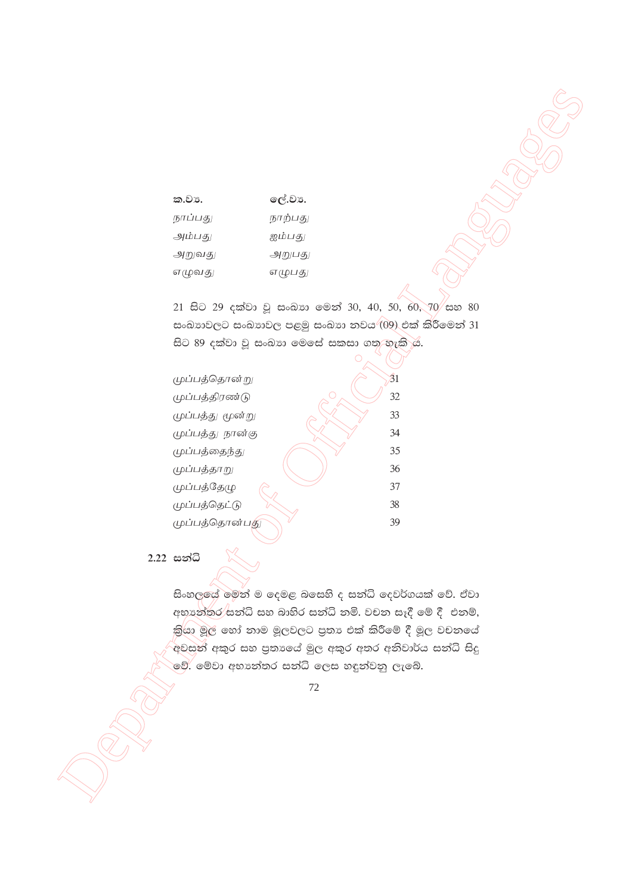| ක.ව්‍ය. | ලේ.ව්‍ය. |
|---|---|
| நாப்பது | நாற்பது |
| அம்பது | ஐம்பது |
| அறுவது | அறுபது |
| எழுவது | எழுபது |

21 සිට 29 දක්වා වූ සංඛ්‍යා මෙන් 30, 40, 50, 60, 70 සහ 80 සංඛ්‍යාවලට සංඛ්‍යාවල පළමු සංඛ්‍යා නවය (09) එක් කිරීමෙන් 31 සිට 89 දක්වා වූ සංඛ්‍යා මෙසේ සකසා ගත හැකි ය.

| | |
|---|---|
| முப்பத்தொன்று | 31 |
| முப்பத்திரண்டு | 32 |
| முப்பத்து மூன்று | 33 |
| முப்பத்து நான்கு | 34 |
| முப்பத்தைந்து | 35 |
| முப்பத்தாறு | 36 |
| முப்பத்தேழு | 37 |
| முப்பத்தெட்டு | 38 |
| முப்பத்தொன்பது | 39 |

## 2.22 සන්ධි

සිංහලයේ මෙන් ම දෙමළ බසෙහි ද සන්ධි දෙවර්ගයක් වේ. ඒවා අභ්‍යන්තර සන්ධි සහ බාහිර සන්ධි නමි. වචන සෑදී මේ දී එනම්, ක්‍රියා මූල හෝ නාම මූලවලට ප්‍රත්‍ය එක් කිරීමේ දී මූල වචනයේ අවසන් අකුර සහ ප්‍රත්‍යයේ මුල අකුර අතර අනිවාර්ය සන්ධි සිදු වේ. මේවා අභ්‍යන්තර සන්ධි ලෙස හඳුන්වනු ලැබේ.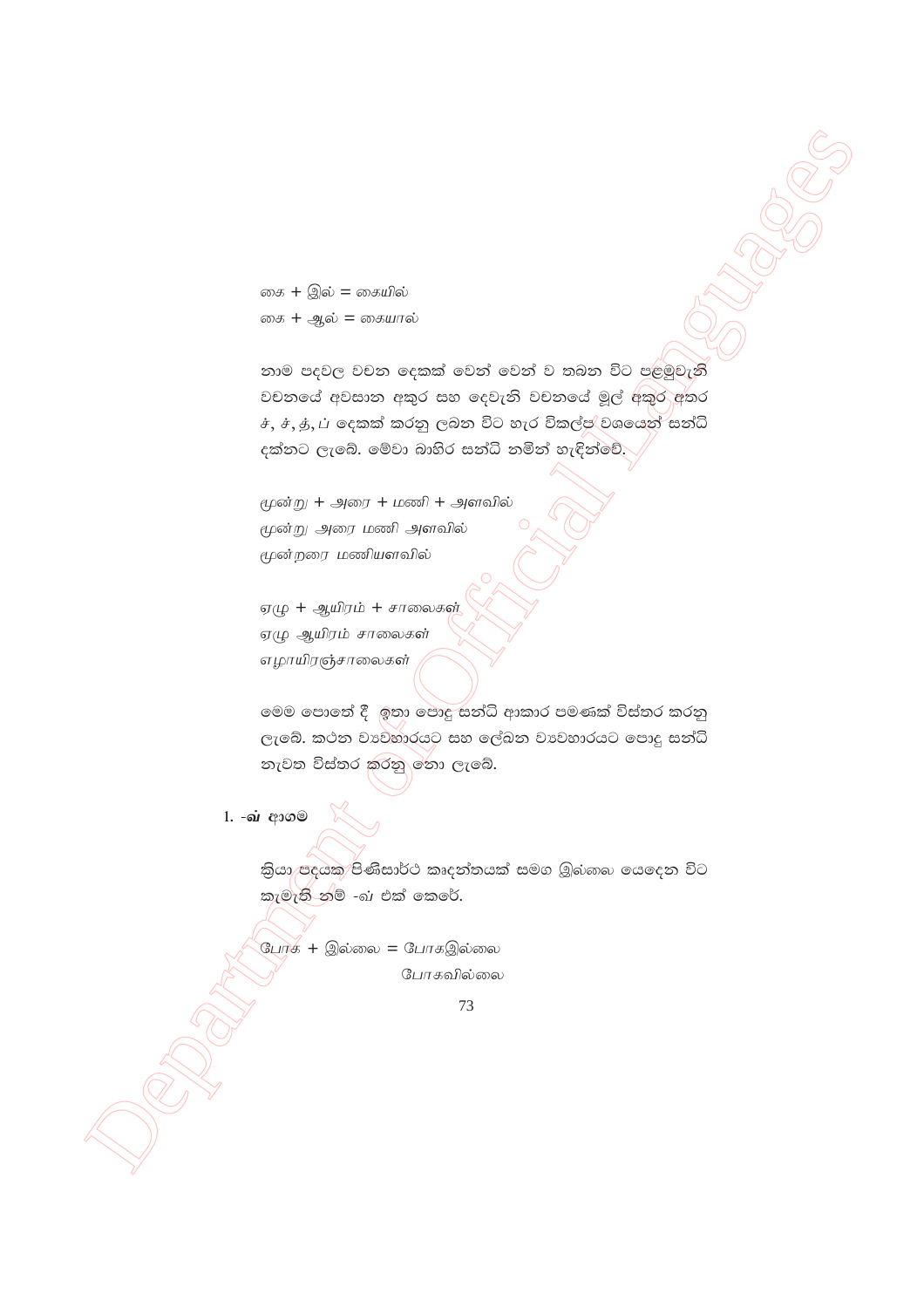கை + இல் = கையில்

கை + ஆல் = கையால்

නාම පදවල වචන දෙකක් වෙන් වෙන් ව තබන විට පළමුවැනි වචනයේ අවසාන අකුර සහ දෙවැනි වචනයේ මුල් අකුර අතර ச், ச், த், ப் දෙකක් කරනු ලබන විට හැර විකල්ප වශයෙන් සන්ධි දක්නට ලැබේ. මේවා බාහිර සන්ධි නමින් හැඳින්වේ.

*மூன்று + அரை + மணி + அளவில்*

*மூன்று அரை மணி அளவில்*

*மூன்றரை மணியளவில்*

*ஏழு + ஆயிரம் + சாலைகள்*

*ஏழு ஆயிரம் சாலைகள்*

*எழாயிரஞ்சாலைகள்*

මෙම පොතේ දී ඉතා පොදු සන්ධි ආකාර පමණක් විස්තර කරනු ලැබේ. කථන ව්‍යවහාරයට සහ ලේඛන ව්‍යවහාරයට පොදු සන්ධි නැවත විස්තර කරනු නො ලැබේ.

1. **-வ் ආගම**

ක්‍රියා පදයක පිණිසාර්ථ කෘදන්තයක් සමග இல்லை යෙදෙන විට කැමැති නම් -வ் එක් කෙරේ.

போக + இல்லை = போகஇல்லை

போகவில்லை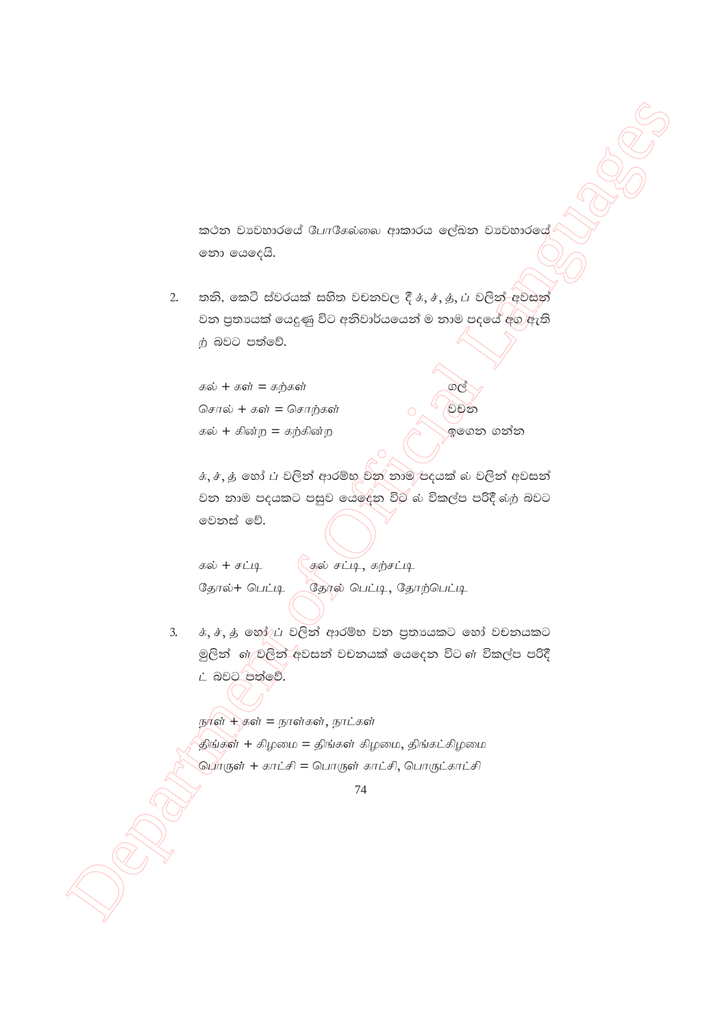කථන ව්‍යවහාරයේ போகேல்லை ආකාරය ලේඛන ව්‍යවහාරයේ නො යෙදෙයි.

2. තනි, කෙටි ස්වරයක් සහිත වචනවල දී க், ச், த், ப் වලින් අවසන් වන ප්‍රත්‍යයක් යෙදුණු විට අනිවාර්යයෙන් ම නාම පදයේ අග ඇති ற் බවට පත්වේ.

   கல் + கள் = கற்கள் — ගල්
   சொல் + கள் = சொற்கள் — වචන
   கல் + கின்ற = கற்கின்ற — ඉගෙන ගන්න

   க், ச், த் හෝ ப் වලින් ආරම්භ වන නාම පදයක් ல் වලින් අවසන් වන නාම පදයකට පසුව යෙදෙන විට ல் විකල්ප පරිදි ல்ற் බවට වෙනස් වේ.

   கல் + சட்டி — கல் சட்டி, கற்சட்டி
   தோல்+ பெட்டி — தோல் பெட்டி, தோற்பெட்டி

3. க், ச், த் හෝ ப் වලින් ආරම්භ වන ප්‍රත්‍යයකට හෝ වචනයකට මුලින් ள் වලින් අවසන් වචනයක් යෙදෙන විට ள் විකල්ප පරිදි ட் බවට පත්වේ.

   நாள் + கள் = நாள்கள், நாட்கள்
   திங்கள் + கிழமை = திங்கள் கிழமை, திங்கட்கிழமை
   பொருள் + காட்சி = பொருள் காட்சி, பொருட்காட்சி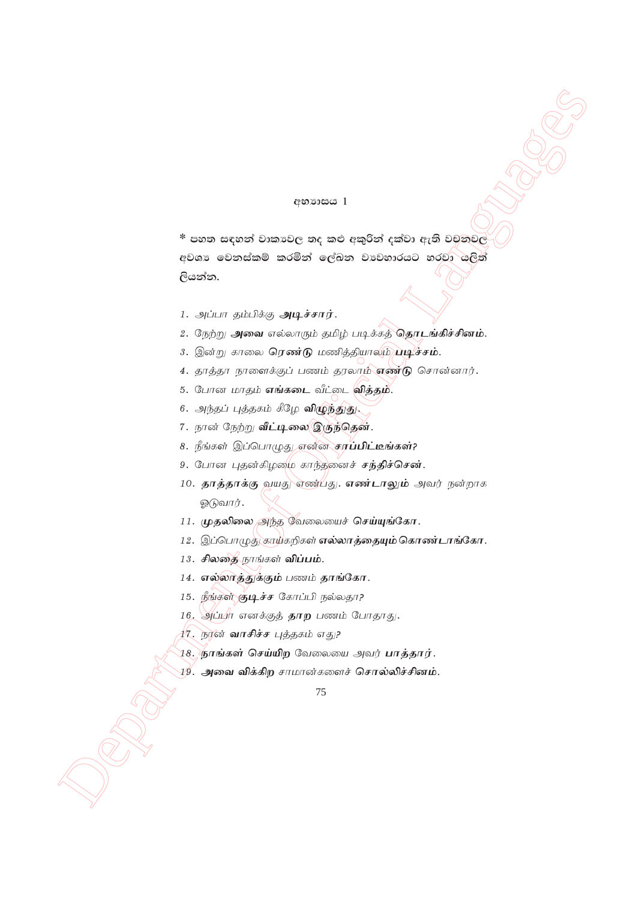අභ්‍යාසය 1

* පහත සඳහන් වාක්‍යවල තද කළු අකුරින් දක්වා ඇති වචනවල අවශ්‍ය වෙනස්කම් කරමින් ලේඛන ව්‍යවහාරයට හරවා යළිත් ලියන්න.

1. அப்பா தம்பிக்கு **அடிச்சார்**.
2. நேற்று **அவை** எல்லாரும் தமிழ் படிக்கத் **தொடங்கிச்சினம்**.
3. இன்று காலை **ரெண்டு** மணித்தியாலம் **படிச்சம்**.
4. தாத்தா நாளைக்குப் பணம் தரலாம் **எண்டு** சொன்னார்.
5. போன மாதம் **எங்கடை** வீட்டை **வித்தம்**.
6. அந்தப் புத்தகம் கீழே **விழுந்துது**.
7. நான் நேற்று **வீட்டிலை இருந்தென்**.
8. நீங்கள் இப்பொழுது என்ன **சாப்பிட்டீங்கள்?**
9. போன புதன்கிழமை காந்தனைச் **சந்திச்சென்**.
10. **தாத்தாக்கு** வயது எண்பது. **எண்டாலும்** அவர் நன்றாக ஓடுவார்.
11. **முதலிலை** அந்த வேலையைச் **செய்யுங்கோ**.
12. இப்பொழுது காய்கறிகள் **எல்லாத்தையும் கொண்டாங்கோ**.
13. **சிலதை** நாங்கள் **விப்பம்**.
14. **எல்லாத்துக்கும்** பணம் **தாங்கோ**.
15. நீங்கள் **குடிச்ச** கோப்பி நல்லதா?
16. அப்பா எனக்குத் **தாற** பணம் போதாது.
17. நான் **வாசிச்ச** புத்தகம் எது?
18. **நாங்கள் செய்யிற** வேலையை அவர் **பாத்தார்**.
19. **அவை விக்கிற** சாமான்களைச் **சொல்லிச்சினம்**.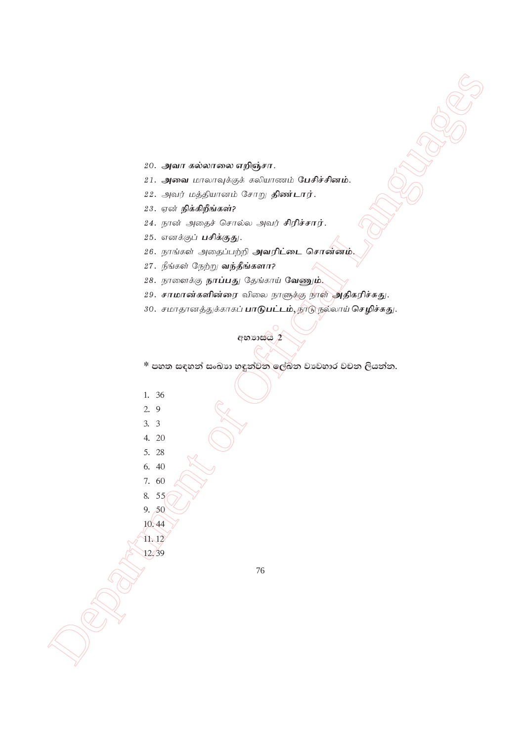20. **அவா கல்லாலை எறிஞ்சா.**
21. **அவை** மாலாவுக்குக் கலியாணம் **பேசிச்சினம்.**
22. அவர் மத்தியானம் சோறு **திண்டார்.**
23. ஏன் **நிக்கிறீங்கள்?**
24. நான் அதைச் சொல்ல அவர் **சிரிச்சார்.**
25. எனக்குப் **பசிக்குது.**
26. நாங்கள் அதைப்பற்றி **அவரிட்டை சொன்னம்.**
27. நீங்கள் நேற்று **வந்தீங்களா?**
28. நாளைக்கு **நாப்பது** தேங்காய் **வேணும்.**
29. **சாமான்களின்ரை** விலை நாளுக்கு நாள் **அதிகரிச்சுது.**
30. சமாதானத்துக்காகப் **பாடுபட்டம்,** நாடு நல்லாய் **செழிச்சுது.**

## අභ්‍යාසය 2

**\* පහත සඳහන් සංඛ්‍යා හඳුන්වන ලේඛන ව්‍යවහාර වචන ලියන්න.**

1. 36
2. 9
3. 3
4. 20
5. 28
6. 40
7. 60
8. 55
9. 50
10. 44
11. 12
12. 39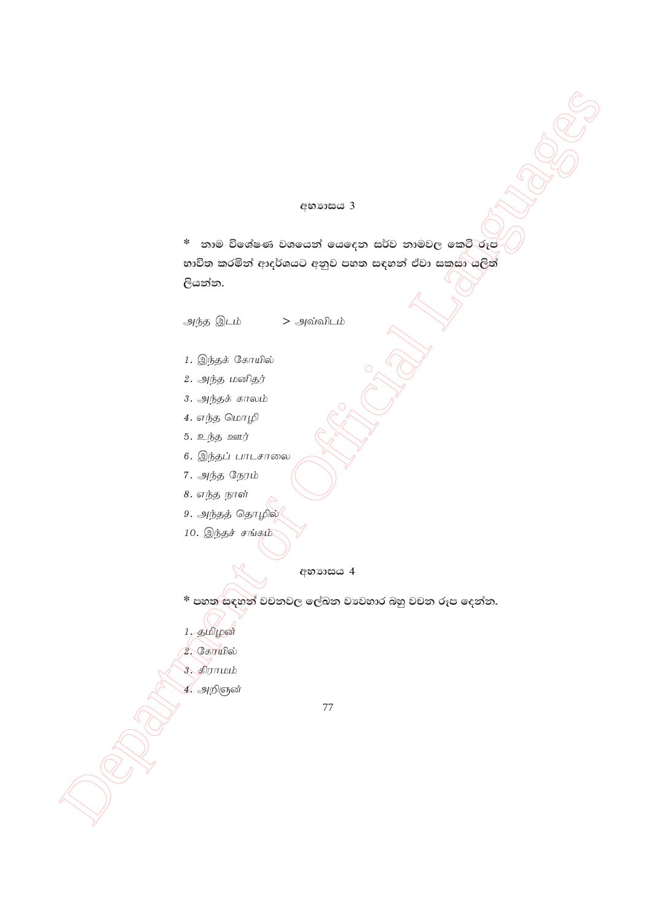## අභ්‍යාසය 3

* නාම විශේෂණ වශයෙන් යෙදෙන සර්ව නාමවල කෙටි රූප භාවිත කරමින් ආදර්ශයට අනුව පහත සඳහන් ඒවා සකසා යළිත් ලියන්න.

அந்த இடம் > அவ்விடம்

1. இந்தக் கோயில்
2. அந்த மனிதர்
3. அந்தக் காலம்
4. எந்த மொழி
5. உந்த ஊர்
6. இந்தப் பாடசாலை
7. அந்த நேரம்
8. எந்த நாள்
9. அந்தத் தொழில்
10. இந்தச் சங்கம்

## අභ්‍යාසය 4

* පහත සඳහන් වචනවල ලේඛන ව්‍යවහාර බහු වචන රූප දෙන්න.

1. தமிழன்
2. கோயில்
3. கிராமம்
4. அறிஞன்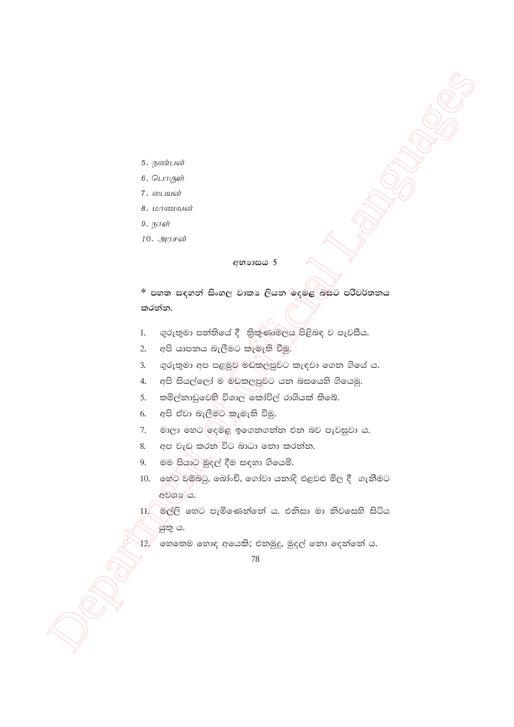5. நண்பன்
6. பொருள்
7. பையன்
8. மாணவன்
9. நாள்
10. அரசன்

### අභ්‍යාසය 5

**\* පහත සඳහන් සිංහල වාක්‍ය ලියන දෙමළ බසට පරිවර්තනය කරන්න.**

1. ගුරුතුමා පන්තියේ දී ත්‍රිකුණාමලය පිළිබඳ ව පැවසීය.
2. අපි යාපනය බැලීමට කැමැති වීමු.
3. ගුරුතුමා අප පළමුව මඩකලපුවට කැඳවා ගෙන ගියේ ය.
4. අපි සියල්ලෝ ම මඩකලපුවට යන බසයෙහි ගියෙමු.
5. තමිල්නාඩුවෙහි විශාල කෝවිල් රාශියක් තිබේ.
6. අපි ඒවා බැලීමට කැමැති වීමු.
7. මාලා හෙට දෙමළ ඉගෙනගන්න එන බව පැවසුවා ය.
8. අප වැඩ කරන විට බාධා නො කරන්න.
9. මම පියාට මුදල් දීම සඳහා ගියෙමි.
10. හෙට වම්බටු, බෝංචි, ගෝවා යනාදි එළවළු මිල දී ගැනීමට අවශ්‍ය ය.
11. මල්ලී හෙට පැමිණෙන්නේ ය. එනිසා මා නිවසෙහි සිටිය යුතු ය.
12. හෙතෙම හොඳ අයෙකි; එනමුදු, මුදල් නො දෙන්නේ ය.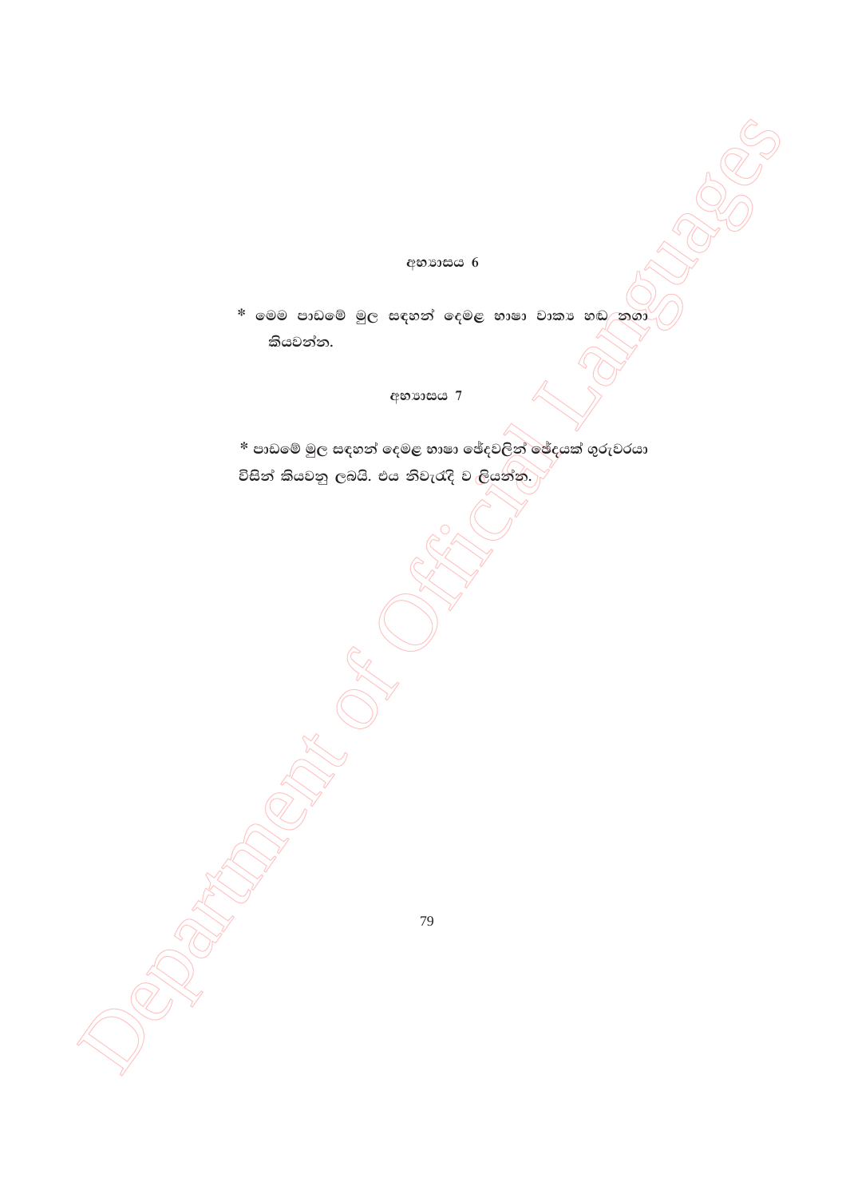## අභ්‍යාසය 6

* මෙම පාඩමේ මුල සඳහන් දෙමළ භාෂා වාක්‍ය හඬ නගා කියවන්න.

## අභ්‍යාසය 7

* පාඩමේ මුල සඳහන් දෙමළ භාෂා ඡේදවලින් ඡේදයක් ගුරුවරයා විසින් කියවනු ලබයි. එය නිවැරැදි ව ලියන්න.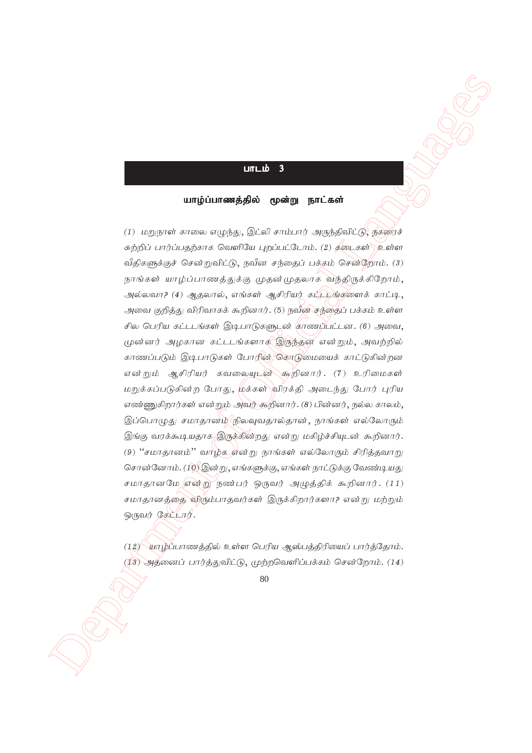## பாடம் 3

### யாழ்ப்பாணத்தில் மூன்று நாட்கள்

*(1) மறுநாள் காலை எழுந்து, இட்லி சாம்பார் அருந்திவிட்டு, நகரைச் சுற்றிப் பார்ப்பதற்காக வெளியே புறப்பட்டோம். (2) கடைகள் உள்ள வீதிகளுக்குச் சென்றுவிட்டு, நவீன சந்தைப் பக்கம் சென்றோம். (3) நாங்கள் யாழ்ப்பாணத்துக்கு முதன்முதலாக வந்திருக்கிறோம், அல்லவா? (4) ஆதலால், எங்கள் ஆசிரியர் கட்டடங்களைக் காட்டி, அவை குறித்து விரிவாகக் கூறினார். (5) நவீன சந்தைப் பக்கம் உள்ள சில பெரிய கட்டடங்கள் இடிபாடுகளுடன் காணப்பட்டன. (6) அவை, முன்னர் அழகான கட்டடங்களாக இருந்தன என்றும், அவற்றில் காணப்படும் இடிபாடுகள் போரின் கொடுமையைக் காட்டுகின்றன என்றும் ஆசிரியர் கவலையுடன் கூறினார். (7) உரிமைகள் மறுக்கப்படுகின்ற போது, மக்கள் விரக்தி அடைந்து போர் புரிய எண்ணுகிறார்கள் என்றும் அவர் கூறினார். (8) பின்னர், நல்ல காலம், இப்பொழுது சமாதானம் நிலவுவதால்தான், நாங்கள் எல்லோரும் இங்கு வரக்கூடியதாக இருக்கின்றது என்று மகிழ்ச்சியுடன் கூறினார். (9) "சமாதானம்" வாழ்க என்று நாங்கள் எல்லோரும் சிரித்தவாறு சொன்னோம். (10) இன்று, எங்களுக்கு, எங்கள் நாட்டுக்கு வேண்டியது சமாதானமே என்று நண்பர் ஒருவர் அழுத்திக் கூறினார். (11) சமாதானத்தை விரும்பாதவர்கள் இருக்கிறார்களா? என்று மற்றும் ஒருவர் கேட்டார்.*

*(12) யாழ்ப்பாணத்தில் உள்ள பெரிய ஆஸ்பத்திரியைப் பார்த்தோம். (13) அதனைப் பார்த்துவிட்டு, முற்றவெளிப்பக்கம் சென்றோம். (14)*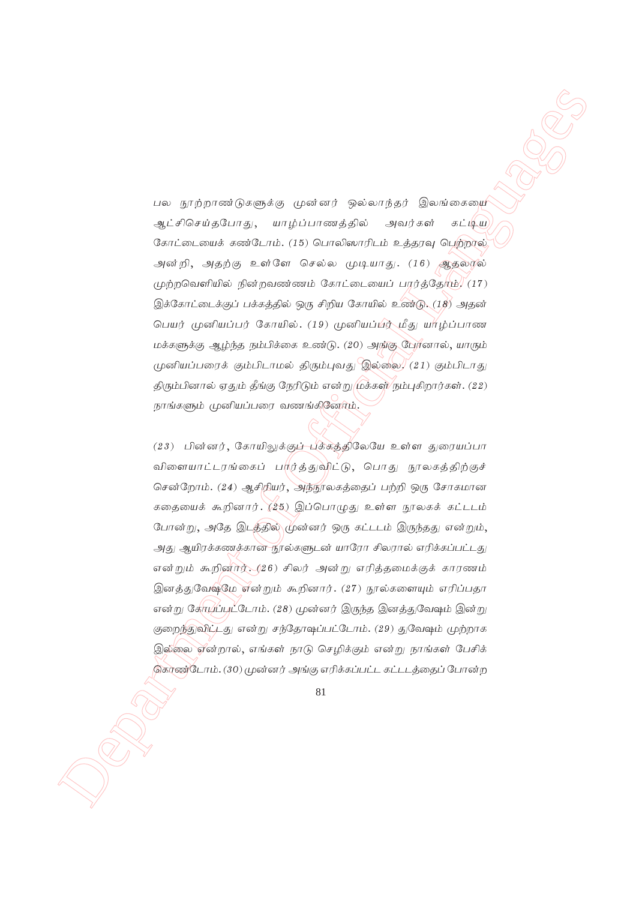பல நூற்றாண்டுகளுக்கு முன்னர் ஒல்லாந்தர் இலங்கையை ஆட்சிசெய்தபோது, யாழ்ப்பாணத்தில் அவர்கள் கட்டிய கோட்டையைக் கண்டோம். (15) பொலிஸாரிடம் உத்தரவு பெற்றால் அன்றி, அதற்கு உள்ளே செல்ல முடியாது. (16) ஆதலால் முற்றவெளியில் நின்றவண்ணம் கோட்டையைப் பார்த்தோம். (17) இக்கோட்டைக்குப் பக்கத்தில் ஒரு சிறிய கோயில் உண்டு. (18) அதன் பெயர் முனியப்பர் கோயில். (19) முனியப்பர் மீது யாழ்ப்பாண மக்களுக்கு ஆழ்ந்த நம்பிக்கை உண்டு. (20) அங்கு போனால், யாரும் முனியப்பரைக் கும்பிடாமல் திரும்புவது இல்லை. (21) கும்பிடாது திரும்பினால் ஏதும் தீங்கு நேரிடும் என்று மக்கள் நம்புகிறார்கள். (22) நாங்களும் முனியப்பரை வணங்கினோம்.

(23) பின்னர், கோயிலுக்குப் பக்கத்திலேயே உள்ள துரையப்பா விளையாட்டரங்கைப் பார்த்துவிட்டு, பொது நூலகத்திற்குச் சென்றோம். (24) ஆசிரியர், அந்நூலகத்தைப் பற்றி ஒரு சோகமான கதையைக் கூறினார். (25) இப்பொழுது உள்ள நூலகக் கட்டடம் போன்று, அதே இடத்தில் முன்னர் ஒரு கட்டடம் இருந்தது என்றும், அது ஆயிரக்கணக்கான நூல்களுடன் யாரோ சிலரால் எரிக்கப்பட்டது என்றும் கூறினார். (26) சிலர் அன்று எரித்தமைக்குக் காரணம் இனத்துவேஷமே என்றும் கூறினார். (27) நூல்களையும் எரிப்பதா என்று கோபப்பட்டோம். (28) முன்னர் இருந்த இனத்துவேஷம் இன்று குறைந்துவிட்டது என்று சந்தோஷப்பட்டோம். (29) துவேஷம் முற்றாக இல்லை என்றால், எங்கள் நாடு செழிக்கும் என்று நாங்கள் பேசிக் கொண்டோம். (30) முன்னர் அங்கு எரிக்கப்பட்ட கட்டடத்தைப் போன்ற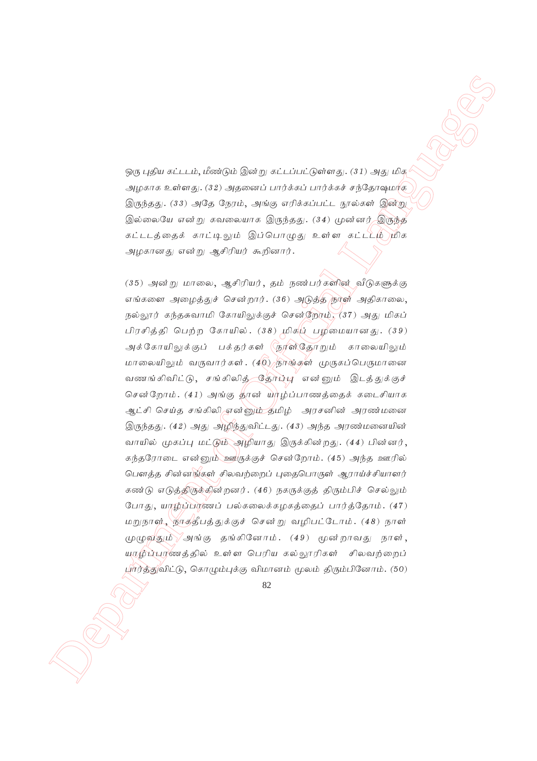ஒரு புதிய கட்டடம், மீண்டும் இன்று கட்டப்பட்டுள்ளது. (31) அது மிக அழகாக உள்ளது. (32) அதனைப் பார்க்கப் பார்க்கச் சந்தோஷமாக இருந்தது. (33) அதே நேரம், அங்கு எரிக்கப்பட்ட நூல்கள் இன்று இல்லையே என்று கவலையாக இருந்தது. (34) முன்னர் இருந்த கட்டடத்தைக் காட்டிலும் இப்பொழுது உள்ள கட்டடம் மிக அழகானது என்று ஆசிரியர் கூறினார்.

(35) அன்று மாலை, ஆசிரியர், தம் நண்பர்களின் வீடுகளுக்கு எங்களை அழைத்துச் சென்றார். (36) அடுத்த நாள் அதிகாலை, நல்லூர் கந்தசுவாமி கோயிலுக்குச் சென்றோம். (37) அது மிகப் பிரசித்தி பெற்ற கோயில். (38) மிகப் பழமையானது. (39) அக்கோயிலுக்குப் பக்தர்கள் நாள்தோறும் காலையிலும் மாலையிலும் வருவார்கள். (40) நாங்கள் முருகப்பெருமானை வணங்கிவிட்டு, சங்கிலித் தோப்பு என்னும் இடத்துக்குச் சென்றோம். (41) அங்கு தான் யாழ்ப்பாணத்தைக் கடைசியாக ஆட்சி செய்த சங்கிலி என்னும் தமிழ் அரசனின் அரண்மனை இருந்தது. (42) அது அழிந்துவிட்டது. (43) அந்த அரண்மனையின் வாயில் முகப்பு மட்டும் அழியாது இருக்கின்றது. (44) பின்னர், கந்தரோடை என்னும் ஊருக்குச் சென்றோம். (45) அந்த ஊரில் பௌத்த சின்னங்கள் சிலவற்றைப் புதைபொருள் ஆராய்ச்சியாளர் கண்டு எடுத்திருக்கின்றனர். (46) நகருக்குத் திரும்பிச் செல்லும் போது, யாழ்ப்பாணப் பல்கலைக்கழகத்தைப் பார்த்தோம். (47) மறுநாள், நாகதீபத்துக்குச் சென்று வழிபட்டோம். (48) நாள் முழுவதும் அங்கு தங்கினோம். (49) மூன்றாவது நாள், யாழ்ப்பாணத்தில் உள்ள பெரிய கல்லூரிகள் சிலவற்றைப் பார்த்துவிட்டு, கொழும்புக்கு விமானம் மூலம் திரும்பினோம். (50)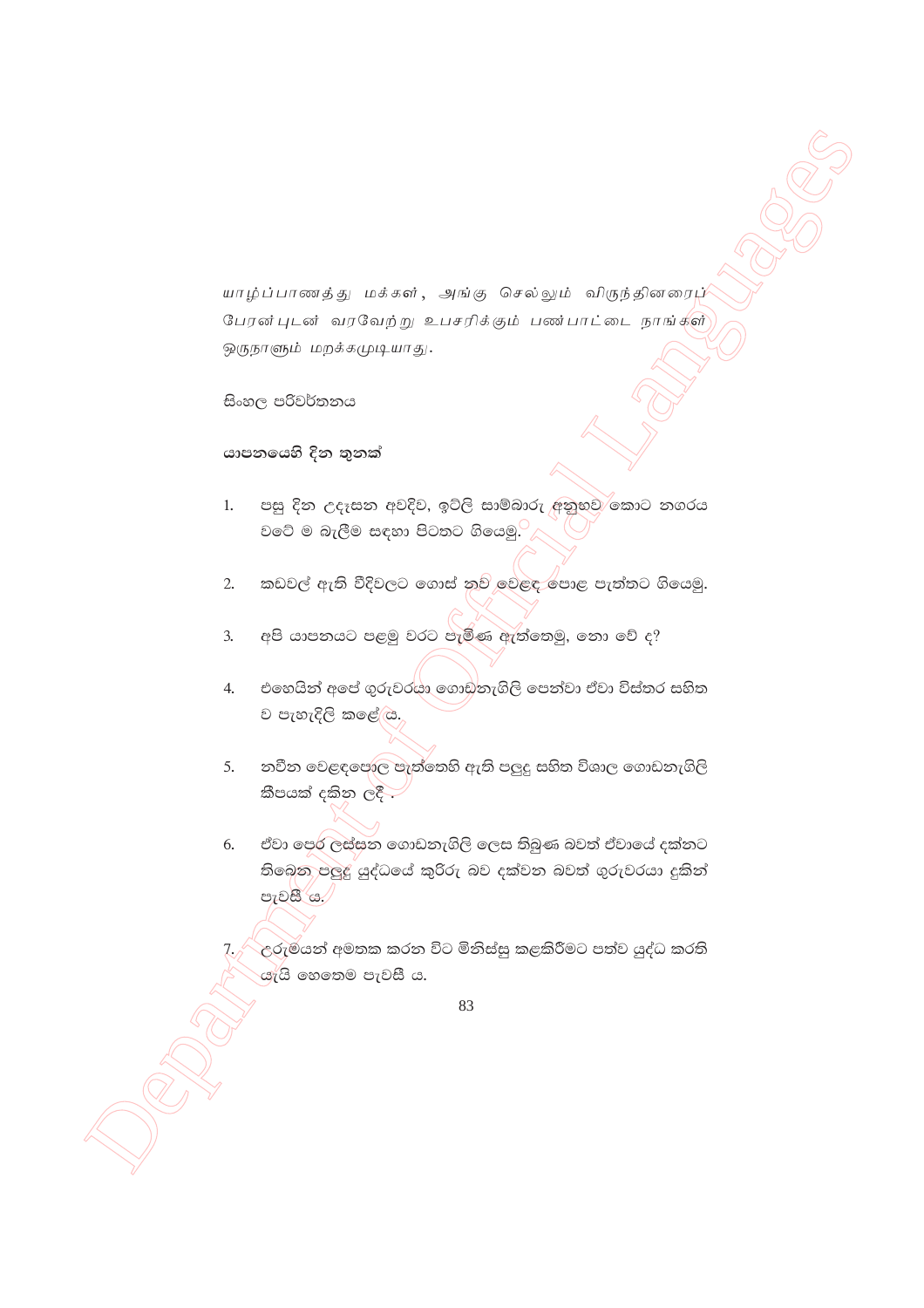*யாழ்ப்பாணத்து மக்கள், அங்கு செல்லும் விருந்தினரைப் பேரன்புடன் வரவேற்று உபசரிக்கும் பண்பாட்டை நாங்கள் ஒருநாளும் மறக்கமுடியாது.*

සිංහල පරිවර්තනය

**යාපනයෙහි දින තුනක්**

1. පසු දින උදෑසන අවදිව, ඉටිලි සාම්බාරු අනුභව කොට නගරය වටේ ම බැලීම සඳහා පිටතට ගියෙමු.

2. කඩවල් ඇති වීදිවලට ගොස් නව වෙළඳ පොළ පැත්තට ගියෙමු.

3. අපි යාපනයට පළමු වරට පැමිණ ඇත්තෙමු, නො වේ ද?

4. එහෙයින් අපේ ගුරුවරයා ගොඩනැගිලි පෙන්වා ඒවා විස්තර සහිත ව පැහැදිලි කළේ ය.

5. නවීන වෙළඳපොළ පැත්තෙහි ඇති පලුදු සහිත විශාල ගොඩනැගිලි කීපයක් දකින ලදී .

6. ඒවා පෙර ලස්සන ගොඩනැගිලි ලෙස තිබුණ බවත් ඒවායේ දක්නට තිබෙන පලුදු යුද්ධයේ කුරිරු බව දක්වන බවත් ගුරුවරයා දුකින් පැවසී ය.

7. උරුමයන් අමතක කරන විට මිනිස්සු කළකිරීමට පත්ව යුද්ධ කරති යැයි හෙතෙම පැවසී ය.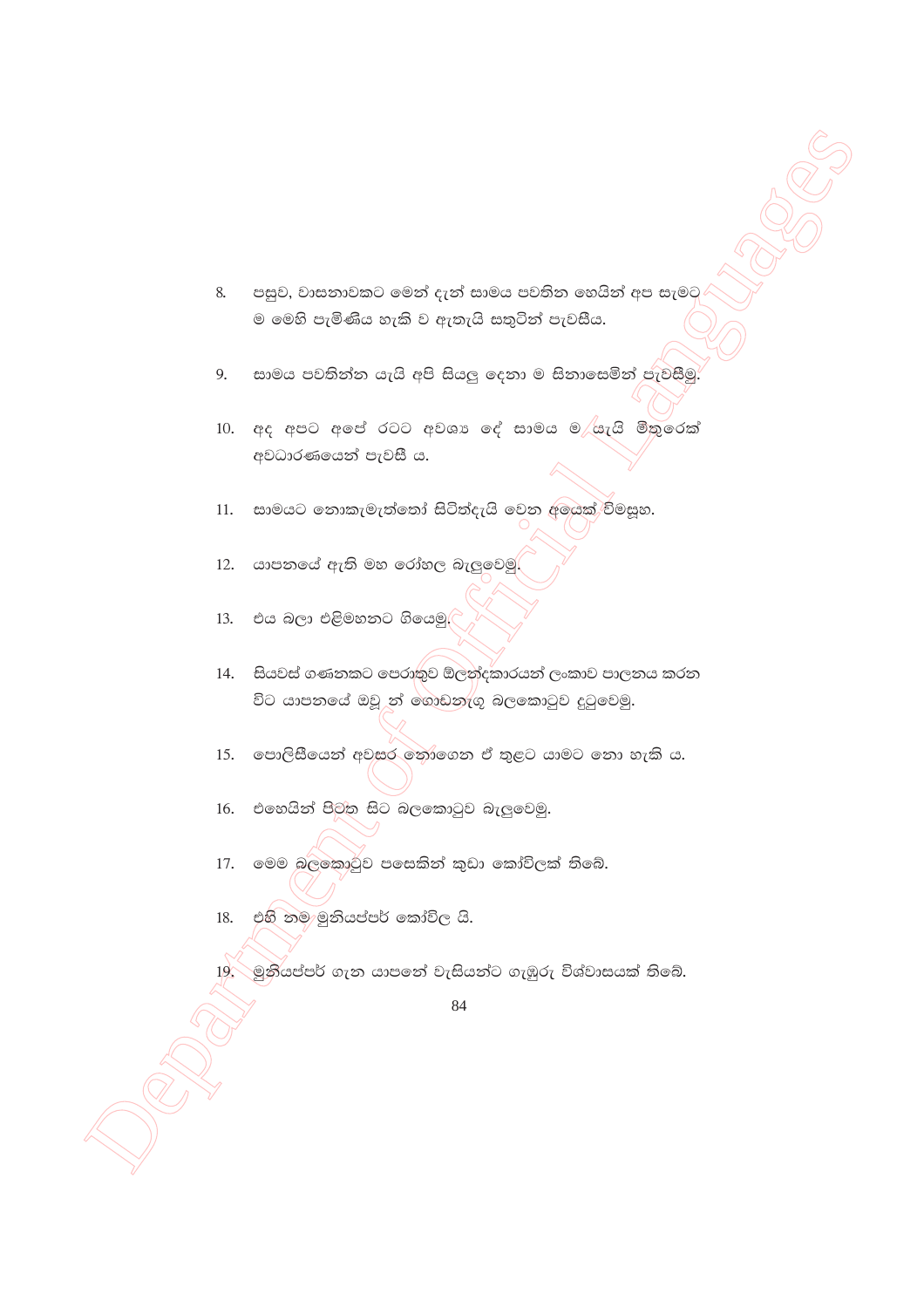8. පසුව, වාසනාවකට මෙන් දැන් සාමය පවතින හෙයින් අප සැමට ම මෙහි පැමිණිය හැකි ව ඇතැයි සතුටින් පැවසීය.

9. සාමය පවතින්න යැයි අපි සියලු දෙනා ම සිනාසෙමින් පැවසීමු.

10. අද අපට අපේ රටට අවශ්‍ය දේ සාමය ම යැයි මිතුරෙක් අවධාරණයෙන් පැවසී ය.

11. සාමයට නොකැමැත්තෝ සිටිත්දැයි වෙන අයෙක් විමසූහ.

12. යාපනයේ ඇති මහ රෝහල බැලුවෙමු.

13. එය බලා එළිමහනට ගියෙමු.

14. සියවස් ගණනකට පෙරාතුව ඕලන්දකාරයන් ලංකාව පාලනය කරන විට යාපනයේ ඔවු න් ගොඩනැගු බලකොටුව දුටුවෙමු.

15. පොලිසියෙන් අවසර නොගෙන ඒ තුළට යාමට නො හැකි ය.

16. එහෙයින් පිටත සිට බලකොටුව බැලුවෙමු.

17. මෙම බලකොටුව පසෙකින් කුඩා කෝවිලක් තිබේ.

18. එහි නම මුනියප්පර් කෝවිල යි.

19. මුනියප්පර් ගැන යාපනේ වැසියන්ට ගැඹුරු විශ්වාසයක් තිබේ.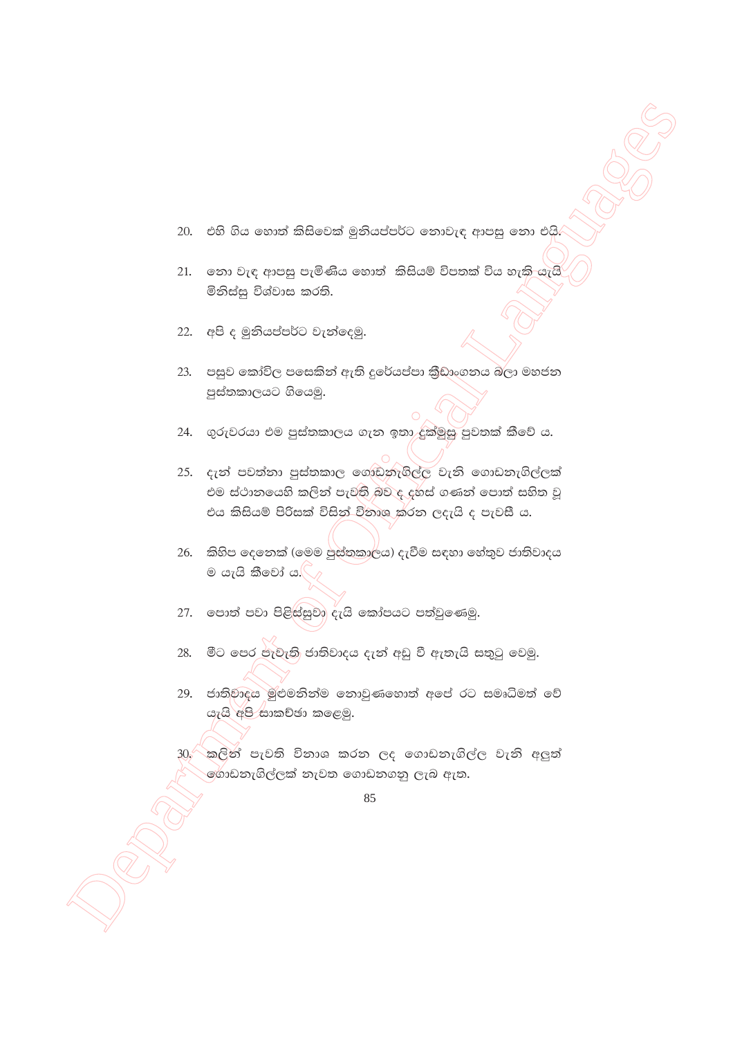20. එහි ගිය හොත් කිසිවෙක් මුනියප්පර්ට නොවැඳ ආපසු නො එයි.

21. නො වැඳ ආපසු පැමිණිය හොත් කිසියම් විපතක් විය හැකි යැයි මිනිස්සු විශ්වාස කරති.

22. අපි ද මුනියප්පර්ට වැන්දෙමු.

23. පසුව කෝවිල පසෙකින් ඇති දුරෙයප්පා ක්‍රීඩාංගනය බලා මහජන පුස්තකාලයට ගියෙමු.

24. ගුරුවරයා එම පුස්තකාලය ගැන ඉතා දුක්මුසු පුවතක් කීවේ ය.

25. දැන් පවත්නා පුස්තකාල ගොඩනැගිල්ල වැනි ගොඩනැගිල්ලක් එම ස්ථානයෙහි කලින් පැවති බව ද දහස් ගණන් පොත් සහිත වූ එය කිසියම් පිරිසක් විසින් විනාශ කරන ලදැයි ද පැවසී ය.

26. කිහිප දෙනෙක් (මෙම පුස්තකාලය) දැවීම සඳහා හේතුව ජාතිවාදය ම යැයි කීවෝ ය.

27. පොත් පවා පිළිස්සුවා දැයි කෝපයට පත්වුණෙමු.

28. මීට පෙර පැවැති ජාතිවාදය දැන් අඩු වී ඇතැයි සතුටු වෙමු.

29. ජාතිවාදය මුළුමනින්ම නොවුණහොත් අපේ රට සමෘධිමත් වේ යැයි අපි සාකච්ඡා කළෙමු.

30. කලින් පැවති විනාශ කරන ලද ගොඩනැගිල්ල වැනි අලුත් ගොඩනැගිල්ලක් නැවත ගොඩනගනු ලැබ ඇත.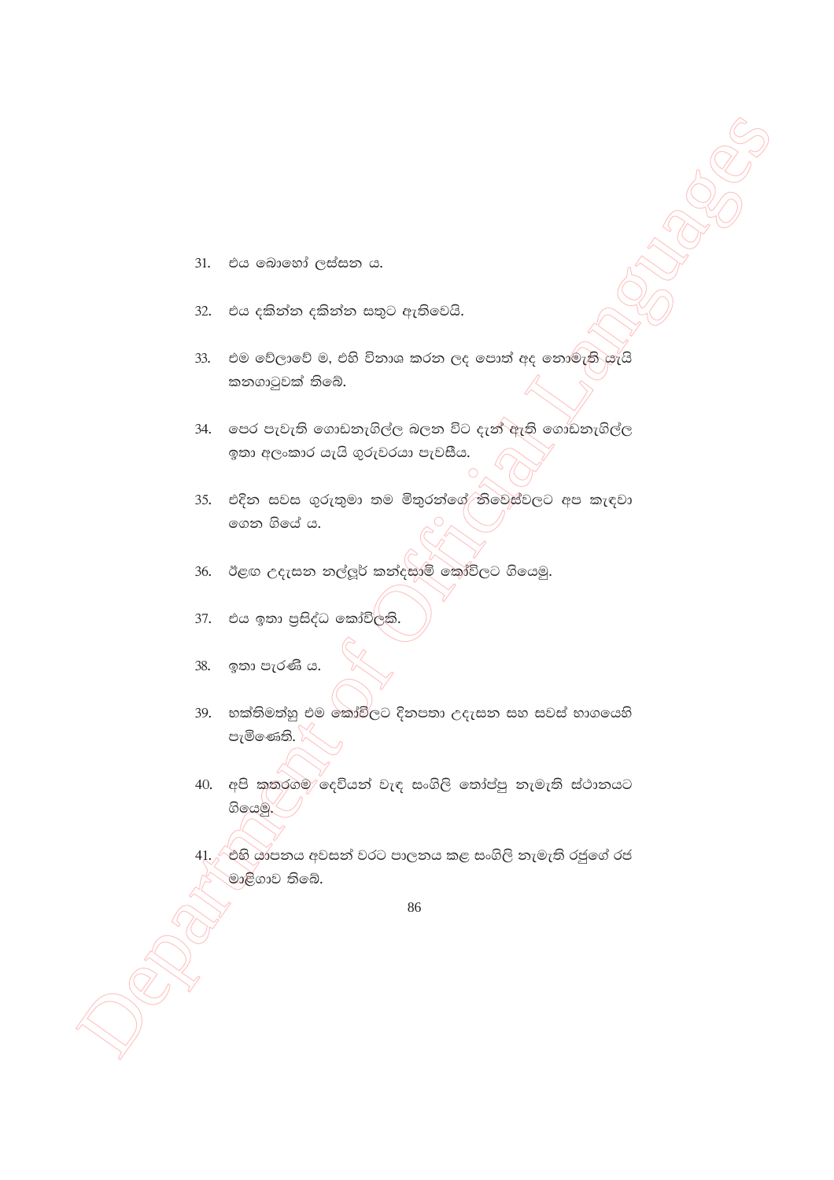31. එය බොහෝ ලස්සන ය.

32. එය දකින්න දකින්න සතුට ඇතිවෙයි.

33. එම වේලාවේ ම, එහි විනාශ කරන ලද පොත් අද නොමැති යැයි කනගාටුවක් තිබේ.

34. පෙර පැවැති ගොඩනැගිල්ල බලන විට දැන් ඇති ගොඩනැගිල්ල ඉතා අලංකාර යැයි ගුරුවරයා පැවසීය.

35. එදින සවස ගුරුතුමා තම මිතුරන්ගේ නිවෙස්වලට අප කැඳවා ගෙන ගියේ ය.

36. ඊළඟ උදැසන නල්ලූර් කන්දසාමි කෝවිලට ගියෙමු.

37. එය ඉතා ප්‍රසිද්ධ කෝවිලකි.

38. ඉතා පැරණි ය.

39. භක්තිමත්හු එම කෝවිලට දිනපතා උදැසන සහ සවස් භාගයෙහි පැමිණෙති.

40. අපි කතරගම දෙවියන් වැඳ සංගිලි තෝප්පු නැමැති ස්ථානයට ගියෙමු.

41. එහි යාපනය අවසන් වරට පාලනය කළ සංගිලි නැමැති රජුගේ රජ මාළිගාව තිබේ.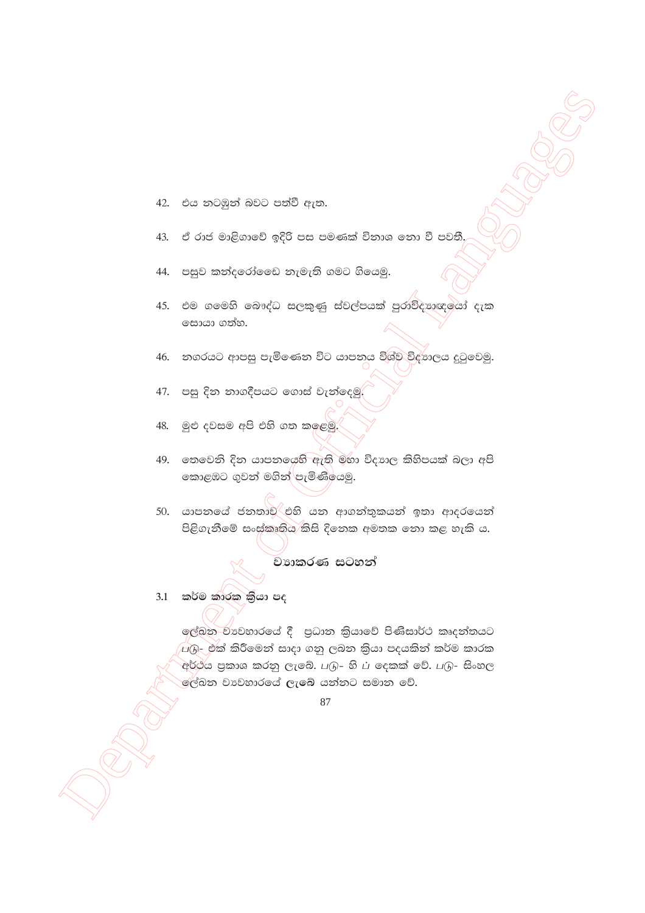42. එය නටඹුන් බවට පත්වී ඇත.

43. ඒ රාජ මාළිගාවේ ඉදිරි පස පමණක් විනාශ නො වී පවතී.

44. පසුව කන්දරෝඩෙ නැමැති ගමට ගියෙමු.

45. එම ගමෙහි බෞද්ධ සලකුණු ස්වල්පයක් පුරාවිද්‍යාඥයෝ දැක සොයා ගත්හ.

46. නගරයට ආපසු පැමිණෙන විට යාපනය විශ්ව විද්‍යාලය දුටුවෙමු.

47. පසු දින නාගදීපයට ගොස් වැන්දෙමු.

48. මුළු දවසම අපි එහි ගත කළෙමු.

49. තෙවෙනි දින යාපනයෙහි ඇති මහා විද්‍යාල කිහිපයක් බලා අපි කොළඹට ගුවන් මගින් පැමිණියෙමු.

50. යාපනයේ ජනතාව එහි යන ආගන්තුකයන් ඉතා ආදරයෙන් පිළිගැනීමේ සංස්කෘතිය කිසි දිනෙක අමතක නො කළ හැකි ය.

## ව්‍යාකරණ සටහන්

### 3.1 කර්ම කාරක ක්‍රියා පද

ලේඛන ව්‍යවහාරයේ දී ප්‍රධාන ක්‍රියාවේ පිණිසාර්ථ කෘදන්තයට *படு-* එක් කිරීමෙන් සාදා ගනු ලබන ක්‍රියා පදයකින් කර්ම කාරක අර්ථය ප්‍රකාශ කරනු ලැබේ. *படு-* හි ப් දෙකක් වේ. *படு-* සිංහල ලේඛන ව්‍යවහාරයේ **ලැබේ** යන්නට සමාන වේ.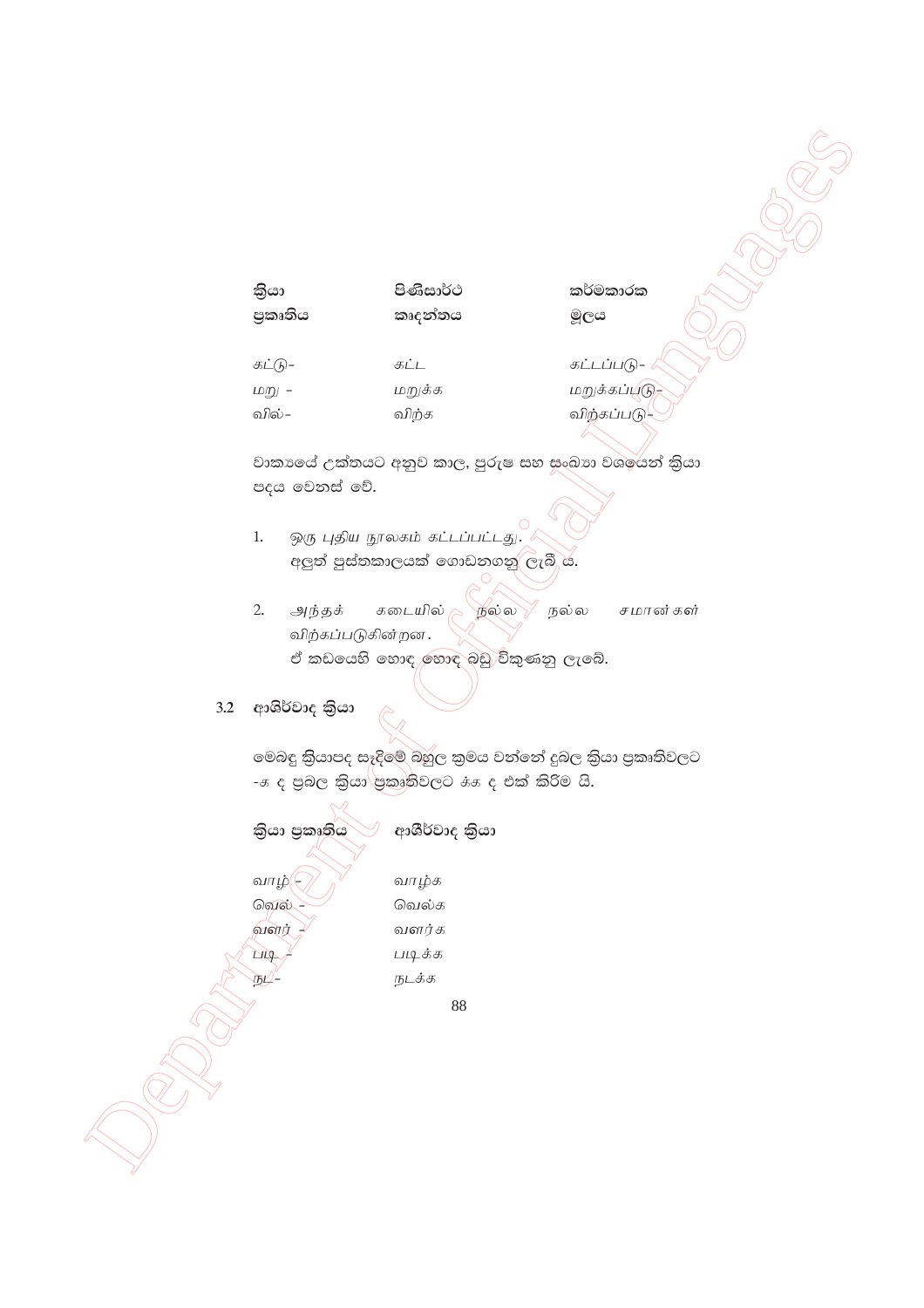| ක්‍රියා ප්‍රකෘතිය | පිණිසාර්ථ කෘදන්තය | කර්මකාරක මූලය |
|---|---|---|
| கட்டு- | கட்ட | கட்டப்படு- |
| மறு - | மறுக்க | மறுக்கப்படு- |
| வில்- | விற்க | விற்கப்படு- |

වාක්‍යයේ උක්තයට අනුව කාල, පුරුෂ සහ සංඛ්‍යා වශයෙන් ක්‍රියා පදය වෙනස් වේ.

1. ஒரு புதிய நூலகம் கட்டப்பட்டது.
   අලුත් පුස්තකාලයක් ගොඩනගනු ලැබී ය.

2. அந்தக் கடையில் நல்ல நல்ல சமான்கள் விற்கப்படுகின்றன.
   ඒ කඩයෙහි හොඳ හොඳ බඩු විකුණනු ලැබේ.

## 3.2 ආශිර්වාද ක්‍රියා

මෙබඳු ක්‍රියාපද සෑදීමේ බහුල ක්‍රමය වන්නේ දුබල ක්‍රියා ප්‍රකෘතිවලට -க ද ප්‍රබල ක්‍රියා ප්‍රකෘතිවලට க்க ද එක් කිරීම යි.

| ක්‍රියා ප්‍රකෘතිය | ආශීර්වාද ක්‍රියා |
|---|---|
| வாழ் - | வாழ்க |
| வெல் - | வெல்க |
| வளர் - | வளர்க |
| படி - | படிக்க |
| நட- | நடக்க |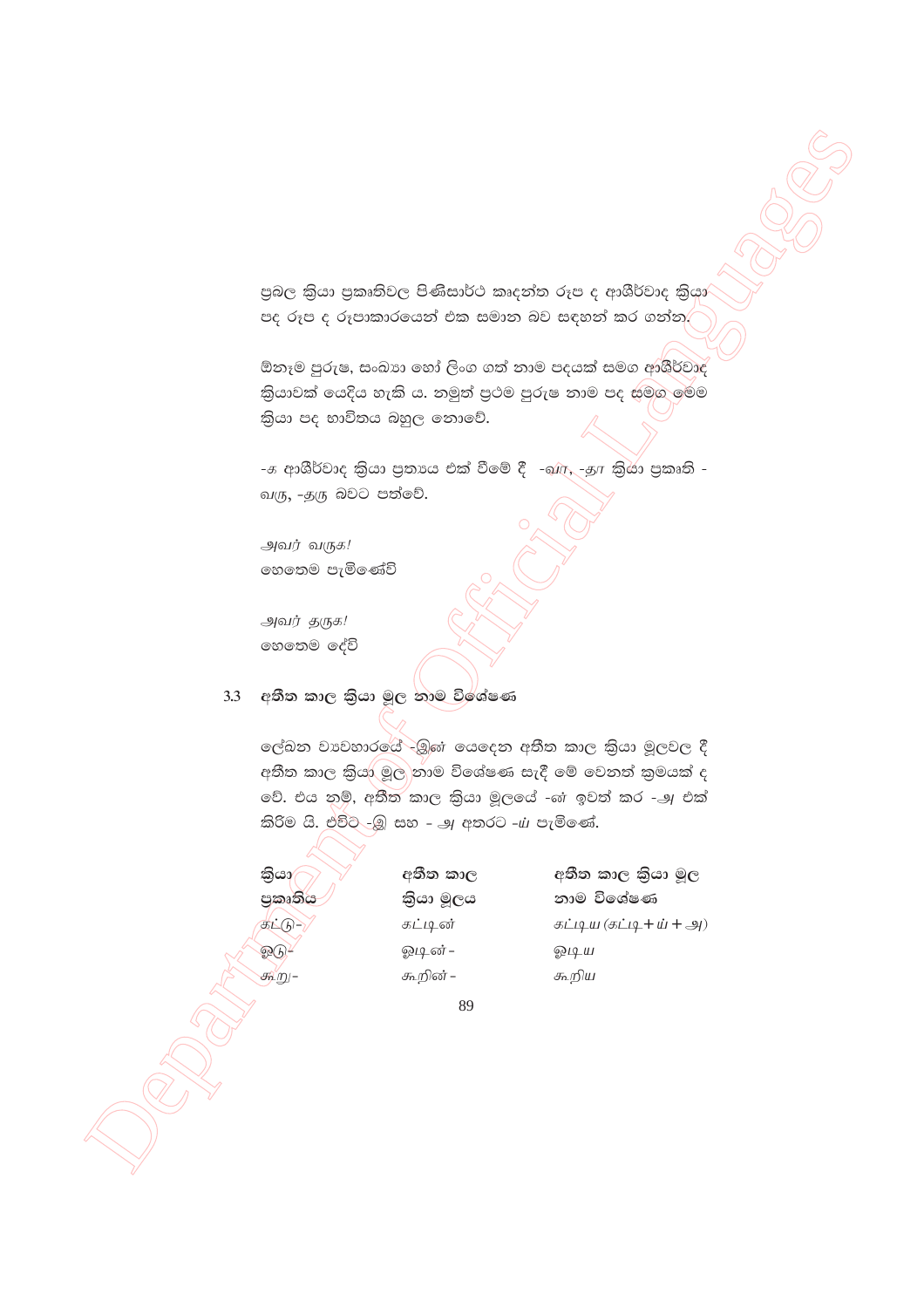ප්‍රබල ක්‍රියා ප්‍රකෘතිවල පිණිසාර්ථ කෘදන්ත රූප ද ආශීර්වාද ක්‍රියා පද රූප ද රූපාකාරයෙන් එක සමාන බව සඳහන් කර ගන්න.

ඕනෑම පුරුෂ, සංඛ්‍යා හෝ ලිංග ගත් නාම පදයක් සමග ආශීර්වාද ක්‍රියාවක් යෙදිය හැකි ය. නමුත් ප්‍රථම පුරුෂ නාම පද සමග මෙම ක්‍රියා පද භාවිතය බහුල නොවේ.

-*க* ආශීර්වාද ක්‍රියා ප්‍රත්‍යය එක් වීමේ දී -*வா*, -*தா* ක්‍රියා ප්‍රකෘති -*வரு*, -*தரு* බවට පත්වේ.

*அவர் வருக!*
හෙතෙම පැමිණේවි

*அவர் தருக!*
හෙතෙම දේවි

## 3.3 අතීත කාල ක්‍රියා මූල නාම විශේෂණ

ලේඛන ව්‍යවහාරයේ -*இன்* යෙදෙන අතීත කාල ක්‍රියා මූලවල දී අතීත කාල ක්‍රියා මූල නාම විශේෂණ සෑදී මේ වෙනත් ක්‍රමයක් ද වේ. එය නම්, අතීත කාල ක්‍රියා මූලයේ -*ன்* ඉවත් කර -*அ* එක් කිරීම යි. එවිට -*இ* සහ -*அ* අතරට -*ய்* පැමිණේ.

| ක්‍රියා ප්‍රකෘතිය | අතීත කාල ක්‍රියා මූලය | අතීත කාල ක්‍රියා මූල නාම විශේෂණ |
|---|---|---|
| *கட்டு*- | *கட்டின்* | *கட்டிய (கட்டி + ய் + அ)* |
| *ஓடு*- | *ஓடின்* - | *ஓடிய* |
| *கூறு*- | *கூறின்* - | *கூறிய* |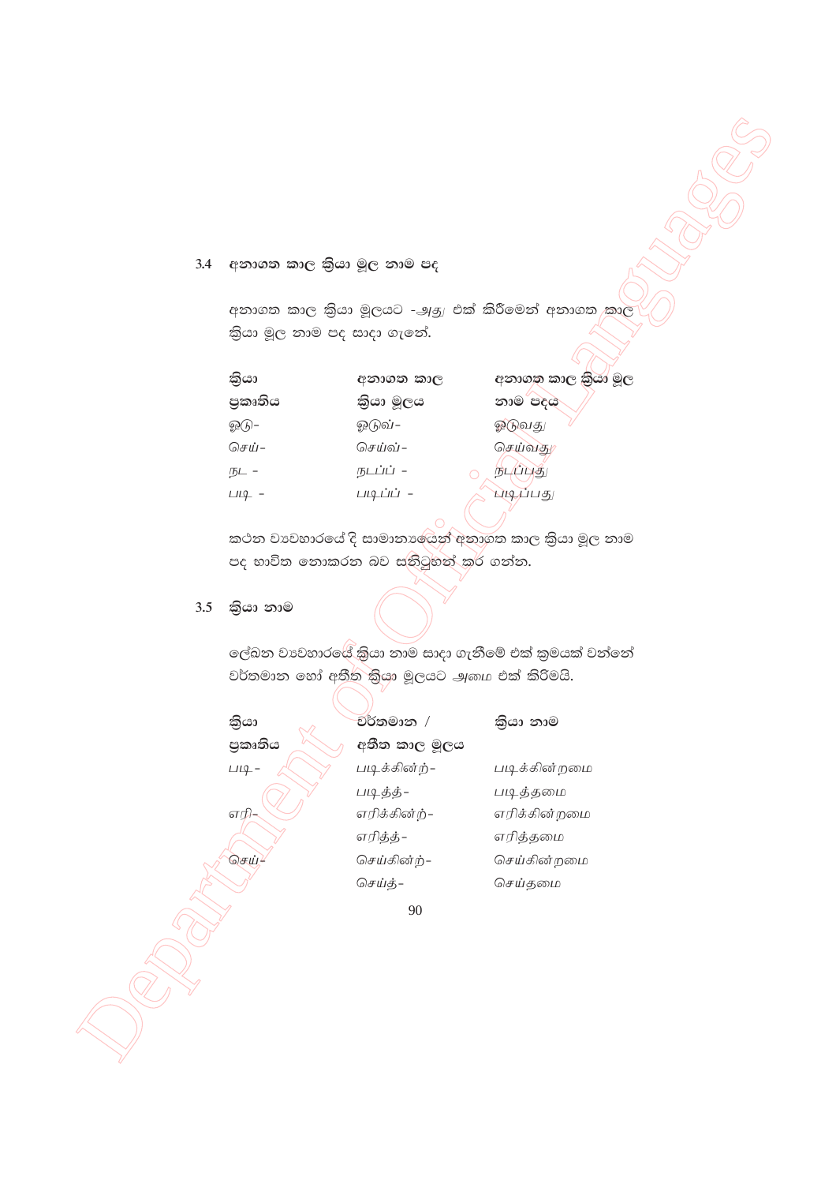## 3.4 අනාගත කාල ක්‍රියා මූල නාම පද

අනාගත කාල ක්‍රියා මූලයට -*அது* එක් කිරීමෙන් අනාගත කාල ක්‍රියා මූල නාම පද සාදා ගැනේ.

| ක්‍රියා ප්‍රකෘතිය | අනාගත කාල ක්‍රියා මූලය | අනාගත කාල ක්‍රියා මූල නාම පදය |
|---|---|---|
| *ஓடு-* | *ஓடுவ்-* | *ஓடுவது* |
| *செய்-* | *செய்வ்-* | *செய்வது* |
| *நட -* | *நடப்ப் -* | *நடப்பது* |
| *படி -* | *படிப்ப் -* | *படிப்பது* |

කථන ව්‍යවහාරයේ දී සාමාන්‍යයෙන් අනාගත කාල ක්‍රියා මූල නාම පද භාවිත නොකරන බව සනිටුහන් කර ගන්න.

## 3.5 ක්‍රියා නාම

ලේඛන ව්‍යවහාරයේ ක්‍රියා නාම සාදා ගැනීමේ එක් ක්‍රමයක් වන්නේ වර්තමාන හෝ අතීත ක්‍රියා මූලයට *அமை* එක් කිරීමයි.

| ක්‍රියා ප්‍රකෘතිය | වර්තමාන / අතීත කාල මූලය | ක්‍රියා නාම |
|---|---|---|
| *படி-* | *படிக்கின்ற்-* | *படிக்கின்றமை* |
| | *படித்த்-* | *படித்தமை* |
| *எரி-* | *எரிக்கின்ற்-* | *எரிக்கின்றமை* |
| | *எரித்த்-* | *எரித்தமை* |
| *செய்-* | *செய்கின்ற்-* | *செய்கின்றமை* |
| | *செய்த்-* | *செய்தமை* |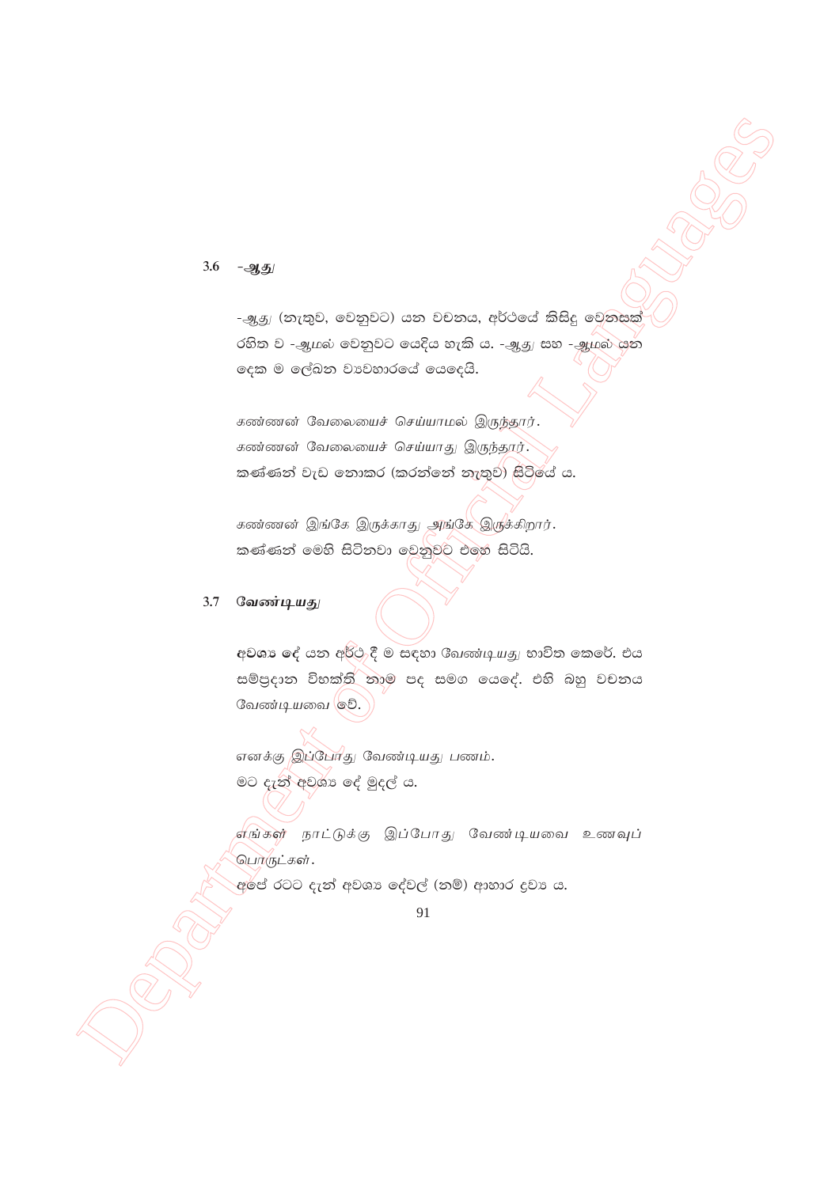### 3.6 -ஆது

-ஆது (නැතුව, වෙනුවට) යන වචනය, අර්ථයේ කිසිදු වෙනසක් රහිත ව -ஆமல் වෙනුවට යෙදිය හැකි ය. -ஆது සහ -ஆமல் යන දෙක ම ලේඛන ව්‍යවහාරයේ යෙදෙයි.

*கண்ணன் வேலையைச் செய்யாமல் இருந்தார்.*
*கண்ணன் வேலையைச் செய்யாது இருந்தார்.*
කණ්ණන් වැඩ නොකර (කරන්නේ නැතුව) සිටියේ ය.

*கண்ணன் இங்கே இருக்காது அங்கே இருக்கிறார்.*
කණ්ණන් මෙහි සිටිනවා වෙනුවට එහෙ සිටියි.

### 3.7 வேண்டியது

අවශ්‍ය දේ යන අර්ථ දී ම සඳහා வேண்டியது භාවිත කෙරේ. එය සම්ප්‍රදාන විභක්ති නාම පද සමග යෙදේ. එහි බහු වචනය வேண்டியவை වේ.

*எனக்கு இப்போது வேண்டியது பணம்.*
මට දැන් අවශ්‍ය දේ මුදල් ය.

*எங்கள் நாட்டுக்கு இப்போது வேண்டியவை உணவுப் பொருட்கள்.*
අපේ රටට දැන් අවශ්‍ය දේවල් (නම්) ආහාර ද්‍රව්‍ය ය.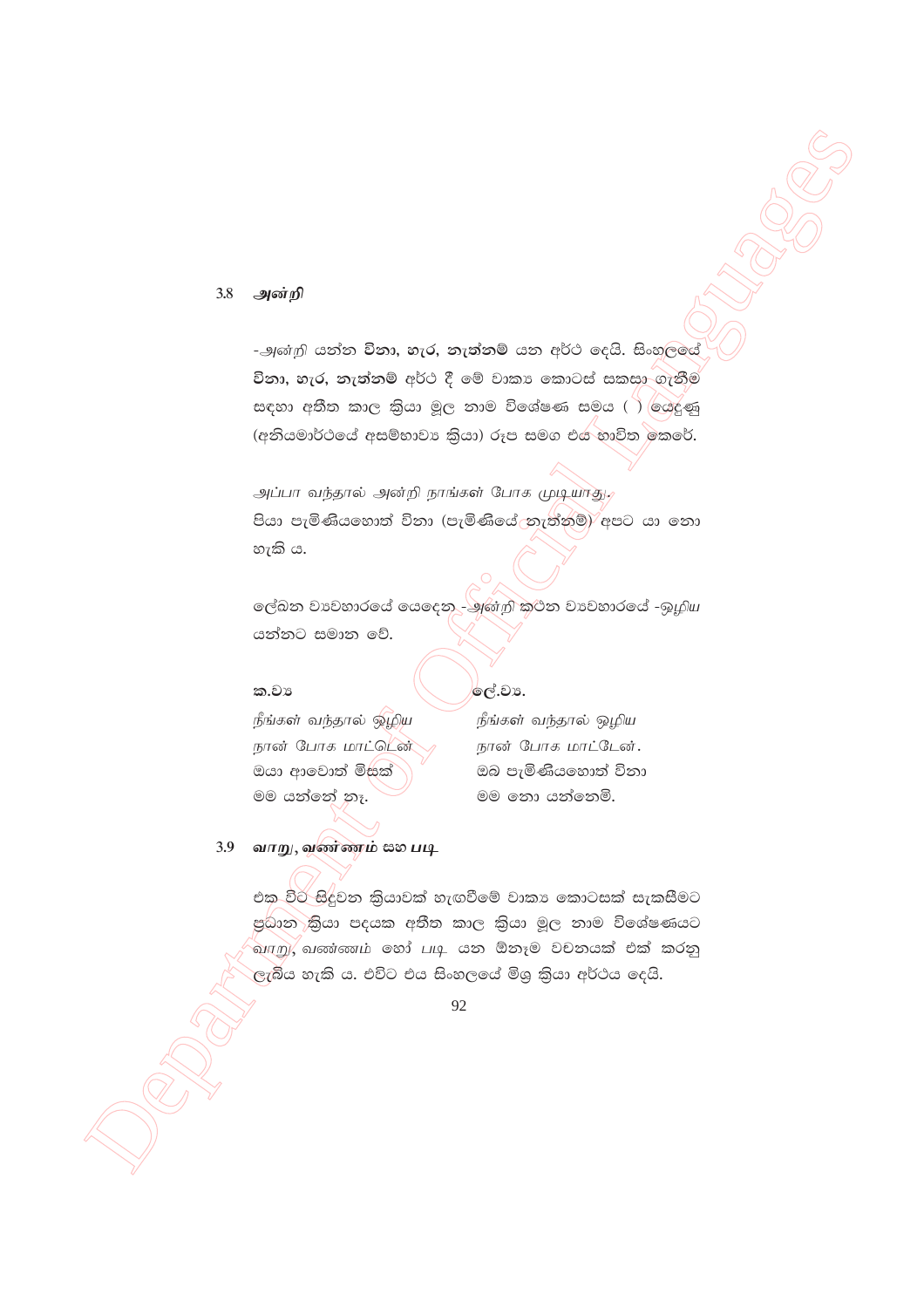### 3.8 *அன்றி*

-*அன்றி* යන්න **විනා, හැර, නැත්නම්** යන අර්ථ දෙයි. සිංහලයේ **විනා, හැර, නැත්නම්** අර්ථ දී මේ වාක්‍ය කොටස් සකසා ගැනීම සඳහා අතීත කාල ක්‍රියා මූල නාම විශේෂණ සමය ( ) යෙදුණු (අනියමාර්ථයේ අසම්භාව්‍ය ක්‍රියා) රූප සමග එය භාවිත කෙරේ.

*அப்பா வந்தால் அன்றி நாங்கள் போக முடியாது.*
පියා පැමිණියහොත් විනා (පැමිණියේ නැත්නම්) අපට යා නො හැකි ය.

ලේඛන ව්‍යවහාරයේ යෙදෙන -*அன்றி* කථන ව්‍යවහාරයේ -*ஒழிய* යන්නට සමාන වේ.

| ක.ව්‍ය | ලේ.ව්‍ය. |
|---|---|
| *நீங்கள் வந்தால் ஒழிய நான் போக மாட்டென்* | *நீங்கள் வந்தால் ஒழிய நான் போக மாட்டேன்.* |
| ඔයා ආවොත් මිසක් මම යන්නේ නෑ. | ඔබ පැමිණියහොත් විනා මම නො යන්නෙමි. |

### 3.9 *வாறு, வண்ணம்* සහ *படி*

එක විට සිදුවන ක්‍රියාවක් හැඟවීමේ වාක්‍ය කොටසක් සැකසීමට ප්‍රධාන ක්‍රියා පදයක අතීත කාල ක්‍රියා මූල නාම විශේෂණයට *வாறு, வண்ணம்* හෝ *படி* යන ඕනෑම වචනයක් එක් කරනු ලැබිය හැකි ය. එවිට එය සිංහලයේ මිශ්‍ර ක්‍රියා අර්ථය දෙයි.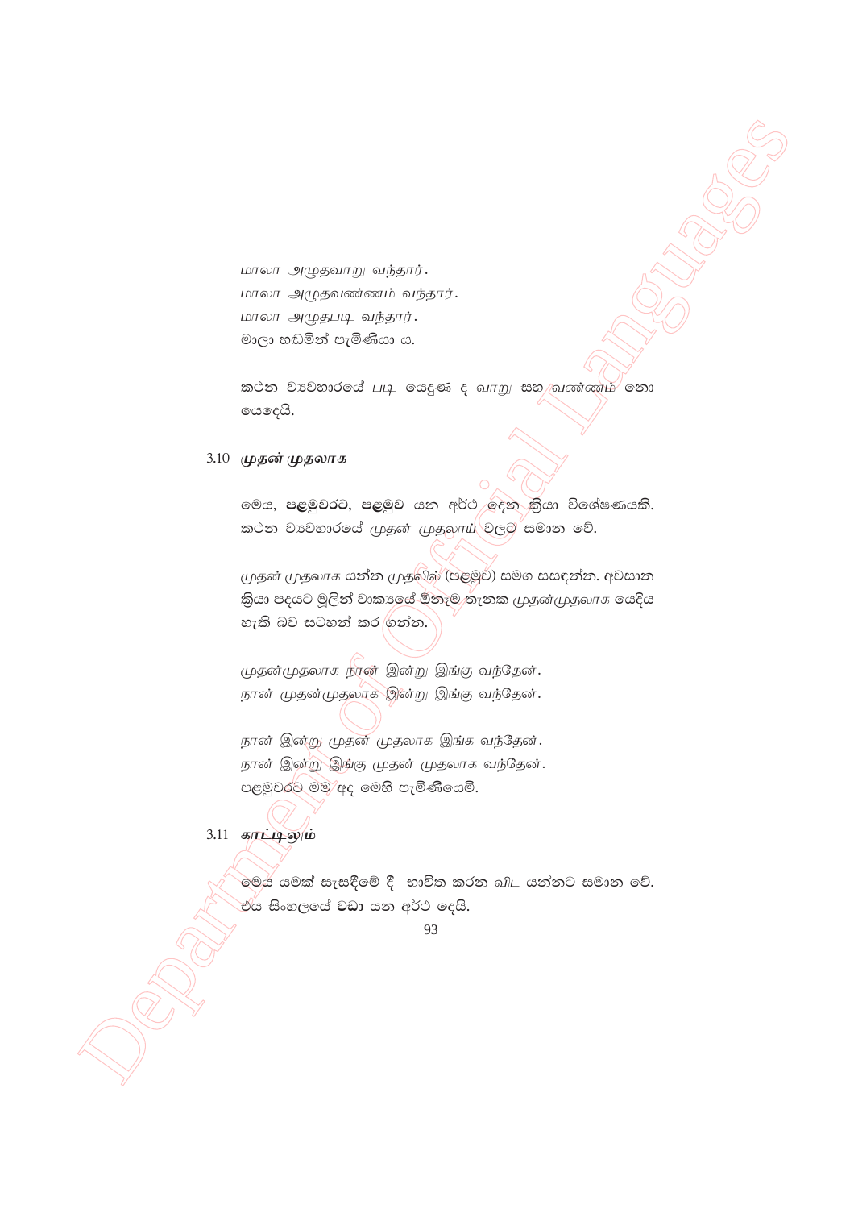*மாலா அழுதவாறு வந்தார்.*
*மாலா அழுதவண்ணம் வந்தார்.*
*மாலா அழுதபடி வந்தார்.*
මාලා හඬමින් පැමිණියා ය.

කථන ව්‍යවහාරයේ *படி* යෙදුණ ද *வாறு* සහ *வண்ணம்* නො යෙදෙයි.

### 3.10 *முதன் முதலாக*

මෙය, **පළමුවරට, පළමුව** යන අර්ථ දෙන ක්‍රියා විශේෂණයකි. කථන ව්‍යවහාරයේ *முதன் முதலாய்* වලට සමාන වේ.

*முதன் முதலாக* යන්න *முதலில்* (පළමුව) සමග සසඳන්න. අවසාන ක්‍රියා පදයට මුලින් වාක්‍යයේ ඕනෑම තැනක *முதன்முதலாக* යෙදිය හැකි බව සටහන් කර ගන්න.

*முதன்முதலாக நான் இன்று இங்கு வந்தேன்.*
*நான் முதன்முதலாக இன்று இங்கு வந்தேன்.*

*நான் இன்று முதன் முதலாக இங்க வந்தேன்.*
*நான் இன்று இங்கு முதன் முதலாக வந்தேன்.*
පළමුවරට මම අද මෙහි පැමිණියෙමි.

### 3.11 *காட்டிலும்*

මෙය යමක් සැසඳීමේ දී භාවිත කරන *விட* යන්නට සමාන වේ. එය සිංහලයේ **වඩා** යන අර්ථ දෙයි.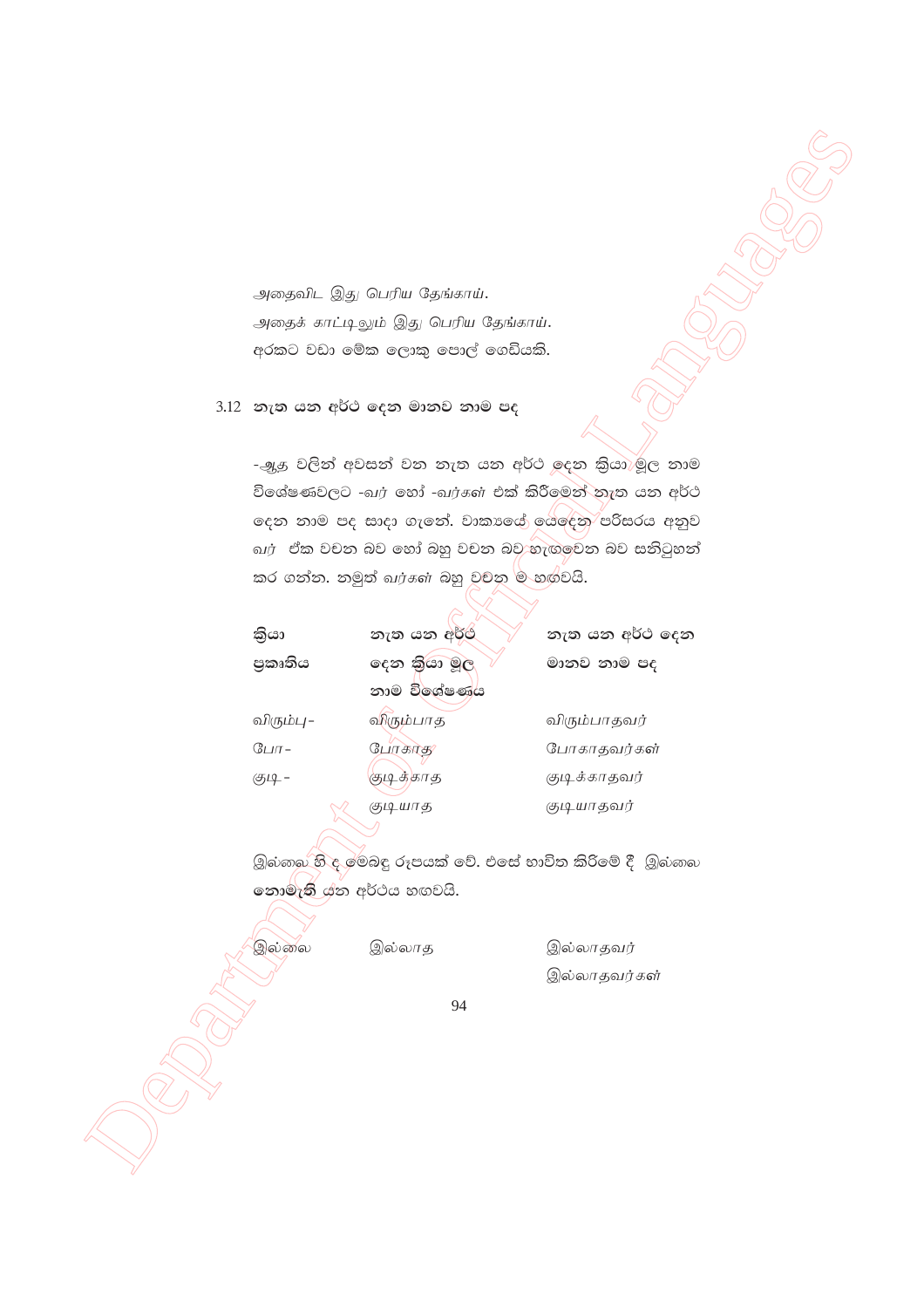*அதைவிட இது பெரிய தேங்காய்.*
*அதைக் காட்டிலும் இது பெரிய தேங்காய்.*
අරකට වඩා මේක ලොකු පොල් ගෙඩියකි.

### 3.12 නැත යන අර්ථ දෙන මානව නාම පද

-ஆத වලින් අවසන් වන නැත යන අර්ථ දෙන ක්‍රියා මූල නාම විශේෂණවලට -வர் හෝ -வர்கள் එක් කිරීමෙන් නැත යන අර්ථ දෙන නාම පද සාදා ගැනේ. වාක්‍යයේ යෙදෙන පරිසරය අනුව வர் ඒක වචන බව හෝ බහු වචන බව හැඟවෙන බව සනිටුහන් කර ගන්න. නමුත් வர்கள் බහු වචන ම හඟවයි.

| ක්‍රියා ප්‍රකෘතිය | නැත යන අර්ථ දෙන ක්‍රියා මූල නාම විශේෂණය | නැත යන අර්ථ දෙන මානව නාම පද |
|---|---|---|
| விரும்பு- | விரும்பாத | விரும்பாதவர் |
| போ- | போகாத | போகாதவர்கள் |
| குடி- | குடிக்காத | குடிக்காதவர் |
| | குடியாத | குடியாதவர் |

இல்லை හි ද මෙබඳු රූපයක් වේ. එසේ භාවිත කිරීමේ දී இல்லை **නොමැති** යන අර්ථය හඟවයි.

| | | |
|---|---|---|
| இல்லை | இல்லாத | இல்லாதவர் |
| | | இல்லாதவர்கள் |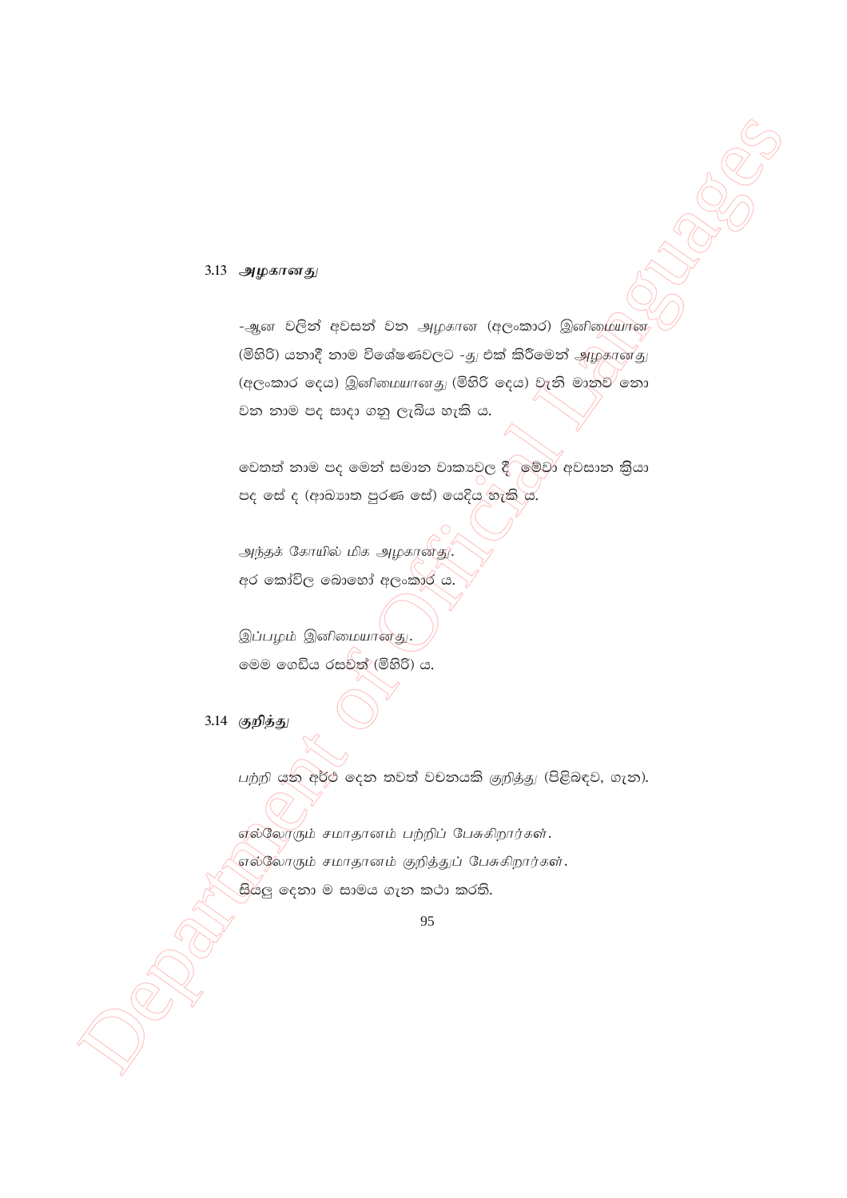### 3.13 *அழகானது*

-ஆன වලින් අවසන් වන அழகான (අලංකාර) இனிமையான (මිහිරි) යනාදී නාම විශේෂණවලට -து එක් කිරීමෙන් அழகானது (අලංකාර දෙය) இனிமையானது (මිහිරි දෙය) වැනි මානව නො වන නාම පද සාදා ගනු ලැබිය හැකි ය.

වෙනත් නාම පද මෙන් සමාන වාක්‍යවල දී මේවා අවසාන ක්‍රියා පද සේ ද (ආඛ්‍යාත පූරණ සේ) යෙදිය හැකි ය.

*அந்தக் கோயில் மிக அழகானது.*
අර කෝවිල බොහෝ අලංකාර ය.

*இப்பழம் இனிமையானது.*
මෙම ගෙඩිය රසවත් (මිහිරි) ය.

### 3.14 *குறித்து*

*பற்றி* යන අර්ථ දෙන තවත් වචනයකි *குறித்து* (පිළිබඳව, ගැන).

*எல்லோரும் சமாதானம் பற்றிப் பேசுகிறார்கள்.*
*எல்லோரும் சமாதானம் குறித்துப் பேசுகிறார்கள்.*
සියලු දෙනා ම සාමය ගැන කථා කරති.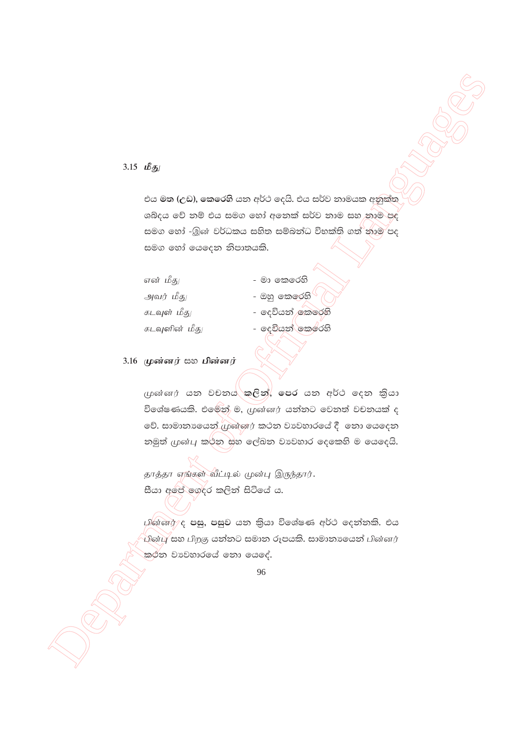### 3.15 *மீது*

එය **මත (උඩ), කෙරෙහි** යන අර්ථ දෙයි. එය සර්ව නාමයක අනුක්ත ශබ්දය වේ නම් එය සමග හෝ අනෙක් සර්ව නාම සහ නාම පද සමග හෝ -இன் වර්ධකය සහිත සම්බන්ධ විභක්ති ගත් නාම පද සමග හෝ යෙදෙන නිපාතයකි.

| | |
|---|---|
| *என் மீது* | - මා කෙරෙහි |
| *அவர் மீது* | - ඔහු කෙරෙහි |
| *கடவுள் மீது* | - දෙවියන් කෙරෙහි |
| *கடவுளின் மீது* | - දෙවියන් කෙරෙහි |

### 3.16 *முன்னர்* සහ *பின்னர்*

*முன்னர்* යන වචනය **කලින්, පෙර** යන අර්ථ දෙන ක්‍රියා විශේෂණයකි. එමෙන් ම, *முன்னர்* යන්නට වෙනත් වචනයක් ද වේ. සාමාන්‍යයෙන් *முன்னர்* කථන ව්‍යවහාරයේ දී නො යෙදෙන නමුත් *முன்பு* කථන සහ ලේඛන ව්‍යවහාර දෙකෙහි ම යෙදෙයි.

*தாத்தா எங்கள் வீட்டில் முன்பு இருந்தார்.*
සීයා අපේ ගෙදර කලින් සිටියේ ය.

*பின்னர்* ද **පසු, පසුව** යන ක්‍රියා විශේෂණ අර්ථ දෙන්නකි. එය *பின்பு* සහ *பிறகு* යන්නට සමාන රූපයකි. සාමාන්‍යයෙන් *பின்னர்* කථන ව්‍යවහාරයේ නො යෙදේ.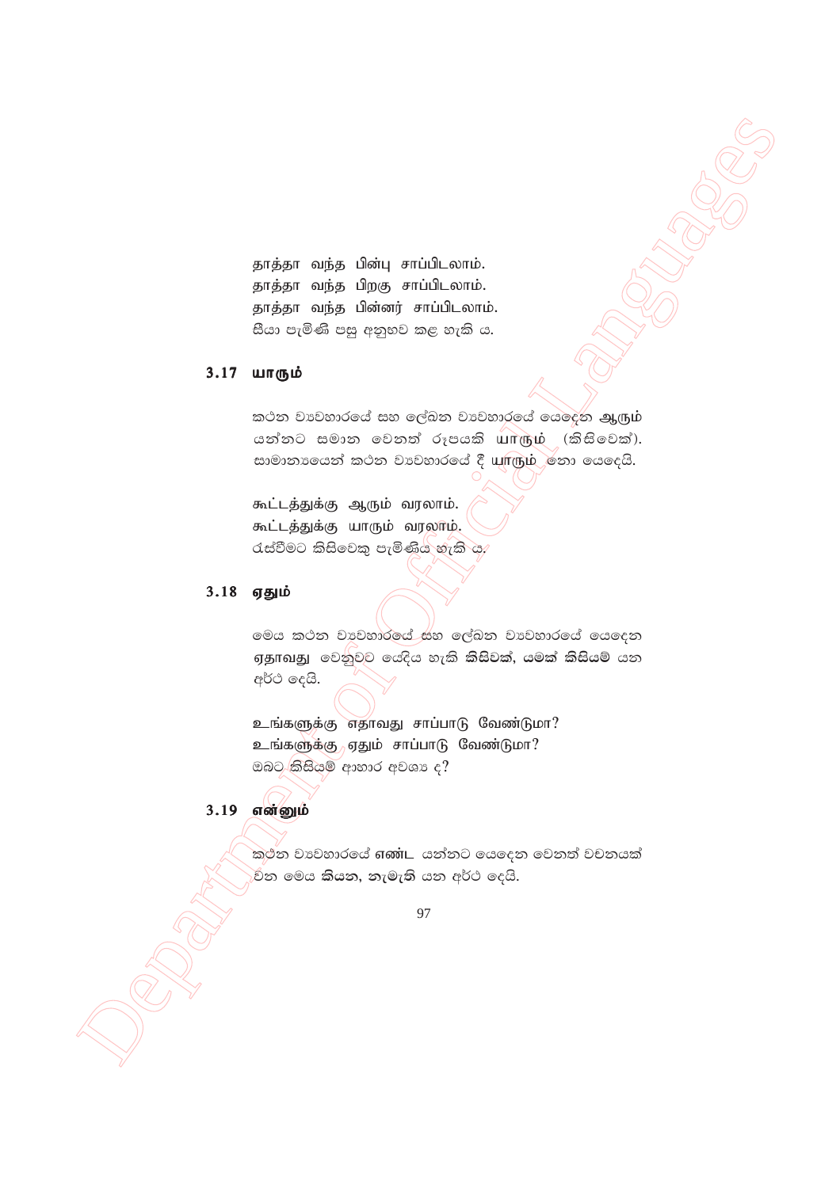தாத்தா வந்த பின்பு சாப்பிடலாம்.
தாத்தா வந்த பிறகு சாப்பிடலாம்.
தாத்தா வந்த பின்னர் சாப்பிடலாம்.
සීයා පැමිණි පසු අනුභව කළ හැකි ය.

### 3.17 யாரும்

කථන ව්‍යවහාරයේ සහ ලේඛන ව්‍යවහාරයේ යෙදෙන **ஆரும்** යන්නට සමාන වෙනත් රූපයකි **யாரும்** (කිසිවෙක්). සාමාන්‍යයෙන් කථන ව්‍යවහාරයේ දී **யாரும்** නො යෙදෙයි.

கூட்டத்துக்கு ஆரும் வரலாம்.
கூட்டத்துக்கு யாரும் வரலாம்.
රැස්වීමට කිසිවෙකු පැමිණිය හැකි ය.

### 3.18 ஏதும்

මෙය කථන ව්‍යවහාරයේ සහ ලේඛන ව්‍යවහාරයේ යෙදෙන ஏதாவது වෙනුවට යෙදිය හැකි **කිසිවක්, යමක් කිසියම්** යන අර්ථ දෙයි.

உங்களுக்கு ஏதாவது சாப்பாடு வேண்டுமா?
உங்களுக்கு ஏதும் சாப்பாடு வேண்டுமா?
ඔබට **කිසියම්** ආහාර අවශ්‍ය ද?

### 3.19 என்னும்

කථන ව්‍යවහාරයේ **எண்ட** යන්නට යෙදෙන වෙනත් වචනයක් වන මෙය **කියන**, නැමැති යන අර්ථ දෙයි.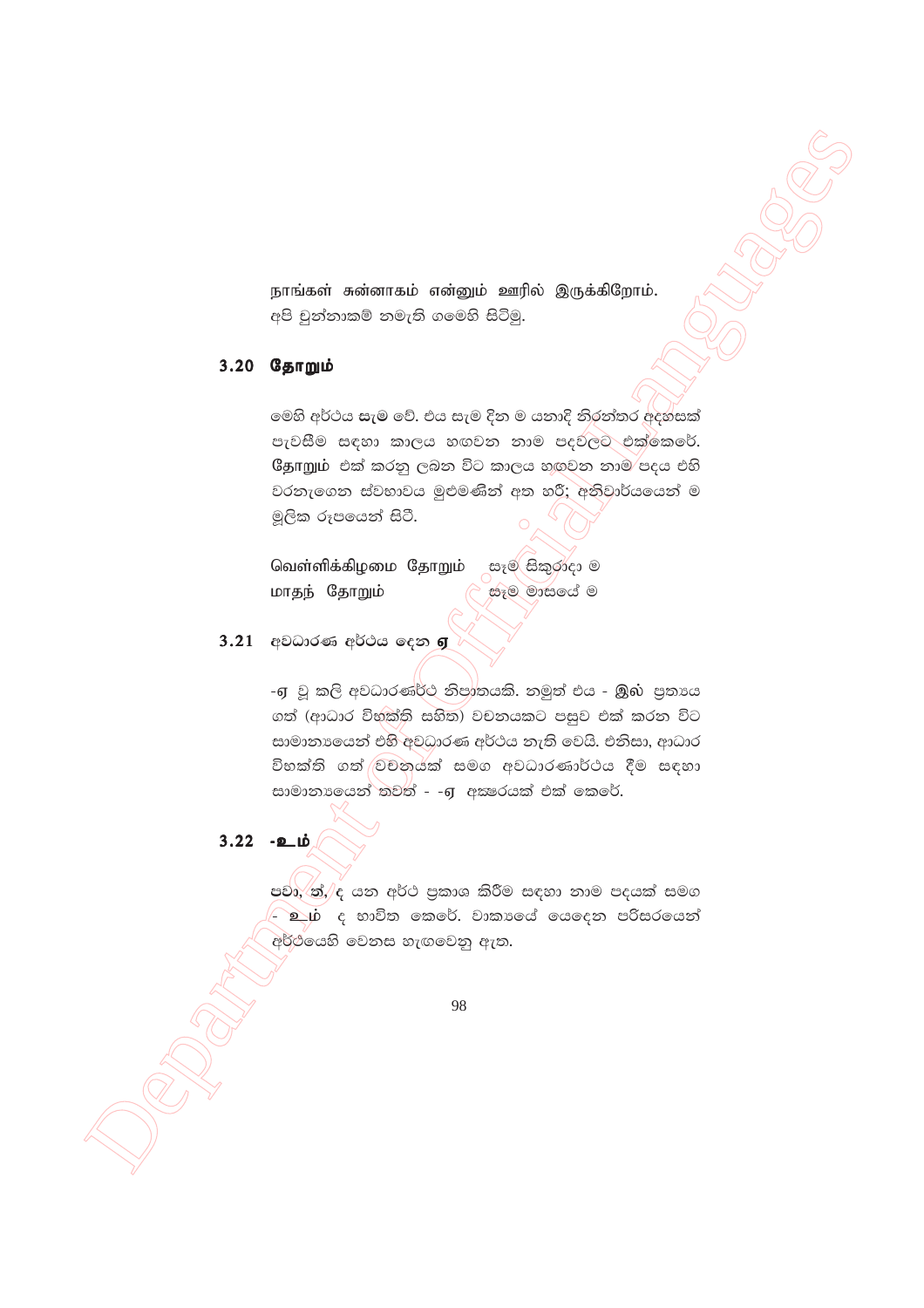நாங்கள் சுன்னாகம் என்னும் ஊரில் இருக்கிறோம்.
අපි චුන්නාකම් නමැති ගමෙහි සිටිමු.

### 3.20 தோறும்

මෙහි අර්ථය සෑම වේ. එය සෑම දින ම යනාදි නිරන්තර අදහසක් පැවසීම සඳහා කාලය හඟවන නාම පදවලට එක්කෙරේ. தோறும் එක් කරනු ලබන විට කාලය හඟවන නාම පදය එහි වරනැගෙන ස්වභාවය මුළුමණින් අත හරී; අනිවාර්යයෙන් ම මූලික රූපයෙන් සිටී.

| | |
|---|---|
| வெள்ளிக்கிழமை தோறும் | සෑම සිකුරාදා ම |
| மாதந் தோறும் | සෑම මාසයේ ම |

### 3.21 අවධාරණ අර්ථය දෙන ஏ

-ஏ වූ කලී අවධාරණාර්ථ නිපාතයකි. නමුත් එය - இல் ප්‍රත්‍යය ගත් (ආධාර විභක්ති සහිත) වචනයකට පසුව එක් කරන විට සාමාන්‍යයෙන් එහි අවධාරණ අර්ථය නැති වෙයි. එනිසා, ආධාර විභක්ති ගත් වචනයක් සමග අවධාරණාර්ථය දීම සඳහා සාමාන්‍යයෙන් තවත් - -ஏ අක්ෂරයක් එක් කෙරේ.

### 3.22 -உம்

පවා, ත්, ද යන අර්ථ ප්‍රකාශ කිරීම සඳහා නාම පදයක් සමග - உம் ද භාවිත කෙරේ. වාක්‍යයේ යෙදෙන පරිසරයෙන් අර්ථයෙහි වෙනස හැඟවෙනු ඇත.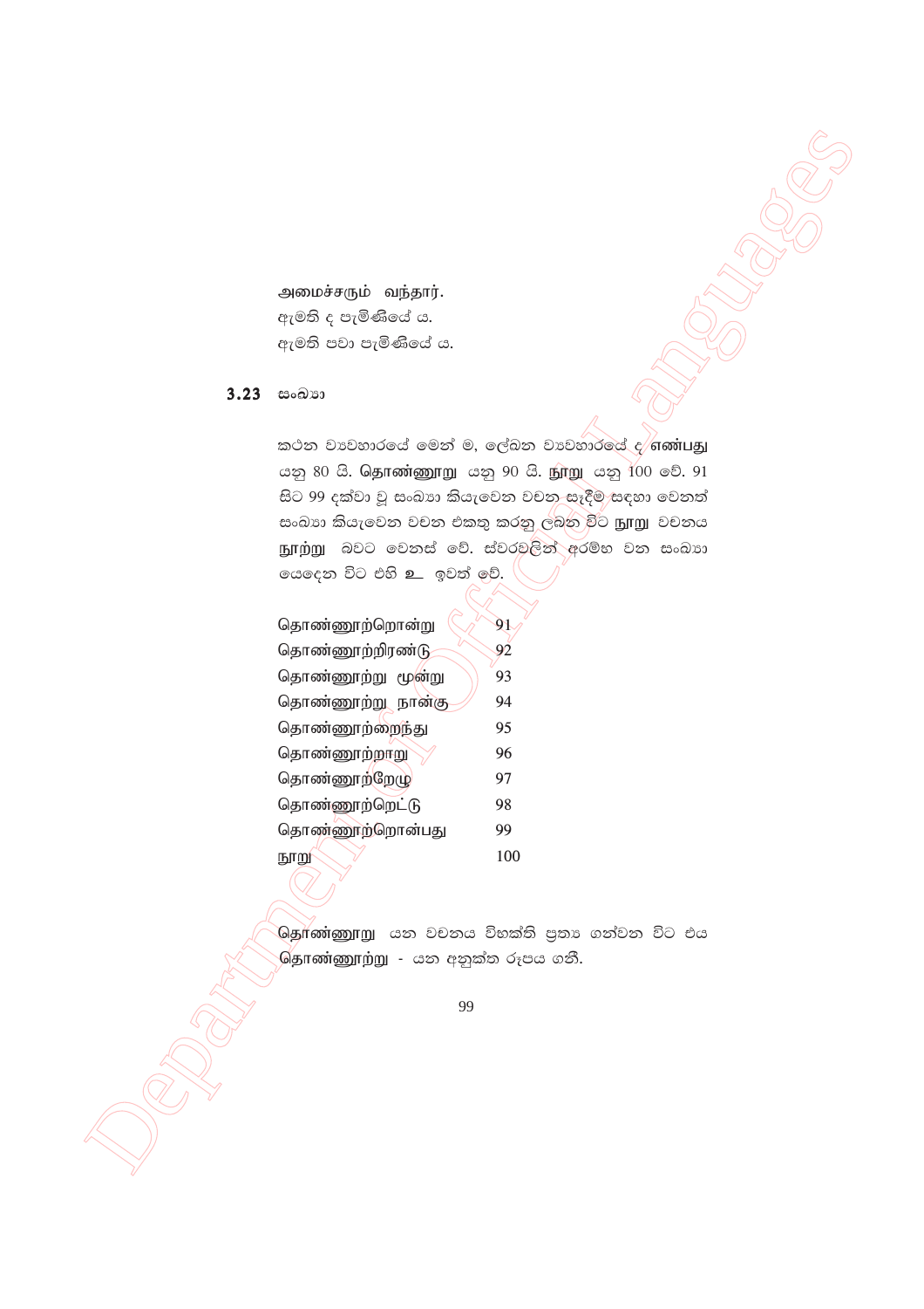அமைச்சரும் வந்தார்.
ඇමති ද පැමිණියේ ය.
ඇමති පවා පැමිණියේ ය.

## 3.23 සංඛ්‍යා

කථන ව්‍යවහාරයේ මෙන් ම, ලේඛන ව්‍යවහාරයේ ද **எண்பது** යනු 80 යි. **தொண்ணூறு** යනු 90 යි. **நூறு** යනු 100 වේ. 91 සිට 99 දක්වා වූ සංඛ්‍යා කියැවෙන වචන සෑදීම සඳහා වෙනත් සංඛ්‍යා කියැවෙන වචන එකතු කරනු ලබන විට **நூறு** වචනය **நூற்று** බවට වෙනස් වේ. ස්වරවලින් ආරම්භ වන සංඛ්‍යා යෙදෙන විට එහි **உ** ඉවත් වේ.

| | |
|---|---|
| தொண்ணூற்றொன்று | 91 |
| தொண்ணூற்றிரண்டு | 92 |
| தொண்ணூற்று மூன்று | 93 |
| தொண்ணூற்று நான்கு | 94 |
| தொண்ணூற்றைந்து | 95 |
| தொண்ணூற்றாறு | 96 |
| தொண்ணூற்றேழு | 97 |
| தொண்ணூற்றெட்டு | 98 |
| தொண்ணூற்றொன்பது | 99 |
| நூறு | 100 |

**தொண்ணூறு** යන වචනය විභක්ති ප්‍රත්‍ය ගන්වන විට එය **தொண்ணூற்று** - යන අනුක්ත රූපය ගනී.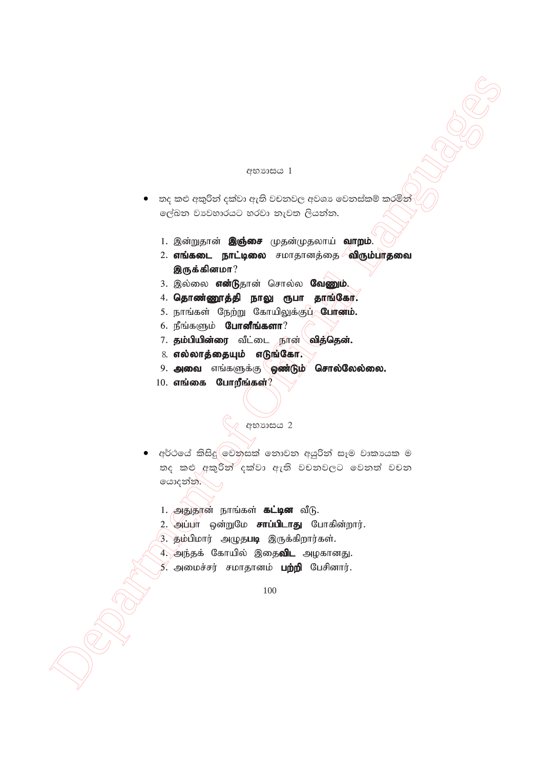## අභ්‍යාසය 1

- තද කළු අකුරින් දක්වා ඇති වචනවල අවශ්‍ය වෙනස්කම් කරමින් ලේඛන ව්‍යවහාරයට හරවා නැවත ලියන්න.

1. இன்றுதான் **இஞ்சை** முதன்முதலாய் **வாறம்**.
2. **எங்கடை நாட்டிலை** சமாதானத்தை **விரும்பாதவை இருக்கினமா**?
3. இல்லை **என்டு**தான் சொல்ல **வேணும்**.
4. **தொண்ணூத்தி நாலு ரூபா தாங்கோ.**
5. நாங்கள் நேற்று கோயிலுக்குப் **போனம்.**
6. நீங்களும் **போனீங்களா**?
7. **தம்பியின்ரை** வீட்டை நான் **வித்தென்.**
8. **எல்லாத்தையும் எடுங்கோ.**
9. **அவை** எங்களுக்கு **ஒண்டும் சொல்லேல்லை.**
10. **எங்கை போறீங்கள்**?

## අභ්‍යාසය 2

- අර්ථයේ කිසිදු වෙනසක් නොවන අයුරින් සෑම වාක්‍යයක ම තද කළු අකුරින් දක්වා ඇති වචනවලට වෙනත් වචන යොදන්න.

1. அதுதான் நாங்கள் **கட்டின** வீடு.
2. அப்பா ஒன்றுமே **சாப்பிடாது** போகின்றார்.
3. தம்பிமார் அழுத**படி** இருக்கிறார்கள்.
4. அந்தக் கோயில் இதை**விட** அழகானது.
5. அமைச்சர் சமாதானம் **பற்றி** பேசினார்.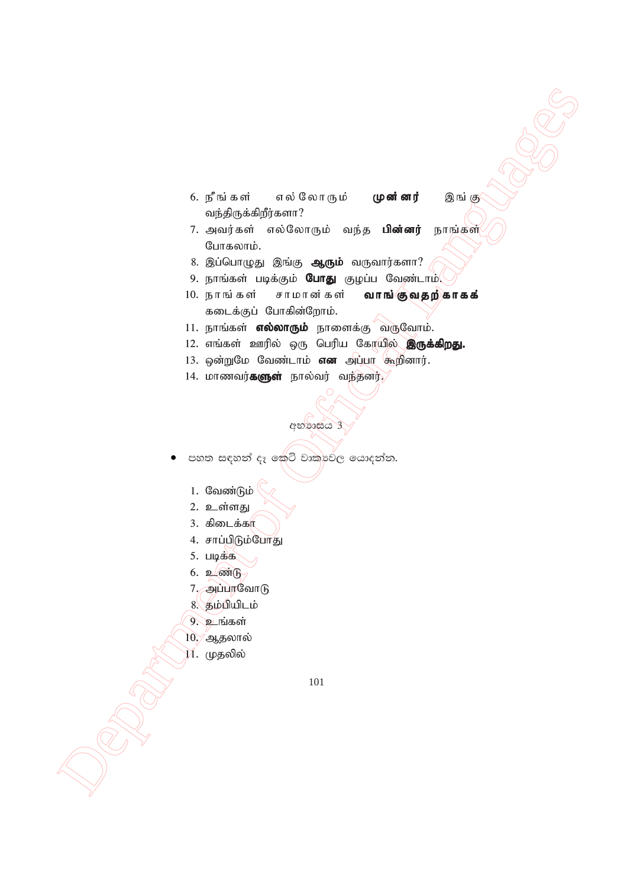6. நீங்கள் எல்லோரும் **முன்னர்** இங்கு வந்திருக்கிறீர்களா?
7. அவர்கள் எல்லோரும் வந்த **பின்னர்** நாங்கள் போகலாம்.
8. இப்பொழுது இங்கு **ஆரும்** வருவார்களா?
9. நாங்கள் படிக்கும் **போது** குழப்ப வேண்டாம்.
10. நாங்கள் சாமான்கள் **வாங்குவதற்காகக்** கடைக்குப் போகின்றோம்.
11. நாங்கள் **எல்லாரும்** நாளைக்கு வருவோம்.
12. எங்கள் ஊரில் ஒரு பெரிய கோயில் **இருக்கிறது.**
13. ஒன்றுமே வேண்டாம் **என** அப்பா கூறினார்.
14. மாணவர்**களுள்** நால்வர் வந்தனர்.

අභ්‍යාසය 3

- පහත සඳහන් දෑ කෙටි වාක්‍යවල යොදන්න.

1. வேண்டும்
2. உள்ளது
3. கிடைக்கா
4. சாப்பிடும்போது
5. படிக்க
6. உண்டு
7. அப்பாவோடு
8. தம்பியிடம்
9. உங்கள்
10. ஆதலால்
11. முதலில்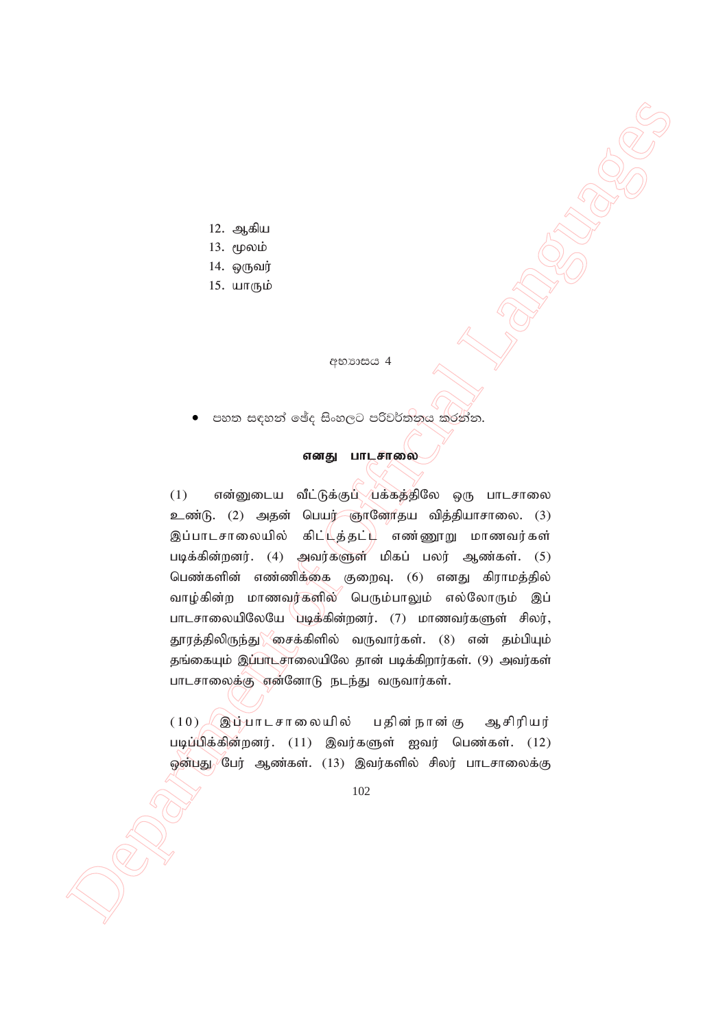12. ஆகிய
13. மூலம்
14. ஒருவர்
15. யாரும்

අභ්‍යාසය 4

- පහත සඳහන් ඡේද සිංහලට පරිවර්තනය කරන්න.

**எனது பாடசாலை**

(1) என்னுடைய வீட்டுக்குப் பக்கத்திலே ஒரு பாடசாலை உண்டு. (2) அதன் பெயர் ஞானோதய வித்தியாசாலை. (3) இப்பாடசாலையில் கிட்டத்தட்ட எண்ணூறு மாணவர்கள் படிக்கின்றனர். (4) அவர்களுள் மிகப் பலர் ஆண்கள். (5) பெண்களின் எண்ணிக்கை குறைவு. (6) எனது கிராமத்தில் வாழ்கின்ற மாணவர்களில் பெரும்பாலும் எல்லோரும் இப் பாடசாலையிலேயே படிக்கின்றனர். (7) மாணவர்களுள் சிலர், தூரத்திலிருந்து சைக்கிளில் வருவார்கள். (8) என் தம்பியும் தங்கையும் இப்பாடசாலையிலே தான் படிக்கிறார்கள். (9) அவர்கள் பாடசாலைக்கு என்னோடு நடந்து வருவார்கள்.

(10) இப்பாடசாலையில் பதினான்கு ஆசிரியர் படிப்பிக்கின்றனர். (11) இவர்களுள் ஐவர் பெண்கள். (12) ஒன்பது பேர் ஆண்கள். (13) இவர்களில் சிலர் பாடசாலைக்கு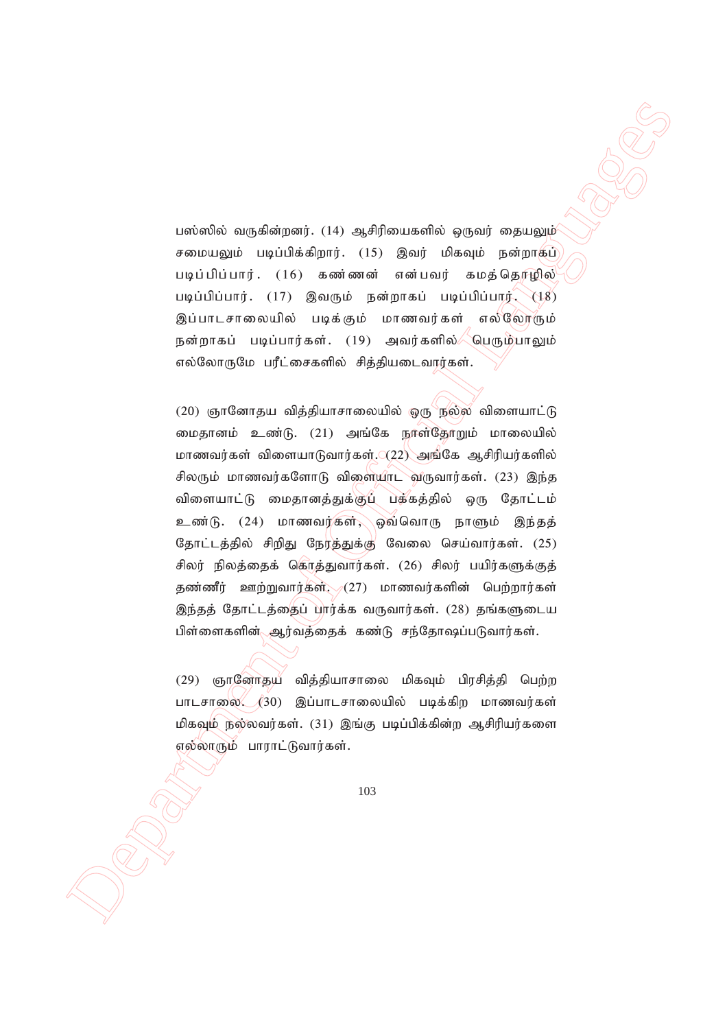பஸ்ஸில் வருகின்றனர். (14) ஆசிரியைகளில் ஒருவர் தையலும் சமையலும் படிப்பிக்கிறார். (15) இவர் மிகவும் நன்றாகப் படிப்பிப்பார். (16) கண்ணன் என்பவர் கமத்தொழில் படிப்பிப்பார். (17) இவரும் நன்றாகப் படிப்பிப்பார். (18) இப்பாடசாலையில் படிக்கும் மாணவர்கள் எல்லோரும் நன்றாகப் படிப்பார்கள். (19) அவர்களில் பெரும்பாலும் எல்லோருமே பரீட்சைகளில் சித்தியடைவார்கள்.

(20) ஞானோதய வித்தியாசாலையில் ஒரு நல்ல விளையாட்டு மைதானம் உண்டு. (21) அங்கே நாள்தோறும் மாலையில் மாணவர்கள் விளையாடுவார்கள். (22) அங்கே ஆசிரியர்களில் சிலரும் மாணவர்களோடு விளையாட வருவார்கள். (23) இந்த விளையாட்டு மைதானத்துக்குப் பக்கத்தில் ஒரு தோட்டம் உண்டு. (24) மாணவர்கள், ஒவ்வொரு நாளும் இந்தத் தோட்டத்தில் சிறிது நேரத்துக்கு வேலை செய்வார்கள். (25) சிலர் நிலத்தைக் கொத்துவார்கள். (26) சிலர் பயிர்களுக்குத் தண்ணீர் ஊற்றுவார்கள். (27) மாணவர்களின் பெற்றார்கள் இந்தத் தோட்டத்தைப் பார்க்க வருவார்கள். (28) தங்களுடைய பிள்ளைகளின் ஆர்வத்தைக் கண்டு சந்தோஷப்படுவார்கள்.

(29) ஞானோதய வித்தியாசாலை மிகவும் பிரசித்தி பெற்ற பாடசாலை. (30) இப்பாடசாலையில் படிக்கிற மாணவர்கள் மிகவும் நல்லவர்கள். (31) இங்கு படிப்பிக்கின்ற ஆசிரியர்களை எல்லாரும் பாராட்டுவார்கள்.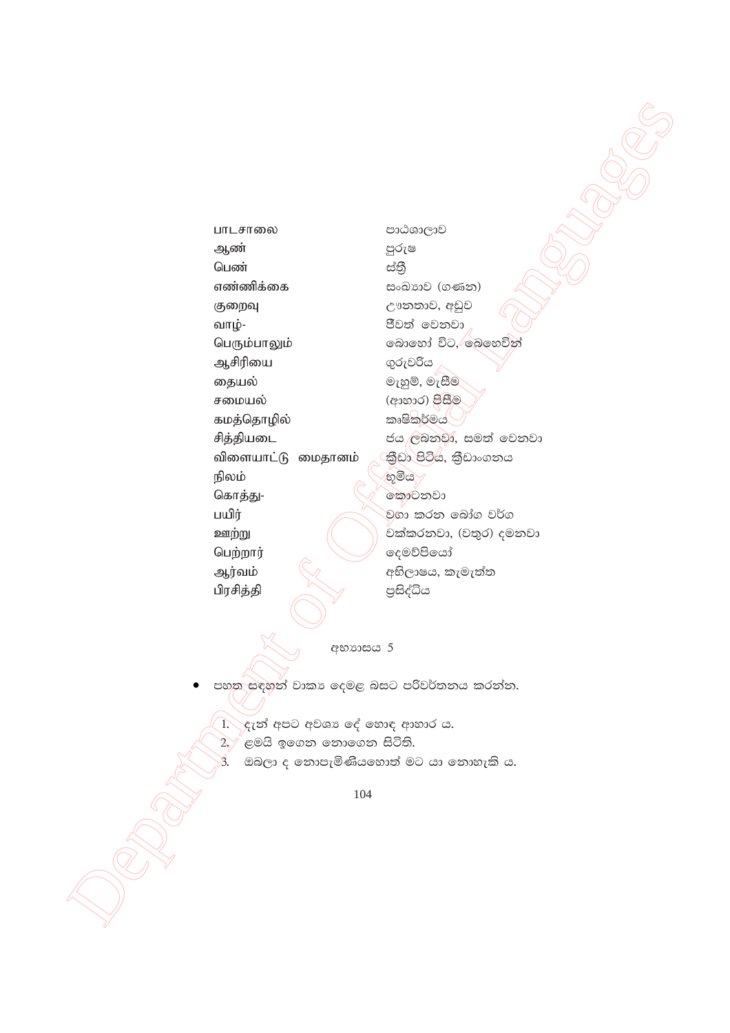| | |
|---|---|
| பாடசாலை | පාඨශාලාව |
| ஆண் | පුරුෂ |
| பெண் | ස්ත්‍රී |
| எண்ணிக்கை | සංඛ්‍යාව (ගණන) |
| குறைவு | ඌනතාව, අඩුව |
| வாழ்- | ජීවත් වෙනවා |
| பெரும்பாலும் | බොහෝ විට, බෙහෙවින් |
| ஆசிரியை | ගුරුවරිය |
| தையல் | මැහුම්, මැසීම |
| சமையல் | (ආහාර) පිසීම |
| கமத்தொழில் | කෘෂිකර්මය |
| சித்தியடை | ජය ලබනවා, සමත් වෙනවා |
| விளையாட்டு மைதானம் | ක්‍රීඩා පිටිය, ක්‍රීඩාංගනය |
| நிலம் | භූමිය |
| கொத்து- | කොටනවා |
| பயிர் | වගා කරන බෝග වර්ග |
| ஊற்று | වක්කරනවා, (වතුර) දමනවා |
| பெற்றார் | දෙමව්පියෝ |
| ஆர்வம் | අභිලාෂය, කැමැත්ත |
| பிரசித்தி | ප්‍රසිද්ධිය |

අභ්‍යාසය 5

- පහත සඳහන් වාක්‍ය දෙමළ බසට පරිවර්තනය කරන්න.

1. දැන් අපට අවශ්‍ය දේ හොඳ ආහාර ය.
2. ළමයි ඉගෙන නොගෙන සිටිති.
3. ඔබලා ද නොපැමිණියහොත් මට යා නොහැකි ය.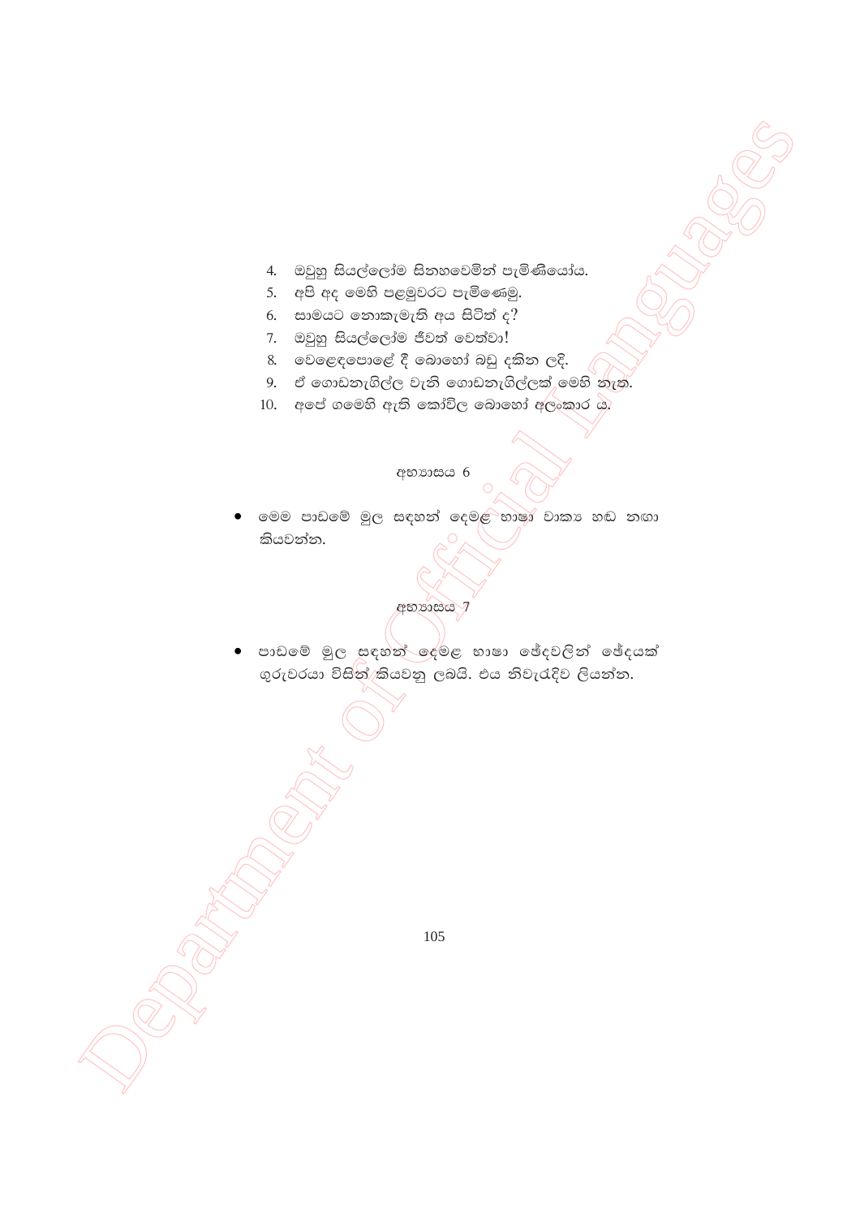4. ඔවුහු සියල්ලෝම සිනහවෙමින් පැමිණියෝය.
5. අපි අද මෙහි පළමුවරට පැමිණෙමු.
6. සාමයට නොකැමැති අය සිටිත් ද?
7. ඔවුහු සියල්ලෝම ජීවත් වෙත්වා!
8. වෙළෙඳපොළේ දී බොහෝ බඩු දකින ලදි.
9. ඒ ගොඩනැගිල්ල වැනි ගොඩනැගිල්ලක් මෙහි නැත.
10. අපේ ගමෙහි ඇති කෝවිල බොහෝ අලංකාර ය.

## අභ්‍යාසය 6

- මෙම පාඩමේ මුල සඳහන් දෙමළ භාෂා වාක්‍ය හඬ නගා කියවන්න.

## අභ්‍යාසය 7

- පාඩමේ මුල සඳහන් දෙමළ භාෂා ඡේදවලින් ඡේදයක් ගුරුවරයා විසින් කියවනු ලබයි. එය නිවැරැදිව ලියන්න.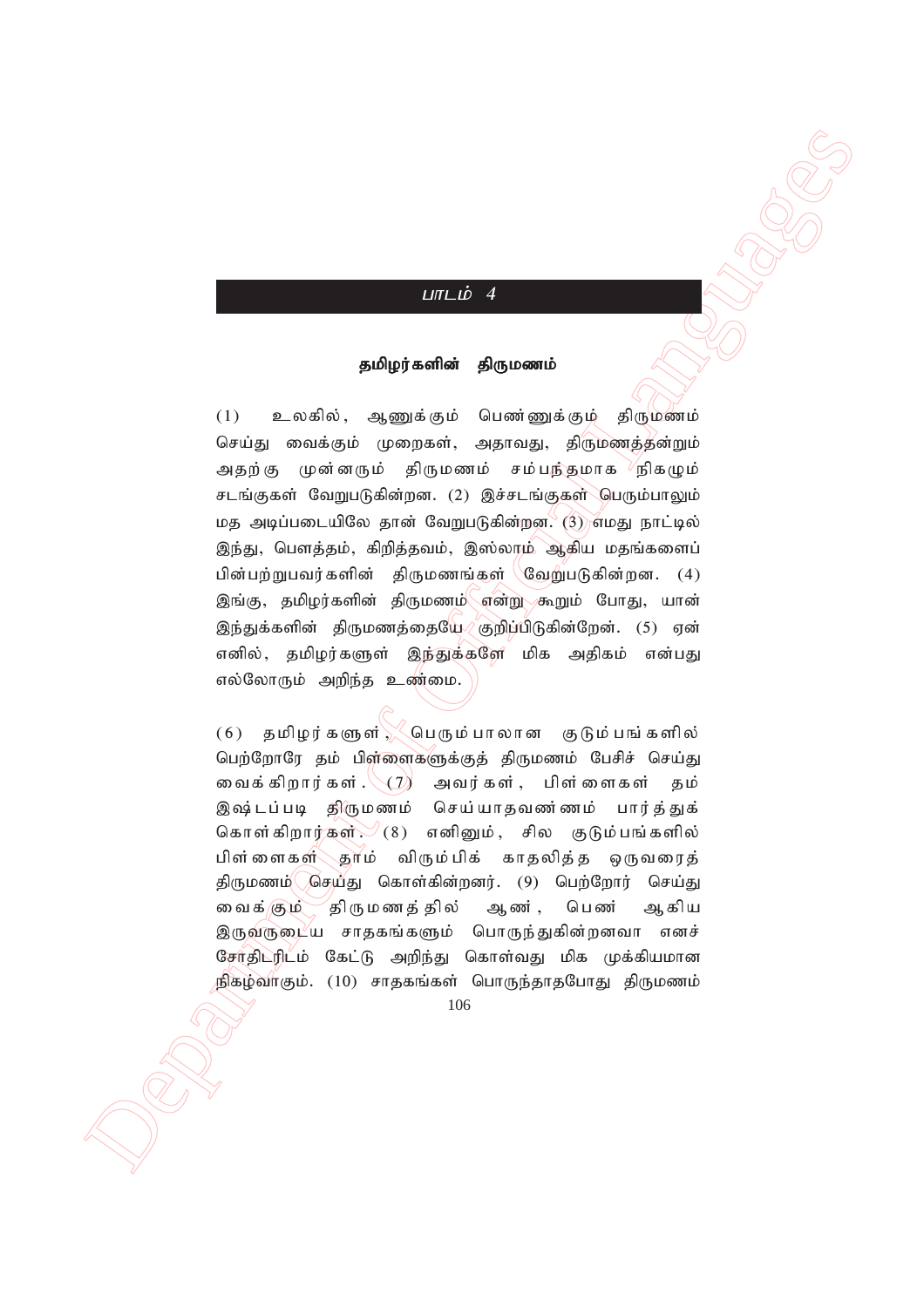## பாடம் 4

### தமிழர்களின் திருமணம்

(1) உலகில், ஆணுக்கும் பெண்ணுக்கும் திருமணம் செய்து வைக்கும் முறைகள், அதாவது, திருமணத்தன்றும் அதற்கு முன்னரும் திருமணம் சம்பந்தமாக நிகழும் சடங்குகள் வேறுபடுகின்றன. (2) இச்சடங்குகள் பெரும்பாலும் மத அடிப்படையிலே தான் வேறுபடுகின்றன. (3) எமது நாட்டில் இந்து, பௌத்தம், கிறித்தவம், இஸ்லாம் ஆகிய மதங்களைப் பின்பற்றுபவர்களின் திருமணங்கள் வேறுபடுகின்றன. (4) இங்கு, தமிழர்களின் திருமணம் என்று கூறும் போது, யான் இந்துக்களின் திருமணத்தையே குறிப்பிடுகின்றேன். (5) ஏன் எனில், தமிழர்களுள் இந்துக்களே மிக அதிகம் என்பது எல்லோரும் அறிந்த உண்மை.

(6) தமிழர்களுள், பெரும்பாலான குடும்பங்களில் பெற்றோரே தம் பிள்ளைகளுக்குத் திருமணம் பேசிச் செய்து வைக்கிறார்கள். (7) அவர்கள், பிள்ளைகள் தம் இஷ்டப்படி திருமணம் செய்யாதவண்ணம் பார்த்துக் கொள்கிறார்கள். (8) எனினும், சில குடும்பங்களில் பிள்ளைகள் தாம் விரும்பிக் காதலித்த ஒருவரைத் திருமணம் செய்து கொள்கின்றனர். (9) பெற்றோர் செய்து வைக்கும் திருமணத்தில் ஆண், பெண் ஆகிய இருவருடைய சாதகங்களும் பொருந்துகின்றனவா எனச் சோதிடரிடம் கேட்டு அறிந்து கொள்வது மிக முக்கியமான நிகழ்வாகும். (10) சாதகங்கள் பொருந்தாதபோது திருமணம்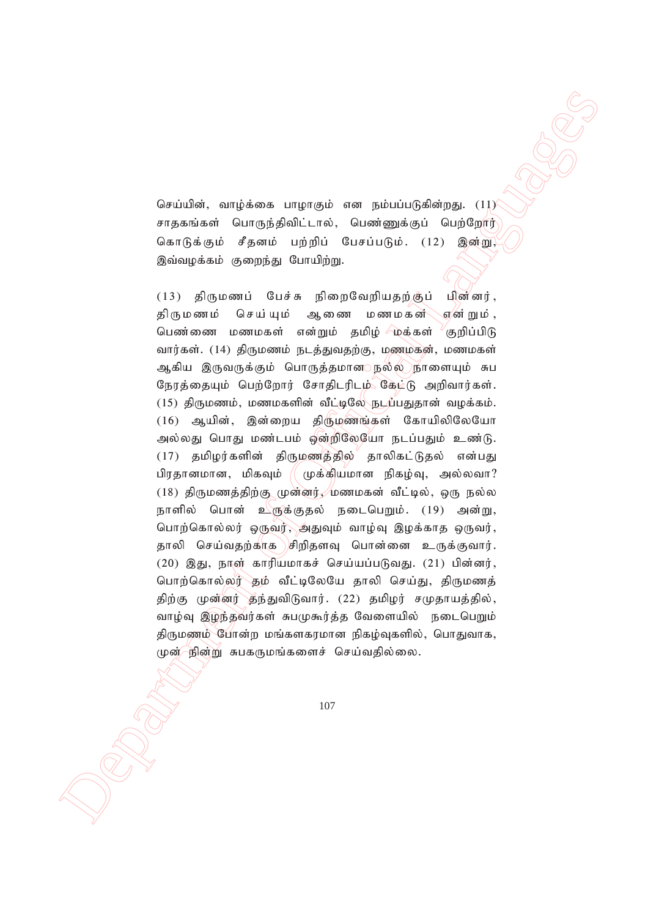செய்யின், வாழ்க்கை பாழாகும் என நம்பப்படுகின்றது. (11) சாதகங்கள் பொருந்திவிட்டால், பெண்ணுக்குப் பெற்றோர் கொடுக்கும் சீதனம் பற்றிப் பேசப்படும். (12) இன்று, இவ்வழக்கம் குறைந்து போயிற்று.

(13) திருமணப் பேச்சு நிறைவேறியதற்குப் பின்னர், திருமணம் செய்யும் ஆணை மணமகன் என்றும், பெண்ணை மணமகள் என்றும் தமிழ் மக்கள் குறிப்பிடு வார்கள். (14) திருமணம் நடத்துவதற்கு, மணமகன், மணமகள் ஆகிய இருவருக்கும் பொருத்தமான நல்ல நாளையும் சுப நேரத்தையும் பெற்றோர் சோதிடரிடம் கேட்டு அறிவார்கள். (15) திருமணம், மணமகளின் வீட்டிலே நடப்பதுதான் வழக்கம். (16) ஆயின், இன்றைய திருமணங்கள் கோயிலிலேயோ அல்லது பொது மண்டபம் ஒன்றிலேயோ நடப்பதும் உண்டு. (17) தமிழர்களின் திருமணத்தில் தாலிகட்டுதல் என்பது பிரதானமான, மிகவும் முக்கியமான நிகழ்வு, அல்லவா? (18) திருமணத்திற்கு முன்னர், மணமகன் வீட்டில், ஒரு நல்ல நாளில் பொன் உருக்குதல் நடைபெறும். (19) அன்று, பொற்கொல்லர் ஒருவர், அதுவும் வாழ்வு இழக்காத ஒருவர், தாலி செய்வதற்காக சிறிதளவு பொன்னை உருக்குவார். (20) இது, நாள் காரியமாகச் செய்யப்படுவது. (21) பின்னர், பொற்கொல்லர் தம் வீட்டிலேயே தாலி செய்து, திருமணத் திற்கு முன்னர் தந்துவிடுவார். (22) தமிழர் சமுதாயத்தில், வாழ்வு இழந்தவர்கள் சுபமுகூர்த்த வேளையில் நடைபெறும் திருமணம் போன்ற மங்களகரமான நிகழ்வுகளில், பொதுவாக, முன் நின்று சுபகருமங்களைச் செய்வதில்லை.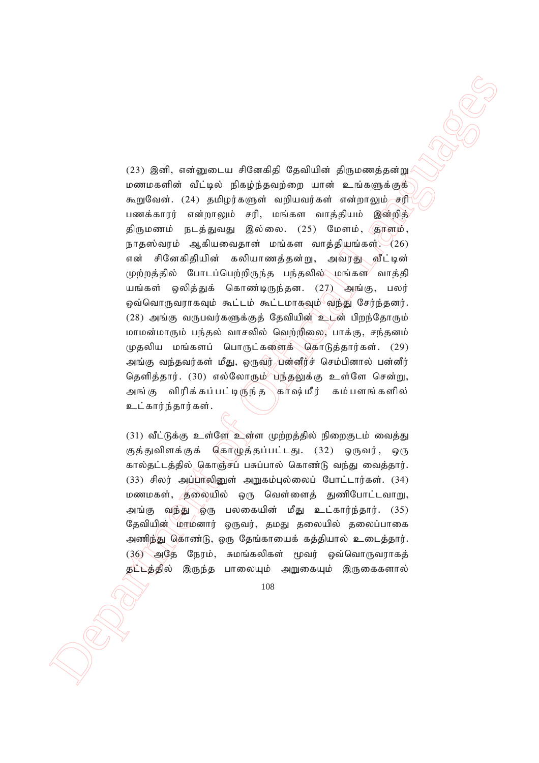(23) இனி, என்னுடைய சினேகிதி தேவியின் திருமணத்தன்று மணமகளின் வீட்டில் நிகழ்ந்தவற்றை யான் உங்களுக்குக் கூறுவேன். (24) தமிழர்களுள் வறியவர்கள் என்றாலும் சரி பணக்காரர் என்றாலும் சரி, மங்கள வாத்தியம் இன்றித் திருமணம் நடத்துவது இல்லை. (25) மேளம், தாளம், நாதஸ்வரம் ஆகியவைதான் மங்கள வாத்தியங்கள். (26) என் சினேகிதியின் கலியாணத்தன்று, அவரது வீட்டின் முற்றத்தில் போடப்பெற்றிருந்த பந்தலில் மங்கள வாத்தியங்கள் ஒலித்துக் கொண்டிருந்தன. (27) அங்கு, பலர் ஒவ்வொருவராகவும் கூட்டம் கூட்டமாகவும் வந்து சேர்ந்தனர். (28) அங்கு வருபவர்களுக்குத் தேவியின் உடன் பிறந்தோரும் மாமன்மாரும் பந்தல் வாசலில் வெற்றிலை, பாக்கு, சந்தனம் முதலிய மங்களப் பொருட்களைக் கொடுத்தார்கள். (29) அங்கு வந்தவர்கள் மீது, ஒருவர் பன்னீர்ச் செம்பினால் பன்னீர் தெளித்தார். (30) எல்லோரும் பந்தலுக்கு உள்ளே சென்று, அங்கு விரிக்கப்பட்டிருந்த காஷ்மீர் கம்பளங்களில் உட்கார்ந்தார்கள்.

(31) வீட்டுக்கு உள்ளே உள்ள முற்றத்தில் நிறைகுடம் வைத்து குத்துவிளக்குக் கொழுத்தப்பட்டது. (32) ஒருவர், ஒரு கால்தட்டத்தில் கொஞ்சப் பசுப்பால் கொண்டு வந்து வைத்தார். (33) சிலர் அப்பாலினுள் அறுகம்புல்லைப் போட்டார்கள். (34) மணமகள், தலையில் ஒரு வெள்ளைத் துணிபோட்டவாறு, அங்கு வந்து ஒரு பலகையின் மீது உட்கார்ந்தார். (35) தேவியின் மாமனார் ஒருவர், தமது தலையில் தலைப்பாகை அணிந்து கொண்டு, ஒரு தேங்காயைக் கத்தியால் உடைத்தார். (36) அதே நேரம், சுமங்கலிகள் மூவர் ஒவ்வொருவராகத் தட்டத்தில் இருந்த பாலையும் அறுகையும் இருகைகளால்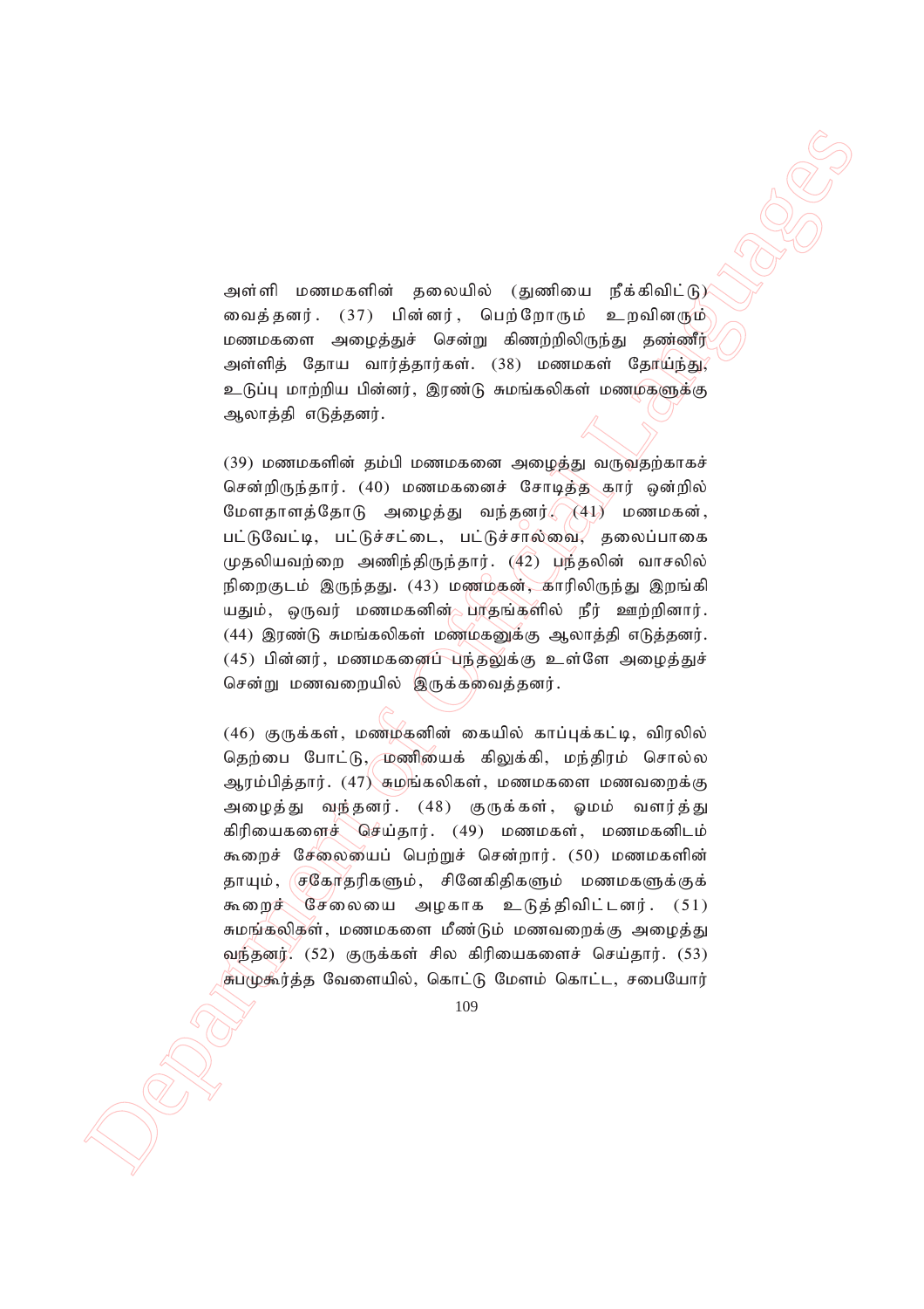அள்ளி மணமகளின் தலையில் (துணியை நீக்கிவிட்டு) வைத்தனர். (37) பின்னர், பெற்றோரும் உறவினரும் மணமகளை அழைத்துச் சென்று கிணற்றிலிருந்து தண்ணீர் அள்ளித் தோய வார்த்தார்கள். (38) மணமகள் தோய்ந்து, உடுப்பு மாற்றிய பின்னர், இரண்டு சுமங்கலிகள் மணமகளுக்கு ஆலாத்தி எடுத்தனர்.

(39) மணமகளின் தம்பி மணமகனை அழைத்து வருவதற்காகச் சென்றிருந்தார். (40) மணமகனைச் சோடித்த கார் ஒன்றில் மேளதாளத்தோடு அழைத்து வந்தனர். (41) மணமகன், பட்டுவேட்டி, பட்டுச்சட்டை, பட்டுச்சால்வை, தலைப்பாகை முதலியவற்றை அணிந்திருந்தார். (42) பந்தலின் வாசலில் நிறைகுடம் இருந்தது. (43) மணமகன், காரிலிருந்து இறங்கியதும், ஒருவர் மணமகனின் பாதங்களில் நீர் ஊற்றினார். (44) இரண்டு சுமங்கலிகள் மணமகனுக்கு ஆலாத்தி எடுத்தனர். (45) பின்னர், மணமகனைப் பந்தலுக்கு உள்ளே அழைத்துச் சென்று மணவறையில் இருக்கவைத்தனர்.

(46) குருக்கள், மணமகனின் கையில் காப்புக்கட்டி, விரலில் தெற்பை போட்டு, மணியைக் கிலுக்கி, மந்திரம் சொல்ல ஆரம்பித்தார். (47) சுமங்கலிகள், மணமகளை மணவறைக்கு அழைத்து வந்தனர். (48) குருக்கள், ஓமம் வளர்த்து கிரியைகளைச் செய்தார். (49) மணமகள், மணமகனிடம் கூறைச் சேலையைப் பெற்றுச் சென்றார். (50) மணமகளின் தாயும், சகோதரிகளும், சினேகிதிகளும் மணமகளுக்குக் கூறைச் சேலையை அழகாக உடுத்திவிட்டனர். (51) சுமங்கலிகள், மணமகளை மீண்டும் மணவறைக்கு அழைத்து வந்தனர். (52) குருக்கள் சில கிரியைகளைச் செய்தார். (53) சுபமுகூர்த்த வேளையில், கொட்டு மேளம் கொட்ட, சபையோர்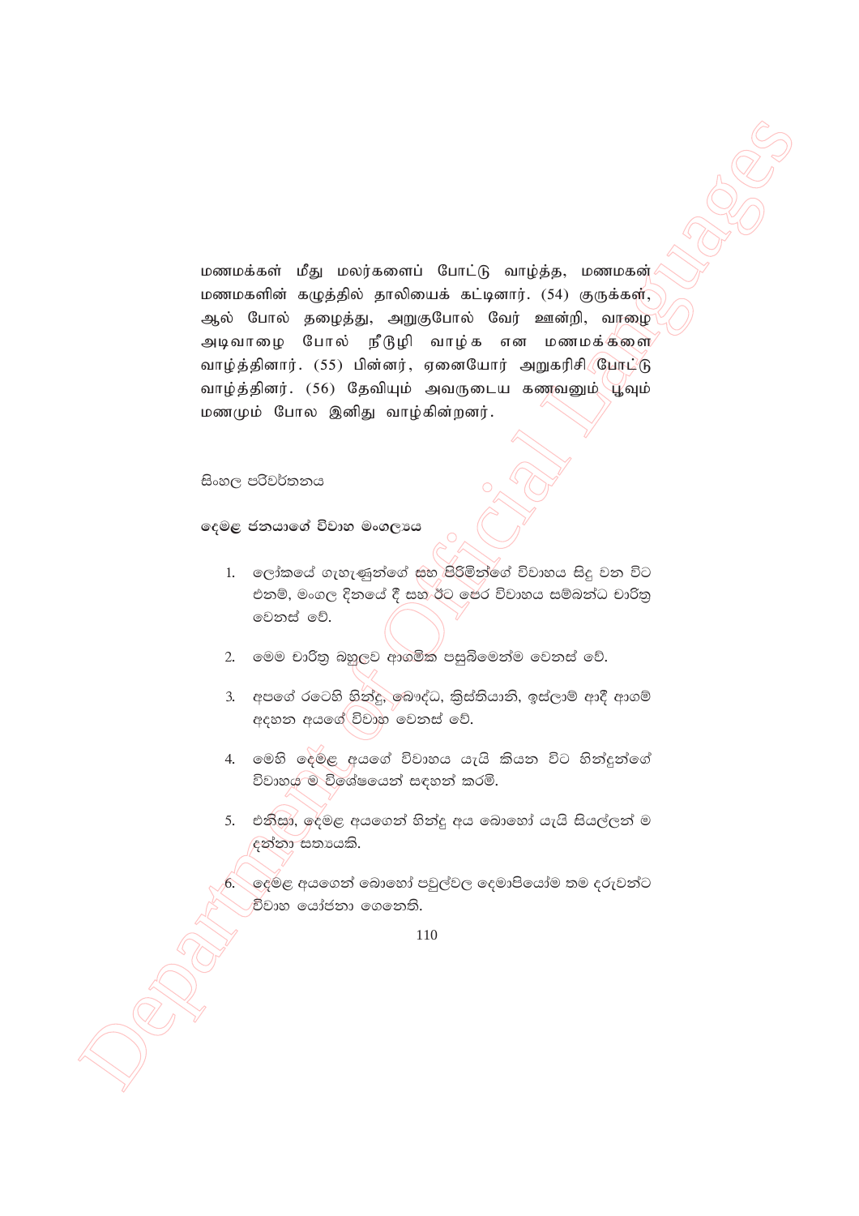மணமக்கள் மீது மலர்களைப் போட்டு வாழ்த்த, மணமகன் மணமகளின் கழுத்தில் தாலியைக் கட்டினார். (54) குருக்கள், ஆல் போல் தழைத்து, அறுகுபோல் வேர் ஊன்றி, வாழை அடிவாழை போல் நீடூழி வாழ்க என மணமக்களை வாழ்த்தினார். (55) பின்னர், ஏனையோர் அறுகரிசி போட்டு வாழ்த்தினர். (56) தேவியும் அவருடைய கணவனும் பூவும் மணமும் போல இனிது வாழ்கின்றனர்.

සිංහල පරිවර්තනය

**දෙමළ ජනයාගේ විවාහ මංගල්‍යය**

1. ලෝකයේ ගැහැණුන්ගේ සහ පිරිමින්ගේ විවාහය සිදු වන විට එනම්, මංගල දිනයේ දී සහ ඊට පෙර විවාහය සම්බන්ධ චාරිත්‍ර වෙනස් වේ.

2. මෙම චාරිත්‍ර බහුලව ආගමික පසුබිමෙන්ම වෙනස් වේ.

3. අපගේ රටෙහි හින්දු, බෞද්ධ, ක්‍රිස්තියානි, ඉස්ලාම් ආදී ආගම් අදහන අයගේ විවාහ වෙනස් වේ.

4. මෙහි දෙමළ අයගේ විවාහය යැයි කියන විට හින්දුන්ගේ විවාහය ම විශේෂයෙන් සඳහන් කරමි.

5. එනිසා, දෙමළ අයගෙන් හින්දු අය බොහෝ යැයි සියල්ලන් ම දන්නා සත්‍යයකි.

6. දෙමළ අයගෙන් බොහෝ පවුල්වල දෙමාපියෝම තම දරුවන්ට විවාහ යෝජනා ගෙනෙති.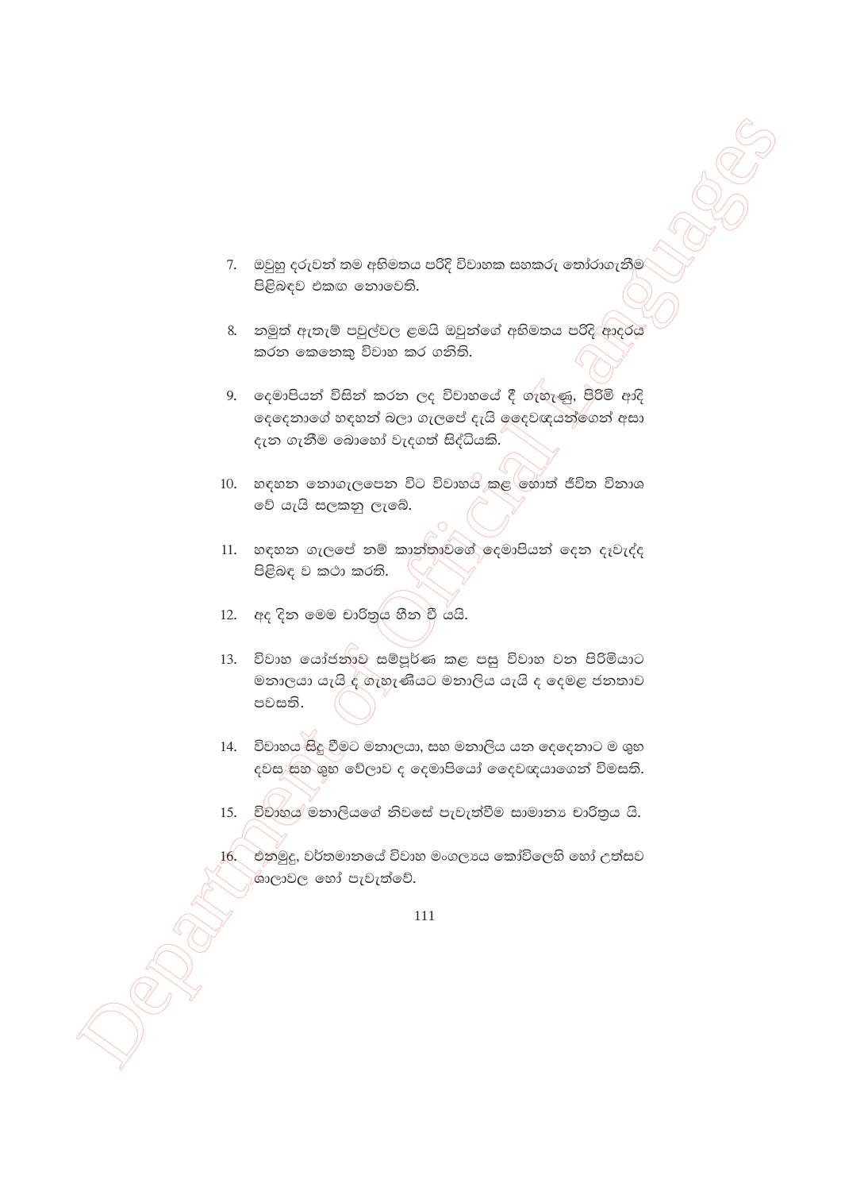7. ඔවුහු දරුවන් තම අභිමතය පරිදි විවාහක සහකරු තෝරාගැනීම පිළිබඳව එකඟ නොවෙති.

8. නමුත් ඇතැම් පවුල්වල ළමයි ඔවුන්ගේ අභිමතය පරිදි ආදරය කරන කෙනෙකු විවාහ කර ගනිති.

9. දෙමාපියන් විසින් කරන ලද විවාහයේ දී ගැහැණු, පිරිමි ආදි දෙදෙනාගේ හඳහන් බලා ගැලපේ දැයි දෛවඥයන්ගෙන් අසා දැන ගැනීම බොහෝ වැදගත් සිද්ධියකි.

10. හඳහන නොගැලපෙන විට විවාහය කළ හොත් ජීවිත විනාශ වේ යැයි සලකනු ලැබේ.

11. හඳහන ගැලපේ නම් කාන්තාවගේ දෙමාපියන් දෙන දෑවැද්ද පිළිබඳ ව කථා කරති.

12. අද දින මෙම චාරිත්‍රය හීන වී යයි.

13. විවාහ යෝජනාව සම්පූර්ණ කළ පසු විවාහ වන පිරිමියාට මනාලයා යැයි ද ගැහැණියට මනාලිය යැයි ද දෙමළ ජනතාව පවසති.

14. විවාහය සිදු වීමට මනාලයා, සහ මනාලිය යන දෙදෙනාට ම ශුභ දවස සහ ශුභ වේලාව ද දෙමාපියෝ දෛවඥයාගෙන් විමසති.

15. විවාහය මනාලියගේ නිවසේ පැවැත්වීම සාමාන්‍ය චාරිත්‍රය යි.

16. එනමුදු, වර්තමානයේ විවාහ මංගල්‍යය කෝවිලෙහි හෝ උත්සව ශාලාවල හෝ පැවැත්වේ.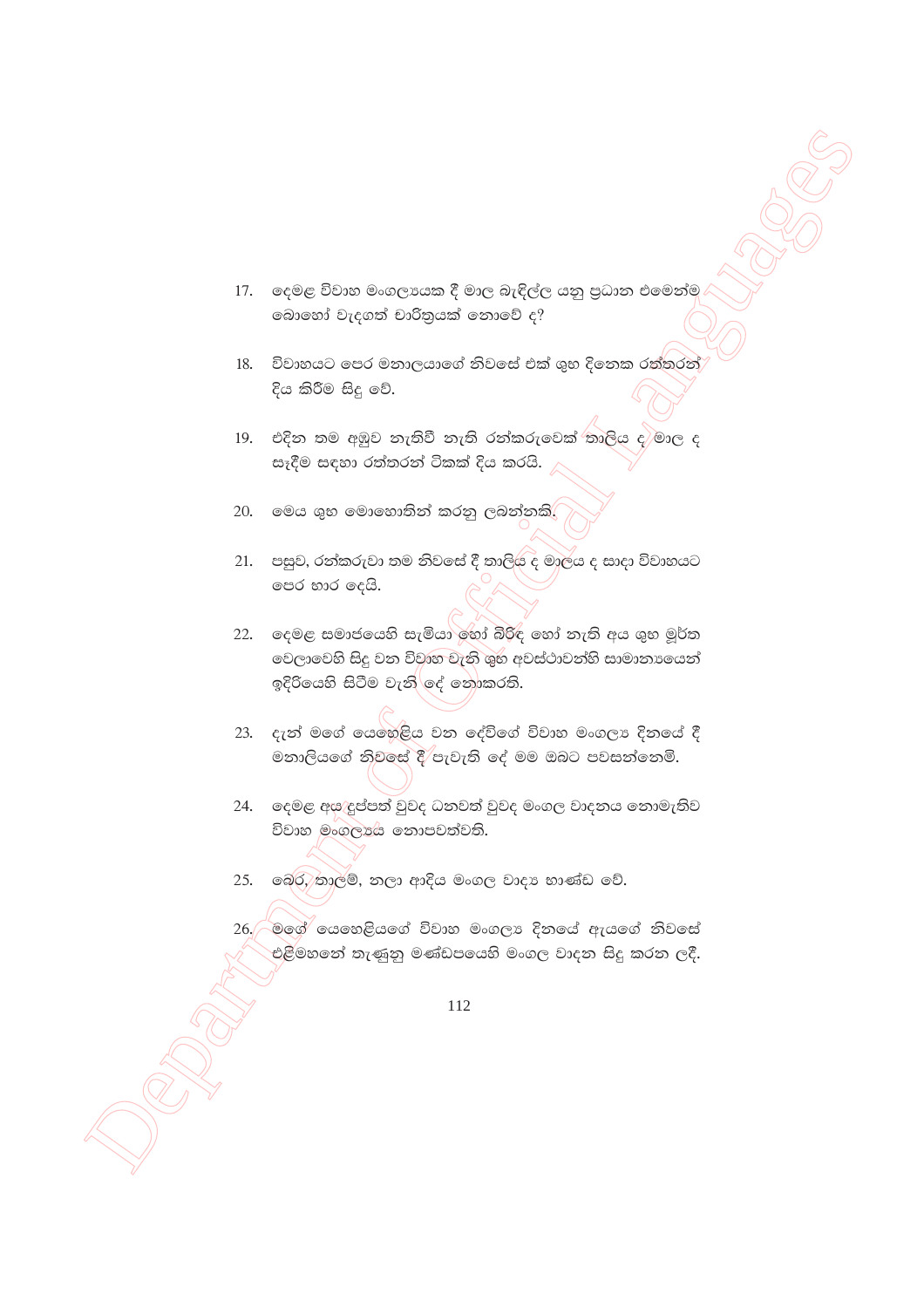17. දෙමළ විවාහ මංගල්‍යයක දී මාල බැඳිල්ල යනු ප්‍රධාන එමෙන්ම බොහෝ වැදගත් චාරිත්‍රයක් නොවේ ද?

18. විවාහයට පෙර මනාලයාගේ නිවසේ එක් ශුභ දිනෙක රත්තරන් දිය කිරීම සිදු වේ.

19. එදින තම අඹුව නැතිවී නැති රන්කරුවෙක් තාලිය ද මාල ද සෑදීම සඳහා රත්තරන් ටිකක් දිය කරයි.

20. මෙය ශුභ මොහොතින් කරනු ලබන්නකි.

21. පසුව, රන්කරුවා තම නිවසේ දී තාලිය ද මාලය ද සාදා විවාහයට පෙර භාර දෙයි.

22. දෙමළ සමාජයෙහි සැමියා හෝ බිරිඳ හෝ නැති අය ශුභ මූර්ත වෙලාවෙහි සිදු වන විවාහ වැනි ශුභ අවස්ථාවන්හි සාමාන්‍යයෙන් ඉදිරියෙහි සිටීම වැනි දේ නොකරති.

23. දැන් මගේ යෙහෙළිය වන දේවිගේ විවාහ මංගල්‍ය දිනයේ දී මනාලියගේ නිවසේ දී පැවැති දේ මම ඔබට පවසන්නෙමි.

24. දෙමළ අය දුප්පත් වුවද ධනවත් වුවද මංගල වාදනය නොමැතිව විවාහ මංගල්‍යය නොපවත්වති.

25. බෙර, තාලම්, නලා ආදිය මංගල වාද්‍ය භාණ්ඩ වේ.

26. මගේ යෙහෙළියගේ විවාහ මංගල්‍ය දිනයේ ඇයගේ නිවසේ එළිමහනේ තැණුනු මණ්ඩපයෙහි මංගල වාදන සිදු කරන ලදී.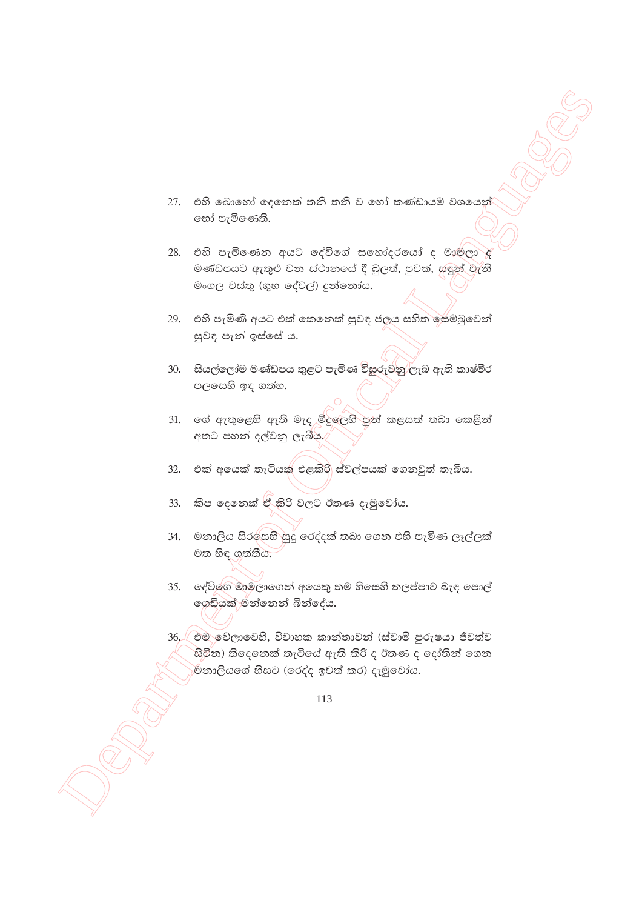27. එහි බොහෝ දෙනෙක් තනි තනි ව හෝ කණ්ඩායම් වශයෙන් හෝ පැමිණෙති.

28. එහි පැමිණෙන අයට දේවිගේ සහෝදරයෝ ද මාමලා ද මණ්ඩපයට ඇතුළු වන ස්ථානයේ දී බුලත්, පුවක්, සඳුන් වැනි මංගල වස්තු (ශුභ දේවල්) දුන්නෝය.

29. එහි පැමිණි අයට එක් කෙනෙක් සුවඳ ජලය සහිත සෙම්බුවෙන් සුවඳ පැන් ඉස්සේ ය.

30. සියල්ලෝම මණ්ඩපය තුළට පැමිණ විසුරුවනු ලැබ ඇති කාෂ්මීර පලසෙහි ඉඳ ගත්හ.

31. ගේ ඇතුළෙහි ඇති මැද මිදුලෙහි පුන් කළසක් තබා කෙළින් අතට පහන් දල්වනු ලැබීය.

32. එක් අයෙක් තැටියක එළකිරි ස්වල්පයක් ගෙනවුත් තැබීය.

33. කීප දෙනෙක් ඒ කිරි වලට ඊතණ දැමුවෝය.

34. මනාලිය සිරසෙහි සුදු රෙද්දක් තබා ගෙන එහි පැමිණ ලෑල්ලක් මත හිඳ ගත්තීය.

35. දේවිගේ මාමලාගෙන් අයෙකු තම හිසෙහි තලප්පාව බැඳ පොල් ගෙඩියක් මන්නෙන් බින්දේය.

36. එම වේලාවෙහි, විවාහක කාන්තාවන් (ස්වාමි පුරුෂයා ජීවත්ව සිටින) තිදෙනෙක් තැටියේ ඇති කිරි ද ඊතණ ද දෝතින් ගෙන මනාලියගේ හිසට (රෙද්ද ඉවත් කර) දැමුවෝය.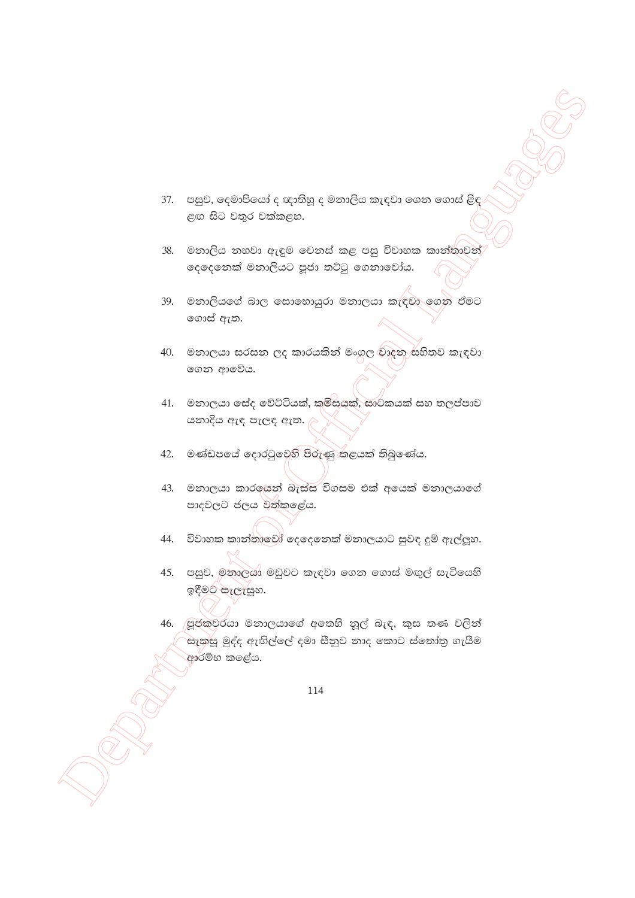37. පසුව, දෙමාපියෝ ද ඥාතිහු ද මනාලිය කැඳවා ගෙන ගොස් ළිඳ ළඟ සිට වතුර වක්කළහ.

38. මනාලිය නහවා ඇඳුම වෙනස් කළ පසු විවාහක කාන්තාවන් දෙදෙනෙක් මනාලියට පූජා තට්ටු ගෙනාවෝය.

39. මනාලියගේ බාල සොහොයුරා මනාලයා කැඳවා ගෙන ඒමට ගොස් ඇත.

40. මනාලයා සරසන ලද කාරයකින් මංගල වාදන සහිතව කැඳවා ගෙන ආවේය.

41. මනාලයා සේද වේට්ටියක්, කමිසයක්, සාටකයක් සහ තලප්පාව යනාදිය ඇඳ පැළඳ ඇත.

42. මණ්ඩපයේ දොරටුවෙහි පිරුණු කළයක් තිබුණේය.

43. මනාලයා කාරයෙන් බැස්ස විගසම එක් අයෙක් මනාලයාගේ පාදවලට ජලය වත්කළේය.

44. විවාහක කාන්තාවෝ දෙදෙනෙක් මනාලයාට සුවඳ දුම් ඇල්ලූහ.

45. පසුව, මනාලයා මඩුවට කැඳවා ගෙන ගොස් මඟුල් සැටියෙහි ඉඳීමට සැලැසූහ.

46. පූජකවරයා මනාලයාගේ අතෙහි නූල් බැඳ, කුස තණ වලින් සැකසූ මුද්ද ඇඟිල්ලේ දමා සීනුව නාද කොට ස්තෝත්‍ර ගැයීම ආරම්භ කළේය.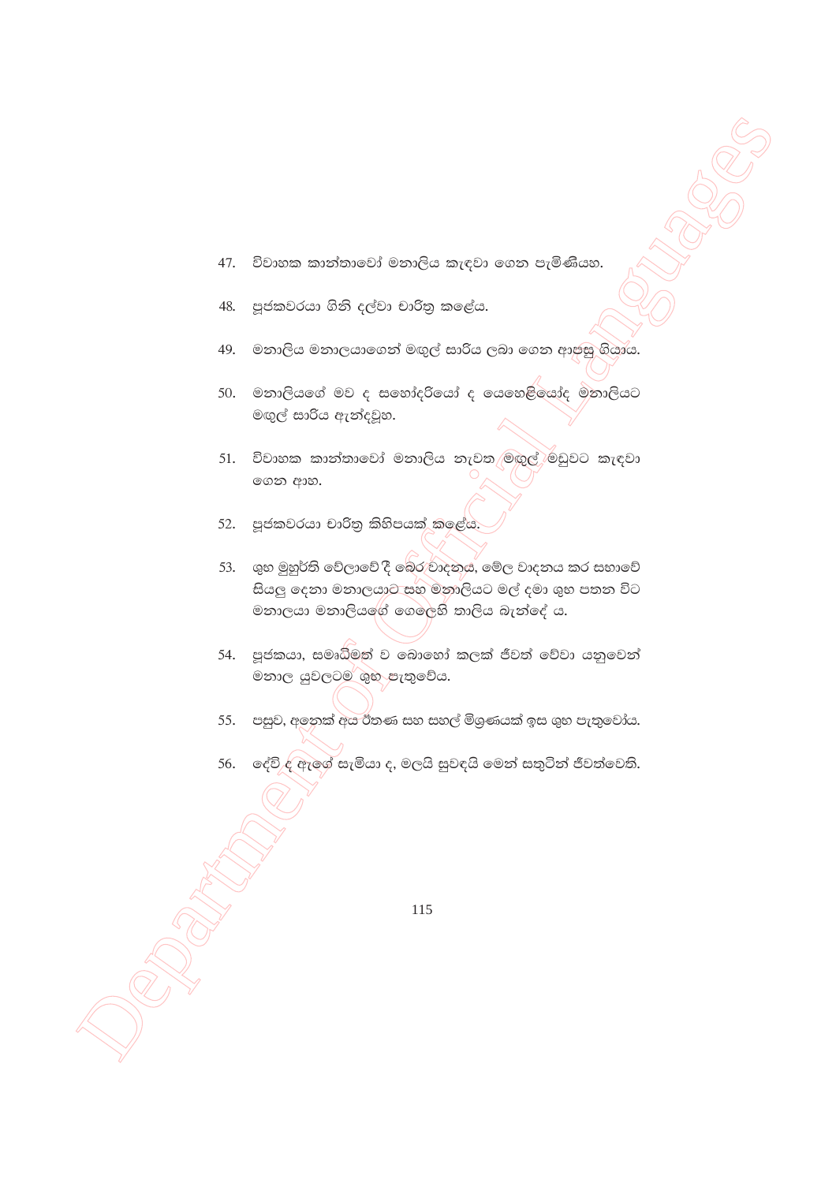47. විවාහක කාන්තාවෝ මනාලිය කැඳවා ගෙන පැමිණියහ.

48. පූජකවරයා ගිනි දල්වා චාරිත්‍ර කළේය.

49. මනාලිය මනාලයාගෙන් මඟුල් සාරිය ලබා ගෙන ආපසු ගියාය.

50. මනාලියගේ මව ද සහෝදරියෝ ද යෙහෙළියෝද මනාලියට මඟුල් සාරිය ඇන්දවූහ.

51. විවාහක කාන්තාවෝ මනාලිය නැවත මඟුල් මඩුවට කැඳවා ගෙන ආහ.

52. පූජකවරයා චාරිත්‍ර කිහිපයක් කළේය.

53. ශුභ මුහුර්ති වේලාවේ දී බෙර වාදනය, මේල වාදනය කර සභාවේ සියලු දෙනා මනාලයාට සහ මනාලියට මල් දමා ශුභ පතන විට මනාලයා මනාලියගේ ගෙලෙහි තාලිය බැන්දේ ය.

54. පූජකයා, සමෘධිමත් ව බොහෝ කලක් ජීවත් වේවා යනුවෙන් මනාල යුවලටම ශුභ පැතුවේය.

55. පසුව, අනෙක් අය ඊතණ සහ සහල් මිශ්‍රණයක් ඉස ශුභ පැතුවෝය.

56. දේවි ද ඇගේ සැමියා ද, මලයි සුවඳයි මෙන් සතුටින් ජීවත්වෙති.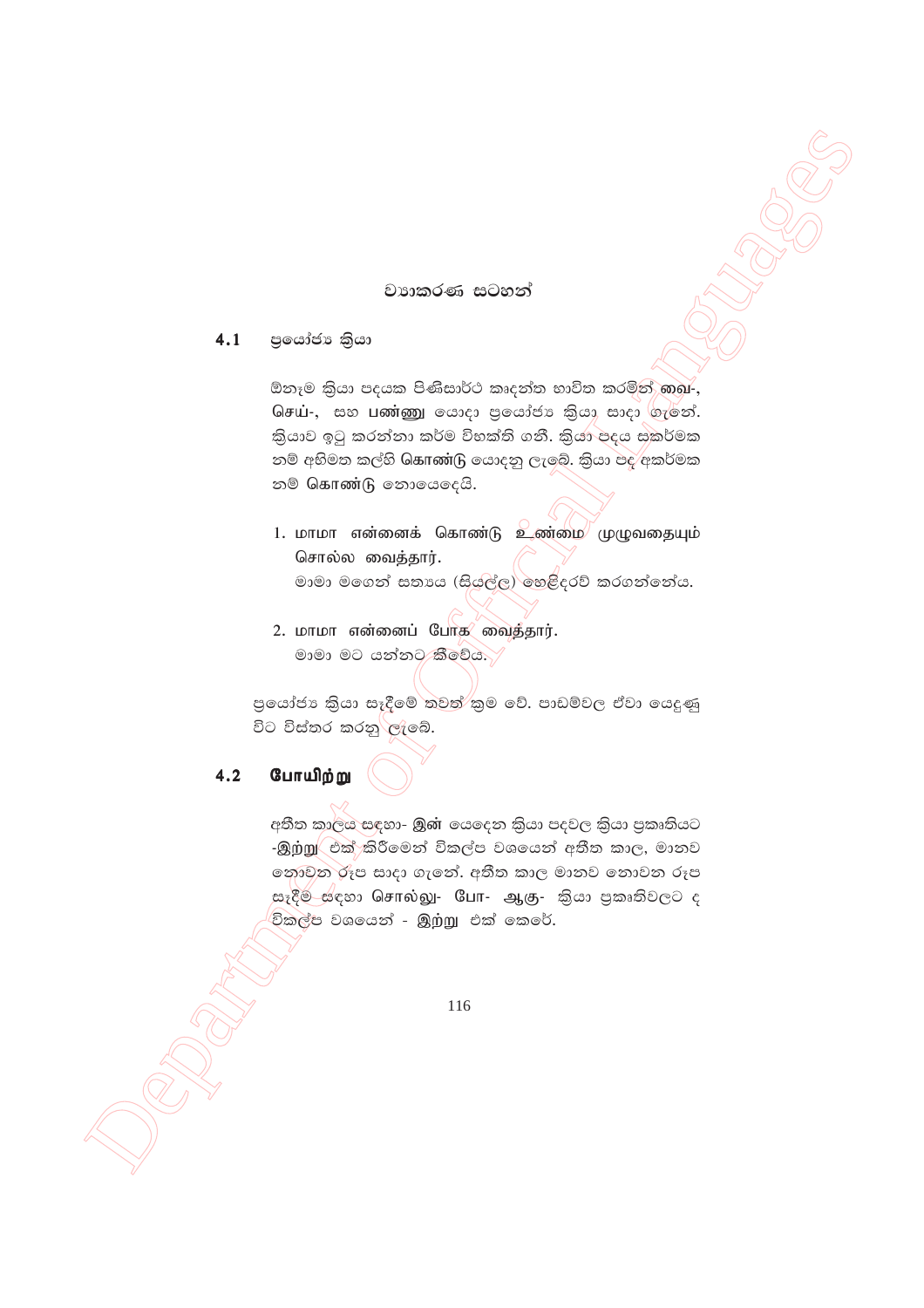## ව්‍යාකරණ සටහන්

### 4.1 ප්‍රයෝජ්‍ය ක්‍රියා

ඕනෑම ක්‍රියා පදයක පිණිසාර්ථ කෘදන්ත භාවිත කරමින් வை-, செய்-, සහ **பண்ணு** යොදා ප්‍රයෝජ්‍ය ක්‍රියා සාදා ගැනේ. ක්‍රියාව ඉටු කරන්නා කර්ම විභක්ති ගනී. ක්‍රියා පදය සකර්මක නම් අභිමත කල්හි கொண்டு යොදනු ලැබේ. ක්‍රියා පද අකර්මක නම් கொண்டு නොයෙදෙයි.

1. மாமா என்னைக் கொண்டு உண்மை முழுவதையும் சொல்ல **வைத்தார்**.
   මාමා මගෙන් සත්‍යය (සියල්ල) හෙළිදරව් කරගන්නේය.

2. மாமா என்னைப் போக **வைத்தார்**.
   මාමා මට යන්නට කීවේය.

ප්‍රයෝජ්‍ය ක්‍රියා සෑදීමේ තවත් ක්‍රම වේ. පාඩම්වල ඒවා යෙදුණු විට විස්තර කරනු ලැබේ.

### 4.2 **போயிற்று**

අතීත කාලය සඳහා- **இன்** යෙදෙන ක්‍රියා පදවල ක්‍රියා ප්‍රකෘතියට -**இற்று** එක් කිරීමෙන් විකල්ප වශයෙන් අතීත කාල, මානව නොවන රූප සාදා ගැනේ. අතීත කාල මානව නොවන රූප සෑදීම සඳහා சொல்லு- போ- ஆகு- ක්‍රියා ප්‍රකෘතිවලට ද විකල්ප වශයෙන් - **இற்று** එක් කෙරේ.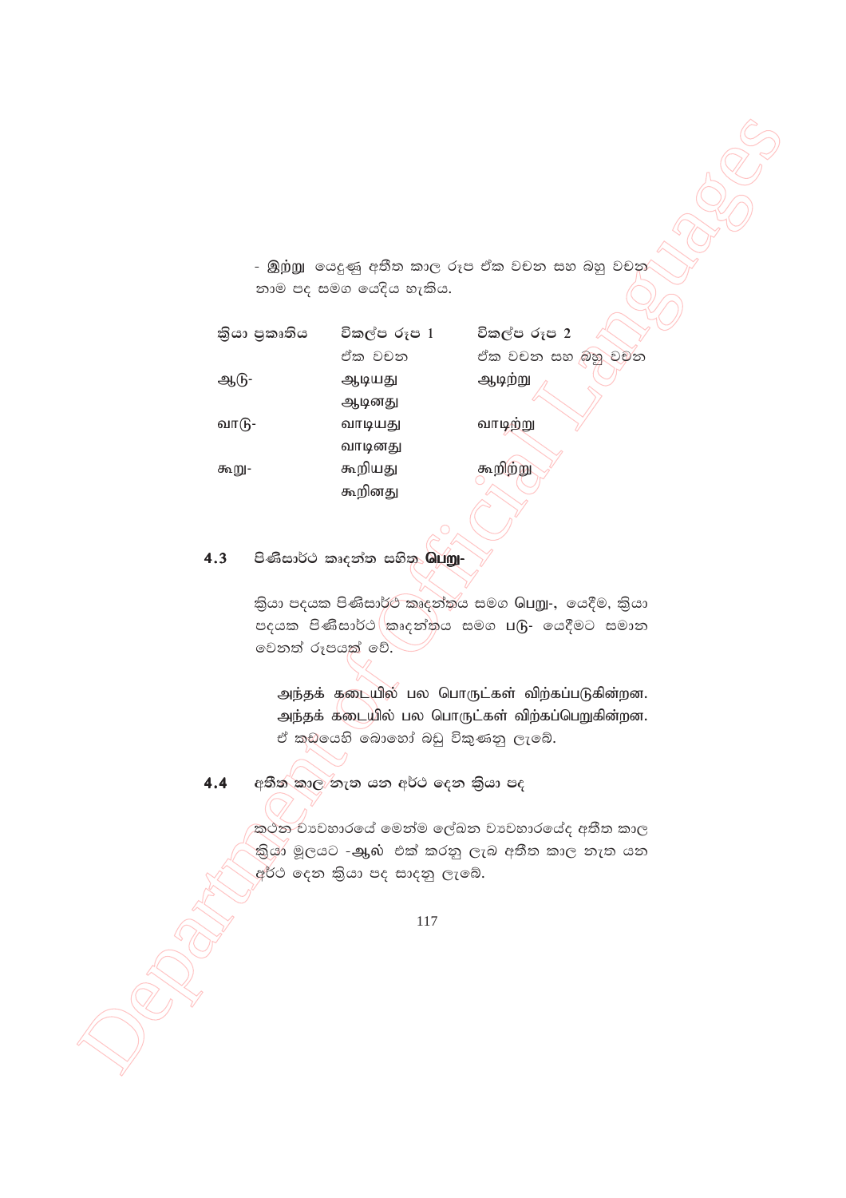- **இற்று** යෙදුණු අතීත කාල රූප ඒක වචන සහ බහු වචන නාම පද සමග යෙදිය හැකිය.

| ක්‍රියා ප්‍රකෘතිය | විකල්ප රූප 1<br>ඒක වචන | විකල්ප රූප 2<br>ඒක වචන සහ බහු වචන |
|---|---|---|
| ஆடு- | ஆடியது<br>ஆடினது | ஆடிற்று |
| வாடு- | வாடியது<br>வாடினது | வாடிற்று |
| கூறு- | கூறியது<br>கூறினது | கூறிற்று |

## 4.3 පිණිසාර්ථ කෘදන්ත සහිත **பெறு-**

ක්‍රියා පදයක පිණිසාර්ථ කෘදන්තය සමග பெறு-, යෙදීම, ක්‍රියා පදයක පිණිසාර්ථ කෘදන්තය සමග படு- යෙදීමට සමාන වෙනත් රූපයක් වේ.

> அந்தக் கடையில் பல பொருட்கள் விற்கப்படுகின்றன.
> அந்தக் கடையில் பல பொருட்கள் விற்கப்பெறுகின்றன.
> ඒ කඩයෙහි බොහෝ බඩු විකුණනු ලැබේ.

## 4.4 අතීත කාල නැත යන අර්ථ දෙන ක්‍රියා පද

කථන ව්‍යවහාරයේ මෙන්ම ලේඛන ව්‍යවහාරයේද අතීත කාල ක්‍රියා මූලයට -ஆல் එක් කරනු ලැබ අතීත කාල නැත යන අර්ථ දෙන ක්‍රියා පද සාදනු ලැබේ.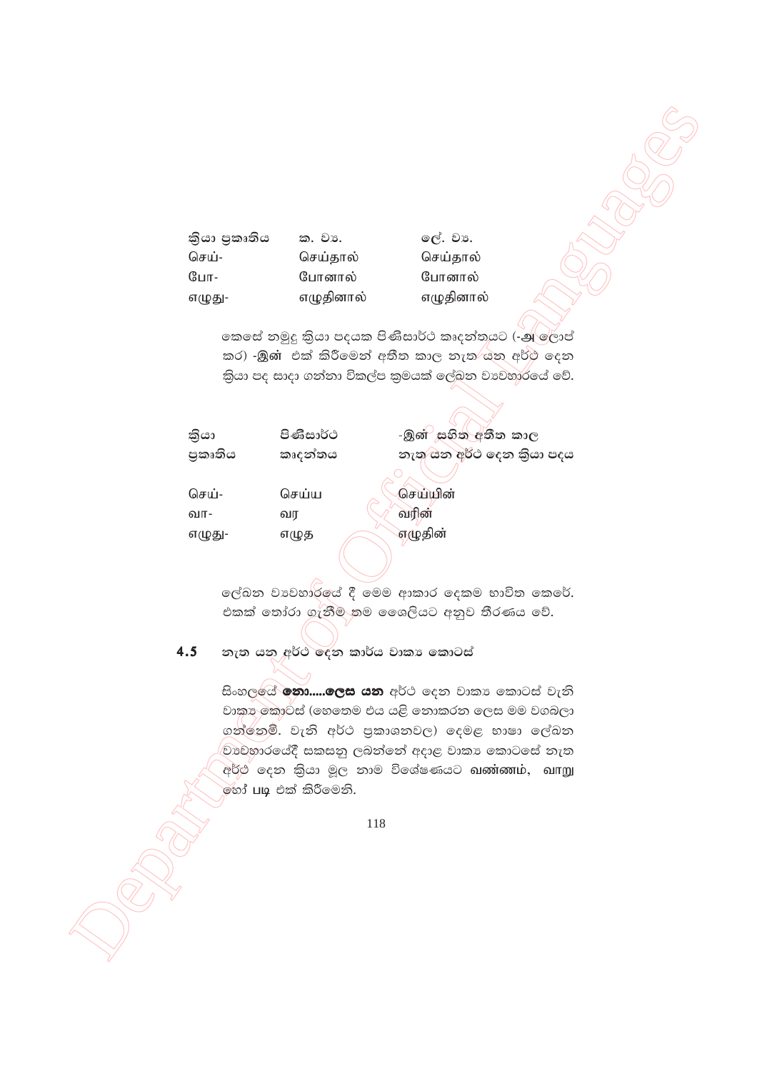| ක්‍රියා ප්‍රකෘතිය | ක. ව්‍ය. | ලේ. ව්‍ය. |
|---|---|---|
| செய்- | செய்தால் | செய்தால் |
| போ- | போனால் | போனால் |
| எழுது- | எழுதினால் | எழுதினால் |

කෙසේ නමුදු ක්‍රියා පදයක පිණිසාර්ථ කෘදන්තයට (**-அ** ලොප් කර) **-இன்** එක් කිරීමෙන් අතීත කාල නැත යන අර්ථ දෙන ක්‍රියා පද සාදා ගන්නා විකල්ප ක්‍රමයක් ලේඛන ව්‍යවහාරයේ වේ.

| ක්‍රියා ප්‍රකෘතිය | පිණිසාර්ථ කෘදන්තය | -இன் සහිත අතීත කාල නැත යන අර්ථ දෙන ක්‍රියා පදය |
|---|---|---|
| செய்- | செய்ய | செய்யின் |
| வா- | வர | வரின் |
| எழுது- | எழுத | எழுதின் |

ලේඛන ව්‍යවහාරයේ දී මෙම ආකාර දෙකම භාවිත කෙරේ. එකක් තෝරා ගැනීම තම ශෛලියට අනුව තීරණය වේ.

## 4.5 නැත යන අර්ථ දෙන කාර්ය වාක්‍ය කොටස්

සිංහලයේ **නො.....ලෙස යන** අර්ථ දෙන වාක්‍ය කොටස් වැනි වාක්‍ය කොටස් (හෙතෙම එය යළි නොකරන ලෙස මම වගබලා ගන්නෙමි. වැනි අර්ථ ප්‍රකාශනවල) දෙමළ භාෂා ලේඛන ව්‍යවහාරයේදී සකසනු ලබන්නේ අදාළ වාක්‍ය කොටසේ නැත අර්ථ දෙන ක්‍රියා මූල නාම විශේෂණයට **வண்ணம்,** **வாறு** හෝ **படி** එක් කිරීමෙනි.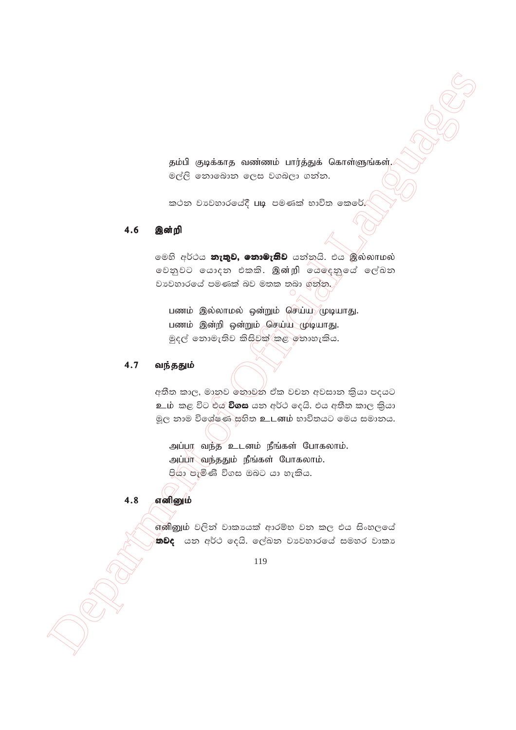தம்பி குடிக்காத வண்ணம் பார்த்துக் கொள்ளுங்கள்.
මල්ලි නොබොන ලෙස වගබලා ගන්න.

කථන ව්‍යවහාරයේදී படி පමණක් භාවිත කෙරේ.

## 4.6 இன்றி

මෙහි අර්ථය **නැතුව, නොමැතිව** යන්නයි. එය இல்லாமல் වෙනුවට යොදන එකකි. இன்றி යෙදෙනුයේ ලේඛන ව්‍යවහාරයේ පමණක් බව මතක තබා ගන්න.

பணம் இல்லாமல் ஒன்றும் செய்ய முடியாது.
பணம் இன்றி ஒன்றும் செய்ய முடியாது.
මුදල් නොමැතිව කිසිවක් කළ නොහැකිය.

## 4.7 வந்ததும்

අතීත කාල, මානව නොවන ඒක වචන අවසාන ක්‍රියා පදයට உம் කළ විට එය **විගස** යන අර්ථ දෙයි. එය අතීත කාල ක්‍රියා මූල නාම විශේෂණ සහිත உடனம் භාවිතයට මෙය සමානය.

அப்பா வந்த உடனம் நீங்கள் போகலாம்.
அப்பா வந்ததும் நீங்கள் போகலாம்.
පියා පැමිණි විගස ඔබට යා හැකිය.

## 4.8 எனினும்

எனினும் වලින් වාක්‍යයක් ආරම්භ වන කල එය සිංහලයේ **තවද** යන අර්ථ දෙයි. ලේඛන ව්‍යවහාරයේ සමහර වාක්‍ය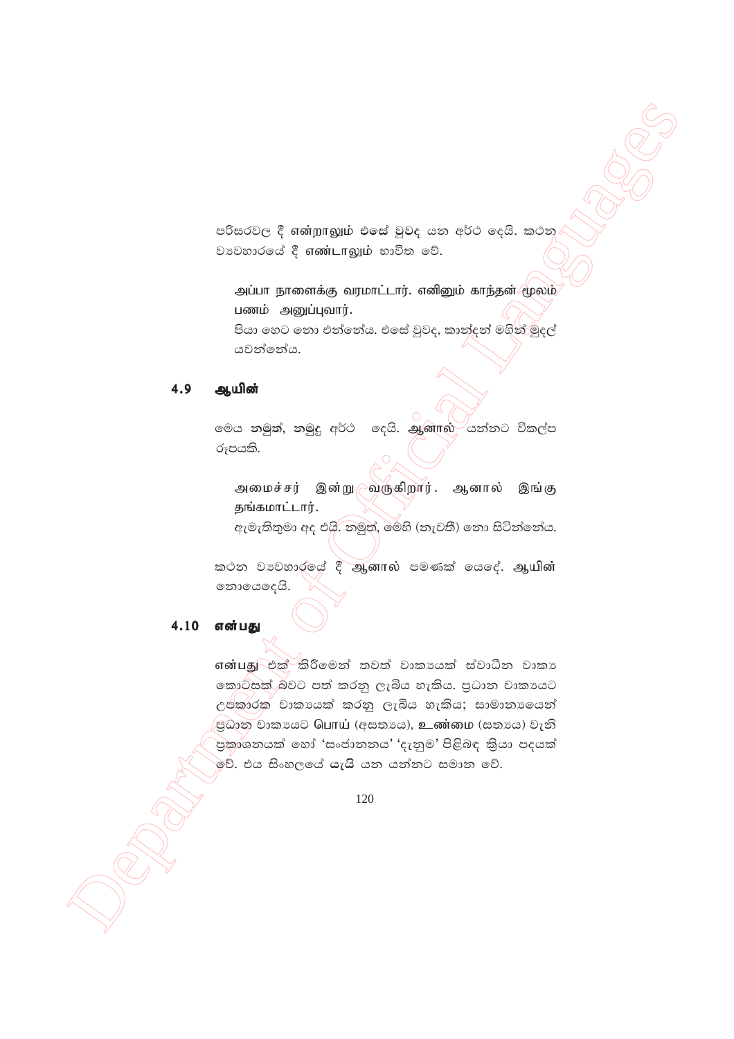පරිසරවල දී **என்றாலும்** එසේ වුවද යන අර්ථ දෙයි. කථන ව්‍යවහාරයේ දී **எண்டாலும்** භාවිත වේ.

> அப்பா நாளைக்கு வரமாட்டார். எனினும் காந்தன் மூலம் பணம் அனுப்புவார்.
> පියා හෙට නො එන්නේය. එසේ වුවද, කාන්දන් මගින් මුදල් යවන්නේය.

## 4.9 ஆயின்

මෙය **නමුත්, නමුදු** අර්ථ දෙයි. **ஆனால்** යන්නට විකල්ප රූපයකි.

> அமைச்சர் இன்று வருகிறார். ஆனால் இங்கு தங்கமாட்டார்.
> ඇමැතිතුමා අද එයි. නමුත්, මෙහි (නැවතී) නො සිටින්නේය.

කථන ව්‍යවහාරයේ දී **ஆனால்** පමණක් යෙදේ. **ஆயின்** නොයෙදෙයි.

## 4.10 என்பது

**என்பது** එක් කිරීමෙන් තවත් වාක්‍යයක් ස්වාධීන වාක්‍ය කොටසක් බවට පත් කරනු ලැබිය හැකිය. ප්‍රධාන වාක්‍යයට උපකාරක වාක්‍යයක් කරනු ලැබිය හැකිය; සාමාන්‍යයෙන් ප්‍රධාන වාක්‍යයට **பொய்** (අසත්‍යය), **உண்மை** (සත්‍යය) වැනි ප්‍රකාශනයක් හෝ 'සංජානනය' 'දැනුම' පිළිබඳ ක්‍රියා පදයක් වේ. එය සිංහලයේ **යැයි** යන යන්නට සමාන වේ.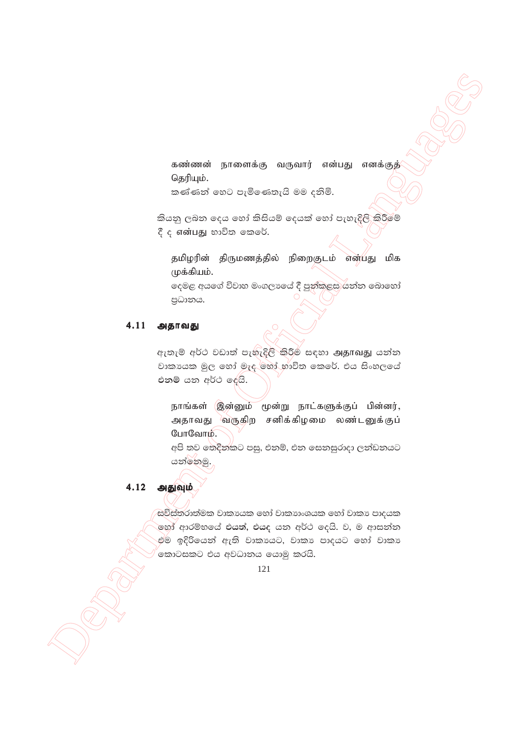கண்ணன் நாளைக்கு வருவார் என்பது எனக்குத் தெரியும்.
කණ්ණන් හෙට පැමිණෙනැයි මම දනිමි.

කියනු ලබන දෙය හෝ කිසියම් දෙයක් හෝ පැහැදිලි කිරීමේ දී ද என்பது භාවිත කෙරේ.

தமிழரின் திருமணத்தில் நிறைகுடம் என்பது மிக முக்கியம்.
දෙමළ අයගේ විවාහ මංගල්‍යයේ දී පුන්කලස යන්න බොහෝ ප්‍රධානය.

## 4.11 அதாவது

ඇතැම් අර්ථ වඩාත් පැහැදිලි කිරීම සඳහා **அதாவது** යන්න වාක්‍යයක මුල හෝ මැද හෝ භාවිත කෙරේ. එය සිංහලයේ **එනම්** යන අර්ථ දෙයි.

நாங்கள் இன்னும் மூன்று நாட்களுக்குப் பின்னர், அதாவது வருகிற சனிக்கிழமை லண்டனுக்குப் போவோம்.
අපි තව තෙදිනකට පසු, එනම්, එන සෙනසුරාදා ලන්ඩනයට යන්නෙමු.

## 4.12 அதுவும்

සවිස්තරාත්මක වාක්‍යයක හෝ වාක්‍යාංශයක හෝ වාක්‍ය පාදයක හෝ ආරම්භයේ **එයත්, එයද** යන අර්ථ දෙයි. ව, ම ආසන්න එම ඉදිරියෙන් ඇති වාක්‍යයට, වාක්‍ය පාදයට හෝ වාක්‍ය කොටසකට එය අවධානය යොමු කරයි.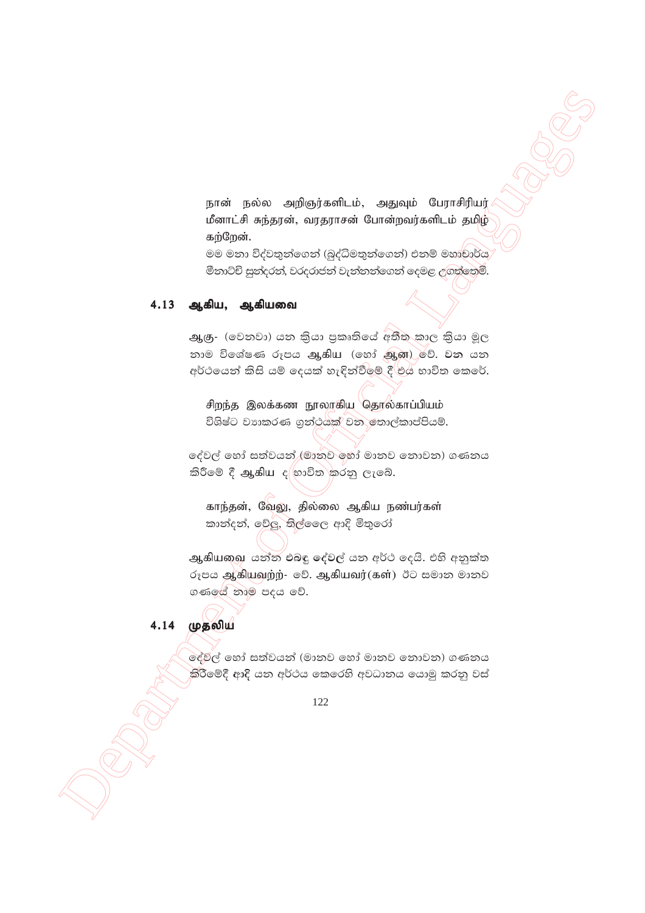நான் நல்ல அறிஞர்களிடம், அதுவும் பேராசிரியர் மீனாட்சி சுந்தரன், வரதராசன் போன்றவர்களிடம் தமிழ் கற்றேன்.
මම මනා විද්වතුන්ගෙන් (බුද්ධිමතුන්ගෙන්) එනම් මහාචාර්ය මීනාට්චි සුන්දරන්, වරදරාජන් වැන්නන්ගෙන් දෙමළ උගත්තෙමි.

## 4.13 ஆகிய, ஆகியவை

ஆகு- (වෙනවා) යන ක්‍රියා ප්‍රකෘතියේ අතීත කාල ක්‍රියා මූල නාම විශේෂණ රූපය **ஆகிய** (හෝ **ஆன**) වේ. වන යන අර්ථයෙන් කිසි යම් දෙයක් හැඳින්වීමේ දී එය භාවිත කෙරේ.

சிறந்த இலக்கண நூலாகிய தொல்காப்பியம்
විශිෂ්ට ව්‍යාකරණ ග්‍රන්ථයක් වන තොල්කාප්පියම්.

දේවල් හෝ සත්වයන් (මානව හෝ මානව නොවන) ගණනය කිරීමේ දී **ஆகிய** ද භාවිත කරනු ලැබේ.

காந்தன், வேலு, தில்லை ஆகிய நண்பர்கள்
කාන්දන්, වේලු, තිල්ලෛ ආදි මිතුරෝ

**ஆகியவை** යන්න එබඳු දේවල් යන අර්ථ දෙයි. එහි අනුක්ත රූපය **ஆகியவற்ற்-** වේ. **ஆகியவர்(கள்)** ඊට සමාන මානව ගණයේ නාම පදය වේ.

## 4.14 முதலிய

දේවල් හෝ සත්වයන් (මානව හෝ මානව නොවන) ගණනය කිරීමේදී ආදි යන අර්ථය කෙරෙහි අවධානය යොමු කරනු වස්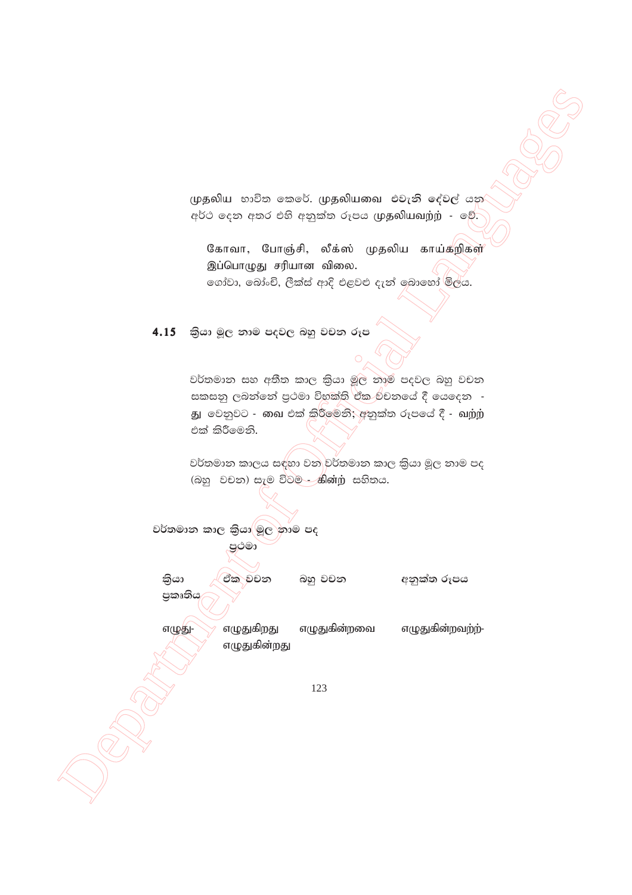முதலிய භාවිත කෙරේ. முதலியவை එවැනි දේවල් යන අර්ථ දෙන අතර එහි අනුක්ත රූපය முதலியவற்ற் - වේ.

கோவா, போஞ்சி, லீக்ஸ் முதலிய காய்கறிகள் இப்பொழுது சரியான விலை.
ගෝවා, බෝංචි, ලීක්ස් ආදි එළවළු දැන් බොහෝ මිලය.

## 4.15 ක්‍රියා මූල නාම පදවල බහු වචන රූප

වර්තමාන සහ අතීත කාල ක්‍රියා මූල නාම පදවල බහු වචන සකසනු ලබන්නේ ප්‍රථමා විභක්ති ඒක වචනයේ දී යෙදෙන - து වෙනුවට - வை එක් කිරීමෙනි; අනුක්ත රූපයේ දී - வற்ற் එක් කිරීමෙනි.

වර්තමාන කාලය සඳහා වන වර්තමාන කාල ක්‍රියා මූල නාම පද (බහු වචන) සැම විටම - கின்ற் සහිතය.

වර්තමාන කාල ක්‍රියා මූල නාම පද

ප්‍රථමා

| ක්‍රියා ප්‍රකෘතිය | ඒක වචන | බහු වචන | අනුක්ත රූපය |
|---|---|---|---|
| எழுது- | எழுதுகிறது<br>எழுதுகின்றது | எழுதுகின்றவை | எழுதுகின்றவற்ற்- |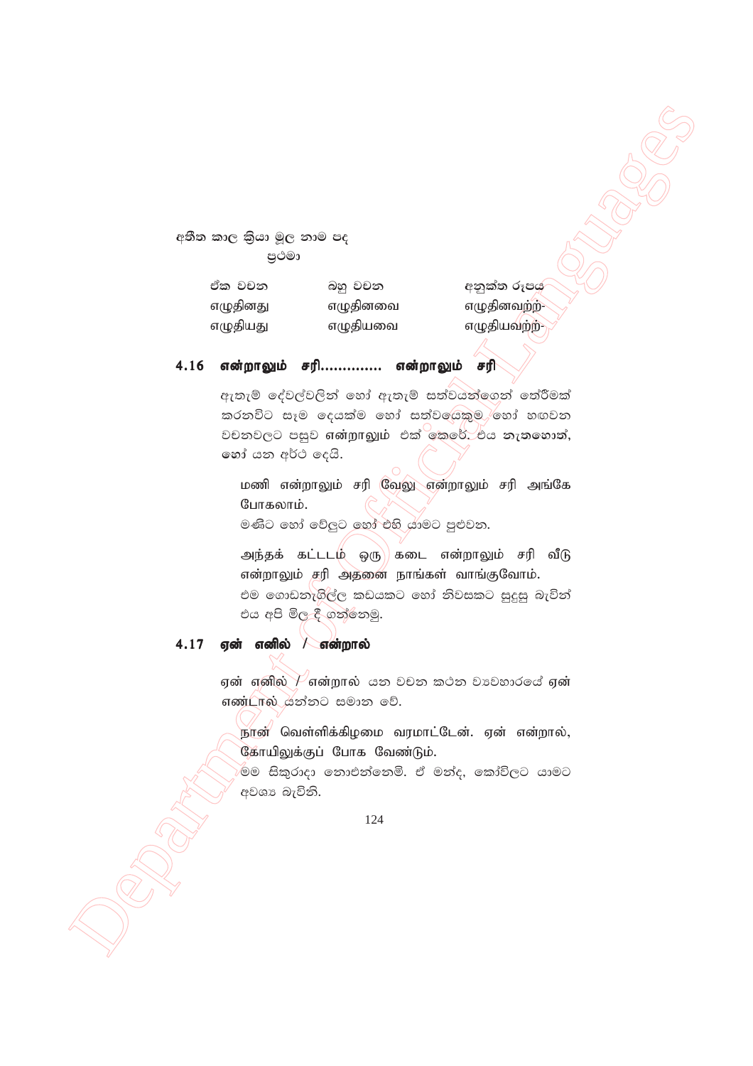අතීත කාල ක්‍රියා මූල නාම පද

ප්‍රථමා

| ඒක වචන | බහු වචන | අනුක්ත රූපය |
|---|---|---|
| எழுதினது | எழுதினவை | எழுதினவற்ற்- |
| எழுதியது | எழுதியவை | எழுதியவற்ற்- |

## 4.16 என்றாலும் சரி.............. என்றாலும் சரி

ඇතැම් දේවල්වලින් හෝ ඇතැම් සත්වයන්ගෙන් තේරීමක් කරනවිට සෑම දෙයක්ම හෝ සත්වයෙකුම හෝ හඟවන වචනවලට පසුව என்றாலும் එක් කෙරේ. එය නැතහොත්, හෝ යන අර්ථ දෙයි.

மணி என்றாலும் சரி வேலு என்றாலும் சரி அங்கே போகலாம்.
මණිට හෝ වේලුට හෝ එහි යාමට පුළුවන.

அந்தக் கட்டடம் ஒரு கடை என்றாலும் சரி வீடு என்றாலும் சரி அதனை நாங்கள் வாங்குவோம்.
එම ගොඩනැගිල්ල කඩයකට හෝ නිවසකට සුදුසු බැවින් එය අපි මිල දී ගන්නෙමු.

## 4.17 ஏன் எனில் / என்றால்

ஏன் எனில் / என்றால் යන වචන කථන ව්‍යවහාරයේ ஏன் எண்டால் යන්නට සමාන වේ.

நான் வெள்ளிக்கிழமை வரமாட்டேன். ஏன் என்றால், கோயிலுக்குப் போக வேண்டும்.
මම සිකුරාදා නොඑන්නෙමි. ඒ මන්ද, කෝවිලට යාමට අවශ්‍ය බැවිනි.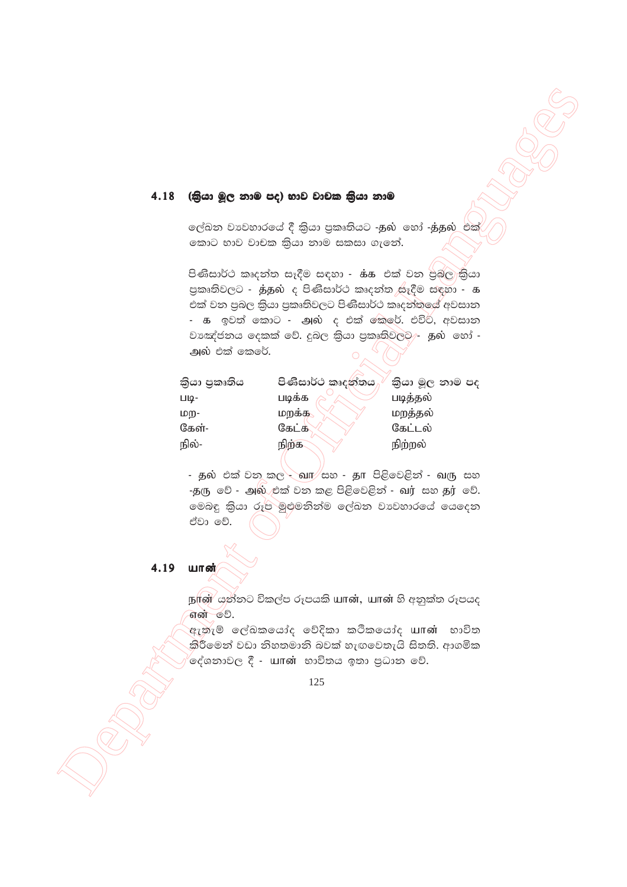## 4.18 (ක්‍රියා මූල නාම පද) භාව වාචක ක්‍රියා නාම

ලේඛන ව්‍යවහාරයේ දී ක්‍රියා ප්‍රකෘතියට -தல் හෝ -த்தல் එක් කොට භාව වාචක ක්‍රියා නාම සකසා ගැනේ.

පිණිසාර්ථ කෘදන්ත සෑදීම සඳහා - க்க එක් වන ප්‍රබල ක්‍රියා ප්‍රකෘතිවලට - த்தல் ද පිණිසාර්ථ කෘදන්ත සෑදීම සඳහා - க එක් වන ප්‍රබල ක්‍රියා ප්‍රකෘතිවලට පිණිසාර්ථ කෘදන්තයේ අවසාන - க ඉවත් කොට - அல் ද එක් කෙරේ. එවිට, අවසාන ව්‍යඤ්ජනය දෙකක් වේ. දුබල ක්‍රියා ප්‍රකෘතිවලට - தல் හෝ - அல் එක් කෙරේ.

| ක්‍රියා ප්‍රකෘතිය | පිණිසාර්ථ කෘදන්තය | ක්‍රියා මූල නාම පද |
|---|---|---|
| படி- | படிக்க | படித்தல் |
| மற- | மறக்க | மறத்தல் |
| கேள்- | கேட்க | கேட்டல் |
| நில்- | நிற்க | நிற்றல் |

- தல் එක් වන කල - வா සහ - தா පිළිවෙළින් - வரு සහ -தரு වේ - அல் එක් වන කළ පිළිවෙළින් - வர் සහ தர் වේ. මෙබඳු ක්‍රියා රූප මුළුමනින්ම ලේඛන ව්‍යවහාරයේ යෙදෙන ඒවා වේ.

## 4.19 யான்

நான் යන්නට විකල්ප රූපයකි யான், யான் හි අනුක්ත රූපයද என் වේ.

ඇතැම් ලේඛකයෝද වේදිකා කථිකයෝද யான் භාවිත කිරීමෙන් වඩා නිහතමානි බවක් හැඟවෙතැයි සිතති. ආගමික දේශනාවල දී - யான் භාවිතය ඉතා ප්‍රධාන වේ.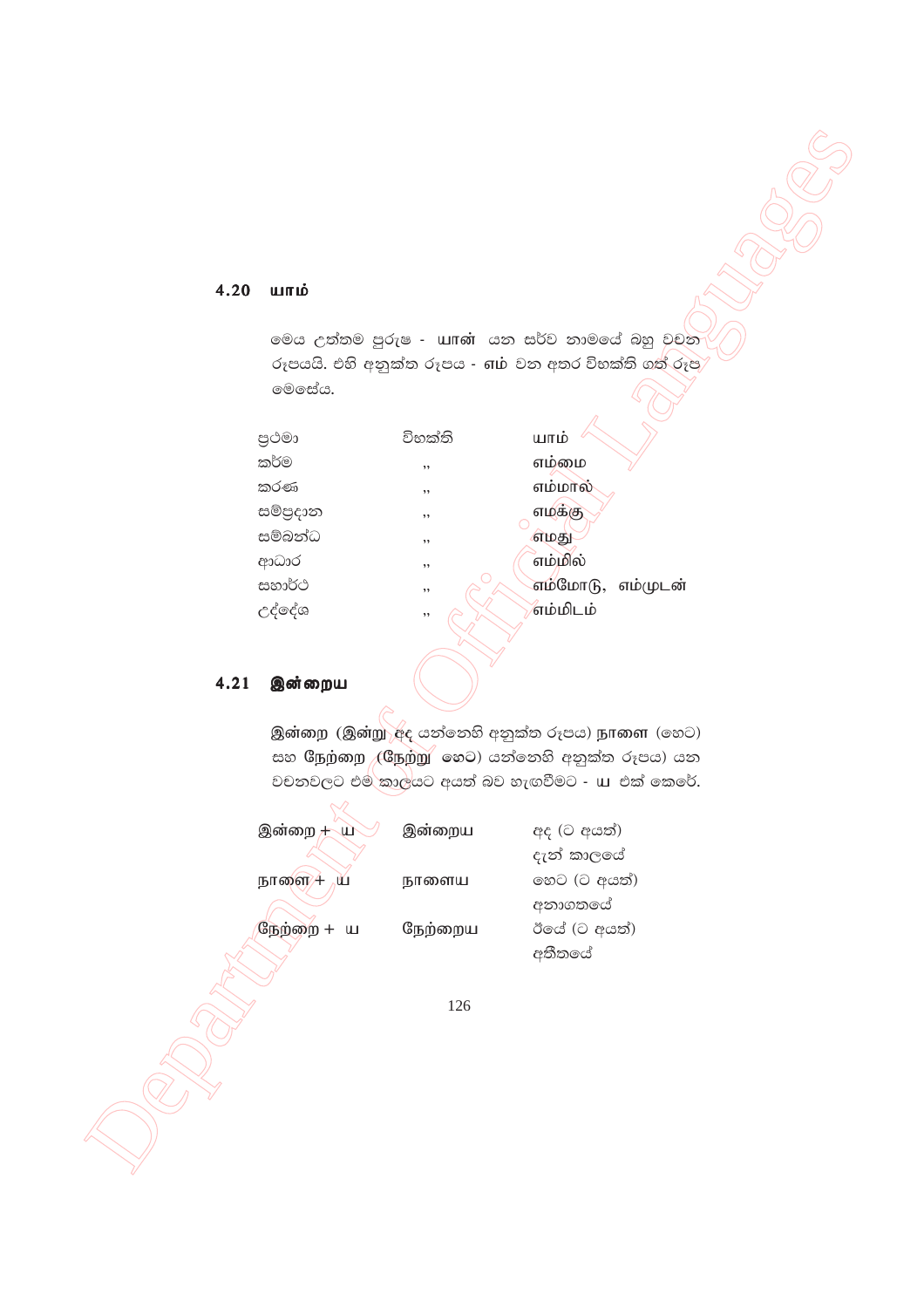## 4.20 யாம்

මෙය උත්තම පුරුෂ - யான் යන සර්ව නාමයේ බහු වචන රූපයයි. එහි අනුක්ත රූපය - எம் වන අතර විභක්ති ගත් රූප මෙසේය.

| | | |
|---|---|---|
| ප්‍රථමා | විභක්ති | யாம் |
| කර්ම | ,, | எம்மை |
| කරණ | ,, | எம்மால் |
| සම්ප්‍රදාන | ,, | எமக்கு |
| සම්බන්ධ | ,, | எமது |
| ආධාර | ,, | எம்மில் |
| සහාර්ථ | ,, | எம்மோடு, எம்முடன் |
| උද්දේශ | ,, | எம்மிடம் |

## 4.21 இன்றைய

இன்றை (இன்று අද යන්නෙහි අනුක්ත රූපය) நாளை (හෙට) සහ நேற்றை (நேற்று ඊයේ) යන්නෙහි අනුක්ත රූපය) යන වචනවලට එම කාලයට අයත් බව හැඟවීමට - ய එක් කෙරේ.

| | | |
|---|---|---|
| இன்றை + ய | இன்றைய | අද (ට අයත්) දැන් කාලයේ |
| நாளை + ய | நாளைய | හෙට (ට අයත්) අනාගතයේ |
| நேற்றை + ய | நேற்றைய | ඊයේ (ට අයත්) අතීතයේ |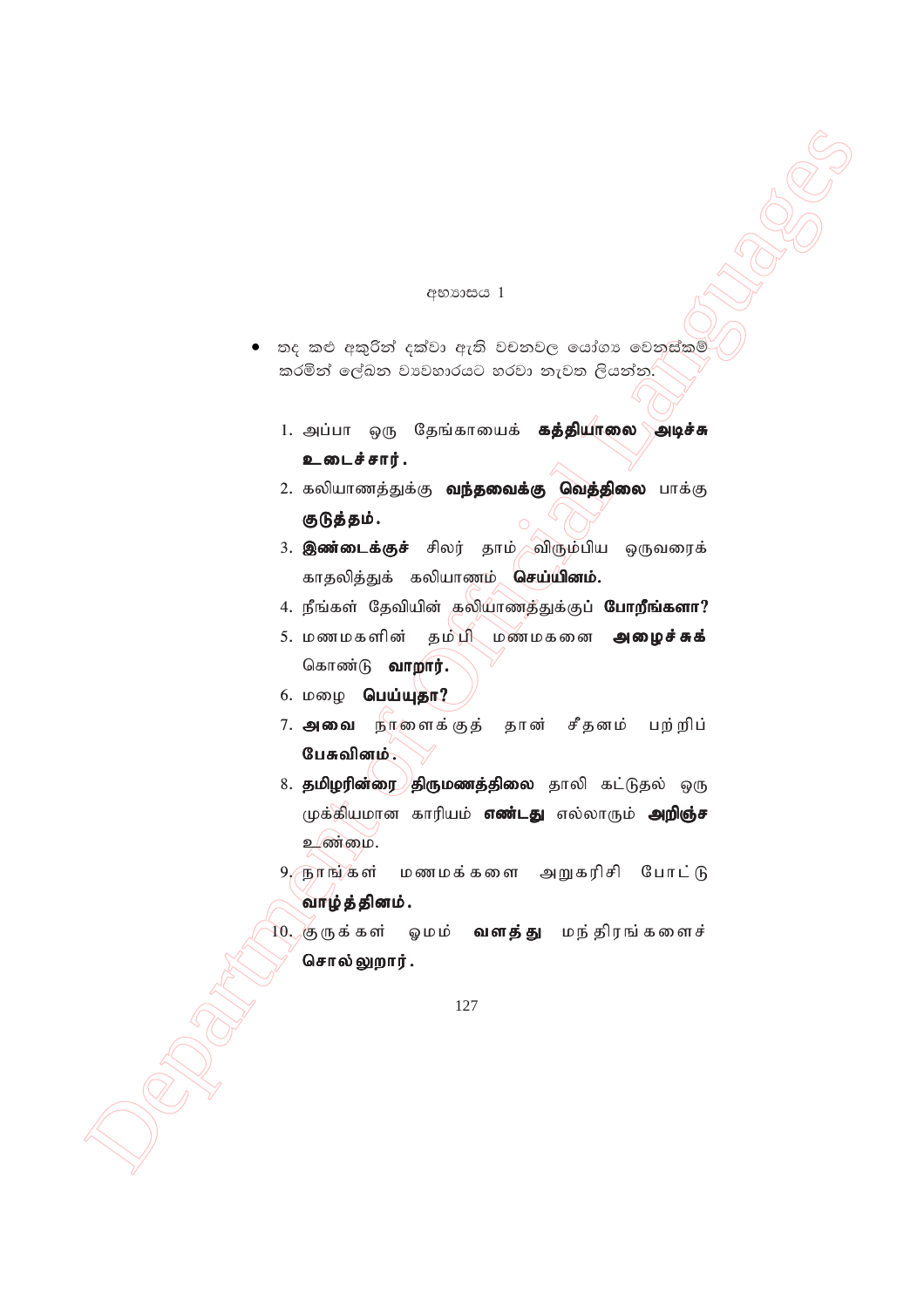අභ්‍යාසය 1

- තද කළු අකුරින් දක්වා ඇති වචනවල යෝග්‍ය වෙනස්කම් කරමින් ලේඛන ව්‍යවහාරයට හරවා නැවත ලියන්න.

1. அப்பா ஒரு தேங்காயைக் **கத்தியாலை அடிச்சு உடைச்சார்.**
2. கலியாணத்துக்கு **வந்தவைக்கு வெத்திலை** பாக்கு **குடுத்தம்.**
3. **இண்டைக்குச்** சிலர் தாம் விரும்பிய ஒருவரைக் காதலித்துக் கலியாணம் **செய்யினம்.**
4. நீங்கள் தேவியின் கலியாணத்துக்குப் **போறீங்களா?**
5. மணமகளின் தம்பி மணமகனை **அழைச்சுக்** கொண்டு **வாறார்.**
6. மழை **பெய்யுதா?**
7. **அவை** நாளைக்குத் தான் சீதனம் பற்றிப் **பேசுவினம்.**
8. **தமிழரின்ரை திருமணத்திலை** தாலி கட்டுதல் ஒரு முக்கியமான காரியம் **எண்டது** எல்லாரும் **அறிஞ்ச** உண்மை.
9. நாங்கள் மணமக்களை அறுகரிசி போட்டு **வாழ்த்தினம்.**
10. குருக்கள் ஓமம் **வளத்து** மந்திரங்களைச் **சொல்லுறார்.**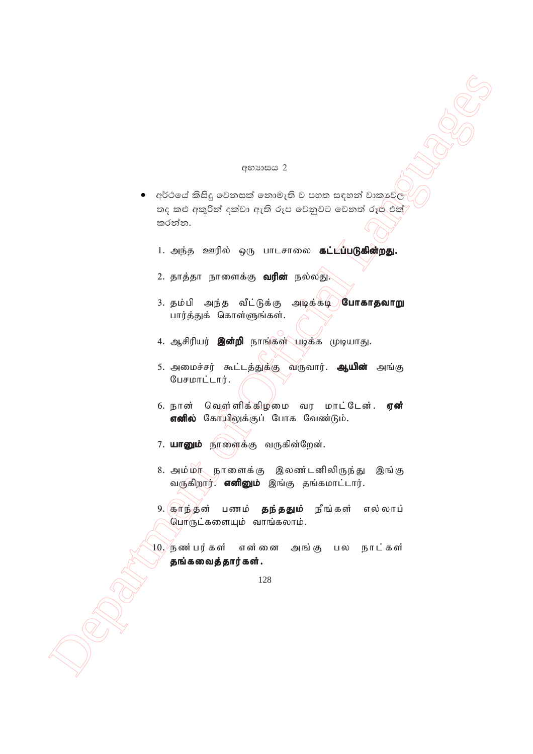අභ්‍යාසය 2

- අර්ථයේ කිසිදු වෙනසක් නොමැති ව පහත සඳහන් වාක්‍යවල තද කළු අකුරින් දක්වා ඇති රූප වෙනුවට වෙනත් රූප එක් කරන්න.

1. அந்த ஊரில் ஒரு பாடசாலை **கட்டப்படுகின்றது.**

2. தாத்தா நாளைக்கு **வரின்** நல்லது.

3. தம்பி அந்த வீட்டுக்கு அடிக்கடி **போகாதவாறு** பார்த்துக் கொள்ளுங்கள்.

4. ஆசிரியர் **இன்றி** நாங்கள் படிக்க முடியாது.

5. அமைச்சர் கூட்டத்துக்கு வருவார். **ஆயின்** அங்கு பேசமாட்டார்.

6. நான் வெள்ளிக்கிழமை வர மாட்டேன். **ஏன் எனில்** கோயிலுக்குப் போக வேண்டும்.

7. **யானும்** நாளைக்கு வருகின்றேன்.

8. அம்மா நாளைக்கு இலண்டனிலிருந்து இங்கு வருகிறார். **எனினும்** இங்கு தங்கமாட்டார்.

9. காந்தன் பணம் **தந்ததும்** நீங்கள் எல்லாப் பொருட்களையும் வாங்கலாம்.

10. நண்பர்கள் என்னை அங்கு பல நாட்கள் **தங்கவைத்தார்கள்.**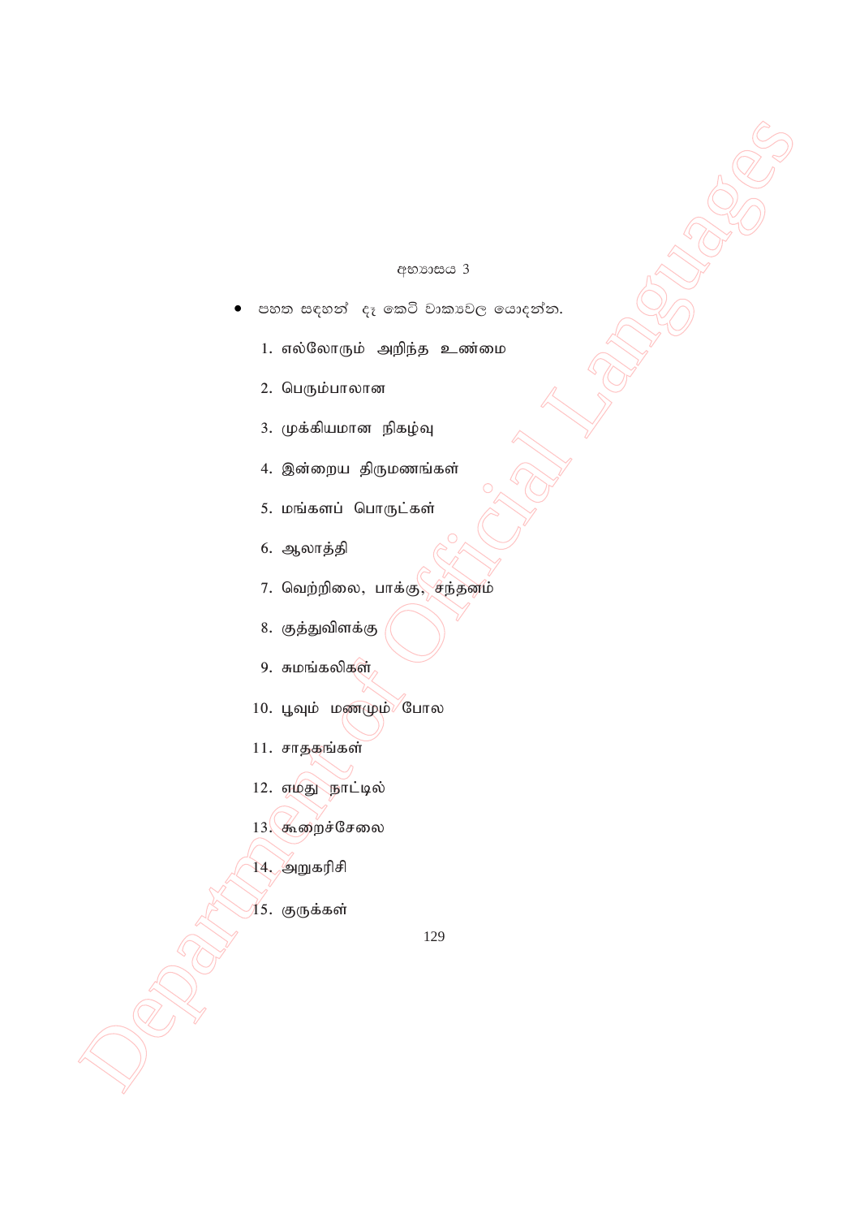අභ්‍යාසය 3

- පහත සඳහන් දෑ කෙටි වාක්‍යවල යොදන්න.

1. எல்லோரும் அறிந்த உண்மை
2. பெரும்பாலான
3. முக்கியமான நிகழ்வு
4. இன்றைய திருமணங்கள்
5. மங்களப் பொருட்கள்
6. ஆலாத்தி
7. வெற்றிலை, பாக்கு, சந்தனம்
8. குத்துவிளக்கு
9. சுமங்கலிகள்
10. பூவும் மணமும் போல
11. சாதகங்கள்
12. எமது நாட்டில்
13. கூறைச்சேலை
14. அறுகரிசி
15. குருக்கள்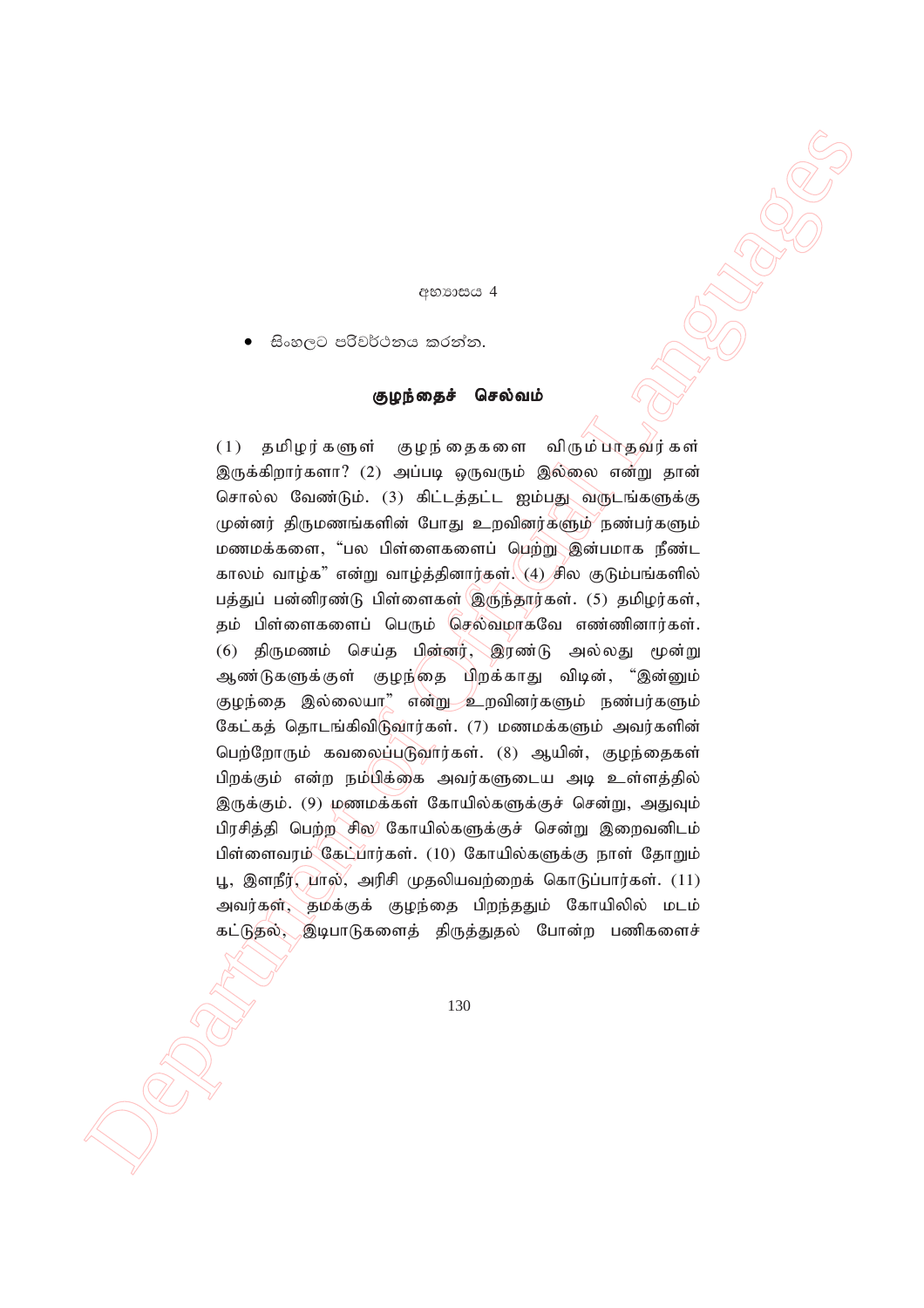අභ්‍යාසය 4

- සිංහලට පරිවර්තනය කරන්න.

### குழந்தைச் செல்வம்

(1) தமிழர்களுள் குழந்தைகளை விரும்பாதவர்கள் இருக்கிறார்களா? (2) அப்படி ஒருவரும் இல்லை என்று தான் சொல்ல வேண்டும். (3) கிட்டத்தட்ட ஐம்பது வருடங்களுக்கு முன்னர் திருமணங்களின் போது உறவினர்களும் நண்பர்களும் மணமக்களை, "பல பிள்ளைகளைப் பெற்று இன்பமாக நீண்ட காலம் வாழ்க" என்று வாழ்த்தினார்கள். (4) சில குடும்பங்களில் பத்துப் பன்னிரண்டு பிள்ளைகள் இருந்தார்கள். (5) தமிழர்கள், தம் பிள்ளைகளைப் பெரும் செல்வமாகவே எண்ணினார்கள். (6) திருமணம் செய்த பின்னர், இரண்டு அல்லது மூன்று ஆண்டுகளுக்குள் குழந்தை பிறக்காது விடின், "இன்னும் குழந்தை இல்லையா" என்று உறவினர்களும் நண்பர்களும் கேட்கத் தொடங்கிவிடுவார்கள். (7) மணமக்களும் அவர்களின் பெற்றோரும் கவலைப்படுவார்கள். (8) ஆயின், குழந்தைகள் பிறக்கும் என்ற நம்பிக்கை அவர்களுடைய அடி உள்ளத்தில் இருக்கும். (9) மணமக்கள் கோயில்களுக்குச் சென்று, அதுவும் பிரசித்தி பெற்ற சில கோயில்களுக்குச் சென்று இறைவனிடம் பிள்ளைவரம் கேட்பார்கள். (10) கோயில்களுக்கு நாள் தோறும் பூ, இளநீர், பால், அரிசி முதலியவற்றைக் கொடுப்பார்கள். (11) அவர்கள், தமக்குக் குழந்தை பிறந்ததும் கோயிலில் மடம் கட்டுதல், இடிபாடுகளைத் திருத்துதல் போன்ற பணிகளைச்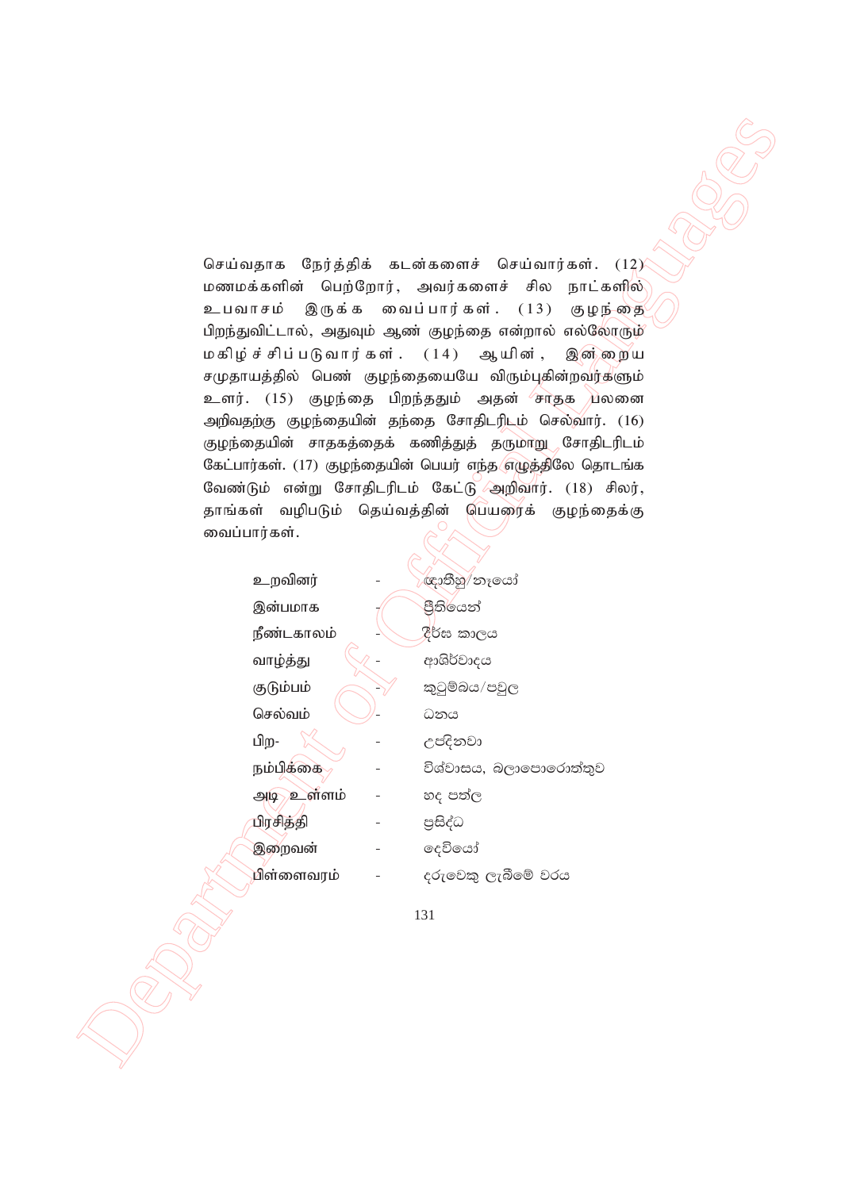செய்வதாக நேர்த்திக் கடன்களைச் செய்வார்கள். (12) மணமக்களின் பெற்றோர், அவர்களைச் சில நாட்களில் உபவாசம் இருக்க வைப்பார்கள். (13) குழந்தை பிறந்துவிட்டால், அதுவும் ஆண் குழந்தை என்றால் எல்லோரும் மகிழ்ச்சிப்படுவார்கள். (14) ஆயின், இன்றைய சமுதாயத்தில் பெண் குழந்தையையே விரும்புகின்றவர்களும் உளர். (15) குழந்தை பிறந்ததும் அதன் சாதக பலனை அறிவதற்கு குழந்தையின் தந்தை சோதிடரிடம் செல்வார். (16) குழந்தையின் சாதகத்தைக் கணித்துத் தருமாறு சோதிடரிடம் கேட்பார்கள். (17) குழந்தையின் பெயர் எந்த எழுத்திலே தொடங்க வேண்டும் என்று சோதிடரிடம் கேட்டு அறிவார். (18) சிலர், தாங்கள் வழிபடும் தெய்வத்தின் பெயரைக் குழந்தைக்கு வைப்பார்கள்.

| | | |
|---|---|---|
| உறவினர் | - | ඥාතීහු/නෑයෝ |
| இன்பமாக | - | ප්‍රීතියෙන් |
| நீண்டகாலம் | - | දීර්ඝ කාලය |
| வாழ்த்து | - | ආශිර්වාදය |
| குடும்பம் | - | කුටුම්බය/පවුල |
| செல்வம் | - | ධනය |
| பிற- | - | උපදිනවා |
| நம்பிக்கை | - | විශ්වාසය, බලාපොරොත්තුව |
| அடி உள்ளம் | - | හද පත්ල |
| பிரசித்தி | - | ප්‍රසිද්ධ |
| இறைவன் | - | දෙවියෝ |
| பிள்ளைவரம் | - | දරුවෙකු ලැබීමේ වරය |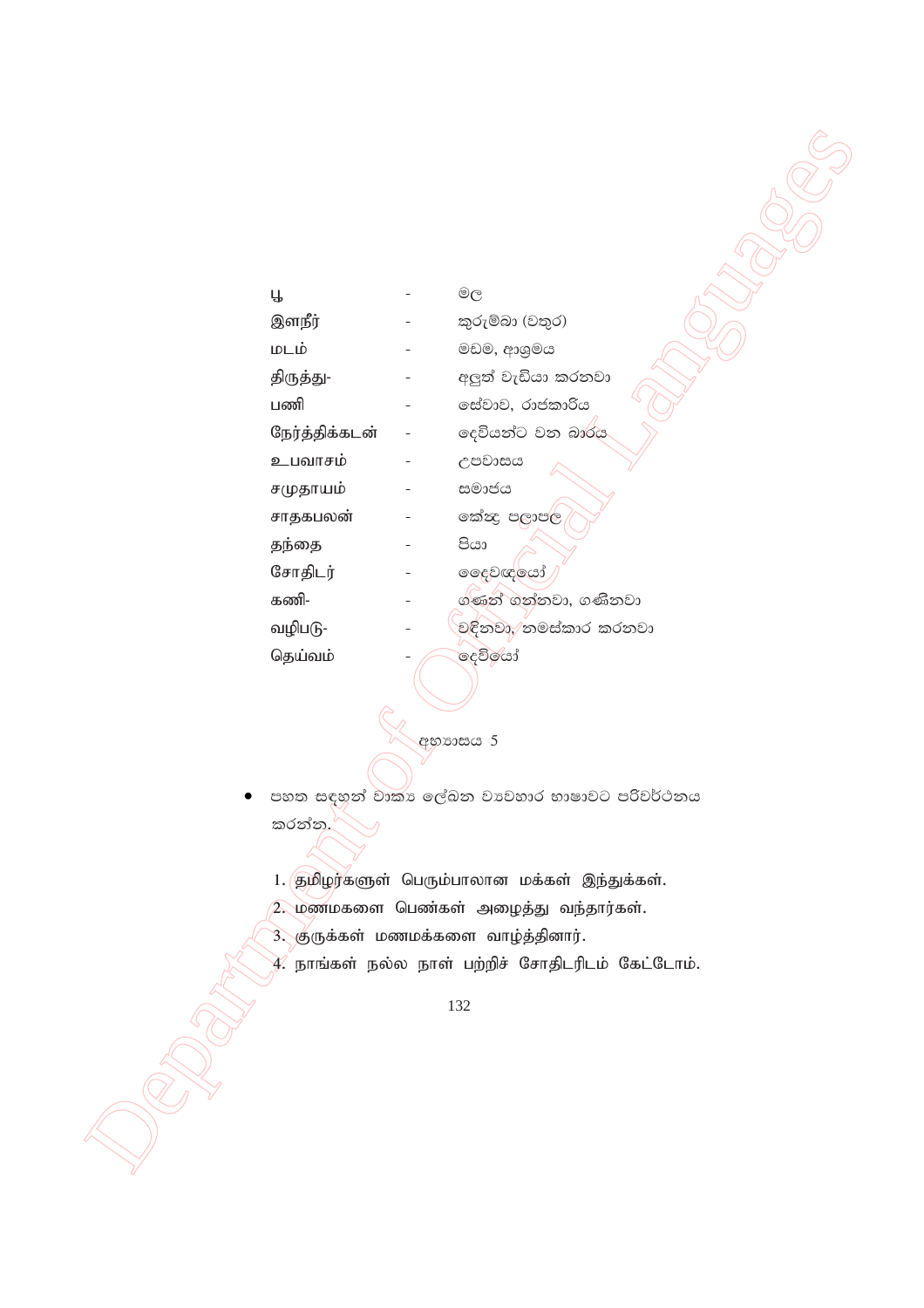| | | |
|---|---|---|
| பூ | - | මල |
| இளநீர் | - | කුරුම්බා (වතුර) |
| மடம் | - | මඩම, ආශ්‍රමය |
| திருத்து- | - | අලුත් වැඩියා කරනවා |
| பணி | - | සේවාව, රාජකාරිය |
| நேர்த்திக்கடன் | - | දෙවියන්ට වන බාරය |
| உபவாசம் | - | උපවාසය |
| சமுதாயம் | - | සමාජය |
| சாதகபலன் | - | කේන්ද්‍ර පලාපල |
| தந்தை | - | පියා |
| சோதிடர் | - | දෛවඥයෝ |
| கணி- | - | ගණන් ගන්නවා, ගණිනවා |
| வழிபடு- | - | වඳිනවා, නමස්කාර කරනවා |
| தெய்வம் | - | දෙවියෝ |

අභ්‍යාසය 5

- පහත සඳහන් වාක්‍ය ලේඛන ව්‍යවහාර භාෂාවට පරිවර්තනය කරන්න.

1. தமிழர்களுள் பெரும்பாலான மக்கள் இந்துக்கள்.
2. மணமகளை பெண்கள் அழைத்து வந்தார்கள்.
3. குருக்கள் மணமக்களை வாழ்த்தினார்.
4. நாங்கள் நல்ல நாள் பற்றிச் சோதிடரிடம் கேட்டோம்.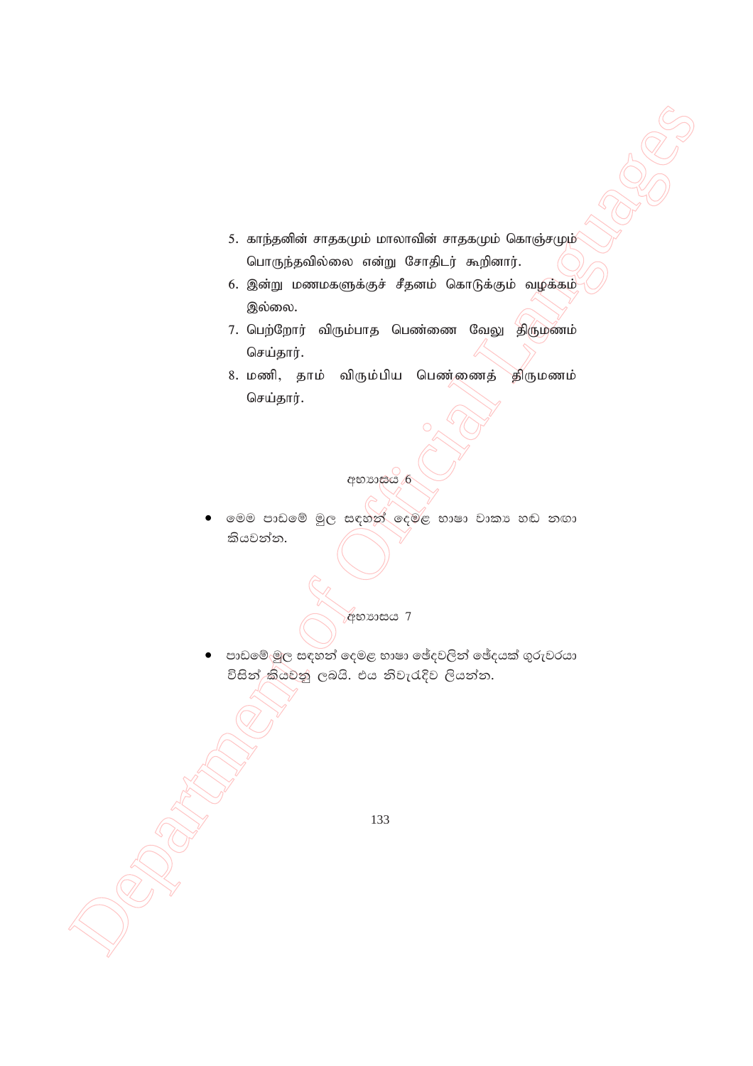5. காந்தனின் சாதகமும் மாலாவின் சாதகமும் கொஞ்சமும் பொருந்தவில்லை என்று சோதிடர் கூறினார்.
6. இன்று மணமகளுக்குச் சீதனம் கொடுக்கும் வழக்கம் இல்லை.
7. பெற்றோர் விரும்பாத பெண்ணை வேலு திருமணம் செய்தார்.
8. மணி, தாம் விரும்பிய பெண்ணைத் திருமணம் செய்தார்.

අභ්‍යාසය 6

- මෙම පාඩමේ මුල සඳහන් දෙමළ භාෂා වාක්‍ය හඬ නඟා කියවන්න.

අභ්‍යාසය 7

- පාඩමේ මුල සඳහන් දෙමළ භාෂා ඡේදවලින් ඡේදයක් ගුරුවරයා විසින් කියවනු ලබයි. එය නිවැරදිව ලියන්න.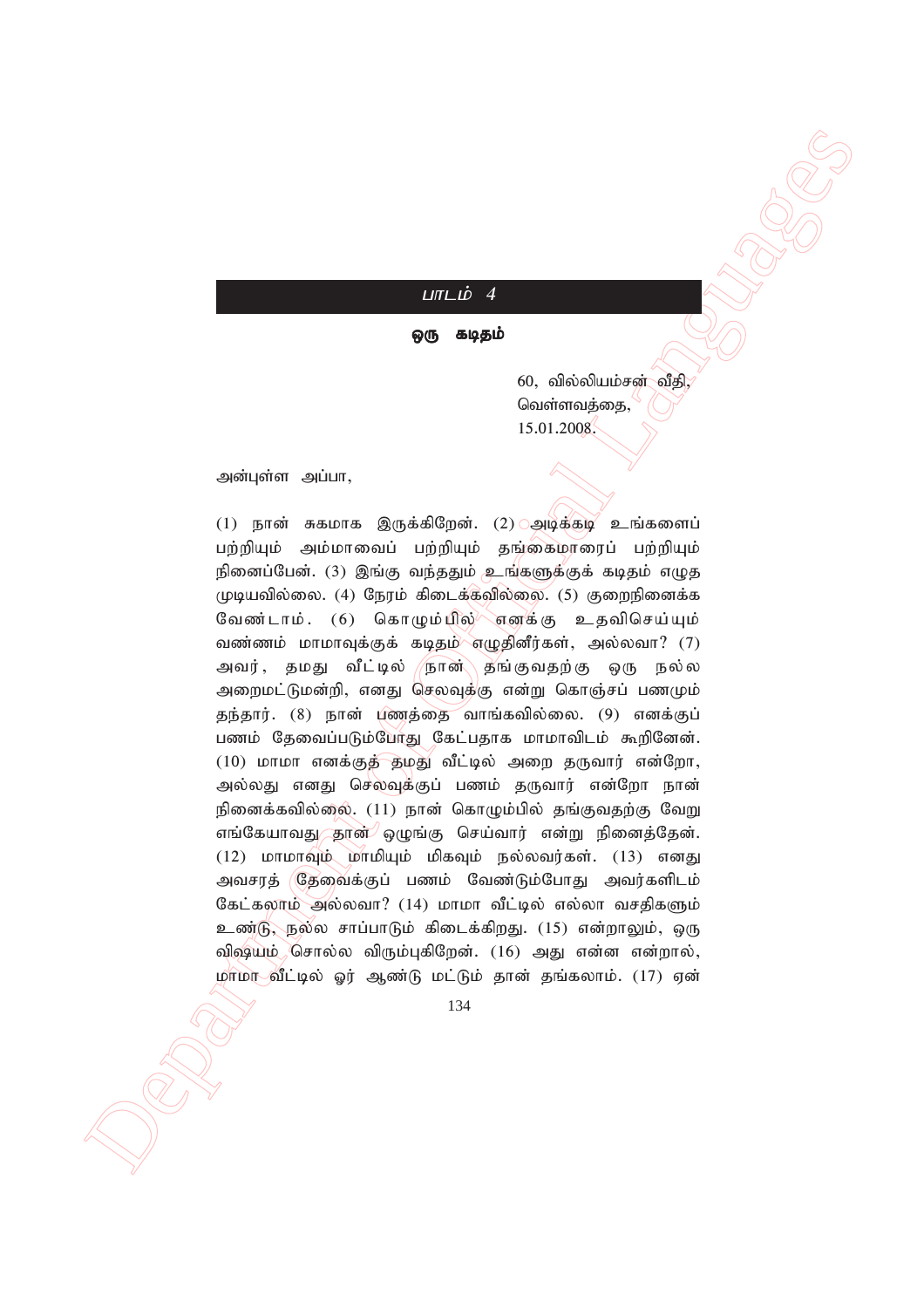## பாடம் 4

### ஒரு கடிதம்

60, வில்லியம்சன் வீதி,
வெள்ளவத்தை,
15.01.2008.

அன்புள்ள அப்பா,

(1) நான் சுகமாக இருக்கிறேன். (2) அடிக்கடி உங்களைப் பற்றியும் அம்மாவைப் பற்றியும் தங்கைமாரைப் பற்றியும் நினைப்பேன். (3) இங்கு வந்ததும் உங்களுக்குக் கடிதம் எழுத முடியவில்லை. (4) நேரம் கிடைக்கவில்லை. (5) குறைநினைக்க வேண்டாம். (6) கொழும்பில் எனக்கு உதவிசெய்யும் வண்ணம் மாமாவுக்குக் கடிதம் எழுதினீர்கள், அல்லவா? (7) அவர், தமது வீட்டில் நான் தங்குவதற்கு ஒரு நல்ல அறைமட்டுமன்றி, எனது செலவுக்கு என்று கொஞ்சப் பணமும் தந்தார். (8) நான் பணத்தை வாங்கவில்லை. (9) எனக்குப் பணம் தேவைப்படும்போது கேட்பதாக மாமாவிடம் கூறினேன். (10) மாமா எனக்குத் தமது வீட்டில் அறை தருவார் என்றோ, அல்லது எனது செலவுக்குப் பணம் தருவார் என்றோ நான் நினைக்கவில்லை. (11) நான் கொழும்பில் தங்குவதற்கு வேறு எங்கேயாவது தான் ஒழுங்கு செய்வார் என்று நினைத்தேன். (12) மாமாவும் மாமியும் மிகவும் நல்லவர்கள். (13) எனது அவசரத் தேவைக்குப் பணம் வேண்டும்போது அவர்களிடம் கேட்கலாம் அல்லவா? (14) மாமா வீட்டில் எல்லா வசதிகளும் உண்டு, நல்ல சாப்பாடும் கிடைக்கிறது. (15) என்றாலும், ஒரு விஷயம் சொல்ல விரும்புகிறேன். (16) அது என்ன என்றால், மாமா வீட்டில் ஓர் ஆண்டு மட்டும் தான் தங்கலாம். (17) ஏன்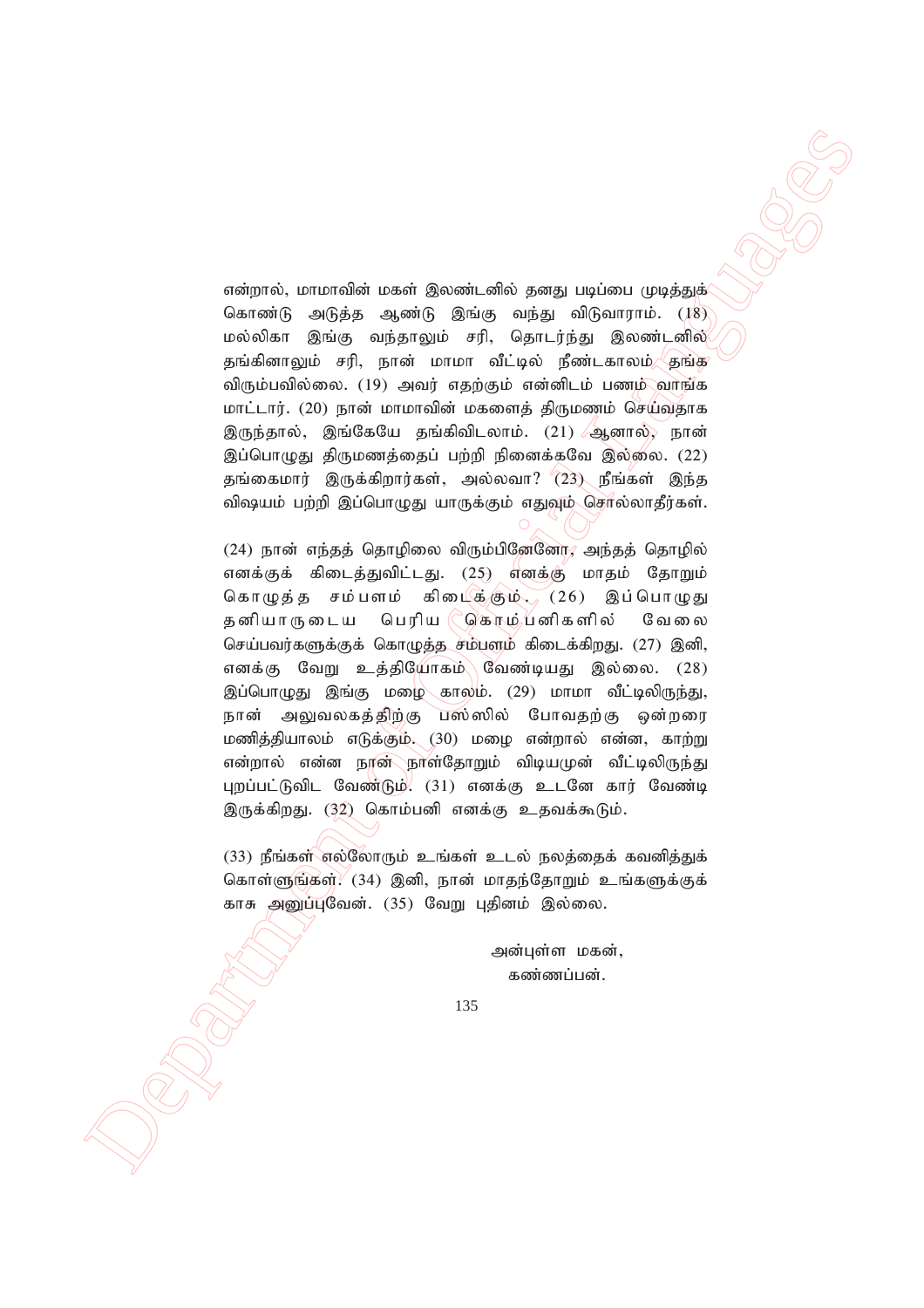என்றால், மாமாவின் மகள் இலண்டனில் தனது படிப்பை முடித்துக் கொண்டு அடுத்த ஆண்டு இங்கு வந்து விடுவாராம். (18) மல்லிகா இங்கு வந்தாலும் சரி, தொடர்ந்து இலண்டனில் தங்கினாலும் சரி, நான் மாமா வீட்டில் நீண்டகாலம் தங்க விரும்பவில்லை. (19) அவர் எதற்கும் என்னிடம் பணம் வாங்க மாட்டார். (20) நான் மாமாவின் மகளைத் திருமணம் செய்வதாக இருந்தால், இங்கேயே தங்கிவிடலாம். (21) ஆனால், நான் இப்பொழுது திருமணத்தைப் பற்றி நினைக்கவே இல்லை. (22) தங்கைமார் இருக்கிறார்கள், அல்லவா? (23) நீங்கள் இந்த விஷயம் பற்றி இப்பொழுது யாருக்கும் எதுவும் சொல்லாதீர்கள்.

(24) நான் எந்தத் தொழிலை விரும்பினேனோ, அந்தத் தொழில் எனக்குக் கிடைத்துவிட்டது. (25) எனக்கு மாதம் தோறும் கொழுத்த சம்பளம் கிடைக்கும். (26) இப்பொழுது தனியாருடைய பெரிய கொம்பனிகளில் வேலை செய்பவர்களுக்குக் கொழுத்த சம்பளம் கிடைக்கிறது. (27) இனி, எனக்கு வேறு உத்தியோகம் வேண்டியது இல்லை. (28) இப்பொழுது இங்கு மழை காலம். (29) மாமா வீட்டிலிருந்து, நான் அலுவலகத்திற்கு பஸ்ஸில் போவதற்கு ஒன்றரை மணித்தியாலம் எடுக்கும். (30) மழை என்றால் என்ன, காற்று என்றால் என்ன நான் நாள்தோறும் விடியமுன் வீட்டிலிருந்து புறப்பட்டுவிட வேண்டும். (31) எனக்கு உடனே கார் வேண்டி இருக்கிறது. (32) கொம்பனி எனக்கு உதவக்கூடும்.

(33) நீங்கள் எல்லோரும் உங்கள் உடல் நலத்தைக் கவனித்துக் கொள்ளுங்கள். (34) இனி, நான் மாதந்தோறும் உங்களுக்குக் காசு அனுப்புவேன். (35) வேறு புதினம் இல்லை.

அன்புள்ள மகன்,
கண்ணப்பன்.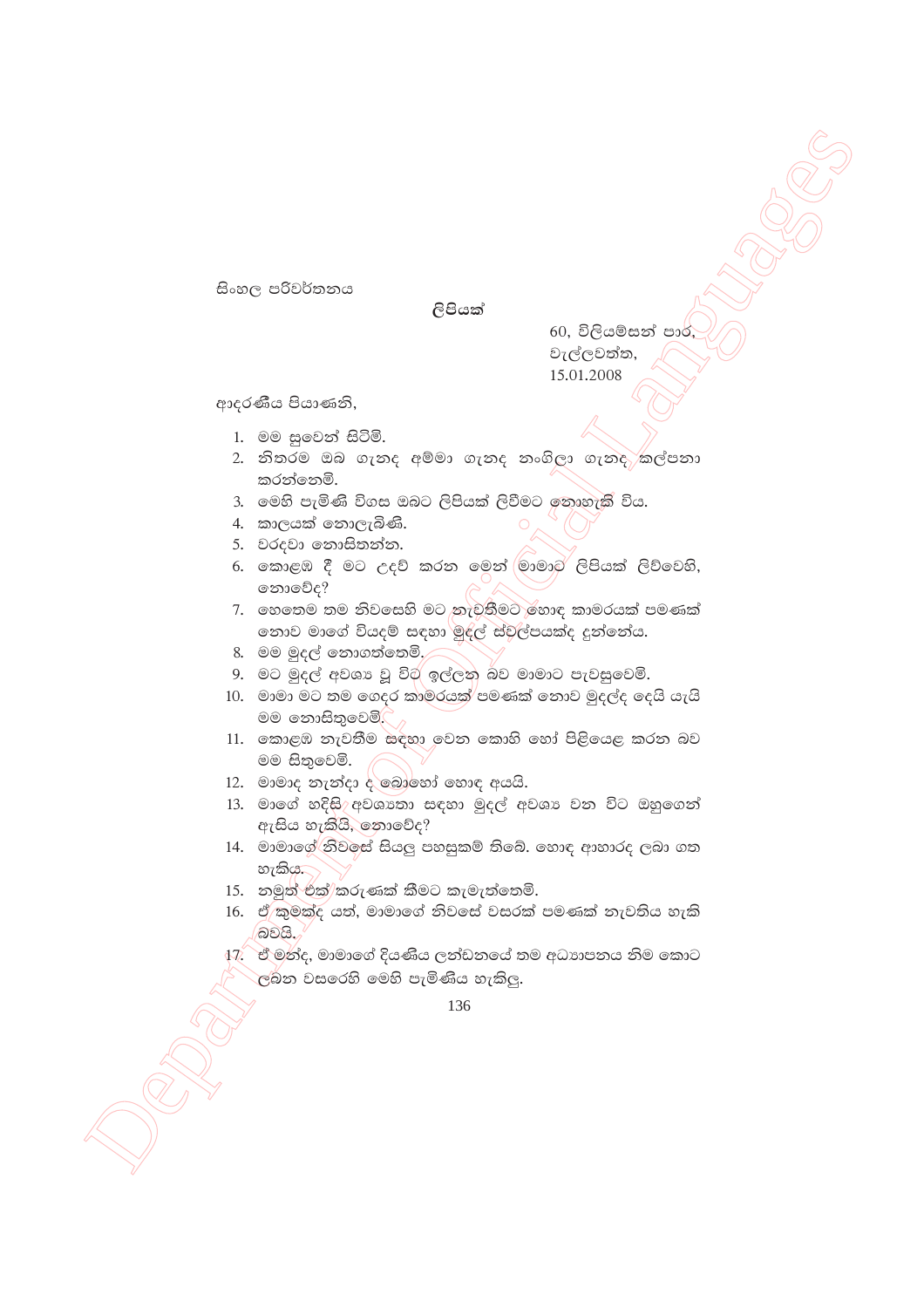සිංහල පරිවර්තනය

## ලිපියක්

60, විලියම්සන් පාර,
වැල්ලවත්ත,
15.01.2008

ආදරණීය පියාණනි,

1. මම සුවෙන් සිටිමි.
2. නිතරම ඔබ ගැනද අම්මා ගැනද නංගිලා ගැනද කල්පනා කරන්නෙමි.
3. මෙහි පැමිණි විගස ඔබට ලිපියක් ලිවීමට නොහැකි විය.
4. කාලයක් නොලැබිණි.
5. වරදවා නොසිතන්න.
6. කොළඹ දී මට උදව් කරන මෙන් මාමාට ලිපියක් ලිව්වෙහි, නොවේද?
7. හෙතෙම තම නිවසෙහි මට නැවතීමට හොඳ කාමරයක් පමණක් නොව මාගේ වියදම් සඳහා මුදල් ස්වල්පයක්ද දුන්නේය.
8. මම මුදල් නොගත්තෙමි.
9. මට මුදල් අවශ්‍ය වූ විට ඉල්ලන බව මාමාට පැවසුවෙමි.
10. මාමා මට තම ගෙදර කාමරයක් පමණක් නොව මුදල්ද දෙයි යැයි මම නොසිතුවෙමි.
11. කොළඹ නැවතීම සඳහා වෙන කොහි හෝ පිළියෙළ කරන බව මම සිතුවෙමි.
12. මාමාද නැන්දා ද බොහෝ හොඳ අයයි.
13. මාගේ හදිසි අවශ්‍යතා සඳහා මුදල් අවශ්‍ය වන විට ඔහුගෙන් ඇසිය හැකියි, නොවේද?
14. මාමාගේ නිවසේ සියලු පහසුකම් තිබේ. හොඳ ආහාරද ලබා ගත හැකිය.
15. නමුත් එක් කරුණක් කීමට කැමැත්තෙමි.
16. ඒ කුමක්ද යත්, මාමාගේ නිවසේ වසරක් පමණක් නැවතිය හැකි බවයි.
17. ඒ මන්ද, මාමාගේ දියණිය ලන්ඩනයේ තම අධ්‍යාපනය නිම කොට ලබන වසරෙහි මෙහි පැමිණිය හැකිලු.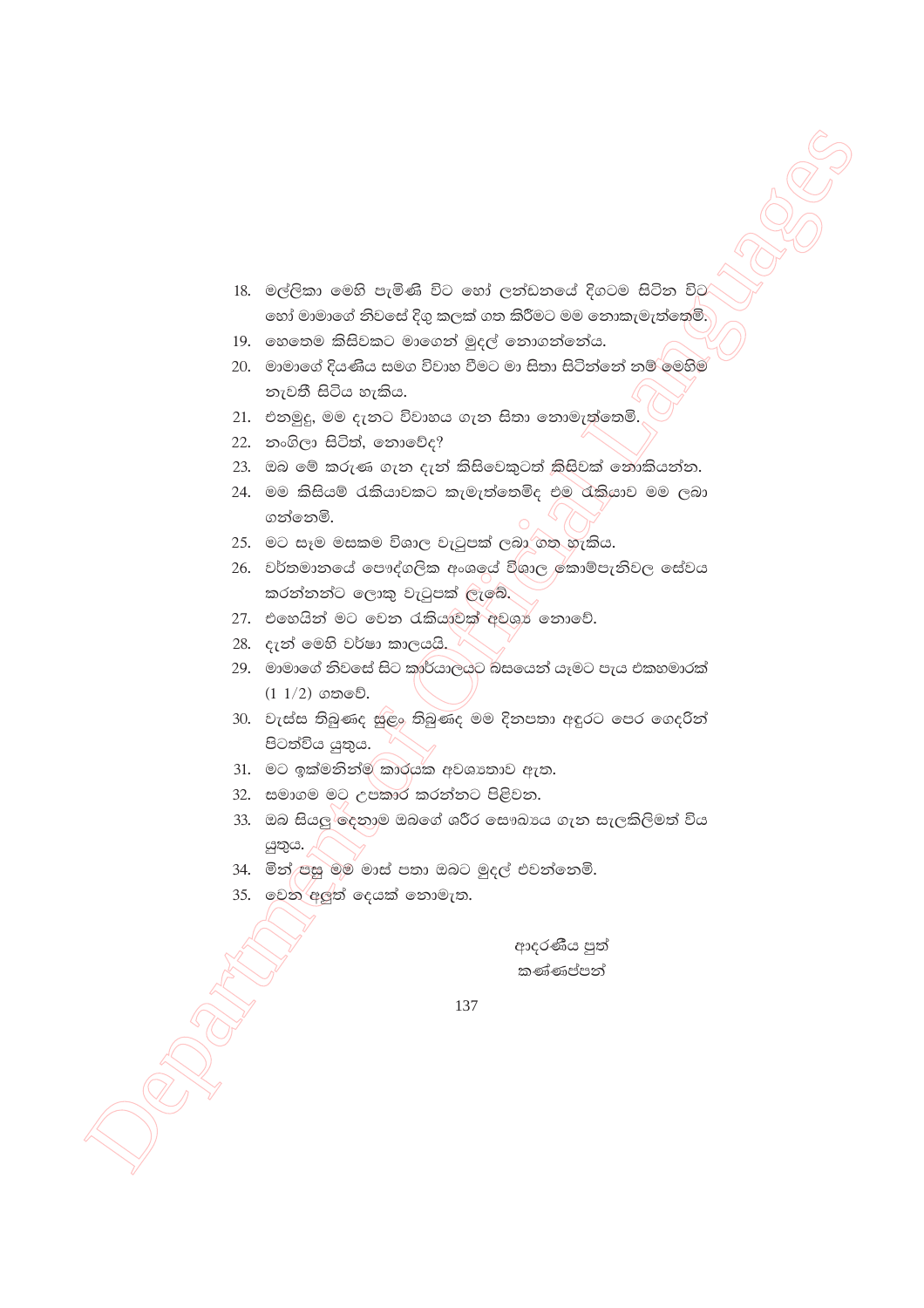18. මල්ලිකා මෙහි පැමිණි විට හෝ ලන්ඩනයේ දිගටම සිටින විට හෝ මාමාගේ නිවසේ දිගු කලක් ගත කිරීමට මම නොකැමැත්තෙමි.
19. ෂෙතෙම කිසිවකට මාගෙන් මුදල් නොගන්නේය.
20. මාමාගේ දියණිය සමග විවාහ වීමට මා සිතා සිටින්නේ නම් මෙහිම නැවතී සිටිය හැකිය.
21. එනමුදු, මම දැනට විවාහය ගැන සිතා නොමැත්තෙමි.
22. නංගිලා සිටිත්, නොවේද?
23. ඔබ මේ කරුණ ගැන දැන් කිසිවෙකුටත් කිසිවක් නොකියන්න.
24. මම කිසියම් රැකියාවකට කැමැත්තෙම්ද එම රැකියාව මම ලබා ගන්නෙමි.
25. මට සෑම මසකම විශාල වැටුපක් ලබා ගත හැකිය.
26. වර්තමානයේ පෞද්ගලික අංශයේ විශාල කොම්පැනිවල සේවය කරන්නන්ට ලොකු වැටුපක් ලැබේ.
27. එහෙයින් මට වෙන රැකියාවක් අවශ්‍ය නොවේ.
28. දැන් මෙහි වර්ෂා කාලයයි.
29. මාමාගේ නිවසේ සිට කාර්යාලයට බසයෙන් යෑමට පැය එකහමාරක් (1 1/2) ගතවේ.
30. වැස්ස තිබුණද සුළං තිබුණද මම දිනපතා අඳුරට පෙර ගෙදරින් පිටත්විය යුතුය.
31. මට ඉක්මනින්ම කාරයක අවශ්‍යතාව ඇත.
32. සමාගම මට උපකාර කරන්නට පිළිවන.
33. ඔබ සියලු දෙනාම ඔබගේ ශරීර සෞඛ්‍යය ගැන සැලකිලිමත් විය යුතුය.
34. මින් පසු මම මාස් පතා ඔබට මුදල් එවන්නෙමි.
35. වෙන අලුත් දෙයක් නොමැත.

ආදරණීය පුත්
කණ්ණප්පන්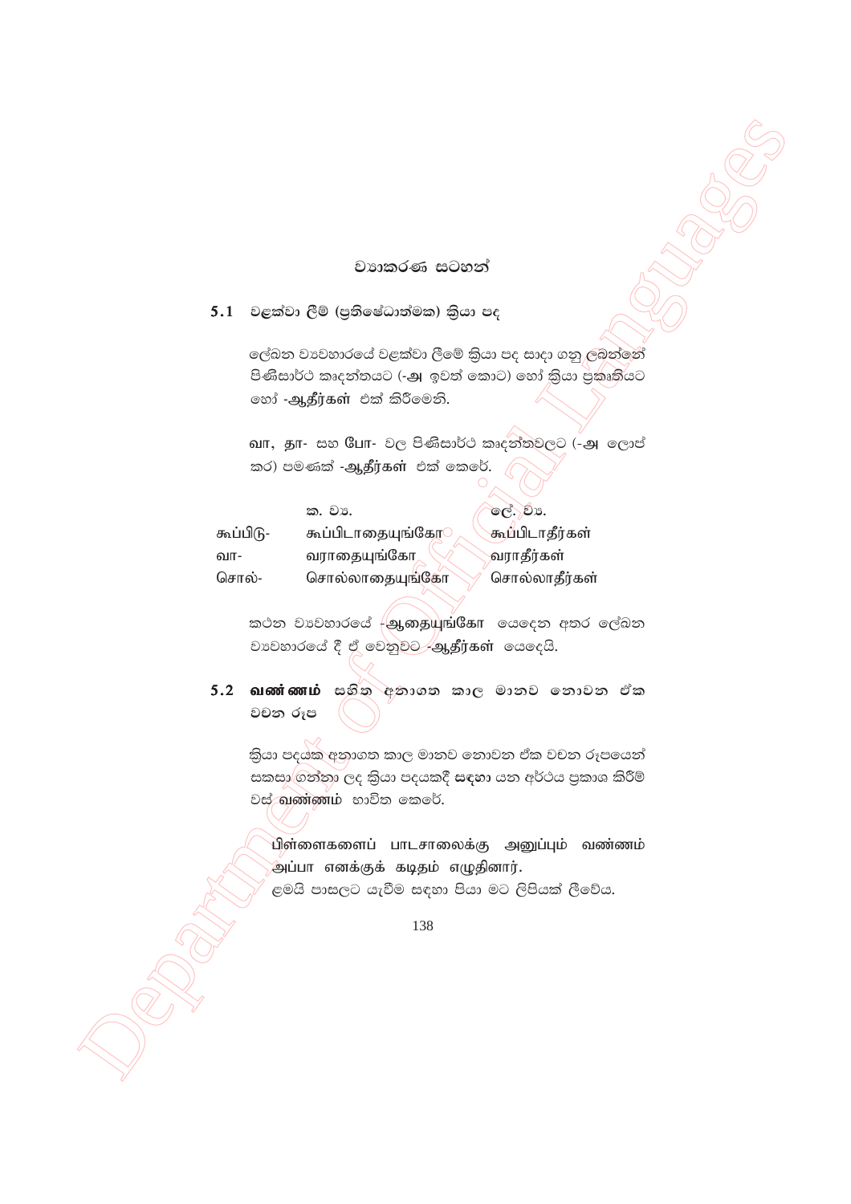## ව්‍යාකරණ සටහන්

### 5.1 වළක්වා ලීම් (ප්‍රතිෂේධාත්මක) ක්‍රියා පද

ලේඛන ව්‍යවහාරයේ වළක්වා ලීමේ ක්‍රියා පද සාදා ගනු ලබන්නේ පිණිසාර්ථ කෘදන්තයට (-அ ඉවත් කොට) හෝ ක්‍රියා ප්‍රකෘතියට හෝ -ஆதீர்கள் එක් කිරීමෙනි.

வா, தா- සහ போ- වල පිණිසාර්ථ කෘදන්තවලට (-அ ලොප් කර) පමණක් -ஆதீர்கள் එක් කෙරේ.

| | ක. ව්‍ය. | ලේ. ව්‍ය. |
|---|---|---|
| கூப்பிடு- | கூப்பிடாதையுங்கோ | கூப்பிடாதீர்கள் |
| வா- | வராதையுங்கோ | வராதீர்கள் |
| சொல்- | சொல்லாதையுங்கோ | சொல்லாதீர்கள் |

කථන ව්‍යවහාරයේ -ஆதையுங்கோ යෙදෙන අතර ලේඛන ව්‍යවහාරයේ දී ඒ වෙනුවට -ஆதீர்கள் යෙදෙයි.

### 5.2 **வண்ணம்** සහිත අනාගත කාල මානව නොවන ඒක වචන රූප

ක්‍රියා පදයක අනාගත කාල මානව නොවන ඒක වචන රූපයෙන් සකසා ගන්නා ලද ක්‍රියා පදයකදී **සඳහා** යන අර්ථය ප්‍රකාශ කිරීම් වස් **வண்ணம்** භාවිත කෙරේ.

பிள்ளைகளைப் பாடசாலைக்கு அனுப்பும் வண்ணம் அப்பா எனக்குக் கடிதம் எழுதினார்.
ළමයි පාසලට යැවීම සඳහා පියා මට ලිපියක් ලීවේය.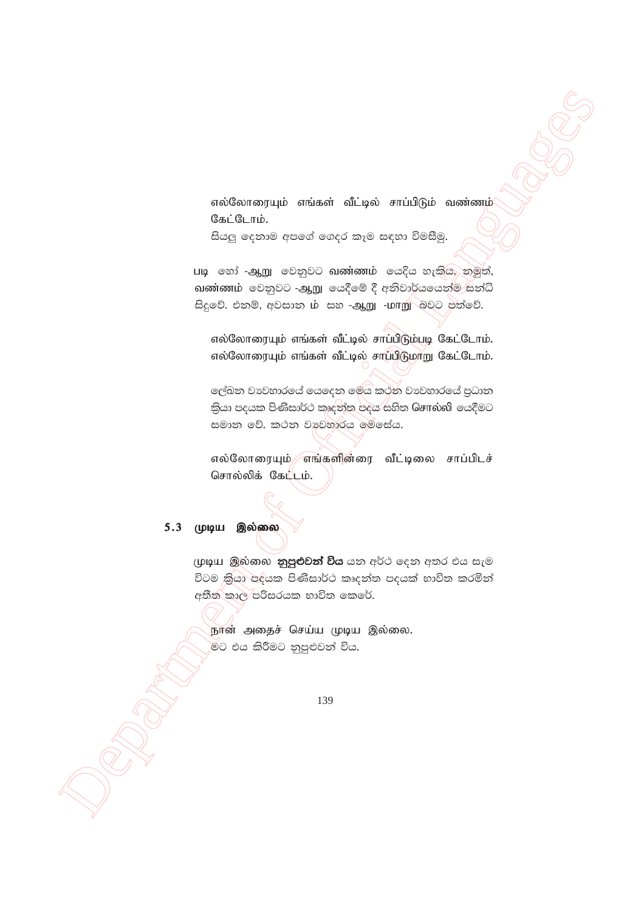எல்லோரையும் எங்கள் வீட்டில் சாப்பிடும் வண்ணம் கேட்டோம்.
සියලු දෙනාම අපගේ ගෙදර කෑම සඳහා විමසීමු.

படி හෝ -ஆறு වෙනුවට **வண்ணம்** යෙදිය හැකිය. නමුත්, **வண்ணம்** වෙනුවට -ஆறு යෙදීමේ දී අනිවාර්යයෙන්ම සන්ධි සිදුවේ. එනම්, අවසාන ம் සහ -ஆறு -மாறு බවට පත්වේ.

எல்லோரையும் எங்கள் வீட்டில் சாப்பிடும்படி கேட்டோம்.
எல்லோரையும் எங்கள் வீட்டில் சாப்பிடுமாறு கேட்டோம்.

ලේඛන ව්‍යවහාරයේ යෙදෙන මෙය කථන ව්‍යවහාරයේ ප්‍රධාන ක්‍රියා පදයක පිණිසාර්ථ කෘදන්ත පදය සහිත சொல்லி යෙදීමට සමාන වේ. කථන ව්‍යවහාරය මෙසේය.

எல்லோரையும் எங்களின்ரை வீட்டிலை சாப்பிடச் சொல்லிக் கேட்டம்.

## 5.3 முடிய இல்லை

முடிய இல்லை **නුපුළුවන් විය** යන අර්ථ දෙන අතර එය සැම විටම ක්‍රියා පදයක පිණිසාර්ථ කෘදන්ත පදයක් භාවිත කරමින් අතීත කාල පරිසරයක භාවිත කෙරේ.

நான் அதைச் செய்ய முடிய இல்லை.
මට එය කිරීමට නුපුළුවන් විය.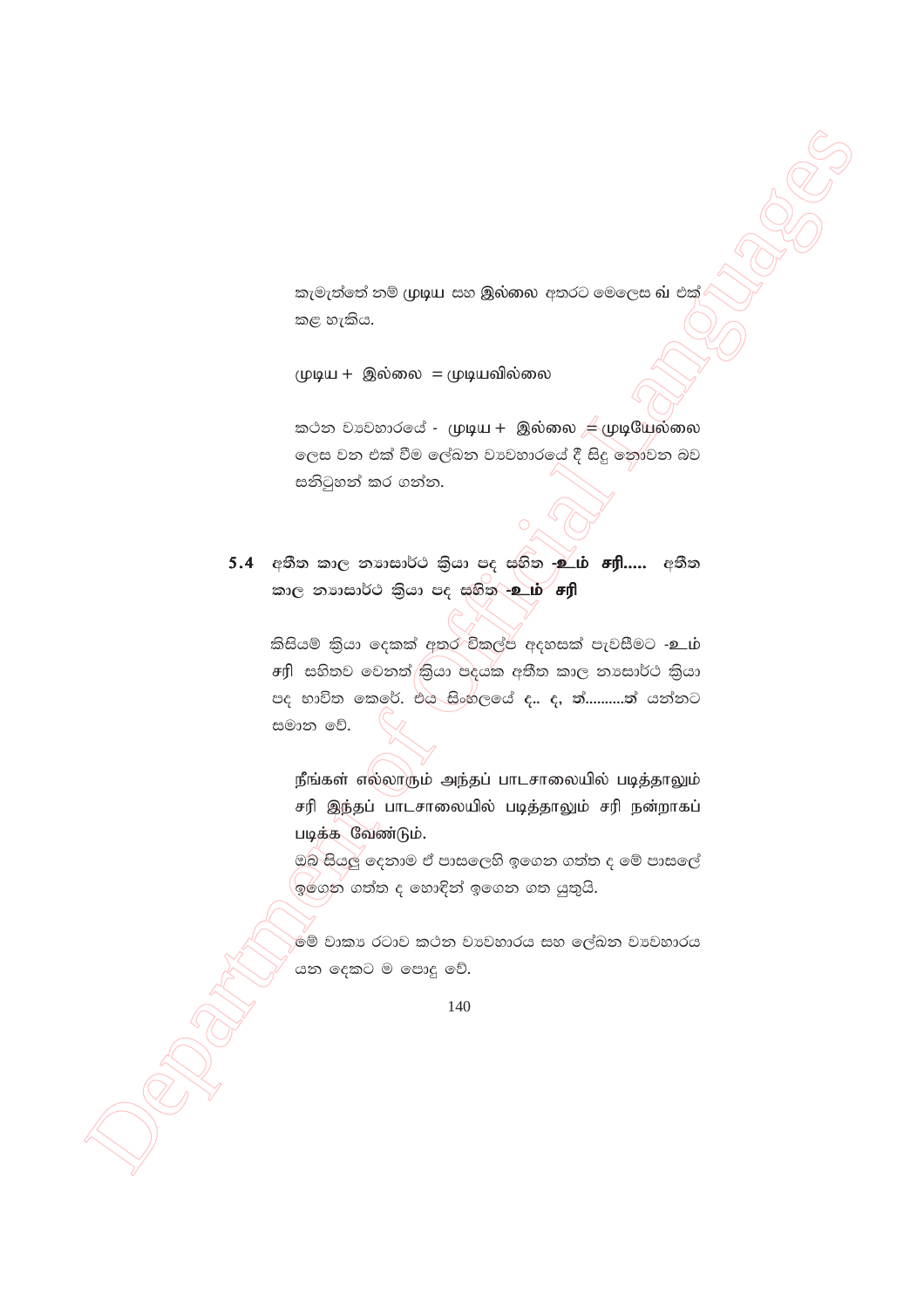කැමැත්තේ නම් முடிய සහ இல்லை අතරට මෙලෙස வ் එක් කළ හැකිය.

முடிய + இல்லை = முடியவில்லை

කථන ව්‍යවහාරයේ - முடிய + இல்லை = முடியேல்லை ලෙස වන එක් වීම ලේඛන ව්‍යවහාරයේ දී සිදු නොවන බව සනිටුහන් කර ගන්න.

## 5.4 අතීත කාල න්‍යාසාර්ථ ක්‍රියා පද සහිත **-உம் சரி.....** අතීත කාල න්‍යාසාර්ථ ක්‍රියා පද සහිත **-உம் சரி**

කිසියම් ක්‍රියා දෙකක් අතර විකල්ප අදහසක් පැවසීමට **-உம் சரி** සහිතව වෙනත් ක්‍රියා පදයක අතීත කාල න්‍යාසාර්ථ ක්‍රියා පද භාවිත කෙරේ. එය සිංහලයේ ද.. ද, **ත්..........ත්** යන්නට සමාන වේ.

> நீங்கள் எல்லாரும் அந்தப் பாடசாலையில் படித்தாலும் சரி இந்தப் பாடசாலையில் படித்தாலும் சரி நன்றாகப் படிக்க வேண்டும்.
>
> ඔබ සියලු දෙනාම ඒ පාසලෙහි ඉගෙන ගත්ත ද මේ පාසලේ ඉගෙන ගත්ත ද හොඳින් ඉගෙන ගත යුතුයි.
>
> මේ වාක්‍ය රටාව කථන ව්‍යවහාරය සහ ලේඛන ව්‍යවහාරය යන දෙකට ම පොදු වේ.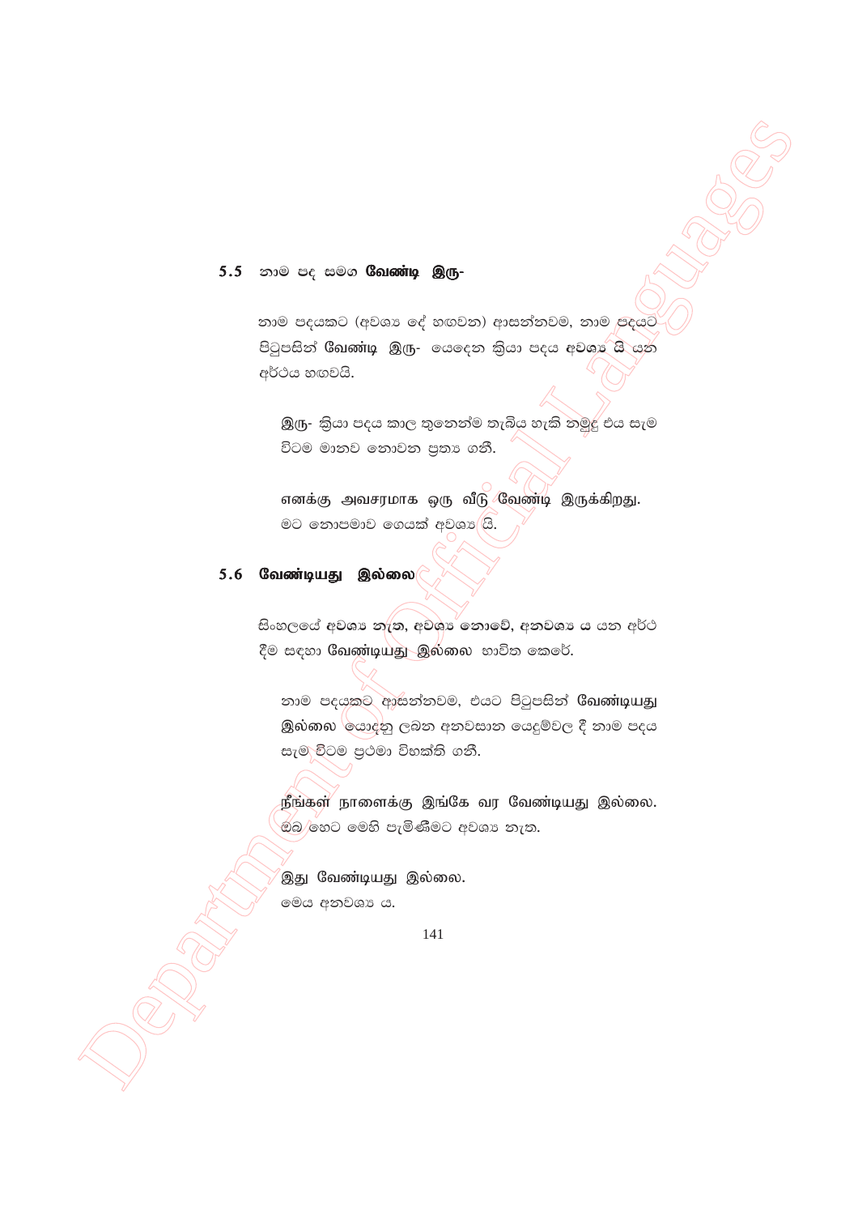## 5.5 නාම පද සමග **வேண்டி இரு-**

නාම පදයකට (අවශ්‍ය දේ හඟවන) ආසන්නවම, නාම පදයට පිටුපසින් **வேண்டி இரு-** යෙදෙන ක්‍රියා පදය **අවශ්‍ය යි** යන අර්ථය හඟවයි.

> **இரு-** ක්‍රියා පදය කාල තුනෙන්ම තැබිය හැකි නමුදු එය සැම විටම මානව නොවන ප්‍රත්‍ය ගනී.
>
> **எனக்கு அவசரமாக ஒரு வீடு வேண்டி இருக்கிறது.**
> මට නොපමාව ගෙයක් අවශ්‍ය යි.

## 5.6 **வேண்டியது இல்லை**

සිංහලයේ **අවශ්‍ය නැත, අවශ්‍ය නොවේ, අනවශ්‍ය ය** යන අර්ථ දීම සඳහා **வேண்டியது இல்லை** භාවිත කෙරේ.

> නාම පදයකට ආසන්නවම, එයට පිටුපසින් **வேண்டியது இல்லை** යොදනු ලබන අනවසාන යෙදුම්වල දී නාම පදය සැම විටම ප්‍රථමා විභක්ති ගනී.
>
> **நீங்கள் நாளைக்கு இங்கே வர வேண்டியது இல்லை.**
> ඔබ හෙට මෙහි පැමිණීමට අවශ්‍ය නැත.
>
> **இது வேண்டியது இல்லை.**
> මෙය අනවශ්‍ය ය.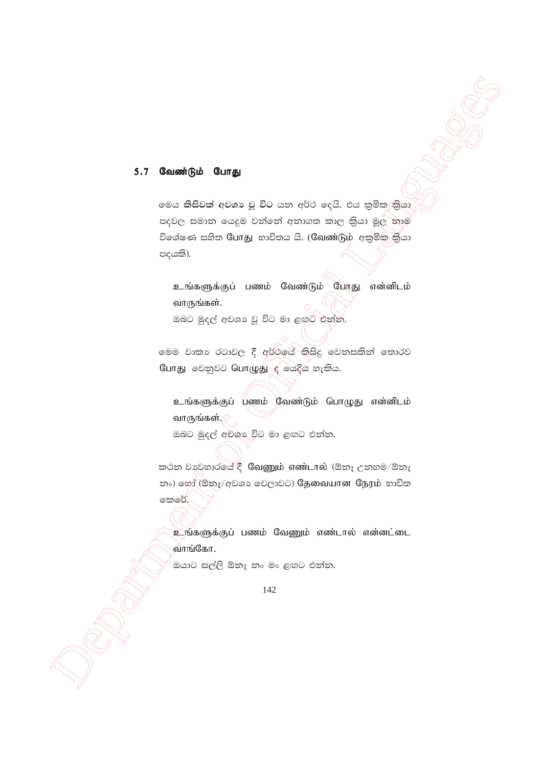## 5.7 வேண்டும் போது

මෙය **කිසිවක් අවශ්‍ය වූ විට** යන අර්ථ දෙයි. එය ක්‍රමික ක්‍රියා පදවල සමාන යෙදුම වන්නේ අනාගත කාල ක්‍රියා මූල නාම විශේෂණ සහිත **போது** භාවිතය යි. (**வேண்டும்** අක්‍රමික ක්‍රියා පදයකි).

> உங்களுக்குப் பணம் வேண்டும் போது என்னிடம் வாருங்கள்.
>
> ඔබට මුදල් අවශ්‍ය වූ විට මා ළඟට එන්න.

මෙම වාක්‍ය රටාවල දී අර්ථයේ කිසිදු වෙනසකින් තොරව **போது** වෙනුවට **பொழுது** ද යෙදිය හැකිය.

> உங்களுக்குப் பணம் வேண்டும் பொழுது என்னிடம் வாருங்கள்.
>
> ඔබට මුදල් අවශ්‍ය විට මා ළඟට එන්න.

කථන ව්‍යවහාරයේ දී **வேணும் எண்டால்** (ඕනෑ උනහම/ඕනෑ නං) හෝ (ඕනෑ/අවශ්‍ය වෙලාවට) **தேவையான நேரம்** භාවිත කෙරේ.

> உங்களுக்குப் பணம் வேணும் எண்டால் என்னட்டை வாங்கோ.
>
> ඔයාට සල්ලි ඕනෑ නං මං ළඟට එන්න.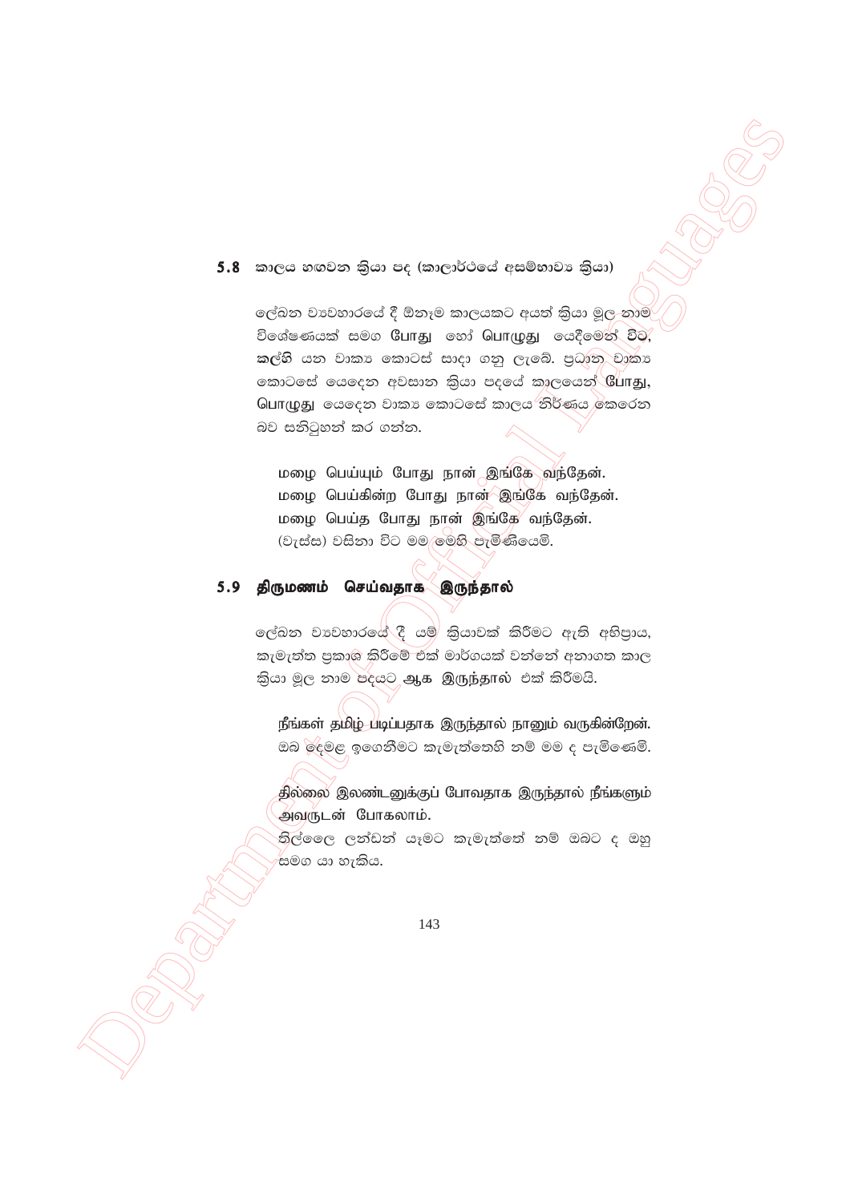## 5.8 කාලය හඟවන ක්‍රියා පද (කාලාර්ථයේ අසම්භාව්‍ය ක්‍රියා)

ලේඛන ව්‍යවහාරයේ දී ඕනෑම කාලයකට අයත් ක්‍රියා මූල නාම විශේෂණයක් සමග **போது** හෝ **பொழுது** යෙදීමෙන් **විට, කල්හි** යන වාක්‍ය කොටස් සාදා ගනු ලැබේ. ප්‍රධාන වාක්‍ය කොටසේ යෙදෙන අවසාන ක්‍රියා පදයේ කාලයෙන් **போது, பொழுது** යෙදෙන වාක්‍ය කොටසේ කාලය නිර්ණය කෙරෙන බව සනිටුහන් කර ගන්න.

மழை பெய்யும் போது நான் இங்கே வந்தேன்.
மழை பெய்கின்ற போது நான் இங்கே வந்தேன்.
மழை பெய்த போது நான் இங்கே வந்தேன்.
(වැස්ස) වසිනා විට මම මෙහි පැමිණියෙමි.

## 5.9 திருமணம் செய்வதாக இருந்தால்

ලේඛන ව්‍යවහාරයේ දී යම් ක්‍රියාවක් කිරීමට ඇති අභිප්‍රාය, කැමැත්ත ප්‍රකාශ කිරීමේ එක් මාර්ගයක් වන්නේ අනාගත කාල ක්‍රියා මූල නාම පදයට **ஆக இருந்தால்** එක් කිරීමයි.

நீங்கள் தமிழ் படிப்பதாக இருந்தால் நானும் வருகின்றேன்.
ඔබ දෙමළ ඉගෙනීමට කැමැත්තෙහි නම් මම ද පැමිණෙමි.

தில்லை இலண்டனுக்குப் போவதாக இருந்தால் நீங்களும் அவருடன் போகலாம்.
තිල්ලෛ ලන්ඩන් යෑමට කැමැත්තේ නම් ඔබට ද ඔහු සමග යා හැකිය.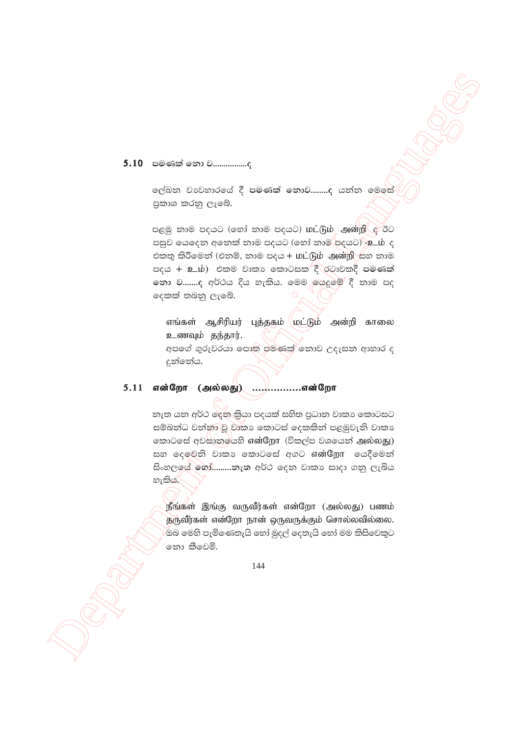## 5.10 පමණක් නො ව................ද

ලේඛන ව්‍යවහාරයේ දී **පමණක් නොව........ද** යන්න මෙසේ ප්‍රකාශ කරනු ලැබේ.

පළමු නාම පදයට (හෝ නාම පදයට) **மட்டும் அன்றி** ද ඊට පසුව යෙදෙන අනෙක් නාම පදයට (හෝ නාම පදයට) **-உம்** ද එකතු කිරීමෙන් (එනම්, නාම පදය + **மட்டும் அன்றி** සහ නාම පදය + **உம்**) එකම වාක්‍ය කොටසක දී රටාවකදී **පමණක් නො ව.......ද** අර්ථය දිය හැකිය. මෙම යෙදුමේ දී නාම පද දෙකක් තබනු ලැබේ.

> எங்கள் ஆசிரியர் புத்தகம் மட்டும் அன்றி காலை உணவும் தந்தார்.
> අපගේ ගුරුවරයා පොත පමණක් නොව උදෑසන ආහාර ද දුන්නේය.

## 5.11 என்றோ (அல்லது) ................என்றோ

නැත යන අර්ථ දෙන ක්‍රියා පදයක් සහිත ප්‍රධාන වාක්‍ය කොටසට සම්බන්ධ වන්නා වූ වාක්‍ය කොටස් දෙකකින් පළමුවැනි වාක්‍ය කොටසේ අවසානයෙහි **என்றோ** (විකල්ප වශයෙන් **அல்லது**) සහ දෙවෙනි වාක්‍ය කොටසේ අගට **என்றோ** යෙදීමෙන් සිංහලයේ **හෝ.........නැත** අර්ථ දෙන වාක්‍ය සාදා ගනු ලැබිය හැකිය.

> நீங்கள் இங்கு வருவீர்கள் என்றோ (அல்லது) பணம் தருவீர்கள் என்றோ நான் ஒருவருக்கும் சொல்லவில்லை.
> ඔබ මෙහි පැමිණෙතැයි හෝ මුදල් දෙතැයි හෝ මම කිසිවෙකුට නො කීවෙමි.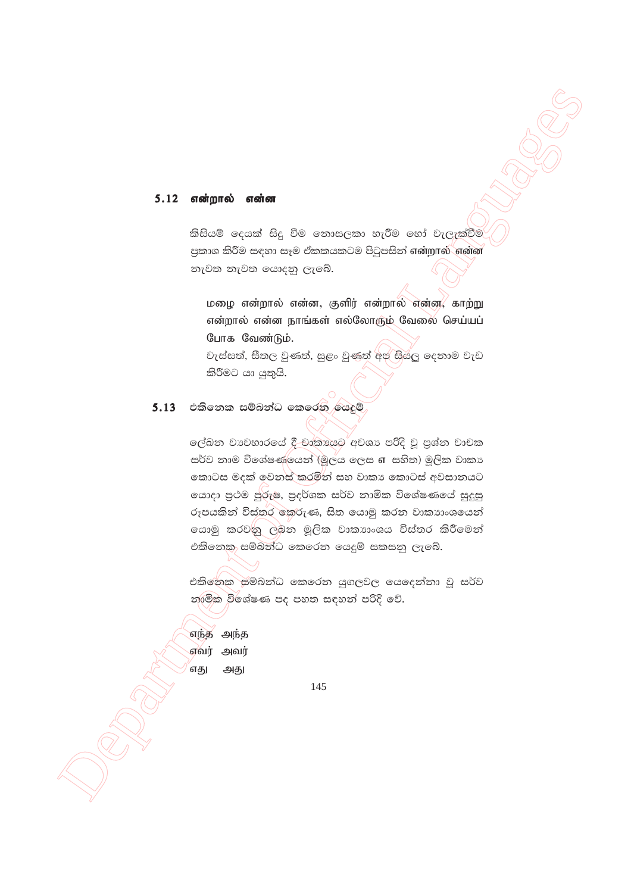## 5.12 என்றால் என்ன

කිසියම් දෙයක් සිදු වීම නොසලකා හැරීම හෝ වැලැක්වීම ප්‍රකාශ කිරීම සඳහා සෑම ඒකකයකටම පිටුපසින් என்றால் என்ன නැවත නැවත යොදනු ලැබේ.

> மழை என்றால் என்ன, குளிர் என்றால் என்ன, காற்று என்றால் என்ன நாங்கள் எல்லோரும் வேலை செய்யப் போக வேண்டும்.
>
> වැස්සත්, සීතල වුණත්, සුළං වුණත් අප සියලු දෙනාම වැඩ කිරීමට යා යුතුයි.

## 5.13 එකිනෙක සම්බන්ධ කෙරෙන යෙදුම්

ලේඛන ව්‍යවහාරයේ දී වාක්‍යයට අවශ්‍ය පරිදි වූ ප්‍රශ්න වාචක සර්ව නාම විශේෂණයෙන් (මූලය ලෙස எ සහිත) මූලික වාක්‍ය කොටස මදක් වෙනස් කරමින් සහ වාක්‍ය කොටස් අවසානයට යොදා ප්‍රථම පුරුෂ, ප්‍රදර්ශක සර්ව නාමික විශේෂණයේ සුදුසු රූපයකින් විස්තර කෙරුණ, සිත යොමු කරන වාක්‍යාංශයෙන් යොමු කරවනු ලබන මූලික වාක්‍යාංශය විස්තර කිරීමෙන් එකිනෙක සම්බන්ධ කෙරෙන යෙදුම් සකසනු ලැබේ.

එකිනෙක සම්බන්ධ කෙරෙන යුගලවල යෙදෙන්නා වූ සර්ව නාමික විශේෂණ පද පහත සඳහන් පරිදි වේ.

எந்த அந்த
எவர் அவர்
எது அது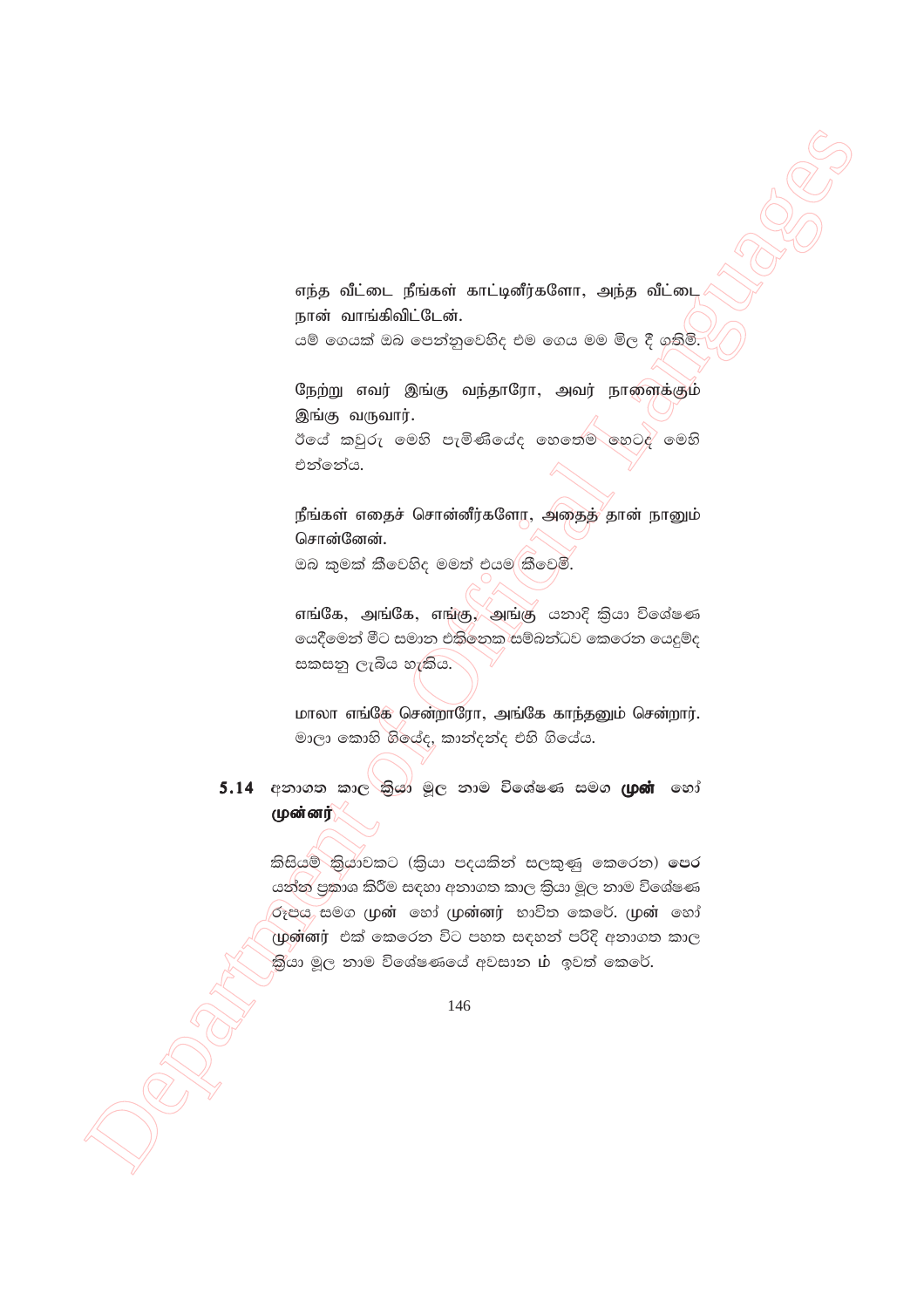எந்த வீட்டை நீங்கள் காட்டினீர்களோ, அந்த வீட்டை நான் வாங்கிவிட்டேன்.
යම් ගෙයක් ඔබ පෙන්නුවෙහිද එම ගෙය මම මිල දී ගතිමි.

நேற்று எவர் இங்கு வந்தாரோ, அவர் நாளைக்கும் இங்கு வருவார்.
ඊයේ කවුරු මෙහි පැමිණියේද ගෙතෙම හෙටද මෙහි එන්නේය.

நீங்கள் எதைச் சொன்னீர்களோ, அதைத் தான் நானும் சொன்னேன்.
ඔබ කුමක් කීවෙහිද මමත් එයම කීවෙමි.

எங்கே, அங்கே, எங்கு, அங்கு යනාදි ක්‍රියා විශේෂණ යෙදීමෙන් මීට සමාන එකිනෙක සම්බන්ධව කෙරෙන යෙදුම්ද සකසනු ලැබිය හැකිය.

மாலா எங்கே சென்றாரோ, அங்கே காந்தனும் சென்றார்.
මාලා කොහි ගියේද, කාන්දන්ද එහි ගියේය.

## 5.14 අනාගත කාල ක්‍රියා මූල නාම විශේෂණ සමග **முன்** හෝ **முன்னர்**

කිසියම් ක්‍රියාවකට (ක්‍රියා පදයකින් සලකුණු කෙරෙන) පෙර යන්න ප්‍රකාශ කිරීම සඳහා අනාගත කාල ක්‍රියා මූල නාම විශේෂණ රූපය සමග முன் හෝ முன்னர் භාවිත කෙරේ. முன் හෝ முன்னர் එක් කෙරෙන විට පහත සඳහන් පරිදි අනාගත කාල ක්‍රියා මූල නාම විශේෂණයේ අවසාන ம் ඉවත් කෙරේ.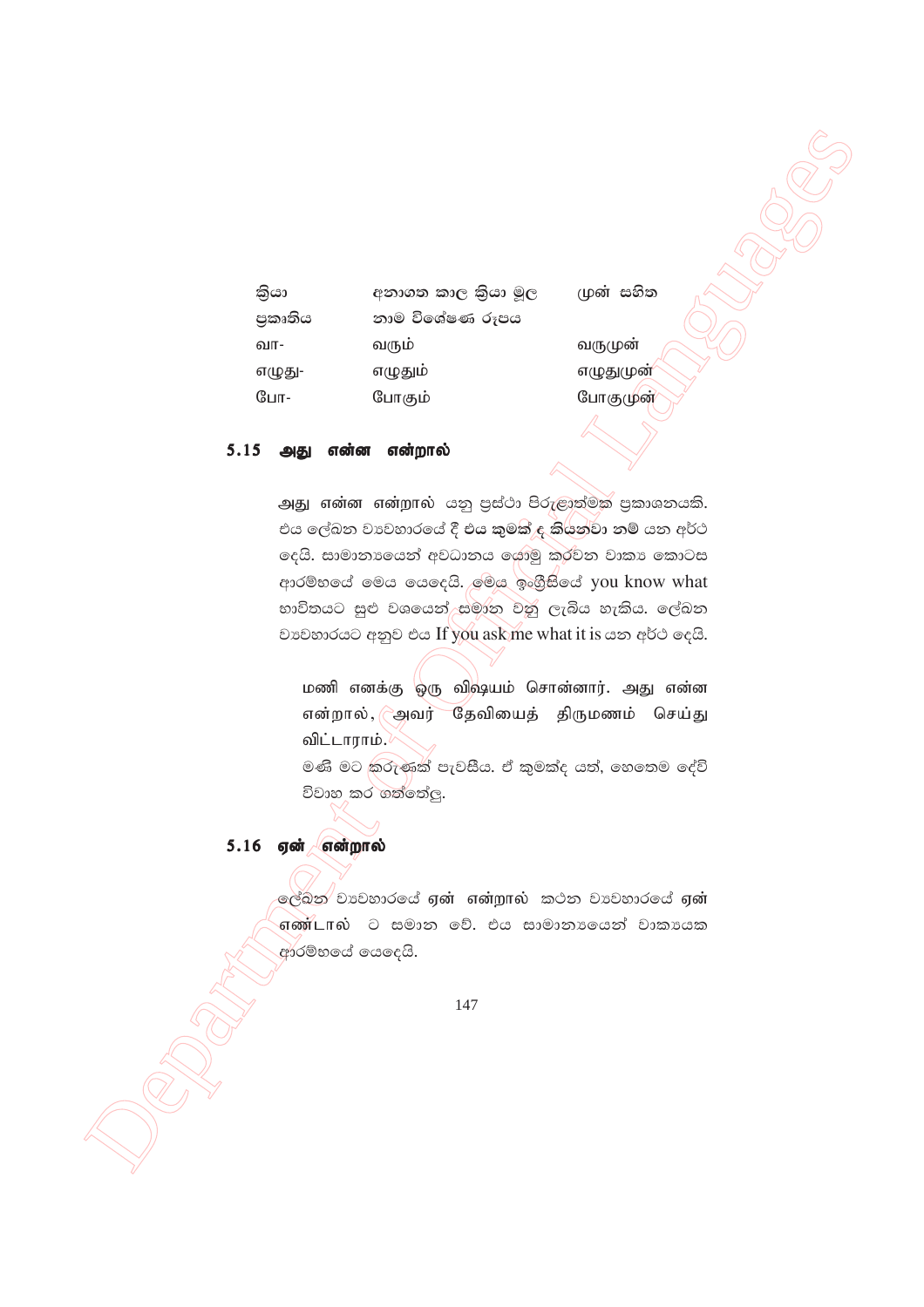| ක්‍රියා ප්‍රකෘතිය | අනාගත කාල ක්‍රියා මූල නාම විශේෂණ රූපය | முன் සහිත |
|---|---|---|
| வா- | வரும் | வருமுன் |
| எழுது- | எழுதும் | எழுதுமுன் |
| போ- | போகும் | போகுமுன் |

## 5.15 அது என்ன என்றால்

அது என்ன என்றால் යනු ප්‍රස්ථා පිරුළාත්මක ප්‍රකාශනයකි. එය ලේඛන ව්‍යවහාරයේ දී **එය කුමක් ද කියනවා** නම් යන අර්ථ දෙයි. සාමාන්‍යයෙන් අවධානය යොමු කරවන වාක්‍ය කොටස ආරම්භයේ මෙය යෙදෙයි. මෙය ඉංග්‍රීසියේ you know what භාවිතයට සුළු වශයෙන් සමාන වනු ලැබිය හැකිය. ලේඛන ව්‍යවහාරයට අනුව එය If you ask me what it is යන අර්ථ දෙයි.

> மணி எனக்கு ஒரு விஷயம் சொன்னார். அது என்ன என்றால், அவர் தேவியைத் திருமணம் செய்து விட்டாராம்.
>
> මණී මට කරුණක් පැවසීය. ඒ කුමක්ද යත්, හෙතෙම දේවි විවාහ කර ගත්තේලු.

## 5.16 ஏன் என்றால்

ලේඛන ව්‍යවහාරයේ **ஏன் என்றால்** කථන ව්‍යවහාරයේ **ஏன் எண்டால்** ට සමාන වේ. එය සාමාන්‍යයෙන් වාක්‍යයක ආරම්භයේ යෙදෙයි.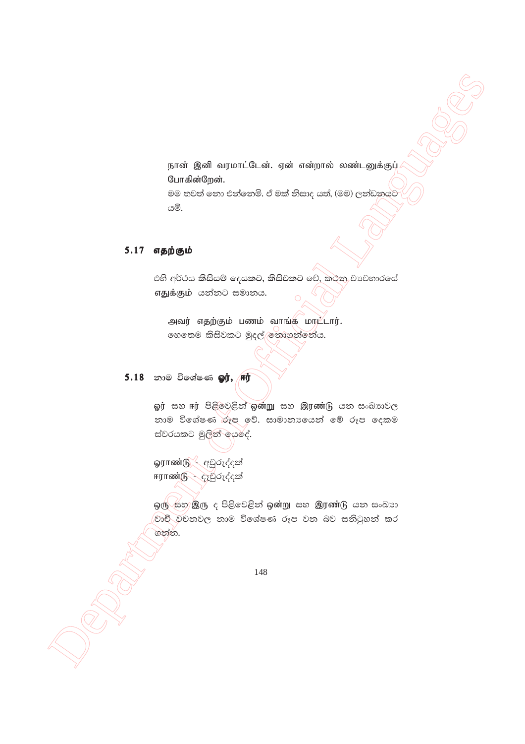நான் இனி வரமாட்டேன். ஏன் என்றால் லண்டனுக்குப் போகின்றேன்.
මම තවත් නො එන්නෙමි. ඒ මක් නිසාද යත්, (මම) ලන්ඩනයට යමි.

## 5.17 எதற்கும்

එහි අර්ථය **කිසියම් දෙයකට, කිසිවකට** වේ, කථන ව්‍යවහාරයේ எதுக்கும் යන්නට සමානය.

அவர் எதற்கும் பணம் வாங்க மாட்டார்.
හෙතෙම කිසිවකට මුදල් නොගන්නේය.

## 5.18 නාම විශේෂණ **ஓர், ஈர்**

ஓர் සහ ஈர் පිළිවෙළින් **ஒன்று** සහ **இரண்டு** යන සංඛ්‍යාවල නාම විශේෂණ රූප වේ. සාමාන්‍යයෙන් මේ රූප දෙකම ස්වරයකට මුලින් යෙදේ.

ஓராண்டு - අවුරුද්දක්
ஈராண்டு - දෑවුරුද්දක්

ஒரு සහ இரு ද පිළිවෙළින් **ஒன்று** සහ **இரண்டு** යන සංඛ්‍යා වාචී වචනවල නාම විශේෂණ රූප වන බව සනිටුහන් කර ගන්න.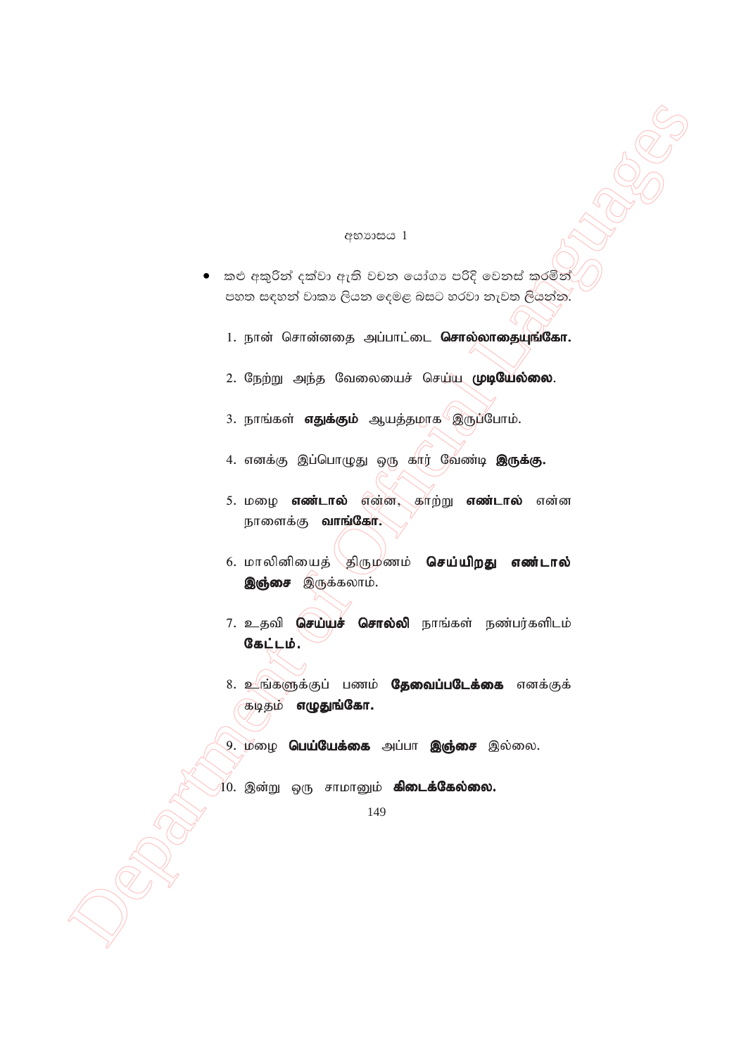## අභ්‍යාසය 1

- කළු අකුරින් දක්වා ඇති වචන යෝග්‍ය පරිදි වෙනස් කරමින් පහත සඳහන් වාක්‍ය ලියන දෙමළ බසට හරවා නැවත ලියන්න.

1. நான் சொன்னதை அப்பாட்டை **சொல்லாதையுங்கோ.**
2. நேற்று அந்த வேலையைச் செய்ய **முடியேல்லை**.
3. நாங்கள் **எதுக்கும்** ஆயத்தமாக இருப்போம்.
4. எனக்கு இப்பொழுது ஒரு கார் வேண்டி **இருக்கு.**
5. மழை **எண்டால்** என்ன, காற்று **எண்டால்** என்ன நாளைக்கு **வாங்கோ.**
6. மாலினியைத் திருமணம் **செய்யிறது எண்டால் இஞ்சை** இருக்கலாம்.
7. உதவி **செய்யச் சொல்லி** நாங்கள் நண்பர்களிடம் **கேட்டம்.**
8. உங்களுக்குப் பணம் **தேவைப்படேக்கை** எனக்குக் கடிதம் **எழுதுங்கோ.**
9. மழை **பெய்யேக்கை** அப்பா **இஞ்சை** இல்லை.
10. இன்று ஒரு சாமானும் **கிடைக்கேல்லை.**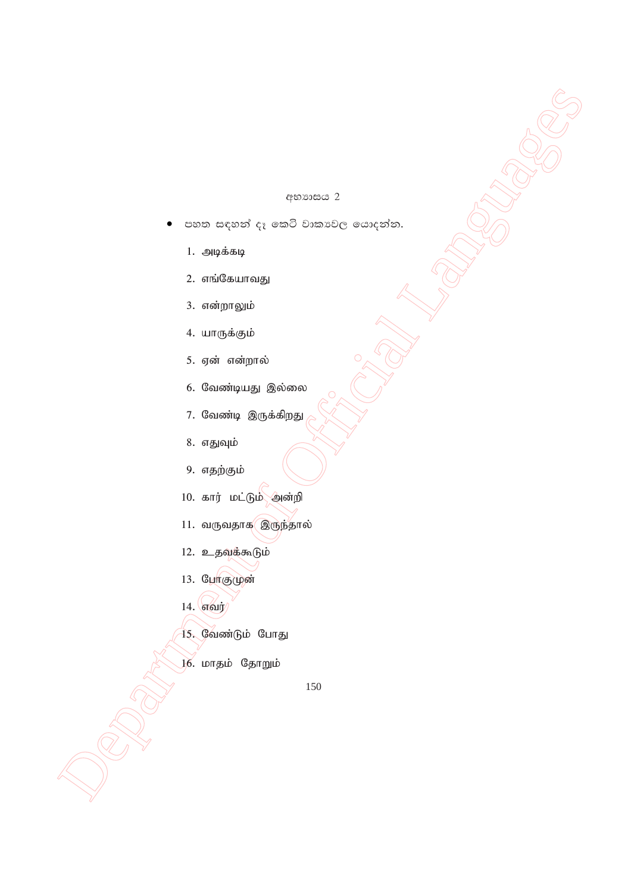අභ්‍යාසය 2

- පහත සඳහන් දෑ කෙටි වාක්‍යවල යොදන්න.

1. அடிக்கடி
2. எங்கேயாவது
3. என்றாலும்
4. யாருக்கும்
5. ஏன் என்றால்
6. வேண்டியது இல்லை
7. வேண்டி இருக்கிறது
8. எதுவும்
9. எதற்கும்
10. கார் மட்டும் அன்றி
11. வருவதாக இருந்தால்
12. உதவக்கூடும்
13. போகுமுன்
14. எவர்
15. வேண்டும் போது
16. மாதம் தோறும்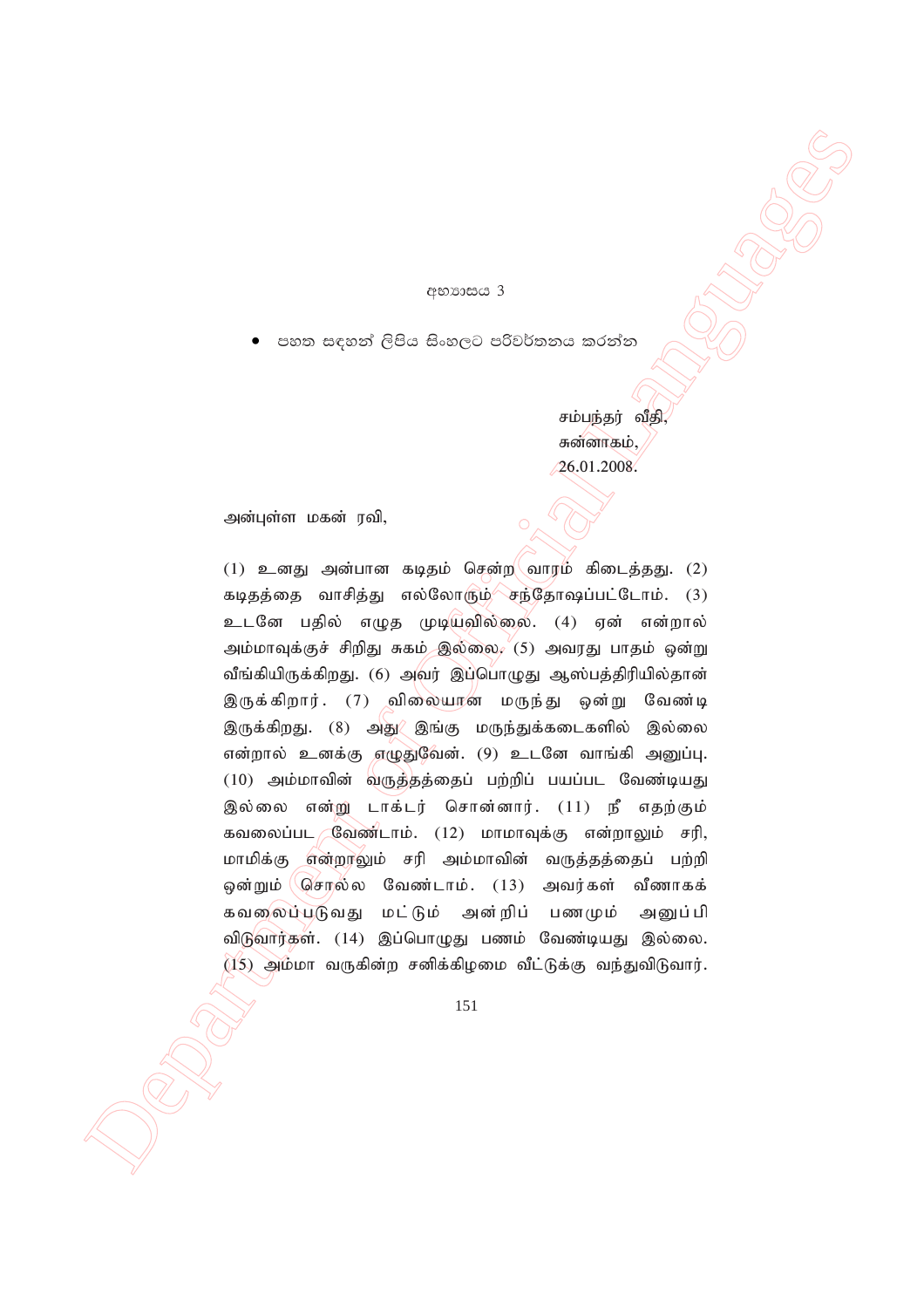අභ්‍යාසය 3

- පහත සඳහන් ලිපිය සිංහලට පරිවර්තනය කරන්න

சம்பந்தர் வீதி,
சுன்னாகம்,
26.01.2008.

அன்புள்ள மகன் ரவி,

(1) உனது அன்பான கடிதம் சென்ற வாரம் கிடைத்தது. (2) கடிதத்தை வாசித்து எல்லோரும் சந்தோஷப்பட்டோம். (3) உடனே பதில் எழுத முடியவில்லை. (4) ஏன் என்றால் அம்மாவுக்குச் சிறிது சுகம் இல்லை. (5) அவரது பாதம் ஒன்று வீங்கியிருக்கிறது. (6) அவர் இப்பொழுது ஆஸ்பத்திரியில்தான் இருக்கிறார். (7) விலையான மருந்து ஒன்று வேண்டி இருக்கிறது. (8) அது இங்கு மருந்துக்கடைகளில் இல்லை என்றால் உனக்கு எழுதுவேன். (9) உடனே வாங்கி அனுப்பு. (10) அம்மாவின் வருத்தத்தைப் பற்றிப் பயப்பட வேண்டியது இல்லை என்று டாக்டர் சொன்னார். (11) நீ எதற்கும் கவலைப்பட வேண்டாம். (12) மாமாவுக்கு என்றாலும் சரி, மாமிக்கு என்றாலும் சரி அம்மாவின் வருத்தத்தைப் பற்றி ஒன்றும் சொல்ல வேண்டாம். (13) அவர்கள் வீணாகக் கவலைப்படுவது மட்டும் அன்றிப் பணமும் அனுப்பி விடுவார்கள். (14) இப்பொழுது பணம் வேண்டியது இல்லை. (15) அம்மா வருகின்ற சனிக்கிழமை வீட்டுக்கு வந்துவிடுவார்.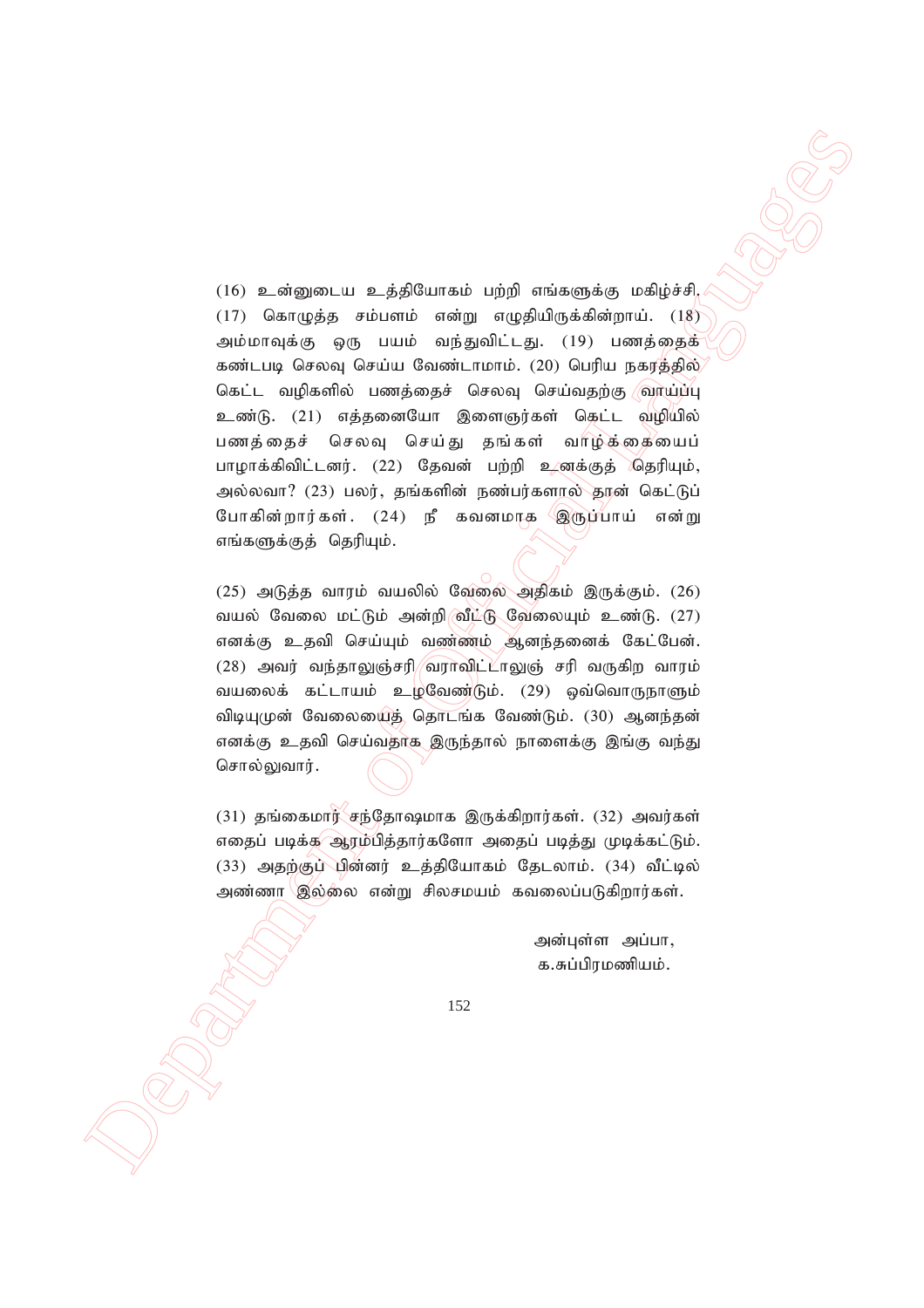(16) உன்னுடைய உத்தியோகம் பற்றி எங்களுக்கு மகிழ்ச்சி. (17) கொழுத்த சம்பளம் என்று எழுதியிருக்கின்றாய். (18) அம்மாவுக்கு ஒரு பயம் வந்துவிட்டது. (19) பணத்தைக் கண்டபடி செலவு செய்ய வேண்டாமாம். (20) பெரிய நகரத்தில் கெட்ட வழிகளில் பணத்தைச் செலவு செய்வதற்கு வாய்ப்பு உண்டு. (21) எத்தனையோ இளைஞர்கள் கெட்ட வழியில் பணத்தைச் செலவு செய்து தங்கள் வாழ்க்கையைப் பாழாக்கிவிட்டனர். (22) தேவன் பற்றி உனக்குத் தெரியும், அல்லவா? (23) பலர், தங்களின் நண்பர்களால் தான் கெட்டுப் போகின்றார்கள். (24) நீ கவனமாக இருப்பாய் என்று எங்களுக்குத் தெரியும்.

(25) அடுத்த வாரம் வயலில் வேலை அதிகம் இருக்கும். (26) வயல் வேலை மட்டும் அன்றி வீட்டு வேலையும் உண்டு. (27) எனக்கு உதவி செய்யும் வண்ணம் ஆனந்தனைக் கேட்பேன். (28) அவர் வந்தாலுஞ்சரி வராவிட்டாலுஞ் சரி வருகிற வாரம் வயலைக் கட்டாயம் உழவேண்டும். (29) ஒவ்வொருநாளும் விடியுமுன் வேலையைத் தொடங்க வேண்டும். (30) ஆனந்தன் எனக்கு உதவி செய்வதாக இருந்தால் நாளைக்கு இங்கு வந்து சொல்லுவார்.

(31) தங்கைமார் சந்தோஷமாக இருக்கிறார்கள். (32) அவர்கள் எதைப் படிக்க ஆரம்பித்தார்களோ அதைப் படித்து முடிக்கட்டும். (33) அதற்குப் பின்னர் உத்தியோகம் தேடலாம். (34) வீட்டில் அண்ணா இல்லை என்று சிலசமயம் கவலைப்படுகிறார்கள்.

அன்புள்ள அப்பா,
க.சுப்பிரமணியம்.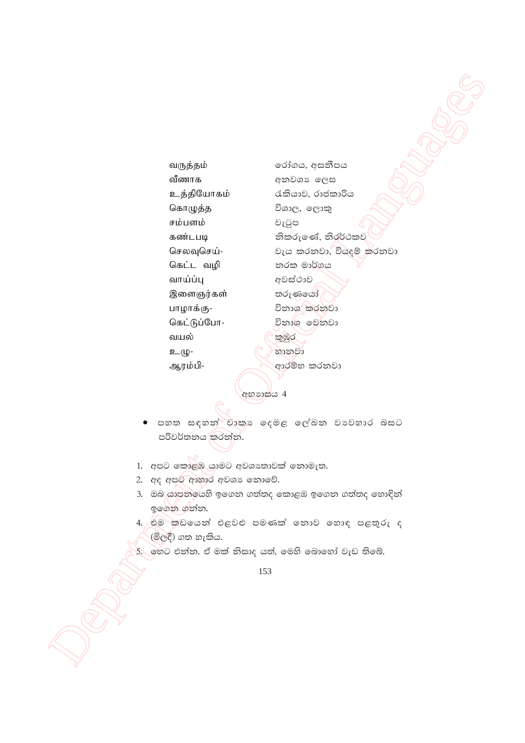| | |
|---|---|
| வருத்தம் | රෝගය, අසනීපය |
| வீணாக | අනවශ්‍ය ලෙස |
| உத்தியோகம் | රැකියාව, රාජකාරිය |
| கொழுத்த | විශාල, ලොකු |
| சம்பளம் | වැටුප |
| கண்டபடி | නිකරුණේ, නිරර්ථකව |
| செலவுசெய்- | වැය කරනවා, වියදම් කරනවා |
| கெட்ட வழி | නරක මාර්ගය |
| வாய்ப்பு | අවස්ථාව |
| இளைஞர்கள் | තරුණයෝ |
| பாழாக்கு- | විනාශ කරනවා |
| கெட்டுப்போ- | විනාශ වෙනවා |
| வயல் | කුඹුර |
| உழு- | හානවා |
| ஆரம்பி- | ආරම්භ කරනවා |

අභ්‍යාසය 4

- පහත සඳහන් වාක්‍ය දෙමළ ලේඛන ව්‍යවහාර බසට පරිවර්තනය කරන්න.

1. අපට කොළඹ යාමට අවශ්‍යතාවක් නොමැත.
2. අද අපට ආහාර අවශ්‍ය නොවේ.
3. ඔබ යාපනයෙහි ඉගෙන ගත්තද කොළඹ ඉගෙන ගත්තද හොඳින් ඉගෙන ගන්න.
4. එම කඩයෙන් එළවළු පමණක් නොව හොඳ පළතුරු ද (මිලදී) ගත හැකිය.
5. හෙට එන්න. ඒ මක් නිසාද යත්, මෙහි බොහෝ වැඩ තිබේ.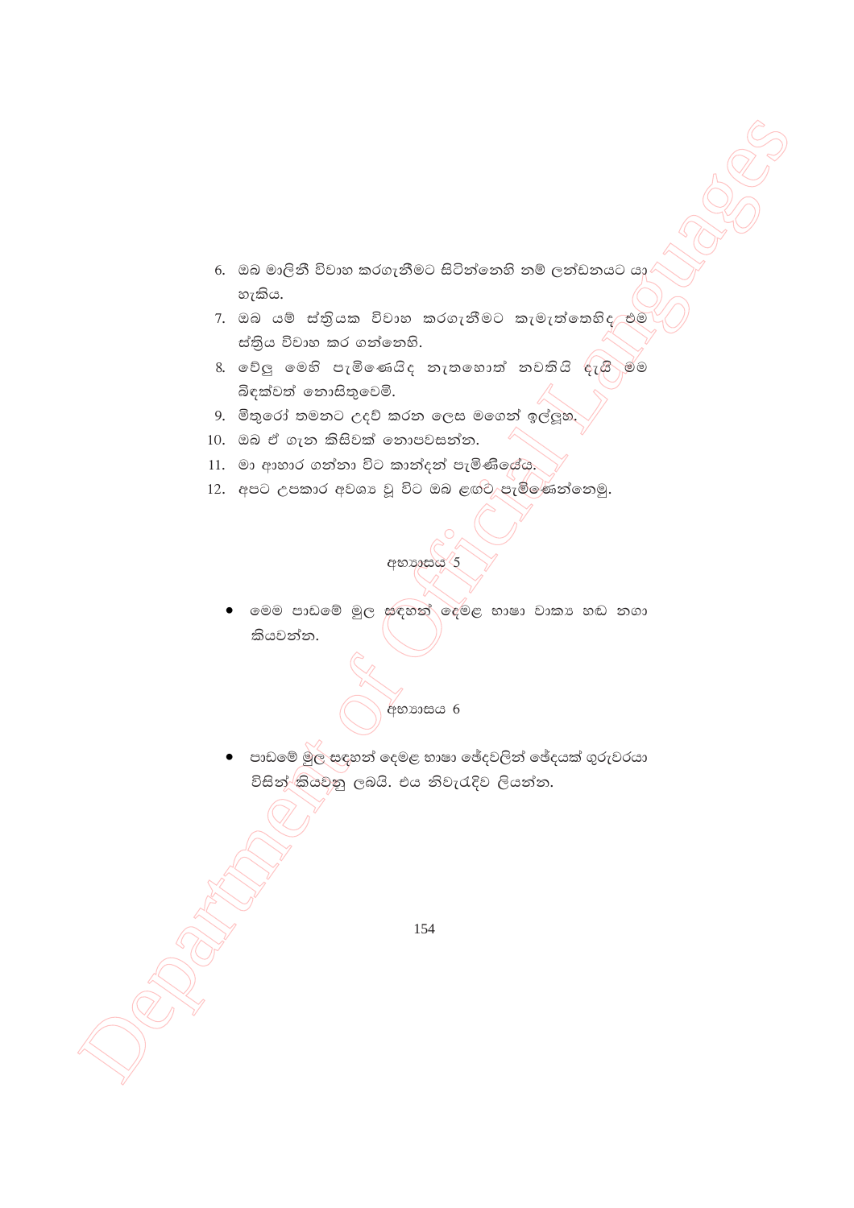6. ඔබ මාලිනී විවාහ කරගැනීමට සිටින්නෙහි නම් ලන්ඩනයට යා හැකිය.
7. ඔබ යම් ස්ත්‍රියක විවාහ කරගැනීමට කැමැත්තෙහිද, එම ස්ත්‍රිය විවාහ කර ගන්නෙහි.
8. වේලූ මෙහි පැමිණෙයිද නැතහොත් නවතියි දැයි මම බිඳක්වත් නොසිතුවෙමි.
9. මිතුරෝ තමනට උදව් කරන ලෙස මගෙන් ඉල්ලූහ.
10. ඔබ ඒ ගැන කිසිවක් නොපවසන්න.
11. මා ආහාර ගන්නා විට කාන්දන් පැමිණියේය.
12. අපට උපකාර අවශ්‍ය වූ විට ඔබ ළඟට පැමිණෙන්නෙමු.

අභ්‍යාසය 5

- මෙම පාඩමේ මුල සඳහන් දෙමළ භාෂා වාක්‍ය හඬ නගා කියවන්න.

අභ්‍යාසය 6

- පාඩමේ මුල සඳහන් දෙමළ භාෂා ඡේදවලින් ඡේදයක් ගුරුවරයා විසින් කියවනු ලබයි. එය නිවැරැදිව ලියන්න.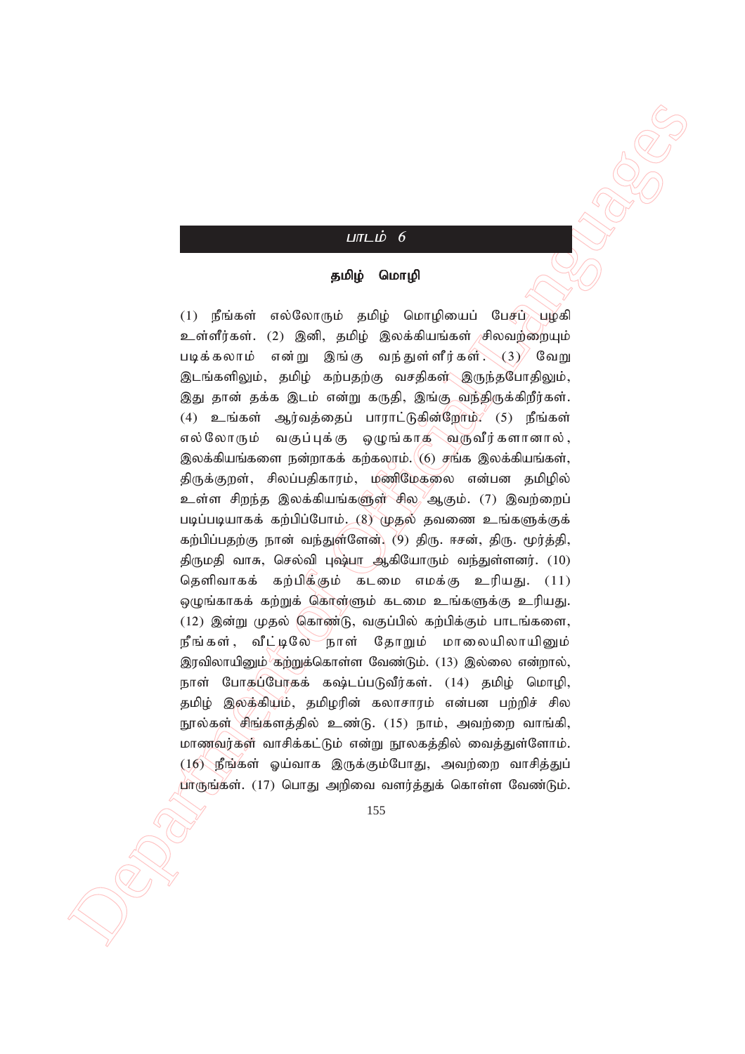## பாடம் 6

### தமிழ் மொழி

(1) நீங்கள் எல்லோரும் தமிழ் மொழியைப் பேசப் பழகி உள்ளீர்கள். (2) இனி, தமிழ் இலக்கியங்கள் சிலவற்றையும் படிக்கலாம் என்று இங்கு வந்துள்ளீர்கள். (3) வேறு இடங்களிலும், தமிழ் கற்பதற்கு வசதிகள் இருந்தபோதிலும், இது தான் தக்க இடம் என்று கருதி, இங்கு வந்திருக்கிறீர்கள். (4) உங்கள் ஆர்வத்தைப் பாராட்டுகின்றோம். (5) நீங்கள் எல்லோரும் வகுப்புக்கு ஒழுங்காக வருவீர்களானால், இலக்கியங்களை நன்றாகக் கற்கலாம். (6) சங்க இலக்கியங்கள், திருக்குறள், சிலப்பதிகாரம், மணிமேகலை என்பன தமிழில் உள்ள சிறந்த இலக்கியங்களுள் சில ஆகும். (7) இவற்றைப் படிப்படியாகக் கற்பிப்போம். (8) முதல் தவணை உங்களுக்குக் கற்பிப்பதற்கு நான் வந்துள்ளேன். (9) திரு. ஈசன், திரு. மூர்த்தி, திருமதி வாசு, செல்வி புஷ்பா ஆகியோரும் வந்துள்ளனர். (10) தெளிவாகக் கற்பிக்கும் கடமை எமக்கு உரியது. (11) ஒழுங்காகக் கற்றுக் கொள்ளும் கடமை உங்களுக்கு உரியது. (12) இன்று முதல் கொண்டு, வகுப்பில் கற்பிக்கும் பாடங்களை, நீங்கள், வீட்டிலே நாள் தோறும் மாலையிலாயினும் இரவிலாயினும் கற்றுக்கொள்ள வேண்டும். (13) இல்லை என்றால், நாள் போகப்போகக் கஷ்டப்படுவீர்கள். (14) தமிழ் மொழி, தமிழ் இலக்கியம், தமிழரின் கலாசாரம் என்பன பற்றிச் சில நூல்கள் சிங்களத்தில் உண்டு. (15) நாம், அவற்றை வாங்கி, மாணவர்கள் வாசிக்கட்டும் என்று நூலகத்தில் வைத்துள்ளோம். (16) நீங்கள் ஓய்வாக இருக்கும்போது, அவற்றை வாசித்துப் பாருங்கள். (17) பொது அறிவை வளர்த்துக் கொள்ள வேண்டும்.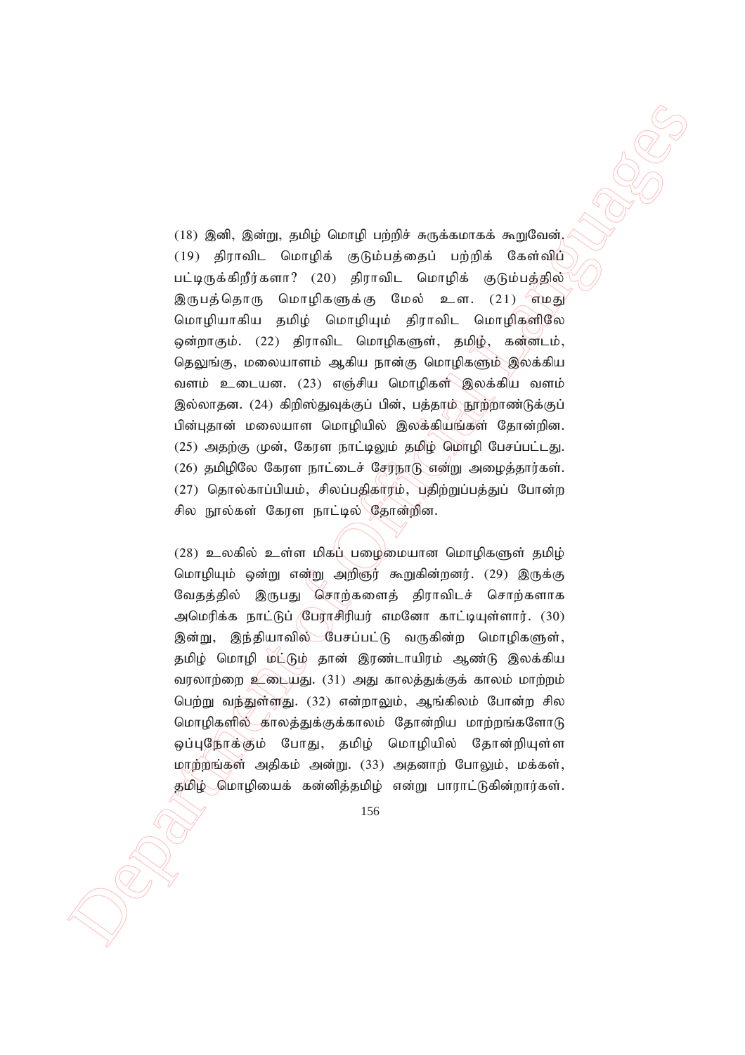(18) இனி, இன்று, தமிழ் மொழி பற்றிச் சுருக்கமாகக் கூறுவேன். (19) திராவிட மொழிக் குடும்பத்தைப் பற்றிக் கேள்விப் பட்டிருக்கிறீர்களா? (20) திராவிட மொழிக் குடும்பத்தில் இருபத்தொரு மொழிகளுக்கு மேல் உள. (21) எமது மொழியாகிய தமிழ் மொழியும் திராவிட மொழிகளிலே ஒன்றாகும். (22) திராவிட மொழிகளுள், தமிழ், கன்னடம், தெலுங்கு, மலையாளம் ஆகிய நான்கு மொழிகளும் இலக்கிய வளம் உடையன. (23) எஞ்சிய மொழிகள் இலக்கிய வளம் இல்லாதன. (24) கிறிஸ்துவுக்குப் பின், பத்தாம் நூற்றாண்டுக்குப் பின்புதான் மலையாள மொழியில் இலக்கியங்கள் தோன்றின. (25) அதற்கு முன், கேரள நாட்டிலும் தமிழ் மொழி பேசப்பட்டது. (26) தமிழிலே கேரள நாட்டைச் சேரநாடு என்று அழைத்தார்கள். (27) தொல்காப்பியம், சிலப்பதிகாரம், பதிற்றுப்பத்துப் போன்ற சில நூல்கள் கேரள நாட்டில் தோன்றின.

(28) உலகில் உள்ள மிகப் பழைமையான மொழிகளுள் தமிழ் மொழியும் ஒன்று என்று அறிஞர் கூறுகின்றனர். (29) இருக்கு வேதத்தில் இருபது சொற்களைத் திராவிடச் சொற்களாக அமெரிக்க நாட்டுப் பேராசிரியர் எமனோ காட்டியுள்ளார். (30) இன்று, இந்தியாவில் பேசப்பட்டு வருகின்ற மொழிகளுள், தமிழ் மொழி மட்டும் தான் இரண்டாயிரம் ஆண்டு இலக்கிய வரலாற்றை உடையது. (31) அது காலத்துக்குக் காலம் மாற்றம் பெற்று வந்துள்ளது. (32) என்றாலும், ஆங்கிலம் போன்ற சில மொழிகளில் காலத்துக்குக்காலம் தோன்றிய மாற்றங்களோடு ஒப்புநோக்கும் போது, தமிழ் மொழியில் தோன்றியுள்ள மாற்றங்கள் அதிகம் அன்று. (33) அதனாற் போலும், மக்கள், தமிழ் மொழியைக் கன்னித்தமிழ் என்று பாராட்டுகின்றார்கள்.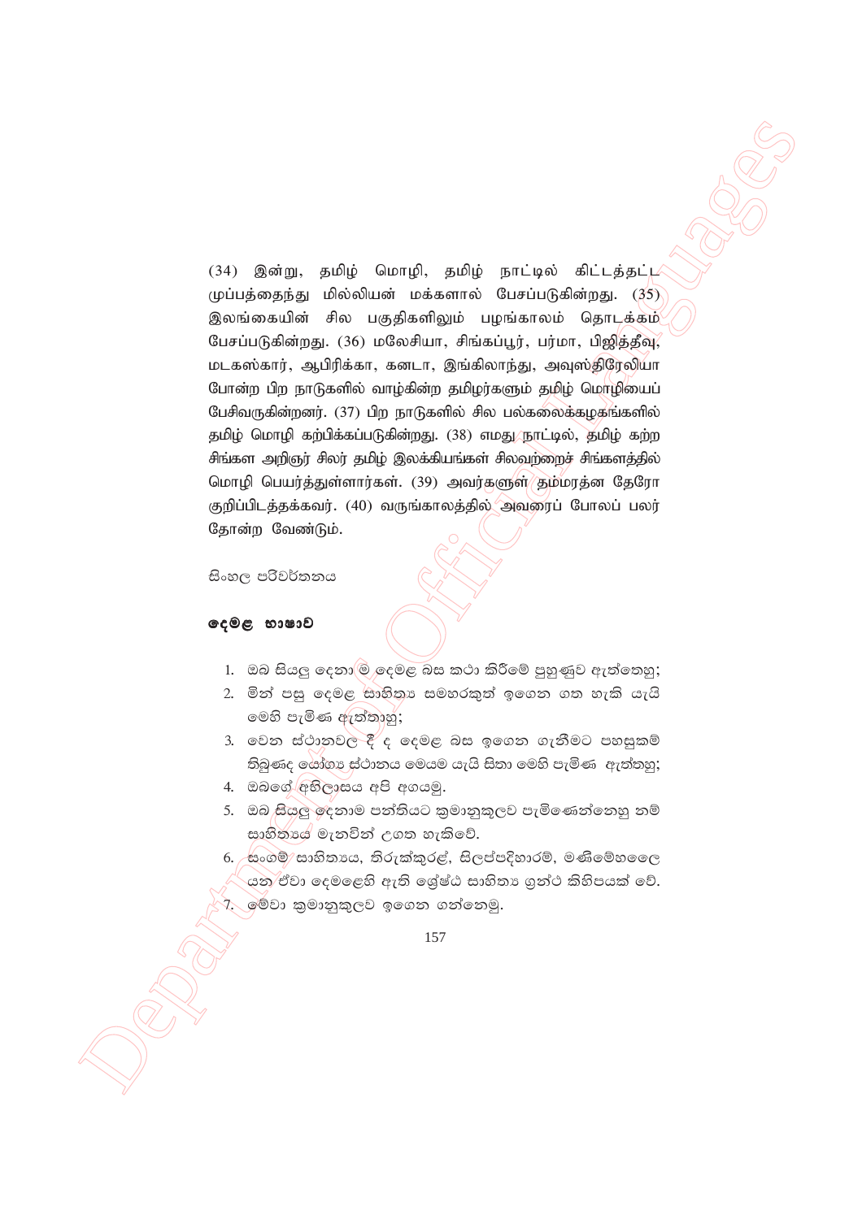(34) இன்று, தமிழ் மொழி, தமிழ் நாட்டில் கிட்டத்தட்ட முப்பத்தைந்து மில்லியன் மக்களால் பேசப்படுகின்றது. (35) இலங்கையின் சில பகுதிகளிலும் பழங்காலம் தொடக்கம் பேசப்படுகின்றது. (36) மலேசியா, சிங்கப்பூர், பர்மா, பிஜித்தீவு, மடகஸ்கார், ஆபிரிக்கா, கனடா, இங்கிலாந்து, அவுஸ்திரேலியா போன்ற பிற நாடுகளில் வாழ்கின்ற தமிழர்களும் தமிழ் மொழியைப் பேசிவருகின்றனர். (37) பிற நாடுகளில் சில பல்கலைக்கழகங்களில் தமிழ் மொழி கற்பிக்கப்படுகின்றது. (38) எமது நாட்டில், தமிழ் கற்ற சிங்கள அறிஞர் சிலர் தமிழ் இலக்கியங்கள் சிலவற்றைச் சிங்களத்தில் மொழி பெயர்த்துள்ளார்கள். (39) அவர்களுள் தம்மரத்ன தேரோ குறிப்பிடத்தக்கவர். (40) வருங்காலத்தில் அவரைப் போலப் பலர் தோன்ற வேண்டும்.

සිංහල පරිවර්තනය

**දෙමළ භාෂාව**

1. ඔබ සියලු දෙනාම දෙමළ බස කථා කිරීමේ පුහුණුව ඇත්තෙහු;
2. මින් පසු දෙමළ සාහිත්‍ය සමහරකුත් ඉගෙන ගත හැකි යැයි මෙහි පැමිණ ඇත්තාහු;
3. වෙන ස්ථානවල දී ද දෙමළ බස ඉගෙන ගැනීමට පහසුකම් තිබුණද යෝග්‍ය ස්ථානය මෙයම යැයි සිතා මෙහි පැමිණ ඇත්තහු;
4. ඔබගේ අභිලාසය අපි අගයමු.
5. ඔබ සියලු දෙනාම පන්තියට ක්‍රමානුකූලව පැමිණෙන්නෙහු නම් සාහිත්‍යය මැනවින් උගත හැකිවේ.
6. සංගම් සාහිත්‍යය, තිරුක්කුරළ්, සිලප්පදිහාරම්, මණිමේහලෛ යන ඒවා දෙමළෙහි ඇති ශ්‍රේෂ්ඨ සාහිත්‍ය ග්‍රන්ථ කිහිපයක් වේ.
7. මේවා ක්‍රමානුකූලව ඉගෙන ගන්නෙමු.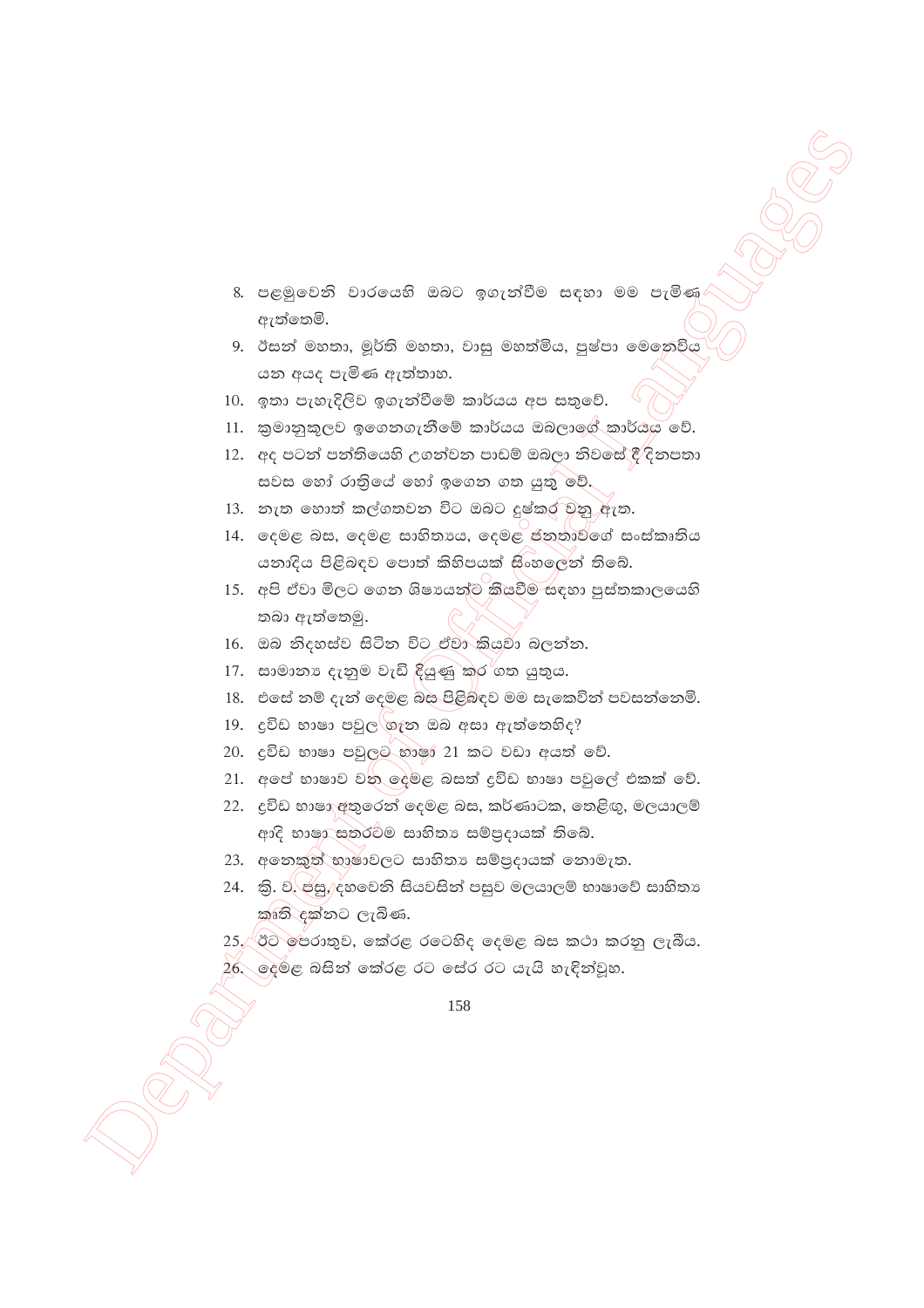8. පළමුවෙනි වාරයෙහි ඔබට ඉගැන්වීම සඳහා මම පැමිණ ඇත්තෙමි.
9. ඊසන් මහතා, මූර්ති මහතා, වාසු මහත්මිය, පුෂ්පා මෙනෙවිය යන අයද පැමිණ ඇත්තාහ.
10. ඉතා පැහැදිලිව ඉගැන්වීමේ කාර්යය අප සතුවේ.
11. ක්‍රමානුකූලව ඉගෙනගැනීමේ කාර්යය ඔබලාගේ කාර්යය වේ.
12. අද පටන් පන්තියෙහි උගන්වන පාඩම් ඔබලා නිවසේ දී දිනපතා සවස හෝ රාත්‍රියේ හෝ ඉගෙන ගත යුතු වේ.
13. නැත හොත් කල්ගතවන විට ඔබට දුෂ්කර වනු ඇත.
14. දෙමළ බස, දෙමළ සාහිත්‍යය, දෙමළ ජනතාවගේ සංස්කෘතිය යනාදිය පිළිබඳව පොත් කිහිපයක් සිංහලෙන් තිබේ.
15. අපි ඒවා මිලට ගෙන ශිෂ්‍යයන්ට කියවීම සඳහා පුස්තකාලයෙහි තබා ඇත්තෙමු.
16. ඔබ නිදහස්ව සිටින විට ඒවා කියවා බලන්න.
17. සාමාන්‍ය දැනුම වැඩි දියුණු කර ගත යුතුය.
18. එසේ නම් දැන් දෙමළ බස පිළිබඳව මම සැකෙවින් පවසන්නෙමි.
19. ද්‍රවිඩ භාෂා පවුල ගැන ඔබ අසා ඇත්තෙහිද?
20. ද්‍රවිඩ භාෂා පවුලට භාෂා 21 කට වඩා අයත් වේ.
21. අපේ භාෂාව වන දෙමළ බසත් ද්‍රවිඩ භාෂා පවුලේ එකක් වේ.
22. ද්‍රවිඩ භාෂා අතුරෙන් දෙමළ බස, කර්ණාටක, තෙළිඟු, මලයාලම් ආදි භාෂා සතරටම සාහිත්‍ය සම්ප්‍රදායක් තිබේ.
23. අනෙකුත් භාෂාවලට සාහිත්‍ය සම්ප්‍රදායක් නොමැත.
24. ක්‍රි. ව. පසු, දහවෙනි සියවසින් පසුව මලයාලම් භාෂාවේ සාහිත්‍ය කෘති දක්නට ලැබිණ.
25. ඊට පෙරාතුව, කේරළ රටෙහිද දෙමළ බස කථා කරනු ලැබීය.
26. දෙමළ බසින් කේරළ රට සේර රට යැයි හැඳින්වූහ.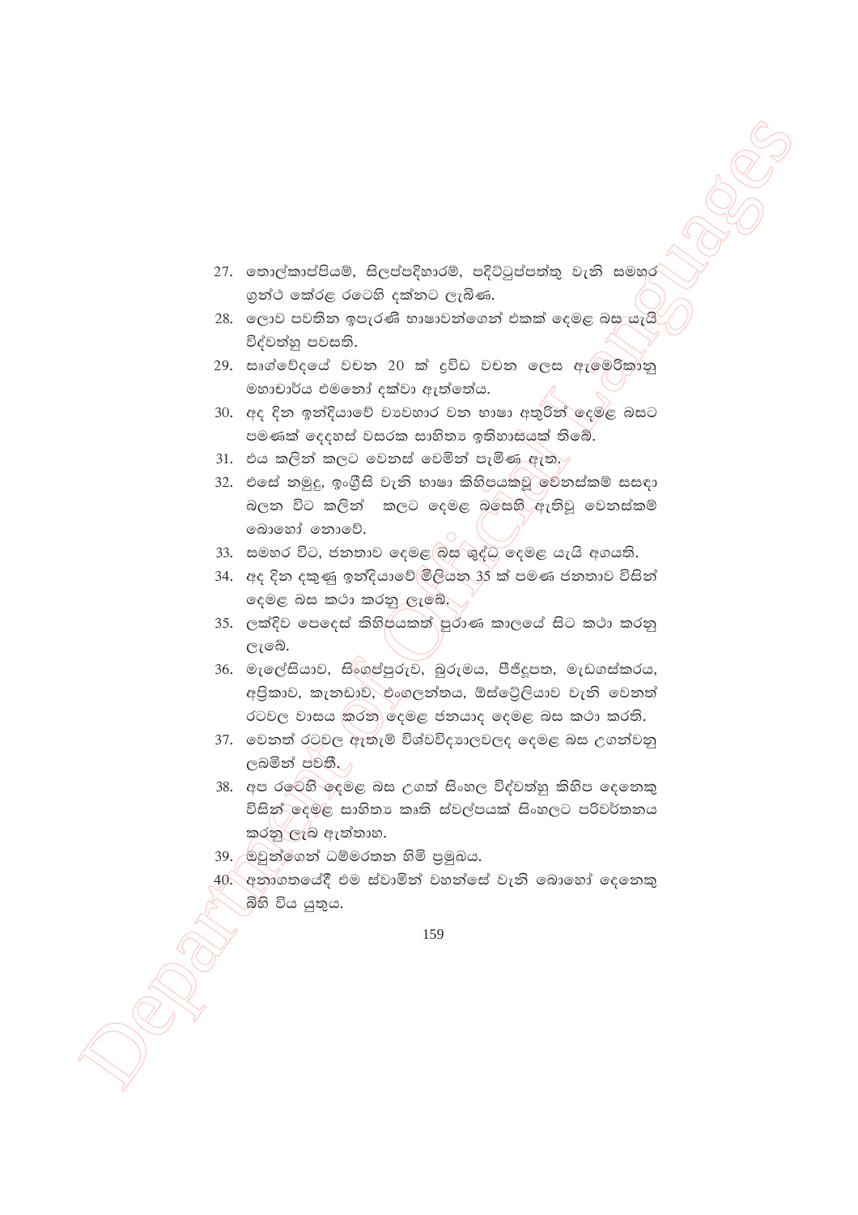27. තොල්කාප්පියම්, සිලප්පදිහාරම්, පදිට්ටුප්පත්තු වැනි සමහර ග්‍රන්ථ කේරළ රටෙහි දක්නට ලැබිණ.
28. ලොව පවතින ඉපැරණි භාෂාවන්ගෙන් එකක් දෙමළ බස යැයි විද්වත්හු පවසති.
29. ඍග්වේදයේ වචන 20 ක් ද්‍රවිඩ වචන ලෙස ඇමෙරිකානු මහාචාර්ය එමනෝ දක්වා ඇත්තේය.
30. අද දින ඉන්දියාවේ ව්‍යවහාර වන භාෂා අතුරින් දෙමළ බසට පමණක් දෙදහස් වසරක සාහිත්‍ය ඉතිහාසයක් තිබේ.
31. එය කලින් කලට වෙනස් වෙමින් පැමිණ ඇත.
32. එසේ නමුදු, ඉංග්‍රීසි වැනි භාෂා කිහිපයකවූ වෙනස්කම් සසඳා බලන විට කලින් කලට දෙමළ බසෙහි ඇතිවූ වෙනස්කම් බොහෝ නොවේ.
33. සමහර විට, ජනතාව දෙමළ බස ශුද්ධ දෙමළ යැයි අගයති.
34. අද දින දකුණු ඉන්දියාවේ මිලියන 35 ක් පමණ ජනතාව විසින් දෙමළ බස කථා කරනු ලැබේ.
35. ලක්දිව පෙදෙස් කිහිපයකත් පුරාණ කාලයේ සිට කථා කරනු ලැබේ.
36. මැලේසියාව, සිංගප්පුරුව, බුරුමය, ෆීජිදූපත, මැඩගස්කරය, අප්‍රිකාව, කැනඩාව, එංගලන්තය, ඕස්ට්‍රේලියාව වැනි වෙනත් රටවල වාසය කරන දෙමළ ජනයාද දෙමළ බස කථා කරති.
37. වෙනත් රටවල ඇතැම් විශ්වවිද්‍යාලවලද දෙමළ බස උගන්වනු ලබමින් පවතී.
38. අප රටෙහි දෙමළ බස උගත් සිංහල විද්වත්හු කිහිප දෙනෙකු විසින් දෙමළ සාහිත්‍ය කෘති ස්වල්පයක් සිංහලට පරිවර්තනය කරනු ලැබ ඇත්තාහ.
39. ඔවුන්ගෙන් ධම්මරතන හිමි ප්‍රමුඛය.
40. අනාගතයේදී එම ස්වාමීන් වහන්සේ වැනි බොහෝ දෙනෙකු බිහි විය යුතුය.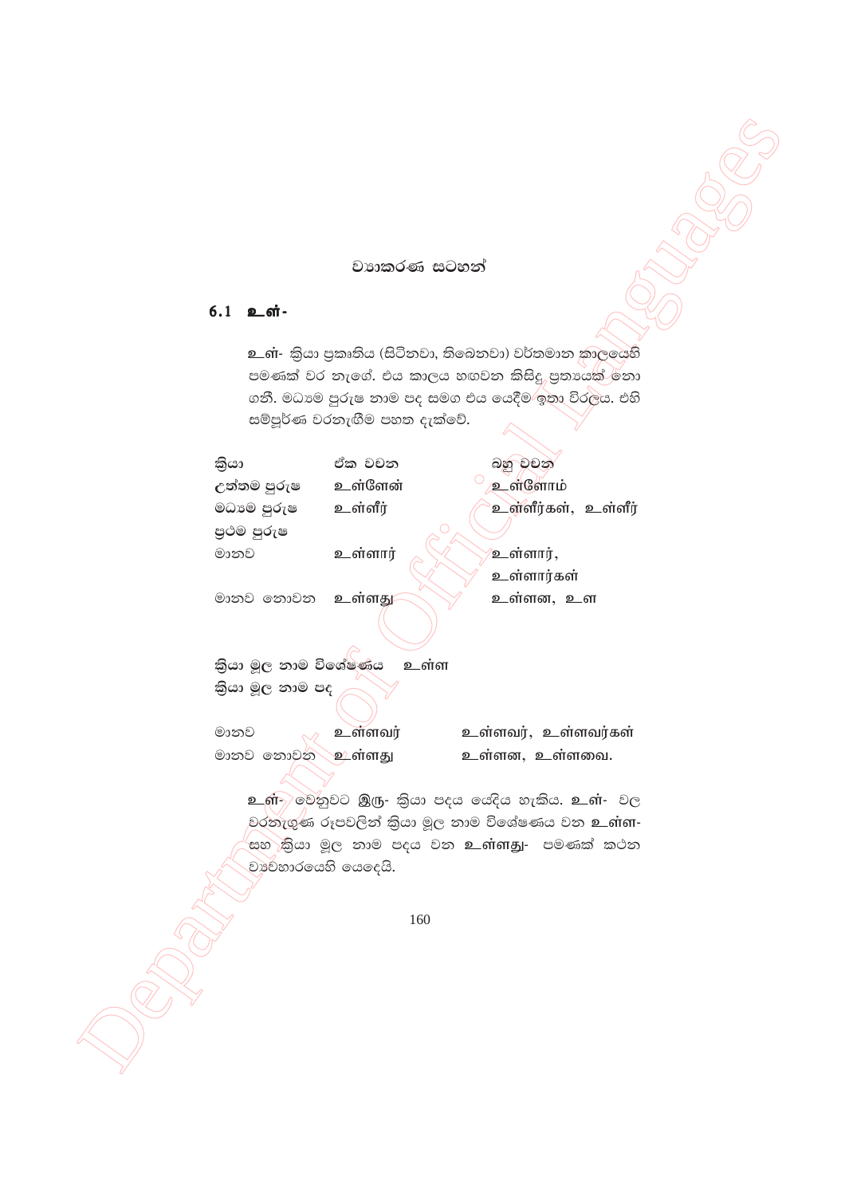## ව්‍යාකරණ සටහන්

### 6.1 உள்-

உள்- ක්‍රියා ප්‍රකෘතිය (සිටිනවා, තිබෙනවා) වර්තමාන කාලයෙහි පමණක් වර නැගේ. එය කාලය හඟවන කිසිදු ප්‍රත්‍යයක් නො ගනී. මධ්‍යම පුරුෂ නාම පද සමග එය යෙදීම ඉතා විරලය. එහි සම්පූර්ණ වරනැගීම පහත දැක්වේ.

| ක්‍රියා | ඒක වචන | බහු වචන |
|---|---|---|
| උත්තම පුරුෂ | உள்ளேன் | உள்ளோம் |
| මධ්‍යම පුරුෂ | உள்ளீர் | உள்ளீர்கள், உள்ளீர் |
| ප්‍රථම පුරුෂ | | |
| මානව | உள்ளார் | உள்ளார், உள்ளார்கள் |
| මානව නොවන | உள்ளது | உள்ளன, உள |

ක්‍රියා මූල නාම විශේෂණය உள்ள

ක්‍රියා මූල නාම පද

| | | |
|---|---|---|
| මානව | உள்ளவர் | உள்ளவர், உள்ளவர்கள் |
| මානව නොවන | உள்ளது | உள்ளன, உள்ளவை. |

உள்- වෙනුවට இரு- ක්‍රියා පදය යෙදිය හැකිය. உள்- වල වරනැගුණ රූපවලින් ක්‍රියා මූල නාම විශේෂණය වන உள்ள- සහ ක්‍රියා මූල නාම පදය වන உள்ளது- පමණක් කථන ව්‍යවහාරයෙහි යෙදෙයි.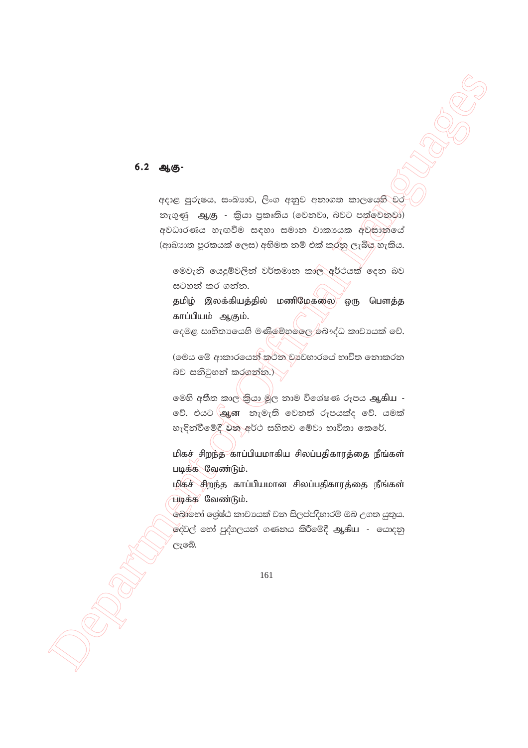## 6.2 ஆகு-

අදාළ පුරුෂය, සංඛ්‍යාව, ලිංග අනුව අනාගත කාලයෙහි වර නැගුණු **ஆகு** - ක්‍රියා ප්‍රකෘතිය (වෙනවා, බවට පත්වෙනවා) අවධාරණය හැඟවීම සඳහා සමාන වාක්‍යයක අවසානයේ (ආඛ්‍යාත පූරකයක් ලෙස) අභිමත නම් එක් කරනු ලැබිය හැකිය.

මෙවැනි යෙදුම්වලින් වර්තමාන කාල අර්ථයක් දෙන බව සටහන් කර ගන්න.

தமிழ் இலக்கியத்தில் மணிமேகலை ஒரு பௌத்த காப்பியம் ஆகும்.

දෙමළ සාහිත්‍යයෙහි මණිමේඛලෛ බෞද්ධ කාව්‍යයක් වේ.

(මෙය මේ ආකාරයෙන් කථන ව්‍යවහාරයේ භාවිත නොකරන බව සනිටුහන් කරගන්න.)

මෙහි අතීත කාල ක්‍රියා මූල නාම විශේෂණ රූපය **ஆகிய** - වේ. එයට **ஆன** නැමැති වෙනත් රූපයක්ද වේ. යමක් හැඳින්වීමේදී වන අර්ථ සහිතව මේවා භාවිතා කෙරේ.

மிகச் சிறந்த காப்பியமாகிய சிலப்பதிகாரத்தை நீங்கள் படிக்க வேண்டும்.

மிகச் சிறந்த காப்பியமான சிலப்பதிகாரத்தை நீங்கள் படிக்க வேண்டும்.

බොහෝ ශ්‍රේෂ්ඨ කාව්‍යයක් වන සිලප්පදිහාරම් ඔබ උගත යුතුය.

දේවල් හෝ පුද්ගලයන් ගණනය කිරීමේදී **ஆகிய** - යොදනු ලැබේ.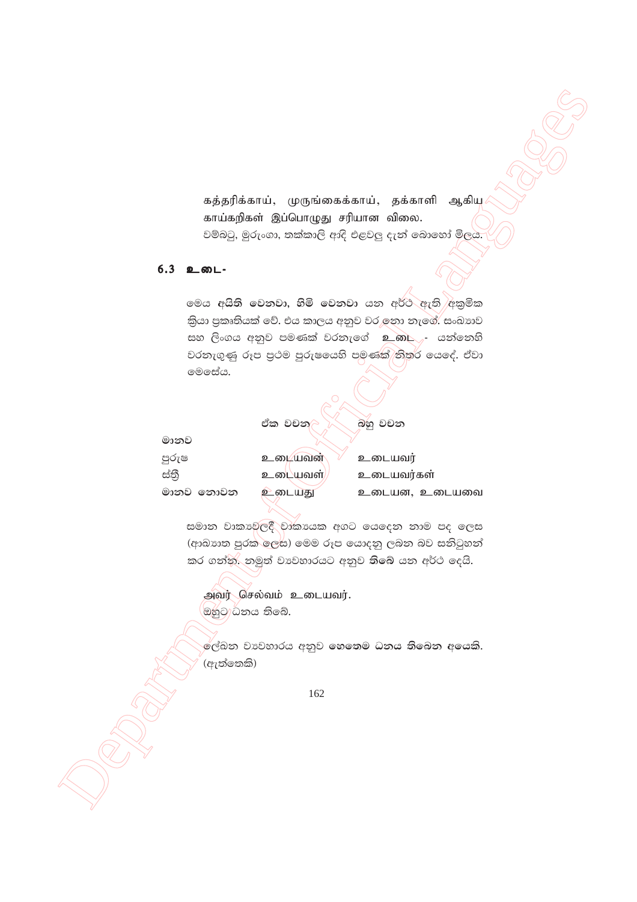கத்தரிக்காய், முருங்கைக்காய், தக்காளி ஆகிய காய்கறிகள் இப்பொழுது சரியான விலை.
වම්බටු, මුරුංගා, තක්කාලි ආදි එළවලු දැන් බොහෝ මිලය.

## 6.3 உடை-

මෙය **අයිති වෙනවා, හිමි වෙනවා** යන අර්ථ ඇති අක්‍රමික ක්‍රියා ප්‍රකෘතියක් වේ. එය කාලය අනුව වර නො නැගේ. සංඛ්‍යාව සහ ලිංගය අනුව පමණක් වරනැගේ **உடை** - යන්නෙහි වරනැගුණු රූප ප්‍රථම පුරුෂයෙහි පමණක් නිතර යෙදේ. ඒවා මෙසේය.

| | ඒක වචන | බහු වචන |
|---|---|---|
| මානව | | |
| පුරුෂ | உடையவன் | உடையவர் |
| ස්ත්‍රී | உடையவள் | உடையவர்கள் |
| මානව නොවන | உடையது | உடையன, உடையவை |

සමාන වාක්‍යවලදී වාක්‍යයක අගට යෙදෙන නාම පද ලෙස (ආඛ්‍යාත පූරක ලෙස) මෙම රූප යොදනු ලබන බව සනිටුහන් කර ගන්න. නමුත් ව්‍යවහාරයට අනුව **තිබේ** යන අර්ථ දෙයි.

அவர் செல்வம் உடையவர்.
ඔහුට ධනය තිබේ.

ලේඛන ව්‍යවහාරය අනුව **හෙතෙම ධනය තිබෙන අයෙකි.** (ඇත්තෙකි)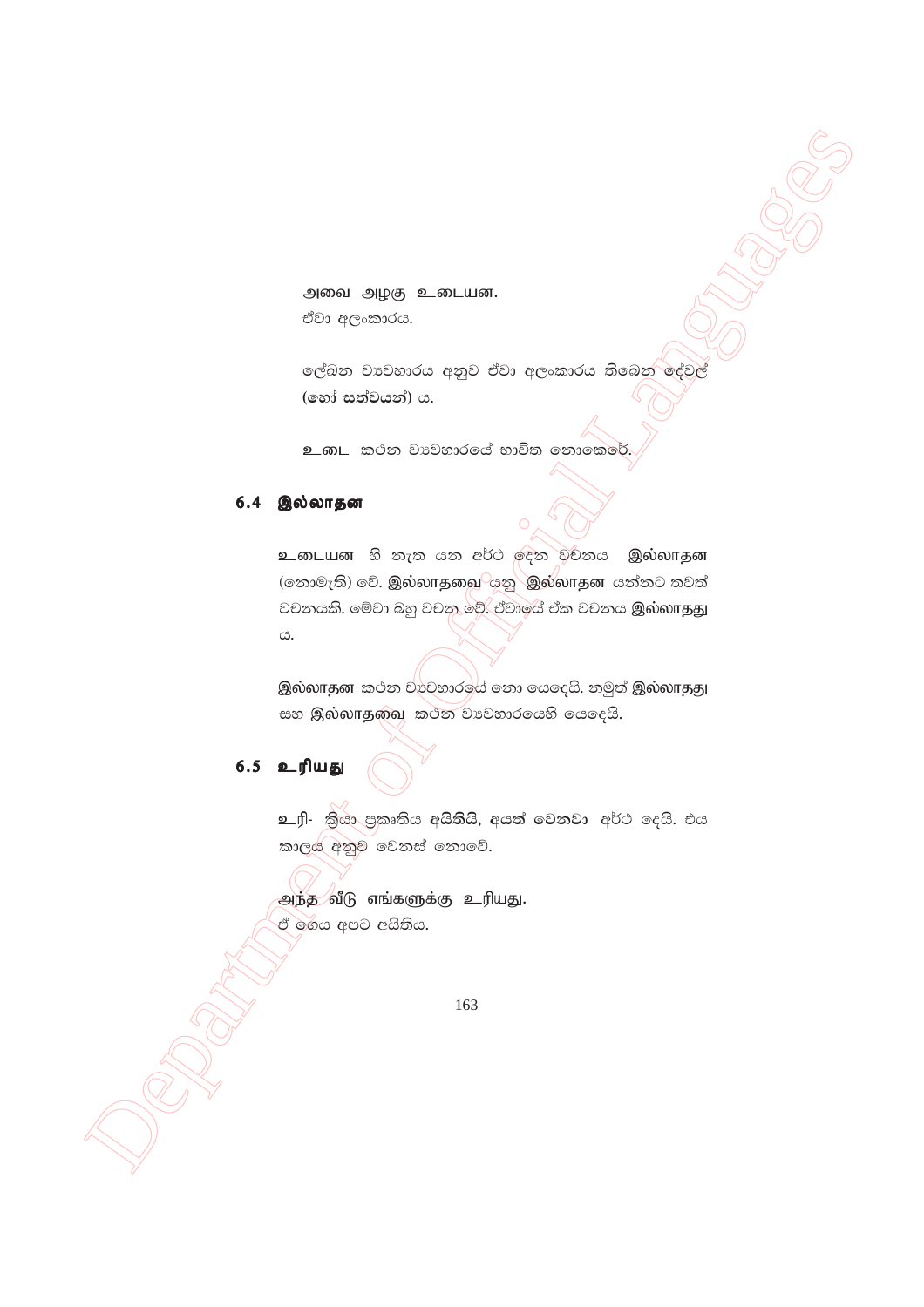அவை அழகு உடையன.
ඒවා අලංකාරය.

ලේඛන ව්‍යවහාරය අනුව ඒවා අලංකාරය තිබෙන දේවල් **(හෝ සත්වයන්)** ය.

**உடை** කථන ව්‍යවහාරයේ භාවිත නොකෙරේ.

## 6.4 இல்லாதன

**உடையன** හි නැත යන අර්ථ දෙන වචනය **இல்லாதன** (නොමැති) වේ. **இல்லாதவை** යනු **இல்லாதன** යන්නට තවත් වචනයකි. මේවා බහු වචන වේ. ඒවායේ ඒක වචනය **இல்லாதது** ය.

**இல்லாதன** කථන ව්‍යවහාරයේ නො යෙදෙයි. නමුත් **இல்லாதது** සහ **இல்லாதவை** කථන ව්‍යවහාරයෙහි යෙදෙයි.

## 6.5 உரியது

**உரி-** ක්‍රියා ප්‍රකෘතිය **අයිතියි, අයත් වෙනවා** අර්ථ දෙයි. එය කාලය අනුව වෙනස් නොවේ.

அந்த வீடு எங்களுக்கு உரியது.
ඒ ගෙය අපට අයිතිය.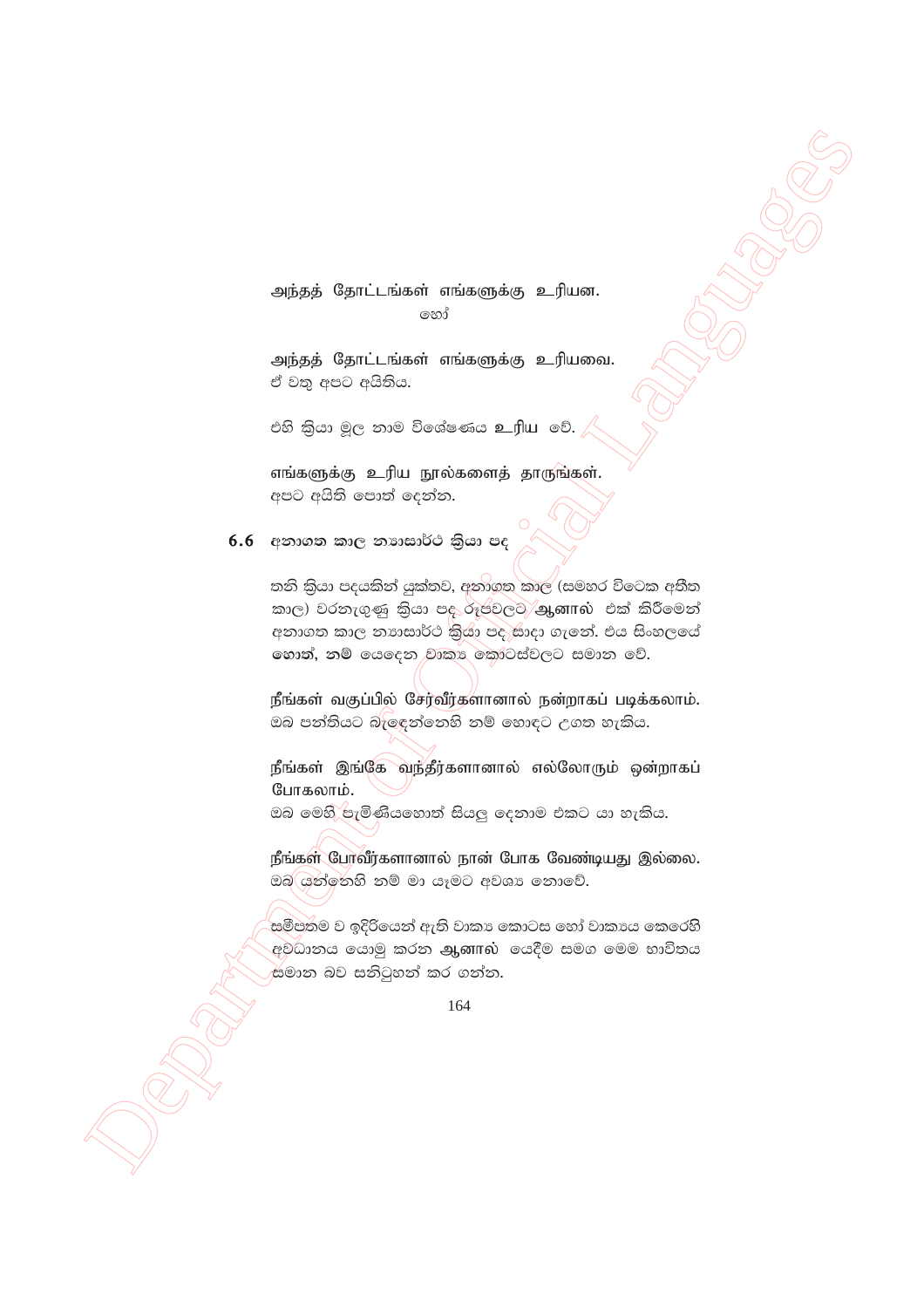அந்தத் தோட்டங்கள் எங்களுக்கு உரியன.

හෝ

அந்தத் தோட்டங்கள் எங்களுக்கு உரியவை.
ඒ වතු අපට අයිතිය.

එහි ක්‍රියා මූල නාම විශේෂණය **உரிய** වේ.

எங்களுக்கு உரிய நூல்களைத் தாருங்கள்.
අපට අයිති පොත් දෙන්න.

**6.6** අනාගත කාල න්‍යාසාර්ථ ක්‍රියා පද

තනි ක්‍රියා පදයකින් යුක්තව, අනාගත කාල (සමහර විටෙක අතීත කාල) වරනැගුණු ක්‍රියා පද රූපවලට **ஆனால்** එක් කිරීමෙන් අනාගත කාල න්‍යාසාර්ථ ක්‍රියා පද සාදා ගැනේ. එය සිංහලයේ **හොත්**, **නම්** යෙදෙන වාක්‍ය කොටස්වලට සමාන වේ.

நீங்கள் வகுப்பில் சேர்வீர்களானால் நன்றாகப் படிக்கலாம்.
ඔබ පන්තියට බැඳෙන්නෙහි නම් හොඳට උගත හැකිය.

நீங்கள் இங்கே வந்தீர்களானால் எல்லோரும் ஒன்றாகப் போகலாம்.
ඔබ මෙහි පැමිණියහොත් සියලු දෙනාම එකට යා හැකිය.

நீங்கள் போவீர்களானால் நான் போக வேண்டியது இல்லை.
ඔබ යන්නෙහි නම් මා යෑමට අවශ්‍ය නොවේ.

සමීපතම ව ඉදිරියෙන් ඇති වාක්‍ය කොටස හෝ වාක්‍යය කෙරෙහි අවධානය යොමු කරන **ஆனால்** යෙදීම සමග මෙම භාවිතය සමාන බව සනිටුහන් කර ගන්න.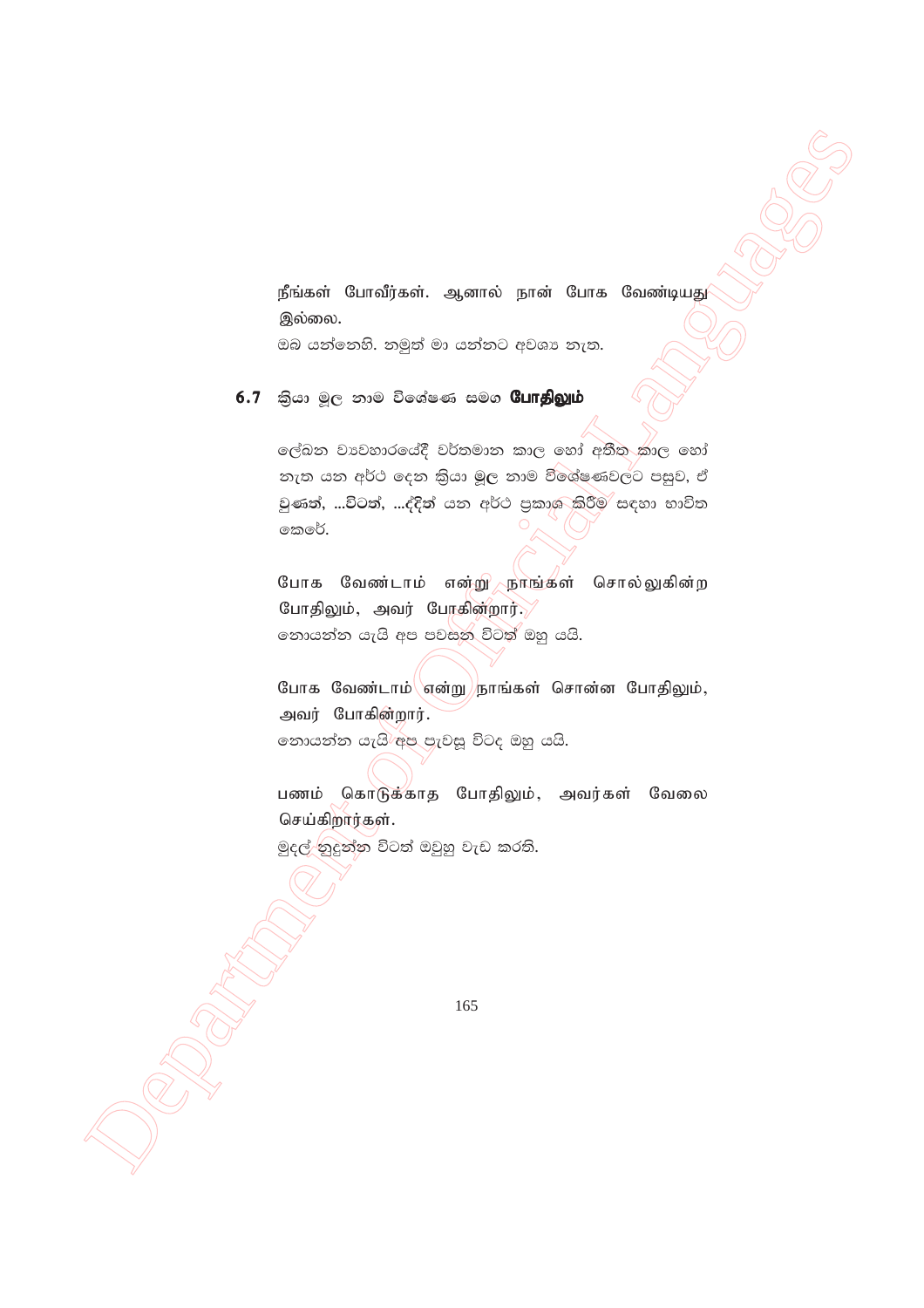நீங்கள் போவீர்கள். ஆனால் நான் போக வேண்டியது இல்லை.

ඔබ යන්නෙහි. නමුත් මා යන්නට අවශ්‍ය නැත.

## 6.7 ක්‍රියා මූල නාම විශේෂණ සමග **போதிலும்**

ලේඛන ව්‍යවහාරයේදී වර්තමාන කාල හෝ අතීත කාල හෝ නැත යන අර්ථ දෙන ක්‍රියා මූල නාම විශේෂණවලට පසුව, ඒ වුණත්, ...විටත්, ...දදීත් යන අර්ථ ප්‍රකාශ කිරීම සඳහා භාවිත කෙරේ.

போக வேண்டாம் என்று நாங்கள் சொல்லுகின்ற போதிலும், அவர் போகின்றார்.

නොයන්න යැයි අප පවසන විටත් ඔහු යයි.

போக வேண்டாம் என்று நாங்கள் சொன்ன போதிலும், அவர் போகின்றார்.

නොයන්න යැයි අප පැවසූ විටද ඔහු යයි.

பணம் கொடுக்காத போதிலும், அவர்கள் வேலை செய்கிறார்கள்.

මුදල් නුදුන්න විටත් ඔවුහු වැඩ කරති.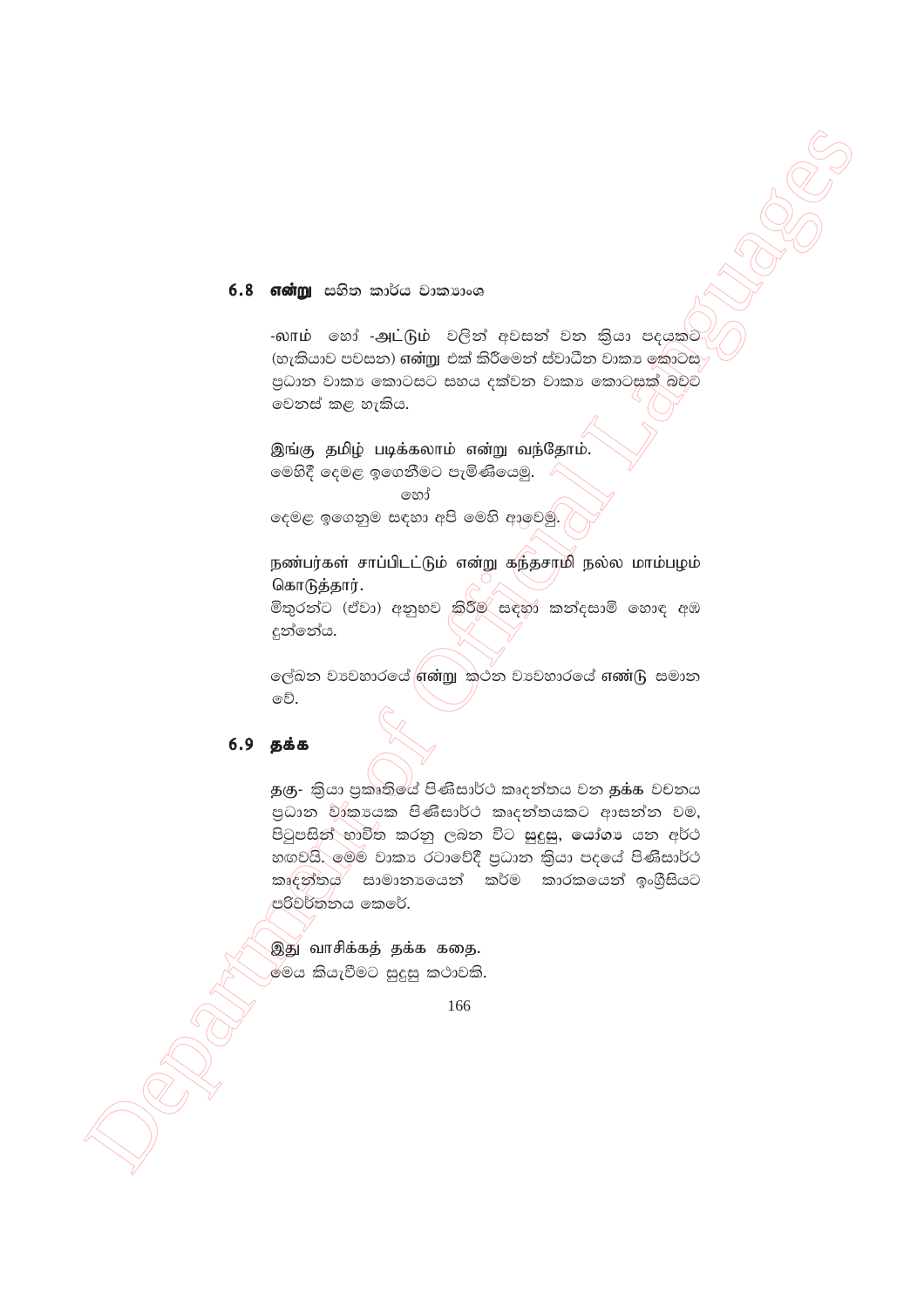## 6.8 **என்று** සහිත කාර්ය වාක්‍යාංශ

-லாம் හෝ -அட்டும் වලින් අවසන් වන ක්‍රියා පදයකට (හැකියාව පවසන) **என்று** එක් කිරීමෙන් ස්වාධීන වාක්‍ය කොටස ප්‍රධාන වාක්‍ය කොටසට සහය දක්වන වාක්‍ය කොටසක් බවට වෙනස් කළ හැකිය.

இங்கு தமிழ் படிக்கலாம் என்று வந்தோம்.
මෙහිදී දෙමළ ඉගෙනීමට පැමිණියෙමු.

හෝ

දෙමළ ඉගෙනුම සඳහා අපි මෙහි ආවෙමු.

நண்பர்கள் சாப்பிடட்டும் என்று கந்தசாமி நல்ல மாம்பழம் கொடுத்தார்.
මිතුරන්ට (ඒවා) අනුභව කිරීම සඳහා කන්දසාමි හොඳ අඹ දුන්නේය.

ලේඛන ව්‍යවහාරයේ **என்று** කථන ව්‍යවහාරයේ **எண்டு** සමාන වේ.

## 6.9 **தக்க**

தகு- ක්‍රියා ප්‍රකෘතියේ පිණිසාර්ථ කෘදන්තය වන **தக்க** වචනය ප්‍රධාන වාක්‍යයක පිණිසාර්ථ කෘදන්තයකට ආසන්න වම, පිටුපසින් භාවිත කරනු ලබන විට **සුදුසු**, **යෝග්‍ය** යන අර්ථ හඟවයි. මෙම වාක්‍ය රටාවේදී ප්‍රධාන ක්‍රියා පදයේ පිණිසාර්ථ කෘදන්තය සාමාන්‍යයෙන් කර්ම කාරකයෙන් ඉංග්‍රීසියට පරිවර්තනය කෙරේ.

இது வாசிக்கத் தக்க கதை.
මෙය කියැවීමට සුදුසු කථාවකි.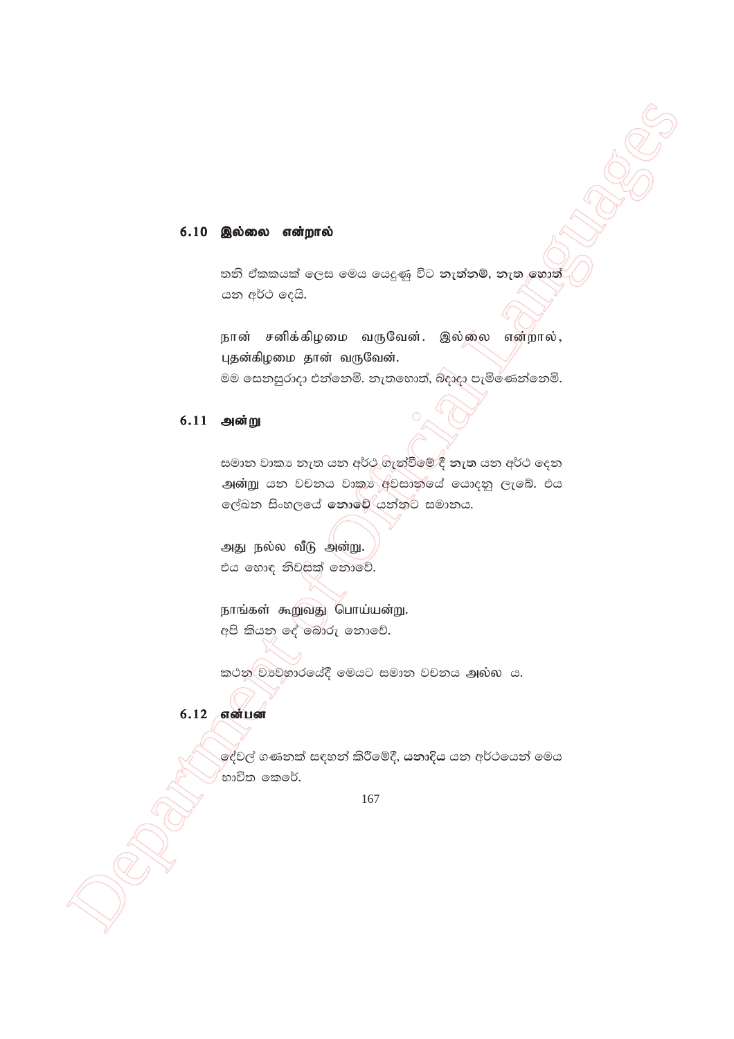## 6.10 இல்லை என்றால்

තනි ඒකකයක් ලෙස මෙය යෙදුණු විට **නැත්නම්, නැත හොත්** යන අර්ථ දෙයි.

நான் சனிக்கிழமை வருவேன். இல்லை என்றால், புதன்கிழமை தான் வருவேன்.
මම සෙනසුරාදා එන්නෙමි. නැතහොත්, බදාදා පැමිණෙන්නෙමි.

## 6.11 அன்று

සමාන වාක්‍ය නැත යන අර්ථ ගැන්වීමේ දී **නැත** යන අර්ථ දෙන **அன்று** යන වචනය වාක්‍ය අවසානයේ යොදනු ලැබේ. එය ලේඛන සිංහලයේ **නොවේ** යන්නට සමානය.

அது நல்ல வீடு அன்று.
එය හොඳ නිවසක් නොවේ.

நாங்கள் கூறுவது பொய்யன்று.
අපි කියන දේ බොරු නොවේ.

කථන ව්‍යවහාරයේදී මෙයට සමාන වචනය **அல்ல** ය.

## 6.12 என்பன

දේවල් ගණනක් සඳහන් කිරීමේදී, **යනාදිය** යන අර්ථයෙන් මෙය භාවිත කෙරේ.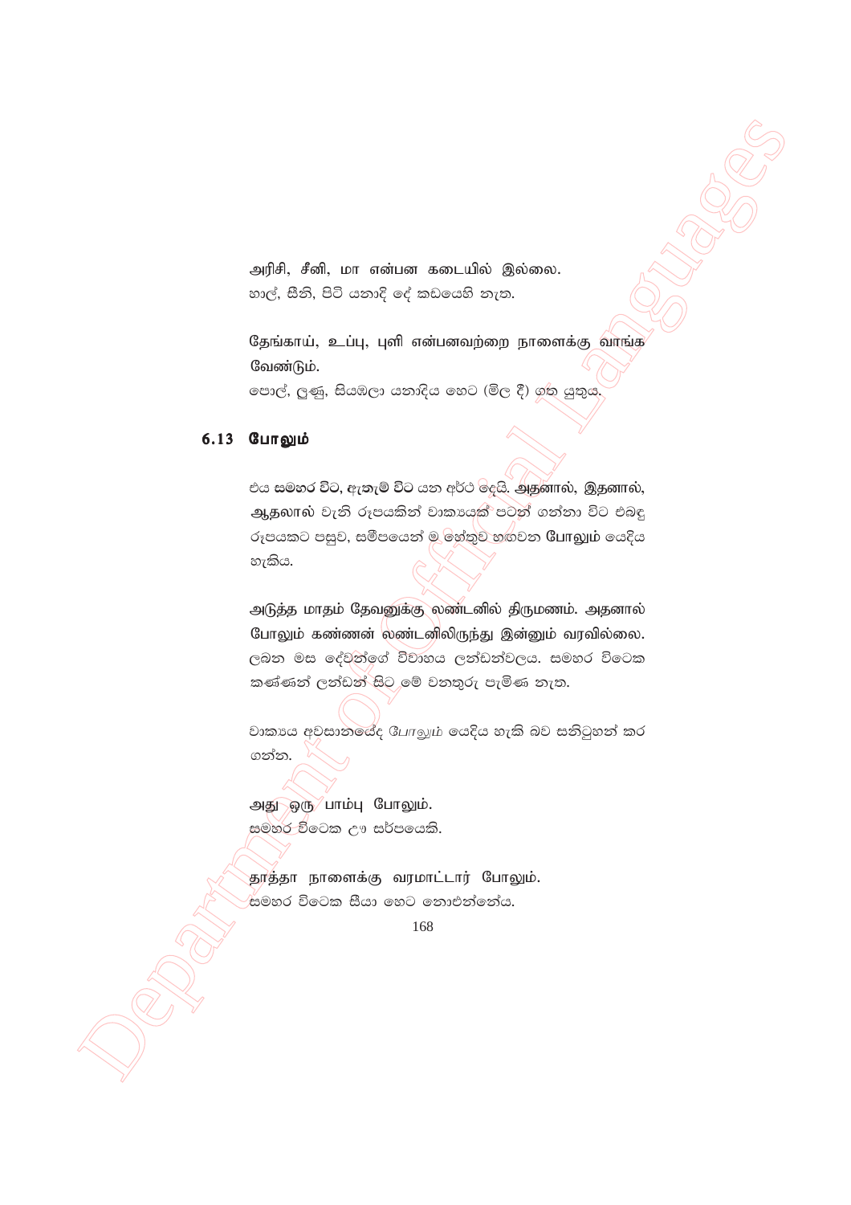அரிசி, சீனி, மா என்பன கடையில் இல்லை.
හාල්, සීනි, පිටි යනාදි දේ කඩයෙහි නැත.

தேங்காய், உப்பு, புளி என்பனவற்றை நாளைக்கு வாங்க வேண்டும்.
පොල්, ලුණු, සියඹලා යනාදිය හෙට (මිල දී) ගත යුතුය.

## 6.13 போலும்

එය **සමහර විට**, ඇතැම් විට යන අර්ථ දෙයි. **அதனால்**, **இதனால்**, **ஆதலால்** වැනි රූපයකින් වාක්‍යයක් පටන් ගන්නා විට එබඳු රූපයකට පසුව, සමීපයෙන් ම හේතුව හඟවන **போலும்** යෙදිය හැකිය.

அடுத்த மாதம் தேவனுக்கு லண்டனில் திருமணம். அதனால் போலும் கண்ணன் லண்டனிலிருந்து இன்னும் வரவில்லை.
ලබන මස දේවන්ගේ විවාහය ලන්ඩන්වලය. සමහර විටෙක කණ්ණන් ලන්ඩන් සිට මේ වනතුරු පැමිණ නැත.

වාක්‍යය අවසානයේද *போலும்* යෙදිය හැකි බව සනිටුහන් කර ගන්න.

அது ஒரு பாம்பு போலும்.
සමහර විටෙක ඌ සර්පයෙකි.

தாத்தா நாளைக்கு வரமாட்டார் போலும்.
සමහර විටෙක සීයා හෙට නොඑන්නේය.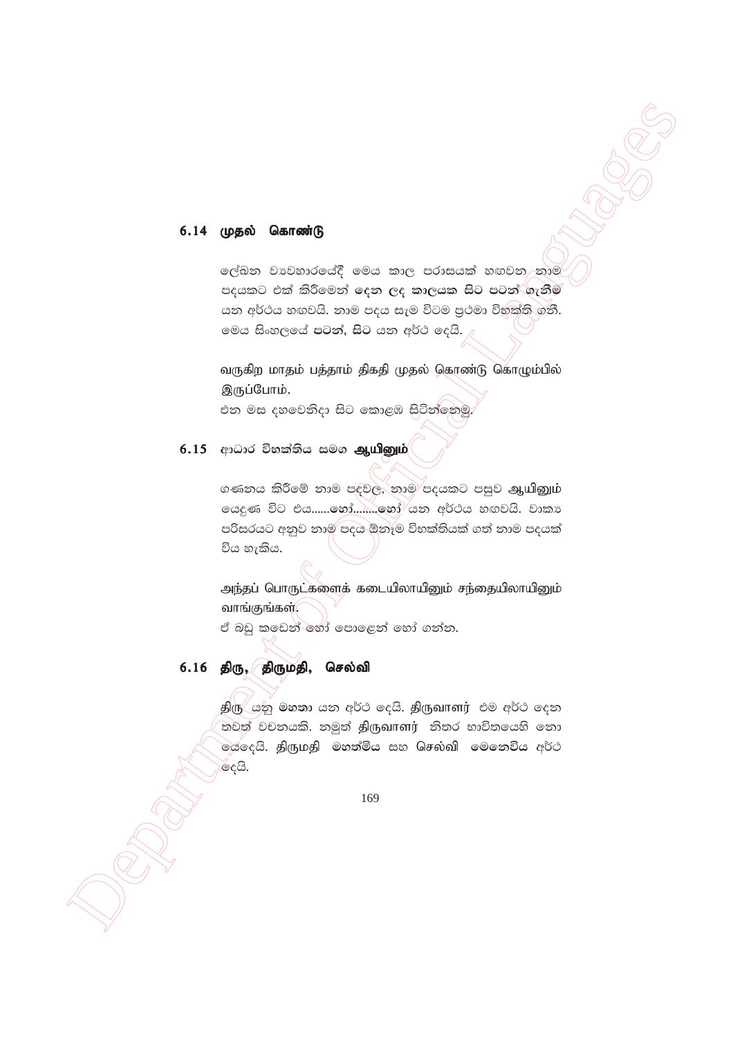## 6.14 முதல் கொண்டு

ලේඛන ව්‍යවහාරයේදී මෙය කාල පරාසයක් හඟවන නාම පදයකට එක් කිරීමෙන් දෙන ලද කාලයක සිට පටන් ගැනීම යන අර්ථය හඟවයි. නාම පදය සැම විටම ප්‍රථමා විභක්ති ගනී. මෙය සිංහලයේ **පටන්, සිට** යන අර්ථ දෙයි.

வருகிற மாதம் பத்தாம் திகதி முதல் கொண்டு கொழும்பில் இருப்போம்.
එන මස දහවෙනිදා සිට කොළඹ සිටින්නෙමු.

## 6.15 ආධාර විභක්තිය සමඟ **ஆயினும்**

ගණනය කිරීමේ නාම පදවල, නාම පදයකට පසුව **ஆயினும்** යෙදුණ විට එය......**හෝ**........**හෝ** යන අර්ථය හඟවයි. වාක්‍ය පරිසරයට අනුව නාම පදය ඕනෑම විභක්තියක් ගත් නාම පදයක් විය හැකිය.

அந்தப் பொருட்களைக் கடையிலாயினும் சந்தையிலாயினும் வாங்குங்கள்.
ඒ බඩු කඩෙන් හෝ පොළෙන් හෝ ගන්න.

## 6.16 திரு, திருமதி, செல்வி

**திரு** යනු මහතා යන අර්ථ දෙයි. **திருவாளர்** එම අර්ථ දෙන තවත් වචනයකි. නමුත් **திருவாளர்** නිතර භාවිතයෙහි නො යෙදෙයි. **திருமதி** මහත්මිය සහ **செல்வி** මෙනෙවිය අර්ථ දෙයි.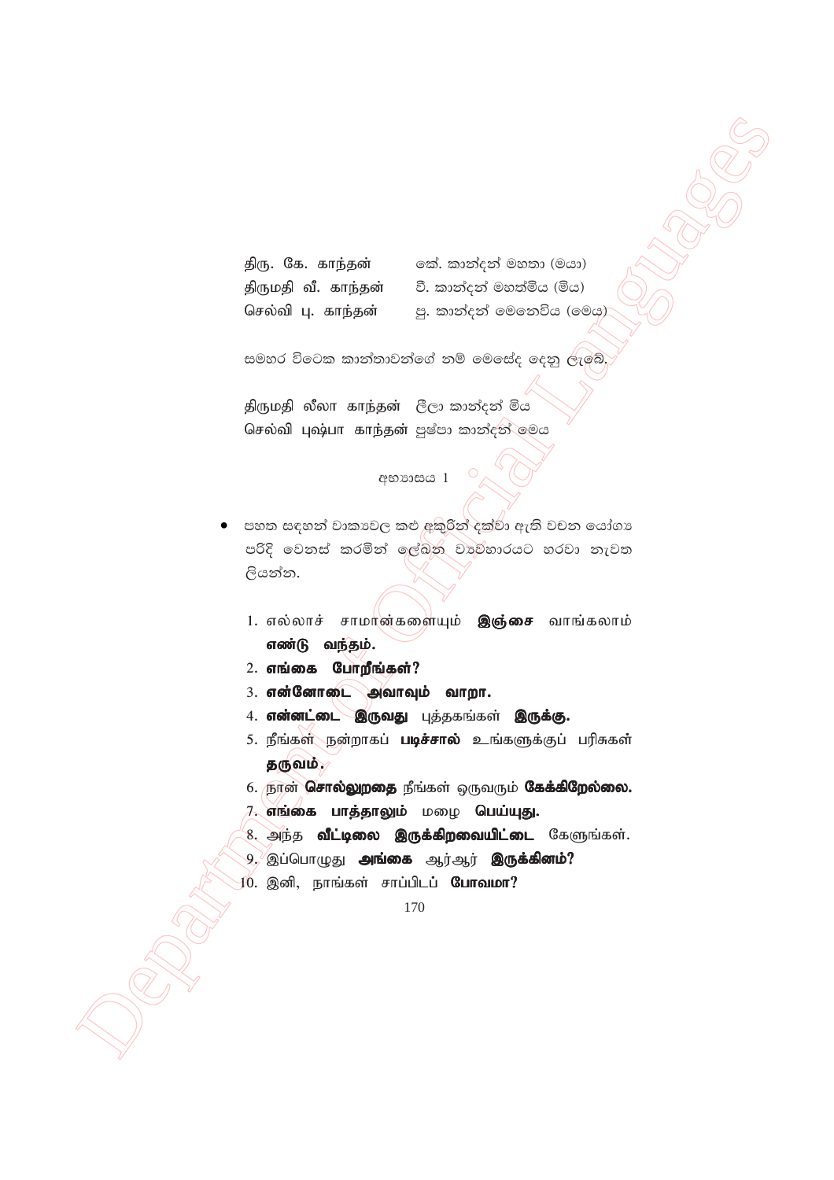| | |
|---|---|
| திரு. கே. காந்தன் | කේ. කාන්දන් මහතා (මයා) |
| திருமதி வீ. காந்தன் | වී. කාන්දන් මහත්මිය (මිය) |
| செல்வி பு. காந்தன் | පු. කාන්දන් මෙනෙවිය (මෙය) |

සමහර විටෙක කාන්තාවන්ගේ නම් මෙසේද දෙනු ලැබේ.

| | |
|---|---|
| திருமதி லீலா காந்தன் | ලීලා කාන්දන් මිය |
| செல்வி புஷ்பா காந்தன் | පුෂ්පා කාන්දන් මෙය |

අභ්‍යාසය 1

- පහත සඳහන් වාක්‍යවල කළු අකුරින් දක්වා ඇති වචන යෝග්‍ය පරිදි වෙනස් කරමින් ලේඛන ව්‍යවහාරයට හරවා නැවත ලියන්න.

1. எல்லாச் சாமான்களையும் **இஞ்சை** வாங்கலாம் **எண்டு வந்தம்.**
2. **எங்கை போறீங்கள்?**
3. **என்னோடை அவாவும் வாறா.**
4. **என்னட்டை இருவது** புத்தகங்கள் **இருக்கு.**
5. நீங்கள் நன்றாகப் **படிச்சால்** உங்களுக்குப் பரிசுகள் **தருவம்.**
6. நான் **சொல்லுறதை** நீங்கள் ஒருவரும் **கேக்கிறேல்லை.**
7. **எங்கை பாத்தாலும்** மழை **பெய்யுது.**
8. அந்த **வீட்டிலை இருக்கிறவையிட்டை** கேளுங்கள்.
9. இப்பொழுது **அங்கை** ஆர்ஆர் **இருக்கினம்?**
10. இனி, நாங்கள் சாப்பிடப் **போவமா?**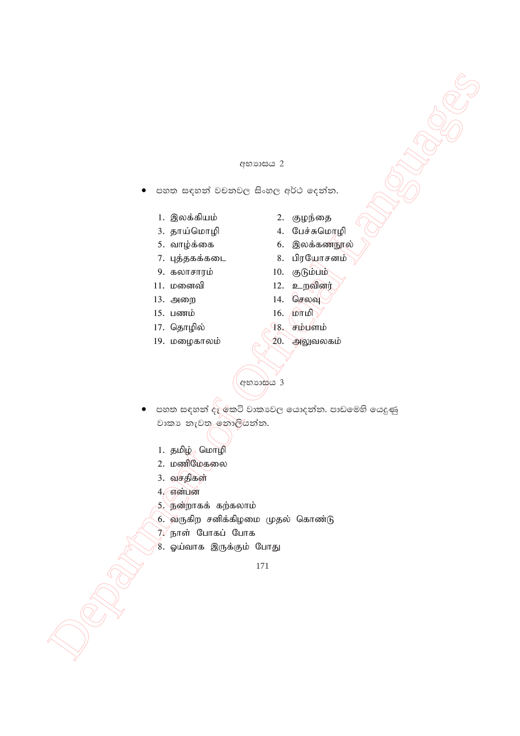## අභ්‍යාසය 2

- පහත සඳහන් වචනවල සිංහල අර්ථ දෙන්න.

1. இலக்கியம்
2. குழந்தை
3. தாய்மொழி
4. பேச்சுமொழி
5. வாழ்க்கை
6. இலக்கணநூல்
7. புத்தகக்கடை
8. பிரயோசனம்
9. கலாசாரம்
10. குடும்பம்
11. மனைவி
12. உறவினர்
13. அறை
14. செலவு
15. பணம்
16. மாமி
17. தொழில்
18. சம்பளம்
19. மழைகாலம்
20. அலுவலகம்

## අභ්‍යාසය 3

- පහත සඳහන් දෑ කෙටි වාක්‍යවල යොදන්න. පාඩමෙහි යෙදුණු වාක්‍ය නැවත නොලියන්න.

1. தமிழ் மொழி
2. மணிமேகலை
3. வசதிகள்
4. என்பன
5. நன்றாகக் கற்கலாம்
6. வருகிற சனிக்கிழமை முதல் கொண்டு
7. நாள் போகப் போக
8. ஓய்வாக இருக்கும் போது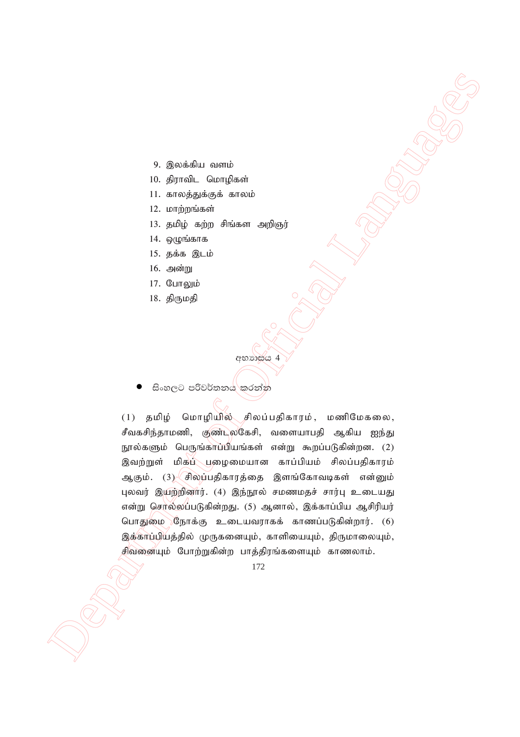9. இலக்கிய வளம்
10. திராவிட மொழிகள்
11. காலத்துக்குக் காலம்
12. மாற்றங்கள்
13. தமிழ் கற்ற சிங்கள அறிஞர்
14. ஒழுங்காக
15. தக்க இடம்
16. அன்று
17. போலும்
18. திருமதி

අභ්‍යාසය 4

- සිංහලට පරිවර්තනය කරන්න

(1) தமிழ் மொழியில் சிலப்பதிகாரம், மணிமேகலை, சீவகசிந்தாமணி, குண்டலகேசி, வளையாபதி ஆகிய ஐந்து நூல்களும் பெருங்காப்பியங்கள் என்று கூறப்படுகின்றன. (2) இவற்றுள் மிகப் பழைமையான காப்பியம் சிலப்பதிகாரம் ஆகும். (3) சிலப்பதிகாரத்தை இளங்கோவடிகள் என்னும் புலவர் இயற்றினார். (4) இந்நூல் சமணமதச் சார்பு உடையது என்று சொல்லப்படுகின்றது. (5) ஆனால், இக்காப்பிய ஆசிரியர் பொதுமை நோக்கு உடையவராகக் காணப்படுகின்றார். (6) இக்காப்பியத்தில் முருகனையும், காளியையும், திருமாலையும், சிவனையும் போற்றுகின்ற பாத்திரங்களையும் காணலாம்.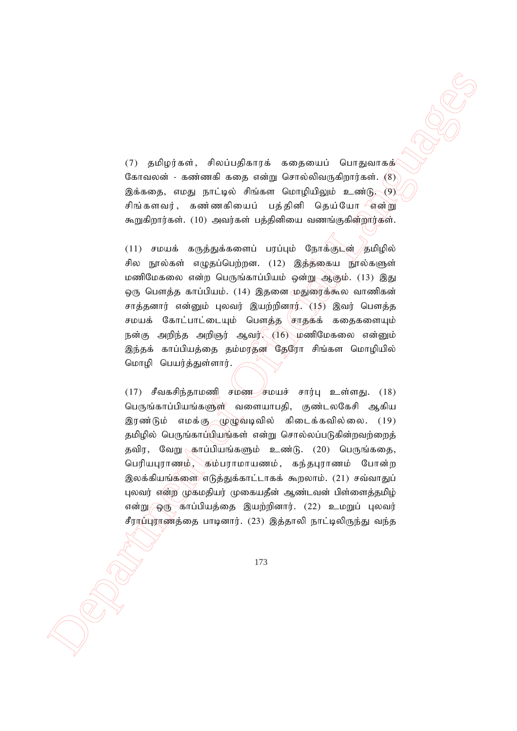(7) தமிழர்கள், சிலப்பதிகாரக் கதையைப் பொதுவாகக் கோவலன் - கண்ணகி கதை என்று சொல்லிவருகிறார்கள். (8) இக்கதை, எமது நாட்டில் சிங்கள மொழியிலும் உண்டு. (9) சிங்களவர், கண்ணகியைப் பத்தினி தெய்யோ என்று கூறுகிறார்கள். (10) அவர்கள் பத்தினியை வணங்குகின்றார்கள்.

(11) சமயக் கருத்துக்களைப் பரப்பும் நோக்குடன் தமிழில் சில நூல்கள் எழுதப்பெற்றன. (12) இத்தகைய நூல்களுள் மணிமேகலை என்ற பெருங்காப்பியம் ஒன்று ஆகும். (13) இது ஒரு பௌத்த காப்பியம். (14) இதனை மதுரைக்கூல வாணிகன் சாத்தனார் என்னும் புலவர் இயற்றினார். (15) இவர் பௌத்த சமயக் கோட்பாட்டையும் பௌத்த சாதகக் கதைகளையும் நன்கு அறிந்த அறிஞர் ஆவர். (16) மணிமேகலை என்னும் இந்தக் காப்பியத்தை தம்மரதன தேரோ சிங்கள மொழியில் மொழி பெயர்த்துள்ளார்.

(17) சீவகசிந்தாமணி சமண சமயச் சார்பு உள்ளது. (18) பெருங்காப்பியங்களுள் வளையாபதி, குண்டலகேசி ஆகிய இரண்டும் எமக்கு முழுவடிவில் கிடைக்கவில்லை. (19) தமிழில் பெருங்காப்பியங்கள் என்று சொல்லப்படுகின்றவற்றைத் தவிர, வேறு காப்பியங்களும் உண்டு. (20) பெருங்கதை, பெரியபுராணம், கம்பராமாயணம், கந்தபுராணம் போன்ற இலக்கியங்களை எடுத்துக்காட்டாகக் கூறலாம். (21) சவ்வாதுப் புலவர் என்ற முகமதியர் முகையதீன் ஆண்டவன் பிள்ளைத்தமிழ் என்று ஒரு காப்பியத்தை இயற்றினார். (22) உமறுப் புலவர் சீறாப்புராணத்தை பாடினார். (23) இத்தாலி நாட்டிலிருந்து வந்த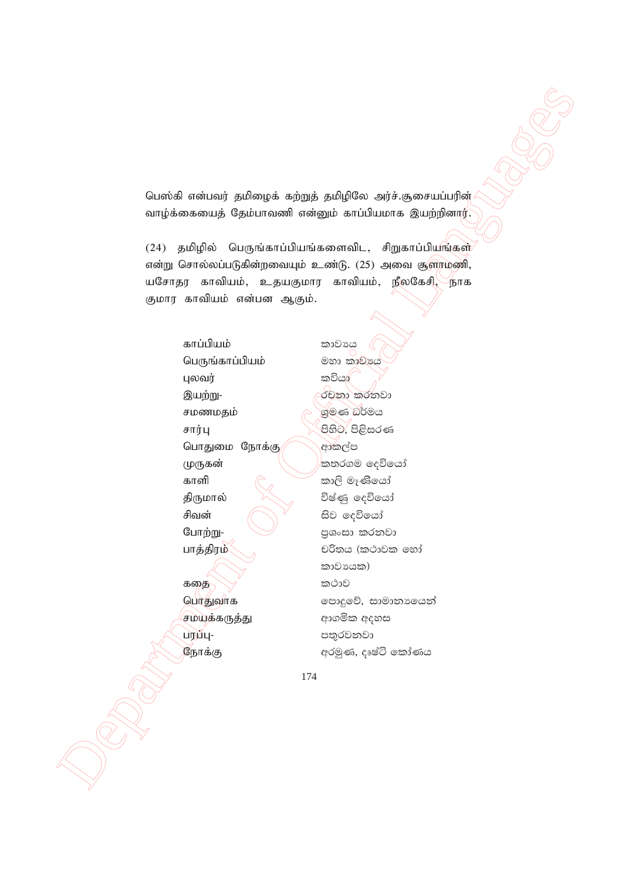பெஸ்கி என்பவர் தமிழைக் கற்றுத் தமிழிலே அர்ச்.சூசையப்பரின் வாழ்க்கையைத் தேம்பாவணி என்னும் காப்பியமாக இயற்றினார்.

(24) தமிழில் பெருங்காப்பியங்களைவிட, சிறுகாப்பியங்கள் என்று சொல்லப்படுகின்றவையும் உண்டு. (25) அவை சூளாமணி, யசோதர காவியம், உதயகுமார காவியம், நீலகேசி, நாக குமார காவியம் என்பன ஆகும்.

| | |
|---|---|
| காப்பியம் | කාව්‍යය |
| பெருங்காப்பியம் | මහා කාව්‍යය |
| புலவர் | කවියා |
| இயற்று- | රචනා කරනවා |
| சமணமதம் | ශ්‍රමණ ධර්මය |
| சார்பு | පිහිට, පිළිසරණ |
| பொதுமை நோக்கு | ආකල්ප |
| முருகன் | කතරගම දෙවියෝ |
| காளி | කාලි මෑණියෝ |
| திருமால் | විෂ්ණු දෙවියෝ |
| சிவன் | සිව දෙවියෝ |
| போற்று- | ප්‍රශංසා කරනවා |
| பாத்திரம் | චරිතය (කථාවක හෝ කාව්‍යයක) |
| கதை | කථාව |
| பொதுவாக | පොදුවේ, සාමාන්‍යයෙන් |
| சமயக்கருத்து | ආගමික අදහස |
| பரப்பு- | පතුරවනවා |
| நோக்கு | අරමුණ, දෘෂ්ටි කෝණය |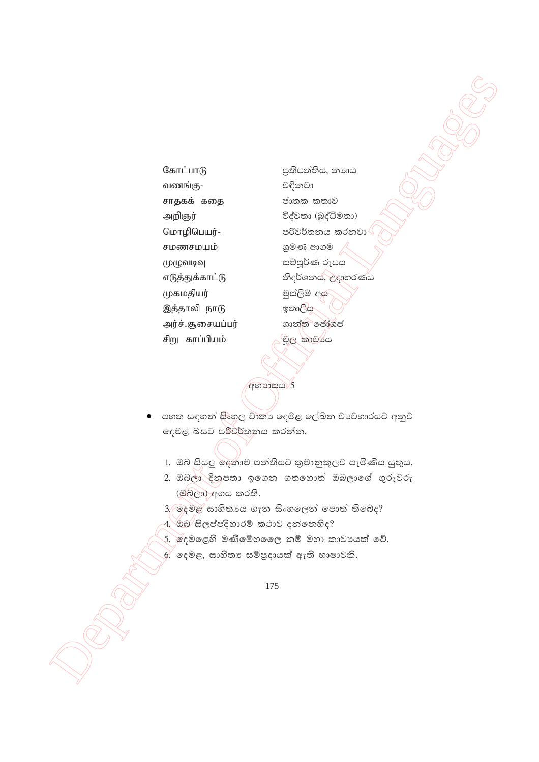| | |
|---|---|
| கோட்பாடு | ප්‍රතිපත්තිය, න්‍යාය |
| வணங்கு- | වඳිනවා |
| சாதகக் கதை | ජාතක කතාව |
| அறிஞர் | විද්වතා (බුද්ධිමතා) |
| மொழிபெயர்- | පරිවර්තනය කරනවා |
| சமணசமயம் | ශ්‍රමණ ආගම |
| முழுவடிவு | සම්පූර්ණ රූපය |
| எடுத்துக்காட்டு | නිදර්ශනය, උදාහරණය |
| முகமதியர் | මුස්ලිම් අය |
| இத்தாலி நாடு | ඉතාලිය |
| அர்ச்.சூசையப்பர் | ශාන්ත ජෝශප් |
| சிறு காப்பியம் | චූල කාව්‍යය |

අභ්‍යාසය 5

- පහත සඳහන් සිංහල වාක්‍ය දෙමළ ලේඛන ව්‍යවහාරයට අනුව දෙමළ බසට පරිවර්තනය කරන්න.

1. ඔබ සියලු දෙනාම පන්තියට ක්‍රමානුකූලව පැමිණිය යුතුය.
2. ඔබලා දිනපතා ඉගෙන ගතහොත් ඔබලාගේ ගුරුවරු (ඔබලා) අගය කරති.
3. දෙමළ සාහිත්‍යය ගැන සිංහලෙන් පොත් තිබේද?
4. ඔබ සිලප්පදිහාරම් කථාව දන්නෙහිද?
5. දෙමළෙහි මණිමේහලෛ නම් මහා කාව්‍යයක් වේ.
6. දෙමළ, සාහිත්‍ය සම්ප්‍රදායක් ඇති භාෂාවකි.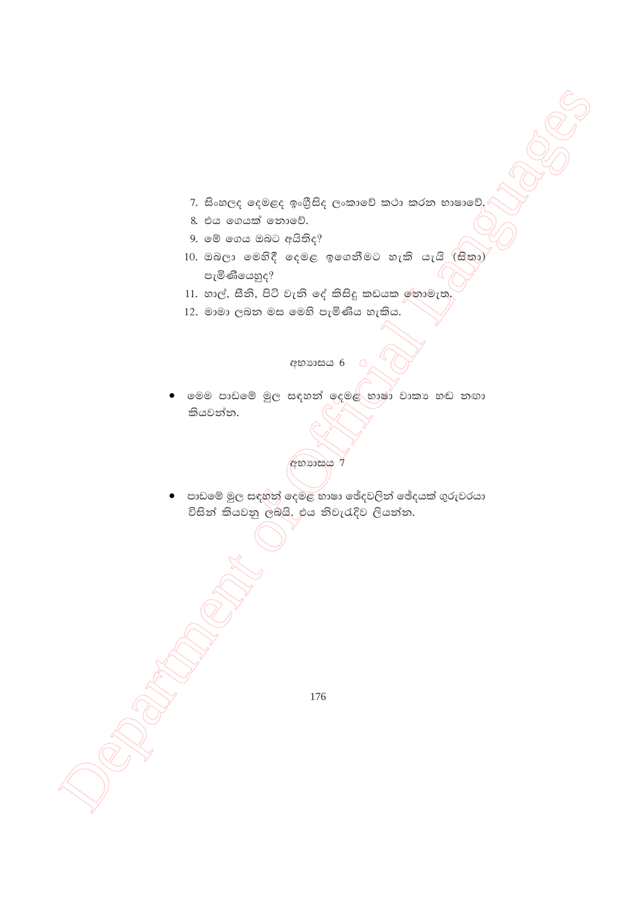7. සිංහලද දෙමළද ඉංග්‍රීසිද ලංකාවේ කථා කරන භාෂාවේ.
8. එය ගෙයක් නොවේ.
9. මේ ගෙය ඔබට අයිතිද?
10. ඔබලා මෙහිදී දෙමළ ඉගෙනීමට හැකි යැයි (සිතා) පැමිණියෙහුද?
11. හාල්, සීනි, පිටි වැනි දේ කිසිදු කඩයක නොමැත.
12. මාමා ලබන මස මෙහි පැමිණිය හැකිය.

අභ්‍යාසය 6

- මෙම පාඩමේ මුල සඳහන් දෙමළ භාෂා වාක්‍ය හඬ නඟා කියවන්න.

අභ්‍යාසය 7

- පාඩමේ මුල සඳහන් දෙමළ භාෂා ඡේදවලින් ඡේදයක් ගුරුවරයා විසින් කියවනු ලබයි. එය නිවැරැදිව ලියන්න.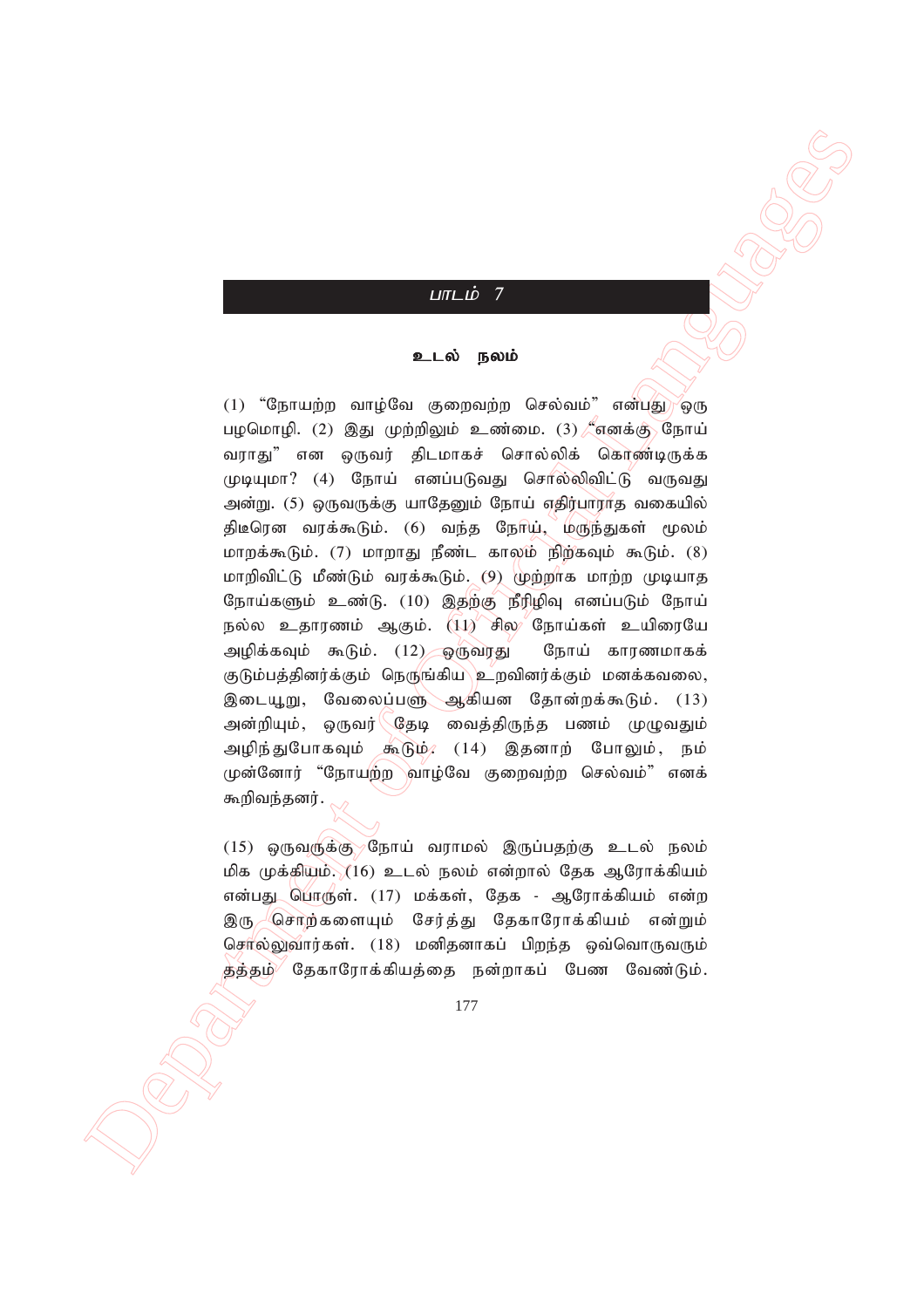## பாடம் 7

### உடல் நலம்

(1) "நோயற்ற வாழ்வே குறைவற்ற செல்வம்" என்பது ஒரு பழமொழி. (2) இது முற்றிலும் உண்மை. (3) "எனக்கு நோய் வராது" என ஒருவர் திடமாகச் சொல்லிக் கொண்டிருக்க முடியுமா? (4) நோய் எனப்படுவது சொல்லிவிட்டு வருவது அன்று. (5) ஒருவருக்கு யாதேனும் நோய் எதிர்பாராத வகையில் திடீரென வரக்கூடும். (6) வந்த நோய், மருந்துகள் மூலம் மாறக்கூடும். (7) மாறாது நீண்ட காலம் நிற்கவும் கூடும். (8) மாறிவிட்டு மீண்டும் வரக்கூடும். (9) முற்றாக மாற்ற முடியாத நோய்களும் உண்டு. (10) இதற்கு நீரிழிவு எனப்படும் நோய் நல்ல உதாரணம் ஆகும். (11) சில நோய்கள் உயிரையே அழிக்கவும் கூடும். (12) ஒருவரது நோய் காரணமாகக் குடும்பத்தினர்க்கும் நெருங்கிய உறவினர்க்கும் மனக்கவலை, இடையூறு, வேலைப்பளு ஆகியன தோன்றக்கூடும். (13) அன்றியும், ஒருவர் தேடி வைத்திருந்த பணம் முழுவதும் அழிந்துபோகவும் கூடும். (14) இதனாற் போலும், நம் முன்னோர் "நோயற்ற வாழ்வே குறைவற்ற செல்வம்" எனக் கூறிவந்தனர்.

(15) ஒருவருக்கு நோய் வராமல் இருப்பதற்கு உடல் நலம் மிக முக்கியம். (16) உடல் நலம் என்றால் தேக ஆரோக்கியம் என்பது பொருள். (17) மக்கள், தேக - ஆரோக்கியம் என்ற இரு சொற்களையும் சேர்த்து தேகாரோக்கியம் என்றும் சொல்லுவார்கள். (18) மனிதனாகப் பிறந்த ஒவ்வொருவரும் தத்தம் தேகாரோக்கியத்தை நன்றாகப் பேண வேண்டும்.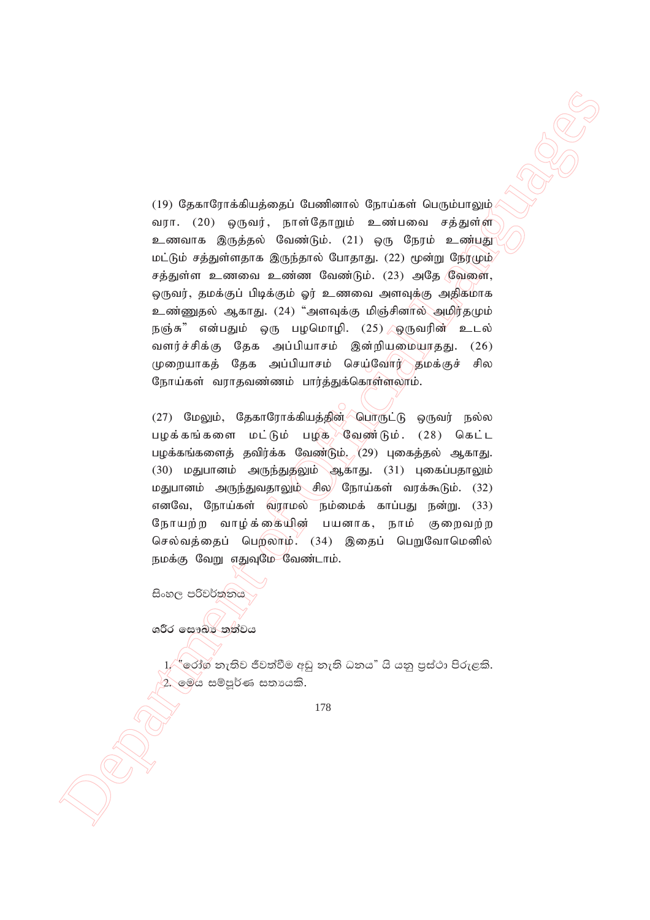(19) தேகாரோக்கியத்தைப் பேணினால் நோய்கள் பெரும்பாலும் வரா. (20) ஒருவர், நாள்தோறும் உண்பவை சத்துள்ள உணவாக இருத்தல் வேண்டும். (21) ஒரு நேரம் உண்பது மட்டும் சத்துள்ளதாக இருந்தால் போதாது. (22) மூன்று நேரமும் சத்துள்ள உணவை உண்ண வேண்டும். (23) அதே வேளை, ஒருவர், தமக்குப் பிடிக்கும் ஓர் உணவை அளவுக்கு அதிகமாக உண்ணுதல் ஆகாது. (24) "அளவுக்கு மிஞ்சினால் அமிர்தமும் நஞ்சு" என்பதும் ஒரு பழமொழி. (25) ஒருவரின் உடல் வளர்ச்சிக்கு தேக அப்பியாசம் இன்றியமையாதது. (26) முறையாகத் தேக அப்பியாசம் செய்வோர் தமக்குச் சில நோய்கள் வராதவண்ணம் பார்த்துக்கொள்ளலாம்.

(27) மேலும், தேகாரோக்கியத்தின் பொருட்டு ஒருவர் நல்ல பழக்கங்களை மட்டும் பழக வேண்டும். (28) கெட்ட பழக்கங்களைத் தவிர்க்க வேண்டும். (29) புகைத்தல் ஆகாது. (30) மதுபானம் அருந்துதலும் ஆகாது. (31) புகைப்பதாலும் மதுபானம் அருந்துவதாலும் சில நோய்கள் வரக்கூடும். (32) எனவே, நோய்கள் வராமல் நம்மைக் காப்பது நன்று. (33) நோயற்ற வாழ்க்கையின் பயனாக, நாம் குறைவற்ற செல்வத்தைப் பெறலாம். (34) இதைப் பெறுவோமெனில் நமக்கு வேறு எதுவுமே வேண்டாம்.

සිංහල පරිවර්තනය

**ශරීර සෞඛ්‍ය තත්වය**

1. "රෝග නැතිව ජීවත්වීම අඩු නැති ධනය" යි යනු ප්‍රස්ථා පිරුළකි.
2. මෙය සම්පූර්ණ සත්‍යයකි.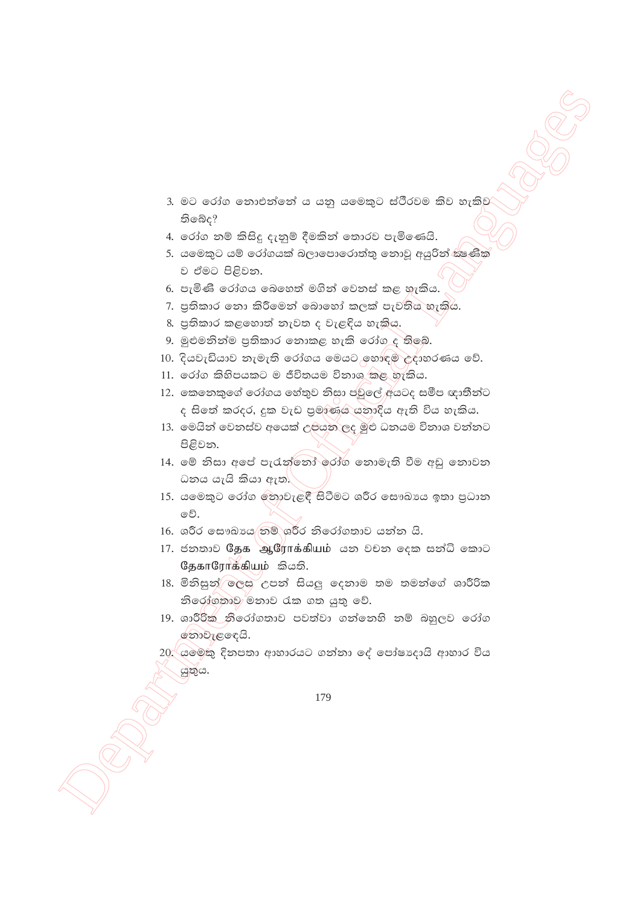3. මට රෝග නොඑන්නේ ය යනු යමෙකුට ස්ථිරවම කිව හැකිව තිබේද?
4. රෝග නම් කිසිදු දැනුම් දීමකින් තොරව පැමිණෙයි.
5. යමෙකුට යම් රෝගයක් බලාපොරොත්තු නොවූ අයුරින් ක්‍ෂණික ව ඒමට පිළිවන.
6. පැමිණි රෝගය බෙහෙත් මගින් වෙනස් කළ හැකිය.
7. ප්‍රතිකාර නො කිරීමෙන් බොහෝ කලක් පැවතිය හැකිය.
8. ප්‍රතිකාර කළහොත් නැවත ද වැළඳිය හැකිය.
9. මුළුමනින්ම ප්‍රතිකාර නොකළ හැකි රෝග ද තිබේ.
10. දියවැඩියාව නැමැති රෝගය මෙයට හොඳම උදාහරණය වේ.
11. රෝග කිහිපයකට ම ජීවිතයම විනාශ කළ හැකිය.
12. කෙනෙකුගේ රෝගය හේතුව නිසා පවුලේ අයටද සමීප ඥාතීන්ට ද සිතේ කරදර, දුක වැඩ ප්‍රමාණය යනාදිය ඇති විය හැකිය.
13. මෙයින් වෙනස්ව අයෙක් උපයන ලද මුළු ධනයම විනාශ වන්නට පිළිවන.
14. මේ නිසා අපේ පැරැන්නෝ රෝග නොමැති වීම අඩු නොවන ධනය යැයි කියා ඇත.
15. යමෙකුට රෝග නොවැළඳී සිටීමට ශරීර සෞඛ්‍යය ඉතා ප්‍රධාන වේ.
16. ශරීර සෞඛ්‍යය නම් ශරීර නිරෝගතාව යන්න යි.
17. ජනතාව **தேக ஆரோக்கியம்** යන වචන දෙක සන්ධි කොට **தேகாரோக்கியம்** කියති.
18. මිනිසුන් ලෙස උපන් සියලු දෙනාම තම තමන්ගේ ශාරීරික නිරෝගතාව මනාව රැක ගත යුතු වේ.
19. ශාරීරික නිරෝගතාව පවත්වා ගන්නෙහි නම් බහුලව රෝග නොවැළඳෙයි.
20. යමෙකු දිනපතා ආහාරයට ගන්නා දේ පෝෂ්‍යදායි ආහාර විය යුතුය.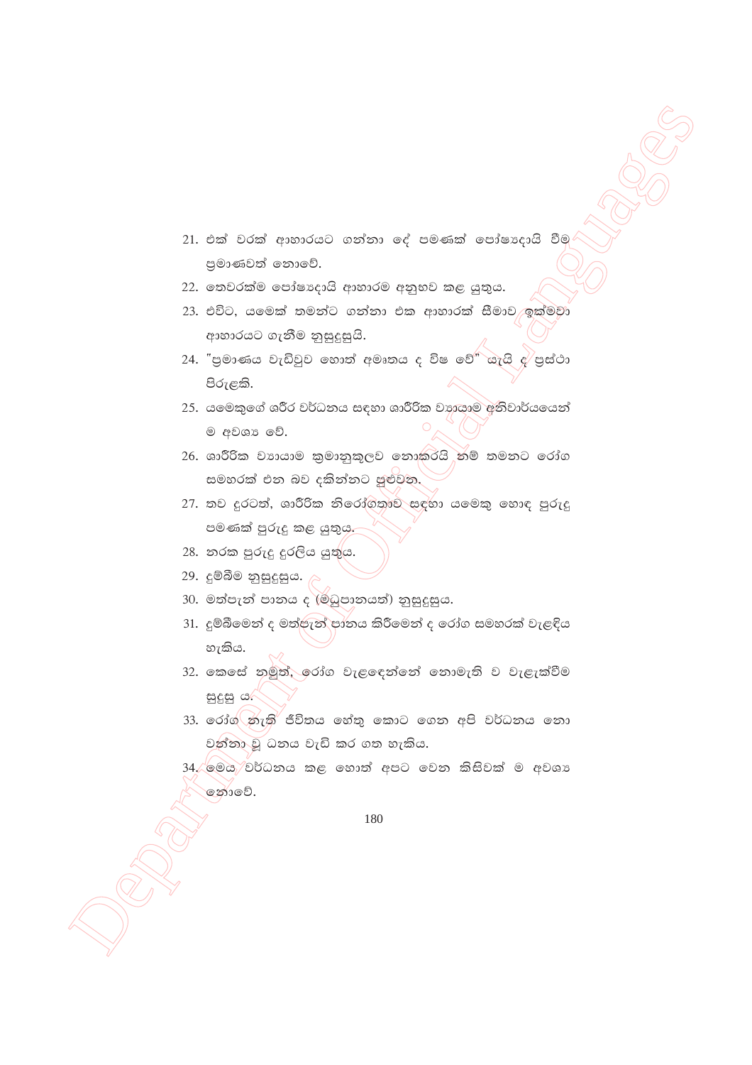21. එක් වරක් ආහාරයට ගන්නා දේ පමණක් පෝෂ්‍යදායි වීම ප්‍රමාණවත් නොවේ.
22. තෙවරක්ම පෝෂ්‍යදායි ආහාරම අනුභව කළ යුතුය.
23. එවිට, යමෙක් තමන්ට ගන්නා එක ආහාරක් සීමාව ඉක්මවා ආහාරයට ගැනීම නුසුදුසුයි.
24. "ප්‍රමාණය වැඩිවුව හොත් අමෘතය ද විෂ වේ" යැයි ද ප්‍රස්ථා පිරුළකි.
25. යමෙකුගේ ශරීර වර්ධනය සඳහා ශාරීරික ව්‍යායාම අනිවාර්යයෙන් ම අවශ්‍ය වේ.
26. ශාරීරික ව්‍යායාම ක්‍රමානුකූලව නොකරයි නම් තමනට රෝග සමහරක් එන බව දකින්නට පුළුවන.
27. තව දුරටත්, ශාරීරික නිරෝගතාව සඳහා යමෙකු හොඳ පුරුදු පමණක් පුරුදු කළ යුතුය.
28. නරක පුරුදු දුරලිය යුතුය.
29. දුම්බීම නුසුදුසුය.
30. මත්පැන් පානය ද (මධුපානයත්) නුසුදුසුය.
31. දුම්බීමෙන් ද මත්පැන් පානය කිරීමෙන් ද රෝග සමහරක් වැළඳිය හැකිය.
32. කෙසේ නමුත්, රෝග වැළඳෙන්නේ නොමැති ව වැළැක්වීම සුදුසු ය.
33. රෝග නැති ජීවිතය හේතු කොට ගෙන අපි වර්ධනය නො වන්නා වූ ධනය වැඩි කර ගත හැකිය.
34. මෙය වර්ධනය කළ හොත් අපට වෙන කිසිවක් ම අවශ්‍ය නොවේ.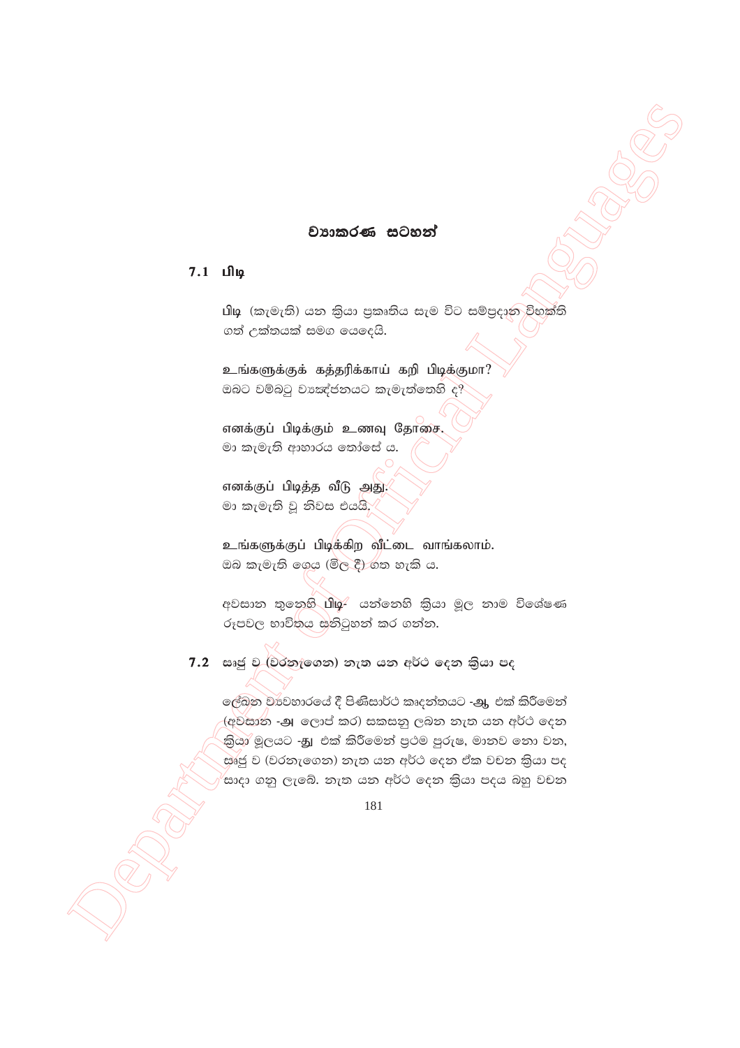# ව්‍යාකරණ සටහන්

## 7.1 பிடி

பிடி (කැමැති) යන ක්‍රියා ප්‍රකෘතිය සැම විට සම්ප්‍රදාන විභක්ති ගත් උක්තයක් සමග යෙදෙයි.

உங்களுக்குக் கத்தரிக்காய் கறி பிடிக்குமா?
ඔබට වම්බටු ව්‍යඤ්ජනයට කැමැත්තෙහි ද?

எனக்குப் பிடிக்கும் உணவு தோசை.
මා කැමැති ආහාරය තෝසේ ය.

எனக்குப் பிடித்த வீடு அது.
මා කැමැති වූ නිවස එයයි.

உங்களுக்குப் பிடிக்கிற வீட்டை வாங்கலாம்.
ඔබ කැමැති ගෙය (මිල දී) ගත හැකි ය.

අවසාන තුනෙහි **பிடி-** යන්නෙහි ක්‍රියා මූල නාම විශේෂණ රූපවල භාවිතය සනිටුහන් කර ගන්න.

## 7.2 සෘජු ව (වරනැගෙන) නැත යන අර්ථ දෙන ක්‍රියා පද

ලේඛන ව්‍යවහාරයේ දී පිණිසාර්ථ කෘදන්තයට **-ஆ** එක් කිරීමෙන් (අවසාන **-அ** ලොප් කර) සකසනු ලබන නැත යන අර්ථ දෙන ක්‍රියා මූලයට **-து** එක් කිරීමෙන් ප්‍රථම පුරුෂ, මානව නො වන, සෘජු ව (වරනැගෙන) නැත යන අර්ථ දෙන ඒක වචන ක්‍රියා පද සාදා ගනු ලැබේ. නැත යන අර්ථ දෙන ක්‍රියා පදය බහු වචන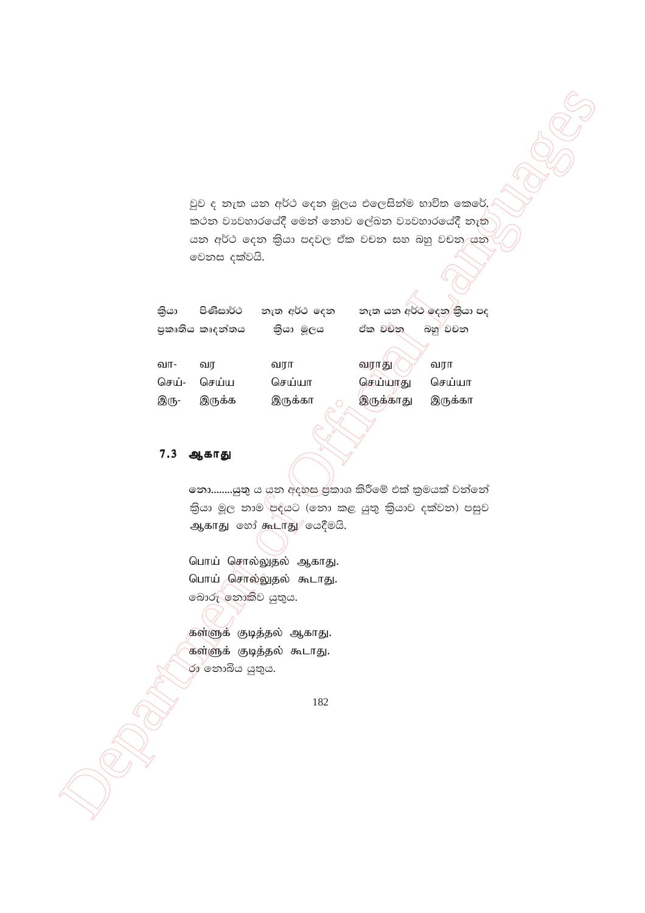වුව ද නැත යන අර්ථ දෙන මූලය එලෙසින්ම භාවිත කෙරේ. කථන ව්‍යවහාරයේදී මෙන් නොව ලේඛන ව්‍යවහාරයේදී නැත යන අර්ථ දෙන ක්‍රියා පදවල ඒක වචන සහ බහු වචන යන වෙනස දක්වයි.

| ක්‍රියා ප්‍රකෘතිය | පිණිසාර්ථ කෘදන්තය | නැත අර්ථ දෙන ක්‍රියා මූලය | නැත යන අර්ථ දෙන ක්‍රියා පද ඒක වචන | බහු වචන |
|---|---|---|---|---|
| வா- | வர | வரா | வராது | வரா |
| செய்- | செய்ய | செய்யா | செய்யாது | செய்யா |
| இரு- | இருக்க | இருக்கா | இருக்காது | இருக்கா |

## 7.3 ஆகாது

නො........යුතු ය යන අදහස ප්‍රකාශ කිරීමේ එක් ක්‍රමයක් වන්නේ ක්‍රියා මූල නාම පදයට (නො කළ යුතු ක්‍රියාව දක්වන) පසුව ஆகாது හෝ கூடாது යෙදීමයි.

பொய் சொல்லுதல் ஆகாது.
பொய் சொல்லுதல் கூடாது.
බොරු නොකිව යුතුය.

கள்ளுக் குடித்தல் ஆகாது.
கள்ளுக் குடித்தல் கூடாது.
රා නොබිය යුතුය.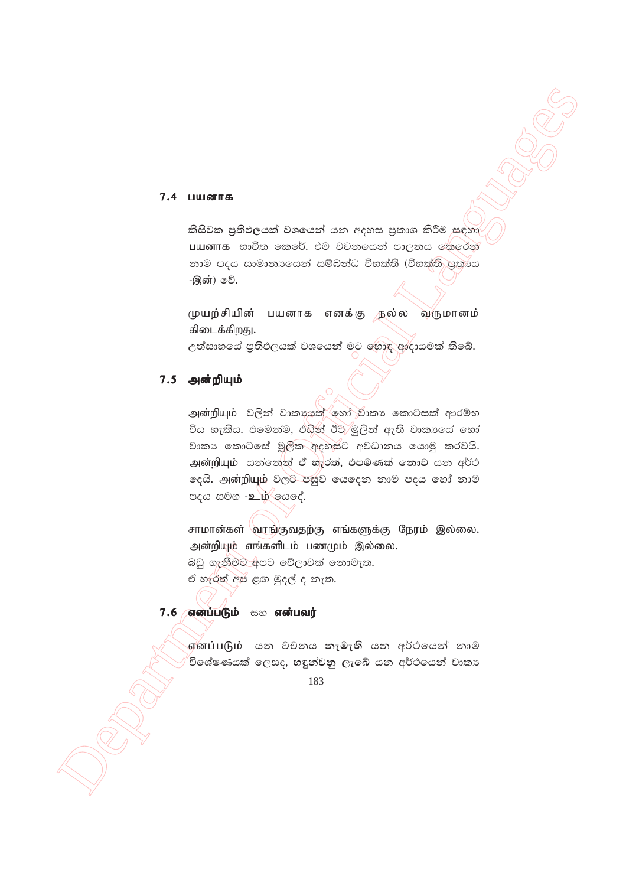### 7.4 பயனாக

කිසිවක ප්‍රතිඵලයක් වශයෙන් යන අදහස ප්‍රකාශ කිරීම සඳහා பயனாக භාවිත කෙරේ. එම වචනයෙන් පාලනය කෙරෙන නාම පදය සාමාන්‍යයෙන් සම්බන්ධ විභක්ති (විභක්ති ප්‍රත්‍යය -இன்) වේ.

முயற்சியின் பயனாக எனக்கு நல்ல வருமானம் கிடைக்கிறது.
උත්සාහයේ ප්‍රතිඵලයක් වශයෙන් මට හොඳ ආදායමක් තිබේ.

### 7.5 அன்றியும்

அன்றியும் වලින් වාක්‍යයක් හෝ වාක්‍ය කොටසක් ආරම්භ විය හැකිය. එමෙන්ම, එයින් ඊට මුලින් ඇති වාක්‍යයේ හෝ වාක්‍ය කොටසේ මූලික අදහසට අවධානය යොමු කරවයි. **அன்றியும்** යන්නෙන් **ඒ හැරත්, එපමණක් නොව** යන අර්ථ දෙයි. **அன்றியும்** වලට පසුව යෙදෙන නාම පදය හෝ නාම පදය සමග **-உம்** යෙදේ.

சாமான்கள் வாங்குவதற்கு எங்களுக்கு நேரம் இல்லை. அன்றியும் எங்களிடம் பணமும் இல்லை.
බඩු ගැනීමට අපට වේලාවක් නොමැත.
ඒ හැරත් අප ළඟ මුදල් ද නැත.

### 7.6 எனப்படும் සහ என்பவர்

எனப்படும் යන වචනය **නැමැති** යන අර්ථයෙන් නාම විශේෂණයක් ලෙසද, **හඳුන්වනු ලැබේ** යන අර්ථයෙන් වාක්‍ය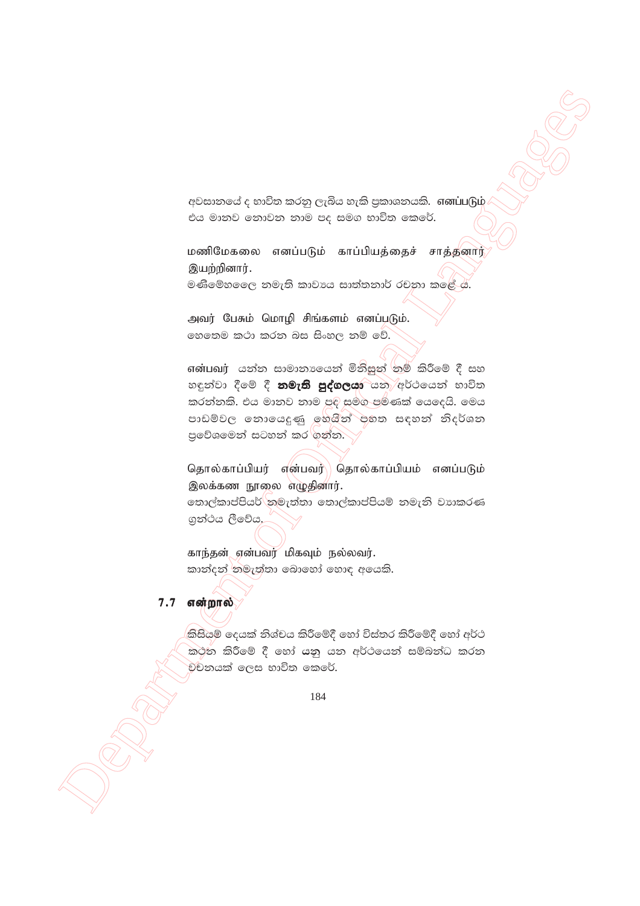අවසානයේ ද භාවිත කරනු ලැබිය හැකි ප්‍රකාශනයකි. எனப்படும் එය මානව නොවන නාම පද සමග භාවිත කෙරේ.

மணிமேகலை எனப்படும் காப்பியத்தைச் சாத்தனார் இயற்றினார்.
මණිමේහලෛ නමැති කාව්‍යය සාත්තනාර් රචනා කළේ ය.

அவர் பேசும் மொழி சிங்களம் எனப்படும்.
හෙතෙම කථා කරන බස සිංහල නම් වේ.

என்பவர் යන්න සාමාන්‍යයෙන් මිනිසුන් නම් කිරීමේ දී සහ හඳුන්වා දීමේ දී **නමැති පුද්ගලයා** යන අර්ථයෙන් භාවිත කරන්නකි. එය මානව නාම පද සමග පමණක් යෙදෙයි. මෙය පාඩම්වල නොයෙදුණු හෙයින් පහත සඳහන් නිදර්ශන ප්‍රවේශමෙන් සටහන් කර ගන්න.

தொல்காப்பியர் என்பவர் தொல்காப்பியம் எனப்படும் இலக்கண நூலை எழுதினார்.
තොල්කාප්පියර් නමැත්තා තොල්කාප්පියම් නමැති ව්‍යාකරණ ග්‍රන්ථය ලීවේය.

காந்தன் என்பவர் மிகவும் நல்லவர்.
කාන්දන් නමැත්තා බොහෝ හොඳ අයෙකි.

## 7.7 என்றால்

කිසියම් දෙයක් නිශ්චය කිරීමේදී හෝ විස්තර කිරීමේදී හෝ අර්ථ කථන කිරීමේ දී හෝ යනු යන අර්ථයෙන් සම්බන්ධ කරන වචනයක් ලෙස භාවිත කෙරේ.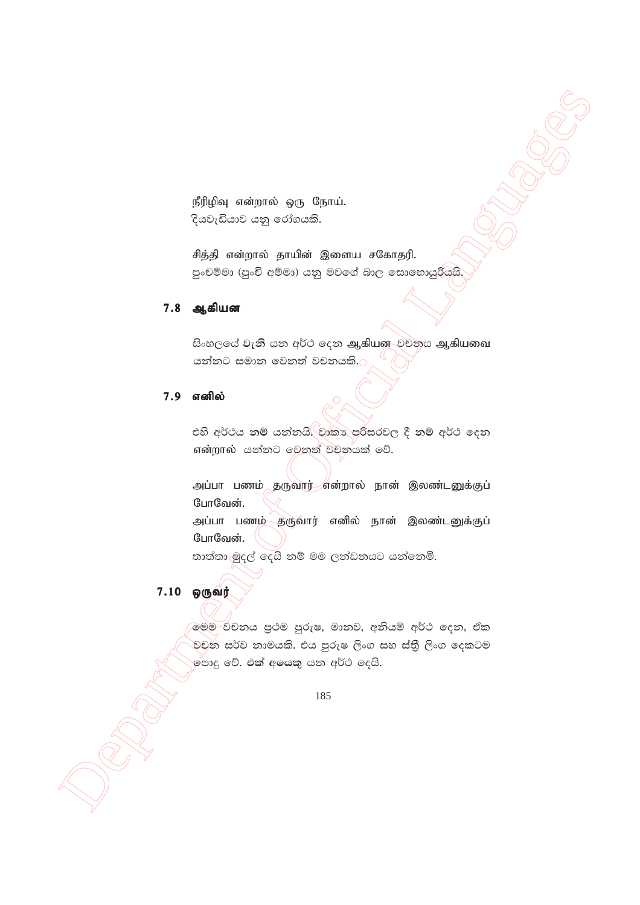நீரிழிவு என்றால் ஒரு நோய்.
දියවැඩියාව යනු රෝගයකි.

சித்தி என்றால் தாயின் இளைய சகோதரி.
පුංචම්මා (පුංචි අම්මා) යනු මවගේ බාල සොහොයුරියයි.

## 7.8 ஆகியன

සිංහලයේ **වැනි** යන අර්ථ දෙන **ஆகியன** වචනය ஆகியவை යන්නට සමාන වෙනත් වචනයකි.

## 7.9 எனில்

එහි අර්ථය **නම්** යන්නයි. වාක්‍ය පරිසරවල දී **නම්** අර්ථ දෙන என்றால் යන්නට වෙනත් වචනයක් වේ.

அப்பா பணம் தருவார் என்றால் நான் இலண்டனுக்குப் போவேன்.
அப்பா பணம் தருவார் எனில் நான் இலண்டனுக்குப் போவேன்.
තාත්තා මුදල් දෙයි නම් මම ලන්ඩනයට යන්නෙමි.

## 7.10 ஒருவர்

මෙම වචනය ප්‍රථම පුරුෂ, මානව, අනියම් අර්ථ දෙන, ඒක වචන සර්ව නාමයකි. එය පුරුෂ ලිංග සහ ස්ත්‍රී ලිංග දෙකටම පොදු වේ. **එක් අයෙකු** යන අර්ථ දෙයි.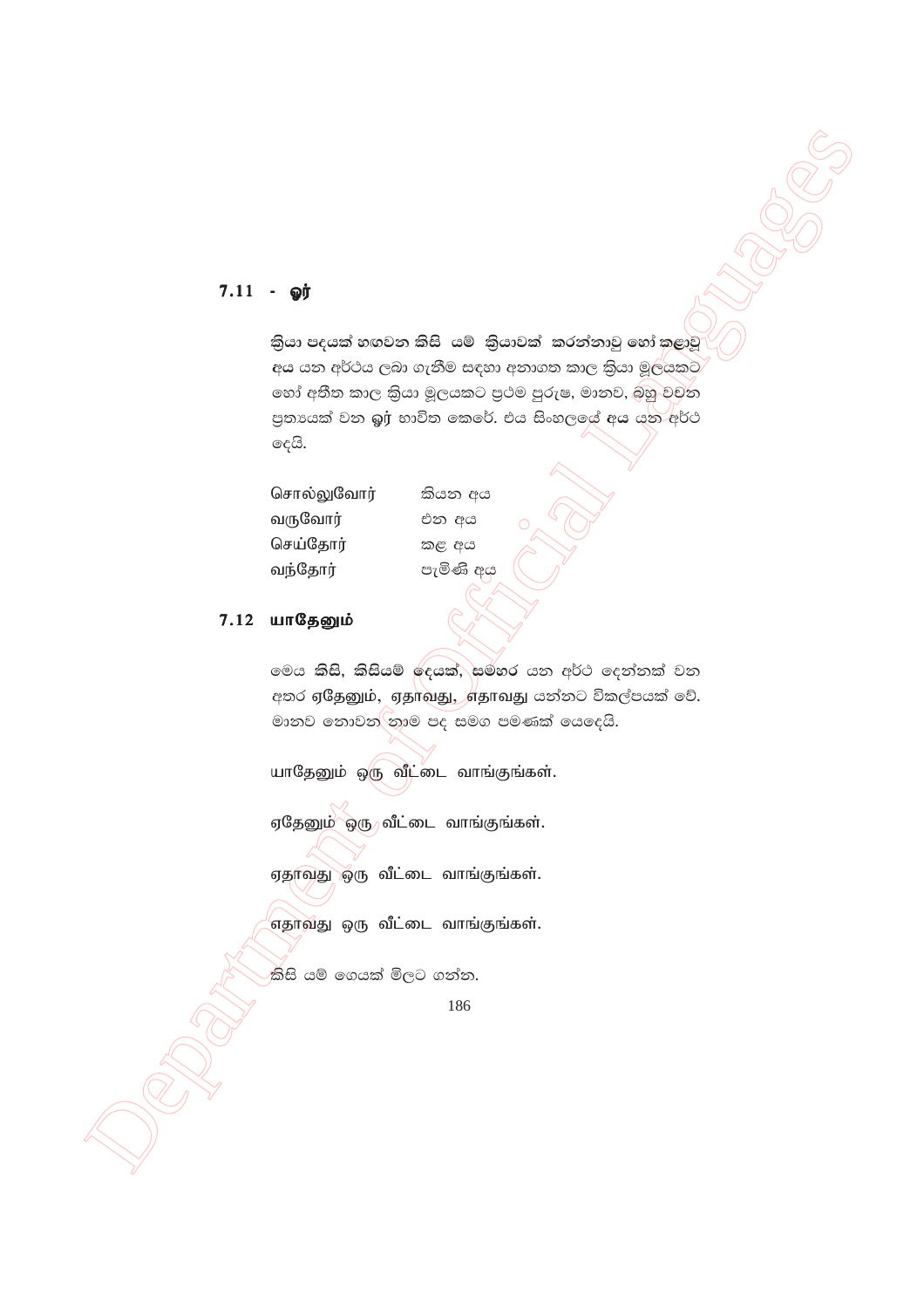## 7.11 - ஓர்

ක්‍රියා පදයක් හඟවන කිසි යම් ක්‍රියාවක් කරන්නාවූ හෝ කළාවූ අය යන අර්ථය ලබා ගැනීම සඳහා අනාගත කාල ක්‍රියා මූලයකට හෝ අතීත කාල ක්‍රියා මූලයකට ප්‍රථම පුරුෂ, මානව, බහු වචන ප්‍රත්‍යයක් වන **ஓர்** භාවිත කෙරේ. එය සිංහලයේ **අය** යන අර්ථ දෙයි.

| | |
|---|---|
| சொல்லுவோர் | කියන අය |
| வருவோர் | එන අය |
| செய்தோர் | කළ අය |
| வந்தோர் | පැමිණි අය |

## 7.12 யாதேனும்

මෙය **කිසි, කිසියම් දෙයක්, සමහර** යන අර්ථ දෙන්නක් වන අතර ஏதேனும், ஏதாவது, எதாவது යන්නට විකල්පයක් වේ. මානව නොවන නාම පද සමග පමණක් යෙදෙයි.

யாதேனும் ஒரு வீட்டை வாங்குங்கள்.

ஏதேனும் ஒரு வீட்டை வாங்குங்கள்.

ஏதாவது ஒரு வீட்டை வாங்குங்கள்.

எதாவது ஒரு வீட்டை வாங்குங்கள்.

කිසි යම් ගෙයක් මිලට ගන්න.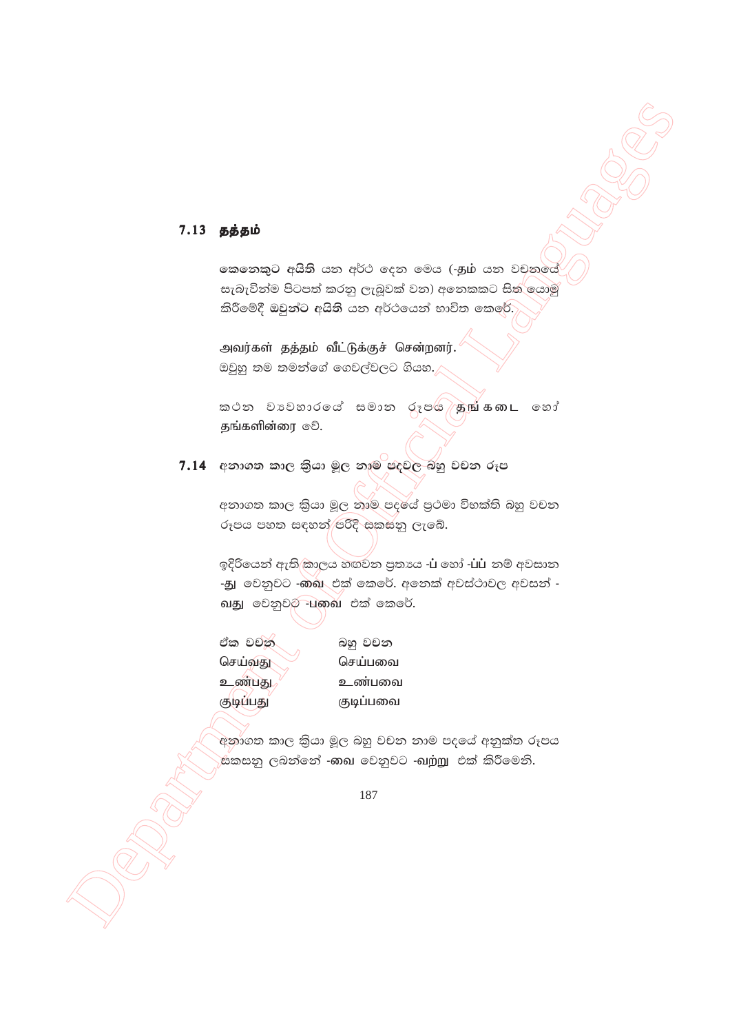## 7.13 தத்தம்

කෙනෙකුට **අයිති** යන අර්ථ දෙන මෙය (-**தம்** යන වචනයේ සැබැවින්ම පිටපත් කරනු ලැබූවක් වන) අනෙකකට සිත යොමු කිරීමේදී ඔවුන්ට **අයිති** යන අර්ථයෙන් භාවිත කෙරේ.

அவர்கள் **தத்தம்** வீட்டுக்குச் சென்றனர்.
ඔවුහු තම තමන්ගේ ගෙවල්වලට ගියහ.

කථන ව්‍යවහාරයේ සමාන රූපය **தங்கடை** හෝ **தங்களின்ரை** වේ.

## 7.14 අනාගත කාල ක්‍රියා මූල නාම පදවල බහු වචන රූප

අනාගත කාල ක්‍රියා මූල නාම පදයේ ප්‍රථමා විභක්ති බහු වචන රූපය පහත සඳහන් පරිදි සකසනු ලැබේ.

ඉදිරියෙන් ඇති කාලය හඟවන ප්‍රත්‍යය **-ப்** හෝ **-ப்ப்** නම් අවසාන **-து** වෙනුවට **-வை** එක් කෙරේ. අනෙක් අවස්ථාවල අවසන් **-வது** වෙනුවට **-பவை** එක් කෙරේ.

| ඒක වචන | බහු වචන |
|---|---|
| செய்வது | செய்பவை |
| உண்பது | உண்பவை |
| குடிப்பது | குடிப்பவை |

අනාගත කාල ක්‍රියා මූල බහු වචන නාම පදයේ අනුක්ත රූපය සකසනු ලබන්නේ **-வை** වෙනුවට **-வற்று** එක් කිරීමෙනි.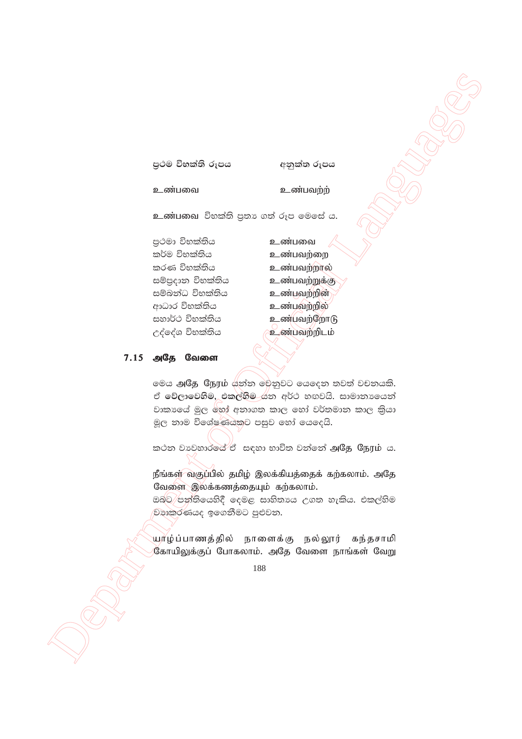| ප්‍රථම විභක්ති රූපය | අනුක්ත රූපය |
| --- | --- |
| உண்பவை | உண்பவற் |

உண்பவை විභක්ති ප්‍රත්‍ය ගත් රූප මෙසේ ය.

| | |
| --- | --- |
| ප්‍රථමා විභක්තිය | உண்பவை |
| කර්ම විභක්තිය | உண்பவற்றை |
| කරණ විභක්තිය | உண்பவற்றால் |
| සම්ප්‍රදාන විභක්තිය | உண்பவற்றுக்கு |
| සම්බන්ධ විභක්තිය | உண்பவற்றின் |
| ආධාර විභක්තිය | உண்பவற்றில் |
| සහාර්ථ විභක්තිය | உண்பவற்றோடு |
| උද්දේශ විභක්තිය | உண்பவற்றிடம் |

## 7.15 அதே வேளை

මෙය அதே நேரம் යන්න වෙනුවට යෙදෙන තවත් වචනයකි. ඒ **වේලාවෙහිම, එකල්හිම** යන අර්ථ හඟවයි. සාමාන්‍යයෙන් වාක්‍යයේ මුල හෝ අනාගත කාල හෝ වර්තමාන කාල ක්‍රියා මූල නාම විශේෂණයකට පසුව හෝ යෙදෙයි.

කථන ව්‍යවහාරයේ ඒ සඳහා භාවිත වන්නේ **அதே நேரம்** ය.

நீங்கள் வகுப்பில் தமிழ் இலக்கியத்தைக் கற்கலாம். அதே வேளை இலக்கணத்தையும் கற்கலாம்.
ඔබට පන්තියෙහිදී දෙමළ සාහිත්‍යය උගත හැකිය. එකල්හිම ව්‍යාකරණයද ඉගෙනීමට පුළුවන.

யாழ்ப்பாணத்தில் நாளைக்கு நல்லூர் கந்தசாமி கோயிலுக்குப் போகலாம். அதே வேளை நாங்கள் வேறு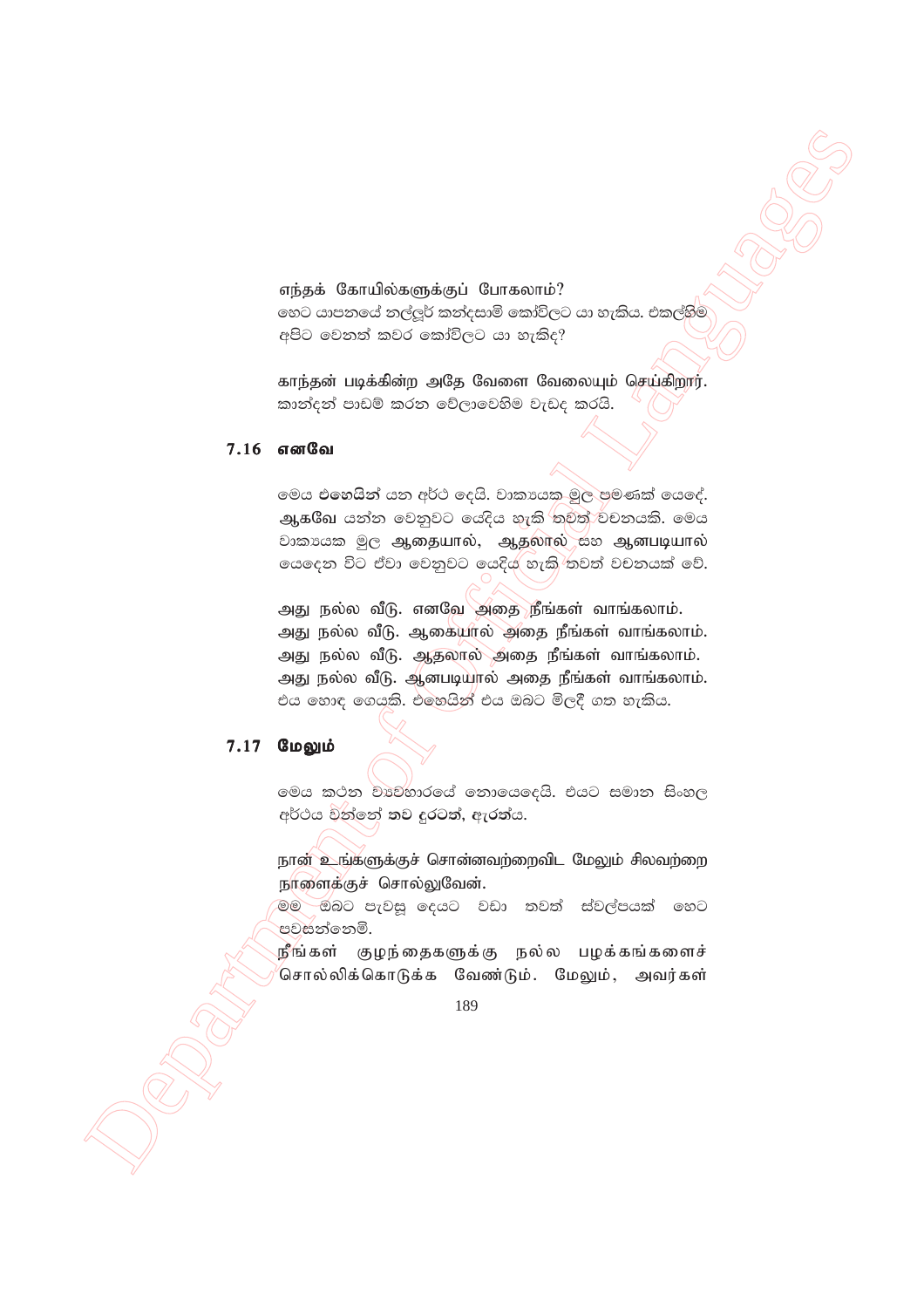எந்தக் கோயில்களுக்குப் போகலாம்?
හෙට යාපනයේ නල්ලූර් කන්දසාමි කෝවිලට යා හැකිය. එකල්හිම අපිට වෙනත් කවර කෝවිලට යා හැකිද?

காந்தன் படிக்கின்ற அதே வேளை வேலையும் செய்கிறார்.
කාන්දන් පාඩම් කරන වේලාවෙහිම වැඩද කරයි.

## 7.16 எனவே

මෙය **එහෙයින්** යන අර්ථ දෙයි. වාක්‍යයක මුල පමණක් යෙදේ. **ஆகவே** යන්න වෙනුවට යෙදිය හැකි තවත් වචනයකි. මෙය වාක්‍යයක මුල **ஆகையால், ஆதலால்** සහ **ஆனபடியால்** යෙදෙන විට ඒවා වෙනුවට යෙදිය හැකි තවත් වචනයක් වේ.

அது நல்ல வீடு. எனவே அதை நீங்கள் வாங்கலாம்.
அது நல்ல வீடு. ஆகையால் அதை நீங்கள் வாங்கலாம்.
அது நல்ல வீடு. ஆதலால் அதை நீங்கள் வாங்கலாம்.
அது நல்ல வீடு. ஆனபடியால் அதை நீங்கள் வாங்கலாம்.
එය හොඳ ගෙයකි. එහෙයින් එය ඔබට මිලදී ගත හැකිය.

## 7.17 மேலும்

මෙය කථන ව්‍යවහාරයේ නොයෙදෙයි. එයට සමාන සිංහල අර්ථය වන්නේ **තව දුරටත්, ඇරත්ය**.

நான் உங்களுக்குச் சொன்னவற்றைவிட மேலும் சிலவற்றை நாளைக்குச் சொல்லுவேன்.
මම ඔබට පැවසූ දෙයට වඩා තවත් ස්වල්පයක් හෙට පවසන්නෙමි.
நீங்கள் குழந்தைகளுக்கு நல்ல பழக்கங்களைச் சொல்லிக்கொடுக்க வேண்டும். மேலும், அவர்கள்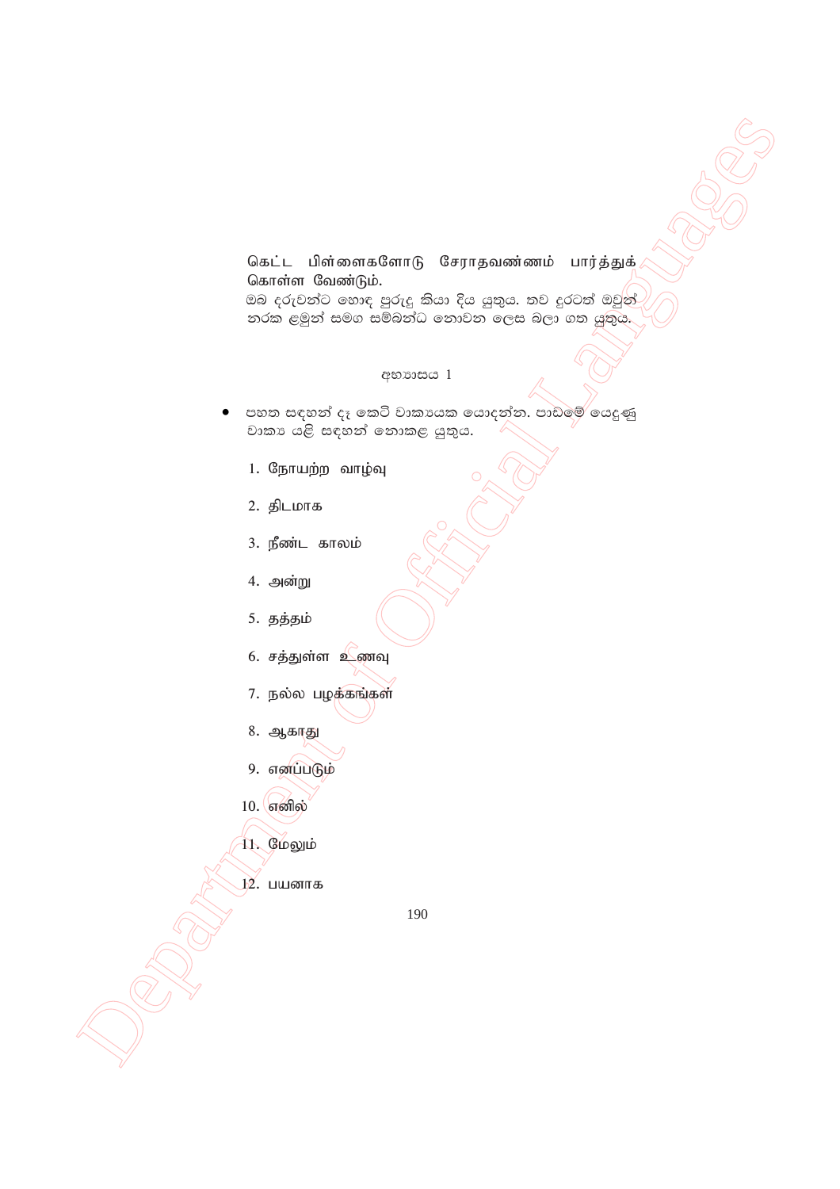கெட்ட பிள்ளைகளோடு சேராதவண்ணம் பார்த்துக் கொள்ள வேண்டும்.

ඔබ දරුවන්ට හොඳ පුරුදු කියා දිය යුතුය. තව දුරටත් ඔවුන් නරක ළමුන් සමග සම්බන්ධ නොවන ලෙස බලා ගත යුතුය.

අභ්‍යාසය 1

- පහත සඳහන් දෑ කෙටි වාක්‍යයක යොදන්න. පාඩමේ යෙදුණු වාක්‍ය යළි සඳහන් නොකළ යුතුය.

1. நோயற்ற வாழ்வு
2. திடமாக
3. நீண்ட காலம்
4. அன்று
5. தத்தம்
6. சத்துள்ள உணவு
7. நல்ல பழக்கங்கள்
8. ஆகாது
9. எனப்படும்
10. எனில்
11. மேலும்
12. பயனாக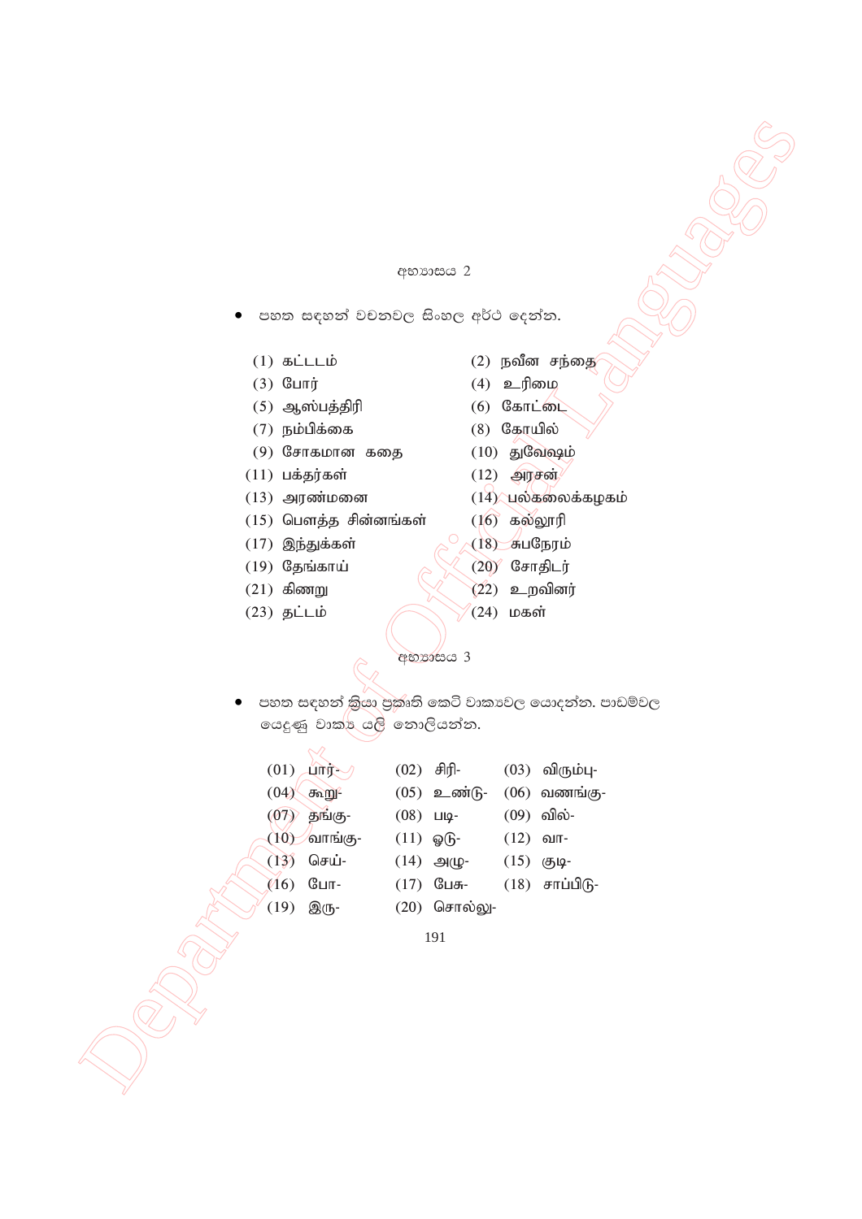## අභ්‍යාසය 2

- පහත සඳහන් වචනවල සිංහල අර්ථ දෙන්න.

(1) கட்டடம்
(2) நவீன சந்தை
(3) போர்
(4) உரிமை
(5) ஆஸ்பத்திரி
(6) கோட்டை
(7) நம்பிக்கை
(8) கோயில்
(9) சோகமான கதை
(10) துவேஷம்
(11) பக்தர்கள்
(12) அரசன்
(13) அரண்மனை
(14) பல்கலைக்கழகம்
(15) பௌத்த சின்னங்கள்
(16) கல்லூரி
(17) இந்துக்கள்
(18) சுபநேரம்
(19) தேங்காய்
(20) சோதிடர்
(21) கிணறு
(22) உறவினர்
(23) தட்டம்
(24) மகள்

## අභ්‍යාසය 3

- පහත සඳහන් ක්‍රියා ප්‍රකෘති කෙටි වාක්‍යවල යොදන්න. පාඩම්වල යෙදුණු වාක්‍ය යළි නොලියන්න.

(01) பார்-
(02) சிரி-
(03) விரும்பு-
(04) கூறு-
(05) உண்டு-
(06) வணங்கு-
(07) தங்கு-
(08) படி-
(09) வில்-
(10) வாங்கு-
(11) ஓடு-
(12) வா-
(13) செய்-
(14) அழு-
(15) குடி-
(16) போ-
(17) பேசு-
(18) சாப்பிடு-
(19) இரு-
(20) சொல்லு-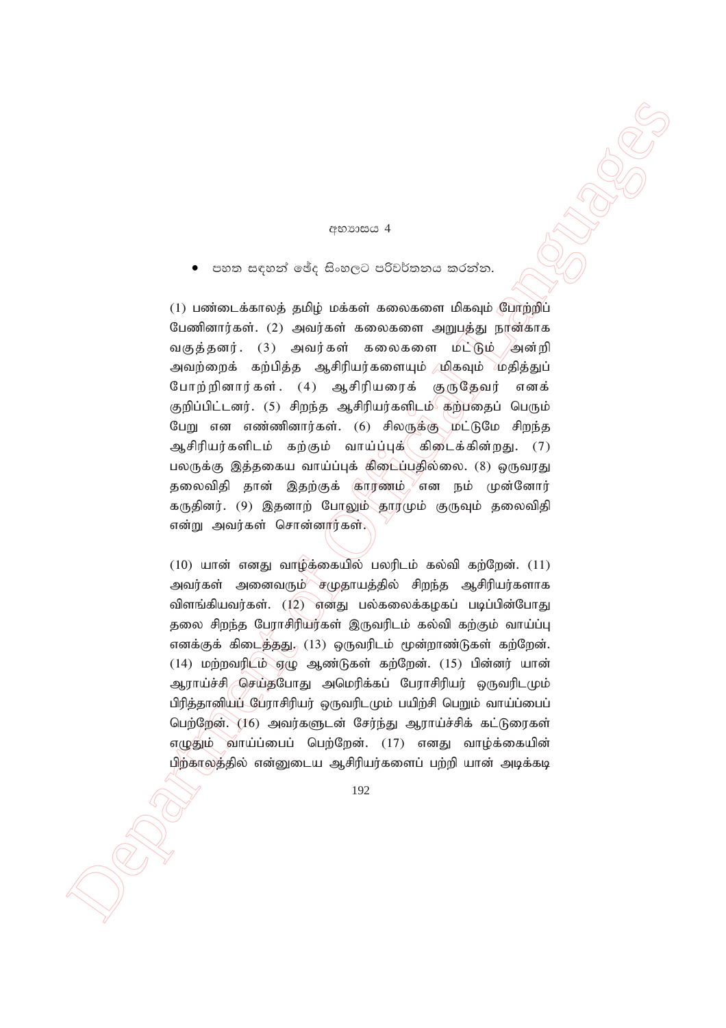අභ්‍යාසය 4

- පහත සඳහන් ඡේද සිංහලට පරිවර්තනය කරන්න.

(1) பண்டைக்காலத் தமிழ் மக்கள் கலைகளை மிகவும் போற்றிப் பேணினார்கள். (2) அவர்கள் கலைகளை அறுபத்து நான்காக வகுத்தனர். (3) அவர்கள் கலைகளை மட்டும் அன்றி அவற்றைக் கற்பித்த ஆசிரியர்களையும் மிகவும் மதித்துப் போற்றினார்கள். (4) ஆசிரியரைக் குருதேவர் எனக் குறிப்பிட்டனர். (5) சிறந்த ஆசிரியர்களிடம் கற்பதைப் பெரும் பேறு என எண்ணினார்கள். (6) சிலருக்கு மட்டுமே சிறந்த ஆசிரியர்களிடம் கற்கும் வாய்ப்புக் கிடைக்கின்றது. (7) பலருக்கு இத்தகைய வாய்ப்புக் கிடைப்பதில்லை. (8) ஒருவரது தலைவிதி தான் இதற்குக் காரணம் என நம் முன்னோர் கருதினர். (9) இதனாற் போலும் தாரமும் குருவும் தலைவிதி என்று அவர்கள் சொன்னார்கள்.

(10) யான் எனது வாழ்க்கையில் பலரிடம் கல்வி கற்றேன். (11) அவர்கள் அனைவரும் சமுதாயத்தில் சிறந்த ஆசிரியர்களாக விளங்கியவர்கள். (12) எனது பல்கலைக்கழகப் படிப்பின்போது தலை சிறந்த பேராசிரியர்கள் இருவரிடம் கல்வி கற்கும் வாய்ப்பு எனக்குக் கிடைத்தது. (13) ஒருவரிடம் மூன்றாண்டுகள் கற்றேன். (14) மற்றவரிடம் ஏழு ஆண்டுகள் கற்றேன். (15) பின்னர் யான் ஆராய்ச்சி செய்தபோது அமெரிக்கப் பேராசிரியர் ஒருவரிடமும் பிரித்தானியப் பேராசிரியர் ஒருவரிடமும் பயிற்சி பெறும் வாய்ப்பைப் பெற்றேன். (16) அவர்களுடன் சேர்ந்து ஆராய்ச்சிக் கட்டுரைகள் எழுதும் வாய்ப்பைப் பெற்றேன். (17) எனது வாழ்க்கையின் பிற்காலத்தில் என்னுடைய ஆசிரியர்களைப் பற்றி யான் அடிக்கடி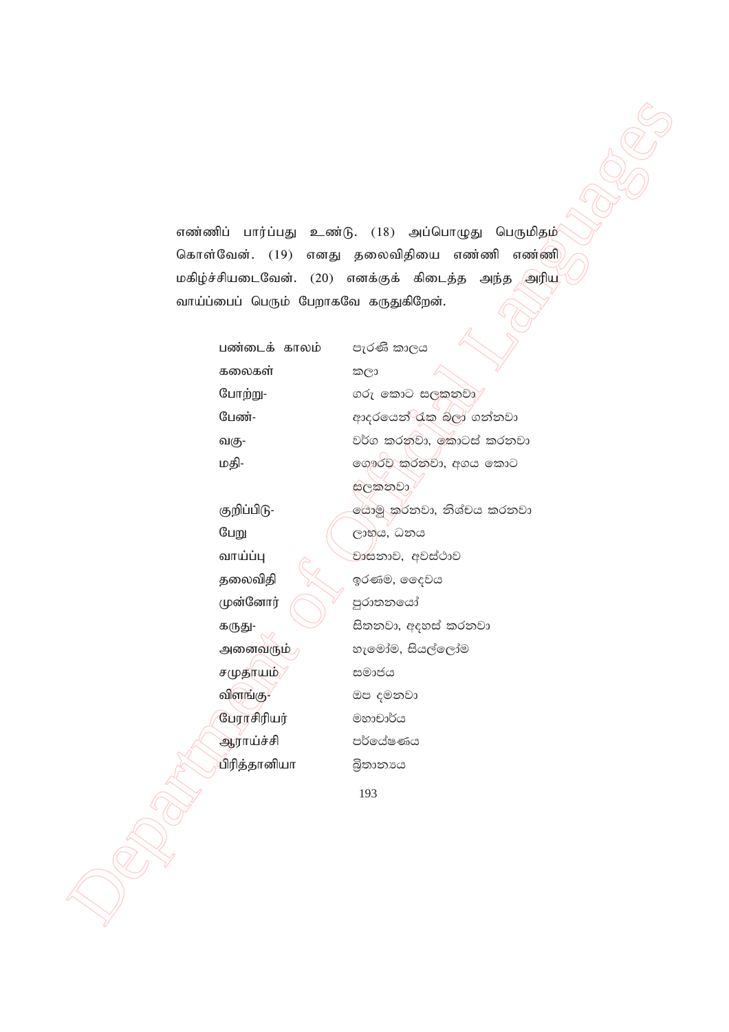எண்ணிப் பார்ப்பது உண்டு. (18) அப்பொழுது பெருமிதம் கொள்வேன். (19) எனது தலைவிதியை எண்ணி எண்ணி மகிழ்ச்சியடைவேன். (20) எனக்குக் கிடைத்த அந்த அரிய வாய்ப்பைப் பெரும் பேறாகவே கருதுகிறேன்.

| | |
|---|---|
| பண்டைக் காலம் | පැරණි කාලය |
| கலைகள் | කලා |
| போற்று- | ගරු කොට සලකනවා |
| பேண்- | ආදරයෙන් රැක බලා ගන්නවා |
| வகு- | වර්ග කරනවා, කොටස් කරනවා |
| மதி- | ගෞරව කරනවා, අගය කොට සලකනවා |
| குறிப்பிடு- | යොමු කරනවා, නිශ්චය කරනවා |
| பேறு | ලාභය, ධනය |
| வாய்ப்பு | වාසනාව, අවස්ථාව |
| தலைவிதி | ඉරණම, දෛවය |
| முன்னோர் | පුරාතනයෝ |
| கருது- | සිතනවා, අදහස් කරනවා |
| அனைவரும் | හැමෝම, සියල්ලෝම |
| சமுதாயம் | සමාජය |
| விளங்கு- | ඔප දමනවා |
| பேராசிரியர் | මහාචාර්ය |
| ஆராய்ச்சி | පර්යේෂණය |
| பிரித்தானியா | බ්‍රිතාන්‍යය |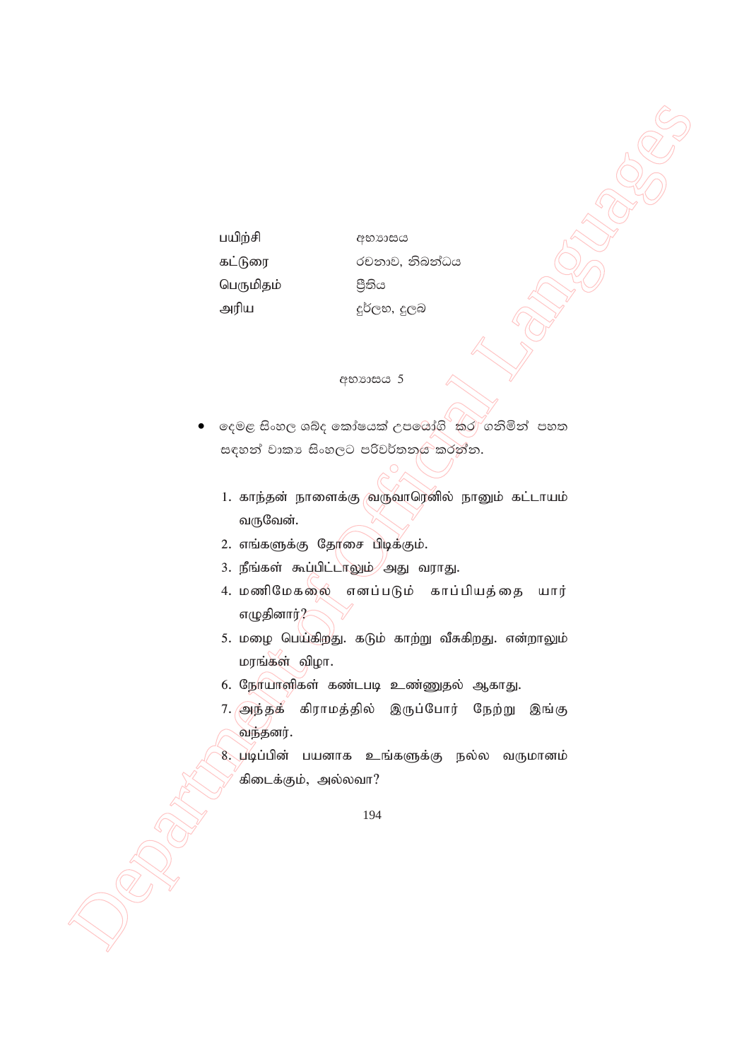| | |
|---|---|
| பயிற்சி | අභ්‍යාසය |
| கட்டுரை | රචනාව, නිබන්ධය |
| பெருமிதம் | ප්‍රීතිය |
| அரிய | දුර්ලභ, දුලබ |

### අභ්‍යාසය 5

- දෙමළ සිංහල ශබ්ද කෝෂයක් උපයෝගී කර ගනිමින් පහත සඳහන් වාක්‍ය සිංහලට පරිවර්තනය කරන්න.

1. காந்தன் நாளைக்கு வருவாரெனில் நானும் கட்டாயம் வருவேன்.
2. எங்களுக்கு தோசை பிடிக்கும்.
3. நீங்கள் கூப்பிட்டாலும் அது வராது.
4. மணிமேகலை எனப்படும் காப்பியத்தை யார் எழுதினார்?
5. மழை பெய்கிறது. கடும் காற்று வீசுகிறது. என்றாலும் மரங்கள் விழா.
6. நோயாளிகள் கண்டபடி உண்ணுதல் ஆகாது.
7. அந்தக் கிராமத்தில் இருப்போர் நேற்று இங்கு வந்தனர்.
8. படிப்பின் பயனாக உங்களுக்கு நல்ல வருமானம் கிடைக்கும், அல்லவா?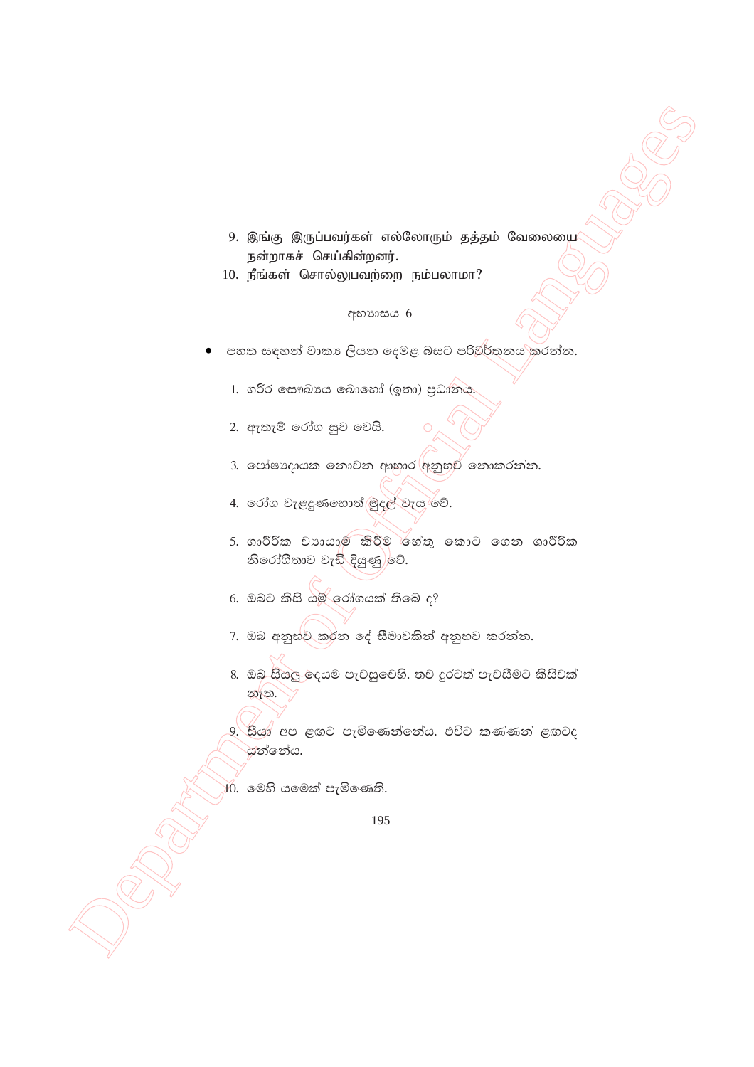9. இங்கு இருப்பவர்கள் எல்லோரும் தத்தம் வேலையை நன்றாகச் செய்கின்றனர்.
10. நீங்கள் சொல்லுபவற்றை நம்பலாமா?

අභ්‍යාසය 6

- පහත සඳහන් වාක්‍ය ලියන දෙමළ බසට පරිවර්තනය කරන්න.

1. ශරීර සෞඛ්‍යය බොහෝ (ඉතා) ප්‍රධානය.
2. ඇතැම් රෝග සුව වෙයි.
3. පෝෂ්‍යදායක නොවන ආහාර අනුභව නොකරන්න.
4. රෝග වැළඳුණහොත් මුදල් වැය වේ.
5. ශාරීරික ව්‍යායාම කිරීම හේතු කොට ගෙන ශාරීරික නිරෝගීතාව වැඩි දියුණු වේ.
6. ඔබට කිසි යම් රෝගයක් තිබේ ද?
7. ඔබ අනුභව කරන දේ සීමාවකින් අනුභව කරන්න.
8. ඔබ සියලු දෙයම පැවසුවෙහි. තව දුරටත් පැවසීමට කිසිවක් නැත.
9. සීයා අප ළඟට පැමිණෙන්නේය. එවිට කණ්ණන් ළඟටද යන්නේය.
10. මෙහි යමෙක් පැමිණෙති.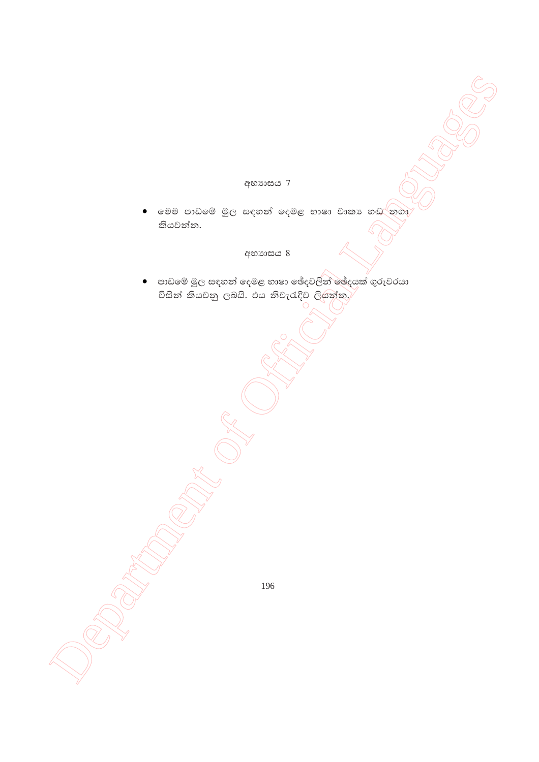අභ්‍යාසය 7

- මෙම පාඩමේ මුල සඳහන් දෙමළ භාෂා වාක්‍ය හඬ නගා කියවන්න.

අභ්‍යාසය 8

- පාඩමේ මුල සඳහන් දෙමළ භාෂා ඡේදවලින් ඡේදයක් ගුරුවරයා විසින් කියවනු ලබයි. එය නිවැරැදිව ලියන්න.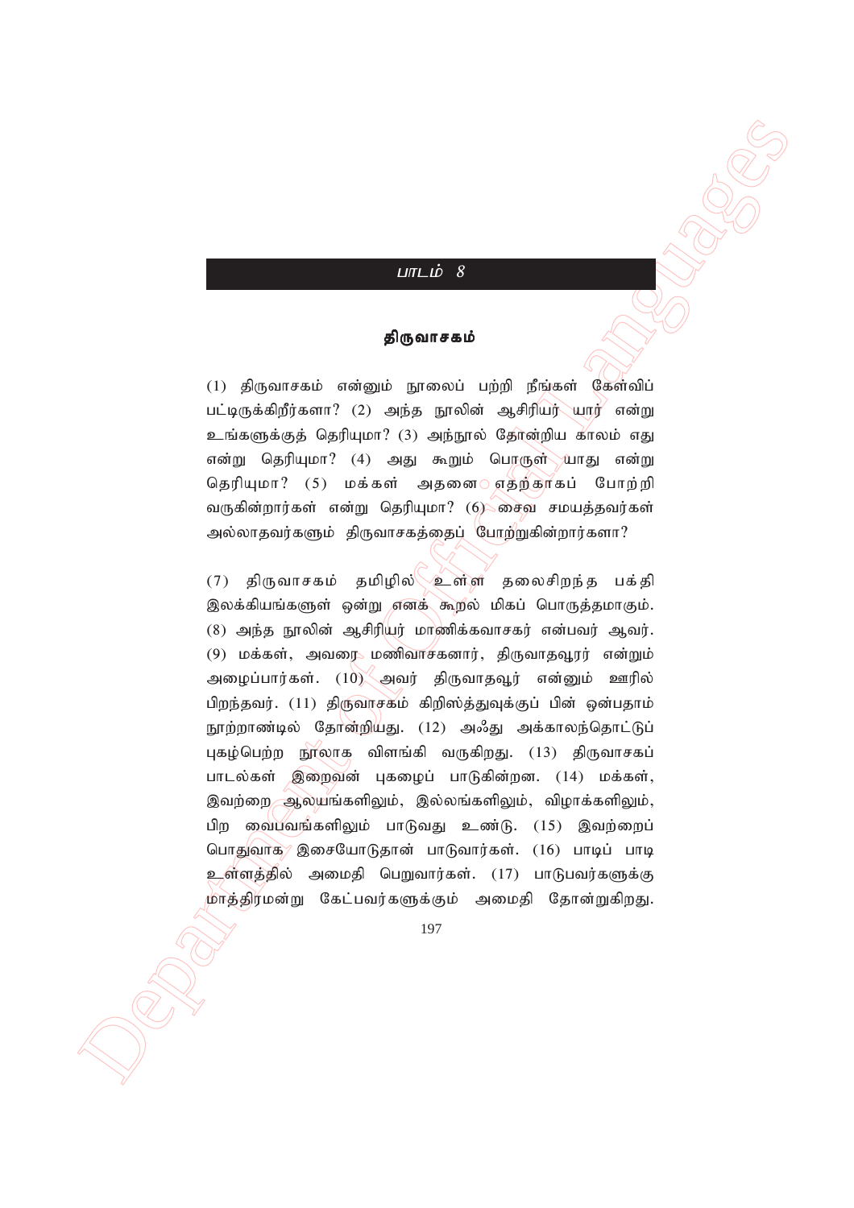## பாடம் 8

### திருவாசகம்

(1) திருவாசகம் என்னும் நூலைப் பற்றி நீங்கள் கேள்விப் பட்டிருக்கிறீர்களா? (2) அந்த நூலின் ஆசிரியர் யார் என்று உங்களுக்குத் தெரியுமா? (3) அந்நூல் தோன்றிய காலம் எது என்று தெரியுமா? (4) அது கூறும் பொருள் யாது என்று தெரியுமா? (5) மக்கள் அதனை எதற்காகப் போற்றி வருகின்றார்கள் என்று தெரியுமா? (6) சைவ சமயத்தவர்கள் அல்லாதவர்களும் திருவாசகத்தைப் போற்றுகின்றார்களா?

(7) திருவாசகம் தமிழில் உள்ள தலைசிறந்த பக்தி இலக்கியங்களுள் ஒன்று எனக் கூறல் மிகப் பொருத்தமாகும். (8) அந்த நூலின் ஆசிரியர் மாணிக்கவாசகர் என்பவர் ஆவர். (9) மக்கள், அவரை மணிவாசகனார், திருவாதவூரர் என்றும் அழைப்பார்கள். (10) அவர் திருவாதவூர் என்னும் ஊரில் பிறந்தவர். (11) திருவாசகம் கிறிஸ்த்துவுக்குப் பின் ஒன்பதாம் நூற்றாண்டில் தோன்றியது. (12) அஃது அக்காலந்தொட்டுப் புகழ்பெற்ற நூலாக விளங்கி வருகிறது. (13) திருவாசகப் பாடல்கள் இறைவன் புகழைப் பாடுகின்றன. (14) மக்கள், இவற்றை ஆலயங்களிலும், இல்லங்களிலும், விழாக்களிலும், பிற வைபவங்களிலும் பாடுவது உண்டு. (15) இவற்றைப் பொதுவாக இசையோடுதான் பாடுவார்கள். (16) பாடிப் பாடி உள்ளத்தில் அமைதி பெறுவார்கள். (17) பாடுபவர்களுக்கு மாத்திரமன்று கேட்பவர்களுக்கும் அமைதி தோன்றுகிறது.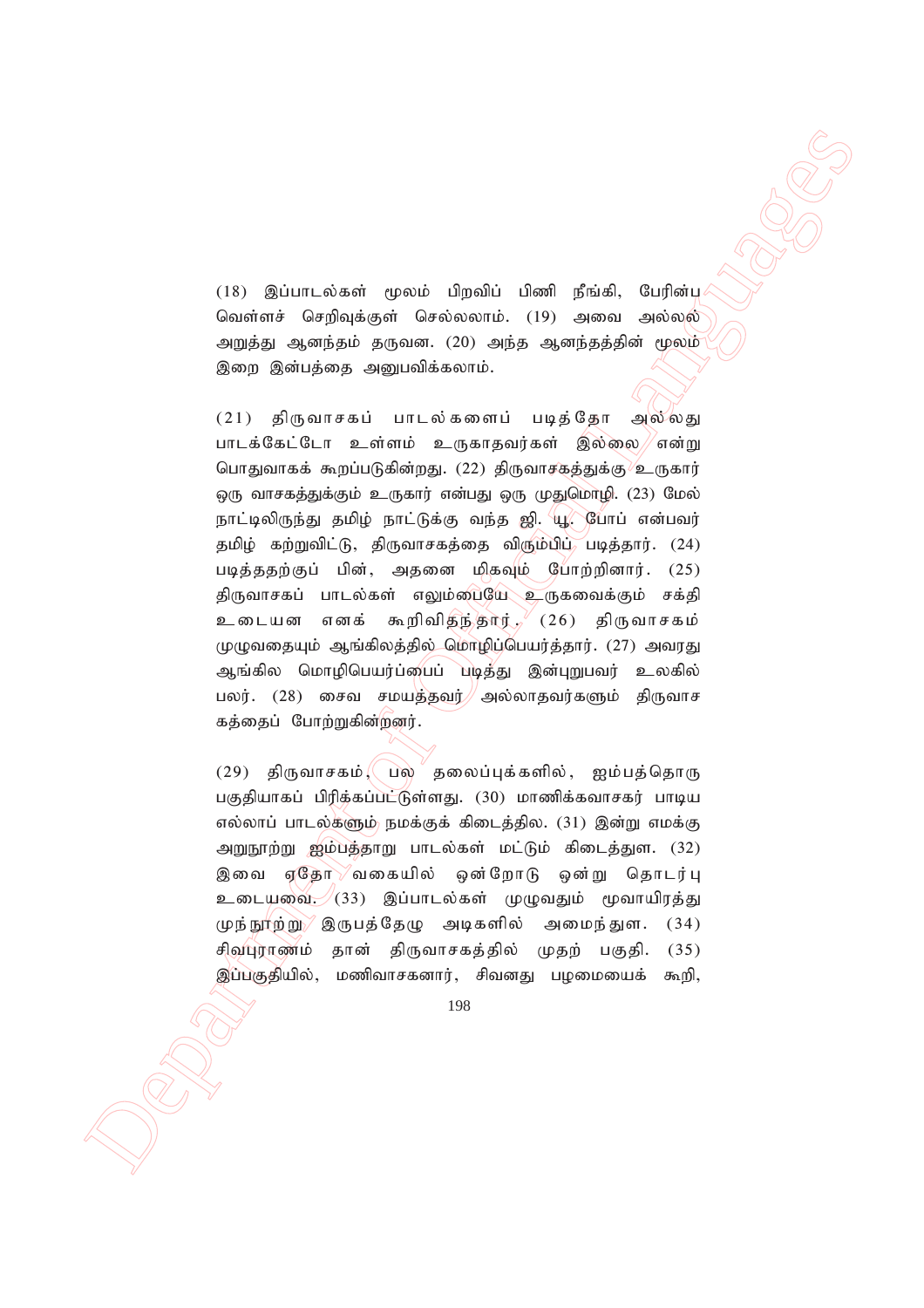(18) இப்பாடல்கள் மூலம் பிறவிப் பிணி நீங்கி, பேரின்ப வெள்ளச் செறிவுக்குள் செல்லலாம். (19) அவை அல்லல் அறுத்து ஆனந்தம் தருவன. (20) அந்த ஆனந்தத்தின் மூலம் இறை இன்பத்தை அனுபவிக்கலாம்.

(21) திருவாசகப் பாடல்களைப் படித்தோ அல்லது பாடக்கேட்டோ உள்ளம் உருகாதவர்கள் இல்லை என்று பொதுவாகக் கூறப்படுகின்றது. (22) திருவாசகத்துக்கு உருகார் ஒரு வாசகத்துக்கும் உருகார் என்பது ஒரு முதுமொழி. (23) மேல் நாட்டிலிருந்து தமிழ் நாட்டுக்கு வந்த ஜி. யூ. போப் என்பவர் தமிழ் கற்றுவிட்டு, திருவாசகத்தை விரும்பிப் படித்தார். (24) படித்ததற்குப் பின், அதனை மிகவும் போற்றினார். (25) திருவாசகப் பாடல்கள் எலும்பையே உருகவைக்கும் சக்தி உடையன எனக் கூறிவிதந்தார். (26) திருவாசகம் முழுவதையும் ஆங்கிலத்தில் மொழிபெயர்த்தார். (27) அவரது ஆங்கில மொழிபெயர்ப்பைப் படித்து இன்புறுபவர் உலகில் பலர். (28) சைவ சமயத்தவர் அல்லாதவர்களும் திருவாசகத்தைப் போற்றுகின்றனர்.

(29) திருவாசகம், பல தலைப்புக்களில், ஐம்பத்தொரு பகுதியாகப் பிரிக்கப்பட்டுள்ளது. (30) மாணிக்கவாசகர் பாடிய எல்லாப் பாடல்களும் நமக்குக் கிடைத்தில. (31) இன்று எமக்கு அறுநூற்று ஐம்பத்தாறு பாடல்கள் மட்டும் கிடைத்துள. (32) இவை ஏதோ வகையில் ஒன்றோடு ஒன்று தொடர்பு உடையவை. (33) இப்பாடல்கள் முழுவதும் மூவாயிரத்து முந்நூற்று இருபத்தேழு அடிகளில் அமைந்துள. (34) சிவபுராணம் தான் திருவாசகத்தில் முதற் பகுதி. (35) இப்பகுதியில், மணிவாசகனார், சிவனது பழமையைக் கூறி,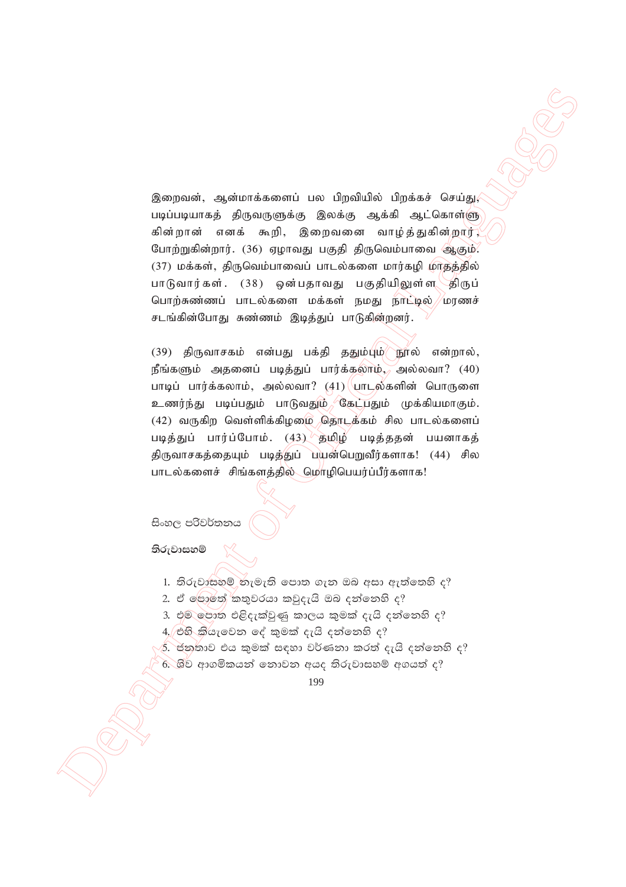இறைவன், ஆன்மாக்களைப் பல பிறவியில் பிறக்கச் செய்து, படிப்படியாகத் திருவருளுக்கு இலக்கு ஆக்கி ஆட்கொள்ளு கின்றான் எனக் கூறி, இறைவனை வாழ்த்துகின்றார், போற்றுகின்றார். (36) ஏழாவது பகுதி திருவெம்பாவை ஆகும். (37) மக்கள், திருவெம்பாவைப் பாடல்களை மார்கழி மாதத்தில் பாடுவார்கள். (38) ஒன்பதாவது பகுதியிலுள்ள திருப் பொற்சுண்ணப் பாடல்களை மக்கள் நமது நாட்டில் மரணச் சடங்கின்போது சுண்ணம் இடித்துப் பாடுகின்றனர்.

(39) திருவாசகம் என்பது பக்தி ததும்பும் நூல் என்றால், நீங்களும் அதனைப் படித்துப் பார்க்கலாம், அல்லவா? (40) பாடிப் பார்க்கலாம், அல்லவா? (41) பாடல்களின் பொருளை உணர்ந்து படிப்பதும் பாடுவதும் கேட்பதும் முக்கியமாகும். (42) வருகிற வெள்ளிக்கிழமை தொடக்கம் சில பாடல்களைப் படித்துப் பார்ப்போம். (43) தமிழ் படித்ததன் பயனாகத் திருவாசகத்தையும் படித்துப் பயன்பெறுவீர்களாக! (44) சில பாடல்களைச் சிங்களத்தில் மொழிபெயர்ப்பீர்களாக!

සිංහල පරිවර්තනය

**තිරුවාසහම්**

1. තිරුවාසහම් නැමැති පොත ගැන ඔබ අසා ඇත්තෙහි ද?
2. ඒ පොතේ කතුවරයා කවුදැයි ඔබ දන්නෙහි ද?
3. එම පොත එළිදැක්වුණු කාලය කුමක් දැයි දන්නෙහි ද?
4. එහි කියැවෙන දේ කුමක් දැයි දන්නෙහි ද?
5. ජනතාව එය කුමක් සඳහා වර්ණනා කරත් දැයි දන්නෙහි ද?
6. ශිව ආගමිකයන් නොවන අයද තිරුවාසහම් අගයත් ද?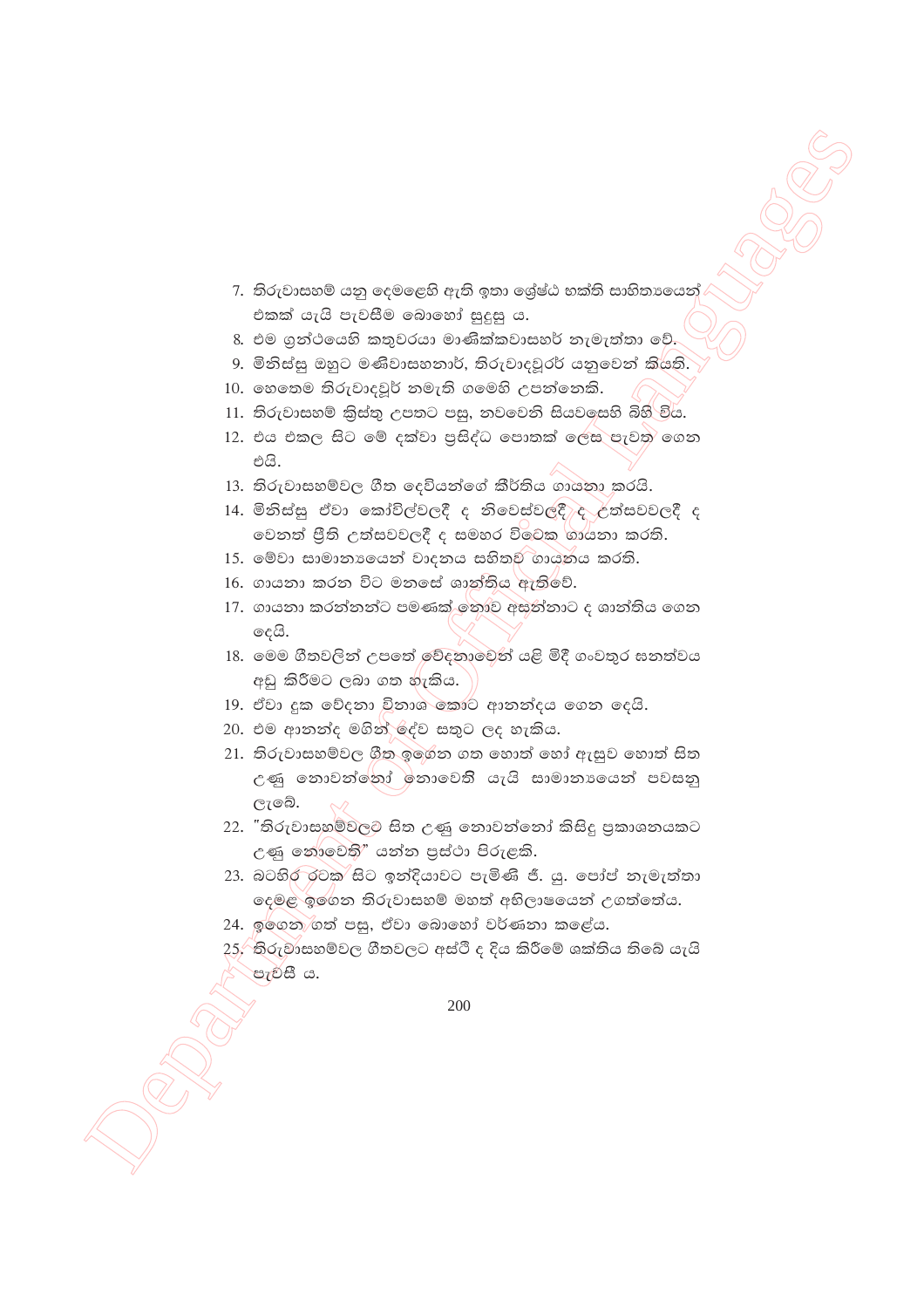7. තිරුවාසහම් යනු දෙමළෙහි ඇති ඉතා ශ්‍රේෂ්ඨ භක්ති සාහිත්‍යයෙන් එකක් යැයි පැවසීම බොහෝ සුදුසු ය.
8. එම ග්‍රන්ථයෙහි කතුවරයා මාණික්කවාසහර් නැමැත්තා වේ.
9. මිනිස්සු ඔහුට මණිවාසහනාර්, තිරුවාදවූරර් යනුවෙන් කියති.
10. හෙතෙම තිරුවාදවූර් නමැති ගමෙහි උපන්නෙකි.
11. තිරුවාසහම් ක්‍රිස්තු උපතට පසු, නවවෙනි සියවසෙහි බිහි විය.
12. එය එකල සිට මේ දක්වා ප්‍රසිද්ධ පොතක් ලෙස පැවත ගෙන එයි.
13. තිරුවාසහම්වල ගීත දෙවියන්ගේ කීර්තිය ගායනා කරයි.
14. මිනිස්සු ඒවා කෝවිල්වලදී ද නිවෙස්වලදී ද උත්සවවලදී ද වෙනත් ප්‍රීති උත්සවවලදී ද සමහර විටෙක ගායනා කරති.
15. මේවා සාමාන්‍යයෙන් වාදනය සහිතව ගායනය කරති.
16. ගායනා කරන විට මනසේ ශාන්තිය ඇතිවේ.
17. ගායනා කරන්නන්ට පමණක් නොව අසන්නාට ද ශාන්තිය ගෙන දෙයි.
18. මෙම ගීතවලින් උපතේ වේදනාවෙන් යළි මිදී ගංවතුර සනත්වය අඩු කිරීමට ලබා ගත හැකිය.
19. ඒවා දුක වේදනා විනාශ කොට ආනන්දය ගෙන දෙයි.
20. එම ආනන්ද මගින් දේව සතුට ලද හැකිය.
21. තිරුවාසහම්වල ගීත ඉගෙන ගත හොත් හෝ ඇසුව හොත් සිත උණු නොවන්නෝ නොවෙති යැයි සාමාන්‍යයෙන් පවසනු ලැබේ.
22. "තිරුවාසහම්වලට සිත උණු නොවන්නෝ කිසිදු ප්‍රකාශනයකට උණු නොවෙති" යන්න ප්‍රස්ථා පිරුළකි.
23. බටහිර රටක සිට ඉන්දියාවට පැමිණි ජී. යූ. පෝප් නැමැත්තා දෙමළ ඉගෙන තිරුවාසහම් මහත් අභිලාෂයෙන් උගත්තේය.
24. ඉගෙන ගත් පසු, ඒවා බොහෝ වර්ණනා කළේය.
25. තිරුවාසහම්වල ගීතවලට අස්ථි ද දිය කිරීමේ ශක්තිය තිබේ යැයි පැවසී ය.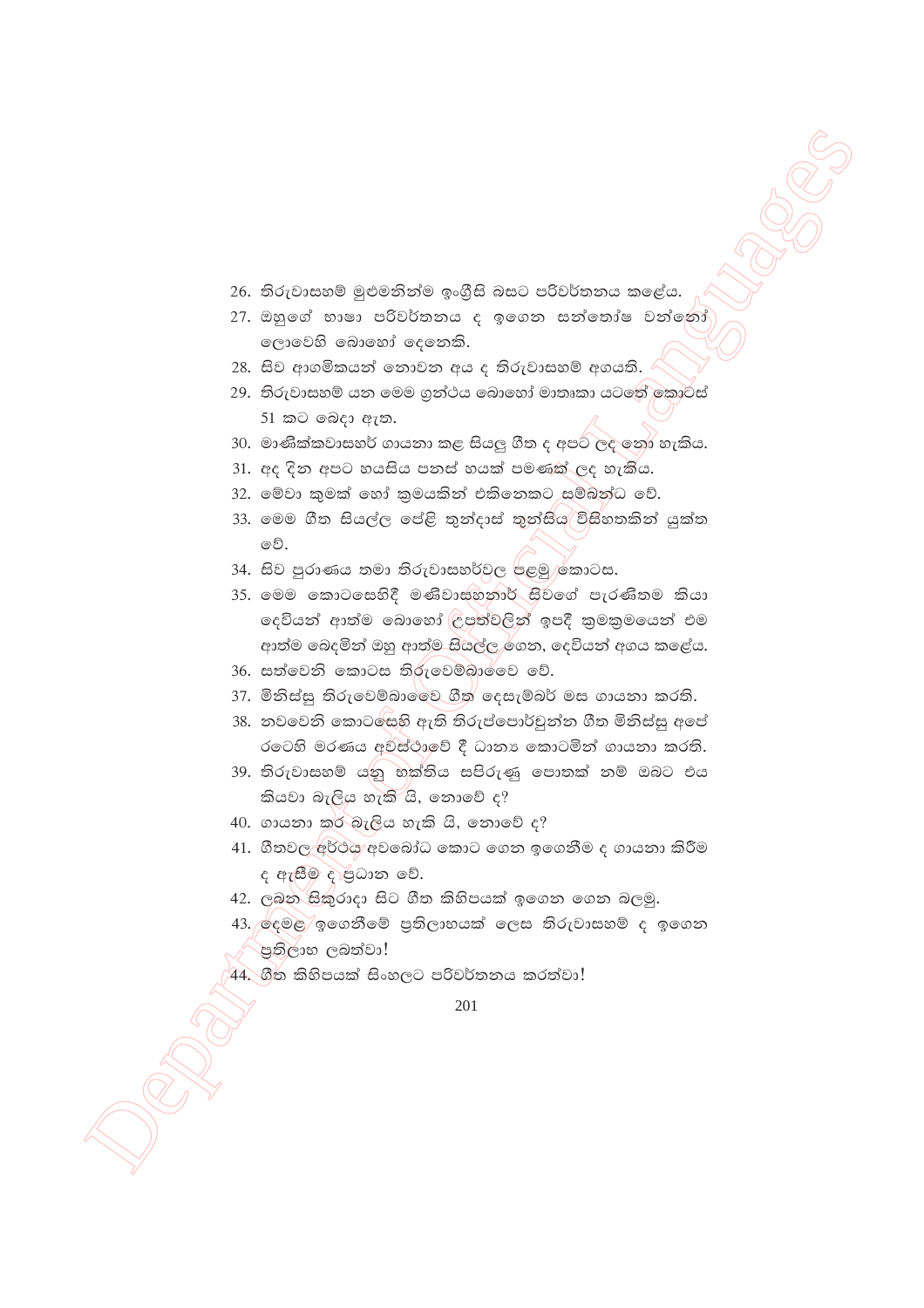26. තිරුවාසහම් මුළුමනින්ම ඉංග්‍රීසි බසට පරිවර්තනය කළේය.
27. ඔහුගේ භාෂා පරිවර්තනය ද ඉගෙන සන්තෝෂ වන්නෝ ලොවෙහි බොහෝ දෙනෙකි.
28. සිව ආගමිකයන් නොවන අය ද තිරුවාසහම් අගයති.
29. තිරුවාසහම් යන මෙම ග්‍රන්ථය බොහෝ මාතෘකා යටතේ කොටස් 51 කට බෙදා ඇත.
30. මාණික්කවාසහර් ගායනා කළ සියලු ගීත ද අපට ලද නො හැකිය.
31. අද දින අපට හයසිය පනස් හයක් පමණක් ලද හැකිය.
32. මේවා කුමක් හෝ ක්‍රමයකින් එකිනෙකට සම්බන්ධ වේ.
33. මෙම ගීත සියල්ල පේළි තුන්දාස් තුන්සිය විසිහතකින් යුක්ත වේ.
34. සිව පුරාණය තමා තිරුවාසහර්වල පළමු කොටස.
35. මෙම කොටසෙහිදී මණිවාසහනාර් සිවගේ පැරණිතම කියා දෙවියන් ආත්ම බොහෝ උපත්වලින් ඉපදී ක්‍රමක්‍රමයෙන් එම ආත්ම බෙදමින් ඔහු ආත්ම සියල්ල ගෙන, දෙවියන් අගය කළේය.
36. සත්වෙනි කොටස තිරුවෙම්බාවෙ වේ.
37. මිනිස්සු තිරුවෙම්බාවෙ ගීත දෙසැම්බර් මස ගායනා කරති.
38. නවවෙනි කොටසෙහි ඇති තිරුප්පොර්චුන්න ගීත මිනිස්සු අපේ රටෙහි මරණය අවස්ථාවේ දී ධාන්‍ය කොටමින් ගායනා කරති.
39. තිරුවාසහම් යනු භක්තිය සපිරුණු පොතක් නම් ඔබට එය කියවා බැලිය හැකි යි, නොවේ ද?
40. ගායනා කර බැලිය හැකි යි, නොවේ ද?
41. ගීතවල අර්ථය අවබෝධ කොට ගෙන ඉගෙනීම ද ගායනා කිරීම ද ඇසීම ද ප්‍රධාන වේ.
42. ලබන සිකුරාදා සිට ගීත කිහිපයක් ඉගෙන ගෙන බලමු.
43. දෙමළ ඉගෙනීමේ ප්‍රතිලාභයක් ලෙස තිරුවාසහම් ද ඉගෙන ප්‍රතිලාභ ලබත්වා!
44. ගීත කිහිපයක් සිංහලට පරිවර්තනය කරත්වා!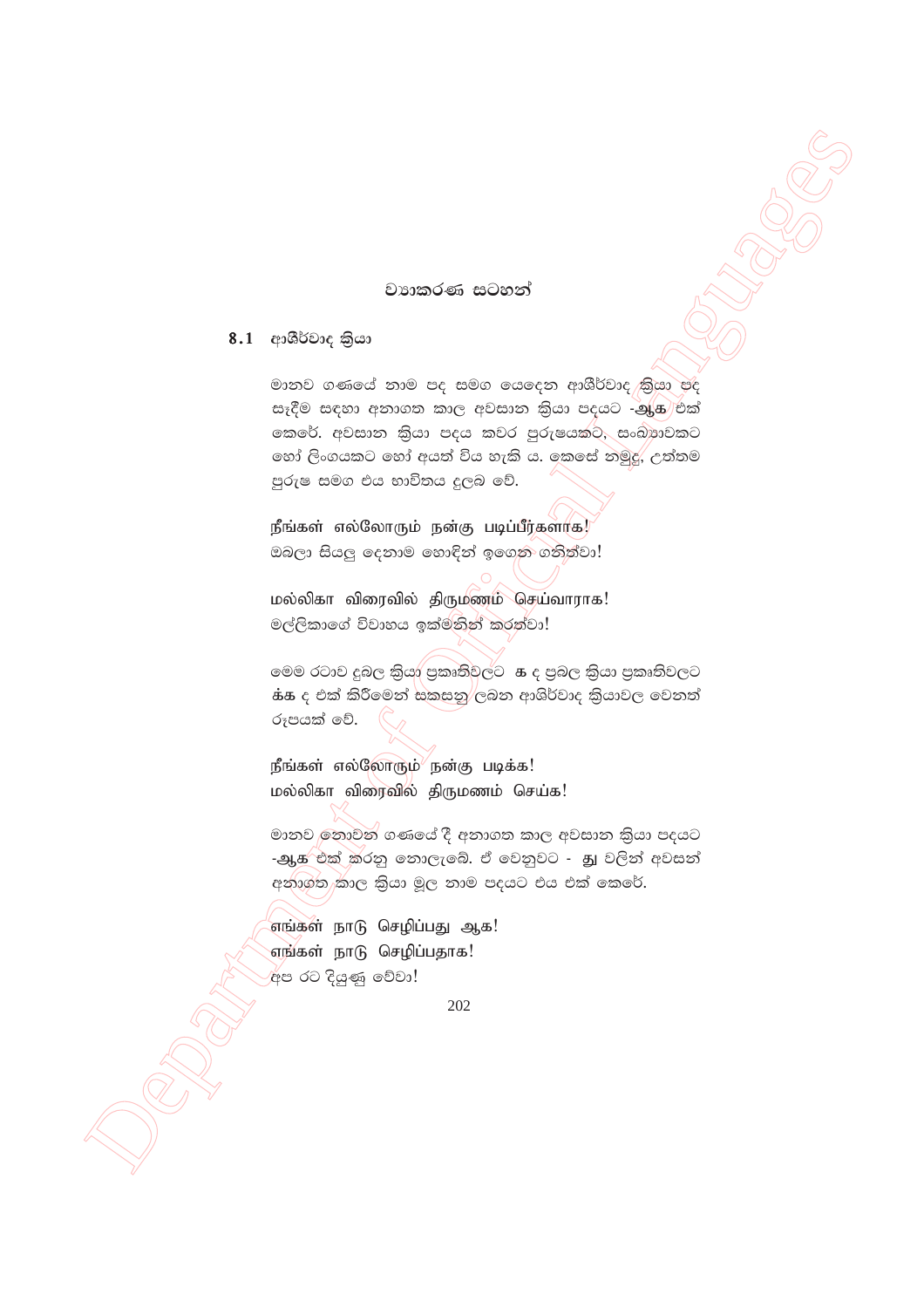## ව්‍යාකරණ සටහන්

### 8.1 ආශීර්වාද ක්‍රියා

මානව ගණයේ නාම පද සමග යෙදෙන ආශීර්වාද ක්‍රියා පද සෑදීම සඳහා අනාගත කාල අවසාන ක්‍රියා පදයට -**ஆக** එක් කෙරේ. අවසාන ක්‍රියා පදය කවර පුරුෂයකට, සංඛ්‍යාවකට හෝ ලිංගයකට හෝ අයත් විය හැකි ය. කෙසේ නමුදු, උත්තම පුරුෂ සමග එය භාවිතය දුලබ වේ.

நீங்கள் எல்லோரும் நன்கு படிப்பீர்களாக!
ඔබලා සියලු දෙනාම හොඳින් ඉගෙන ගනිත්වා!

மல்லிகா விரைவில் திருமணம் செய்வாராக!
මල්ලිකාගේ විවාහය ඉක්මනින් කරත්වා!

මෙම රටාව දුබල ක්‍රියා ප්‍රකෘතිවලට **க** ද ප්‍රබල ක්‍රියා ප්‍රකෘතිවලට **க்க** ද එක් කිරීමෙන් සකසනු ලබන ආශිර්වාද ක්‍රියාවල වෙනත් රූපයක් වේ.

நீங்கள் எல்லோரும் நன்கு படிக்க!
மல்லிகா விரைவில் திருமணம் செய்க!

මානව නොවන ගණයේ දී අනාගත කාල අවසාන ක්‍රියා පදයට -**ஆக** එක් කරනු නොලැබේ. ඒ වෙනුවට - **து** වලින් අවසන් අනාගත කාල ක්‍රියා මූල නාම පදයට එය එක් කෙරේ.

எங்கள் நாடு செழிப்பது ஆக!
எங்கள் நாடு செழிப்பதாக!
අප රට දියුණු වේවා!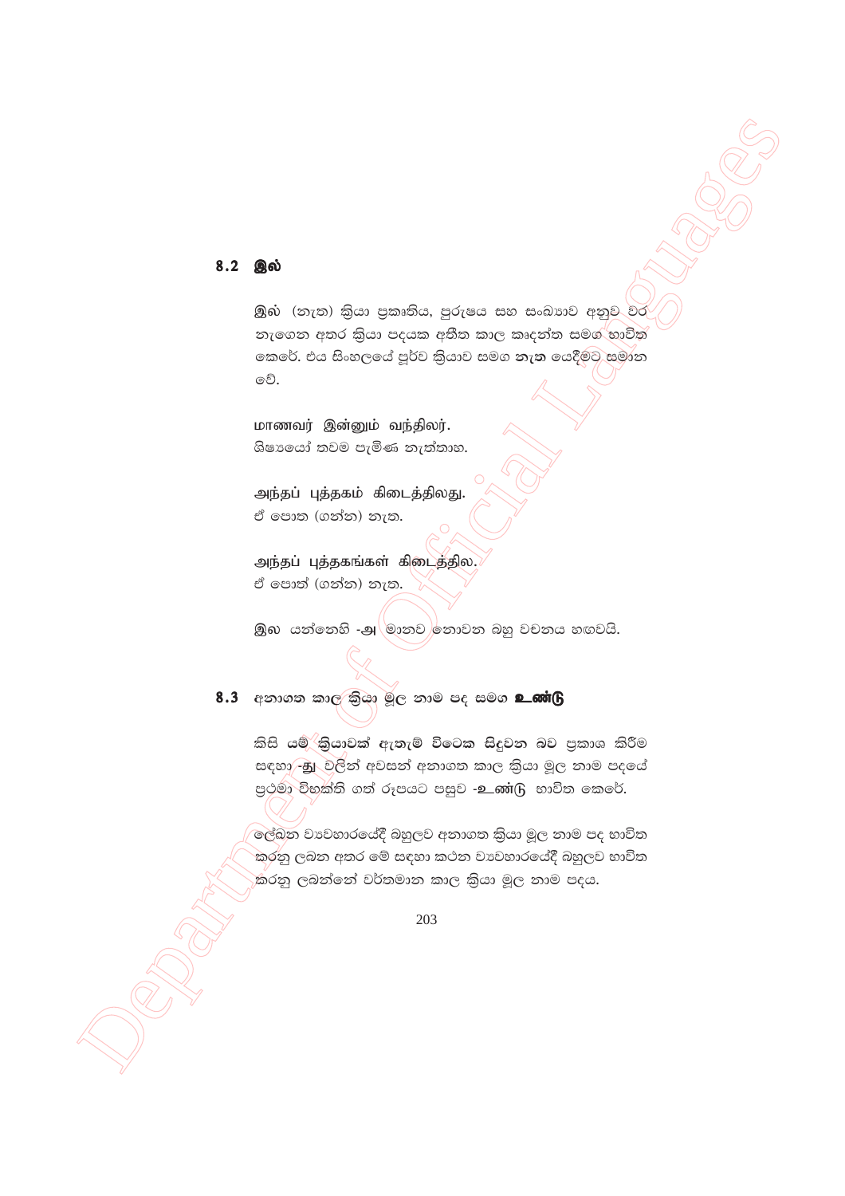## 8.2 இல்

இல் (නැත) ක්‍රියා ප්‍රකෘතිය, පුරුෂය සහ සංඛ්‍යාව අනුව වර නැගෙන අතර ක්‍රියා පදයක අතීත කාල කෘදන්ත සමග භාවිත කෙරේ. එය සිංහලයේ පූර්ව ක්‍රියාව සමග **නැත** යෙදීමට සමාන වේ.

மாணவர் இன்னும் வந்திலர்.
ශිෂ්‍යයෝ තවම පැමිණ නැත්තාහ.

அந்தப் புத்தகம் கிடைத்திலது.
ඒ පොත (ගත්ත) නැත.

அந்தப் புத்தகங்கள் கிடைத்தில.
ඒ පොත් (ගත්ත) නැත.

இல යන්නෙහි -அ මානව නොවන බහු වචනය හඟවයි.

## 8.3 අනාගත කාල ක්‍රියා මූල නාම පද සමග **உண்டு**

කිසි **යම් ක්‍රියාවක් ඇතැම් විටෙක සිදුවන** බව ප්‍රකාශ කිරීම සඳහා **-து** වලින් අවසන් අනාගත කාල ක්‍රියා මූල නාම පදයේ ප්‍රථමා විභක්ති ගත් රූපයට පසුව **-உண்டு** භාවිත කෙරේ.

ලේඛන ව්‍යවහාරයේදී බහුලව අනාගත ක්‍රියා මූල නාම පද භාවිත කරනු ලබන අතර මේ සඳහා කථන ව්‍යවහාරයේදී බහුලව භාවිත කරනු ලබන්නේ වර්තමාන කාල ක්‍රියා මූල නාම පදය.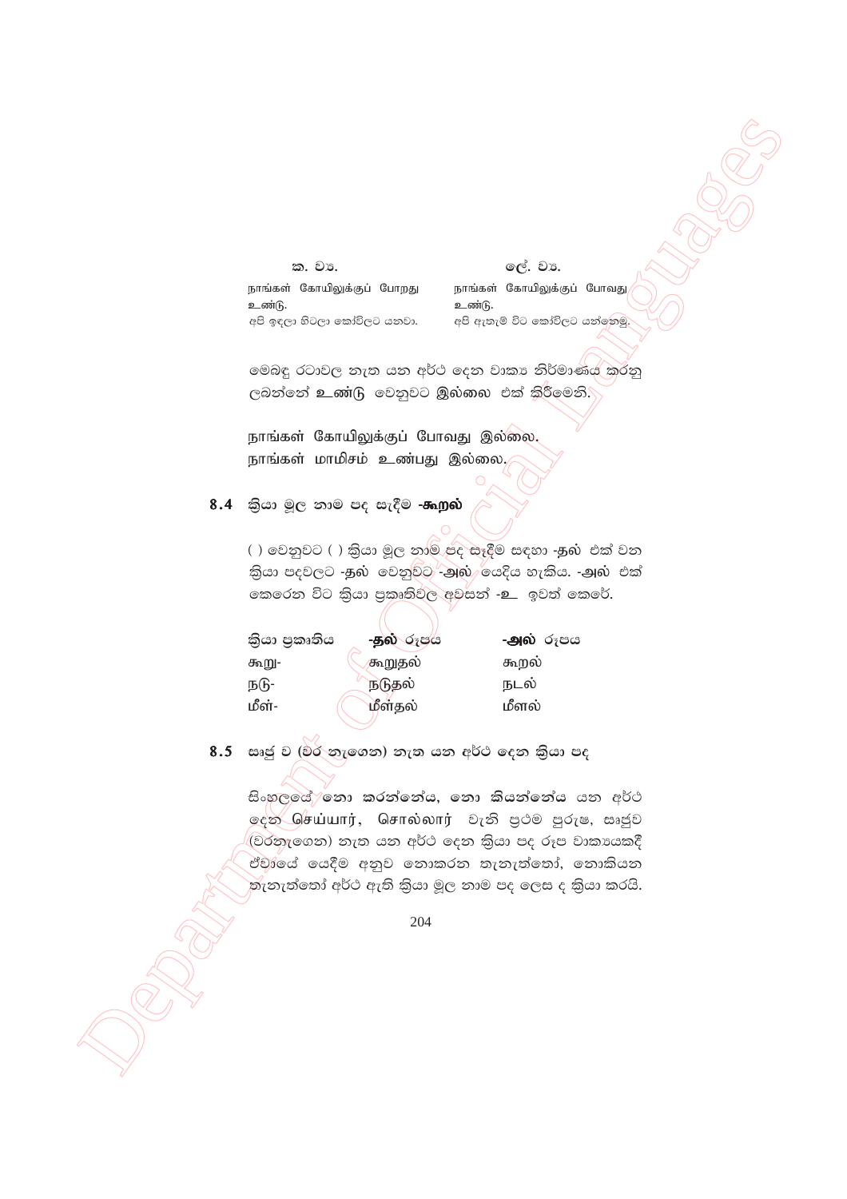| க. வ. (ක. ව්‍ය.) | ලේ. ව්‍ය. |
|---|---|
| நாங்கள் கோயிலுக்குப் போறது உண்டு. | நாங்கள் கோயிலுக்குப் போவது உண்டு. |
| අපි ඉඳලා හිටලා කෝවිලට යනවා. | අපි ඇතැම් විට කෝවිලට යන්නෙමු. |

මෙබඳු රටාවල නැත යන අර්ථ දෙන වාක්‍ය නිර්මාණය කරනු ලබන්නේ **உண்டு** වෙනුවට **இல்லை** එක් කිරීමෙනි.

நாங்கள் கோயிலுக்குப் போவது இல்லை.
நாங்கள் மாமிசம் உண்பது இல்லை.

## 8.4 ක්‍රියා මූල නාම පද සෑදීම -கூறல்

( ) වෙනුවට ( ) ක්‍රියා මූල නාම පද සෑදීම සඳහා **-தல்** එක් වන ක්‍රියා පදවලට **-தல்** වෙනුවට **-அல்** යෙදිය හැකිය. **-அல்** එක් කෙරෙන විට ක්‍රියා ප්‍රකෘතිවල අවසන් **-உ** ඉවත් කෙරේ.

| ක්‍රියා ප්‍රකෘතිය | **-தல்** රූපය | **-அல்** රූපය |
|---|---|---|
| கூறு- | கூறுதல் | கூறல் |
| நடு- | நடுதல் | நடல் |
| மீள்- | மீள்தல் | மீளல் |

## 8.5 සෘජු ව (වර නැඟෙන) නැත යන අර්ථ දෙන ක්‍රියා පද

සිංහලයේ **නො කරන්නේය, නො කියන්නේය** යන අර්ථ දෙන **செய்யார், சொல்லார்** වැනි ප්‍රථම පුරුෂ, සෘජුව (වරනැගෙන) නැත යන අර්ථ දෙන ක්‍රියා පද රූප වාක්‍යයකදී ඒවායේ යෙදීම අනුව නොකරන තැනැත්තෝ, නොකියන තැනැත්තෝ අර්ථ ඇති ක්‍රියා මූල නාම පද ලෙස ද ක්‍රියා කරයි.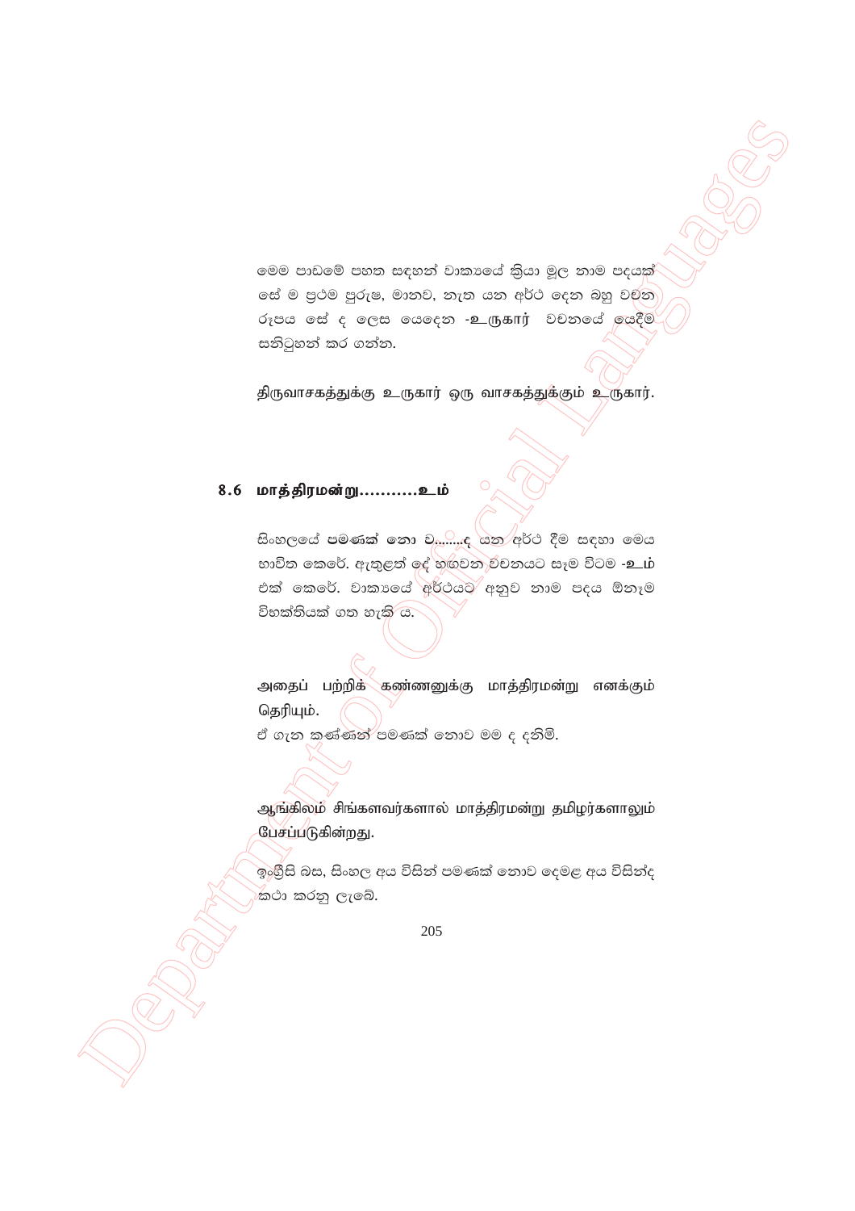මෙම පාඩමේ පහත සඳහන් වාක්‍යයේ ක්‍රියා මූල නාම පදයක් සේ ම ප්‍රථම පුරුෂ, මානව, නැත යන අර්ථ දෙන බහු වචන රූපය සේ ද ලෙස යෙදෙන -உருகார் වචනයේ යෙදීම සනිටුහන් කර ගන්න.

திருவாசகத்துக்கு உருகார் ஒரு வாசகத்துக்கும் உருகார்.

## 8.6 மாத்திரமன்று...........உம்

සිංහලයේ **පමණක් නො ව........ද** යන අර්ථ දීම සඳහා මෙය භාවිත කෙරේ. ඇතුළත් දේ හඟවන වචනයට සෑම විටම **-உம்** එක් කෙරේ. වාක්‍යයේ අර්ථයට අනුව නාම පදය ඕනෑම විභක්තියක් ගත හැකි ය.

அதைப் பற்றிக் கண்ணனுக்கு மாத்திரமன்று எனக்கும் தெரியும்.

ඒ ගැන කණ්ණන් පමණක් නොව මම ද දනිමි.

ஆங்கிலம் சிங்களவர்களால் மாத்திரமன்று தமிழர்களாலும் பேசப்படுகின்றது.

ඉංග්‍රීසි බස, සිංහල අය විසින් පමණක් නොව දෙමළ අය විසින්ද කථා කරනු ලැබේ.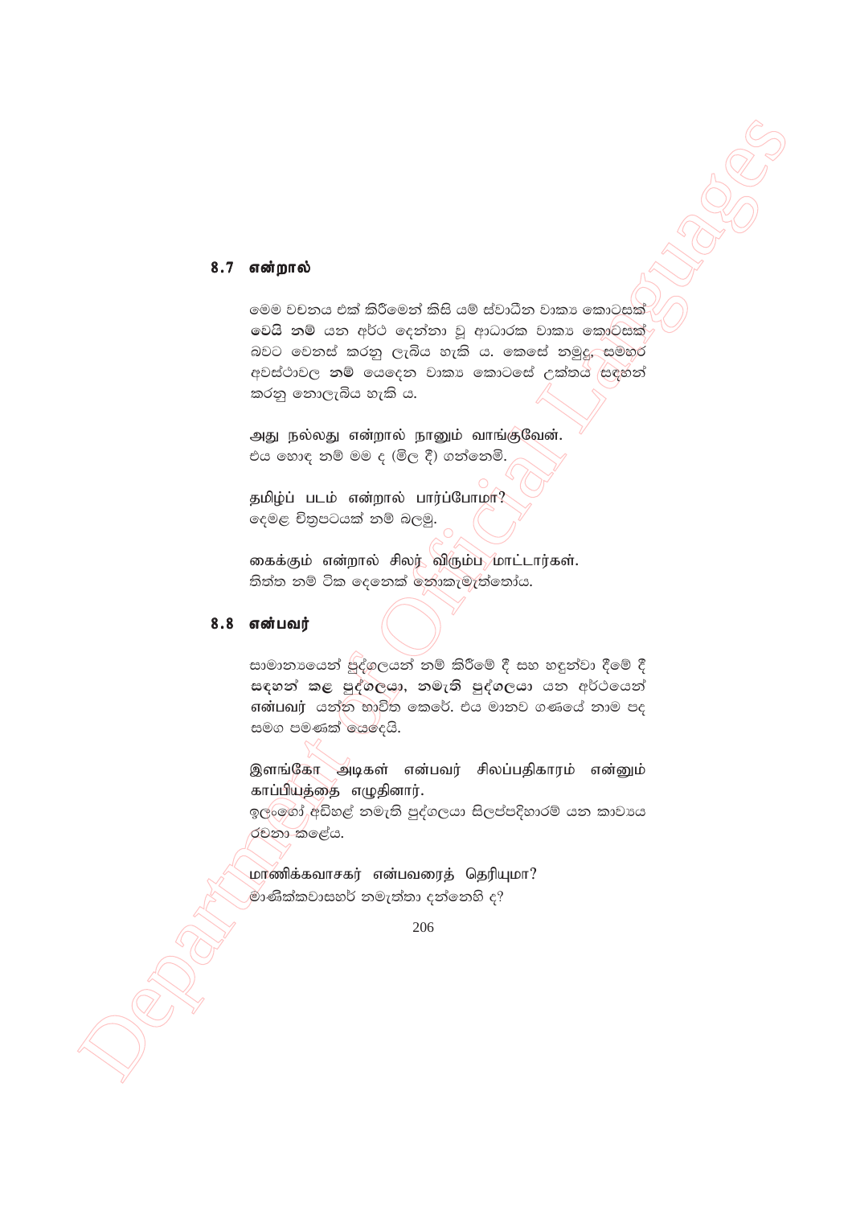## 8.7 என்றால்

මෙම වචනය එක් කිරීමෙන් කිසි යම් ස්වාධීන වාක්‍ය කොටසක් **වෙයි නම්** යන අර්ථ දෙන්නා වූ ආධාරක වාක්‍ය කොටසක් බවට වෙනස් කරනු ලැබිය හැකි ය. කෙසේ නමුදු, සමහර අවස්ථාවල **නම්** යෙදෙන වාක්‍ය කොටසේ උක්තය සඳහන් කරනු නොලැබිය හැකි ය.

அது நல்லது என்றால் நானும் வாங்குவேன்.
එය හොඳ නම් මම ද (මිල දී) ගන්නෙමි.

தமிழ்ப் படம் என்றால் பார்ப்போமா?
දෙමළ චිත්‍රපටයක් නම් බලමු.

கைக்கும் என்றால் சிலர் விரும்ப மாட்டார்கள்.
තිත්ත නම් ටික දෙනෙක් නොකැමැත්තෝය.

## 8.8 என்பவர்

සාමාන්‍යයෙන් පුද්ගලයන් නම් කිරීමේ දී සහ හඳුන්වා දීමේ දී **සඳහන් කළ පුද්ගලයා, නමැති පුද්ගලයා** යන අර්ථයෙන් என்பவர் යන්න භාවිත කෙරේ. එය මානව ගණයේ නාම පද සමග පමණක් යෙදෙයි.

இளங்கோ அடிகள் என்பவர் சிலப்பதிகாரம் என்னும் காப்பியத்தை எழுதினார்.
ඉලංගෝ අඩිහළ් නමැති පුද්ගලයා සිලප්පදිහාරම් යන කාව්‍යය රචනා කළේය.

மாணிக்கவாசகர் என்பவரைத் தெரியுமா?
මාණික්කවාසහර් නමැත්තා දන්නෙහි ද?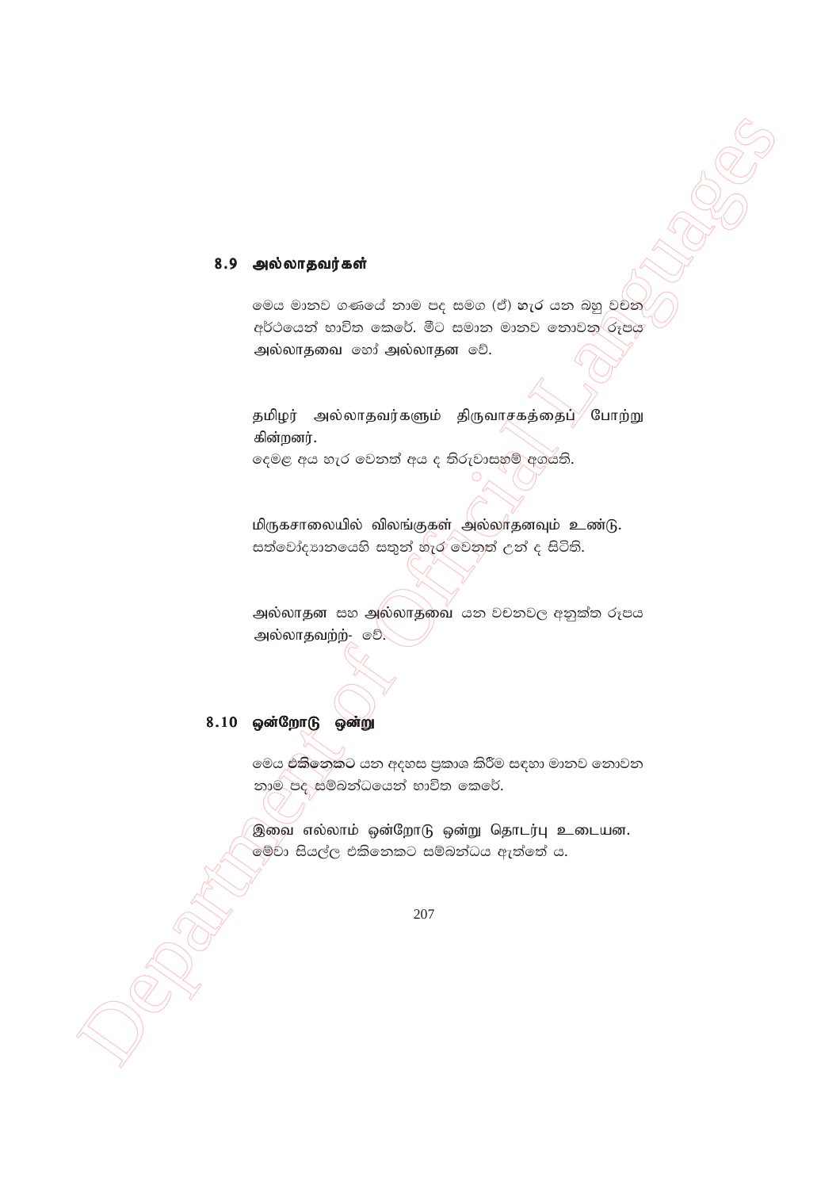## 8.9 அல்லாதவர்கள்

මෙය මානව ගණයේ නාම පද සමග (ඒ) **හැර** යන බහු වචන අර්ථයෙන් භාවිත කෙරේ. මීට සමාන මානව නොවන රූපය அல்லாதவை හෝ அல்லாதன වේ.

தமிழர் அல்லாதவர்களும் திருவாசகத்தைப் போற்று கின்றனர்.
දෙමළ අය හැර වෙනත් අය ද තිරුවාසහම් අගයති.

மிருகசாலையில் விலங்குகள் அல்லாதனவும் உண்டு.
සත්වෝද්‍යානයෙහි සතුන් හැර වෙනත් උන් ද සිටිති.

அல்லாதன සහ அல்லாதவை යන වචනවල අනුක්ත රූපය அல்லாதவற்ற்- වේ.

## 8.10 ஒன்றோடு ஒன்று

මෙය **එකිනෙකට** යන අදහස ප්‍රකාශ කිරීම සඳහා මානව නොවන නාම පද සම්බන්ධයෙන් භාවිත කෙරේ.

இவை எல்லாம் ஒன்றோடு ஒன்று தொடர்பு உடையன.
මේවා සියල්ල එකිනෙකට සම්බන්ධය ඇත්තේ ය.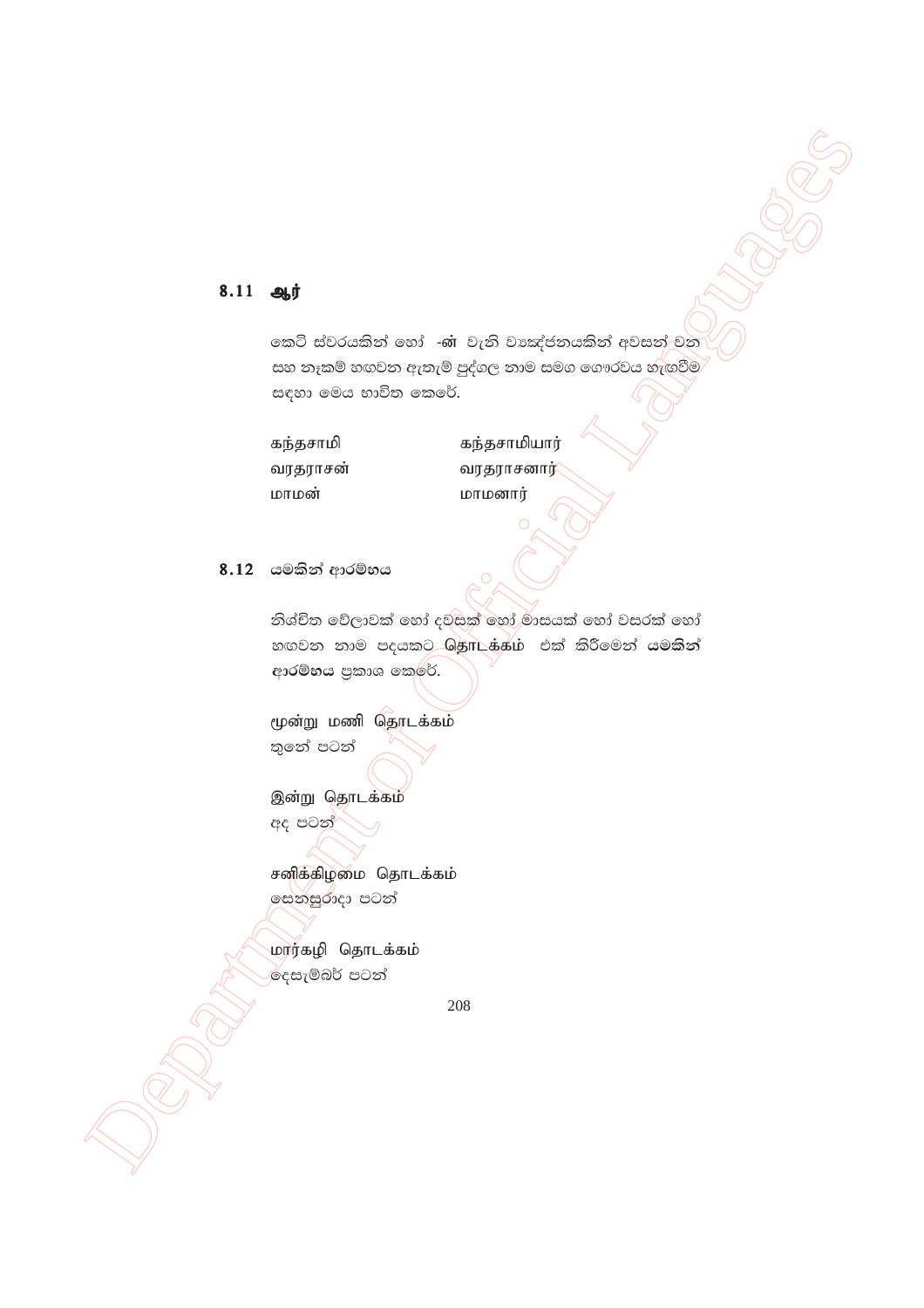## 8.11 ஆர்

කෙටි ස්වරයකින් හෝ **-ன்** වැනි ව්‍යඤ්ජනයකින් අවසන් වන සහ නෑකම් හඟවන ඇතැම් පුද්ගල නාම සමග ගෞරවය හැඟවීම සඳහා මෙය භාවිත කෙරේ.

| | |
|---|---|
| கந்தசாமி | கந்தசாமியார் |
| வரதராசன் | வரதராசனார் |
| மாமன் | மாமனார் |

## 8.12 යමකින් ආරම්භය

නියමිත වේලාවක් හෝ දවසක් හෝ මාසයක් හෝ වසරක් හෝ හඟවන නාම පදයකට **தொடக்கம்** එක් කිරීමෙන් **යමකින් ආරම්භය** ප්‍රකාශ කෙරේ.

மூன்று மணி தொடக்கம்
තුනේ පටන්

இன்று தொடக்கம்
අද පටන්

சனிக்கிழமை தொடக்கம்
සෙනසුරාදා පටන්

மார்கழி தொடக்கம்
දෙසැම්බර් පටන්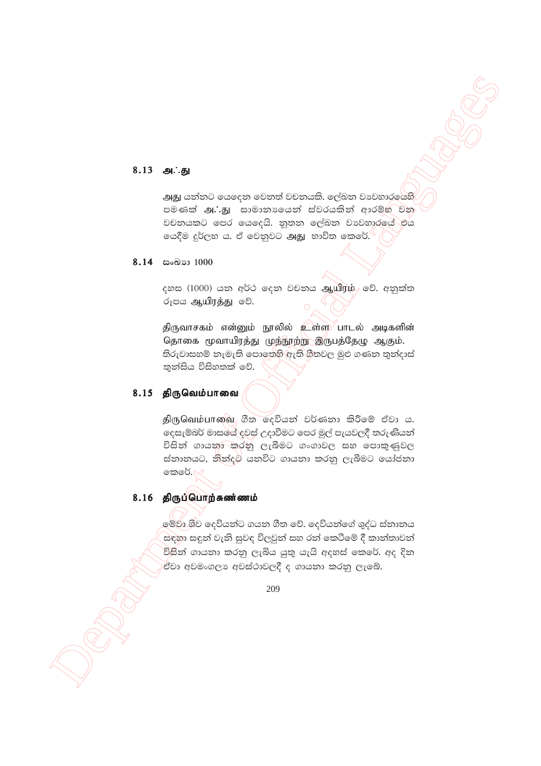## 8.13 அஃது

அது යන්නට යෙදෙන වෙනත් වචනයකි. ලේඛන ව්‍යවහාරයෙහි පමණක් அஃது සාමාන්‍යයෙන් ස්වරයකින් ආරම්භ වන වචනයකට පෙර යෙදෙයි. නූතන ලේඛන ව්‍යවහාරයේ එය යෙදීම දුර්ලභ ය. ඒ වෙනුවට அது භාවිත කෙරේ.

## 8.14 සංඛ්‍යා 1000

දහස (1000) යන අර්ථ දෙන වචනය ஆயிரம் වේ. අනුක්ත රූපය ஆயிரத்து වේ.

திருவாசகம் என்னும் நூலில் உள்ள பாடல் அடிகளின் தொகை மூவாயிரத்து முந்நூற்று இருபத்தேழு ஆகும்.
තිරුවාසහම් නැමැති පොතෙහි ඇති ගීතවල මුළු ගණන තුන්දාස් තුන්සිය විසිහතක් වේ.

## 8.15 திருவெம்பாவை

திருவெம்பாவை ගීත දෙවියන් වර්ණනා කිරීමේ ඒවා ය. දෙසැම්බර් මාසයේ දවස් උදාවීමට පෙර මුල් පැයවලදී තරුණියන් විසින් ගායනා කරනු ලැබීමට ගංගාවල සහ පොකුණුවල ස්නානයට, නිත්‍යව යනවිට ගායනා කරනු ලැබීමට යෝජනා කෙරේ.

## 8.16 திருப்பொற்சுண்ணம்

මේවා ශිව දෙවියන්ට ගයන ගීත වේ. දෙවියන්ගේ ශුද්ධ ස්නානය සඳහා සඳුන් වැනි සුවඳ විලවුන් සහ රන් කෙටීමේ දී කාන්තාවන් විසින් ගායනා කරනු ලැබිය යුතු යැයි අදහස් කෙරේ. අද දින ඒවා අවමංගල්‍ය අවස්ථාවලදී ද ගායනා කරනු ලැබේ.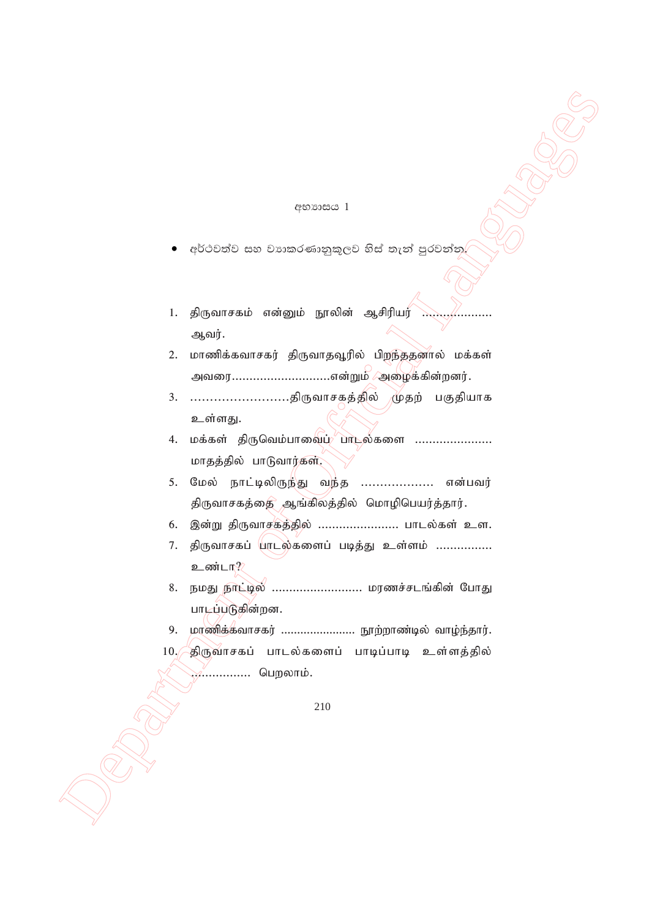## අභ්‍යාසය 1

- අර්ථවත්ව සහ ව්‍යාකරණානුකූලව හිස් තැන් පුරවන්න.

1. திருவாசகம் என்னும் நூலின் ஆசிரியர் ................... ஆவர்.
2. மாணிக்கவாசகர் திருவாதவூரில் பிறந்ததனால் மக்கள் அவரை...........................என்றும் அழைக்கின்றனர்.
3. .........................திருவாசகத்தில் முதற் பகுதியாக உள்ளது.
4. மக்கள் திருவெம்பாவைப் பாடல்களை ...................... மாதத்தில் பாடுவார்கள்.
5. மேல் நாட்டிலிருந்து வந்த ................... என்பவர் திருவாசகத்தை ஆங்கிலத்தில் மொழிபெயர்த்தார்.
6. இன்று திருவாசகத்தில் ....................... பாடல்கள் உள.
7. திருவாசகப் பாடல்களைப் படித்து உள்ளம் ................ உண்டா?
8. நமது நாட்டில் .......................... மரணச்சடங்கின் போது பாடப்படுகின்றன.
9. மாணிக்கவாசகர் ....................... நூற்றாண்டில் வாழ்ந்தார்.
10. திருவாசகப் பாடல்களைப் பாடிப்பாடி உள்ளத்தில் ................ பெறலாம்.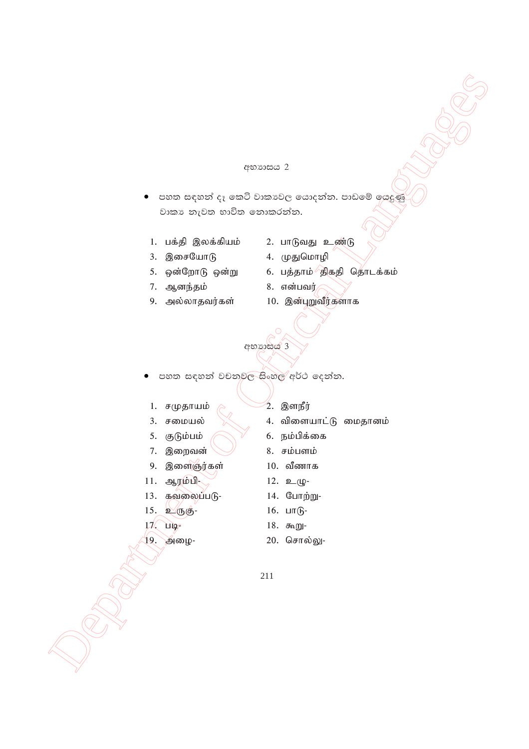## අභ්‍යාසය 2

- පහත සඳහන් දෑ කෙටි වාක්‍යවල යොදන්න. පාඩමේ යෙදුණු වාක්‍ය නැවත භාවිත නොකරන්න.

1. பக்தி இலக்கியம்
2. பாடுவது உண்டு
3. இசையோடு
4. முதுமொழி
5. ஒன்றோடு ஒன்று
6. பத்தாம் திகதி தொடக்கம்
7. ஆனந்தம்
8. என்பவர்
9. அல்லாதவர்கள்
10. இன்புறுவீர்களாக

## අභ්‍යාසය 3

- පහත සඳහන් වචනවල සිංහල අර්ථ දෙන්න.

1. சமுதாயம்
2. இளநீர்
3. சமையல்
4. விளையாட்டு மைதானம்
5. குடும்பம்
6. நம்பிக்கை
7. இறைவன்
8. சம்பளம்
9. இளைஞர்கள்
10. வீணாக
11. ஆரம்பி-
12. உழு-
13. கவலைப்படு-
14. போற்று-
15. உருகு-
16. பாடு-
17. படி-
18. கூறு-
19. அழை-
20. சொல்லு-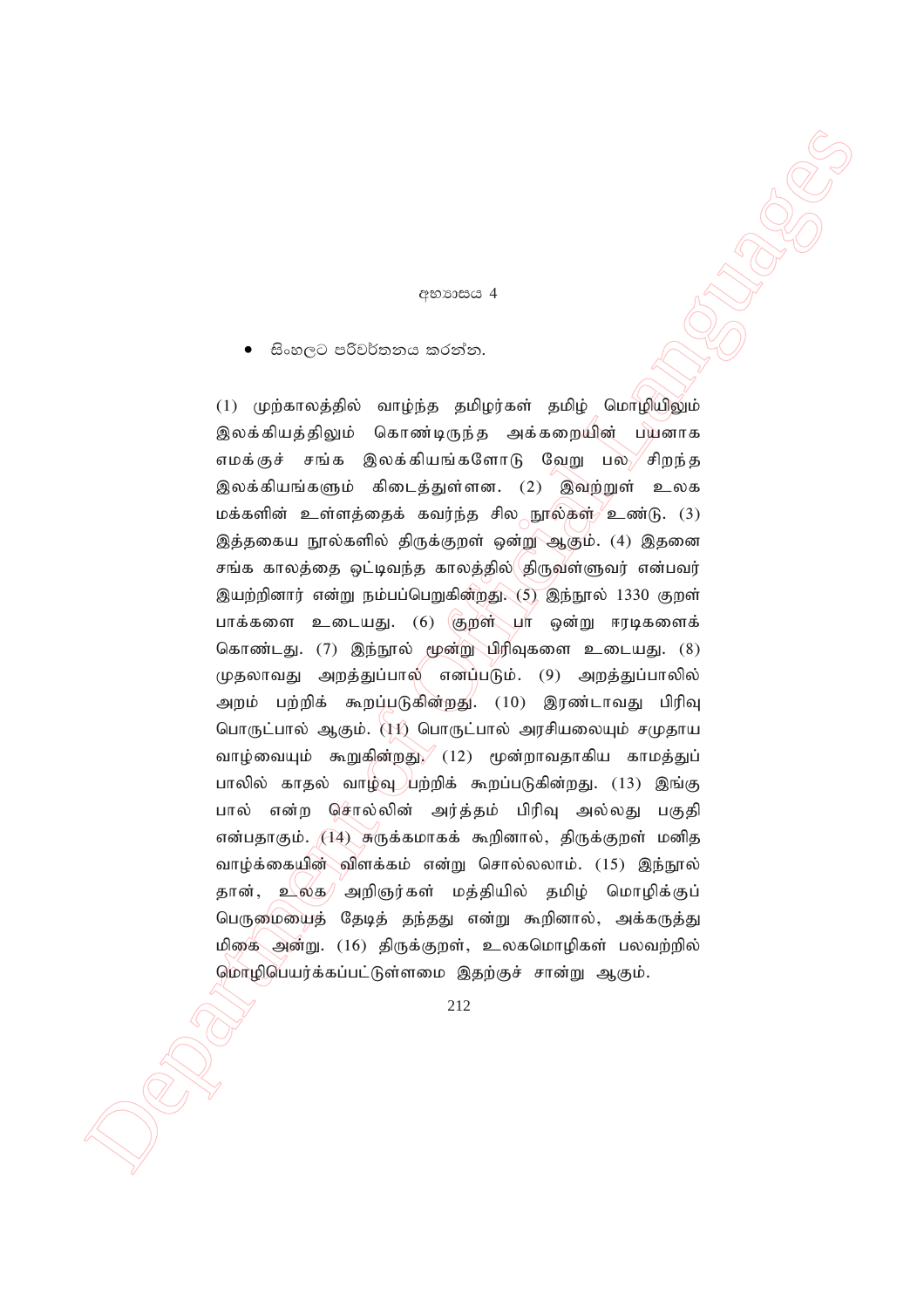## අභ්‍යාසය 4

- සිංහලට පරිවර්තනය කරන්න.

(1) முற்காலத்தில் வாழ்ந்த தமிழர்கள் தமிழ் மொழியிலும் இலக்கியத்திலும் கொண்டிருந்த அக்கறையின் பயனாக எமக்குச் சங்க இலக்கியங்களோடு வேறு பல சிறந்த இலக்கியங்களும் கிடைத்துள்ளன. (2) இவற்றுள் உலக மக்களின் உள்ளத்தைக் கவர்ந்த சில நூல்கள் உண்டு. (3) இத்தகைய நூல்களில் திருக்குறள் ஒன்று ஆகும். (4) இதனை சங்க காலத்தை ஒட்டிவந்த காலத்தில் திருவள்ளுவர் என்பவர் இயற்றினார் என்று நம்பப்பெறுகின்றது. (5) இந்நூல் 1330 குறள் பாக்களை உடையது. (6) குறள் பா ஒன்று ஈரடிகளைக் கொண்டது. (7) இந்நூல் மூன்று பிரிவுகளை உடையது. (8) முதலாவது அறத்துப்பால் எனப்படும். (9) அறத்துப்பாலில் அறம் பற்றிக் கூறப்படுகின்றது. (10) இரண்டாவது பிரிவு பொருட்பால் ஆகும். (11) பொருட்பால் அரசியலையும் சமுதாய வாழ்வையும் கூறுகின்றது. (12) மூன்றாவதாகிய காமத்துப் பாலில் காதல் வாழ்வு பற்றிக் கூறப்படுகின்றது. (13) இங்கு பால் என்ற சொல்லின் அர்த்தம் பிரிவு அல்லது பகுதி என்பதாகும். (14) சுருக்கமாகக் கூறினால், திருக்குறள் மனித வாழ்க்கையின் விளக்கம் என்று சொல்லலாம். (15) இந்நூல் தான், உலக அறிஞர்கள் மத்தியில் தமிழ் மொழிக்குப் பெருமையைத் தேடித் தந்தது என்று கூறினால், அக்கருத்து மிகை அன்று. (16) திருக்குறள், உலகமொழிகள் பலவற்றில் மொழிபெயர்க்கப்பட்டுள்ளமை இதற்குச் சான்று ஆகும்.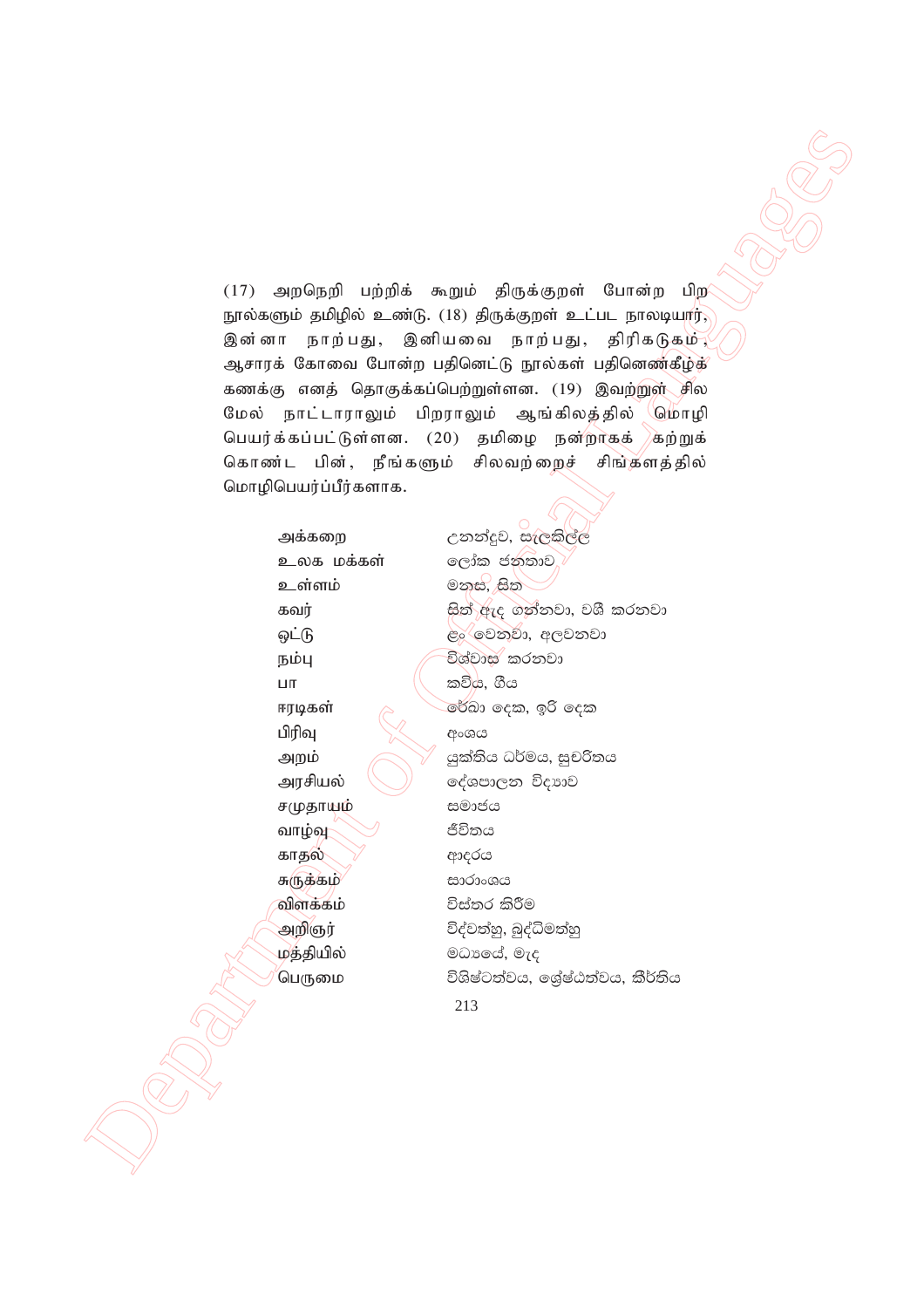(17) அறநெறி பற்றிக் கூறும் திருக்குறள் போன்ற பிற நூல்களும் தமிழில் உண்டு. (18) திருக்குறள் உட்பட நாலடியார், இன்னா நாற்பது, இனியவை நாற்பது, திரிகடுகம், ஆசாரக் கோவை போன்ற பதினெட்டு நூல்கள் பதினெண்கீழ்க் கணக்கு எனத் தொகுக்கப்பெற்றுள்ளன. (19) இவற்றுள் சில மேல் நாட்டாராலும் பிறராலும் ஆங்கிலத்தில் மொழி பெயர்க்கப்பட்டுள்ளன. (20) தமிழை நன்றாகக் கற்றுக் கொண்ட பின், நீங்களும் சிலவற்றைச் சிங்களத்தில் மொழிபெயர்ப்பீர்களாக.

| | |
|---|---|
| அக்கறை | උනන්දුව, සැලකිල්ල |
| உலக மக்கள் | ලෝක ජනතාව |
| உள்ளம் | මනස, සිත |
| கவர் | සිත් ඇද ගන්නවා, වශී කරනවා |
| ஒட்டு | ළං වෙනවා, අලවනවා |
| நம்பு | විශ්වාස කරනවා |
| பா | කවිය, ගීය |
| ஈரடிகள் | රේඛා දෙක, ඉරි දෙක |
| பிரிவு | අංශය |
| அறம் | යුක්තිය ධර්මය, සුචරිතය |
| அரசியல் | දේශපාලන විද්‍යාව |
| சமுதாயம் | සමාජය |
| வாழ்வு | ජීවිතය |
| காதல் | ආදරය |
| சுருக்கம் | සාරාංශය |
| விளக்கம் | විස්තර කිරීම |
| அறிஞர் | විද්වත්හු, බුද්ධිමත්හු |
| மத்தியில் | මධ්‍යයේ, මැද |
| பெருமை | විශිෂ්ටත්වය, ශ්‍රේෂ්ඨත්වය, කීර්තිය |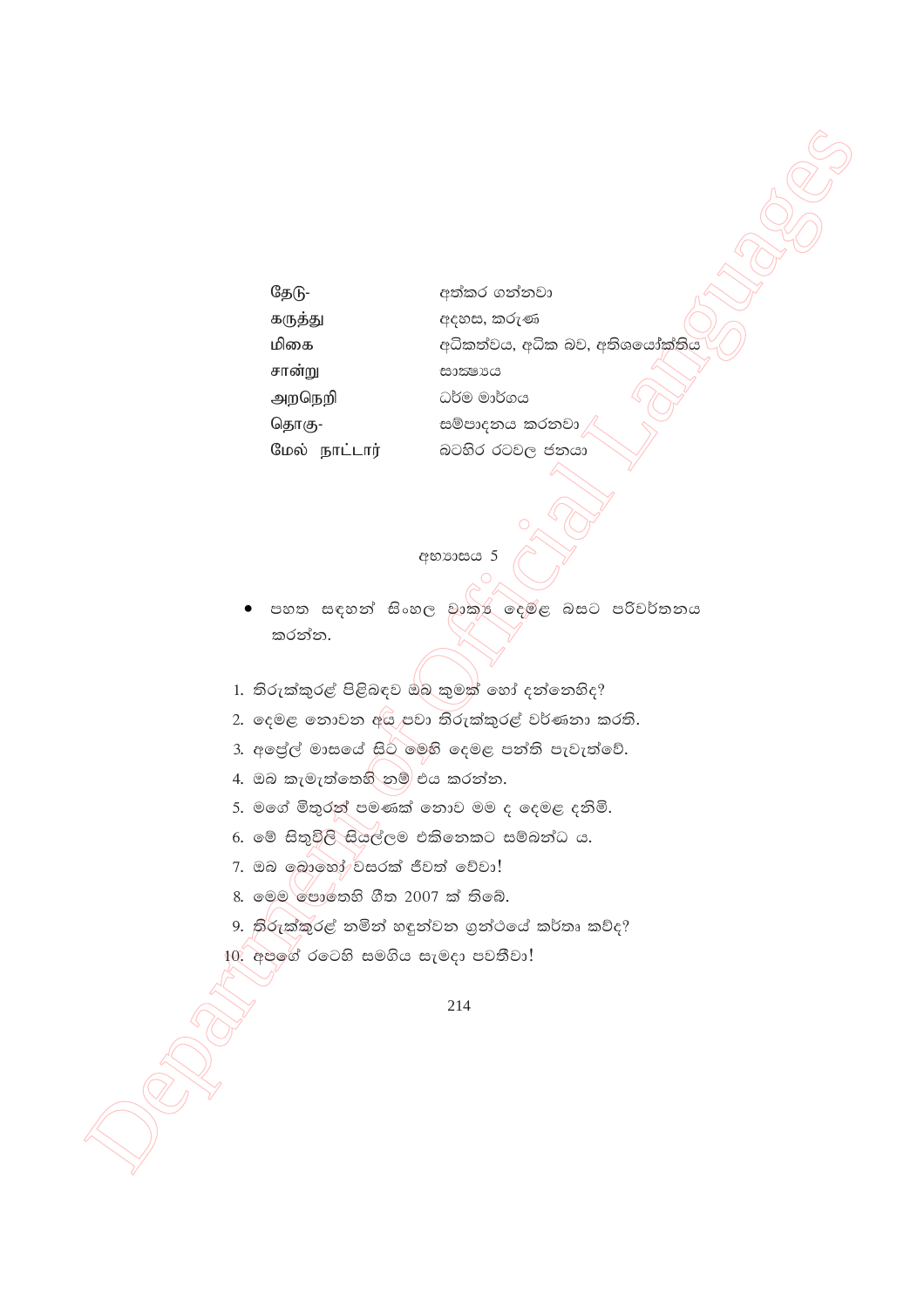| | |
|---|---|
| தேடு- | අත්කර ගන්නවා |
| கருத்து | අදහස, කරුණ |
| மிகை | අධිකත්වය, අධික බව, අතිශයෝක්තිය |
| சான்று | සාක්ෂ්‍යය |
| அறநெறி | ධර්ම මාර්ගය |
| தொகு- | සම්පාදනය කරනවා |
| மேல் நாட்டார் | බටහිර රටවල ජනයා |

අභ්‍යාසය 5

- පහත සඳහන් සිංහල වාක්‍ය දෙමළ බසට පරිවර්තනය කරන්න.

1. තිරුක්කුරළ් පිළිබඳව ඔබ කුමක් හෝ දන්නෙහිද?
2. දෙමළ නොවන අය පවා තිරුක්කුරළ් වර්ණනා කරති.
3. අප්‍රේල් මාසයේ සිට මෙහි දෙමළ පන්ති පැවැත්වේ.
4. ඔබ කැමැත්තෙහි නම් එය කරන්න.
5. මගේ මිතුරන් පමණක් නොව මම ද දෙමළ දනිමි.
6. මේ සිතුවිලි සියල්ලම එකිනෙකට සම්බන්ධ ය.
7. ඔබ බොහෝ වසරක් ජීවත් වේවා!
8. මෙම පොතෙහි ගීත 2007 ක් තිබේ.
9. තිරුක්කුරළ් නමින් හඳුන්වන ග්‍රන්ථයේ කර්තෘ කවිද?
10. අපගේ රටෙහි සමගිය සැමදා පවතීවා!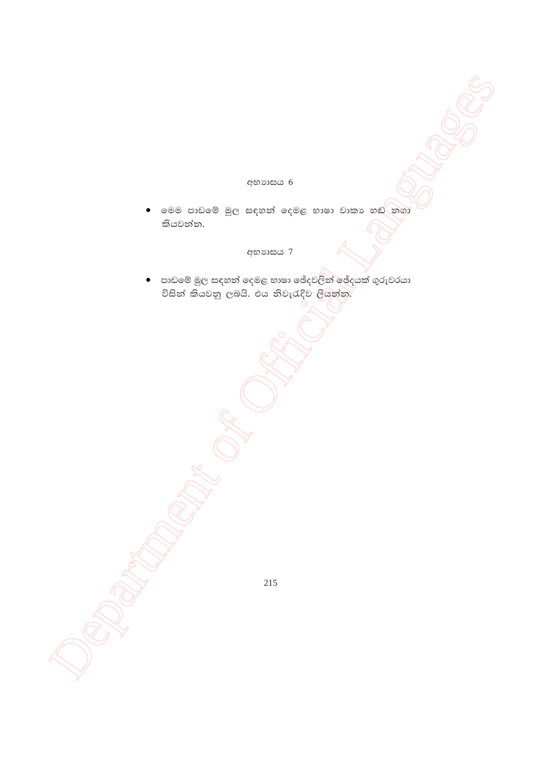අභ්‍යාසය 6

- මෙම පාඩමේ මුල සඳහන් දෙමළ භාෂා වාක්‍ය හඬ නඟා කියවන්න.

අභ්‍යාසය 7

- පාඩමේ මුල සඳහන් දෙමළ භාෂා ඡේදවලින් ඡේදයක් ගුරුවරයා විසින් කියවනු ලබයි. එය නිවැරැදිව ලියන්න.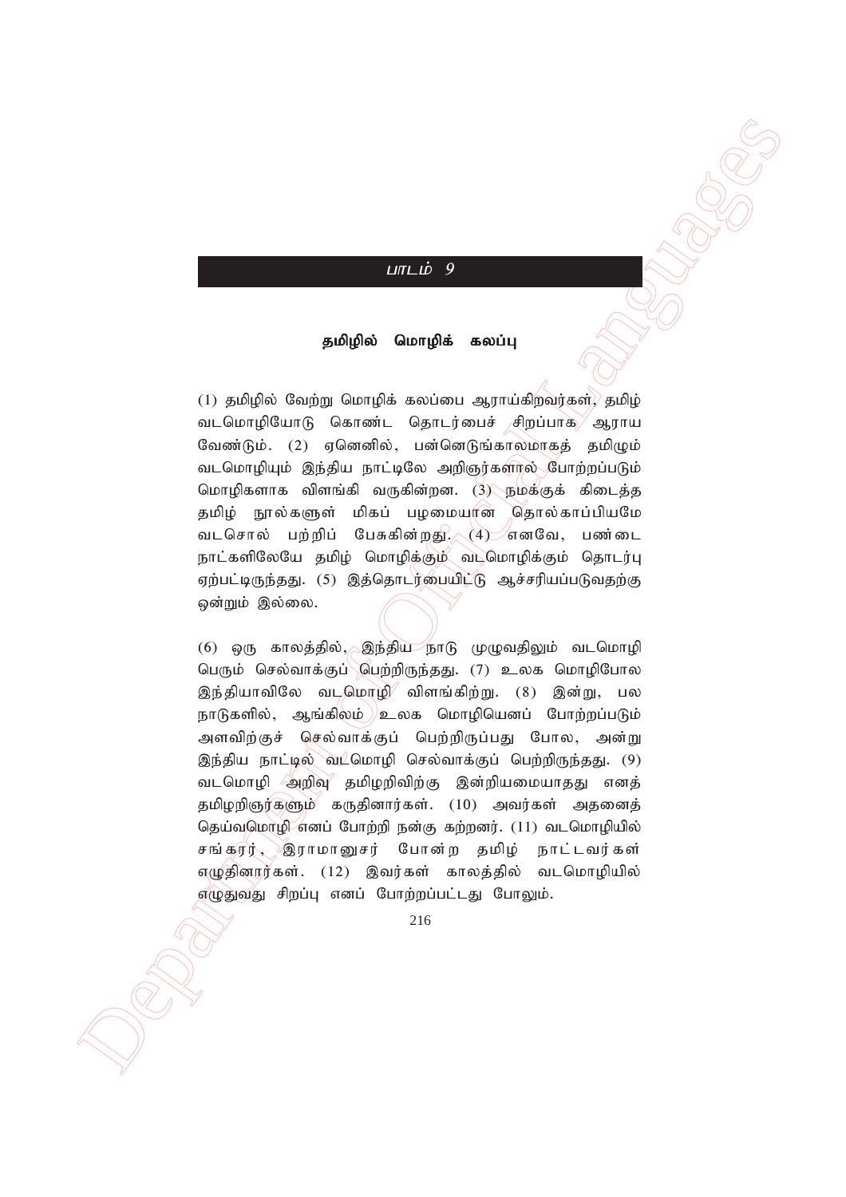## பாடம் 9

### தமிழில் மொழிக் கலப்பு

(1) தமிழில் வேற்று மொழிக் கலப்பை ஆராய்கிறவர்கள், தமிழ் வடமொழியோடு கொண்ட தொடர்பைச் சிறப்பாக ஆராய வேண்டும். (2) ஏனெனில், பன்னெடுங்காலமாகத் தமிழும் வடமொழியும் இந்திய நாட்டிலே அறிஞர்களால் போற்றப்படும் மொழிகளாக விளங்கி வருகின்றன. (3) நமக்குக் கிடைத்த தமிழ் நூல்களுள் மிகப் பழமையான தொல்காப்பியமே வடசொல் பற்றிப் பேசுகின்றது. (4) எனவே, பண்டை நாட்களிலேயே தமிழ் மொழிக்கும் வடமொழிக்கும் தொடர்பு ஏற்பட்டிருந்தது. (5) இத்தொடர்பையிட்டு ஆச்சரியப்படுவதற்கு ஒன்றும் இல்லை.

(6) ஒரு காலத்தில், இந்திய நாடு முழுவதிலும் வடமொழி பெரும் செல்வாக்குப் பெற்றிருந்தது. (7) உலக மொழிபோல இந்தியாவிலே வடமொழி விளங்கிற்று. (8) இன்று, பல நாடுகளில், ஆங்கிலம் உலக மொழியெனப் போற்றப்படும் அளவிற்குச் செல்வாக்குப் பெற்றிருப்பது போல, அன்று இந்திய நாட்டில் வடமொழி செல்வாக்குப் பெற்றிருந்தது. (9) வடமொழி அறிவு தமிழறிவிற்கு இன்றியமையாதது எனத் தமிழறிஞர்களும் கருதினார்கள். (10) அவர்கள் அதனைத் தெய்வமொழி எனப் போற்றி நன்கு கற்றனர். (11) வடமொழியில் சங்கரர், இராமானுசர் போன்ற தமிழ் நாட்டவர்கள் எழுதினார்கள். (12) இவர்கள் காலத்தில் வடமொழியில் எழுதுவது சிறப்பு எனப் போற்றப்பட்டது போலும்.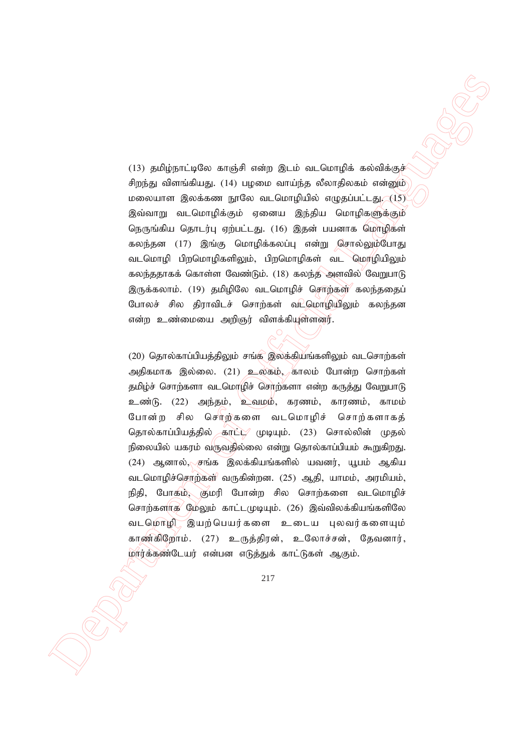(13) தமிழ்நாட்டிலே காஞ்சி என்ற இடம் வடமொழிக் கல்விக்குச் சிறந்து விளங்கியது. (14) பழமை வாய்ந்த லீலாதிலகம் என்னும் மலையாள இலக்கண நூலே வடமொழியில் எழுதப்பட்டது. (15) இவ்வாறு வடமொழிக்கும் ஏனைய இந்திய மொழிகளுக்கும் நெருங்கிய தொடர்பு ஏற்பட்டது. (16) இதன் பயனாக மொழிகள் கலந்தன (17) இங்கு மொழிக்கலப்பு என்று சொல்லும்போது வடமொழி பிறமொழிகளிலும், பிறமொழிகள் வட மொழியிலும் கலந்ததாகக் கொள்ள வேண்டும். (18) கலந்த அளவில் வேறுபாடு இருக்கலாம். (19) தமிழிலே வடமொழிச் சொற்கள் கலந்ததைப் போலச் சில திராவிடச் சொற்கள் வடமொழியிலும் கலந்தன என்ற உண்மையை அறிஞர் விளக்கியுள்ளனர்.

(20) தொல்காப்பியத்திலும் சங்க இலக்கியங்களிலும் வடசொற்கள் அதிகமாக இல்லை. (21) உலகம், காலம் போன்ற சொற்கள் தமிழ்ச் சொற்களா வடமொழிச் சொற்களா என்ற கருத்து வேறுபாடு உண்டு. (22) அந்தம், உவமம், கரணம், காரணம், காமம் போன்ற சில சொற்களை வடமொழிச் சொற்களாகத் தொல்காப்பியத்தில் காட்ட முடியும். (23) சொல்லின் முதல் நிலையில் யகரம் வருவதில்லை என்று தொல்காப்பியம் கூறுகிறது. (24) ஆனால், சங்க இலக்கியங்களில் யவனர், யூபம் ஆகிய வடமொழிச்சொற்கள் வருகின்றன. (25) ஆதி, யாமம், அரமியம், நிதி, போகம், குமரி போன்ற சில சொற்களை வடமொழிச் சொற்களாக மேலும் காட்டமுடியும். (26) இவ்விலக்கியங்களிலே வடமொழி இயற்பெயர்களை உடைய புலவர்களையும் காண்கிறோம். (27) உருத்திரன், உலோச்சன், தேவனார், மார்க்கண்டேயர் என்பன எடுத்துக் காட்டுகள் ஆகும்.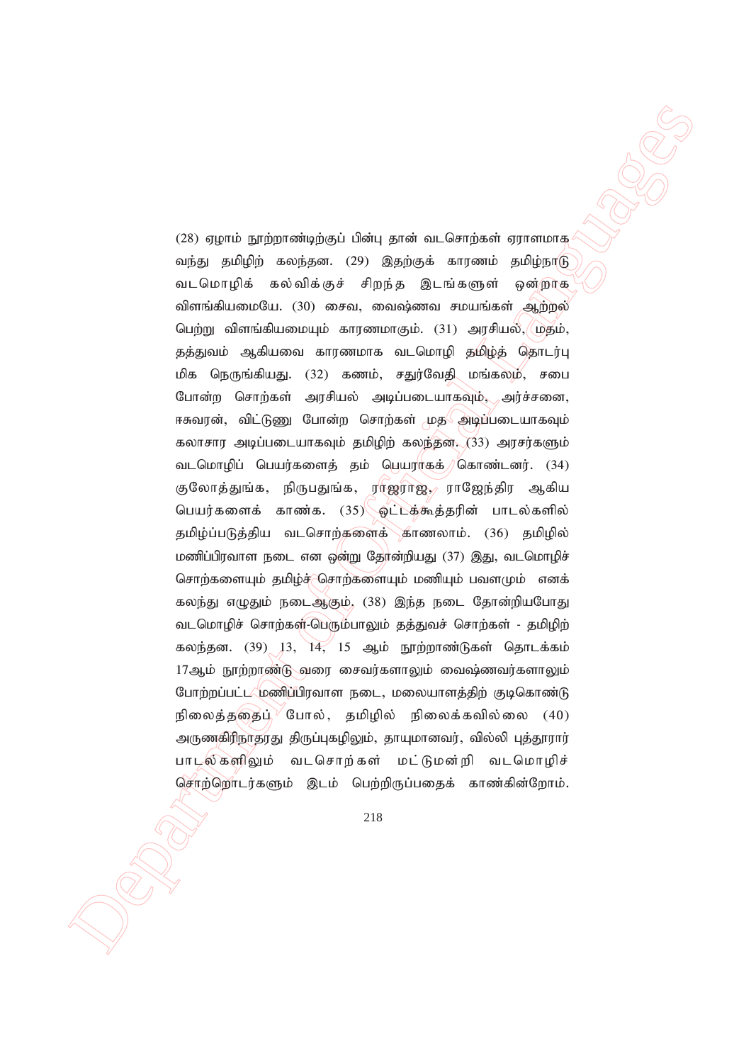(28) ஏழாம் நூற்றாண்டிற்குப் பின்பு தான் வடசொற்கள் ஏராளமாக வந்து தமிழிற் கலந்தன. (29) இதற்குக் காரணம் தமிழ்நாடு வடமொழிக் கல்விக்குச் சிறந்த இடங்களுள் ஒன்றாக விளங்கியமையே. (30) சைவ, வைஷ்ணவ சமயங்கள் ஆற்றல் பெற்று விளங்கியமையும் காரணமாகும். (31) அரசியல், மதம், தத்துவம் ஆகியவை காரணமாக வடமொழி தமிழ்த் தொடர்பு மிக நெருங்கியது. (32) கணம், சதுர்வேதி மங்கலம், சபை போன்ற சொற்கள் அரசியல் அடிப்படையாகவும், அர்ச்சனை, ஈசுவரன், விட்டுணு போன்ற சொற்கள் மத அடிப்படையாகவும் கலாசார அடிப்படையாகவும் தமிழிற் கலந்தன. (33) அரசர்களும் வடமொழிப் பெயர்களைத் தம் பெயராகக் கொண்டனர். (34) குலோத்துங்க, நிருபதுங்க, ராஜராஜ, ராஜேந்திர ஆகிய பெயர்களைக் காண்க. (35) ஒட்டக்கூத்தரின் பாடல்களில் தமிழ்ப்படுத்திய வடசொற்களைக் காணலாம். (36) தமிழில் மணிப்பிரவாள நடை என ஒன்று தோன்றியது (37) இது, வடமொழிச் சொற்களையும் தமிழ்ச் சொற்களையும் மணியும் பவளமும் எனக் கலந்து எழுதும் நடைஆகும். (38) இந்த நடை தோன்றியபோது வடமொழிச் சொற்கள்-பெரும்பாலும் தத்துவச் சொற்கள் - தமிழிற் கலந்தன. (39) 13, 14, 15 ஆம் நூற்றாண்டுகள் தொடக்கம் 17ஆம் நூற்றாண்டு வரை சைவர்களாலும் வைஷ்ணவர்களாலும் போற்றப்பட்ட மணிப்பிரவாள நடை, மலையாளத்திற் குடிகொண்டு நிலைத்ததைப் போல், தமிழில் நிலைக்கவில்லை (40) அருணகிரிநாதரது திருப்புகழிலும், தாயுமானவர், வில்லி புத்தூரார் பாடல்களிலும் வடசொற்கள் மட்டுமன்றி வடமொழிச் சொற்றொடர்களும் இடம் பெற்றிருப்பதைக் காண்கின்றோம்.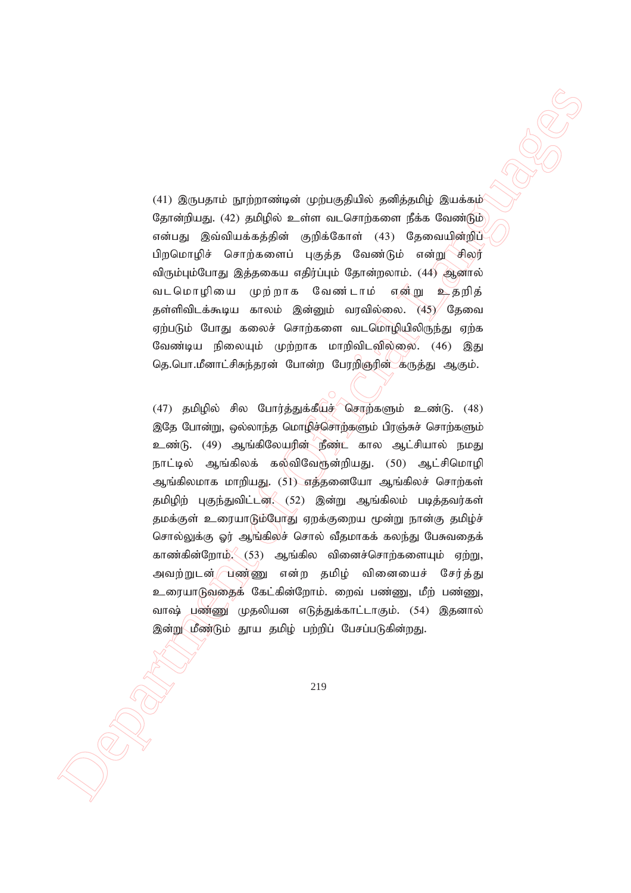(41) இருபதாம் நூற்றாண்டின் முற்பகுதியில் தனித்தமிழ் இயக்கம் தோன்றியது. (42) தமிழில் உள்ள வடசொற்களை நீக்க வேண்டும் என்பது இவ்வியக்கத்தின் குறிக்கோள் (43) தேவையின்றிப் பிறமொழிச் சொற்களைப் புகுத்த வேண்டும் என்று சிலர் விரும்பும்போது இத்தகைய எதிர்ப்பும் தோன்றலாம். (44) ஆனால் வடமொழியை முற்றாக வேண்டாம் என்று உதறித் தள்ளிவிடக்கூடிய காலம் இன்னும் வரவில்லை. (45) தேவை ஏற்படும் போது கலைச் சொற்களை வடமொழியிலிருந்து ஏற்க வேண்டிய நிலையும் முற்றாக மாறிவிடவில்லை. (46) இது தெ.பொ.மீனாட்சிசுந்தரன் போன்ற பேரறிஞரின் கருத்து ஆகும்.

(47) தமிழில் சில போர்த்துக்கீயச் சொற்களும் உண்டு. (48) இதே போன்று, ஒல்லாந்த மொழிச்சொற்களும் பிரஞ்சுச் சொற்களும் உண்டு. (49) ஆங்கிலேயரின் நீண்ட கால ஆட்சியால் நமது நாட்டில் ஆங்கிலக் கல்விவேரூன்றியது. (50) ஆட்சிமொழி ஆங்கிலமாக மாறியது. (51) எத்தனையோ ஆங்கிலச் சொற்கள் தமிழிற் புகுந்துவிட்டன. (52) இன்று ஆங்கிலம் படித்தவர்கள் தமக்குள் உரையாடும்போது ஏறக்குறைய மூன்று நான்கு தமிழ்ச் சொல்லுக்கு ஓர் ஆங்கிலச் சொல் வீதமாகக் கலந்து பேசுவதைக் காண்கின்றோம். (53) ஆங்கில வினைச்சொற்களையும் ஏற்று, அவற்றுடன் பண்ணு என்ற தமிழ் வினையைச் சேர்த்து உரையாடுவதைக் கேட்கின்றோம். றைவ் பண்ணு, மீற் பண்ணு, வாஷ் பண்ணு முதலியன எடுத்துக்காட்டாகும். (54) இதனால் இன்று மீண்டும் தூய தமிழ் பற்றிப் பேசப்படுகின்றது.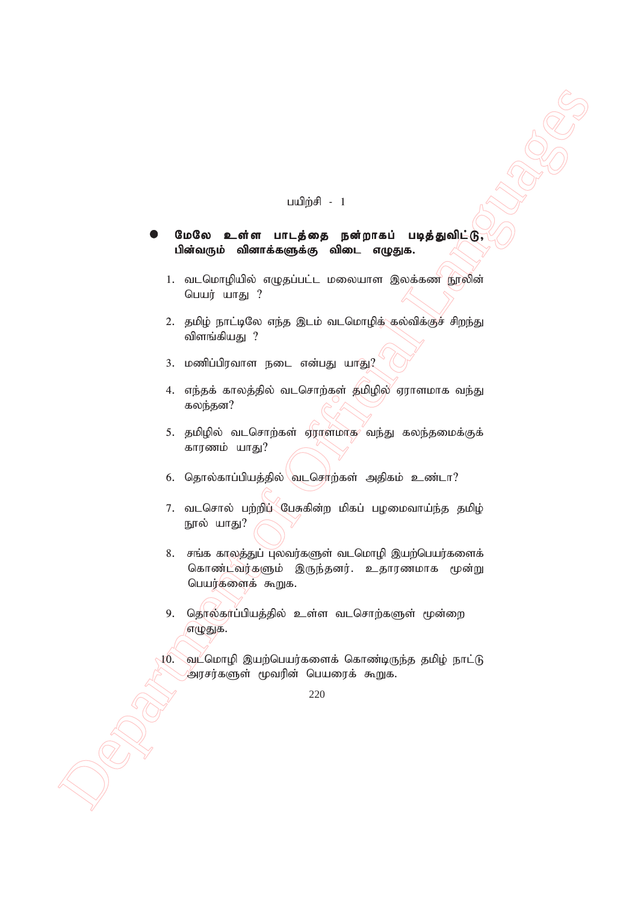## பயிற்சி - 1

- **மேலே உள்ள பாடத்தை நன்றாகப் படித்துவிட்டு, பின்வரும் வினாக்களுக்கு விடை எழுதுக.**

1. வடமொழியில் எழுதப்பட்ட மலையாள இலக்கண நூலின் பெயர் யாது ?
2. தமிழ் நாட்டிலே எந்த இடம் வடமொழிக் கல்விக்குச் சிறந்து விளங்கியது ?
3. மணிப்பிரவாள நடை என்பது யாது?
4. எந்தக் காலத்தில் வடசொற்கள் தமிழில் ஏராளமாக வந்து கலந்தன?
5. தமிழில் வடசொற்கள் ஏராளமாக வந்து கலந்தமைக்குக் காரணம் யாது?
6. தொல்காப்பியத்தில் வடசொற்கள் அதிகம் உண்டா?
7. வடசொல் பற்றிப் பேசுகின்ற மிகப் பழமைவாய்ந்த தமிழ் நூல் யாது?
8. சங்க காலத்துப் புலவர்களுள் வடமொழி இயற்பெயர்களைக் கொண்டவர்களும் இருந்தனர். உதாரணமாக மூன்று பெயர்களைக் கூறுக.
9. தொல்காப்பியத்தில் உள்ள வடசொற்களுள் மூன்றை எழுதுக.
10. வடமொழி இயற்பெயர்களைக் கொண்டிருந்த தமிழ் நாட்டு அரசர்களுள் மூவரின் பெயரைக் கூறுக.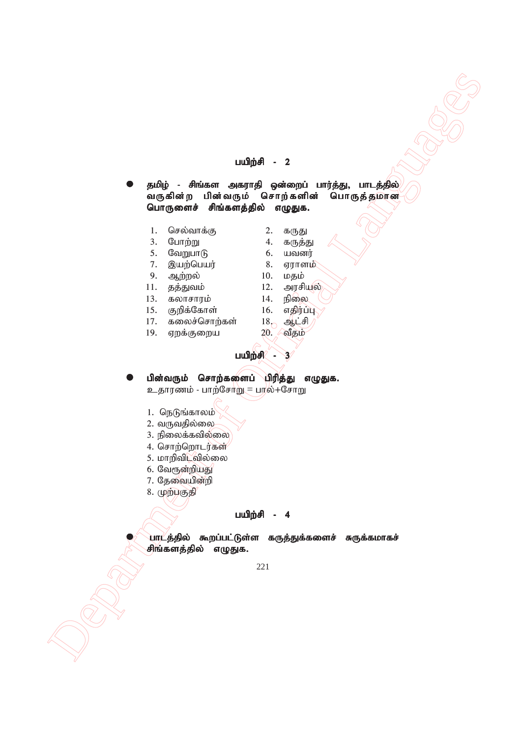## பயிற்சி - 2

- தமிழ் - சிங்கள அகராதி ஒன்றைப் பார்த்து, பாடத்தில் வருகின்ற பின்வரும் சொற்களின் பொருத்தமான பொருளைச் சிங்களத்தில் எழுதுக.

1. செல்வாக்கு
2. கருது
3. போற்று
4. கருத்து
5. வேறுபாடு
6. யவனர்
7. இயற்பெயர்
8. ஏராளம்
9. ஆற்றல்
10. மதம்
11. தத்துவம்
12. அரசியல்
13. கலாசாரம்
14. நிலை
15. குறிக்கோள்
16. எதிர்ப்பு
17. கலைச்சொற்கள்
18. ஆட்சி
19. ஏறக்குறைய
20. வீதம்

## பயிற்சி - 3

- பின்வரும் சொற்களைப் பிரித்து எழுதுக.

உதாரணம் - பாற்சோறு = பால்+சோறு

1. நெடுங்காலம்
2. வருவதில்லை
3. நிலைக்கவில்லை
4. சொற்றொடர்கள்
5. மாறிவிடவில்லை
6. வேரூன்றியது
7. தேவையின்றி
8. முற்பகுதி

## பயிற்சி - 4

- பாடத்தில் கூறப்பட்டுள்ள கருத்துக்களைச் சுருக்கமாகச் சிங்களத்தில் எழுதுக.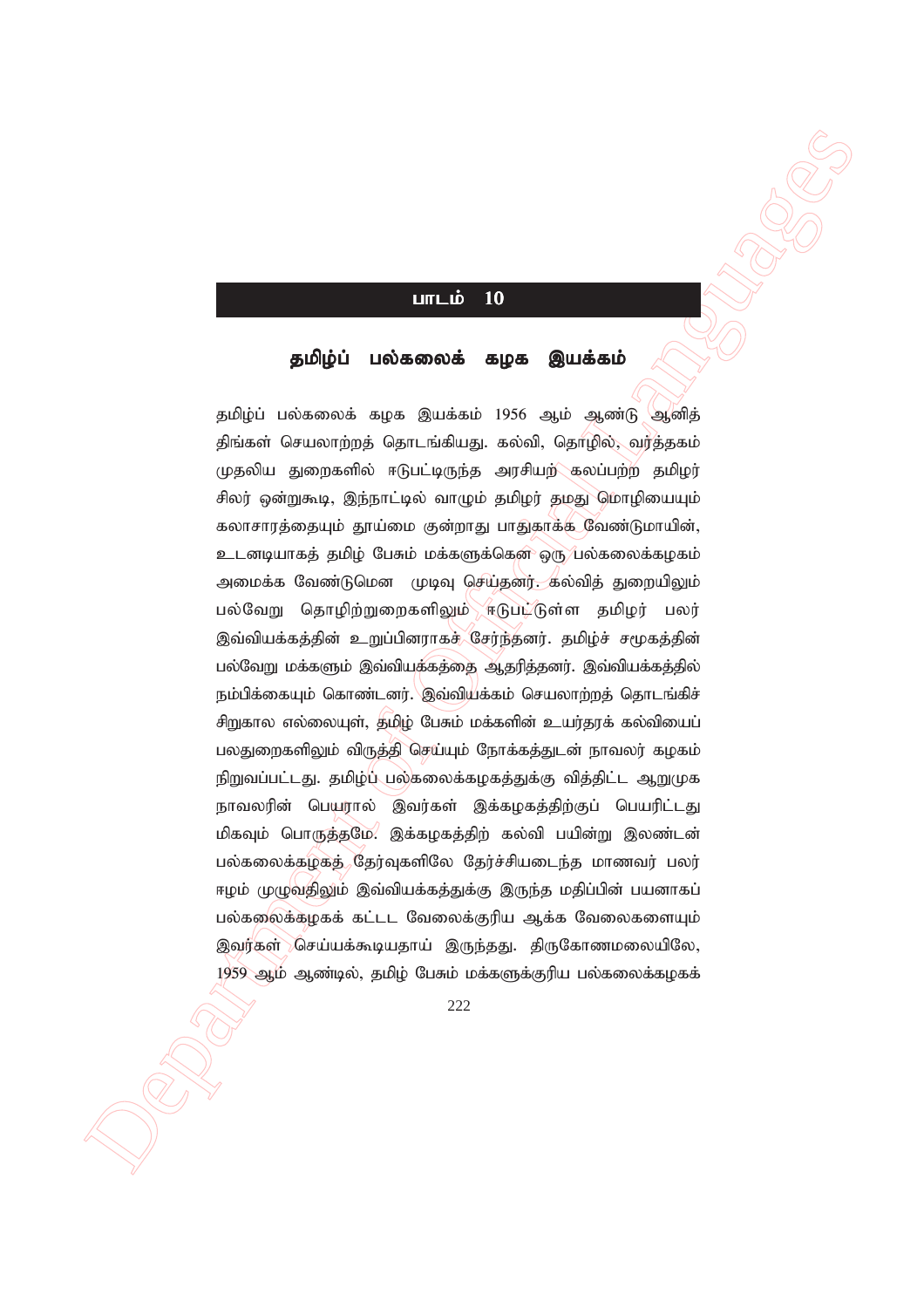## பாடம் 10

### தமிழ்ப் பல்கலைக் கழக இயக்கம்

தமிழ்ப் பல்கலைக் கழக இயக்கம் 1956 ஆம் ஆண்டு ஆனித் திங்கள் செயலாற்றத் தொடங்கியது. கல்வி, தொழில், வர்த்தகம் முதலிய துறைகளில் ஈடுபட்டிருந்த அரசியற் கலப்பற்ற தமிழர் சிலர் ஒன்றுகூடி, இந்நாட்டில் வாழும் தமிழர் தமது மொழியையும் கலாசாரத்தையும் தூய்மை குன்றாது பாதுகாக்க வேண்டுமாயின், உடனடியாகத் தமிழ் பேசும் மக்களுக்கென ஒரு பல்கலைக்கழகம் அமைக்க வேண்டுமென முடிவு செய்தனர். கல்வித் துறையிலும் பல்வேறு தொழிற்றுறைகளிலும் ஈடுபட்டுள்ள தமிழர் பலர் இவ்வியக்கத்தின் உறுப்பினராகச் சேர்ந்தனர். தமிழ்ச் சமூகத்தின் பல்வேறு மக்களும் இவ்வியக்கத்தை ஆதரித்தனர். இவ்வியக்கத்தில் நம்பிக்கையும் கொண்டனர். இவ்வியக்கம் செயலாற்றத் தொடங்கிச் சிறுகால எல்லையுள், தமிழ் பேசும் மக்களின் உயர்தரக் கல்வியைப் பலதுறைகளிலும் விருத்தி செய்யும் நோக்கத்துடன் நாவலர் கழகம் நிறுவப்பட்டது. தமிழ்ப் பல்கலைக்கழகத்துக்கு வித்திட்ட ஆறுமுக நாவலரின் பெயரால் இவர்கள் இக்கழகத்திற்குப் பெயரிட்டது மிகவும் பொருத்தமே. இக்கழகத்திற் கல்வி பயின்று இலண்டன் பல்கலைக்கழகத் தேர்வுகளிலே தேர்ச்சியடைந்த மாணவர் பலர் ஈழம் முழுவதிலும் இவ்வியக்கத்துக்கு இருந்த மதிப்பின் பயனாகப் பல்கலைக்கழகக் கட்டட வேலைக்குரிய ஆக்க வேலைகளையும் இவர்கள் செய்யக்கூடியதாய் இருந்தது. திருகோணமலையிலே, 1959 ஆம் ஆண்டில், தமிழ் பேசும் மக்களுக்குரிய பல்கலைக்கழகக்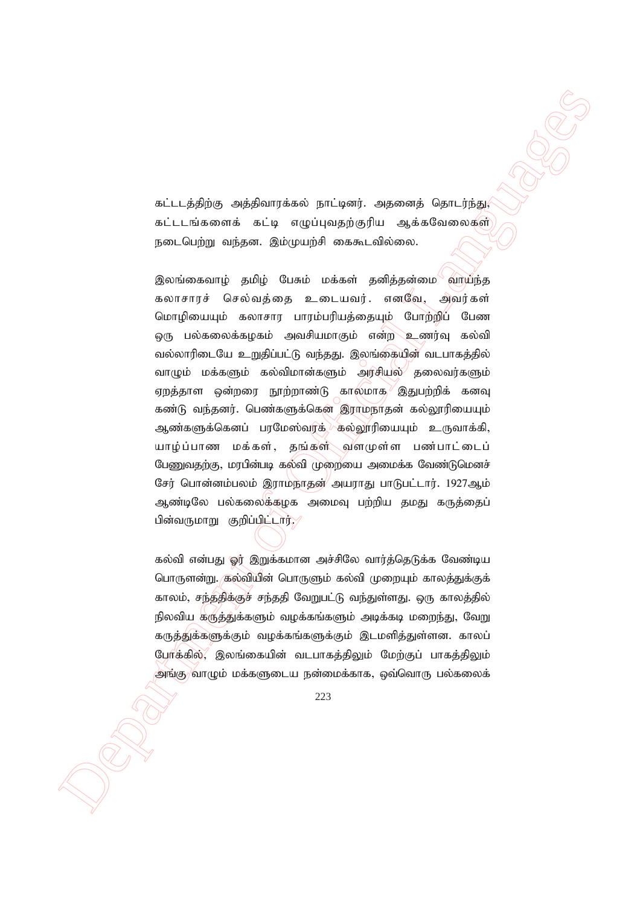கட்டடத்திற்கு அத்திவாரக்கல் நாட்டினர். அதனைத் தொடர்ந்து, கட்டடங்களைக் கட்டி எழுப்புவதற்குரிய ஆக்கவேலைகள் நடைபெற்று வந்தன. இம்முயற்சி கைகூடவில்லை.

இலங்கைவாழ் தமிழ் பேசும் மக்கள் தனித்தன்மை வாய்ந்த கலாசாரச் செல்வத்தை உடையவர். எனவே, அவர்கள் மொழியையும் கலாசார பாரம்பரியத்தையும் போற்றிப் பேண ஒரு பல்கலைக்கழகம் அவசியமாகும் என்ற உணர்வு கல்வி வல்லாரிடையே உறுதிப்பட்டு வந்தது. இலங்கையின் வடபாகத்தில் வாழும் மக்களும் கல்விமான்களும் அரசியல் தலைவர்களும் ஏறத்தாள ஒன்றரை நூற்றாண்டு காலமாக இதுபற்றிக் கனவு கண்டு வந்தனர். பெண்களுக்கென இராமநாதன் கல்லூரியையும் ஆண்களுக்கெனப் பரமேஸ்வரக் கல்லூரியையும் உருவாக்கி, யாழ்ப்பாண மக்கள், தங்கள் வளமுள்ள பண்பாட்டைப் பேணுவதற்கு, மரபின்படி கல்வி முறையை அமைக்க வேண்டுமெனச் சேர் பொன்னம்பலம் இராமநாதன் அயராது பாடுபட்டார். 1927ஆம் ஆண்டிலே பல்கலைக்கழக அமைவு பற்றிய தமது கருத்தைப் பின்வருமாறு குறிப்பிட்டார்.

கல்வி என்பது ஓர் இறுக்கமான அச்சிலே வார்த்தெடுக்க வேண்டிய பொருளன்று. கல்வியின் பொருளும் கல்வி முறையும் காலத்துக்குக் காலம், சந்ததிக்குச் சந்ததி வேறுபட்டு வந்துள்ளது. ஒரு காலத்தில் நிலவிய கருத்துக்களும் வழக்கங்களும் அடிக்கடி மறைந்து, வேறு கருத்துக்களுக்கும் வழக்கங்களுக்கும் இடமளித்துள்ளன. காலப் போக்கில், இலங்கையின் வடபாகத்திலும் மேற்குப் பாகத்திலும் அங்கு வாழும் மக்களுடைய நன்மைக்காக, ஒவ்வொரு பல்கலைக்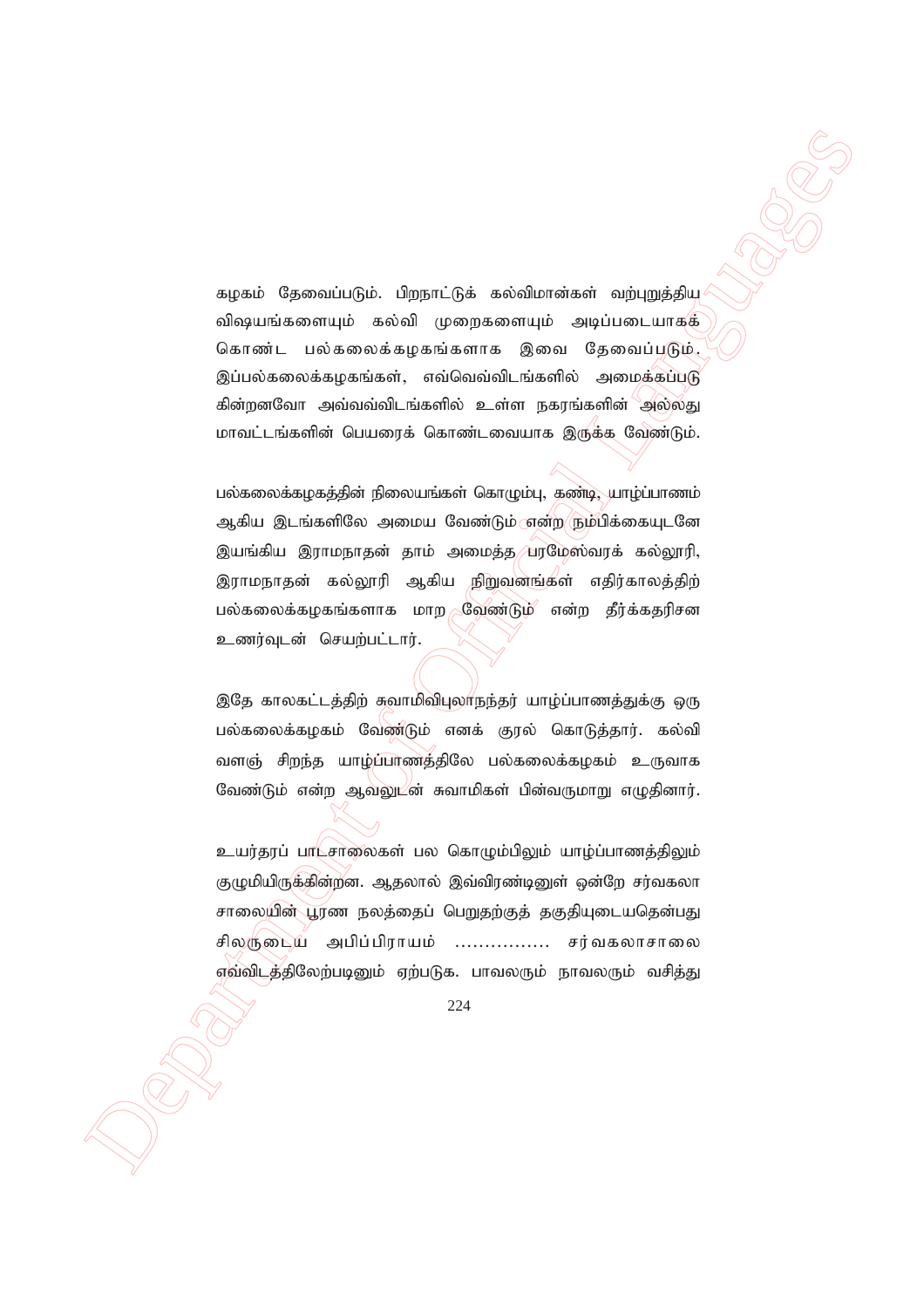கழகம் தேவைப்படும். பிறநாட்டுக் கல்விமான்கள் வற்புறுத்திய விஷயங்களையும் கல்வி முறைகளையும் அடிப்படையாகக் கொண்ட பல்கலைக்கழகங்களாக இவை தேவைப்படும். இப்பல்கலைக்கழகங்கள், எவ்வெவ்விடங்களில் அமைக்கப்படுகின்றனவோ அவ்வவ்விடங்களில் உள்ள நகரங்களின் அல்லது மாவட்டங்களின் பெயரைக் கொண்டவையாக இருக்க வேண்டும்.

பல்கலைக்கழகத்தின் நிலையங்கள் கொழும்பு, கண்டி, யாழ்ப்பாணம் ஆகிய இடங்களிலே அமைய வேண்டும் என்ற நம்பிக்கையுடனே இயங்கிய இராமநாதன் தாம் அமைத்த பரமேஸ்வரக் கல்லூரி, இராமநாதன் கல்லூரி ஆகிய நிறுவனங்கள் எதிர்காலத்திற் பல்கலைக்கழகங்களாக மாற வேண்டும் என்ற தீர்க்கதரிசன உணர்வுடன் செயற்பட்டார்.

இதே காலகட்டத்திற் சுவாமிவிபுலாநந்தர் யாழ்ப்பாணத்துக்கு ஒரு பல்கலைக்கழகம் வேண்டும் எனக் குரல் கொடுத்தார். கல்வி வளஞ் சிறந்த யாழ்ப்பாணத்திலே பல்கலைக்கழகம் உருவாக வேண்டும் என்ற ஆவலுடன் சுவாமிகள் பின்வருமாறு எழுதினார்.

உயர்தரப் பாடசாலைகள் பல கொழும்பிலும் யாழ்ப்பாணத்திலும் குழுமியிருக்கின்றன. ஆதலால் இவ்விரண்டினுள் ஒன்றே சர்வகலா சாலையின் பூரண நலத்தைப் பெறுதற்குத் தகுதியுடையதென்பது சிலருடைய அபிப்பிராயம் ................ சர்வகலாசாலை எவ்விடத்திலேற்படினும் ஏற்படுக. பாவலரும் நாவலரும் வசித்து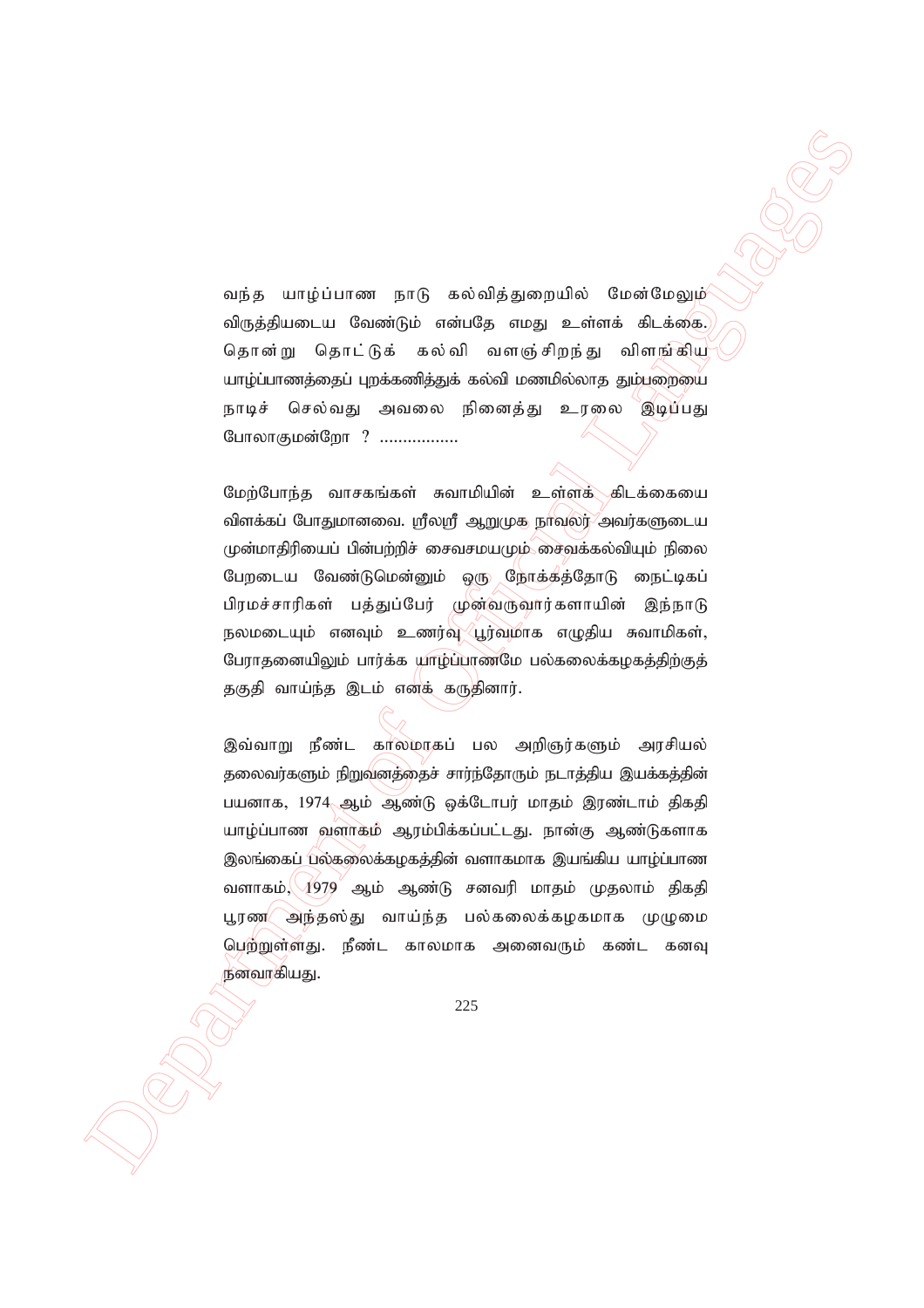வந்த யாழ்ப்பாண நாடு கல்வித்துறையில் மேன்மேலும் விருத்தியடைய வேண்டும் என்பதே எமது உள்ளக் கிடக்கை. தொன்று தொட்டுக் கல்வி வளஞ்சிறந்து விளங்கிய யாழ்ப்பாணத்தைப் புறக்கணித்துக் கல்வி மணமில்லாத தும்பறையை நாடிச் செல்வது அவலை நினைத்து உரலை இடிப்பது போலாகுமன்றோ ? .................

மேற்போந்த வாசகங்கள் சுவாமியின் உள்ளக் கிடக்கையை விளக்கப் போதுமானவை. ஸ்ரீலஸ்ரீ ஆறுமுக நாவலர் அவர்களுடைய முன்மாதிரியைப் பின்பற்றிச் சைவசமயமும் சைவக்கல்வியும் நிலை பேறடைய வேண்டுமென்னும் ஒரு நோக்கத்தோடு நைட்டிகப் பிரமச்சாரிகள் பத்துப்பேர் முன்வருவார்களாயின் இந்நாடு நலமடையும் எனவும் உணர்வு பூர்வமாக எழுதிய சுவாமிகள், பேராதனையிலும் பார்க்க யாழ்ப்பாணமே பல்கலைக்கழகத்திற்குத் தகுதி வாய்ந்த இடம் எனக் கருதினார்.

இவ்வாறு நீண்ட காலமாகப் பல அறிஞர்களும் அரசியல் தலைவர்களும் நிறுவனத்தைச் சார்ந்தோரும் நடாத்திய இயக்கத்தின் பயனாக, 1974 ஆம் ஆண்டு ஒக்டோபர் மாதம் இரண்டாம் திகதி யாழ்ப்பாண வளாகம் ஆரம்பிக்கப்பட்டது. நான்கு ஆண்டுகளாக இலங்கைப் பல்கலைக்கழகத்தின் வளாகமாக இயங்கிய யாழ்ப்பாண வளாகம், 1979 ஆம் ஆண்டு சனவரி மாதம் முதலாம் திகதி பூரண அந்தஸ்து வாய்ந்த பல்கலைக்கழகமாக முழுமை பெற்றுள்ளது. நீண்ட காலமாக அனைவரும் கண்ட கனவு நனவாகியது.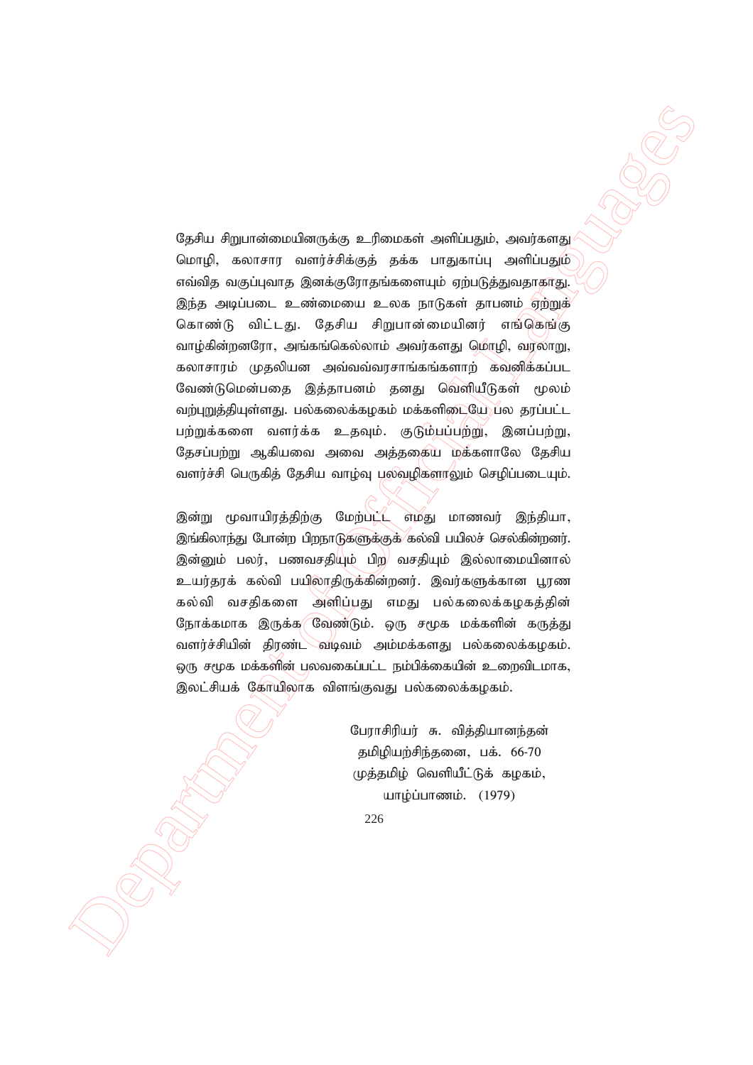தேசிய சிறுபான்மையினருக்கு உரிமைகள் அளிப்பதும், அவர்களது மொழி, கலாசார வளர்ச்சிக்குத் தக்க பாதுகாப்பு அளிப்பதும் எவ்வித வகுப்புவாத இனக்குரோதங்களையும் ஏற்படுத்துவதாகாது. இந்த அடிப்படை உண்மையை உலக நாடுகள் தாபனம் ஏற்றுக் கொண்டு விட்டது. தேசிய சிறுபான்மையினர் எங்கெங்கு வாழ்கின்றனரோ, அங்கங்கெல்லாம் அவர்களது மொழி, வரலாறு, கலாசாரம் முதலியன அவ்வவ்வரசாங்கங்களாற் கவனிக்கப்பட வேண்டுமென்பதை இத்தாபனம் தனது வெளியீடுகள் மூலம் வற்புறுத்தியுள்ளது. பல்கலைக்கழகம் மக்களிடையே பல தரப்பட்ட பற்றுக்களை வளர்க்க உதவும். குடும்பப்பற்று, இனப்பற்று, தேசப்பற்று ஆகியவை அவை அத்தகைய மக்களாலே தேசிய வளர்ச்சி பெருகித் தேசிய வாழ்வு பலவழிகளாலும் செழிப்படையும்.

இன்று மூவாயிரத்திற்கு மேற்பட்ட எமது மாணவர் இந்தியா, இங்கிலாந்து போன்ற பிறநாடுகளுக்குக் கல்வி பயிலச் செல்கின்றனர். இன்னும் பலர், பணவசதியும் பிற வசதியும் இல்லாமையினால் உயர்தரக் கல்வி பயிலாதிருக்கின்றனர். இவர்களுக்கான பூரண கல்வி வசதிகளை அளிப்பது எமது பல்கலைக்கழகத்தின் நோக்கமாக இருக்க வேண்டும். ஒரு சமூக மக்களின் கருத்து வளர்ச்சியின் திரண்ட வடிவம் அம்மக்களது பல்கலைக்கழகம். ஒரு சமூக மக்களின் பலவகைப்பட்ட நம்பிக்கையின் உறைவிடமாக, இலட்சியக் கோயிலாக விளங்குவது பல்கலைக்கழகம்.

பேராசிரியர் சு. வித்தியானந்தன்
தமிழியற்சிந்தனை, பக். 66-70
முத்தமிழ் வெளியீட்டுக் கழகம்,
யாழ்ப்பாணம். (1979)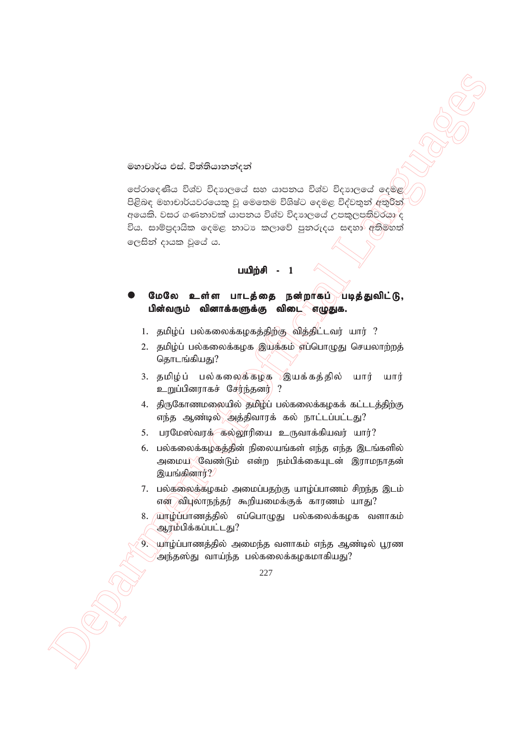මහාචාර්ය එස්. විත්තියානන්දන්

පේරාදෙණිය විශ්ව විද්‍යාලයේ සහ යාපනය විශ්ව විද්‍යාලයේ දෙමළ පිළිබඳ මහාචාර්යවරයෙකු වූ මෙතෙම විශිෂ්ට දෙමළ විද්වතුන් අතුරින් අයෙකි. වසර ගණනාවක් යාපනය විශ්ව විද්‍යාලයේ උපකුලපතිවරයා ද විය. සාම්ප්‍රදායික දෙමළ නාට්‍ය කලාවේ පුනරුදය සඳහා අතිමහත් ලෙසින් දායක වූයේ ය.

## பயிற்சி - 1

- **மேலே உள்ள பாடத்தை நன்றாகப் படித்துவிட்டு, பின்வரும் வினாக்களுக்கு விடை எழுதுக.**

1. தமிழ்ப் பல்கலைக்கழகத்திற்கு வித்திட்டவர் யார் ?
2. தமிழ்ப் பல்கலைக்கழக இயக்கம் எப்பொழுது செயலாற்றத் தொடங்கியது?
3. தமிழ்ப் பல்கலைக்கழக இயக்கத்தில் யார் யார் உறுப்பினராகச் சேர்ந்தனர் ?
4. திருகோணமலையில் தமிழ்ப் பல்கலைக்கழகக் கட்டடத்திற்கு எந்த ஆண்டில் அத்திவாரக் கல் நாட்டப்பட்டது?
5. பரமேஸ்வரக் கல்லூரியை உருவாக்கியவர் யார்?
6. பல்கலைக்கழகத்தின் நிலையங்கள் எந்த எந்த இடங்களில் அமைய வேண்டும் என்ற நம்பிக்கையுடன் இராமநாதன் இயங்கினார்?
7. பல்கலைக்கழகம் அமைப்பதற்கு யாழ்ப்பாணம் சிறந்த இடம் என விபுலாநந்தர் கூறியமைக்குக் காரணம் யாது?
8. யாழ்ப்பாணத்தில் எப்பொழுது பல்கலைக்கழக வளாகம் ஆரம்பிக்கப்பட்டது?
9. யாழ்ப்பாணத்தில் அமைந்த வளாகம் எந்த ஆண்டில் பூரண அந்தஸ்து வாய்ந்த பல்கலைக்கழகமாகியது?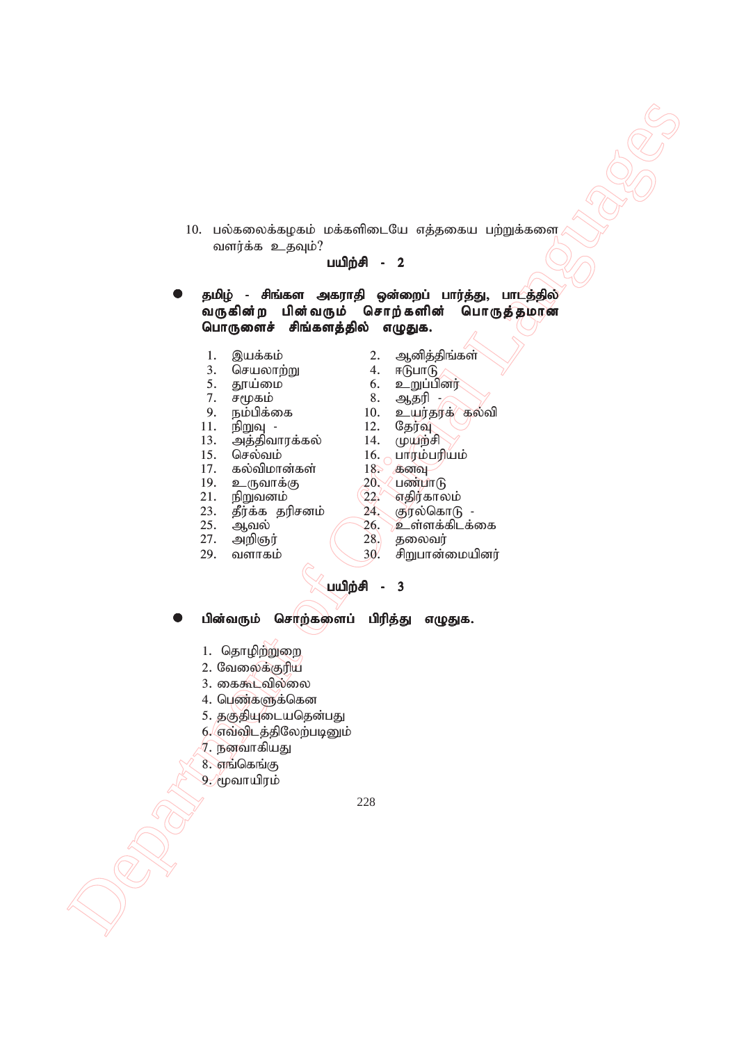10. பல்கலைக்கழகம் மக்களிடையே எத்தகைய பற்றுக்களை வளர்க்க உதவும்?

### பயிற்சி - 2

- **தமிழ் - சிங்கள அகராதி ஒன்றைப் பார்த்து, பாடத்தில் வருகின்ற பின்வரும் சொற்களின் பொருத்தமான பொருளைச் சிங்களத்தில் எழுதுக.**

1. இயக்கம்
2. ஆனித்திங்கள்
3. செயலாற்று
4. ஈடுபாடு
5. தூய்மை
6. உறுப்பினர்
7. சமூகம்
8. ஆதரி -
9. நம்பிக்கை
10. உயர்தரக் கல்வி
11. நிறுவு -
12. தேர்வு
13. அத்திவாரக்கல்
14. முயற்சி
15. செல்வம்
16. பாரம்பரியம்
17. கல்விமான்கள்
18. கனவு
19. உருவாக்கு
20. பண்பாடு
21. நிறுவனம்
22. எதிர்காலம்
23. தீர்க்க தரிசனம்
24. குரல்கொடு -
25. ஆவல்
26. உள்ளக்கிடக்கை
27. அறிஞர்
28. தலைவர்
29. வளாகம்
30. சிறுபான்மையினர்

### பயிற்சி - 3

- **பின்வரும் சொற்களைப் பிரித்து எழுதுக.**

1. தொழிற்றுறை
2. வேலைக்குரிய
3. கைகூடவில்லை
4. பெண்களுக்கென
5. தகுதியுடையதென்பது
6. எவ்விடத்திலேற்படினும்
7. நனவாகியது
8. எங்கெங்கு
9. மூவாயிரம்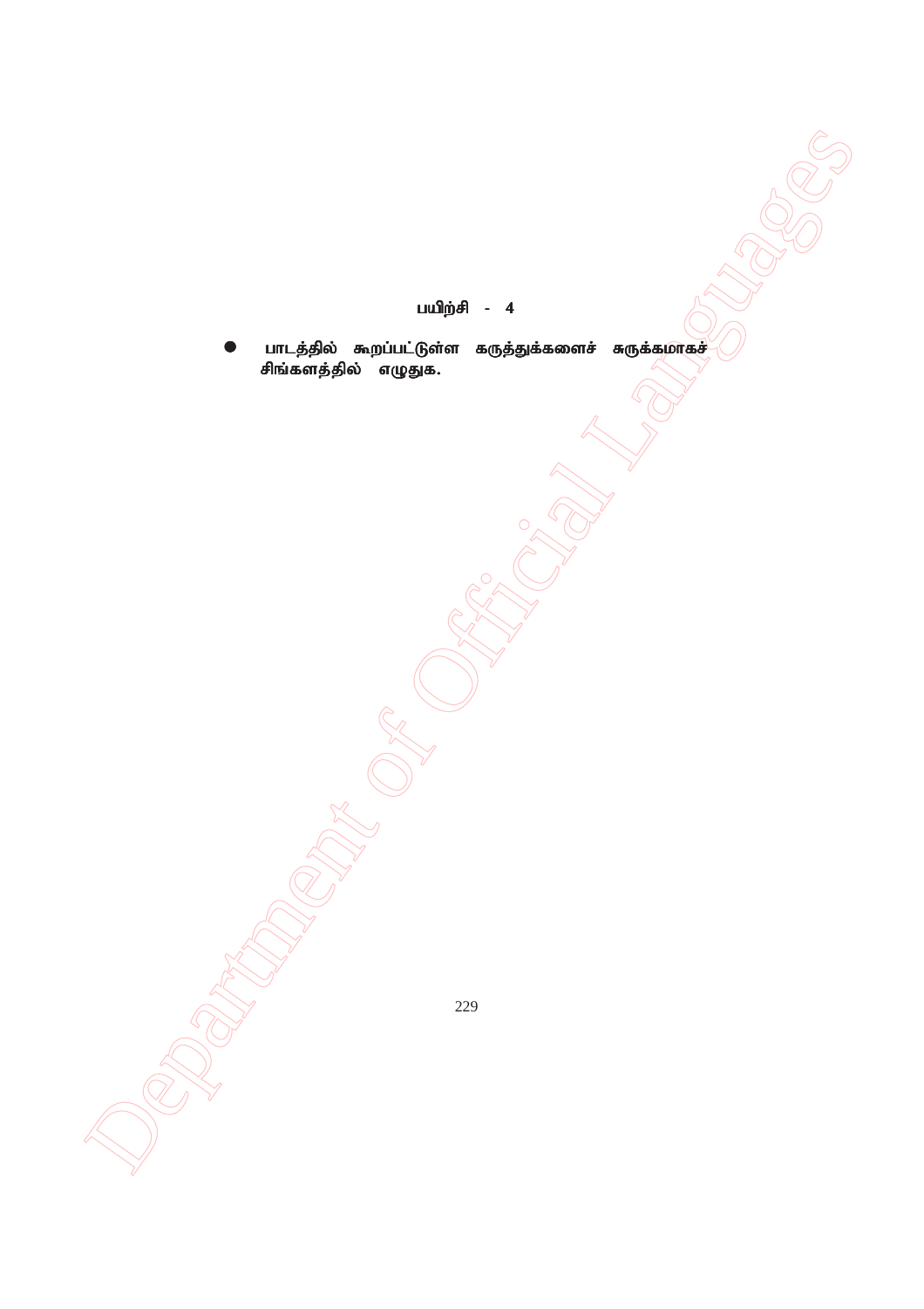### பயிற்சி - 4

- பாடத்தில் கூறப்பட்டுள்ள கருத்துக்களைச் சுருக்கமாகச் சிங்களத்தில் எழுதுக.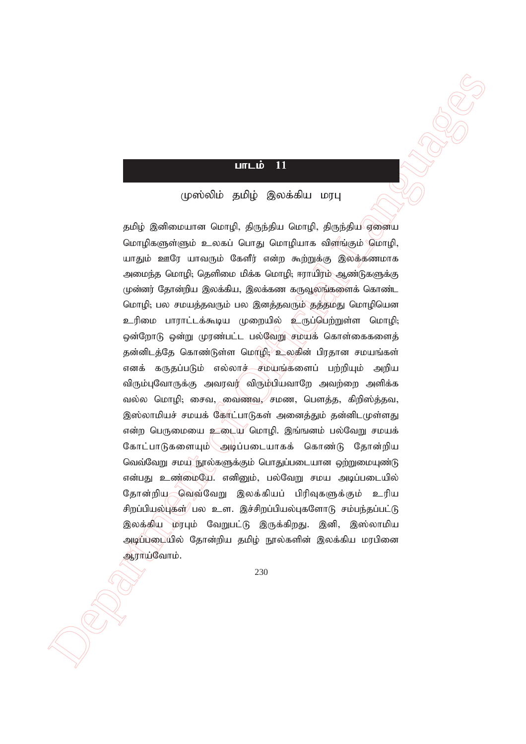## பாடம் 11

### முஸ்லிம் தமிழ் இலக்கிய மரபு

தமிழ் இனிமையான மொழி, திருந்திய மொழி, திருந்திய ஏனைய மொழிகளுள்ளும் உலகப் பொது மொழியாக விளங்கும் மொழி, யாதும் ஊரே யாவரும் கேளீர் என்ற கூற்றுக்கு இலக்கணமாக அமைந்த மொழி; தெளிமை மிக்க மொழி; ஈராயிரம் ஆண்டுகளுக்கு முன்னர் தோன்றிய இலக்கிய, இலக்கண கருவூலங்களைக் கொண்ட மொழி; பல சமயத்தவரும் பல இனத்தவரும் தத்தமது மொழியென உரிமை பாராட்டக்கூடிய முறையில் உருப்பெற்றுள்ள மொழி; ஒன்றோடு ஒன்று முரண்பட்ட பல்வேறு சமயக் கொள்கைகளைத் தன்னிடத்தே கொண்டுள்ள மொழி; உலகின் பிரதான சமயங்கள் எனக் கருதப்படும் எல்லாச் சமயங்களைப் பற்றியும் அறிய விரும்புவோருக்கு அவரவர் விரும்பியவாறே அவற்றை அளிக்க வல்ல மொழி; சைவ, வைணவ, சமண, பௌத்த, கிறிஸ்த்தவ, இஸ்லாமியச் சமயக் கோட்பாடுகள் அனைத்தும் தன்னிடமுள்ளது என்ற பெருமையை உடைய மொழி. இங்ஙனம் பல்வேறு சமயக் கோட்பாடுகளையும் அடிப்படையாகக் கொண்டு தோன்றிய வெவ்வேறு சமய நூல்களுக்கும் பொதுப்படையான ஒற்றுமையுண்டு என்பது உண்மையே. எனினும், பல்வேறு சமய அடிப்படையில் தோன்றிய வெவ்வேறு இலக்கியப் பிரிவுகளுக்கும் உரிய சிறப்பியல்புகள் பல உள. இச்சிறப்பியல்புகளோடு சம்பந்தப்பட்டு இலக்கிய மரபும் வேறுபட்டு இருக்கிறது. இனி, இஸ்லாமிய அடிப்படையில் தோன்றிய தமிழ் நூல்களின் இலக்கிய மரபினை ஆராய்வோம்.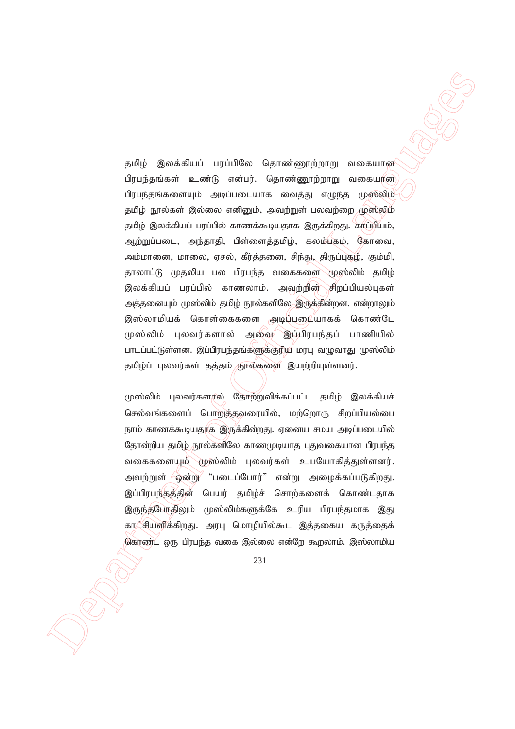தமிழ் இலக்கியப் பரப்பிலே தொண்ணூற்றாறு வகையான பிரபந்தங்கள் உண்டு என்பர். தொண்ணூற்றாறு வகையான பிரபந்தங்களையும் அடிப்படையாக வைத்து எழுந்த முஸ்லிம் தமிழ் நூல்கள் இல்லை எனினும், அவற்றுள் பலவற்றை முஸ்லிம் தமிழ் இலக்கியப் பரப்பில் காணக்கூடியதாக இருக்கிறது. காப்பியம், ஆற்றுப்படை, அந்தாதி, பிள்ளைத்தமிழ், கலம்பகம், கோவை, அம்மானை, மாலை, ஏசல், கீர்த்தனை, சிந்து, திருப்புகழ், கும்மி, தாலாட்டு முதலிய பல பிரபந்த வகைகளை முஸ்லிம் தமிழ் இலக்கியப் பரப்பில் காணலாம். அவற்றின் சிறப்பியல்புகள் அத்தனையும் முஸ்லிம் தமிழ் நூல்களிலே இருக்கின்றன. என்றாலும் இஸ்லாமியக் கொள்கைகளை அடிப்படையாகக் கொண்டே முஸ்லிம் புலவர்களால் அவை இப்பிரபந்தப் பாணியில் பாடப்பட்டுள்ளன. இப்பிரபந்தங்களுக்குரிய மரபு வழுவாது முஸ்லிம் தமிழ்ப் புலவர்கள் தத்தம் நூல்களை இயற்றியுள்ளனர்.

முஸ்லிம் புலவர்களால் தோற்றுவிக்கப்பட்ட தமிழ் இலக்கியச் செல்வங்களைப் பொறுத்தவரையில், மற்றொரு சிறப்பியல்பை நாம் காணக்கூடியதாக இருக்கின்றது. ஏனைய சமய அடிப்படையில் தோன்றிய தமிழ் நூல்களிலே காணமுடியாத புதுவகையான பிரபந்த வகைகளையும் முஸ்லிம் புலவர்கள் உபயோகித்துள்ளனர். அவற்றுள் ஒன்று "படைப்போர்" என்று அழைக்கப்படுகிறது. இப்பிரபந்தத்தின் பெயர் தமிழ்ச் சொற்களைக் கொண்டதாக இருந்தபோதிலும் முஸ்லிம்களுக்கே உரிய பிரபந்தமாக இது காட்சியளிக்கிறது. அரபு மொழியில்கூட இத்தகைய கருத்தைக் கொண்ட ஒரு பிரபந்த வகை இல்லை என்றே கூறலாம். இஸ்லாமிய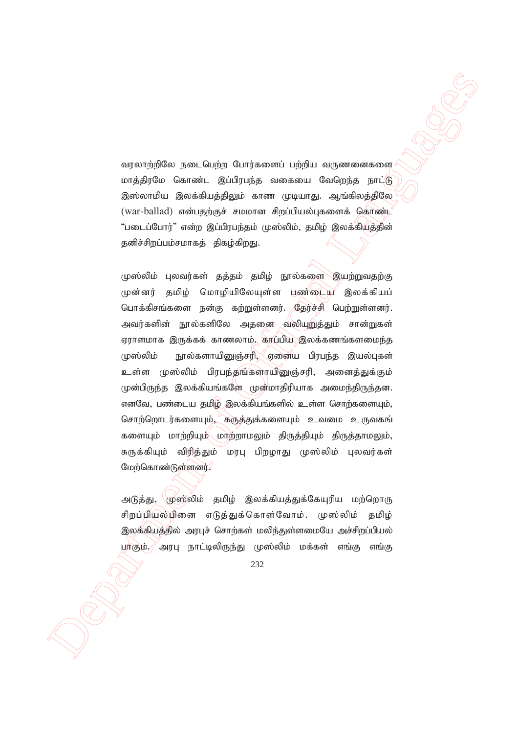வரலாற்றிலே நடைபெற்ற போர்களைப் பற்றிய வருணனைகளை மாத்திரமே கொண்ட இப்பிரபந்த வகையை வேறெந்த நாட்டு இஸ்லாமிய இலக்கியத்திலும் காண முடியாது. ஆங்கிலத்திலே (war-ballad) என்பதற்குச் சமமான சிறப்பியல்புகளைக் கொண்ட "படைப்போர்" என்ற இப்பிரபந்தம் முஸ்லிம், தமிழ் இலக்கியத்தின் தனிச்சிறப்பம்சமாகத் திகழ்கிறது.

முஸ்லிம் புலவர்கள் தத்தம் தமிழ் நூல்களை இயற்றுவதற்கு முன்னர் தமிழ் மொழியிலேயுள்ள பண்டைய இலக்கியப் பொக்கிசங்களை நன்கு கற்றுள்ளனர். தேர்ச்சி பெற்றுள்ளனர். அவர்களின் நூல்களிலே அதனை வலியுறுத்தும் சான்றுகள் ஏராளமாக இருக்கக் காணலாம். காப்பிய இலக்கணங்களமைந்த முஸ்லிம் நூல்களாயினுஞ்சரி, ஏனைய பிரபந்த இயல்புகள் உள்ள முஸ்லிம் பிரபந்தங்களாயினுஞ்சரி, அனைத்துக்கும் முன்பிருந்த இலக்கியங்களே முன்மாதிரியாக அமைந்திருந்தன. எனவே, பண்டைய தமிழ் இலக்கியங்களில் உள்ள சொற்களையும், சொற்றொடர்களையும், கருத்துக்களையும் உவமை உருவகங் களையும் மாற்றியும் மாற்றாமலும் திருத்தியும் திருத்தாமலும், சுருக்கியும் விரித்தும் மரபு பிறழாது முஸ்லிம் புலவர்கள் மேற்கொண்டுள்ளனர்.

அடுத்து, முஸ்லிம் தமிழ் இலக்கியத்துக்கேயுரிய மற்றொரு சிறப்பியல்பினை எடுத்துக்கொள்வோம். முஸ்லிம் தமிழ் இலக்கியத்தில் அரபுச் சொற்கள் மலிந்துள்ளமையே அச்சிறப்பியல் பாகும். அரபு நாட்டிலிருந்து முஸ்லிம் மக்கள் எங்கு எங்கு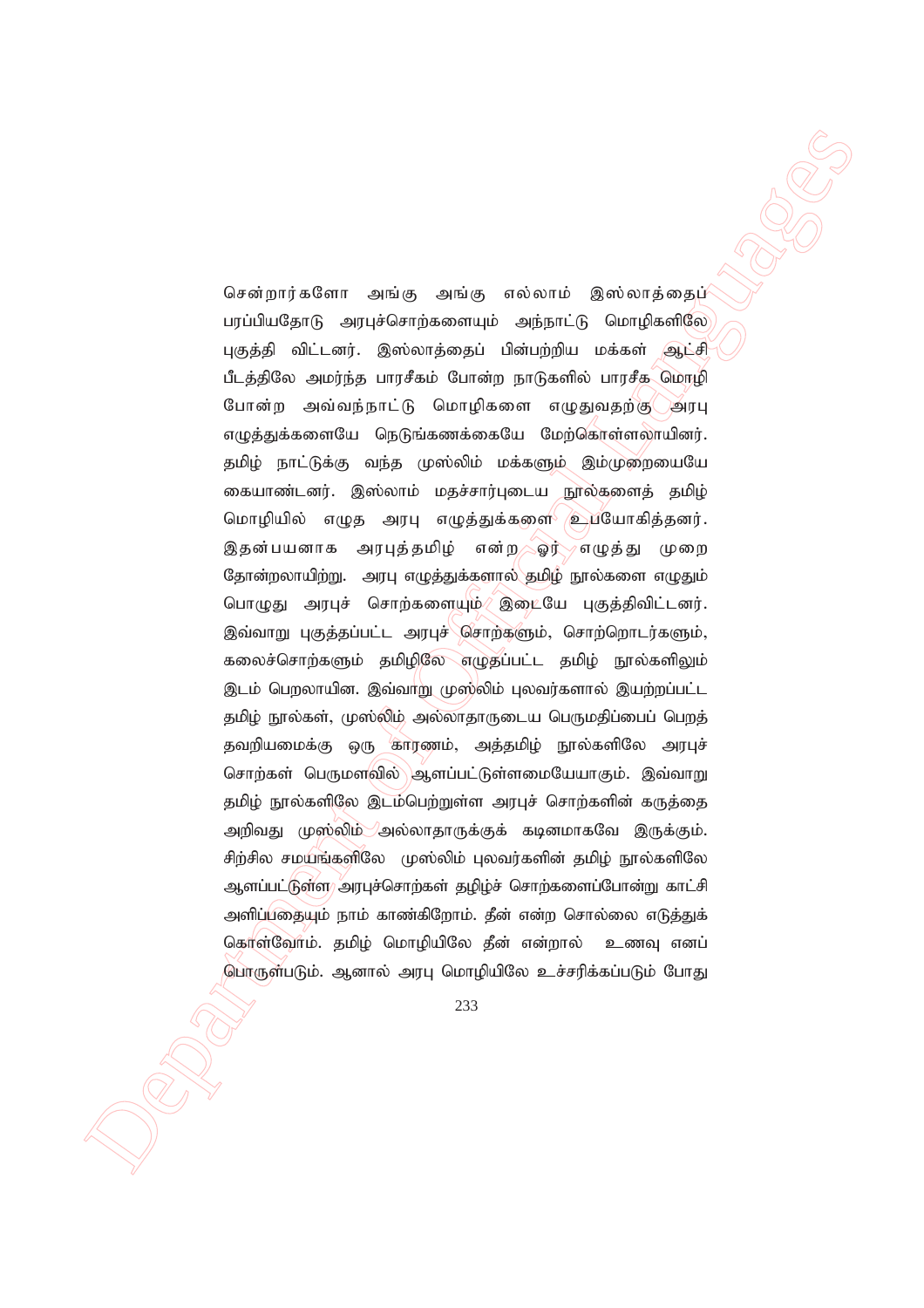சென்றார்களோ அங்கு அங்கு எல்லாம் இஸ்லாத்தைப் பரப்பியதோடு அரபுச்சொற்களையும் அந்நாட்டு மொழிகளிலே புகுத்தி விட்டனர். இஸ்லாத்தைப் பின்பற்றிய மக்கள் ஆட்சி பீடத்திலே அமர்ந்த பாரசீகம் போன்ற நாடுகளில் பாரசீக மொழி போன்ற அவ்வந்நாட்டு மொழிகளை எழுதுவதற்கு அரபு எழுத்துக்களையே நெடுங்கணக்கையே மேற்கொள்ளலாயினர். தமிழ் நாட்டுக்கு வந்த முஸ்லிம் மக்களும் இம்முறையையே கையாண்டனர். இஸ்லாம் மதச்சார்புடைய நூல்களைத் தமிழ் மொழியில் எழுத அரபு எழுத்துக்களை உபயோகித்தனர். இதன்பயனாக அரபுத்தமிழ் என்ற ஓர் எழுத்து முறை தோன்றலாயிற்று. அரபு எழுத்துக்களால் தமிழ் நூல்களை எழுதும் பொழுது அரபுச் சொற்களையும் இடையே புகுத்திவிட்டனர். இவ்வாறு புகுத்தப்பட்ட அரபுச் சொற்களும், சொற்றொடர்களும், கலைச்சொற்களும் தமிழிலே எழுதப்பட்ட தமிழ் நூல்களிலும் இடம் பெறலாயின. இவ்வாறு முஸ்லிம் புலவர்களால் இயற்றப்பட்ட தமிழ் நூல்கள், முஸ்லிம் அல்லாதாருடைய பெருமதிப்பைப் பெறத் தவறியமைக்கு ஒரு காரணம், அத்தமிழ் நூல்களிலே அரபுச் சொற்கள் பெருமளவில் ஆளப்பட்டுள்ளமையேயாகும். இவ்வாறு தமிழ் நூல்களிலே இடம்பெற்றுள்ள அரபுச் சொற்களின் கருத்தை அறிவது முஸ்லிம் அல்லாதாருக்குக் கடினமாகவே இருக்கும். சிற்சில சமயங்களிலே முஸ்லிம் புலவர்களின் தமிழ் நூல்களிலே ஆளப்பட்டுள்ள அரபுச்சொற்கள் தமிழ்ச் சொற்களைப்போன்று காட்சி அளிப்பதையும் நாம் காண்கிறோம். தீன் என்ற சொல்லை எடுத்துக் கொள்வோம். தமிழ் மொழியிலே தீன் என்றால் உணவு எனப் பொருள்படும். ஆனால் அரபு மொழியிலே உச்சரிக்கப்படும் போது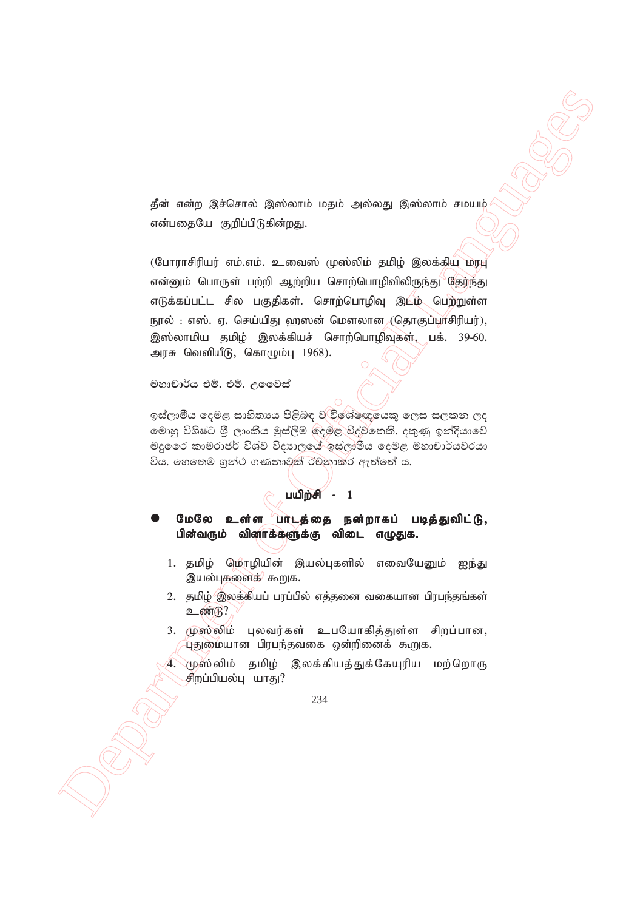தீன் என்ற இச்சொல் இஸ்லாம் மதம் அல்லது இஸ்லாம் சமயம் என்பதையே குறிப்பிடுகின்றது.

(போராசிரியர் எம்.எம். உவைஸ் முஸ்லிம் தமிழ் இலக்கிய மரபு என்னும் பொருள் பற்றி ஆற்றிய சொற்பொழிவிலிருந்து தேர்ந்து எடுக்கப்பட்ட சில பகுதிகள். சொற்பொழிவு இடம் பெற்றுள்ள நூல் : எஸ். ஏ. செய்யிது ஹஸன் மௌலான (தொகுப்பாசிரியர்), இஸ்லாமிய தமிழ் இலக்கியச் சொற்பொழிவுகள், பக். 39-60. அரசு வெளியீடு, கொழும்பு 1968).

මහාචාර්ය එම්. එම්. උවෛස්

ඉස්ලාමීය දෙමළ සාහිත්‍යය පිළිබඳ ව විශේෂඥයෙකු ලෙස සලකන ලද මොහු විශිෂ්ට ශ්‍රී ලාංකීය මුස්ලිම් දෙමළ විද්වතෙකි. දකුණු ඉන්දියාවේ මදුරෛ කාමරාජර් විශ්ව විද්‍යාලයේ ඉස්ලාමීය දෙමළ මහාචාර්යවරයා විය. හෙතෙම ග්‍රන්ථ ගණනාවක් රචනාකර ඇත්තේ ය.

### பயிற்சி - 1

- **மேலே உள்ள பாடத்தை நன்றாகப் படித்துவிட்டு, பின்வரும் வினாக்களுக்கு விடை எழுதுக.**

1. தமிழ் மொழியின் இயல்புகளில் எவையேனும் ஐந்து இயல்புகளைக் கூறுக.
2. தமிழ் இலக்கியப் பரப்பில் எத்தனை வகையான பிரபந்தங்கள் உண்டு?
3. முஸ்லிம் புலவர்கள் உபயோகித்துள்ள சிறப்பான, புதுமையான பிரபந்தவகை ஒன்றினைக் கூறுக.
4. முஸ்லிம் தமிழ் இலக்கியத்துக்கேயுரிய மற்றொரு சிறப்பியல்பு யாது?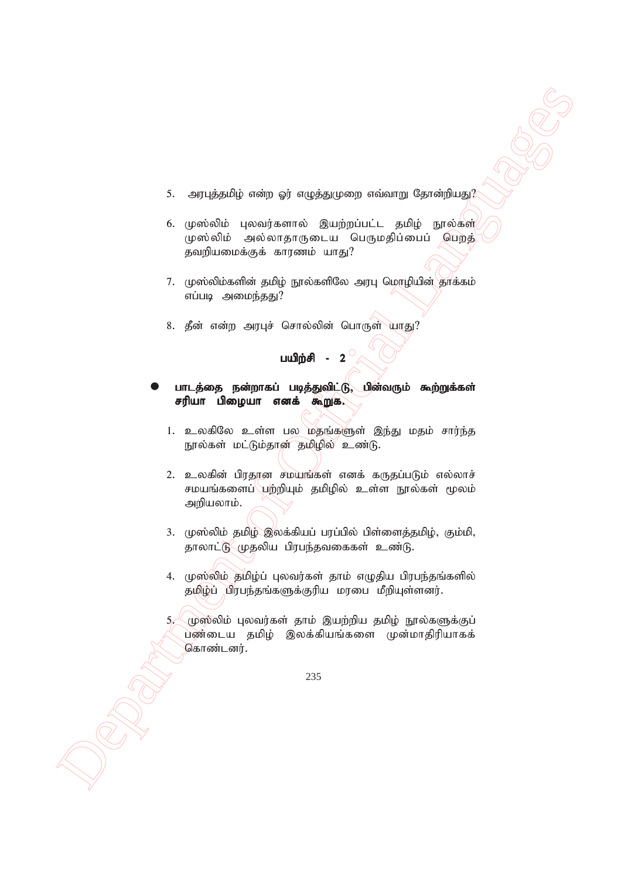5. அரபுத்தமிழ் என்ற ஓர் எழுத்துமுறை எவ்வாறு தோன்றியது?

6. முஸ்லிம் புலவர்களால் இயற்றப்பட்ட தமிழ் நூல்கள் முஸ்லிம் அல்லாதாருடைய பெருமதிப்பைப் பெறத் தவறியமைக்குக் காரணம் யாது?

7. முஸ்லிம்களின் தமிழ் நூல்களிலே அரபு மொழியின் தாக்கம் எப்படி அமைந்தது?

8. தீன் என்ற அரபுச் சொல்லின் பொருள் யாது?

## பயிற்சி - 2

- **பாடத்தை நன்றாகப் படித்துவிட்டு, பின்வரும் கூற்றுக்கள் சரியா பிழையா எனக் கூறுக.**

1. உலகிலே உள்ள பல மதங்களுள் இந்து மதம் சார்ந்த நூல்கள் மட்டும்தான் தமிழில் உண்டு.

2. உலகின் பிரதான சமயங்கள் எனக் கருதப்படும் எல்லாச் சமயங்களைப் பற்றியும் தமிழில் உள்ள நூல்கள் மூலம் அறியலாம்.

3. முஸ்லிம் தமிழ் இலக்கியப் பரப்பில் பிள்ளைத்தமிழ், கும்மி, தாலாட்டு முதலிய பிரபந்தவகைகள் உண்டு.

4. முஸ்லிம் தமிழ்ப் புலவர்கள் தாம் எழுதிய பிரபந்தங்களில் தமிழ்ப் பிரபந்தங்களுக்குரிய மரபை மீறியுள்ளனர்.

5. முஸ்லிம் புலவர்கள் தாம் இயற்றிய தமிழ் நூல்களுக்குப் பண்டைய தமிழ் இலக்கியங்களை முன்மாதிரியாகக் கொண்டனர்.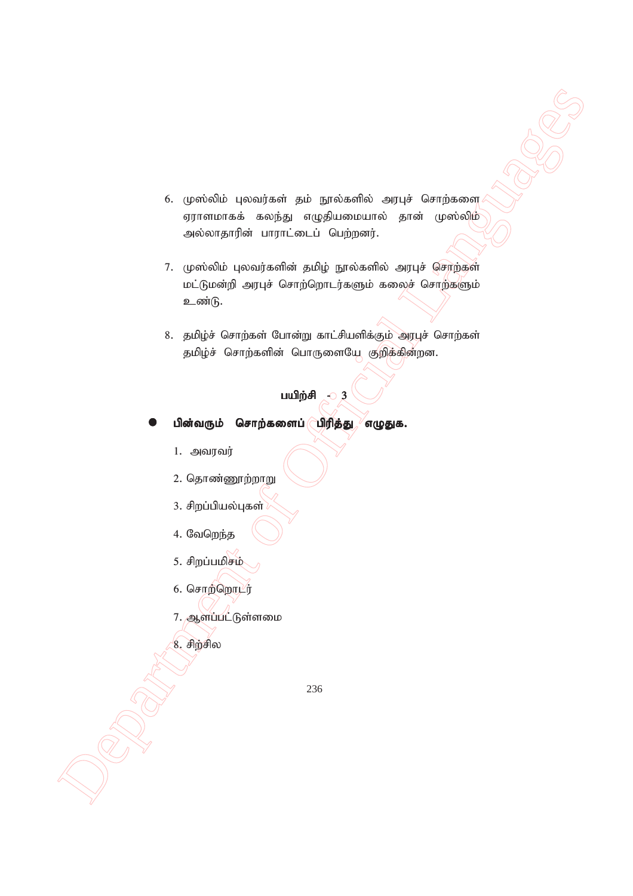6. முஸ்லிம் புலவர்கள் தம் நூல்களில் அரபுச் சொற்களை ஏராளமாகக் கலந்து எழுதியமையால் தான் முஸ்லிம் அல்லாதாரின் பாராட்டைப் பெற்றனர்.

7. முஸ்லிம் புலவர்களின் தமிழ் நூல்களில் அரபுச் சொற்கள் மட்டுமன்றி அரபுச் சொற்றொடர்களும் கலைச் சொற்களும் உண்டு.

8. தமிழ்ச் சொற்கள் போன்று காட்சியளிக்கும் அரபுச் சொற்கள் தமிழ்ச் சொற்களின் பொருளையே குறிக்கின்றன.

## பயிற்சி - 3

- **பின்வரும் சொற்களைப் பிரித்து எழுதுக.**

1. அவரவர்
2. தொண்ணூற்றாறு
3. சிறப்பியல்புகள்
4. வேறெந்த
5. சிறப்பமிசம்
6. சொற்றொடர்
7. ஆளப்பட்டுள்ளமை
8. சிற்சில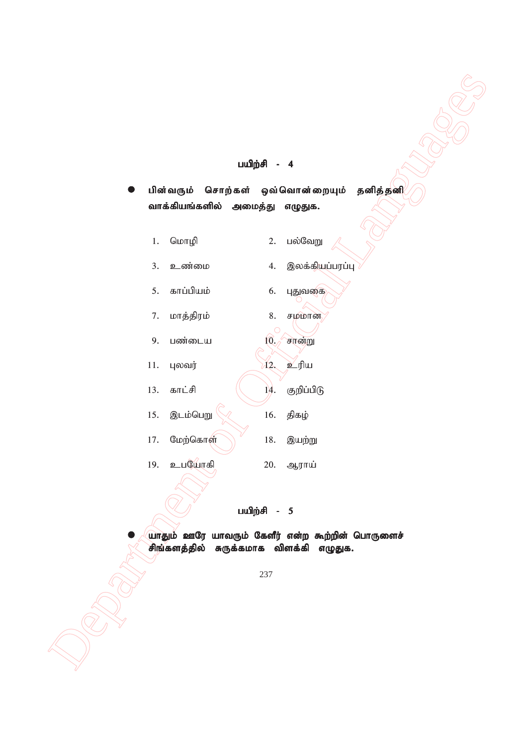## பயிற்சி - 4

- **பின்வரும் சொற்கள் ஒவ்வொன்றையும் தனித்தனி வாக்கியங்களில் அமைத்து எழுதுக.**

1. மொழி
2. பல்வேறு
3. உண்மை
4. இலக்கியப்பரப்பு
5. காப்பியம்
6. புதுவகை
7. மாத்திரம்
8. சமமான
9. பண்டைய
10. சான்று
11. புலவர்
12. உரிய
13. காட்சி
14. குறிப்பிடு
15. இடம்பெறு
16. திகழ்
17. மேற்கொள்
18. இயற்று
19. உபயோகி
20. ஆராய்

## பயிற்சி - 5

- **யாதும் ஊரே யாவரும் கேளீர் என்ற கூற்றின் பொருளைச் சிங்களத்தில் சுருக்கமாக விளக்கி எழுதுக.**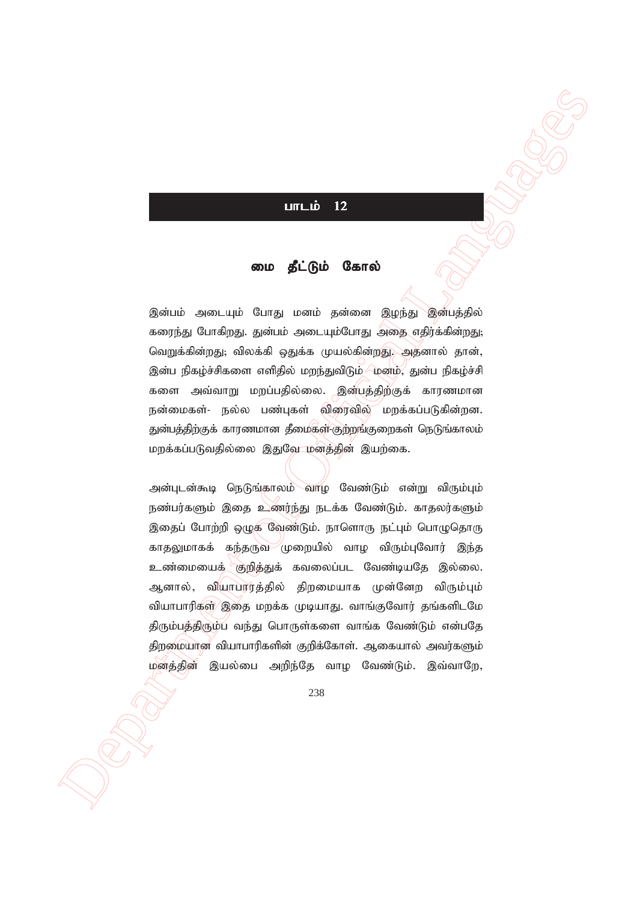## பாடம் 12

# மை தீட்டும் கோல்

இன்பம் அடையும் போது மனம் தன்னை இழந்து இன்பத்தில் கரைந்து போகிறது. துன்பம் அடையும்போது அதை எதிர்க்கின்றது; வெறுக்கின்றது; விலக்கி ஒதுக்க முயல்கின்றது. அதனால் தான், இன்ப நிகழ்ச்சிகளை எளிதில் மறந்துவிடும் மனம், துன்ப நிகழ்ச்சி களை அவ்வாறு மறப்பதில்லை. இன்பத்திற்குக் காரணமான நன்மைகள்- நல்ல பண்புகள் விரைவில் மறக்கப்படுகின்றன. துன்பத்திற்குக் காரணமான தீமைகள்-குற்றங்குறைகள் நெடுங்காலம் மறக்கப்படுவதில்லை இதுவே மனத்தின் இயற்கை.

அன்புடன்கூடி நெடுங்காலம் வாழ வேண்டும் என்று விரும்பும் நண்பர்களும் இதை உணர்ந்து நடக்க வேண்டும். காதலர்களும் இதைப் போற்றி ஒழுக வேண்டும். நாளொரு நட்பும் பொழுதொரு காதலுமாகக் கந்தருவ முறையில் வாழ விரும்புவோர் இந்த உண்மையைக் குறித்துக் கவலைப்பட வேண்டியதே இல்லை. ஆனால், வியாபாரத்தில் திறமையாக முன்னேற விரும்பும் வியாபாரிகள் இதை மறக்க முடியாது. வாங்குவோர் தங்களிடமே திரும்பத்திரும்ப வந்து பொருள்களை வாங்க வேண்டும் என்பதே திறமையான வியாபாரிகளின் குறிக்கோள். ஆகையால் அவர்களும் மனத்தின் இயல்பை அறிந்தே வாழ வேண்டும். இவ்வாறே,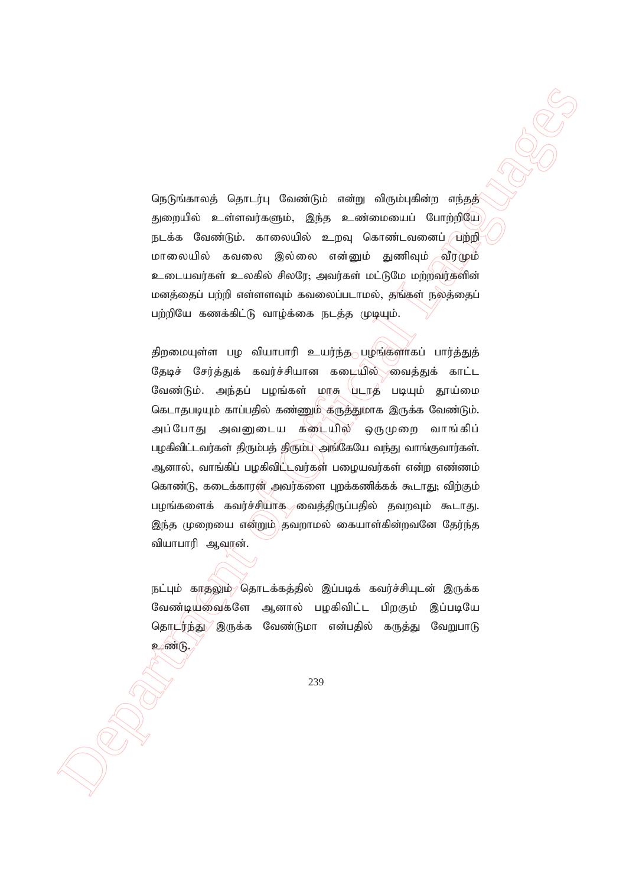நெடுங்காலத் தொடர்பு வேண்டும் என்று விரும்புகின்ற எந்தத் துறையில் உள்ளவர்களும், இந்த உண்மையைப் போற்றியே நடக்க வேண்டும். காலையில் உறவு கொண்டவனைப் பற்றி மாலையில் கவலை இல்லை என்னும் துணிவும் வீரமும் உடையவர்கள் உலகில் சிலரே; அவர்கள் மட்டுமே மற்றவர்களின் மனத்தைப் பற்றி எள்ளளவும் கவலைப்படாமல், தங்கள் நலத்தைப் பற்றியே கணக்கிட்டு வாழ்க்கை நடத்த முடியும்.

திறமையுள்ள பழ வியாபாரி உயர்ந்த பழங்களாகப் பார்த்துத் தேடிச் சேர்த்துக் கவர்ச்சியான கடையில் வைத்துக் காட்ட வேண்டும். அந்தப் பழங்கள் மாசு படாத படியும் தூய்மை கெடாதபடியும் காப்பதில் கண்ணும் கருத்துமாக இருக்க வேண்டும். அப்போது அவனுடைய கடையில் ஒருமுறை வாங்கிப் பழகிவிட்டவர்கள் திரும்பத் திரும்ப அங்கேயே வந்து வாங்குவார்கள். ஆனால், வாங்கிப் பழகிவிட்டவர்கள் பழையவர்கள் என்ற எண்ணம் கொண்டு, கடைக்காரன் அவர்களை புறக்கணிக்கக் கூடாது; விற்கும் பழங்களைக் கவர்ச்சியாக வைத்திருப்பதில் தவறவும் கூடாது. இந்த முறையை என்றும் தவறாமல் கையாள்கின்றவனே தேர்ந்த வியாபாரி ஆவான்.

நட்பும் காதலும் தொடக்கத்தில் இப்படிக் கவர்ச்சியுடன் இருக்க வேண்டியவைகளே ஆனால் பழகிவிட்ட பிறகும் இப்படியே தொடர்ந்து இருக்க வேண்டுமா என்பதில் கருத்து வேறுபாடு உண்டு.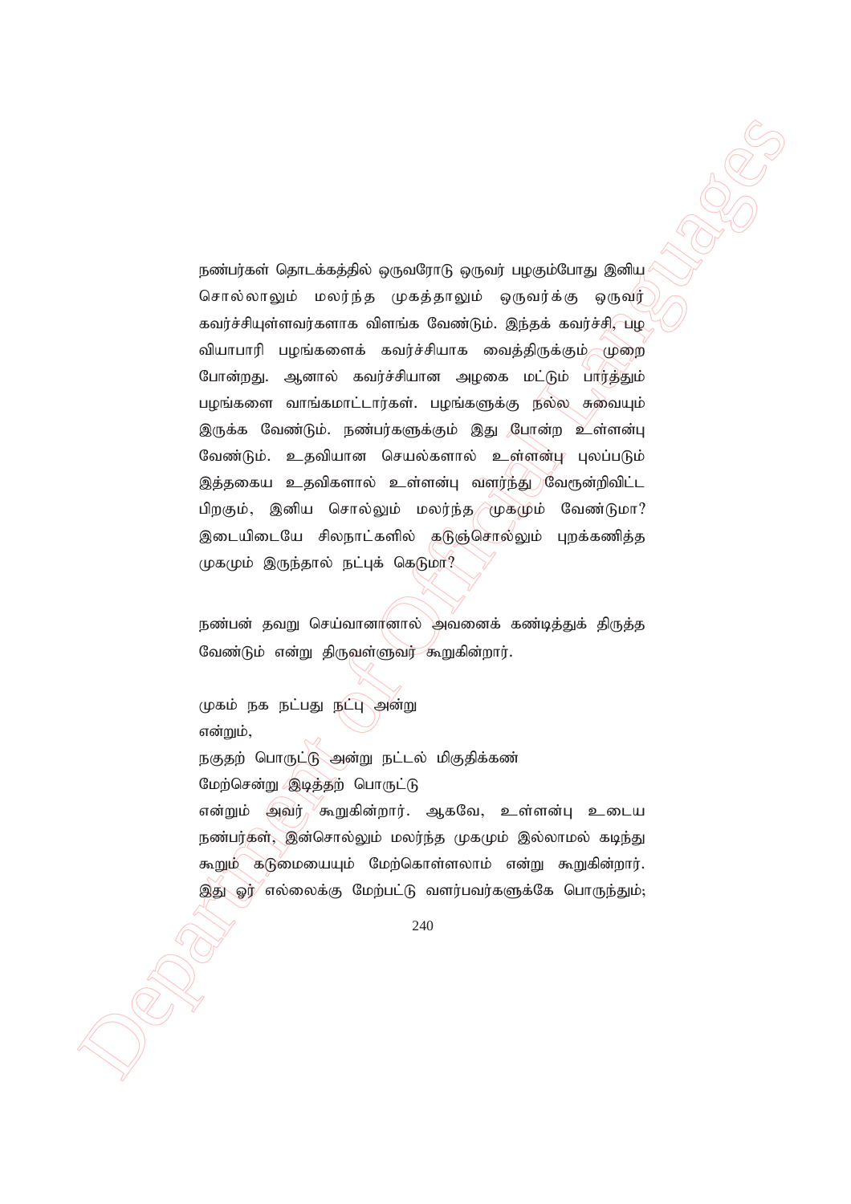நண்பர்கள் தொடக்கத்தில் ஒருவரோடு ஒருவர் பழகும்போது இனிய சொல்லாலும் மலர்ந்த முகத்தாலும் ஒருவர்க்கு ஒருவர் கவர்ச்சியுள்ளவர்களாக விளங்க வேண்டும். இந்தக் கவர்ச்சி, பழ வியாபாரி பழங்களைக் கவர்ச்சியாக வைத்திருக்கும் முறை போன்றது. ஆனால் கவர்ச்சியான அழகை மட்டும் பார்த்தும் பழங்களை வாங்கமாட்டார்கள். பழங்களுக்கு நல்ல சுவையும் இருக்க வேண்டும். நண்பர்களுக்கும் இது போன்ற உள்ளன்பு வேண்டும். உதவியான செயல்களால் உள்ளன்பு புலப்படும் இத்தகைய உதவிகளால் உள்ளன்பு வளர்ந்து வேரூன்றிவிட்ட பிறகும், இனிய சொல்லும் மலர்ந்த முகமும் வேண்டுமா? இடையிடையே சிலநாட்களில் கடுஞ்சொல்லும் புறக்கணித்த முகமும் இருந்தால் நட்புக் கெடுமா?

நண்பன் தவறு செய்வானானால் அவனைக் கண்டித்துத் திருத்த வேண்டும் என்று திருவள்ளுவர் கூறுகின்றார்.

முகம் நக நட்பது நட்பு அன்று

என்றும்,

நகுதற் பொருட்டு அன்று நட்டல் மிகுதிக்கண்

மேற்சென்று இடித்தற் பொருட்டு

என்றும் அவர் கூறுகின்றார். ஆகவே, உள்ளன்பு உடைய நண்பர்கள், இன்சொல்லும் மலர்ந்த முகமும் இல்லாமல் கடிந்து கூறும் கடுமையையும் மேற்கொள்ளலாம் என்று கூறுகின்றார். இது ஓர் எல்லைக்கு மேற்பட்டு வளர்பவர்களுக்கே பொருந்தும்;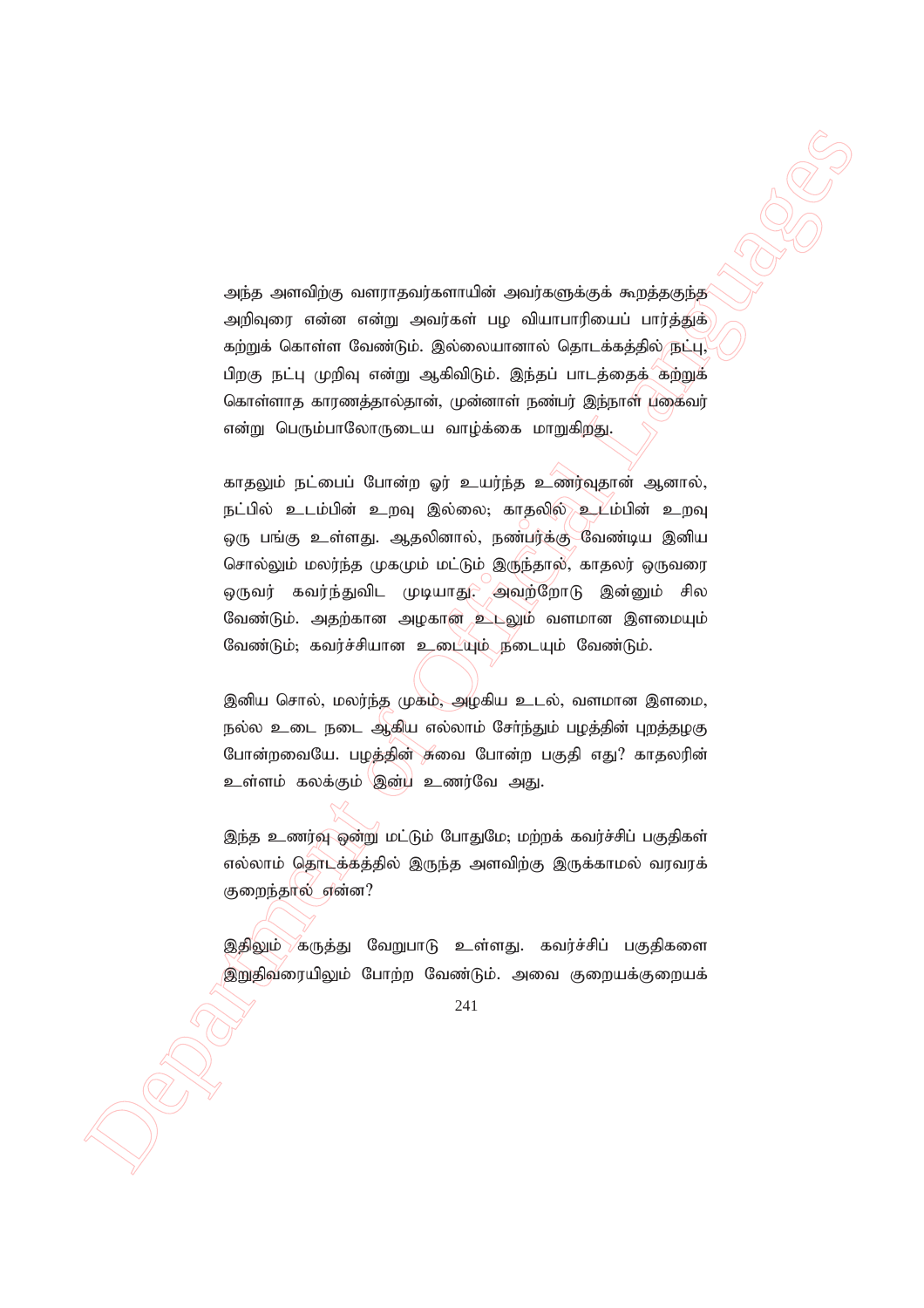அந்த அளவிற்கு வளராதவர்களாயின் அவர்களுக்குக் கூறத்தகுந்த அறிவுரை என்ன என்று அவர்கள் பழ வியாபாரியைப் பார்த்துக் கற்றுக் கொள்ள வேண்டும். இல்லையானால் தொடக்கத்தில் நட்பு, பிறகு நட்பு முறிவு என்று ஆகிவிடும். இந்தப் பாடத்தைக் கற்றுக் கொள்ளாத காரணத்தால்தான், முன்னாள் நண்பர் இந்நாள் பகைவர் என்று பெரும்பாலோருடைய வாழ்க்கை மாறுகிறது.

காதலும் நட்பைப் போன்ற ஓர் உயர்ந்த உணர்வுதான் ஆனால், நட்பில் உடம்பின் உறவு இல்லை; காதலில் உடம்பின் உறவு ஒரு பங்கு உள்ளது. ஆதலினால், நண்பர்க்கு வேண்டிய இனிய சொல்லும் மலர்ந்த முகமும் மட்டும் இருந்தால், காதலர் ஒருவரை ஒருவர் கவர்ந்துவிட முடியாது. அவற்றோடு இன்னும் சில வேண்டும். அதற்கான அழகான உடலும் வளமான இளமையும் வேண்டும்; கவர்ச்சியான உடையும் நடையும் வேண்டும்.

இனிய சொல், மலர்ந்த முகம், அழகிய உடல், வளமான இளமை, நல்ல உடை நடை ஆகிய எல்லாம் சேர்ந்தும் பழத்தின் புறத்தழகு போன்றவையே. பழத்தின் சுவை போன்ற பகுதி எது? காதலரின் உள்ளம் கலக்கும் இன்ப உணர்வே அது.

இந்த உணர்வு ஒன்று மட்டும் போதுமே; மற்றக் கவர்ச்சிப் பகுதிகள் எல்லாம் தொடக்கத்தில் இருந்த அளவிற்கு இருக்காமல் வரவரக் குறைந்தால் என்ன?

இதிலும் கருத்து வேறுபாடு உள்ளது. கவர்ச்சிப் பகுதிகளை இறுதிவரையிலும் போற்ற வேண்டும். அவை குறையக்குறையக்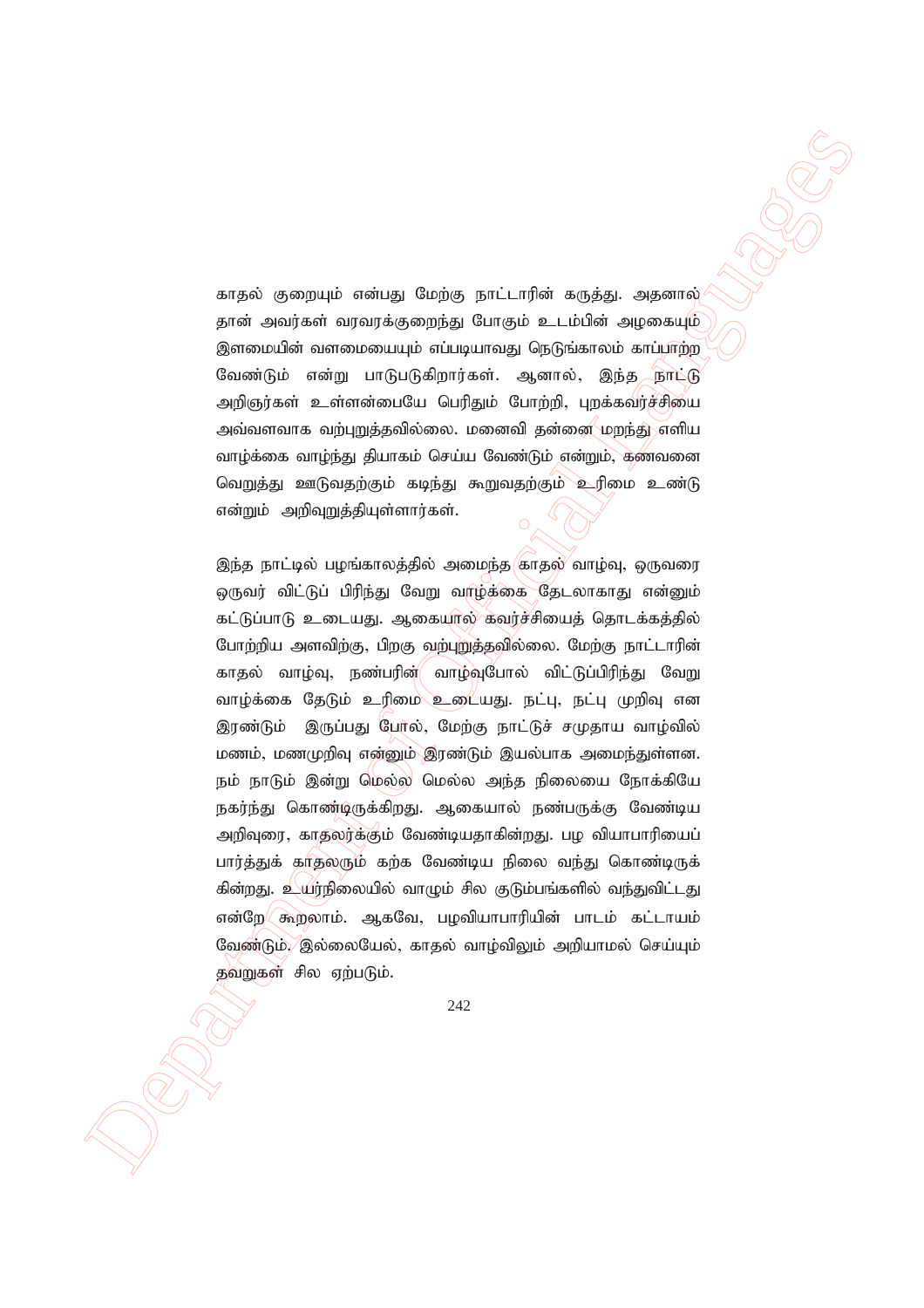காதல் குறையும் என்பது மேற்கு நாட்டாரின் கருத்து. அதனால் தான் அவர்கள் வரவரக்குறைந்து போகும் உடம்பின் அழகையும் இளமையின் வளமையையும் எப்படியாவது நெடுங்காலம் காப்பாற்ற வேண்டும் என்று பாடுபடுகிறார்கள். ஆனால், இந்த நாட்டு அறிஞர்கள் உள்ளன்பையே பெரிதும் போற்றி, புறக்கவர்ச்சியை அவ்வளவாக வற்புறுத்தவில்லை. மனைவி தன்னை மறந்து எளிய வாழ்க்கை வாழ்ந்து தியாகம் செய்ய வேண்டும் என்றும், கணவனை வெறுத்து ஊடுவதற்கும் கடிந்து கூறுவதற்கும் உரிமை உண்டு என்றும் அறிவுறுத்தியுள்ளார்கள்.

இந்த நாட்டில் பழங்காலத்தில் அமைந்த காதல் வாழ்வு, ஒருவரை ஒருவர் விட்டுப் பிரிந்து வேறு வாழ்க்கை தேடலாகாது என்னும் கட்டுப்பாடு உடையது. ஆகையால் கவர்ச்சியைத் தொடக்கத்தில் போற்றிய அளவிற்கு, பிறகு வற்புறுத்தவில்லை. மேற்கு நாட்டாரின் காதல் வாழ்வு, நண்பரின் வாழ்வுபோல் விட்டுப்பிரிந்து வேறு வாழ்க்கை தேடும் உரிமை உடையது. நட்பு, நட்பு முறிவு என இரண்டும் இருப்பது போல், மேற்கு நாட்டுச் சமுதாய வாழ்வில் மணம், மணமுறிவு என்னும் இரண்டும் இயல்பாக அமைந்துள்ளன. நம் நாடும் இன்று மெல்ல மெல்ல அந்த நிலையை நோக்கியே நகர்ந்து கொண்டிருக்கிறது. ஆகையால் நண்பருக்கு வேண்டிய அறிவுரை, காதலர்க்கும் வேண்டியதாகின்றது. பழ வியாபாரியைப் பார்த்துக் காதலரும் கற்க வேண்டிய நிலை வந்து கொண்டிருக் கின்றது. உயர்நிலையில் வாழும் சில குடும்பங்களில் வந்துவிட்டது என்றே கூறலாம். ஆகவே, பழவியாபாரியின் பாடம் கட்டாயம் வேண்டும். இல்லையேல், காதல் வாழ்விலும் அறியாமல் செய்யும் தவறுகள் சில ஏற்படும்.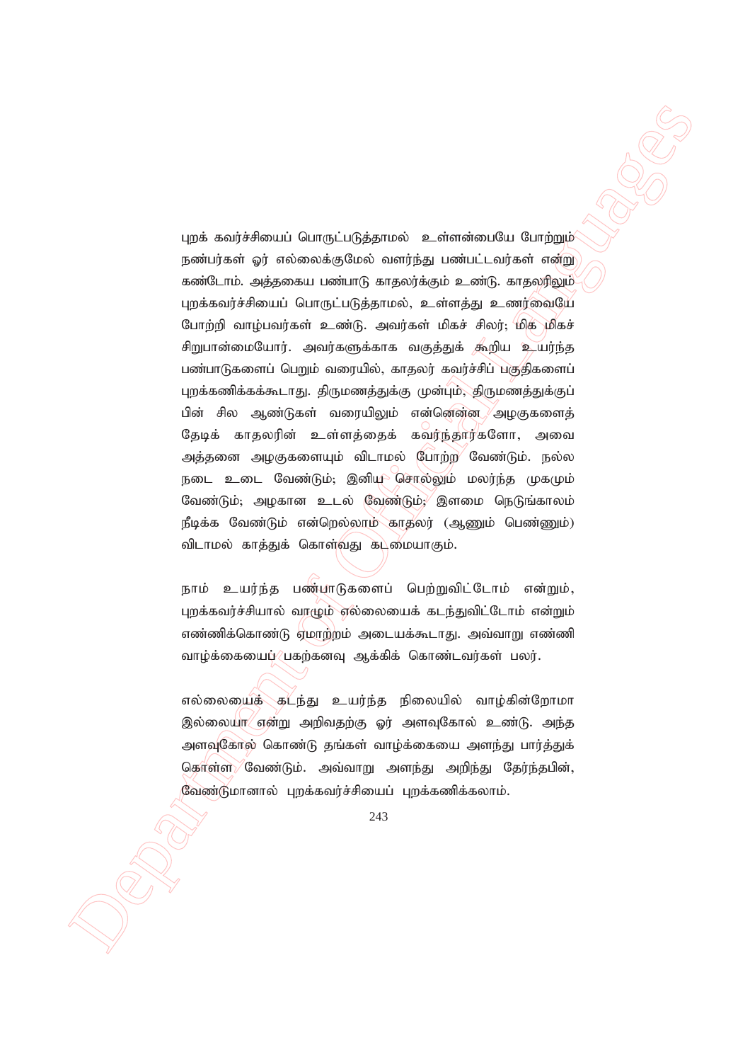புறக் கவர்ச்சியைப் பொருட்படுத்தாமல் உள்ளன்பையே போற்றும் நண்பர்கள் ஓர் எல்லைக்குமேல் வளர்ந்து பண்பட்டவர்கள் என்று கண்டோம். அத்தகைய பண்பாடு காதலர்க்கும் உண்டு. காதலரிலும் புறக்கவர்ச்சியைப் பொருட்படுத்தாமல், உள்ளத்து உணர்வையே போற்றி வாழ்பவர்கள் உண்டு. அவர்கள் மிகச் சிலர்; மிக மிகச் சிறுபான்மையோர். அவர்களுக்காக வகுத்துக் கூறிய உயர்ந்த பண்பாடுகளைப் பெறும் வரையில், காதலர் கவர்ச்சிப் பகுதிகளைப் புறக்கணிக்கக்கூடாது. திருமணத்துக்கு முன்பும், திருமணத்துக்குப் பின் சில ஆண்டுகள் வரையிலும் என்னென்ன அழகுகளைத் தேடிக் காதலரின் உள்ளத்தைக் கவர்ந்தார்களோ, அவை அத்தனை அழகுகளையும் விடாமல் போற்ற வேண்டும். நல்ல நடை உடை வேண்டும்; இனிய சொல்லும் மலர்ந்த முகமும் வேண்டும்; அழகான உடல் வேண்டும்; இளமை நெடுங்காலம் நீடிக்க வேண்டும் என்றெல்லாம் காதலர் (ஆணும் பெண்ணும்) விடாமல் காத்துக் கொள்வது கடமையாகும்.

நாம் உயர்ந்த பண்பாடுகளைப் பெற்றுவிட்டோம் என்றும், புறக்கவர்ச்சியால் வாழும் எல்லையைக் கடந்துவிட்டோம் என்றும் எண்ணிக்கொண்டு ஏமாற்றம் அடையக்கூடாது. அவ்வாறு எண்ணி வாழ்க்கையைப் பகற்கனவு ஆக்கிக் கொண்டவர்கள் பலர்.

எல்லையைக் கடந்து உயர்ந்த நிலையில் வாழ்கின்றோமா இல்லையா என்று அறிவதற்கு ஓர் அளவுகோல் உண்டு. அந்த அளவுகோல் கொண்டு தங்கள் வாழ்க்கையை அளந்து பார்த்துக் கொள்ள வேண்டும். அவ்வாறு அளந்து அறிந்து தேர்ந்தபின், வேண்டுமானால் புறக்கவர்ச்சியைப் புறக்கணிக்கலாம்.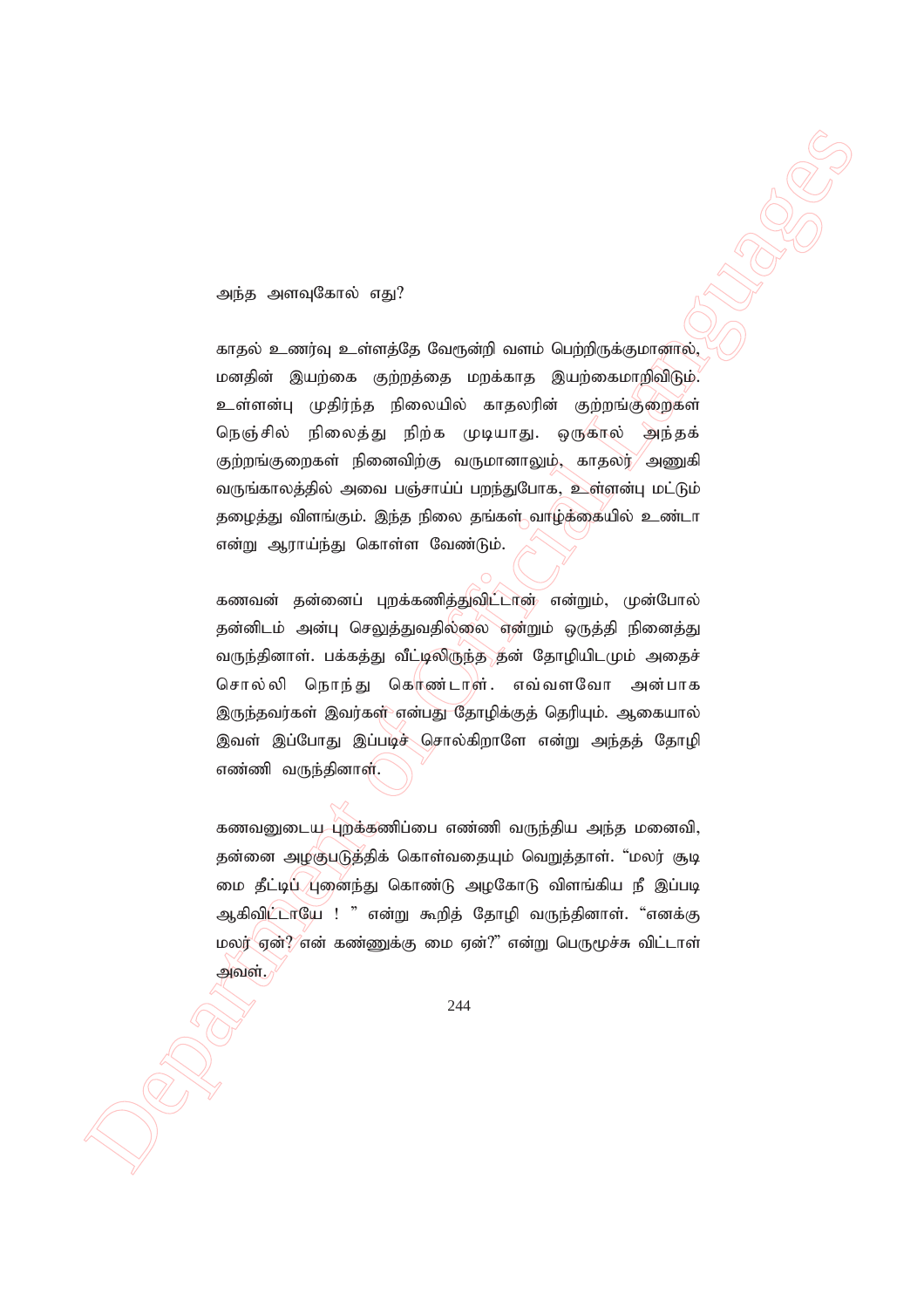அந்த அளவுகோல் எது?

காதல் உணர்வு உள்ளத்தே வேரூன்றி வளம் பெற்றிருக்குமானால், மனதின் இயற்கை குற்றத்தை மறக்காத இயற்கைமாறிவிடும். உள்ளன்பு முதிர்ந்த நிலையில் காதலரின் குற்றங்குறைகள் நெஞ்சில் நிலைத்து நிற்க முடியாது. ஒருகால் அந்தக் குற்றங்குறைகள் நினைவிற்கு வருமானாலும், காதலர் அணுகி வருங்காலத்தில் அவை பஞ்சாய்ப் பறந்துபோக, உள்ளன்பு மட்டும் தழைத்து விளங்கும். இந்த நிலை தங்கள் வாழ்க்கையில் உண்டா என்று ஆராய்ந்து கொள்ள வேண்டும்.

கணவன் தன்னைப் புறக்கணித்துவிட்டான் என்றும், முன்போல் தன்னிடம் அன்பு செலுத்துவதில்லை என்றும் ஒருத்தி நினைத்து வருந்தினாள். பக்கத்து வீட்டிலிருந்த தன் தோழியிடமும் அதைச் சொல்லி நொந்து கொண்டாள். எவ்வளவோ அன்பாக இருந்தவர்கள் இவர்கள் என்பது தோழிக்குத் தெரியும். ஆகையால் இவள் இப்போது இப்படிச் சொல்கிறாளே என்று அந்தத் தோழி எண்ணி வருந்தினாள்.

கணவனுடைய புறக்கணிப்பை எண்ணி வருந்திய அந்த மனைவி, தன்னை அழகுபடுத்திக் கொள்வதையும் வெறுத்தாள். "மலர் சூடி மை தீட்டிப் புனைந்து கொண்டு அழகோடு விளங்கிய நீ இப்படி ஆகிவிட்டாயே ! " என்று கூறித் தோழி வருந்தினாள். "எனக்கு மலர் ஏன்? என் கண்ணுக்கு மை ஏன்?" என்று பெருமூச்சு விட்டாள் அவள்.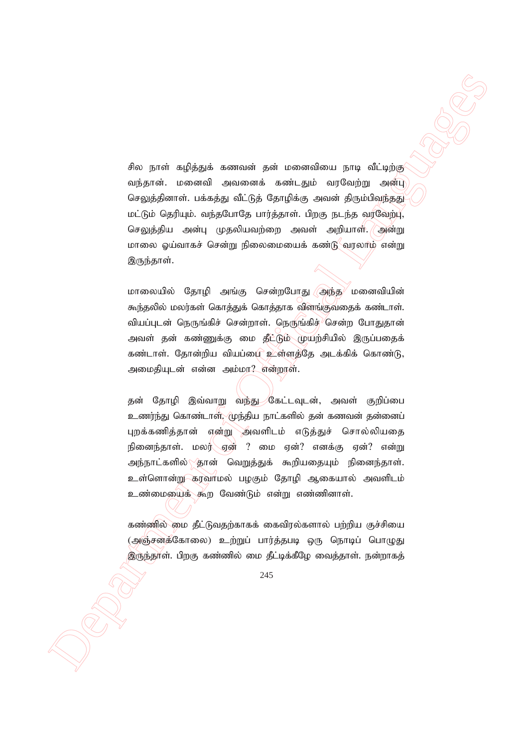சில நாள் கழித்துக் கணவன் தன் மனைவியை நாடி வீட்டிற்கு வந்தான். மனைவி அவனைக் கண்டதும் வரவேற்று அன்பு செலுத்தினாள். பக்கத்து வீட்டுத் தோழிக்கு அவன் திரும்பிவந்தது மட்டும் தெரியும். வந்தபோதே பார்த்தாள். பிறகு நடந்த வரவேற்பு, செலுத்திய அன்பு முதலியவற்றை அவள் அறியாள். அன்று மாலை ஓய்வாகச் சென்று நிலைமையைக் கண்டு வரலாம் என்று இருந்தாள்.

மாலையில் தோழி அங்கு சென்றபோது அந்த மனைவியின் கூந்தலில் மலர்கள் கொத்துக் கொத்தாக விளங்குவதைக் கண்டாள். வியப்புடன் நெருங்கிச் சென்றாள். நெருங்கிச் சென்ற போதுதான் அவள் தன் கண்ணுக்கு மை தீட்டும் முயற்சியில் இருப்பதைக் கண்டாள். தோன்றிய வியப்பை உள்ளத்தே அடக்கிக் கொண்டு, அமைதியுடன் என்ன அம்மா? என்றாள்.

தன் தோழி இவ்வாறு வந்து கேட்டவுடன், அவள் குறிப்பை உணர்ந்து கொண்டாள். முந்திய நாட்களில் தன் கணவன் தன்னைப் புறக்கணித்தான் என்று அவளிடம் எடுத்துச் சொல்லியதை நினைந்தாள். மலர் ஏன் ? மை ஏன்? எனக்கு ஏன்? என்று அந்நாட்களில் தான் வெறுத்துக் கூறியதையும் நினைந்தாள். உள்ளொன்று கரவாமல் பழகும் தோழி ஆகையால் அவளிடம் உண்மையைக் கூற வேண்டும் என்று எண்ணினாள்.

கண்ணில் மை தீட்டுவதற்காகக் கைவிரல்களால் பற்றிய குச்சியை (அஞ்சனக்கோலை) உற்றுப் பார்த்தபடி ஒரு நொடிப் பொழுது இருந்தாள். பிறகு கண்ணில் மை தீட்டிக்கீழே வைத்தாள். நன்றாகத்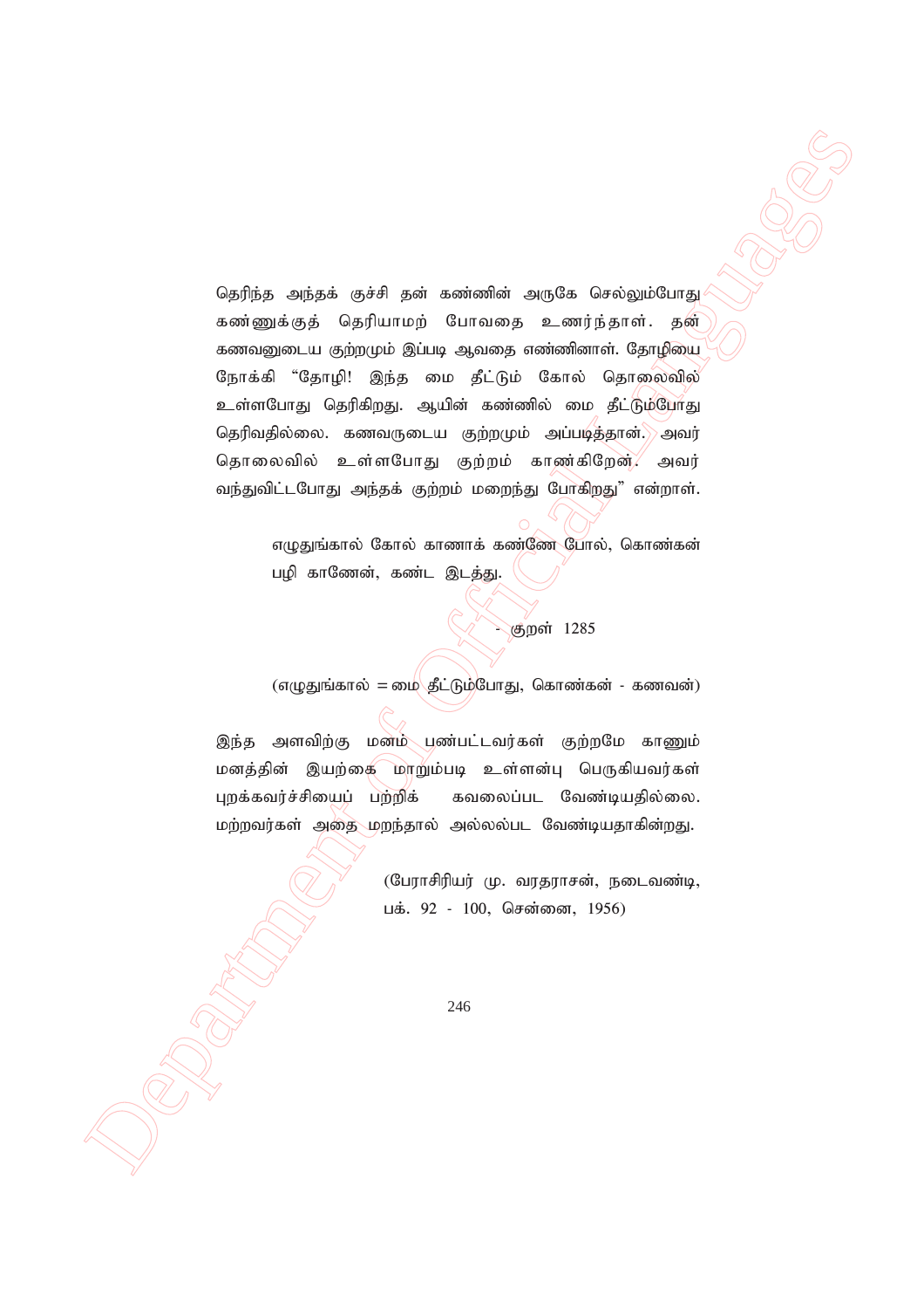தெரிந்த அந்தக் குச்சி தன் கண்ணின் அருகே செல்லும்போது கண்ணுக்குத் தெரியாமற் போவதை உணர்ந்தாள். தன் கணவனுடைய குற்றமும் இப்படி ஆவதை எண்ணினாள். தோழியை நோக்கி "தோழி! இந்த மை தீட்டும் கோல் தொலைவில் உள்ளபோது தெரிகிறது. ஆயின் கண்ணில் மை தீட்டும்போது தெரிவதில்லை. கணவருடைய குற்றமும் அப்படித்தான். அவர் தொலைவில் உள்ளபோது குற்றம் காண்கிறேன். அவர் வந்துவிட்டபோது அந்தக் குற்றம் மறைந்து போகிறது" என்றாள்.

> எழுதுங்கால் கோல் காணாக் கண்ணே போல், கொண்கன்
> பழி காணேன், கண்ட இடத்து.
>
> - குறள் 1285

(எழுதுங்கால் = மை தீட்டும்போது, கொண்கன் - கணவன்)

இந்த அளவிற்கு மனம் பண்பட்டவர்கள் குற்றமே காணும் மனத்தின் இயற்கை மாறும்படி உள்ளன்பு பெருகியவர்கள் புறக்கவர்ச்சியைப் பற்றிக் கவலைப்பட வேண்டியதில்லை. மற்றவர்கள் அதை மறந்தால் அல்லல்பட வேண்டியதாகின்றது.

(பேராசிரியர் மு. வரதராசன், நடைவண்டி, பக். 92 - 100, சென்னை, 1956)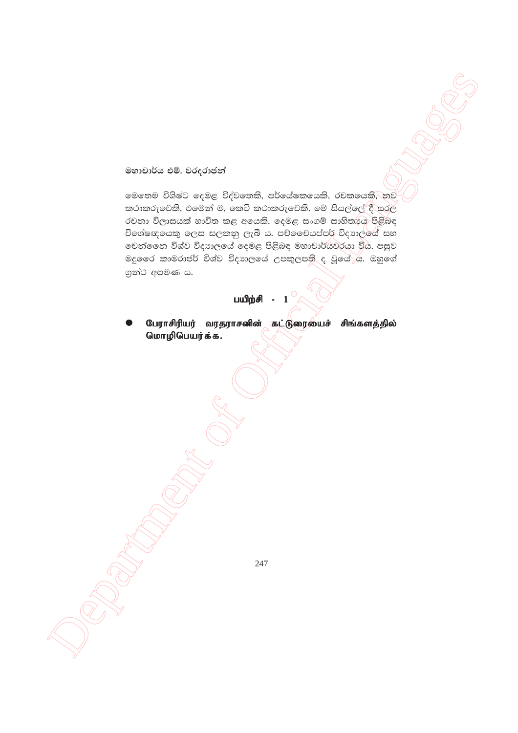මහාචාර්ය එම්. වරදරාජන්

මෙතෙම විශිෂ්ට දෙමළ විද්වතෙකි, පර්යේෂකයෙකි, රචකයෙකි, නව කථාකරුවෙකි, එමෙන් ම, කෙටි කථාකරුවෙකි. මේ සියල්ලේ දී සරල රචනා විලාසයක් භාවිත කළ අයෙකි. දෙමළ සංගම් සාහිත්‍යය පිළිබඳ විශේෂඥයෙකු ලෙස සලකනු ලැබී ය. පච්චෛයප්පර් විද්‍යාලයේ සහ චෙන්නෛ විශ්ව විද්‍යාලයේ දෙමළ පිළිබඳ මහාචාර්යවරයා විය. පසුව මදුරෛ කාමරාජර් විශ්ව විද්‍යාලයේ උපකුලපති ද වූයේ ය. ඔහුගේ ග්‍රන්ථ අපමණ ය.

**பயிற்சி - 1**

- **பேராசிரியர் வரதராசனின் கட்டுரையைச் சிங்களத்தில் மொழிபெயர்க்க.**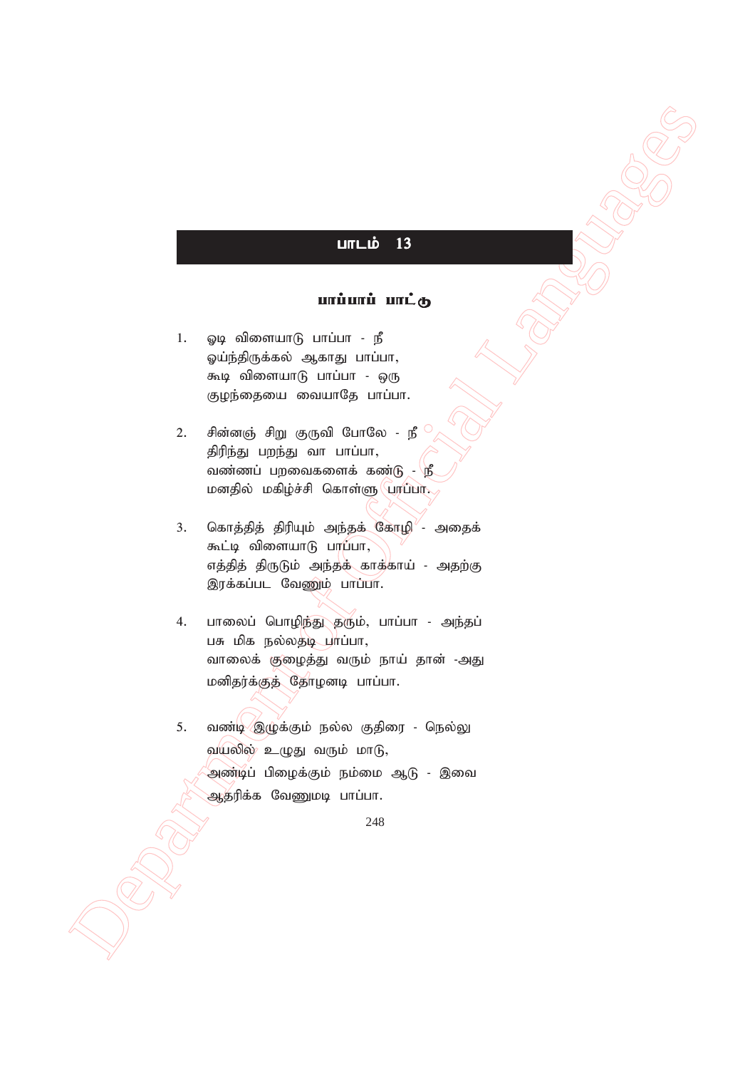# பாடம் 13

## பாப்பாப் பாட்டு

1. ஓடி விளையாடு பாப்பா - நீ
   ஓய்ந்திருக்கல் ஆகாது பாப்பா,
   கூடி விளையாடு பாப்பா - ஒரு
   குழந்தையை வையாதே பாப்பா.

2. சின்னஞ் சிறு குருவி போலே - நீ
   திரிந்து பறந்து வா பாப்பா,
   வண்ணப் பறவைகளைக் கண்டு - நீ
   மனதில் மகிழ்ச்சி கொள்ளு பாப்பா.

3. கொத்தித் திரியும் அந்தக் கோழி - அதைக்
   கூட்டி விளையாடு பாப்பா,
   எத்தித் திருடும் அந்தக் காக்காய் - அதற்கு
   இரக்கப்பட வேணும் பாப்பா.

4. பாலைப் பொழிந்து தரும், பாப்பா - அந்தப்
   பசு மிக நல்லதடி பாப்பா,
   வாலைக் குழைத்து வரும் நாய் தான் -அது
   மனிதர்க்குத் தோழனடி பாப்பா.

5. வண்டி இழுக்கும் நல்ல குதிரை - நெல்லு
   வயலில் உழுது வரும் மாடு,
   அண்டிப் பிழைக்கும் நம்மை ஆடு - இவை
   ஆதரிக்க வேணுமடி பாப்பா.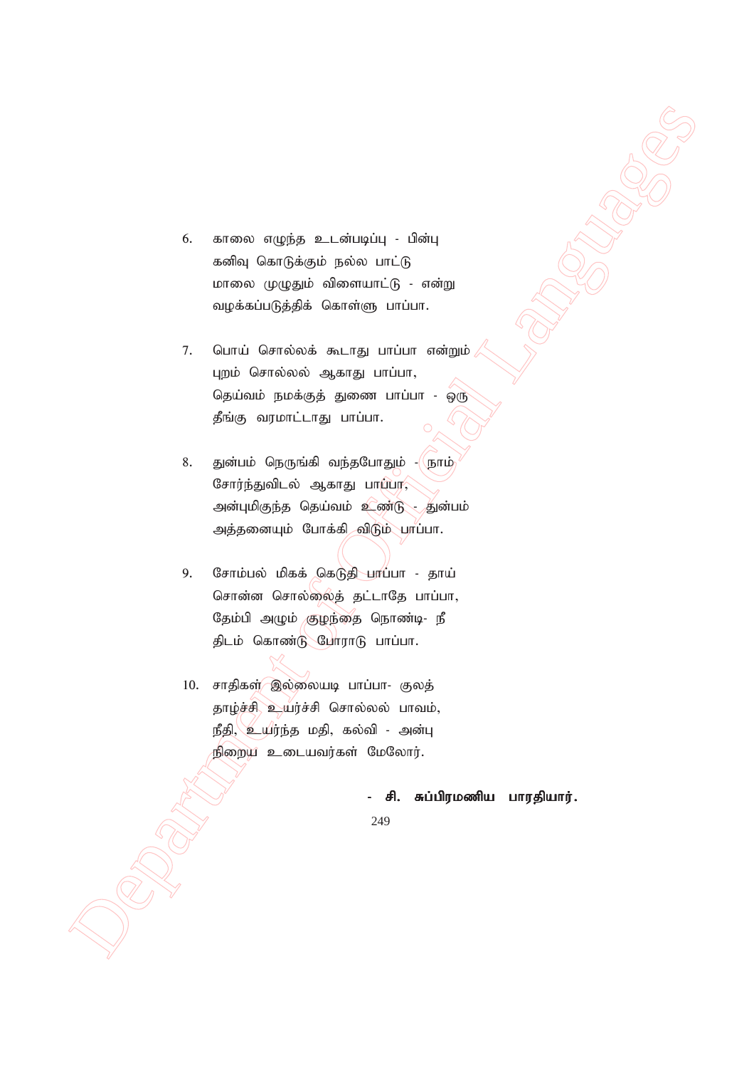6. காலை எழுந்த உடன்படிப்பு - பின்பு
   கனிவு கொடுக்கும் நல்ல பாட்டு
   மாலை முழுதும் விளையாட்டு - என்று
   வழக்கப்படுத்திக் கொள்ளு பாப்பா.

7. பொய் சொல்லக் கூடாது பாப்பா என்றும்
   புறம் சொல்லல் ஆகாது பாப்பா,
   தெய்வம் நமக்குத் துணை பாப்பா - ஒரு
   தீங்கு வரமாட்டாது பாப்பா.

8. துன்பம் நெருங்கி வந்தபோதும் - நாம்
   சோர்ந்துவிடல் ஆகாது பாப்பா,
   அன்புமிகுந்த தெய்வம் உண்டு - துன்பம்
   அத்தனையும் போக்கி விடும் பாப்பா.

9. சோம்பல் மிகக் கெடுதி பாப்பா - தாய்
   சொன்ன சொல்லைத் தட்டாதே பாப்பா,
   தேம்பி அழும் குழந்தை நொண்டி- நீ
   திடம் கொண்டு போராடு பாப்பா.

10. சாதிகள் இல்லையடி பாப்பா- குலத்
    தாழ்ச்சி உயர்ச்சி சொல்லல் பாவம்,
    நீதி, உயர்ந்த மதி, கல்வி - அன்பு
    நிறைய உடையவர்கள் மேலோர்.

**- சி. சுப்பிரமணிய பாரதியார்.**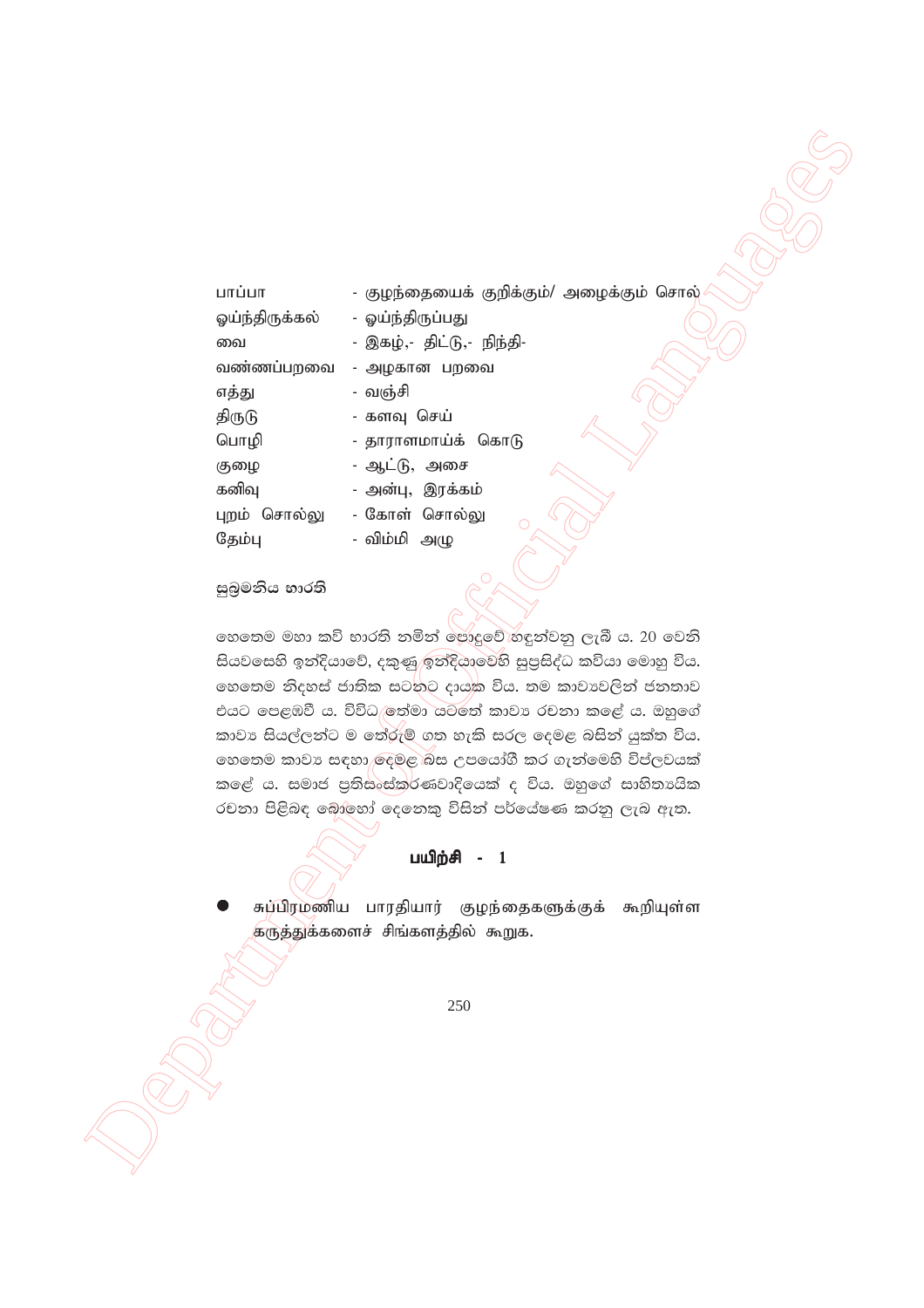| | |
|---|---|
| பாப்பா | - குழந்தையைக் குறிக்கும்/ அழைக்கும் சொல் |
| ஓய்ந்திருக்கல் | - ஓய்ந்திருப்பது |
| வை | - இகழ்,- திட்டு,- நிந்தி- |
| வண்ணப்பறவை | - அழகான பறவை |
| எத்து | - வஞ்சி |
| திருடு | - களவு செய் |
| பொழி | - தாராளமாய்க் கொடு |
| குழை | - ஆட்டு, அசை |
| கனிவு | - அன்பு, இரக்கம் |
| புறம் சொல்லு | - கோள் சொல்லு |
| தேம்பு | - விம்மி அழு |

සුබ්‍රමනිය භාරති

හෙතෙම මහා කවි භාරති නමින් පොදුවේ හඳුන්වනු ලැබී ය. 20 වෙනි සියවසෙහි ඉන්දියාවේ, දකුණු ඉන්දියාවෙහි සුප්‍රසිද්ධ කවියා මොහු විය. හෙතෙම නිදහස් ජාතික සටනට දායක විය. තම කාව්‍යවලින් ජනතාව එයට පෙළඹවී ය. විවිධ තේමා යටතේ කාව්‍ය රචනා කළේ ය. ඔහුගේ කාව්‍ය සියල්ලන්ට ම තේරුම් ගත හැකි සරල දෙමළ බසින් යුක්ත විය. හෙතෙම කාව්‍ය සඳහා දෙමළ බස උපයෝගී කර ගැන්මෙහි විප්ලවයක් කළේ ය. සමාජ ප්‍රතිසංස්කරණවාදියෙක් ද විය. ඔහුගේ සාහිත්‍යයික රචනා පිළිබඳ බොහෝ දෙනෙකු විසින් පර්යේෂණ කරනු ලැබ ඇත.

**பயிற்சி - 1**

- சுப்பிரமணிய பாரதியார் குழந்தைகளுக்குக் கூறியுள்ள கருத்துக்களைச் சிங்களத்தில் கூறுக.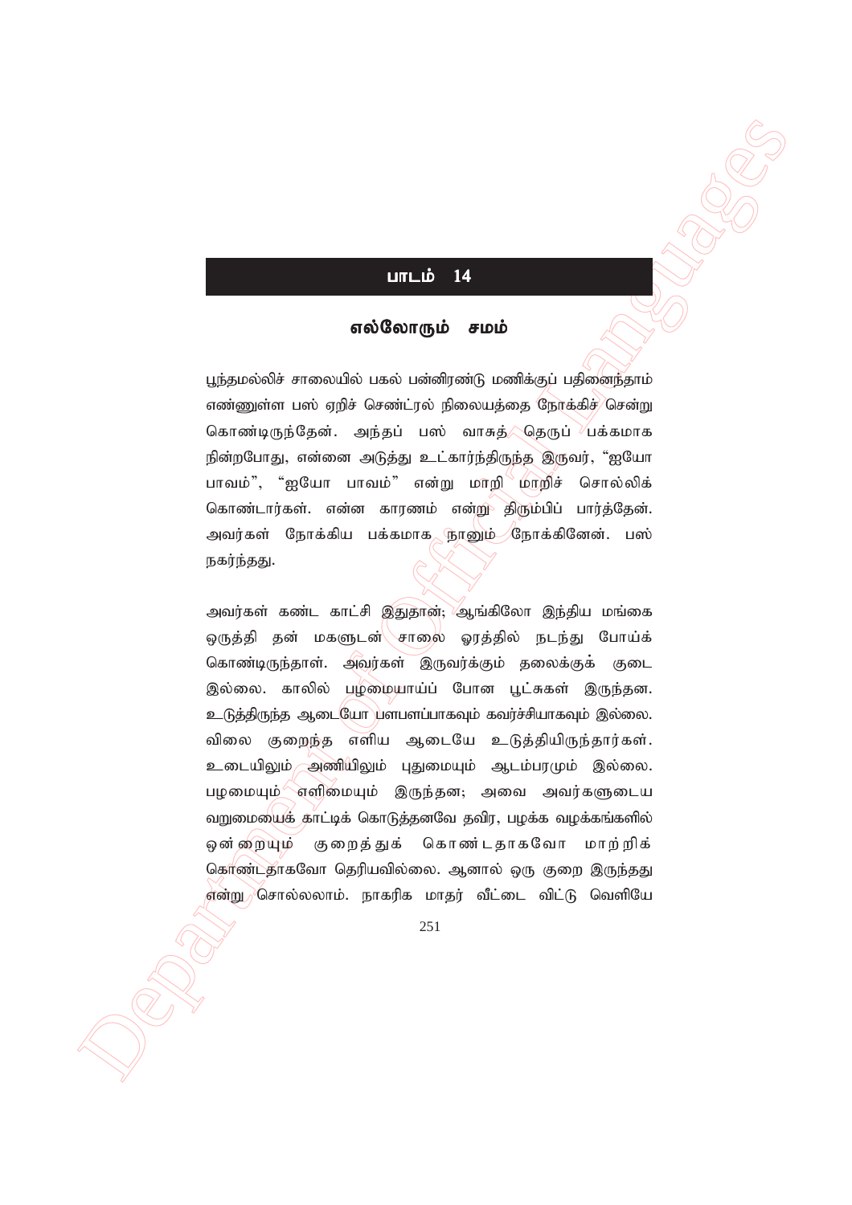## பாடம் 14

### எல்லோரும் சமம்

பூந்தமல்லிச் சாலையில் பகல் பன்னிரண்டு மணிக்குப் பதினைந்தாம் எண்ணுள்ள பஸ் ஏறிச் செண்ட்ரல் நிலையத்தை நோக்கிச் சென்று கொண்டிருந்தேன். அந்தப் பஸ் வாசுத் தெருப் பக்கமாக நின்றபோது, என்னை அடுத்து உட்கார்ந்திருந்த இருவர், "ஐயோ பாவம்", "ஐயோ பாவம்" என்று மாறி மாறிச் சொல்லிக் கொண்டார்கள். என்ன காரணம் என்று திரும்பிப் பார்த்தேன். அவர்கள் நோக்கிய பக்கமாக நானும் நோக்கினேன். பஸ் நகர்ந்தது.

அவர்கள் கண்ட காட்சி இதுதான்; ஆங்கிலோ இந்திய மங்கை ஒருத்தி தன் மகளுடன் சாலை ஓரத்தில் நடந்து போய்க் கொண்டிருந்தாள். அவர்கள் இருவர்க்கும் தலைக்குக் குடை இல்லை. காலில் பழமையாய்ப் போன பூட்சுகள் இருந்தன. உடுத்திருந்த ஆடையோ பளபளப்பாகவும் கவர்ச்சியாகவும் இல்லை. விலை குறைந்த எளிய ஆடையே உடுத்தியிருந்தார்கள். உடையிலும் அணியிலும் புதுமையும் ஆடம்பரமும் இல்லை. பழமையும் எளிமையும் இருந்தன; அவை அவர்களுடைய வறுமையைக் காட்டிக் கொடுத்தனவே தவிர, பழக்க வழக்கங்களில் ஒன்றையும் குறைத்துக் கொண்டதாகவோ மாற்றிக் கொண்டதாகவோ தெரியவில்லை. ஆனால் ஒரு குறை இருந்தது என்று சொல்லலாம். நாகரிக மாதர் வீட்டை விட்டு வெளியே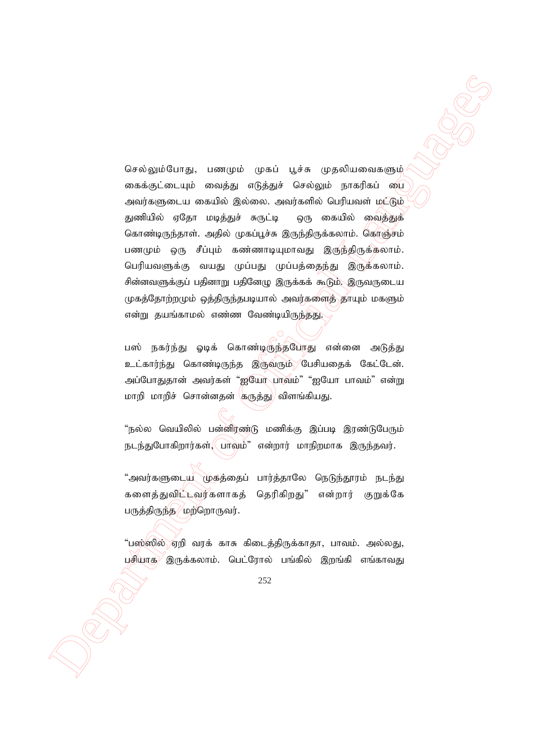செல்லும்போது, பணமும் முகப் பூச்சு முதலியவைகளும் கைக்குட்டையும் வைத்து எடுத்துச் செல்லும் நாகரிகப் பை அவர்களுடைய கையில் இல்லை. அவர்களில் பெரியவள் மட்டும் துணியில் ஏதோ மடித்துச் சுருட்டி ஒரு கையில் வைத்துக் கொண்டிருந்தாள். அதில் முகப்பூச்சு இருந்திருக்கலாம். கொஞ்சம் பணமும் ஒரு சீப்பும் கண்ணாடியுமாவது இருந்திருக்கலாம். பெரியவளுக்கு வயது முப்பது முப்பத்தைந்து இருக்கலாம். சின்னவளுக்குப் பதினாறு பதினேழு இருக்கக் கூடும். இருவருடைய முகத்தோற்றமும் ஒத்திருந்தபடியால் அவர்களைத் தாயும் மகளும் என்று தயங்காமல் எண்ண வேண்டியிருந்தது.

பஸ் நகர்ந்து ஓடிக் கொண்டிருந்தபோது என்னை அடுத்து உட்கார்ந்து கொண்டிருந்த இருவரும் பேசியதைக் கேட்டேன். அப்போதுதான் அவர்கள் "ஐயோ பாவம்" "ஐயோ பாவம்" என்று மாறி மாறிச் சொன்னதன் கருத்து விளங்கியது.

"நல்ல வெயிலில் பன்னிரண்டு மணிக்கு இப்படி இரண்டுபேரும் நடந்துபோகிறார்கள், பாவம்" என்றார் மாநிறமாக இருந்தவர்.

"அவர்களுடைய முகத்தைப் பார்த்தாலே நெடுந்தூரம் நடந்து களைத்துவிட்டவர்களாகத் தெரிகிறது" என்றார் குறுக்கே பருத்திருந்த மற்றொருவர்.

"பஸ்ஸில் ஏறி வரக் காசு கிடைத்திருக்காதா, பாவம். அல்லது, பசியாக இருக்கலாம். பெட்ரோல் பங்கில் இறங்கி எங்காவது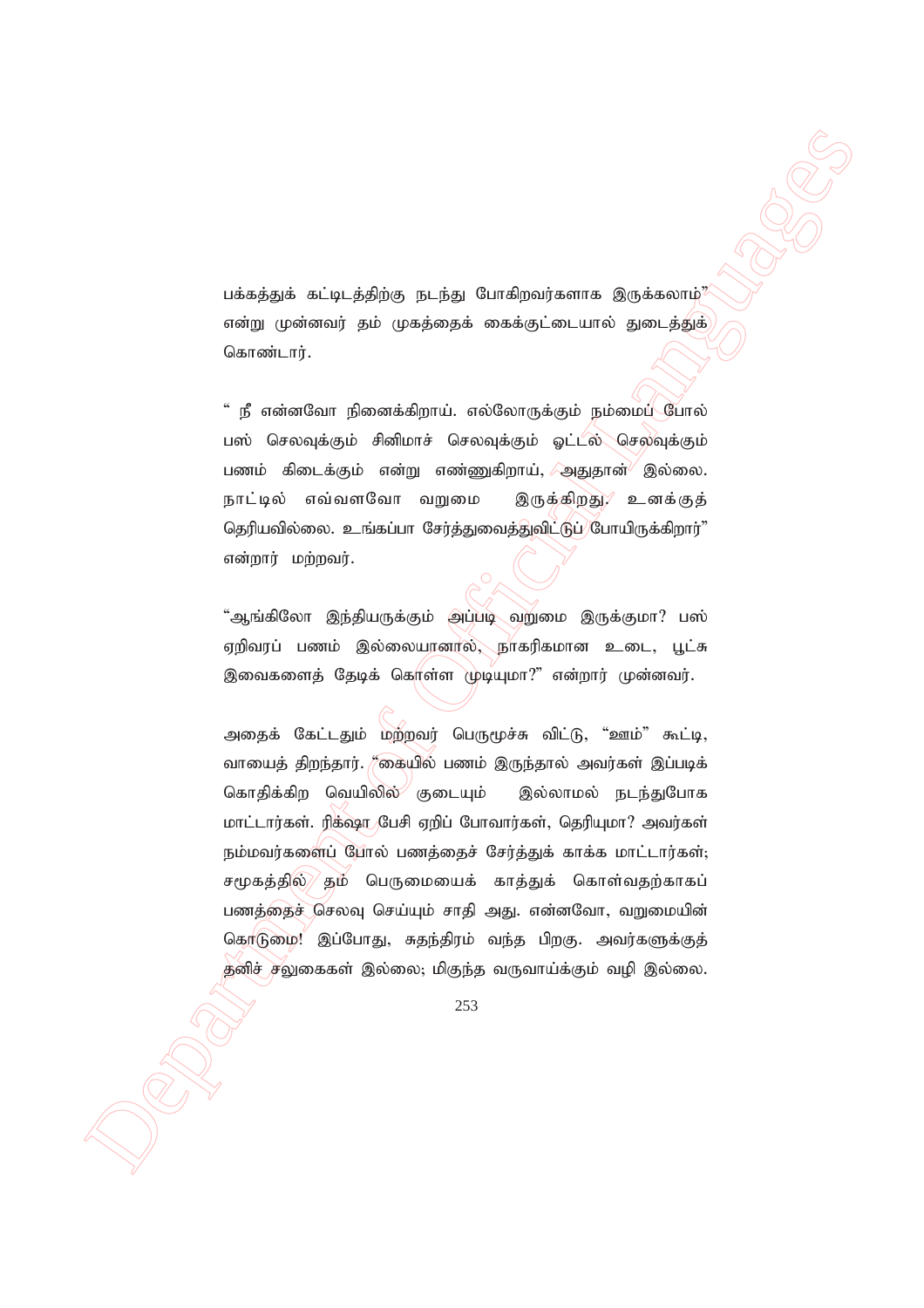பக்கத்துக் கட்டிடத்திற்கு நடந்து போகிறவர்களாக இருக்கலாம்" என்று முன்னவர் தம் முகத்தைக் கைக்குட்டையால் துடைத்துக் கொண்டார்.

" நீ என்னவோ நினைக்கிறாய். எல்லோருக்கும் நம்மைப் போல் பஸ் செலவுக்கும் சினிமாச் செலவுக்கும் ஓட்டல் செலவுக்கும் பணம் கிடைக்கும் என்று எண்ணுகிறாய், அதுதான் இல்லை. நாட்டில் எவ்வளவோ வறுமை இருக்கிறது. உனக்குத் தெரியவில்லை. உங்கப்பா சேர்த்துவைத்துவிட்டுப் போயிருக்கிறார்" என்றார் மற்றவர்.

"ஆங்கிலோ இந்தியருக்கும் அப்படி வறுமை இருக்குமா? பஸ் ஏறிவரப் பணம் இல்லையானால், நாகரிகமான உடை, பூட்சு இவைகளைத் தேடிக் கொள்ள முடியுமா?" என்றார் முன்னவர்.

அதைக் கேட்டதும் மற்றவர் பெருமூச்சு விட்டு, "ஊம்" கூட்டி, வாயைத் திறந்தார். "கையில் பணம் இருந்தால் அவர்கள் இப்படிக் கொதிக்கிற வெயிலில் குடையும் இல்லாமல் நடந்துபோக மாட்டார்கள். ரிக்ஷா பேசி ஏறிப் போவார்கள், தெரியுமா? அவர்கள் நம்மவர்களைப் போல் பணத்தைச் சேர்த்துக் காக்க மாட்டார்கள்; சமூகத்தில் தம் பெருமையைக் காத்துக் கொள்வதற்காகப் பணத்தைச் செலவு செய்யும் சாதி அது. என்னவோ, வறுமையின் கொடுமை! இப்போது, சுதந்திரம் வந்த பிறகு. அவர்களுக்குத் தனிச் சலுகைகள் இல்லை; மிகுந்த வருவாய்க்கும் வழி இல்லை.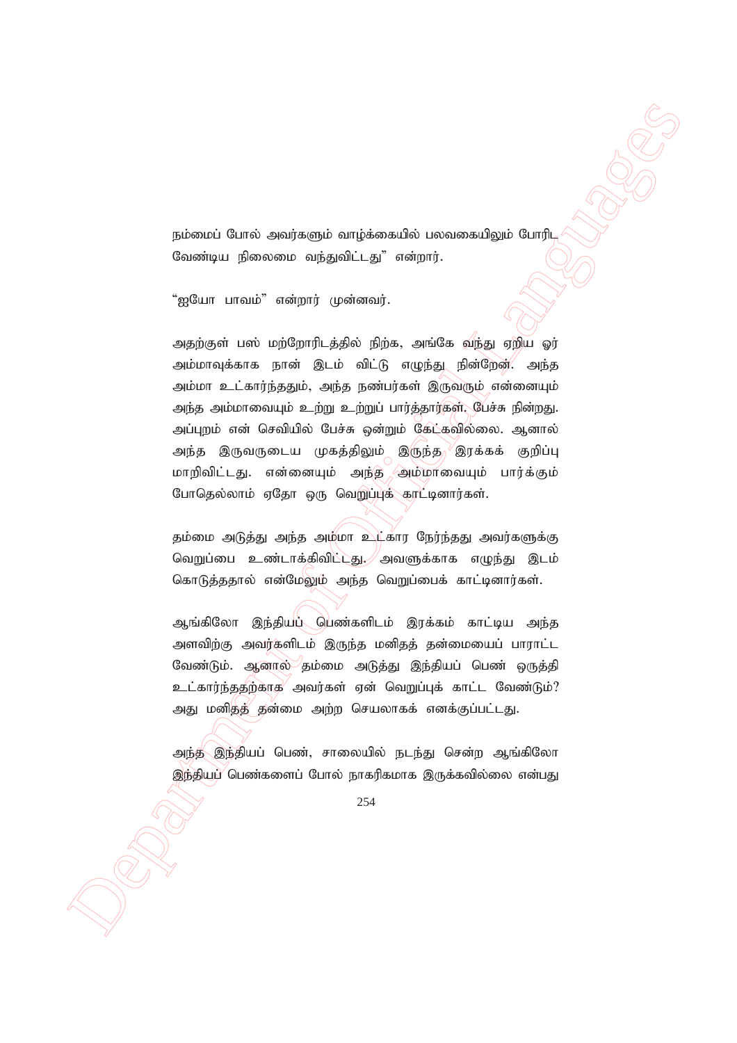நம்மைப் போல் அவர்களும் வாழ்க்கையில் பலவகையிலும் போரிட வேண்டிய நிலைமை வந்துவிட்டது" என்றார்.

"ஐயோ பாவம்" என்றார் முன்னவர்.

அதற்குள் பஸ் மற்றோரிடத்தில் நிற்க, அங்கே வந்து ஏறிய ஓர் அம்மாவுக்காக நான் இடம் விட்டு எழுந்து நின்றேன். அந்த அம்மா உட்கார்ந்ததும், அந்த நண்பர்கள் இருவரும் என்னையும் அந்த அம்மாவையும் உற்று உற்றுப் பார்த்தார்கள். பேச்சு நின்றது. அப்புறம் என் செவியில் பேச்சு ஒன்றும் கேட்கவில்லை. ஆனால் அந்த இருவருடைய முகத்திலும் இருந்த இரக்கக் குறிப்பு மாறிவிட்டது. என்னையும் அந்த அம்மாவையும் பார்க்கும் போதெல்லாம் ஏதோ ஒரு வெறுப்புக் காட்டினார்கள்.

தம்மை அடுத்து அந்த அம்மா உட்கார நேர்ந்தது அவர்களுக்கு வெறுப்பை உண்டாக்கிவிட்டது. அவளுக்காக எழுந்து இடம் கொடுத்ததால் என்மேலும் அந்த வெறுப்பைக் காட்டினார்கள்.

ஆங்கிலோ இந்தியப் பெண்களிடம் இரக்கம் காட்டிய அந்த அளவிற்கு அவர்களிடம் இருந்த மனிதத் தன்மையைப் பாராட்ட வேண்டும். ஆனால் தம்மை அடுத்து இந்தியப் பெண் ஒருத்தி உட்கார்ந்ததற்காக அவர்கள் ஏன் வெறுப்புக் காட்ட வேண்டும்? அது மனிதத் தன்மை அற்ற செயலாகக் எனக்குப்பட்டது.

அந்த இந்தியப் பெண், சாலையில் நடந்து சென்ற ஆங்கிலோ இந்தியப் பெண்களைப் போல் நாகரிகமாக இருக்கவில்லை என்பது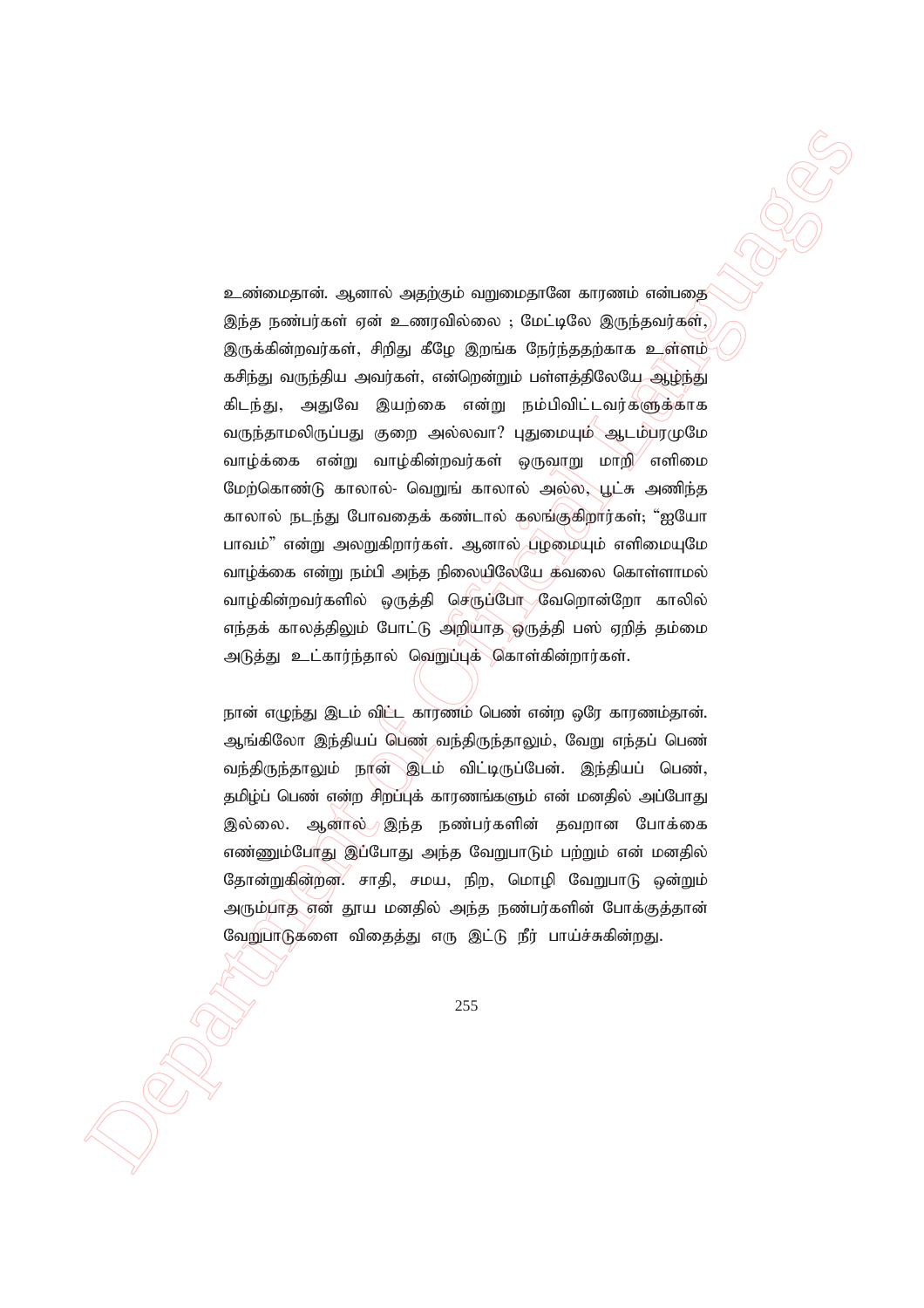உண்மைதான். ஆனால் அதற்கும் வறுமைதானே காரணம் என்பதை இந்த நண்பர்கள் ஏன் உணரவில்லை ; மேட்டிலே இருந்தவர்கள், இருக்கின்றவர்கள், சிறிது கீழே இறங்க நேர்ந்ததற்காக உள்ளம் கசிந்து வருந்திய அவர்கள், என்றென்றும் பள்ளத்திலேயே ஆழ்ந்து கிடந்து, அதுவே இயற்கை என்று நம்பிவிட்டவர்களுக்காக வருந்தாமலிருப்பது குறை அல்லவா? புதுமையும் ஆடம்பரமுமே வாழ்க்கை என்று வாழ்கின்றவர்கள் ஒருவாறு மாறி எளிமை மேற்கொண்டு காலால்- வெறுங் காலால் அல்ல, பூட்சு அணிந்த காலால் நடந்து போவதைக் கண்டால் கலங்குகிறார்கள்; "ஐயோ பாவம்" என்று அலறுகிறார்கள். ஆனால் பழமையும் எளிமையுமே வாழ்க்கை என்று நம்பி அந்த நிலையிலேயே கவலை கொள்ளாமல் வாழ்கின்றவர்களில் ஒருத்தி செருப்போ வேறொன்றோ காலில் எந்தக் காலத்திலும் போட்டு அறியாத ஒருத்தி பஸ் ஏறித் தம்மை அடுத்து உட்கார்ந்தால் வெறுப்புக் கொள்கின்றார்கள்.

நான் எழுந்து இடம் விட்ட காரணம் பெண் என்ற ஒரே காரணம்தான். ஆங்கிலோ இந்தியப் பெண் வந்திருந்தாலும், வேறு எந்தப் பெண் வந்திருந்தாலும் நான் இடம் விட்டிருப்பேன். இந்தியப் பெண், தமிழ்ப் பெண் என்ற சிறப்புக் காரணங்களும் என் மனதில் அப்போது இல்லை. ஆனால் இந்த நண்பர்களின் தவறான போக்கை எண்ணும்போது இப்போது அந்த வேறுபாடும் பற்றும் என் மனதில் தோன்றுகின்றன. சாதி, சமய, நிற, மொழி வேறுபாடு ஒன்றும் அரும்பாத என் தூய மனதில் அந்த நண்பர்களின் போக்குத்தான் வேறுபாடுகளை விதைத்து எரு இட்டு நீர் பாய்ச்சுகின்றது.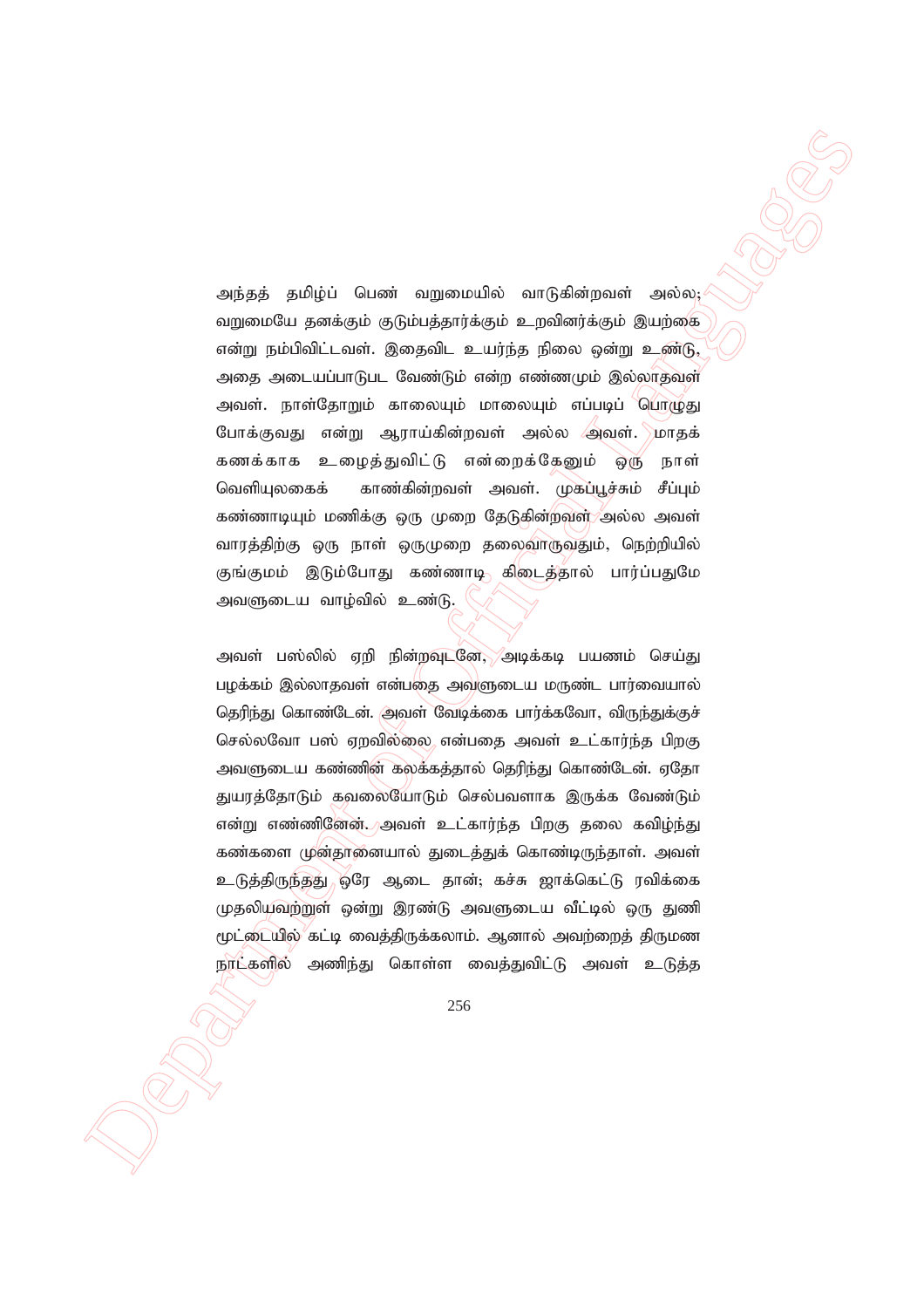அந்தத் தமிழ்ப் பெண் வறுமையில் வாடுகின்றவள் அல்ல; வறுமையே தனக்கும் குடும்பத்தார்க்கும் உறவினர்க்கும் இயற்கை என்று நம்பிவிட்டவள். இதைவிட உயர்ந்த நிலை ஒன்று உண்டு, அதை அடையப்பாடுபட வேண்டும் என்ற எண்ணமும் இல்லாதவள் அவள். நாள்தோறும் காலையும் மாலையும் எப்படிப் பொழுது போக்குவது என்று ஆராய்கின்றவள் அல்ல அவள். மாதக் கணக்காக உழைத்துவிட்டு என்றைக்கேனும் ஒரு நாள் வெளியுலகைக் காண்கின்றவள் அவள். முகப்பூச்சும் சீப்பும் கண்ணாடியும் மணிக்கு ஒரு முறை தேடுகின்றவள் அல்ல அவள் வாரத்திற்கு ஒரு நாள் ஒருமுறை தலைவாருவதும், நெற்றியில் குங்குமம் இடும்போது கண்ணாடி கிடைத்தால் பார்ப்பதுமே அவளுடைய வாழ்வில் உண்டு.

அவள் பஸ்லில் ஏறி நின்றவுடனே, அடிக்கடி பயணம் செய்து பழக்கம் இல்லாதவள் என்பதை அவளுடைய மருண்ட பார்வையால் தெரிந்து கொண்டேன். அவள் வேடிக்கை பார்க்கவோ, விருந்துக்குச் செல்லவோ பஸ் ஏறவில்லை என்பதை அவள் உட்கார்ந்த பிறகு அவளுடைய கண்ணின் கலக்கத்தால் தெரிந்து கொண்டேன். ஏதோ துயரத்தோடும் கவலையோடும் செல்பவளாக இருக்க வேண்டும் என்று எண்ணினேன். அவள் உட்கார்ந்த பிறகு தலை கவிழ்ந்து கண்களை முன்தானையால் துடைத்துக் கொண்டிருந்தாள். அவள் உடுத்திருந்தது ஒரே ஆடை தான்; கச்சு ஜாக்கெட்டு ரவிக்கை முதலியவற்றுள் ஒன்று இரண்டு அவளுடைய வீட்டில் ஒரு துணி மூட்டையில் கட்டி வைத்திருக்கலாம். ஆனால் அவற்றைத் திருமண நாட்களில் அணிந்து கொள்ள வைத்துவிட்டு அவள் உடுத்த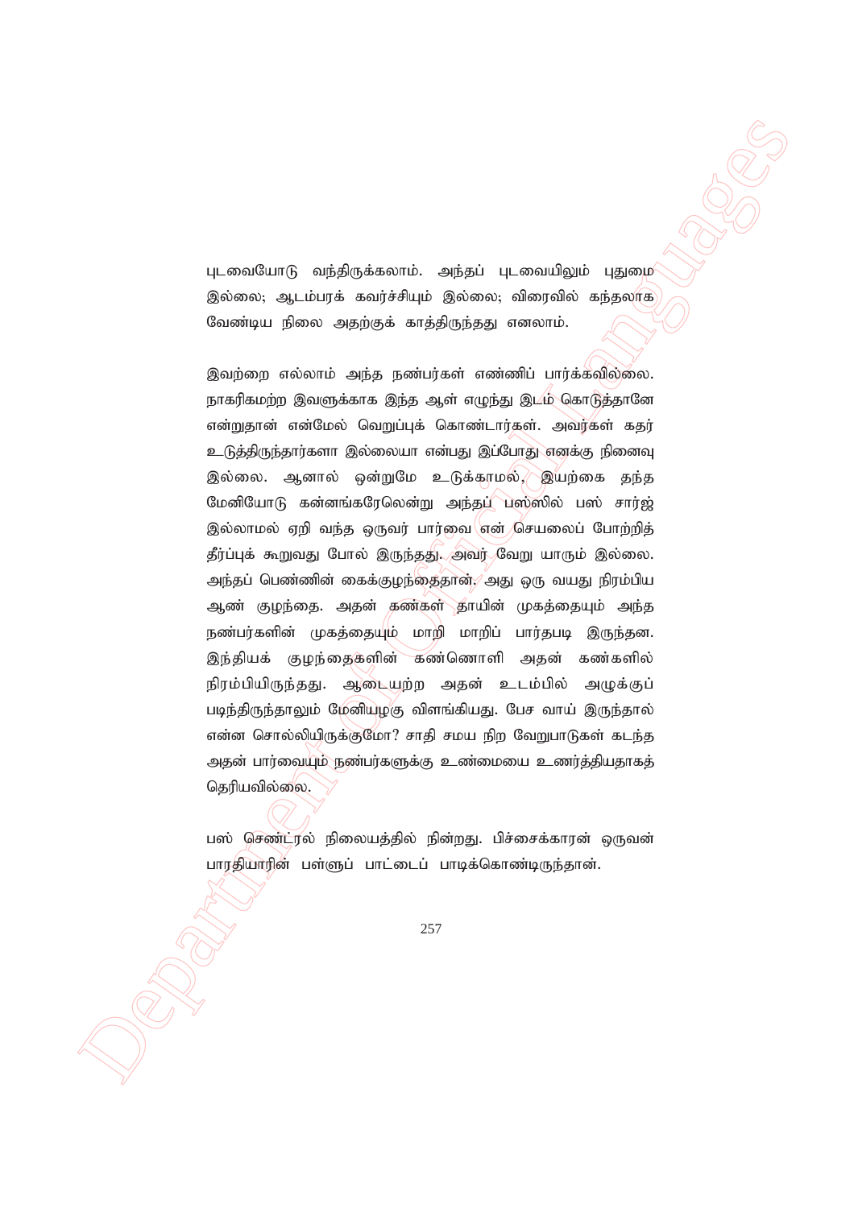புடவையோடு வந்திருக்கலாம். அந்தப் புடவையிலும் புதுமை இல்லை; ஆடம்பரக் கவர்ச்சியும் இல்லை; விரைவில் கந்தலாக வேண்டிய நிலை அதற்குக் காத்திருந்தது எனலாம்.

இவற்றை எல்லாம் அந்த நண்பர்கள் எண்ணிப் பார்க்கவில்லை. நாகரிகமற்ற இவளுக்காக இந்த ஆள் எழுந்து இடம் கொடுத்தானே என்றுதான் என்மேல் வெறுப்புக் கொண்டார்கள். அவர்கள் கதர் உடுத்திருந்தார்களா இல்லையா என்பது இப்போது எனக்கு நினைவு இல்லை. ஆனால் ஒன்றுமே உடுக்காமல், இயற்கை தந்த மேனியோடு கன்னங்கரேலென்று அந்தப் பஸ்ஸில் பஸ் சார்ஜ் இல்லாமல் ஏறி வந்த ஒருவர் பார்வை என் செயலைப் போற்றித் தீர்ப்புக் கூறுவது போல் இருந்தது. அவர் வேறு யாரும் இல்லை. அந்தப் பெண்ணின் கைக்குழந்தைதான். அது ஒரு வயது நிரம்பிய ஆண் குழந்தை. அதன் கண்கள் தாயின் முகத்தையும் அந்த நண்பர்களின் முகத்தையும் மாறி மாறிப் பார்தபடி இருந்தன. இந்தியக் குழந்தைகளின் கண்ணொளி அதன் கண்களில் நிரம்பியிருந்தது. ஆடையற்ற அதன் உடம்பில் அழுக்குப் படிந்திருந்தாலும் மேனியழகு விளங்கியது. பேச வாய் இருந்தால் என்ன சொல்லியிருக்குமோ? சாதி சமய நிற வேறுபாடுகள் கடந்த அதன் பார்வையும் நண்பர்களுக்கு உண்மையை உணர்த்தியதாகத் தெரியவில்லை.

பஸ் செண்ட்ரல் நிலையத்தில் நின்றது. பிச்சைக்காரன் ஒருவன் பாரதியாரின் பள்ளுப் பாட்டைப் பாடிக்கொண்டிருந்தான்.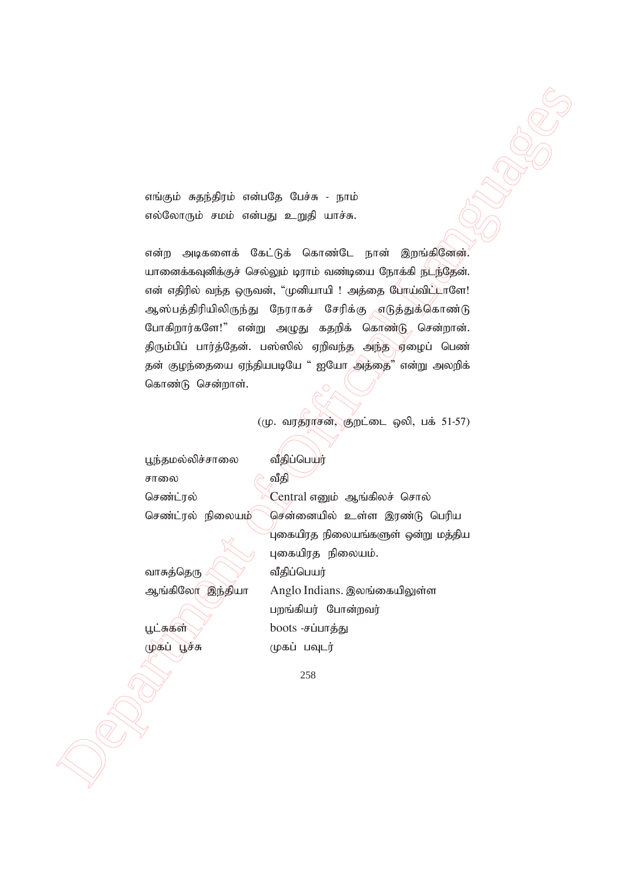எங்கும் சுதந்திரம் என்பதே பேச்சு - நாம்
எல்லோரும் சமம் என்பது உறுதி யாச்சு.

என்ற அடிகளைக் கேட்டுக் கொண்டே நான் இறங்கினேன். யானைக்கவுனிக்குச் செல்லும் டிராம் வண்டியை நோக்கி நடந்தேன். என் எதிரில் வந்த ஒருவன், "முனியாயி ! அத்தை போய்விட்டாளே! ஆஸ்பத்திரியிலிருந்து நேராகச் சேரிக்கு எடுத்துக்கொண்டு போகிறார்களே!" என்று அழுது கதறிக் கொண்டு சென்றான். திரும்பிப் பார்த்தேன். பஸ்ஸில் ஏறிவந்த அந்த ஏழைப் பெண் தன் குழந்தையை ஏந்தியபடியே " ஐயோ அத்தை" என்று அலறிக் கொண்டு சென்றாள்.

(மு. வரதராசன், குறட்டை ஒலி, பக் 51-57)

| | |
|---|---|
| பூந்தமல்லிச்சாலை | வீதிப்பெயர் |
| சாலை | வீதி |
| செண்ட்ரல் | Central எனும் ஆங்கிலச் சொல் |
| செண்ட்ரல் நிலையம் | சென்னையில் உள்ள இரண்டு பெரிய புகையிரத நிலையங்களுள் ஒன்று மத்திய புகையிரத நிலையம். |
| வாசுத்தெரு | வீதிப்பெயர் |
| ஆங்கிலோ இந்தியா | Anglo Indians. இலங்கையிலுள்ள பறங்கியர் போன்றவர் |
| பூட்சுகள் | boots -சப்பாத்து |
| முகப் பூச்சு | முகப் பவுடர் |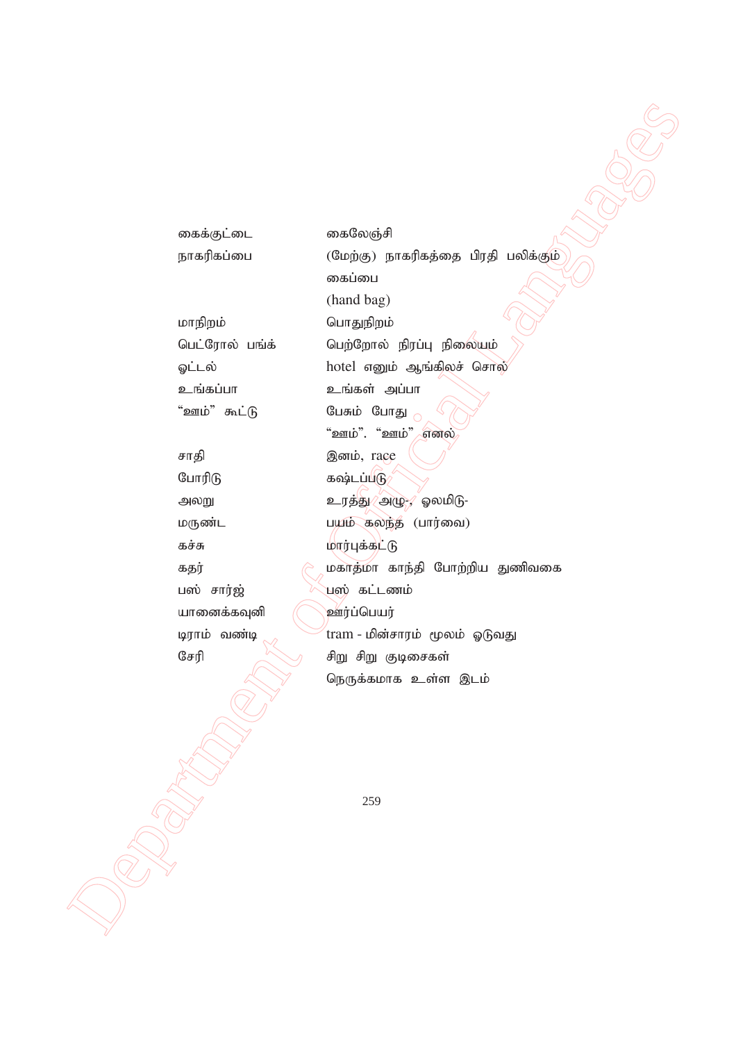| | |
|---|---|
| கைக்குட்டை | கைலேஞ்சி |
| நாகரிகப்பை | (மேற்கு) நாகரிகத்தை பிரதி பலிக்கும் கைப்பை (hand bag) |
| மாநிறம் | பொதுநிறம் |
| பெட்ரோல் பங்க் | பெற்றோல் நிரப்பு நிலையம் |
| ஓட்டல் | hotel எனும் ஆங்கிலச் சொல் |
| உங்கப்பா | உங்கள் அப்பா |
| "ஊம்" கூட்டு | பேசும் போது "ஊம்". "ஊம்" எனல் |
| சாதி | இனம், race |
| போரிடு | கஷ்டப்படு |
| அலறு | உரத்து அழு-, ஓலமிடு- |
| மருண்ட | பயம் கலந்த (பார்வை) |
| கச்சு | மார்புக்கட்டு |
| கதர் | மகாத்மா காந்தி போற்றிய துணிவகை |
| பஸ் சார்ஜ் | பஸ் கட்டணம் |
| யானைக்கவுனி | ஊர்ப்பெயர் |
| டிராம் வண்டி | tram - மின்சாரம் மூலம் ஓடுவது |
| சேரி | சிறு சிறு குடிசைகள் நெருக்கமாக உள்ள இடம் |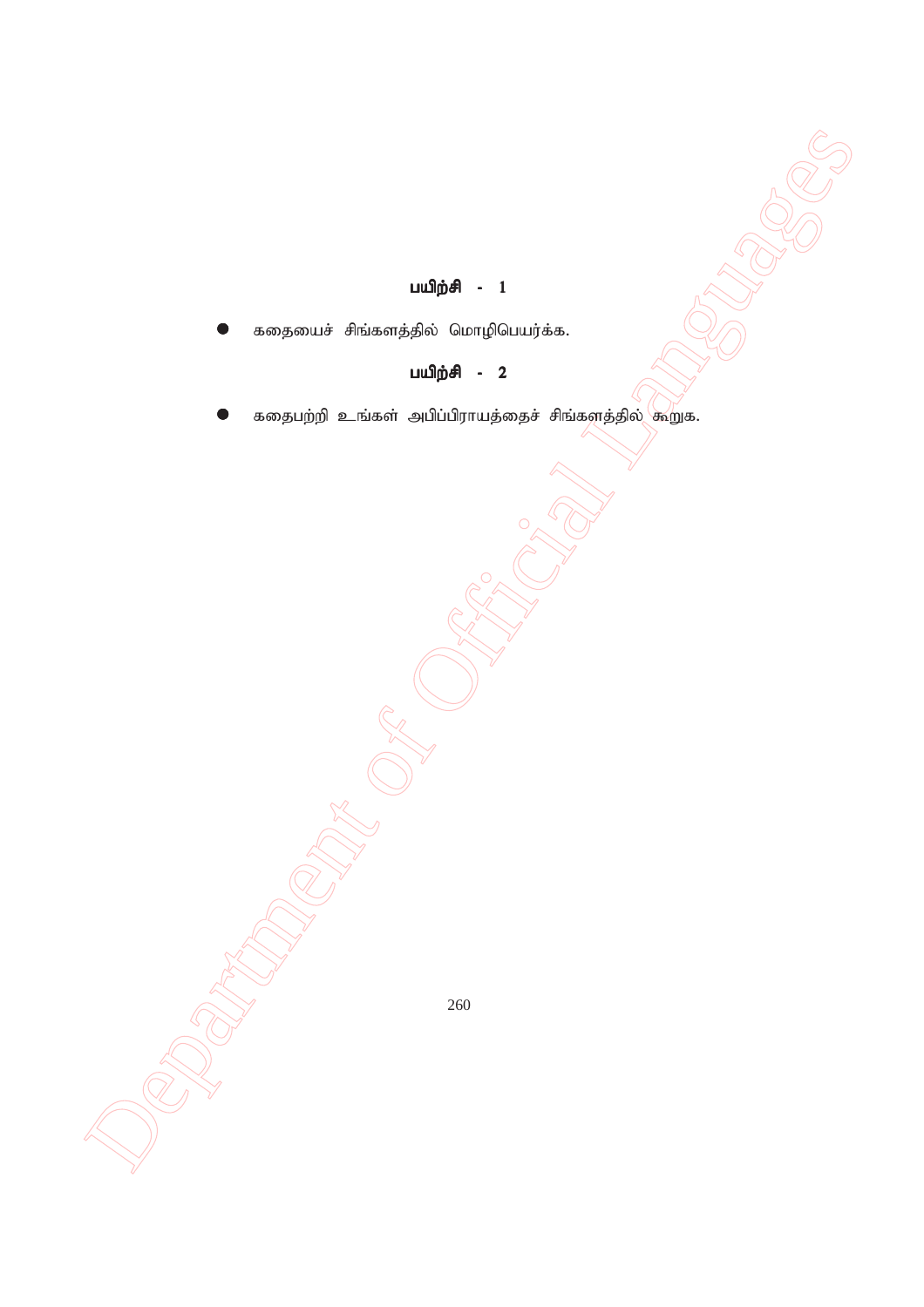**பயிற்சி - 1**

- கதையைச் சிங்களத்தில் மொழிபெயர்க்க.

**பயிற்சி - 2**

- கதைபற்றி உங்கள் அபிப்பிராயத்தைச் சிங்களத்தில் கூறுக.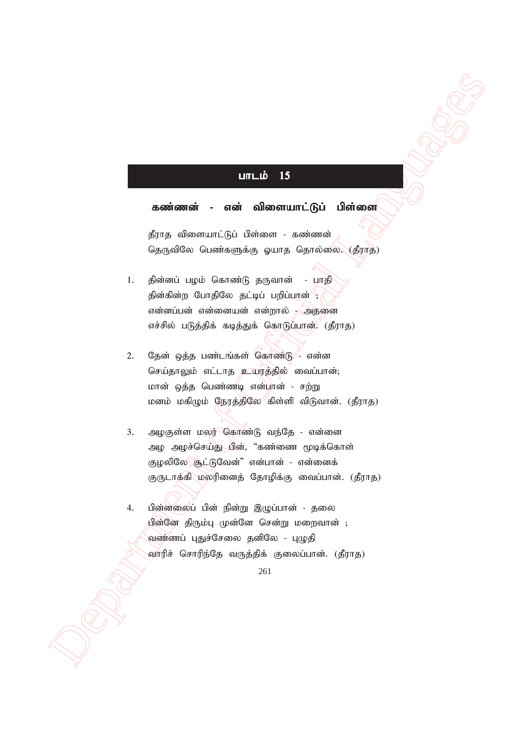## பாடம் 15

### கண்ணன் - என் விளையாட்டுப் பிள்ளை

தீராத விளையாட்டுப் பிள்ளை - கண்ணன்
தெருவிலே பெண்களுக்கு ஓயாத தொல்லை. (தீராத)

1. தின்னப் பழம் கொண்டு தருவான் - பாதி
   தின்கின்ற போதிலே தட்டிப் பறிப்பான் ;
   என்னப்பன் என்னையன் என்றால் - அதனை
   எச்சில் படுத்திக் கடித்துக் கொடுப்பான். (தீராத)

2. தேன் ஒத்த பண்டங்கள் கொண்டு - என்ன
   செய்தாலும் எட்டாத உயரத்தில் வைப்பான்;
   மான் ஒத்த பெண்ணடி என்பான் - சற்று
   மனம் மகிழும் நேரத்திலே கிள்ளி விடுவான். (தீராத)

3. அழகுள்ள மலர் கொண்டு வந்தே - என்னை
   அழ அழச்செய்து பின், "கண்ணை மூடிக்கொள்
   குழலிலே சூட்டுவேன்" என்பான் - என்னைக்
   குருடாக்கி மலரினைத் தோழிக்கு வைப்பான். (தீராத)

4. பின்னலைப் பின் நின்று இழுப்பான் - தலை
   பின்னே திரும்பு முன்னே சென்று மறைவான் ;
   வண்ணப் புதுச்சேலை தனிலே - புழுதி
   வாரிச் சொரிந்தே வருத்திக் குலைப்பான். (தீராத)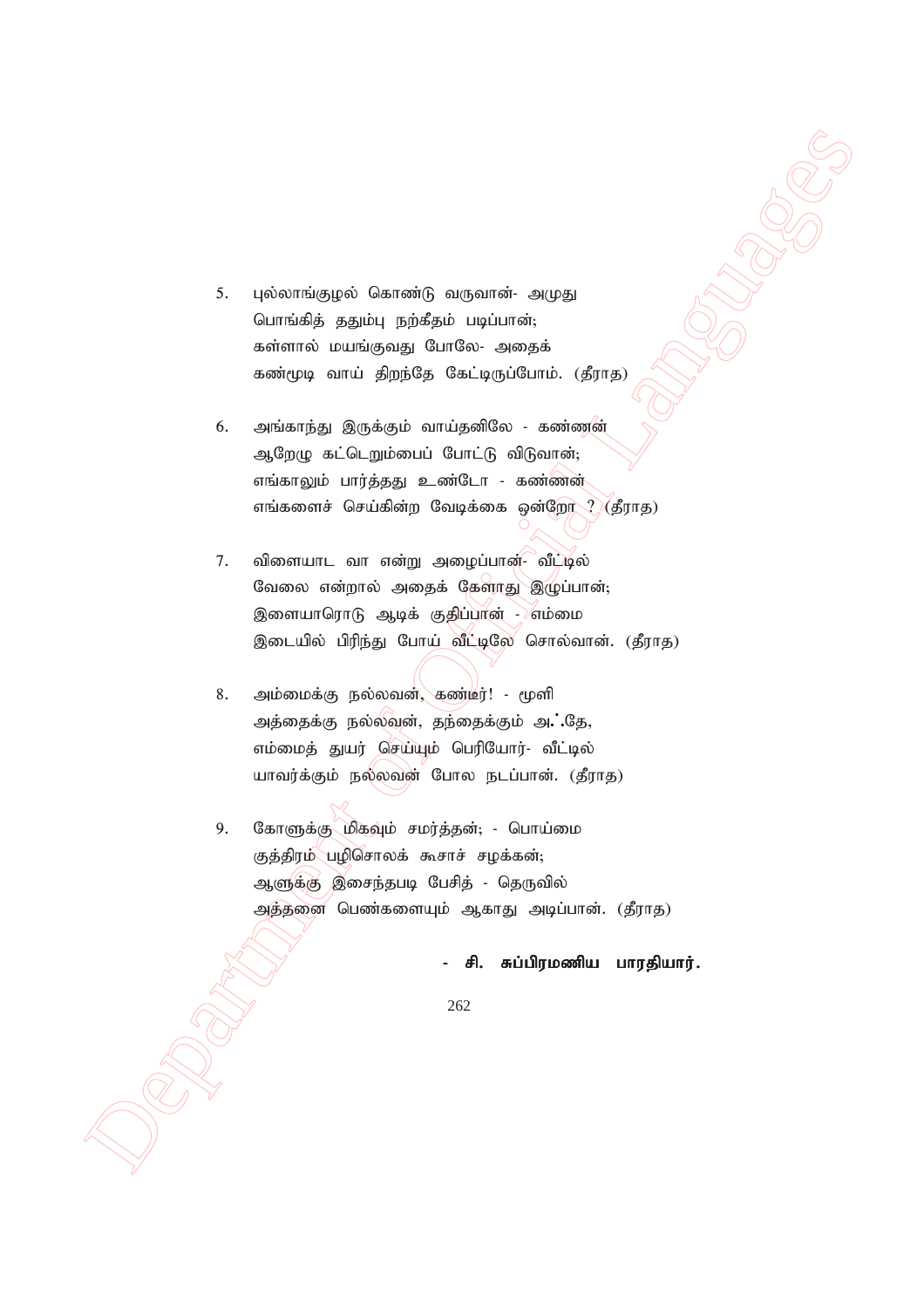5. புல்லாங்குழல் கொண்டு வருவான்- அமுது
   பொங்கித் ததும்பு நற்கீதம் படிப்பான்;
   கள்ளால் மயங்குவது போலே- அதைக்
   கண்மூடி வாய் திறந்தே கேட்டிருப்போம். (தீராத)

6. அங்காந்து இருக்கும் வாய்தனிலே - கண்ணன்
   ஆறேழு கட்டெறும்பைப் போட்டு விடுவான்;
   எங்காலும் பார்த்தது உண்டோ - கண்ணன்
   எங்களைச் செய்கின்ற வேடிக்கை ஒன்றோ ? (தீராத)

7. விளையாட வா என்று அழைப்பான்- வீட்டில்
   வேலை என்றால் அதைக் கேளாது இழுப்பான்;
   இளையாரொடு ஆடிக் குதிப்பான் - எம்மை
   இடையில் பிரிந்து போய் வீட்டிலே சொல்வான். (தீராத)

8. அம்மைக்கு நல்லவன், கண்டீர்! - மூளி
   அத்தைக்கு நல்லவன், தந்தைக்கும் அஃதே,
   எம்மைத் துயர் செய்யும் பெரியோர்- வீட்டில்
   யாவர்க்கும் நல்லவன் போல நடப்பான். (தீராத)

9. கோளுக்கு மிகவும் சமர்த்தன்; - பொய்மை
   குத்திரம் பழிசொலக் கூசாச் சழக்கன்;
   ஆளுக்கு இசைந்தபடி பேசித் - தெருவில்
   அத்தனை பெண்களையும் ஆகாது அடிப்பான். (தீராத)

**- சி. சுப்பிரமணிய பாரதியார்.**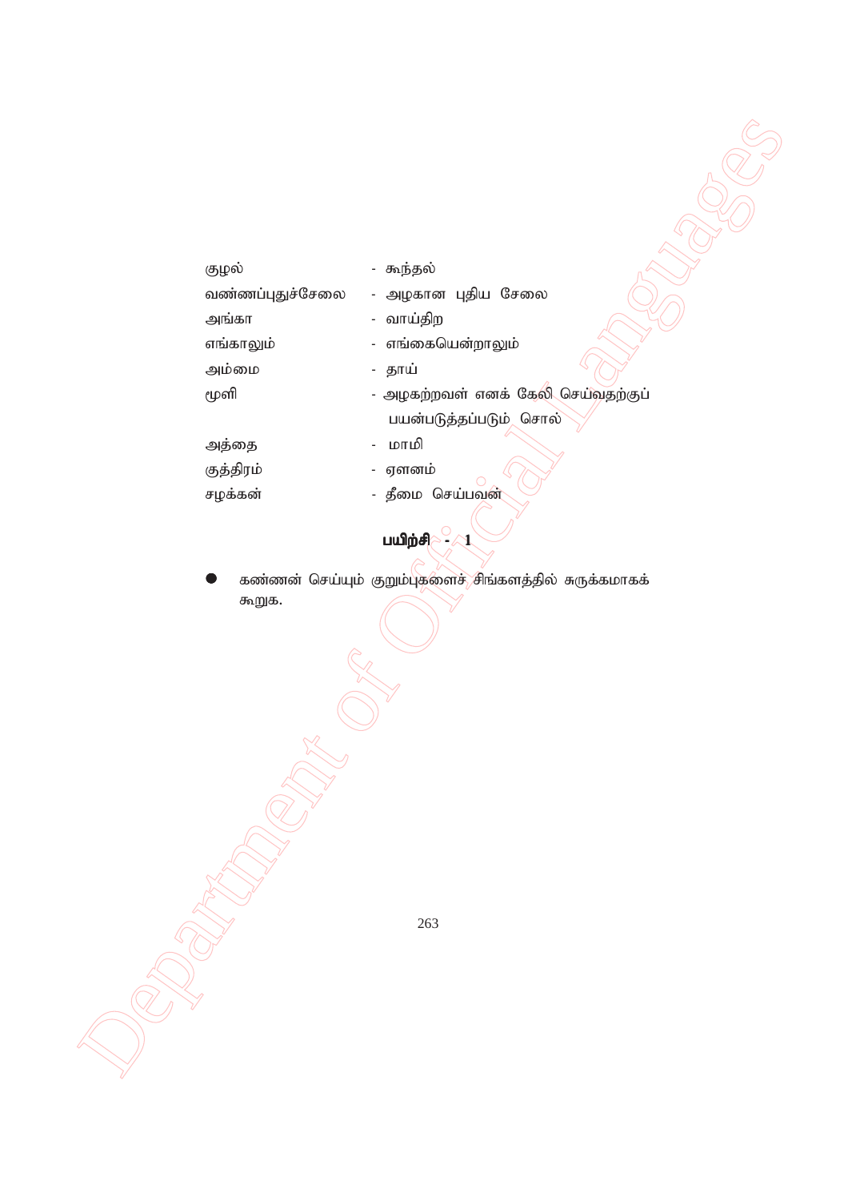| | |
|---|---|
| குழல் | - கூந்தல் |
| வண்ணப்புதுச்சேலை | - அழகான புதிய சேலை |
| அங்கா | - வாய்திற |
| எங்காலும் | - எங்கையென்றாலும் |
| அம்மை | - தாய் |
| மூளி | - அழகற்றவள் எனக் கேலி செய்வதற்குப் பயன்படுத்தப்படும் சொல் |
| அத்தை | - மாமி |
| குத்திரம் | - ஏளனம் |
| சழக்கன் | - தீமை செய்பவன் |

**பயிற்சி - 1**

- கண்ணன் செய்யும் குறும்புகளைச் சிங்களத்தில் சுருக்கமாகக் கூறுக.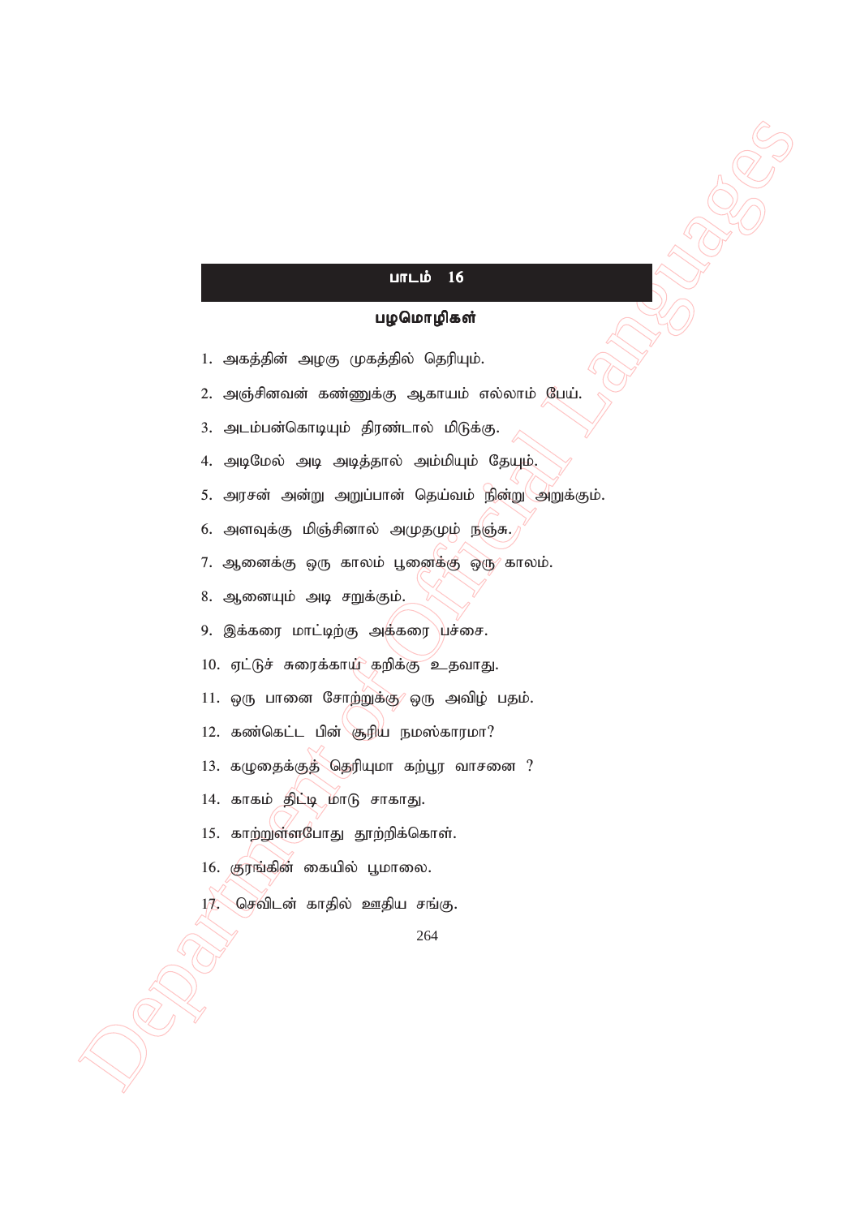## பாடம் 16

### பழமொழிகள்

1. அகத்தின் அழகு முகத்தில் தெரியும்.
2. அஞ்சினவன் கண்ணுக்கு ஆகாயம் எல்லாம் பேய்.
3. அடம்பன்கொடியும் திரண்டால் மிடுக்கு.
4. அடிமேல் அடி அடித்தால் அம்மியும் தேயும்.
5. அரசன் அன்று அறுப்பான் தெய்வம் நின்று அறுக்கும்.
6. அளவுக்கு மிஞ்சினால் அமுதமும் நஞ்சு.
7. ஆனைக்கு ஒரு காலம் பூனைக்கு ஒரு காலம்.
8. ஆனையும் அடி சறுக்கும்.
9. இக்கரை மாட்டிற்கு அக்கரை பச்சை.
10. ஏட்டுச் சுரைக்காய் கறிக்கு உதவாது.
11. ஒரு பானை சோற்றுக்கு ஒரு அவிழ் பதம்.
12. கண்கெட்ட பின் சூரிய நமஸ்காரமா?
13. கழுதைக்குத் தெரியுமா கற்பூர வாசனை ?
14. காகம் திட்டி மாடு சாகாது.
15. காற்றுள்ளபோது தூற்றிக்கொள்.
16. குரங்கின் கையில் பூமாலை.
17. செவிடன் காதில் ஊதிய சங்கு.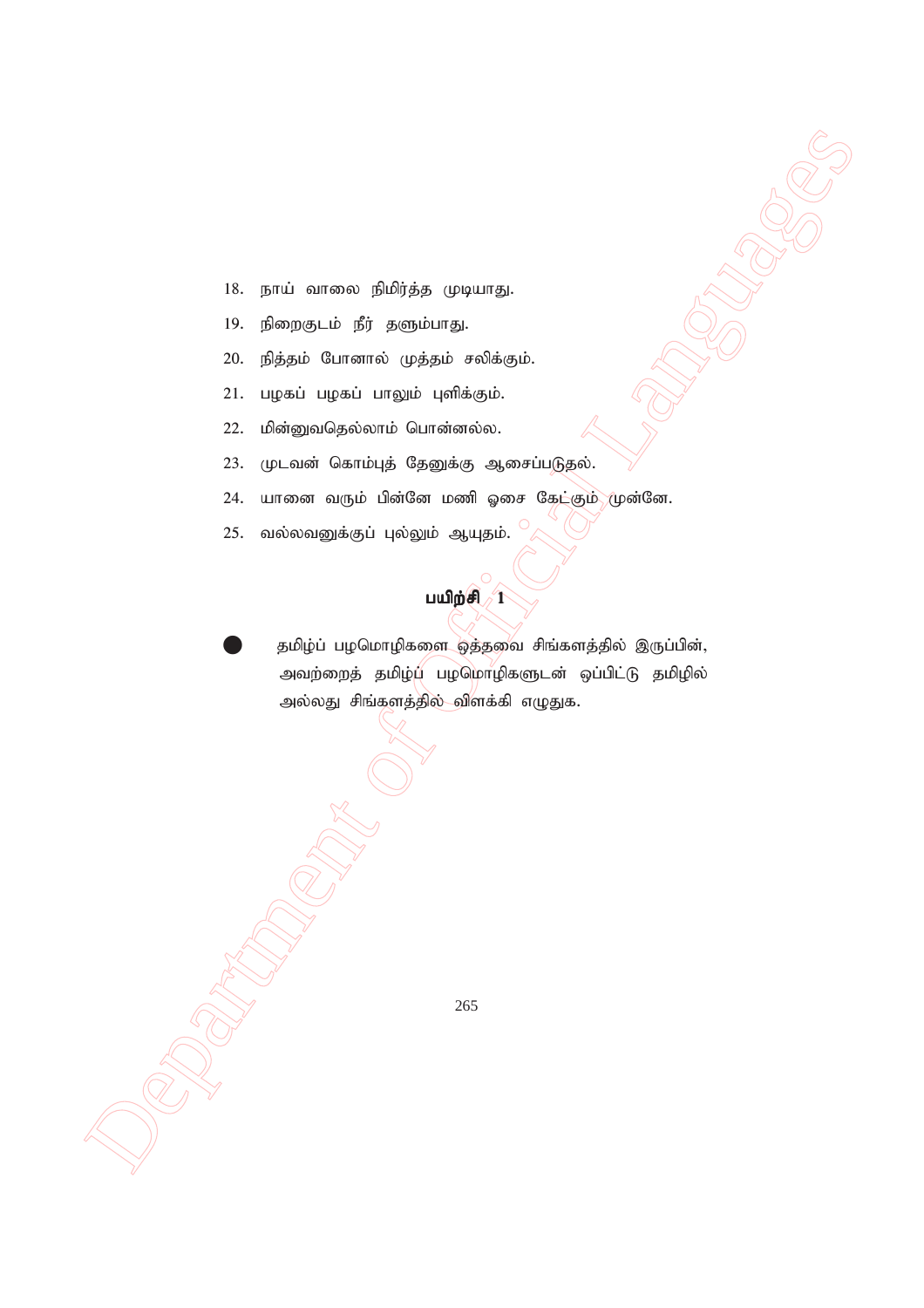18. நாய் வாலை நிமிர்த்த முடியாது.
19. நிறைகுடம் நீர் தளும்பாது.
20. நித்தம் போனால் முத்தம் சலிக்கும்.
21. பழகப் பழகப் பாலும் புளிக்கும்.
22. மின்னுவதெல்லாம் பொன்னல்ல.
23. முடவன் கொம்புத் தேனுக்கு ஆசைப்படுதல்.
24. யானை வரும் பின்னே மணி ஓசை கேட்கும் முன்னே.
25. வல்லவனுக்குப் புல்லும் ஆயுதம்.

## பயிற்சி 1

- தமிழ்ப் பழமொழிகளை ஒத்தவை சிங்களத்தில் இருப்பின், அவற்றைத் தமிழ்ப் பழமொழிகளுடன் ஒப்பிட்டு தமிழில் அல்லது சிங்களத்தில் விளக்கி எழுதுக.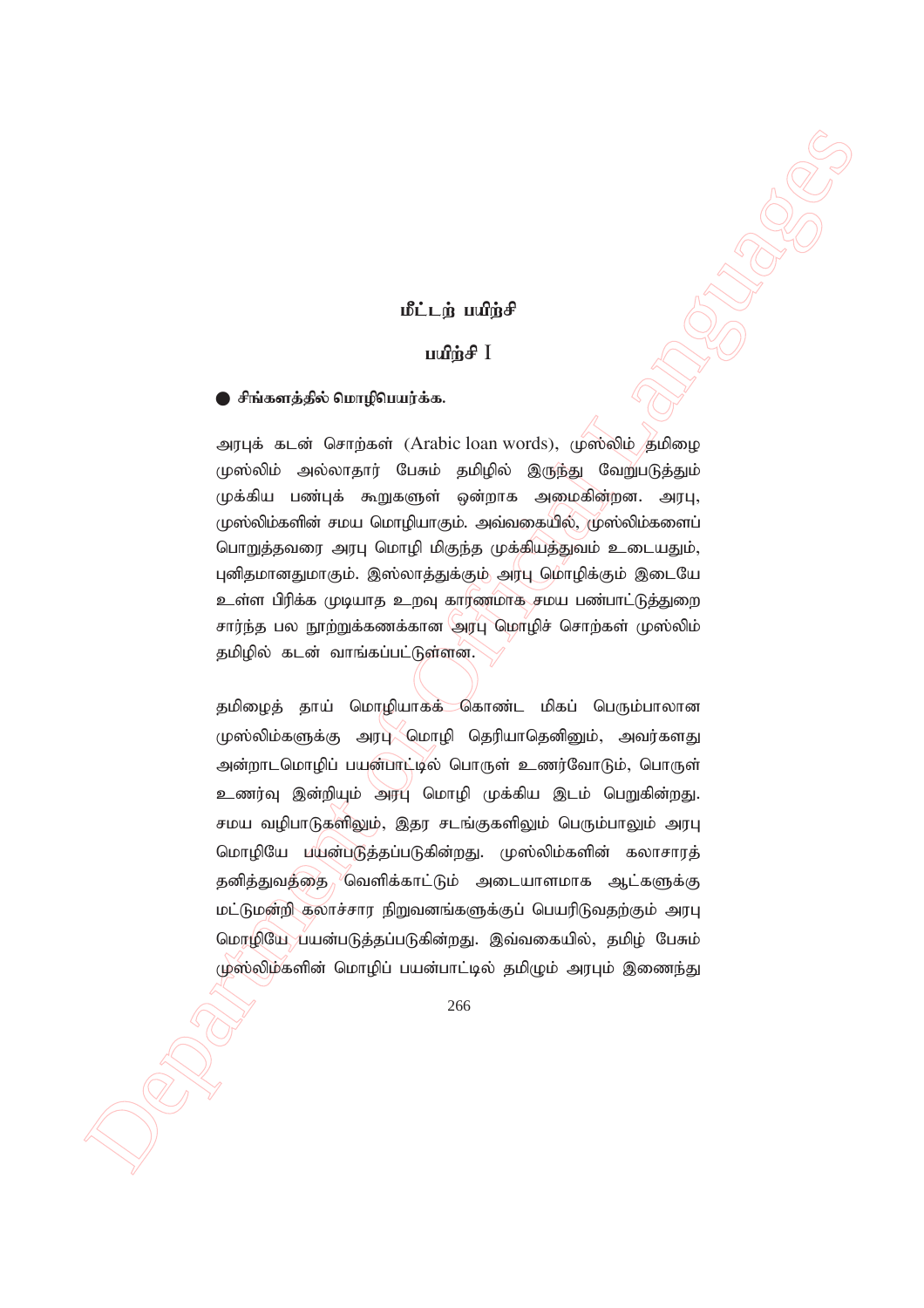## மீட்டற் பயிற்சி

### பயிற்சி I

● **சிங்களத்தில் மொழிபெயர்க்க.**

அரபுக் கடன் சொற்கள் (Arabic loan words), முஸ்லிம் தமிழை முஸ்லிம் அல்லாதார் பேசும் தமிழில் இருந்து வேறுபடுத்தும் முக்கிய பண்புக் கூறுகளுள் ஒன்றாக அமைகின்றன. அரபு, முஸ்லிம்களின் சமய மொழியாகும். அவ்வகையில், முஸ்லிம்களைப் பொறுத்தவரை அரபு மொழி மிகுந்த முக்கியத்துவம் உடையதும், புனிதமானதுமாகும். இஸ்லாத்துக்கும் அரபு மொழிக்கும் இடையே உள்ள பிரிக்க முடியாத உறவு காரணமாக சமய பண்பாட்டுத்துறை சார்ந்த பல நூற்றுக்கணக்கான அரபு மொழிச் சொற்கள் முஸ்லிம் தமிழில் கடன் வாங்கப்பட்டுள்ளன.

தமிழைத் தாய் மொழியாகக் கொண்ட மிகப் பெரும்பாலான முஸ்லிம்களுக்கு அரபு மொழி தெரியாதெனினும், அவர்களது அன்றாடமொழிப் பயன்பாட்டில் பொருள் உணர்வோடும், பொருள் உணர்வு இன்றியும் அரபு மொழி முக்கிய இடம் பெறுகின்றது. சமய வழிபாடுகளிலும், இதர சடங்குகளிலும் பெரும்பாலும் அரபு மொழியே பயன்படுத்தப்படுகின்றது. முஸ்லிம்களின் கலாசாரத் தனித்துவத்தை வெளிக்காட்டும் அடையாளமாக ஆட்களுக்கு மட்டுமன்றி கலாச்சார நிறுவனங்களுக்குப் பெயரிடுவதற்கும் அரபு மொழியே பயன்படுத்தப்படுகின்றது. இவ்வகையில், தமிழ் பேசும் முஸ்லிம்களின் மொழிப் பயன்பாட்டில் தமிழும் அரபும் இணைந்து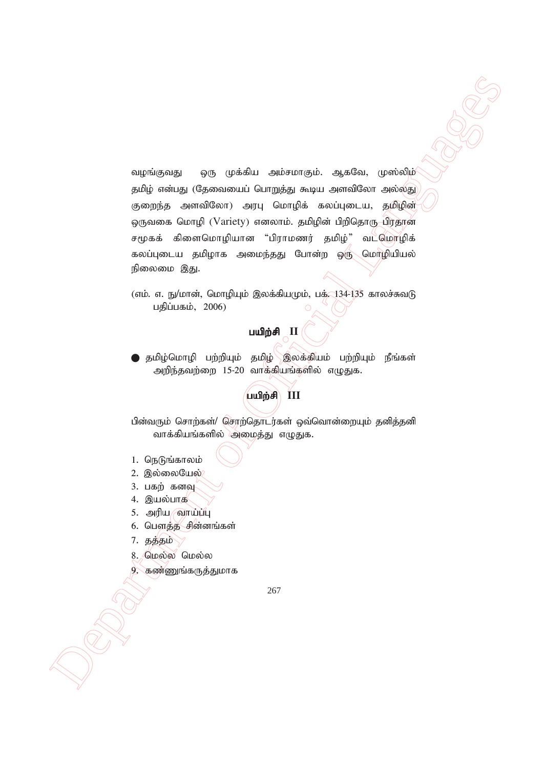வழங்குவது ஒரு முக்கிய அம்சமாகும். ஆகவே, முஸ்லிம் தமிழ் என்பது (தேவையைப் பொறுத்து கூடிய அளவிலோ அல்லது குறைந்த அளவிலோ) அரபு மொழிக் கலப்புடைய, தமிழின் ஒருவகை மொழி (Variety) எனலாம். தமிழின் பிறிதொரு பிரதான சமூகக் கிளைமொழியான "பிராமணர் தமிழ்" வடமொழிக் கலப்புடைய தமிழாக அமைந்தது போன்ற ஒரு மொழியியல் நிலைமை இது.

(எம். எ. நு/மான், மொழியும் இலக்கியமும், பக். 134-135 காலச்சுவடு பதிப்பகம், 2006)

## பயிற்சி II

- தமிழ்மொழி பற்றியும் தமிழ் இலக்கியம் பற்றியும் நீங்கள் அறிந்தவற்றை 15-20 வாக்கியங்களில் எழுதுக.

## பயிற்சி III

பின்வரும் சொற்கள்/ சொற்தொடர்கள் ஒவ்வொன்றையும் தனித்தனி வாக்கியங்களில் அமைத்து எழுதுக.

1. நெடுங்காலம்
2. இல்லையேல்
3. பகற் கனவு
4. இயல்பாக
5. அரிய வாய்ப்பு
6. பௌத்த சின்னங்கள்
7. தத்தம்
8. மெல்ல மெல்ல
9. கண்ணுங்கருத்துமாக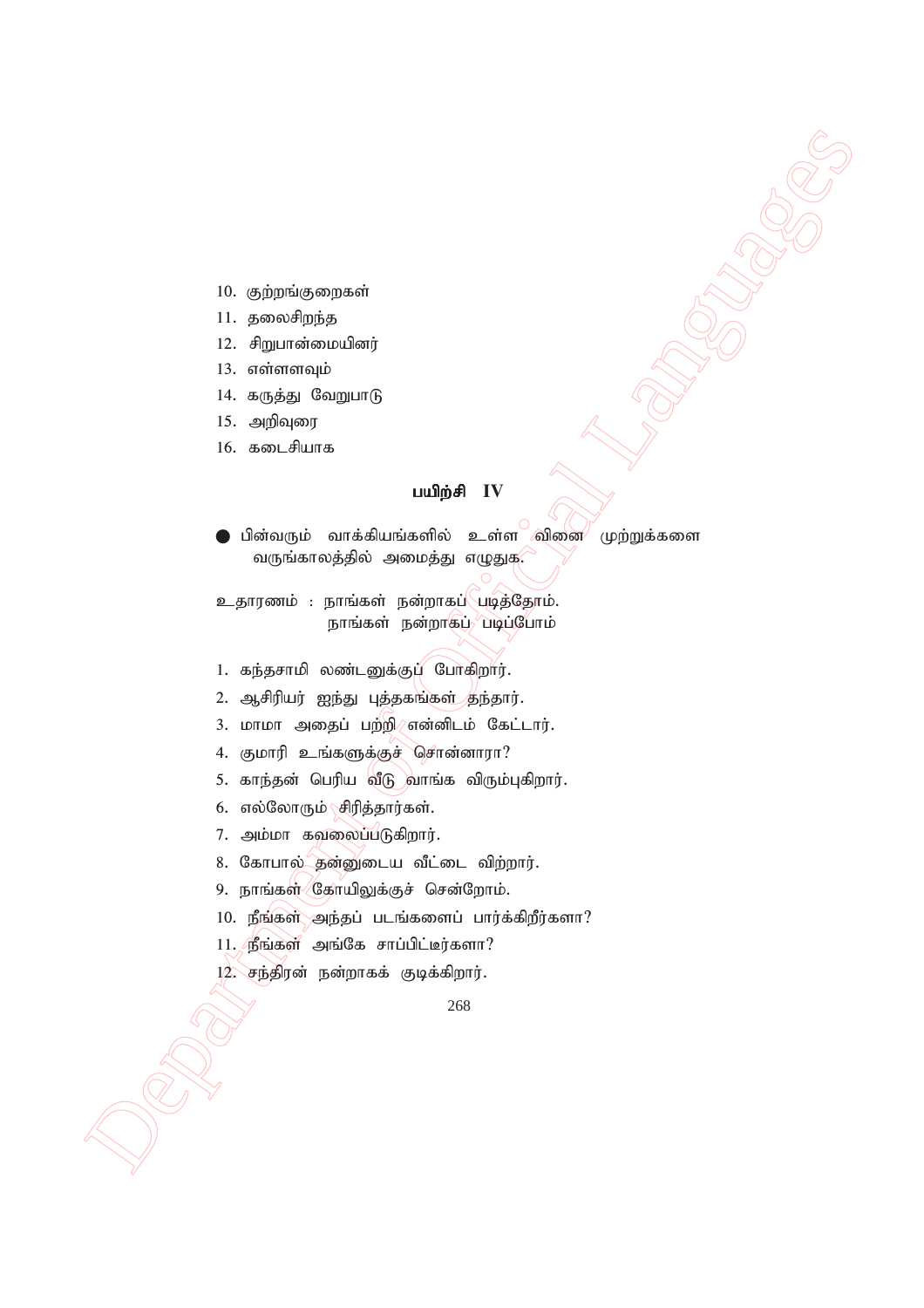10. குற்றங்குறைகள்
11. தலைசிறந்த
12. சிறுபான்மையினர்
13. எள்ளளவும்
14. கருத்து வேறுபாடு
15. அறிவுரை
16. கடைசியாக

## பயிற்சி IV

● பின்வரும் வாக்கியங்களில் உள்ள வினை முற்றுக்களை வருங்காலத்தில் அமைத்து எழுதுக.

உதாரணம் : நாங்கள் நன்றாகப் படித்தோம்.
நாங்கள் நன்றாகப் படிப்போம்

1. கந்தசாமி லண்டனுக்குப் போகிறார்.
2. ஆசிரியர் ஐந்து புத்தகங்கள் தந்தார்.
3. மாமா அதைப் பற்றி என்னிடம் கேட்டார்.
4. குமாரி உங்களுக்குச் சொன்னாரா?
5. காந்தன் பெரிய வீடு வாங்க விரும்புகிறார்.
6. எல்லோரும் சிரித்தார்கள்.
7. அம்மா கவலைப்படுகிறார்.
8. கோபால் தன்னுடைய வீட்டை விற்றார்.
9. நாங்கள் கோயிலுக்குச் சென்றோம்.
10. நீங்கள் அந்தப் படங்களைப் பார்க்கிறீர்களா?
11. நீங்கள் அங்கே சாப்பிட்டீர்களா?
12. சந்திரன் நன்றாகக் குடிக்கிறார்.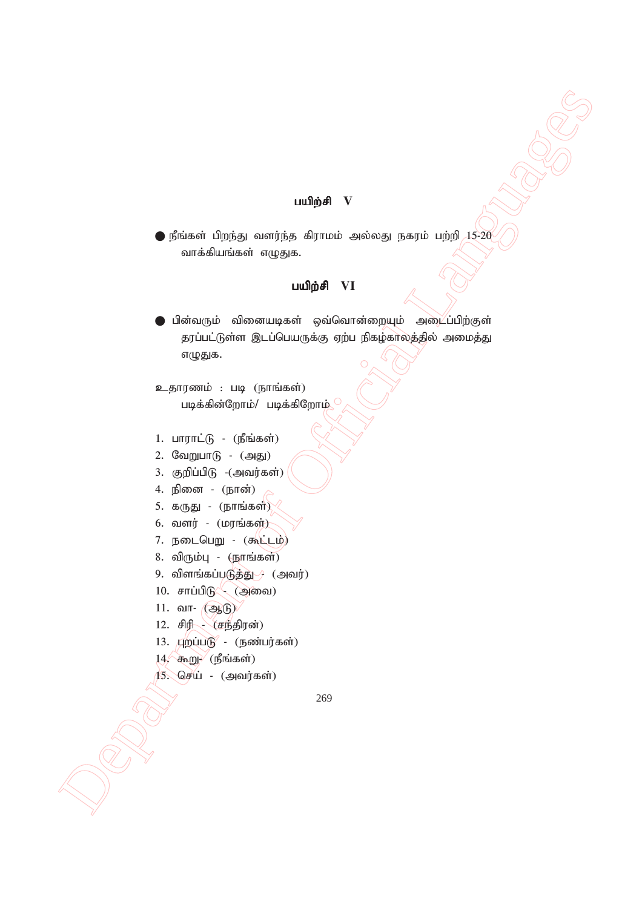## பயிற்சி V

- நீங்கள் பிறந்து வளர்ந்த கிராமம் அல்லது நகரம் பற்றி 15-20 வாக்கியங்கள் எழுதுக.

## பயிற்சி VI

- பின்வரும் வினையடிகள் ஒவ்வொன்றையும் அடைப்பிற்குள் தரப்பட்டுள்ள இடப்பெயருக்கு ஏற்ப நிகழ்காலத்தில் அமைத்து எழுதுக.

உதாரணம் : படி (நாங்கள்)
படிக்கின்றோம்/ படிக்கிறோம்

1. பாராட்டு - (நீங்கள்)
2. வேறுபாடு - (அது)
3. குறிப்பிடு -(அவர்கள்)
4. நினை - (நான்)
5. கருது - (நாங்கள்)
6. வளர் - (மரங்கள்)
7. நடைபெறு - (கூட்டம்)
8. விரும்பு - (நாங்கள்)
9. விளங்கப்படுத்து - (அவர்)
10. சாப்பிடு - (அவை)
11. வா- (ஆடு)
12. சிரி - (சந்திரன்)
13. புறப்படு - (நண்பர்கள்)
14. கூறு- (நீங்கள்)
15. செய் - (அவர்கள்)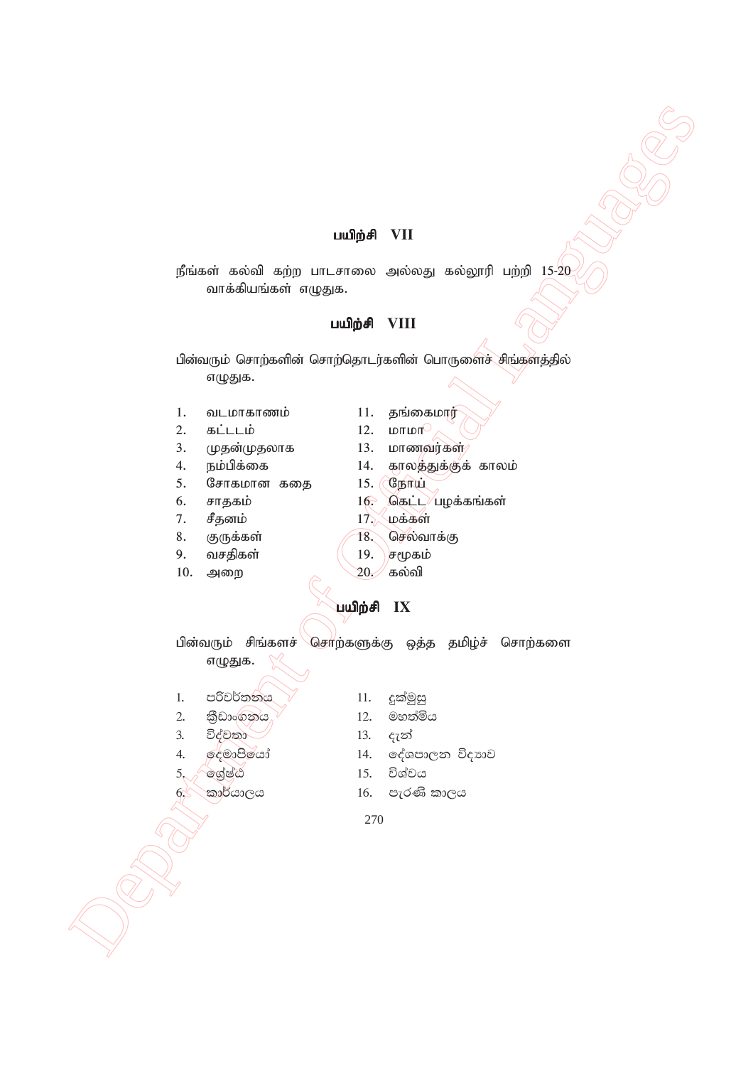## பயிற்சி VII

நீங்கள் கல்வி கற்ற பாடசாலை அல்லது கல்லூரி பற்றி 15-20 வாக்கியங்கள் எழுதுக.

## பயிற்சி VIII

பின்வரும் சொற்களின் சொற்தொடர்களின் பொருளைச் சிங்களத்தில் எழுதுக.

1. வடமாகாணம்
2. கட்டடம்
3. முதன்முதலாக
4. நம்பிக்கை
5. சோகமான கதை
6. சாதகம்
7. சீதனம்
8. குருக்கள்
9. வசதிகள்
10. அறை
11. தங்கைமார்
12. மாமா
13. மாணவர்கள்
14. காலத்துக்குக் காலம்
15. நோய்
16. கெட்ட பழக்கங்கள்
17. மக்கள்
18. செல்வாக்கு
19. சமூகம்
20. கல்வி

## பயிற்சி IX

பின்வரும் சிங்களச் சொற்களுக்கு ஒத்த தமிழ்ச் சொற்களை எழுதுக.

1. පරිවර්තනය
2. ක්‍රීඩාංගනය
3. විද්වතා
4. දෙමාපියෝ
5. ශ්‍රේෂ්ඨ
6. කාර්යාලය
11. දුක්මුසු
12. මහත්මිය
13. දැන්
14. දේශපාලන විද්‍යාව
15. විශ්වය
16. පැරණි කාලය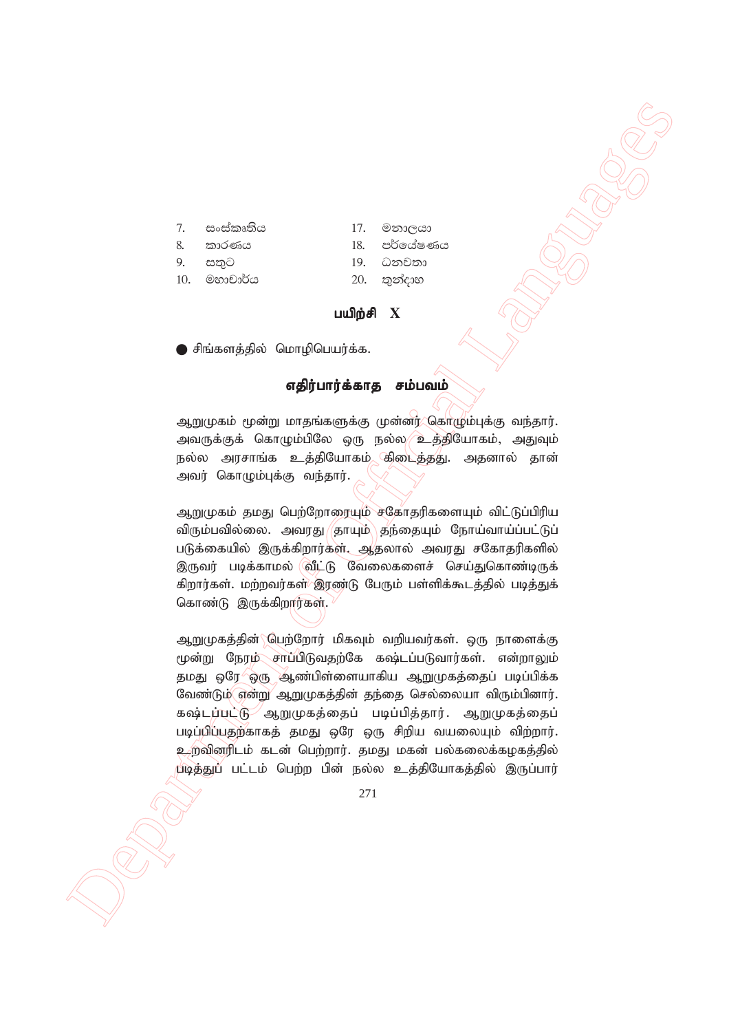7. සංස්කෘතිය
8. කාරණය
9. සතුට
10. මහාචාර්ය

17. මනාලයා
18. පර්යේෂණය
19. ධනවතා
20. තුන්දාහ

**பயிற்சி X**

● சிங்களத்தில் மொழிபெயர்க்க.

## எதிர்பார்க்காத சம்பவம்

ஆறுமுகம் மூன்று மாதங்களுக்கு முன்னர் கொழும்புக்கு வந்தார். அவருக்குக் கொழும்பிலே ஒரு நல்ல உத்தியோகம், அதுவும் நல்ல அரசாங்க உத்தியோகம் கிடைத்தது. அதனால் தான் அவர் கொழும்புக்கு வந்தார்.

ஆறுமுகம் தமது பெற்றோரையும் சகோதரிகளையும் விட்டுப்பிரிய விரும்பவில்லை. அவரது தாயும் தந்தையும் நோய்வாய்ப்பட்டுப் படுக்கையில் இருக்கிறார்கள். ஆதலால் அவரது சகோதரிகளில் இருவர் படிக்காமல் வீட்டு வேலைகளைச் செய்துகொண்டிருக் கிறார்கள். மற்றவர்கள் இரண்டு பேரும் பள்ளிக்கூடத்தில் படித்துக் கொண்டு இருக்கிறார்கள்.

ஆறுமுகத்தின் பெற்றோர் மிகவும் வறியவர்கள். ஒரு நாளைக்கு மூன்று நேரம் சாப்பிடுவதற்கே கஷ்டப்படுவார்கள். என்றாலும் தமது ஒரே ஒரு ஆண்பிள்ளையாகிய ஆறுமுகத்தைப் படிப்பிக்க வேண்டும் என்று ஆறுமுகத்தின் தந்தை செல்லையா விரும்பினார். கஷ்டப்பட்டு ஆறுமுகத்தைப் படிப்பித்தார். ஆறுமுகத்தைப் படிப்பிப்பதற்காகத் தமது ஒரே ஒரு சிறிய வயலையும் விற்றார். உறவினரிடம் கடன் பெற்றார். தமது மகன் பல்கலைக்கழகத்தில் படித்துப் பட்டம் பெற்ற பின் நல்ல உத்தியோகத்தில் இருப்பார்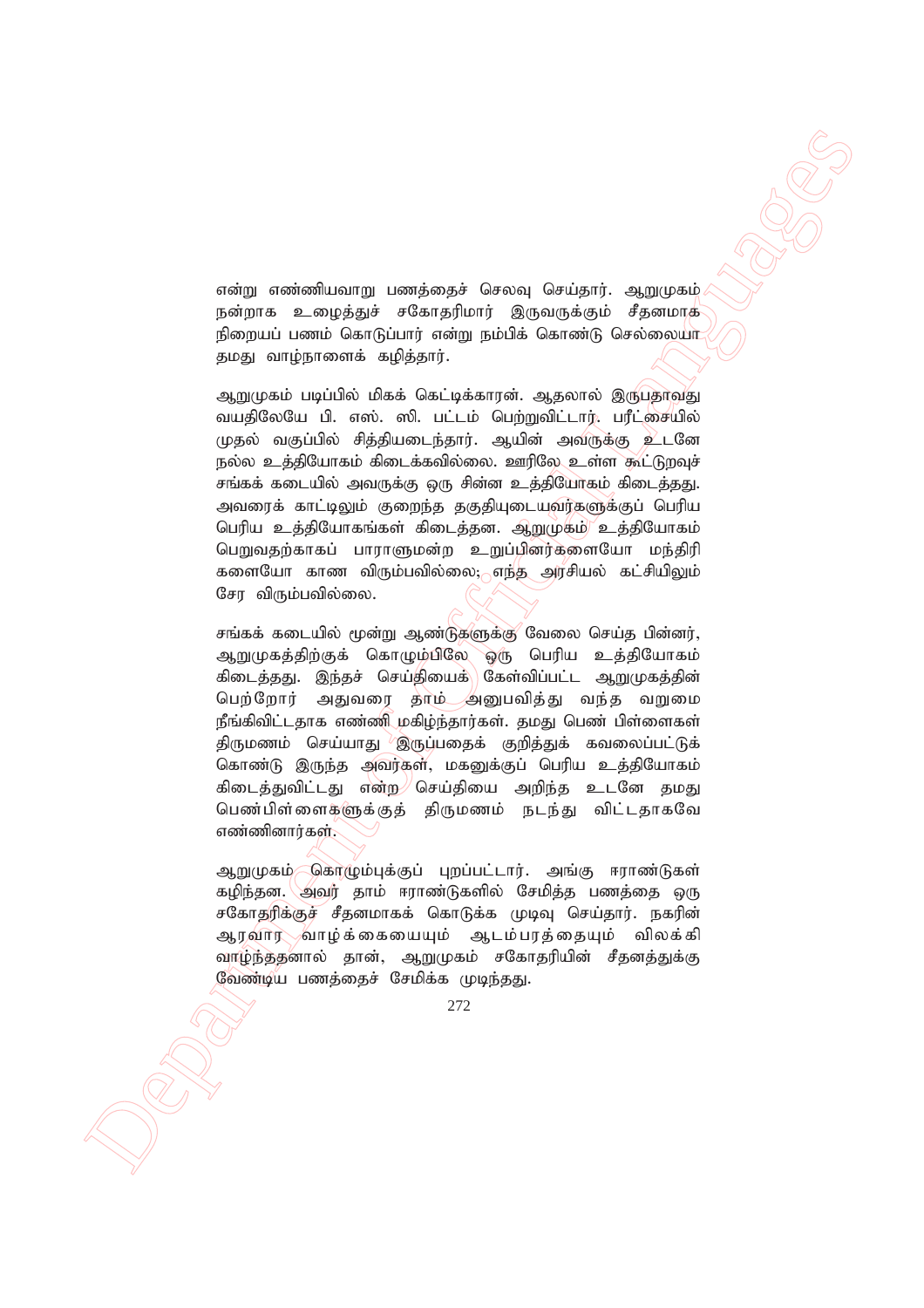என்று எண்ணியவாறு பணத்தைச் செலவு செய்தார். ஆறுமுகம் நன்றாக உழைத்துச் சகோதரிமார் இருவருக்கும் சீதனமாக நிறையப் பணம் கொடுப்பார் என்று நம்பிக் கொண்டு செல்லையா தமது வாழ்நாளைக் கழித்தார்.

ஆறுமுகம் படிப்பில் மிகக் கெட்டிக்காரன். ஆதலால் இருபதாவது வயதிலேயே பி. எஸ். ஸி. பட்டம் பெற்றுவிட்டார். பரீட்சையில் முதல் வகுப்பில் சித்தியடைந்தார். ஆயின் அவருக்கு உடனே நல்ல உத்தியோகம் கிடைக்கவில்லை. ஊரிலே உள்ள கூட்டுறவுச் சங்கக் கடையில் அவருக்கு ஒரு சின்ன உத்தியோகம் கிடைத்தது. அவரைக் காட்டிலும் குறைந்த தகுதியுடையவர்களுக்குப் பெரிய பெரிய உத்தியோகங்கள் கிடைத்தன. ஆறுமுகம் உத்தியோகம் பெறுவதற்காகப் பாராளுமன்ற உறுப்பினர்களையோ மந்திரி களையோ காண விரும்பவில்லை; எந்த அரசியல் கட்சியிலும் சேர விரும்பவில்லை.

சங்கக் கடையில் மூன்று ஆண்டுகளுக்கு வேலை செய்த பின்னர், ஆறுமுகத்திற்குக் கொழும்பிலே ஒரு பெரிய உத்தியோகம் கிடைத்தது. இந்தச் செய்தியைக் கேள்விப்பட்ட ஆறுமுகத்தின் பெற்றோர் அதுவரை தாம் அனுபவித்து வந்த வறுமை நீங்கிவிட்டதாக எண்ணி மகிழ்ந்தார்கள். தமது பெண் பிள்ளைகள் திருமணம் செய்யாது இருப்பதைக் குறித்துக் கவலைப்பட்டுக் கொண்டு இருந்த அவர்கள், மகனுக்குப் பெரிய உத்தியோகம் கிடைத்துவிட்டது என்ற செய்தியை அறிந்த உடனே தமது பெண்பிள்ளைகளுக்குத் திருமணம் நடந்து விட்டதாகவே எண்ணினார்கள்.

ஆறுமுகம் கொழும்புக்குப் புறப்பட்டார். அங்கு ஈராண்டுகள் கழிந்தன. அவர் தாம் ஈராண்டுகளில் சேமித்த பணத்தை ஒரு சகோதரிக்குச் சீதனமாகக் கொடுக்க முடிவு செய்தார். நகரின் ஆரவார வாழ்க்கையையும் ஆடம்பரத்தையும் விலக்கி வாழ்ந்ததனால் தான், ஆறுமுகம் சகோதரியின் சீதனத்துக்கு வேண்டிய பணத்தைச் சேமிக்க முடிந்தது.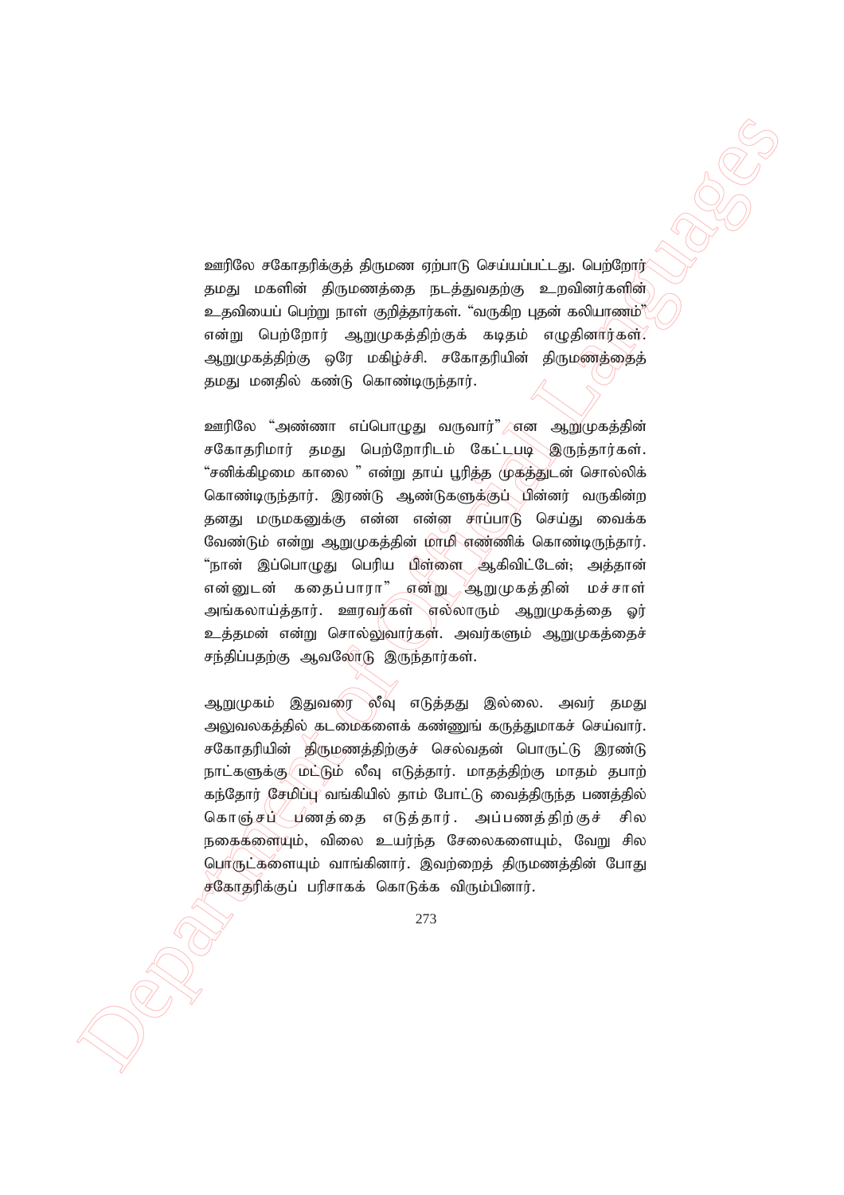ஊரிலே சகோதரிக்குத் திருமண ஏற்பாடு செய்யப்பட்டது. பெற்றோர் தமது மகளின் திருமணத்தை நடத்துவதற்கு உறவினர்களின் உதவியைப் பெற்று நாள் குறித்தார்கள். "வருகிற புதன் கலியாணம்" என்று பெற்றோர் ஆறுமுகத்திற்குக் கடிதம் எழுதினார்கள். ஆறுமுகத்திற்கு ஒரே மகிழ்ச்சி. சகோதரியின் திருமணத்தைத் தமது மனதில் கண்டு கொண்டிருந்தார்.

ஊரிலே "அண்ணா எப்பொழுது வருவார்" என ஆறுமுகத்தின் சகோதரிமார் தமது பெற்றோரிடம் கேட்டபடி இருந்தார்கள். "சனிக்கிழமை காலை " என்று தாய் பூரித்த முகத்துடன் சொல்லிக் கொண்டிருந்தார். இரண்டு ஆண்டுகளுக்குப் பின்னர் வருகின்ற தனது மருமகனுக்கு என்ன என்ன சாப்பாடு செய்து வைக்க வேண்டும் என்று ஆறுமுகத்தின் மாமி எண்ணிக் கொண்டிருந்தார். "நான் இப்பொழுது பெரிய பிள்ளை ஆகிவிட்டேன்; அத்தான் என்னுடன் கதைப்பாரா" என்று ஆறுமுகத்தின் மச்சாள் அங்கலாய்த்தார். ஊரவர்கள் எல்லாரும் ஆறுமுகத்தை ஓர் உத்தமன் என்று சொல்லுவார்கள். அவர்களும் ஆறுமுகத்தைச் சந்திப்பதற்கு ஆவலோடு இருந்தார்கள்.

ஆறுமுகம் இதுவரை லீவு எடுத்தது இல்லை. அவர் தமது அலுவலகத்தில் கடமைகளைக் கண்ணுங் கருத்துமாகச் செய்வார். சகோதரியின் திருமணத்திற்குச் செல்வதன் பொருட்டு இரண்டு நாட்களுக்கு மட்டும் லீவு எடுத்தார். மாதத்திற்கு மாதம் தபாற் கந்தோர் சேமிப்பு வங்கியில் தாம் போட்டு வைத்திருந்த பணத்தில் கொஞ்சப் பணத்தை எடுத்தார். அப்பணத்திற்குச் சில நகைகளையும், விலை உயர்ந்த சேலைகளையும், வேறு சில பொருட்களையும் வாங்கினார். இவற்றைத் திருமணத்தின் போது சகோதரிக்குப் பரிசாகக் கொடுக்க விரும்பினார்.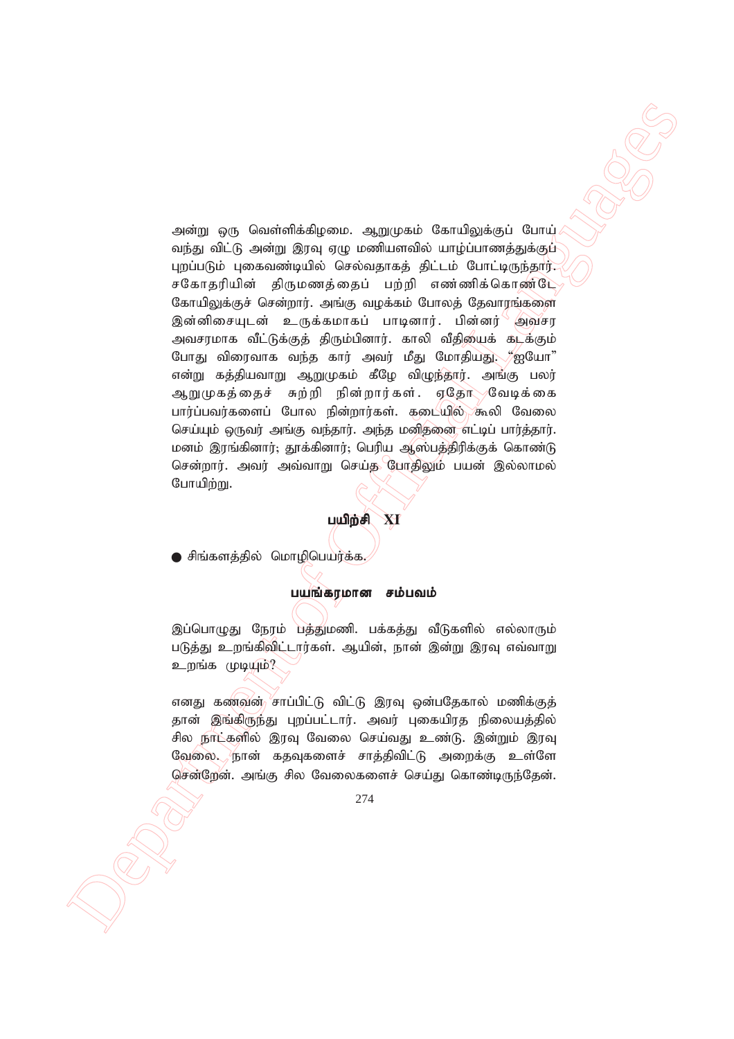அன்று ஒரு வெள்ளிக்கிழமை. ஆறுமுகம் கோயிலுக்குப் போய் வந்து விட்டு அன்று இரவு ஏழு மணியளவில் யாழ்ப்பாணத்துக்குப் புறப்படும் புகைவண்டியில் செல்வதாகத் திட்டம் போட்டிருந்தார். சகோதரியின் திருமணத்தைப் பற்றி எண்ணிக்கொண்டே கோயிலுக்குச் சென்றார். அங்கு வழக்கம் போலத் தேவாரங்களை இன்னிசையுடன் உருக்கமாகப் பாடினார். பின்னர் அவசர அவசரமாக வீட்டுக்குத் திரும்பினார். காலி வீதியைக் கடக்கும் போது விரைவாக வந்த கார் அவர் மீது மோதியது. "ஐயோ" என்று கத்தியவாறு ஆறுமுகம் கீழே விழுந்தார். அங்கு பலர் ஆறுமுகத்தைச் சுற்றி நின்றார்கள். ஏதோ வேடிக்கை பார்ப்பவர்களைப் போல நின்றார்கள். கடையில் கூலி வேலை செய்யும் ஒருவர் அங்கு வந்தார். அந்த மனிதனை எட்டிப் பார்த்தார். மனம் இரங்கினார்; தூக்கினார்; பெரிய ஆஸ்பத்திரிக்குக் கொண்டு சென்றார். அவர் அவ்வாறு செய்த போதிலும் பயன் இல்லாமல் போயிற்று.

## பயிற்சி XI

- சிங்களத்தில் மொழிபெயர்க்க.

### பயங்கரமான சம்பவம்

இப்பொழுது நேரம் பத்துமணி. பக்கத்து வீடுகளில் எல்லாரும் படுத்து உறங்கிவிட்டார்கள். ஆயின், நான் இன்று இரவு எவ்வாறு உறங்க முடியும்?

எனது கணவன் சாப்பிட்டு விட்டு இரவு ஒன்பதேகால் மணிக்குத் தான் இங்கிருந்து புறப்பட்டார். அவர் புகையிரத நிலையத்தில் சில நாட்களில் இரவு வேலை செய்வது உண்டு. இன்றும் இரவு வேலை. நான் கதவுகளைச் சாத்திவிட்டு அறைக்கு உள்ளே சென்றேன். அங்கு சில வேலைகளைச் செய்து கொண்டிருந்தேன்.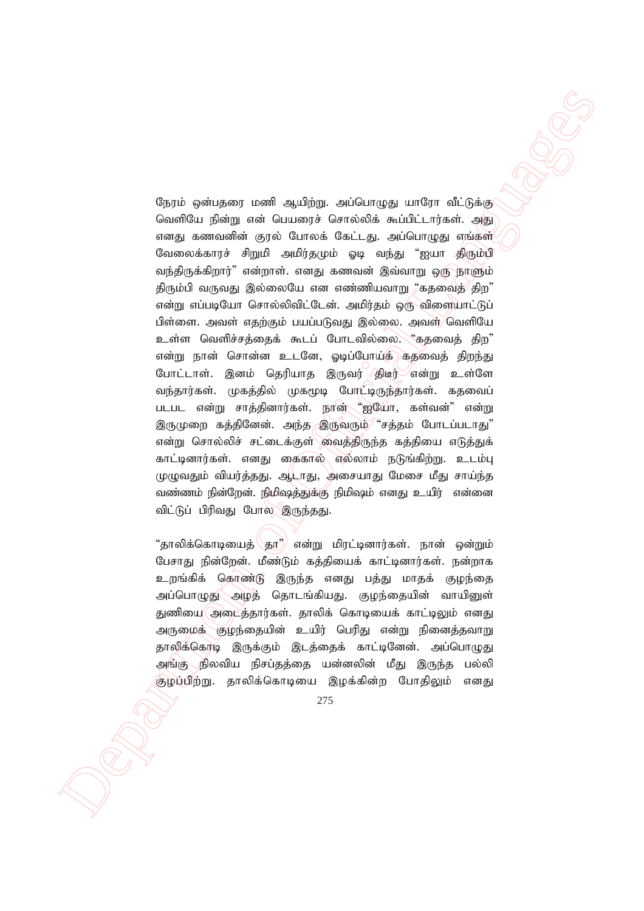நேரம் ஒன்பதரை மணி ஆயிற்று. அப்பொழுது யாரோ வீட்டுக்கு வெளியே நின்று என் பெயரைச் சொல்லிக் கூப்பிட்டார்கள். அது எனது கணவனின் குரல் போலக் கேட்டது. அப்பொழுது எங்கள் வேலைக்காரச் சிறுமி அமிர்தமும் ஓடி வந்து "ஐயா திரும்பி வந்திருக்கிறார்" என்றாள். எனது கணவன் இவ்வாறு ஒரு நாளும் திரும்பி வருவது இல்லையே என எண்ணியவாறு "கதவைத் திற" என்று எப்படியோ சொல்லிவிட்டேன். அமிர்தம் ஒரு விளையாட்டுப் பிள்ளை. அவள் எதற்கும் பயப்படுவது இல்லை. அவள் வெளியே உள்ள வெளிச்சத்தைக் கூடப் போடவில்லை. "கதவைத் திற" என்று நான் சொன்ன உடனே, ஓடிப்போய்க் கதவைத் திறந்து போட்டாள். இனம் தெரியாத இருவர் திடீர் என்று உள்ளே வந்தார்கள். முகத்தில் முகமூடி போட்டிருந்தார்கள். கதவைப் படபட என்று சாத்தினார்கள். நான் "ஐயோ, கள்வன்" என்று இருமுறை கத்தினேன். அந்த இருவரும் "சத்தம் போடப்படாது" என்று சொல்லிச் சட்டைக்குள் வைத்திருந்த கத்தியை எடுத்துக் காட்டினார்கள். எனது கைகால் எல்லாம் நடுங்கிற்று. உடம்பு முழுவதும் வியர்த்தது. ஆடாது, அசையாது மேசை மீது சாய்ந்த வண்ணம் நின்றேன். நிமிஷத்துக்கு நிமிஷம் எனது உயிர் என்னை விட்டுப் பிரிவது போல இருந்தது.

"தாலிக்கொடியைத் தா" என்று மிரட்டினார்கள். நான் ஒன்றும் பேசாது நின்றேன். மீண்டும் கத்தியைக் காட்டினார்கள். நன்றாக உறங்கிக் கொண்டு இருந்த எனது பத்து மாதக் குழந்தை அப்பொழுது அழத் தொடங்கியது. குழந்தையின் வாயினுள் துணியை அடைத்தார்கள். தாலிக் கொடியைக் காட்டிலும் எனது அருமைக் குழந்தையின் உயிர் பெரிது என்று நினைத்தவாறு தாலிக்கொடி இருக்கும் இடத்தைக் காட்டினேன். அப்பொழுது அங்கு நிலவிய நிசப்தத்தை யன்னலின் மீது இருந்த பல்லி குழப்பிற்று. தாலிக்கொடியை இழக்கின்ற போதிலும் எனது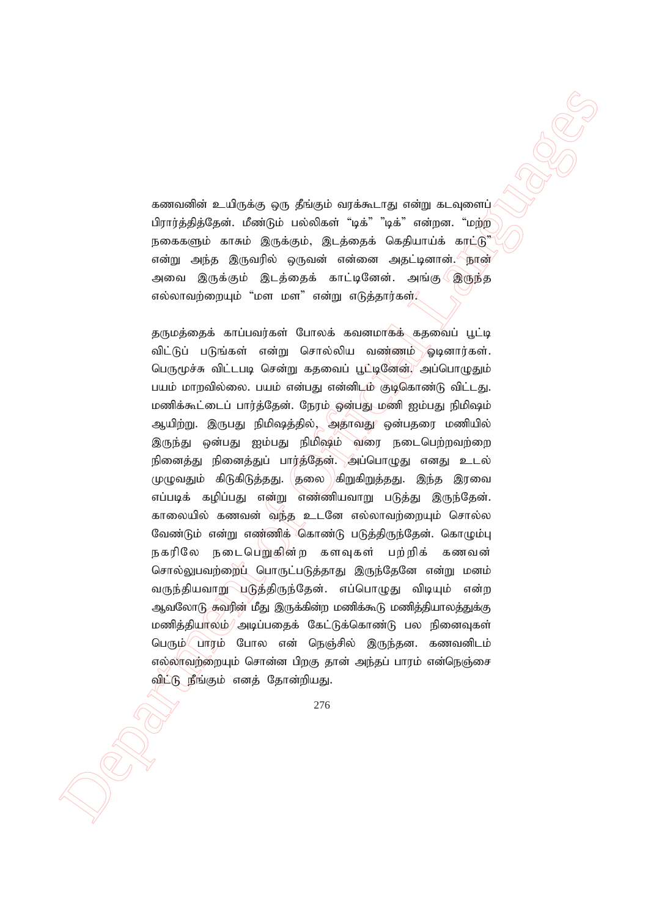கணவனின் உயிருக்கு ஒரு தீங்கும் வரக்கூடாது என்று கடவுளைப் பிரார்த்தித்தேன். மீண்டும் பல்லிகள் "டிக்" "டிக்" என்றன. "மற்ற நகைகளும் காசும் இருக்கும், இடத்தைக் கெதியாய்க் காட்டு" என்று அந்த இருவரில் ஒருவன் என்னை அதட்டினான். நான் அவை இருக்கும் இடத்தைக் காட்டினேன். அங்கு இருந்த எல்லாவற்றையும் "மள மள" என்று எடுத்தார்கள்.

தருமத்தைக் காப்பவர்கள் போலக் கவனமாகக் கதவைப் பூட்டி விட்டுப் படுங்கள் என்று சொல்லிய வண்ணம் ஓடினார்கள். பெருமூச்சு விட்டபடி சென்று கதவைப் பூட்டினேன். அப்பொழுதும் பயம் மாறவில்லை. பயம் என்பது என்னிடம் குடிகொண்டு விட்டது. மணிக்கூட்டைப் பார்த்தேன். நேரம் ஒன்பது மணி ஐம்பது நிமிஷம் ஆயிற்று. இருபது நிமிஷத்தில், அதாவது ஒன்பதரை மணியில் இருந்து ஒன்பது ஐம்பது நிமிஷம் வரை நடைபெற்றவற்றை நினைத்து நினைத்துப் பார்த்தேன். அப்பொழுது எனது உடல் முழுவதும் கிடுகிடுத்தது. தலை கிறுகிறுத்தது. இந்த இரவை எப்படிக் கழிப்பது என்று எண்ணியவாறு படுத்து இருந்தேன். காலையில் கணவன் வந்த உடனே எல்லாவற்றையும் சொல்ல வேண்டும் என்று எண்ணிக் கொண்டு படுத்திருந்தேன். கொழும்பு நகரிலே நடைபெறுகின்ற களவுகள் பற்றிக் கணவன் சொல்லுபவற்றைப் பொருட்படுத்தாது இருந்தேனே என்று மனம் வருந்தியவாறு படுத்திருந்தேன். எப்பொழுது விடியும் என்ற ஆவலோடு சுவரின் மீது இருக்கின்ற மணிக்கூடு மணித்தியாலத்துக்கு மணித்தியாலம் அடிப்பதைக் கேட்டுக்கொண்டு பல நினைவுகள் பெரும் பாரம் போல என் நெஞ்சில் இருந்தன. கணவனிடம் எல்லாவற்றையும் சொன்ன பிறகு தான் அந்தப் பாரம் என்நெஞ்சை விட்டு நீங்கும் எனத் தோன்றியது.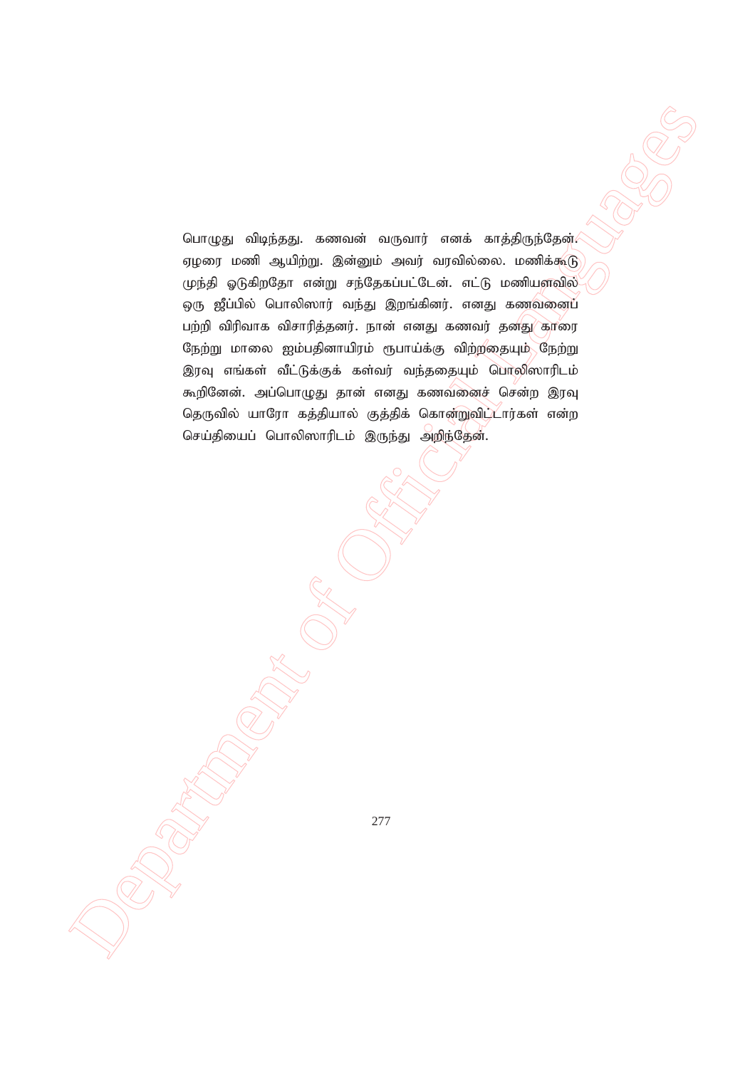பொழுது விடிந்தது. கணவன் வருவார் எனக் காத்திருந்தேன். ஏழரை மணி ஆயிற்று. இன்னும் அவர் வரவில்லை. மணிக்கூடு முந்தி ஓடுகிறதோ என்று சந்தேகப்பட்டேன். எட்டு மணியளவில் ஒரு ஜீப்பில் பொலிஸார் வந்து இறங்கினர். எனது கணவனைப் பற்றி விரிவாக விசாரித்தனர். நான் எனது கணவர் தனது காரை நேற்று மாலை ஐம்பதினாயிரம் ரூபாய்க்கு விற்றதையும் நேற்று இரவு எங்கள் வீட்டுக்குக் கள்வர் வந்ததையும் பொலிஸாரிடம் கூறினேன். அப்பொழுது தான் எனது கணவனைச் சென்ற இரவு தெருவில் யாரோ கத்தியால் குத்திக் கொன்றுவிட்டார்கள் என்ற செய்தியைப் பொலிஸாரிடம் இருந்து அறிந்தேன்.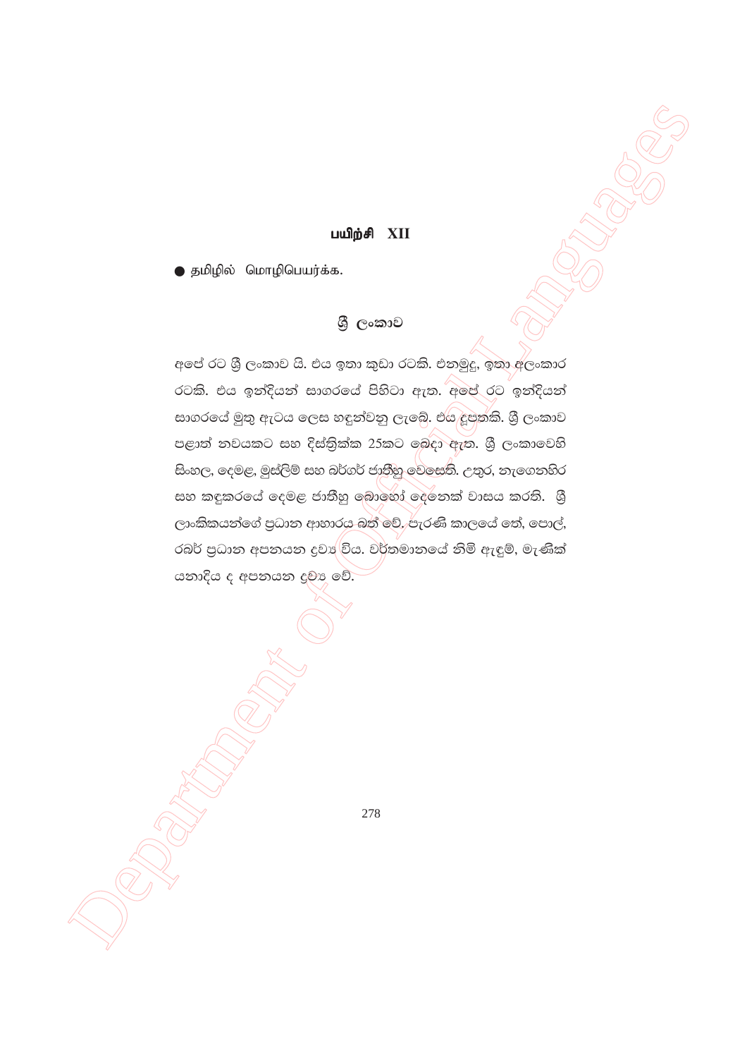## பயிற்சி XII

● தமிழில் மொழிபெயர்க்க.

### ශ්‍රී ලංකාව

අපේ රට ශ්‍රී ලංකාව යි. එය ඉතා කුඩා රටකි. එනමුදු, ඉතා අලංකාර රටකි. එය ඉන්දියන් සාගරයේ පිහිටා ඇත. අපේ රට ඉන්දියන් සාගරයේ මුතු ඇටය ලෙස හඳුන්වනු ලැබේ. එය දූපතකි. ශ්‍රී ලංකාව පළාත් නවයකට සහ දිස්ත්‍රික්ක 25කට බෙදා ඇත. ශ්‍රී ලංකාවෙහි සිංහල, දෙමළ, මුස්ලිම් සහ බර්ගර් ජාතීහු වෙසෙති. උතුර, නැගෙනහිර සහ කඳුකරයේ දෙමළ ජාතීහු බොහෝ දෙනෙක් වාසය කරති. ශ්‍රී ලාංකිකයන්ගේ ප්‍රධාන ආහාරය බත් වේ. පැරණි කාලයේ තේ, පොල්, රබර් ප්‍රධාන අපනයන ද්‍රව්‍ය විය. වර්තමානයේ තිබ් ඇඳුම්, මැණික් යනාදිය ද අපනයන ද්‍රව්‍ය වේ.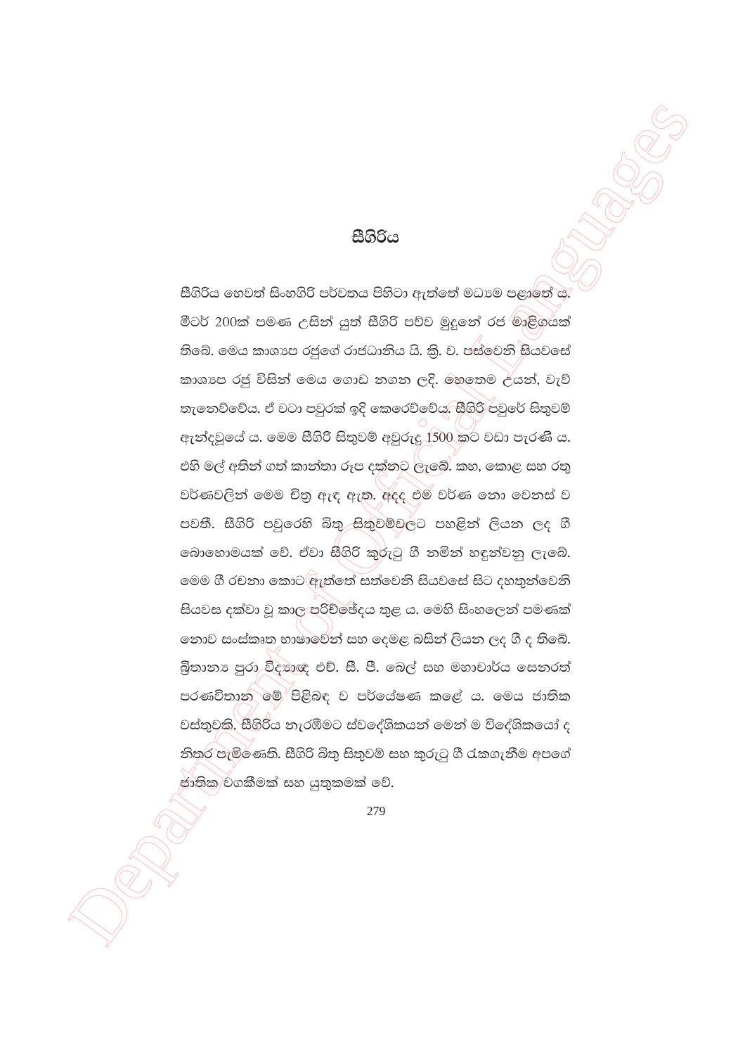# සීගිරිය

සීගිරිය හෙවත් සිංහගිරි පර්වතය පිහිටා ඇත්තේ මධ්‍යම පළාතේ ය. මීටර් 200ක් පමණ උසින් යුත් සීගිරි පව්ව මුදුනේ රජ මාළිගයක් තිබේ. මෙය කාශ්‍යප රජුගේ රාජධානිය යි. ක්‍රි. ව. පස්වෙනි සියවසේ කාශ්‍යප රජු විසින් මෙය ගොඩ නගන ලදි. හෙතෙම උයන්, වැව් තැනෙව්වේය. ඒ වටා පවුරක් ඉදි කෙරෙව්වේය. සීගිරි පවුරේ සිතුවම් ඇන්දවූයේ ය. මෙම සීගිරි සිතුවම් අවුරුදු 1500 කට වඩා පැරණි ය. එහි මල් අතින් ගත් කාන්තා රූප දක්නට ලැබේ. කහ, කොළ සහ රතු වර්ණවලින් මෙම චිත්‍ර ඇඳ ඇත. අදද එම වර්ණ නො වෙනස් ව පවතී. සීගිරි පවුරෙහි බිතු සිතුවම්වලට පහළින් ලියන ලද ගී බොහොමයක් වේ. ඒවා සීගිරි කුරුටු ගී නමින් හඳුන්වනු ලැබේ. මෙම ගී රචනා කොට ඇත්තේ සත්වෙනි සියවසේ සිට දහතුන්වෙනි සියවස දක්වා වූ කාල පරිච්ඡේදය තුළ ය. මෙහි සිංහලෙන් පමණක් නොව සංස්කෘත භාෂාවෙන් සහ දෙමළ බසින් ලියන ලද ගී ද තිබේ. බ්‍රිතාන්‍ය පුරා විද්‍යාඥ එච්. සී. පී. බෙල් සහ මහාචාර්ය සෙනරත් පරණවිතාන මේ පිළිබඳ ව පර්යේෂණ කළේ ය. මෙය ජාතික වස්තුවකි. සීගිරිය නැරඹීමට ස්වදේශිකයන් මෙන් ම විදේශිකයෝ ද නිතර පැමිණෙති. සීගිරි බිතු සිතුවම් සහ කුරුටු ගී රැකගැනීම අපගේ ජාතික වගකීමක් සහ යුතුකමක් වේ.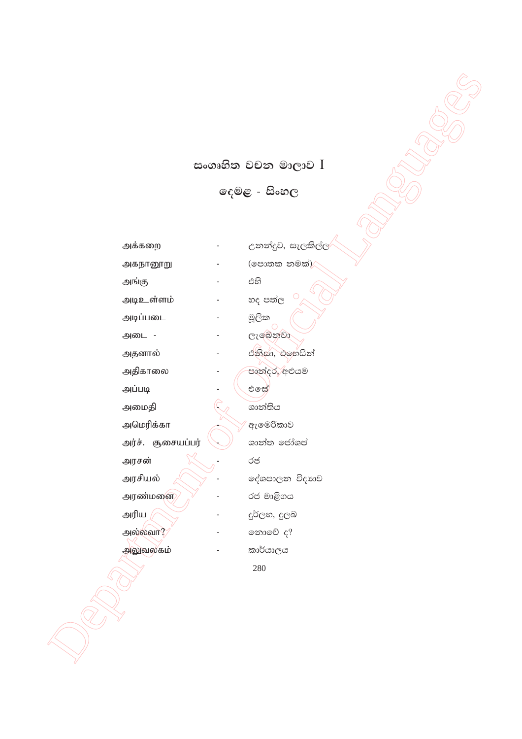# සංගෘහිත වචන මාලාව I

## දෙමළ - සිංහල

| | | |
|---|---|---|
| அக்கறை | - | උනන්දුව, සැලකිල්ල |
| அகநானூறு | - | (පොතක නමක්) |
| அங்கு | - | එහි |
| அடிஉள்ளம் | - | හද පත්ල |
| அடிப்படை | - | මූලික |
| அடை - | - | ලැබෙනවා |
| அதனால் | - | එනිසා, එහෙයින් |
| அதிகாலை | - | පාන්දර, අළුයම |
| அப்படி | - | එසේ |
| அமைதி | - | ශාන්තිය |
| அமெரிக்கா | - | ඇමෙරිකාව |
| அர்ச். சூசையப்பர் | - | ශාන්ත ජෝශප් |
| அரசன் | - | රජ |
| அரசியல் | - | දේශපාලන විද්‍යාව |
| அரண்மனை | - | රජ මාළිගය |
| அரிய | - | දුර්ලභ, දුලබ |
| அல்லவா? | - | නොවේ ද? |
| அலுவலகம் | - | කාර්යාලය |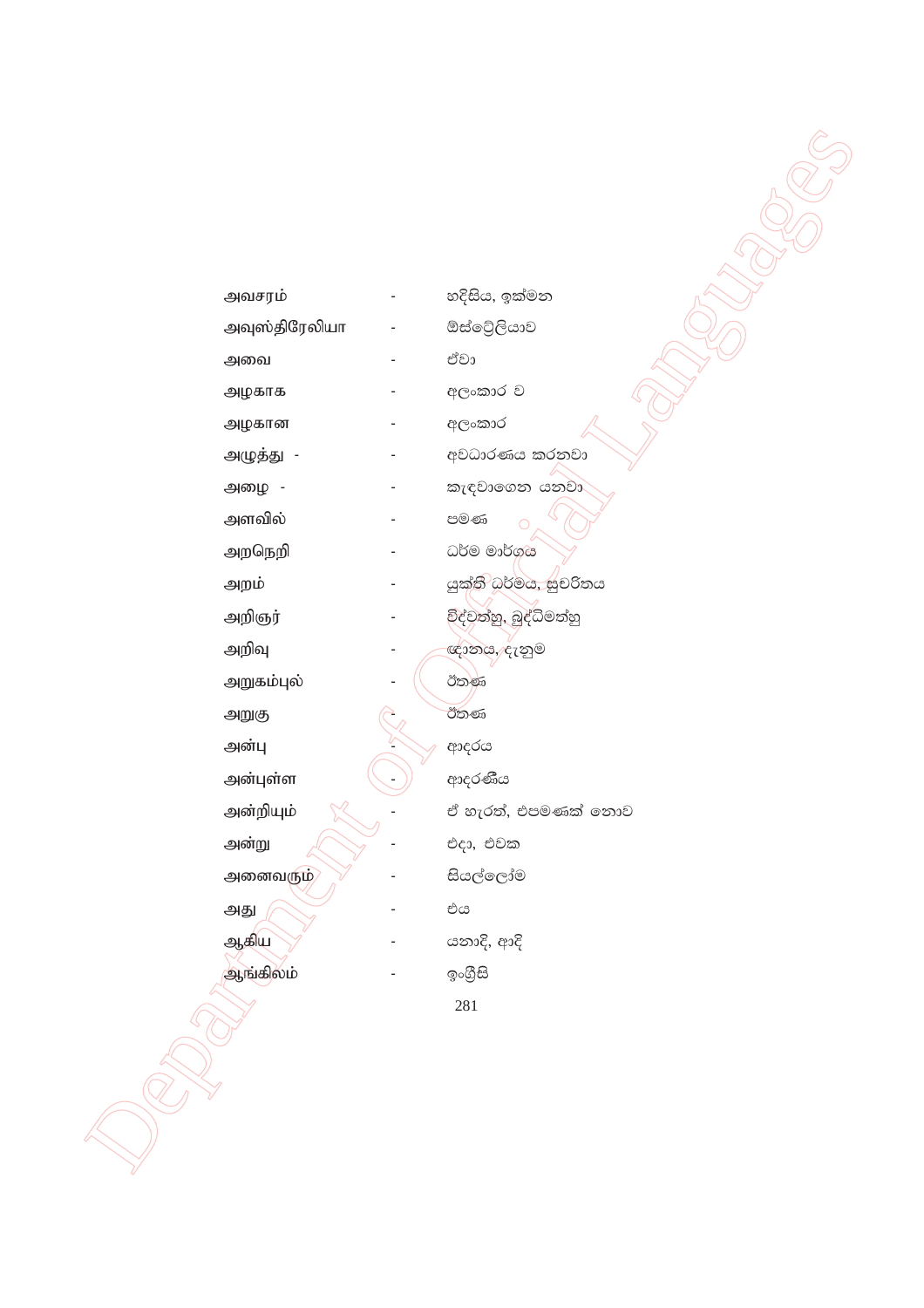| | | |
|---|---|---|
| அவசரம் | - | හදිසිය, ඉක්මන |
| அவுஸ்திரேலியா | - | ඕස්ට්‍රේලියාව |
| அவை | - | ඒවා |
| அழகாக | - | අලංකාර ව |
| அழகான | - | අලංකාර |
| அழுத்து - | - | අවධාරණය කරනවා |
| அழை - | - | කැඳවාගෙන යනවා |
| அளவில் | - | පමණ |
| அறநெறி | - | ධර්ම මාර්ගය |
| அறம் | - | යුක්ති ධර්මය, සුචරිතය |
| அறிஞர் | - | විද්වත්හු, බුද්ධිමත්හු |
| அறிவு | - | ඥානය, දැනුම |
| அறுகம்புல் | - | ඊතණ |
| அறுகு | - | ඊතණ |
| அன்பு | - | ආදරය |
| அன்புள்ள | - | ආදරණීය |
| அன்றியும் | - | ඒ හැරත්, එපමණක් නොව |
| அன்று | - | එදා, එවක |
| அனைவரும் | - | සියල්ලෝම |
| அது | - | එය |
| ஆகிய | - | යනාදී, ආදී |
| ஆங்கிலம் | - | ඉංග්‍රීසි |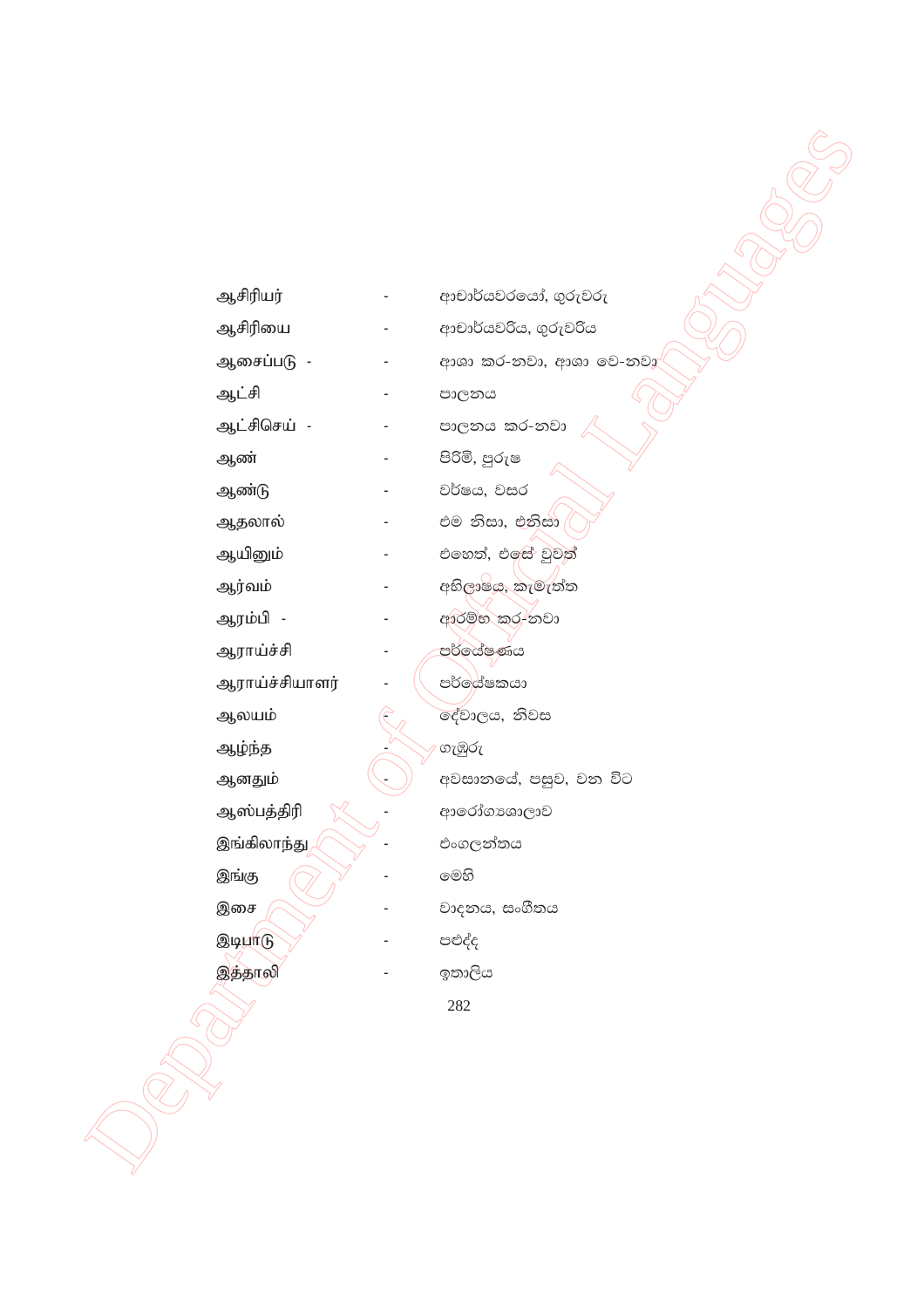ஆசிரியர் - ආචාර්යවරයෝ, ගුරුවරු

ஆசிரியை - ආචාර්යවරිය, ගුරුවරිය

ஆசைப்படு - - ආශා කර-නවා, ආශා වෙ-නවා

ஆட்சி - පාලනය

ஆட்சிசெய் - - පාලනය කර-නවා

ஆண் - පිරිමි, පුරුෂ

ஆண்டு - වර්ෂය, වසර

ஆதலால் - එම නිසා, එනිසා

ஆயினும் - එහෙත්, එසේ වුවත්

ஆர்வம் - අභිලාෂය, කැමැත්ත

ஆரம்பி - - ආරම්භ කර-නවා

ஆராய்ச்சி - පර්යේෂණය

ஆராய்ச்சியாளர் - පර්යේෂකයා

ஆலயம் - දේවාලය, නිවස

ஆழ்ந்த - ගැඹුරු

ஆனதும் - අවසානයේ, පසුව, වන විට

ஆஸ்பத்திரி - ආරෝග්‍යශාලාව

இங்கிலாந்து - එංගලන්තය

இங்கு - මෙහි

இசை - වාදනය, සංගීතය

இடிபாடு - පළුද්ද

இத்தாலி - ඉතාලිය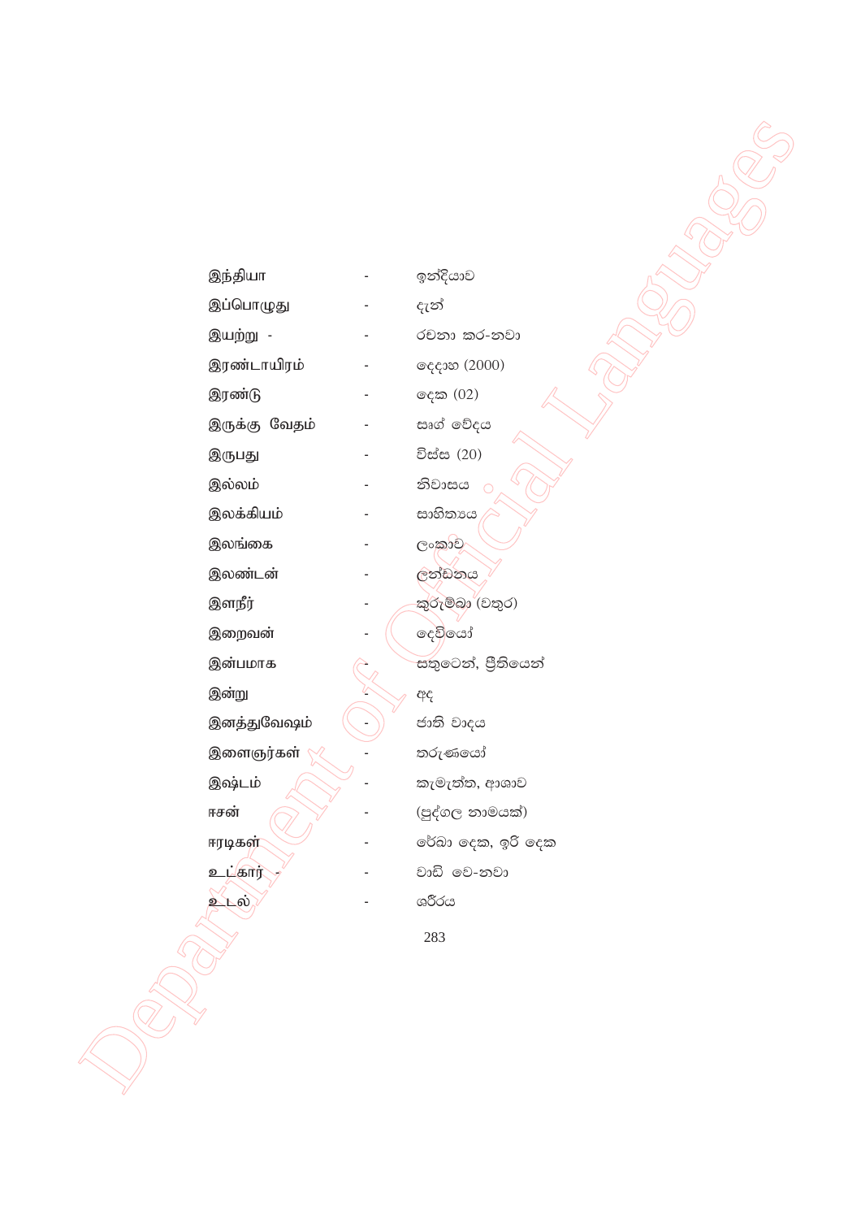இந்தியா - ඉන්දියාව

இப்பொழுது - දැන්

இயற்று - - රචනා කර-නවා

இரண்டாயிரம் - දෙදාහ (2000)

இரண்டு - දෙක (02)

இருக்கு வேதம் - ඍග් වේදය

இருபது - විස්ස (20)

இல்லம் - නිවාසය

இலக்கியம் - සාහිත්‍යය

இலங்கை - ලංකාව

இலண்டன் - ලන්ඩනය

இளநீர் - කුරුම්බා (වතුර)

இறைவன் - දෙවියෝ

இன்பமாக - සතුටෙන්, ප්‍රීතියෙන්

இன்று - අද

இனத்துவேஷம் - ජාති වාදය

இளைஞர்கள் - තරුණයෝ

இஷ்டம் - කැමැත්ත, ආශාව

ஈசன் - (පුද්ගල නාමයක්)

ஈரடிகள் - රේඛා දෙක, ඉරි දෙක

உட்கார் - - වාඩි වෙ-නවා

உடல் - ශරීරය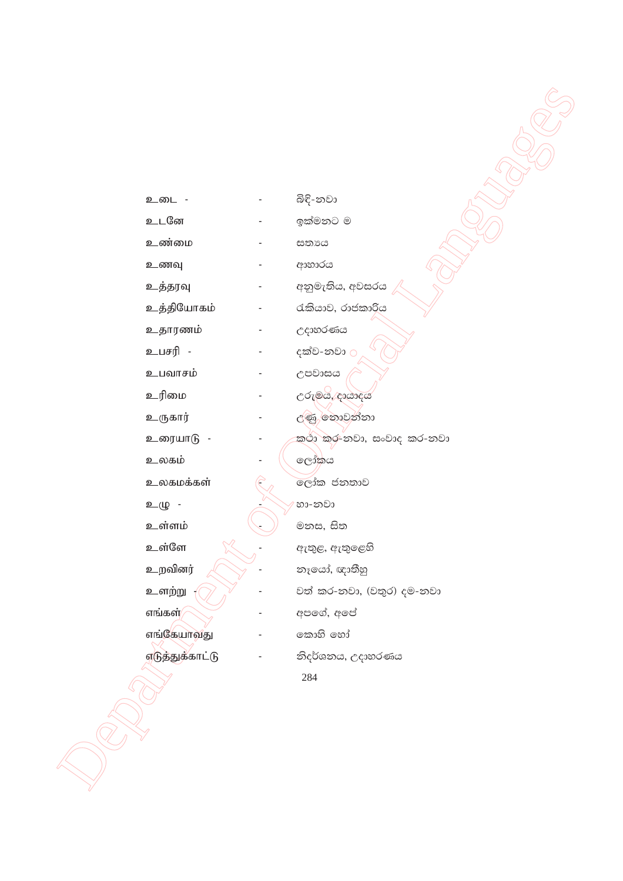| | | |
|---|---|---|
| உடை - | - | බිඳි-නවා |
| உடனே | - | ඉක්මනට ම |
| உண்மை | - | සත්‍යය |
| உணவு | - | ආහාරය |
| உத்தரவு | - | අනුමැතිය, අවසරය |
| உத்தியோகம் | - | රැකියාව, රාජකාරිය |
| உதாரணம் | - | උදාහරණය |
| உபசரி - | - | දක්ව-නවා |
| உபவாசம் | - | උපවාසය |
| உரிமை | - | උරුමය, දායාදය |
| உருகார் | - | උණු නොවන්නා |
| உரையாடு - | - | කථා කර-නවා, සංවාද කර-නවා |
| உலகம் | - | ලෝකය |
| உலகமக்கள் | - | ලෝක ජනතාව |
| உழு - | - | හා-නවා |
| உள்ளம் | - | මනස, සිත |
| உள்ளே | - | ඇතුළ, ඇතුළෙහි |
| உறவினர் | - | නෑයෝ, ඥාතීහු |
| உளற்று - | - | වත් කර-නවා, (වතුර) දම-නවා |
| எங்கள் | - | අපගේ, අපේ |
| எங்கேயாவது | - | කොහි හෝ |
| எடுத்துக்காட்டு | - | නිදර්ශනය, උදාහරණය |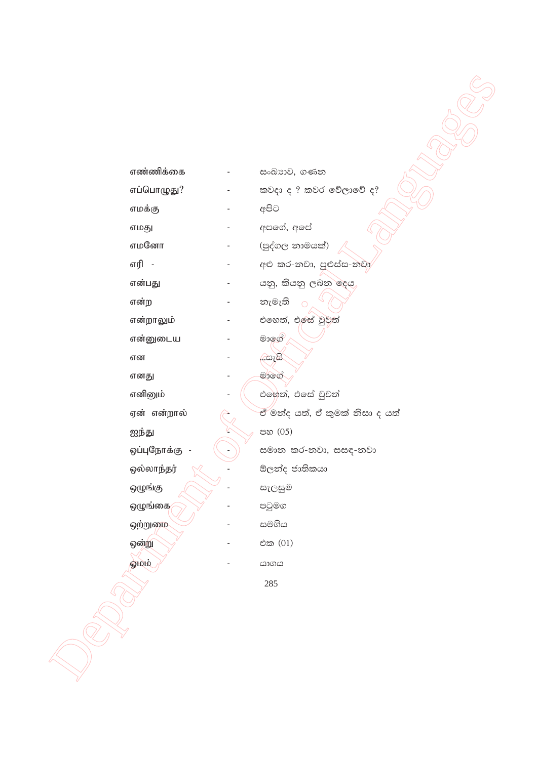| | | |
|---|---|---|
| எண்ணிக்கை | - | සංඛ්‍යාව, ගණන |
| எப்பொழுது? | - | කවදා ද ? කවර වේලාවේ ද? |
| எமக்கு | - | අපිට |
| எமது | - | අපගේ, අපේ |
| எமனோ | - | (පුද්ගල නාමයක්) |
| எரி - | - | අළු කර-නවා, පුළුස්ස-නවා |
| என்பது | - | යනු, කියනු ලබන දෙය |
| என்ற | - | නැමැති |
| என்றாலும் | - | එහෙත්, එසේ වුවත් |
| என்னுடைய | - | මාගේ |
| என | - | ...යැයි |
| எனது | - | මාගේ |
| எனினும் | - | එහෙත්, එසේ වුවත් |
| ஏன் என்றால் | - | ඒ මන්ද යත්, ඒ කුමක් නිසා ද යත් |
| ஐந்து | - | පහ (05) |
| ஒப்புநோக்கு - | - | සමාන කර-නවා, සසඳ-නවා |
| ஒல்லாந்தர் | - | ඕලන්ද ජාතිකයා |
| ஒழுங்கு | - | සැලසුම |
| ஒழுங்கை | - | පටුමග |
| ஒற்றுமை | - | සමගිය |
| ஒன்று | - | එක (01) |
| ஓமம் | - | යාගය |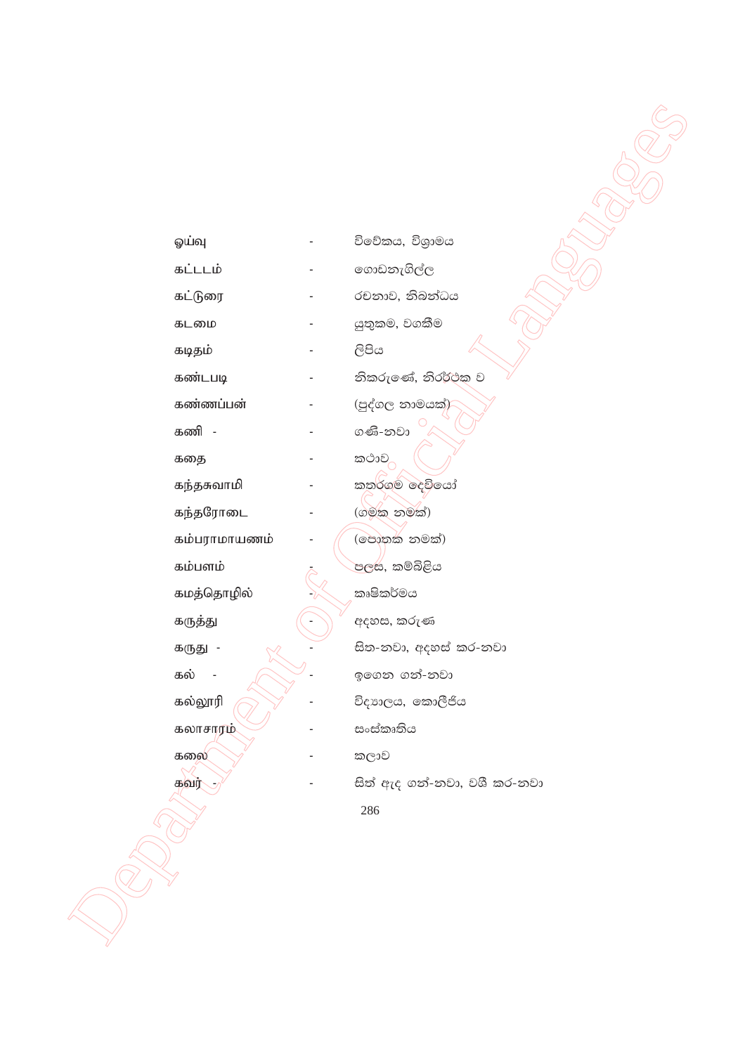| | | |
|---|---|---|
| ஓய்வு | - | විවේකය, විශ්‍රාමය |
| கட்டடம் | - | ගොඩනැගිල්ල |
| கட்டுரை | - | රචනාව, නිබන්ධය |
| கடமை | - | යුතුකම, වගකීම |
| கடிதம் | - | ලිපිය |
| கண்டபடி | - | නිකරුණේ, නිරර්ථක ව |
| கண்ணப்பன் | - | (පුද්ගල නාමයක්) |
| கணி - | - | ගණී-නවා |
| கதை | - | කථාව |
| கந்தசுவாமி | - | කතරගම දෙවියෝ |
| கந்தரோடை | - | (ගමක නමක්) |
| கம்பராமாயணம் | - | (පොතක නමක්) |
| கம்பளம் | - | පලස, කම්බිළිය |
| கமத்தொழில் | - | කෘෂිකර්මය |
| கருத்து | - | අදහස, කරුණ |
| கருது - | - | සිත-නවා, අදහස් කර-නවා |
| கல் - | - | ඉගෙන ගන්-නවා |
| கல்லூரி | - | විද්‍යාලය, කොලීජිය |
| கலாசாரம் | - | සංස්කෘතිය |
| கலை | - | කලාව |
| கவர் - | - | සිත් ඇද ගන්-නවා, වශී කර-නවා |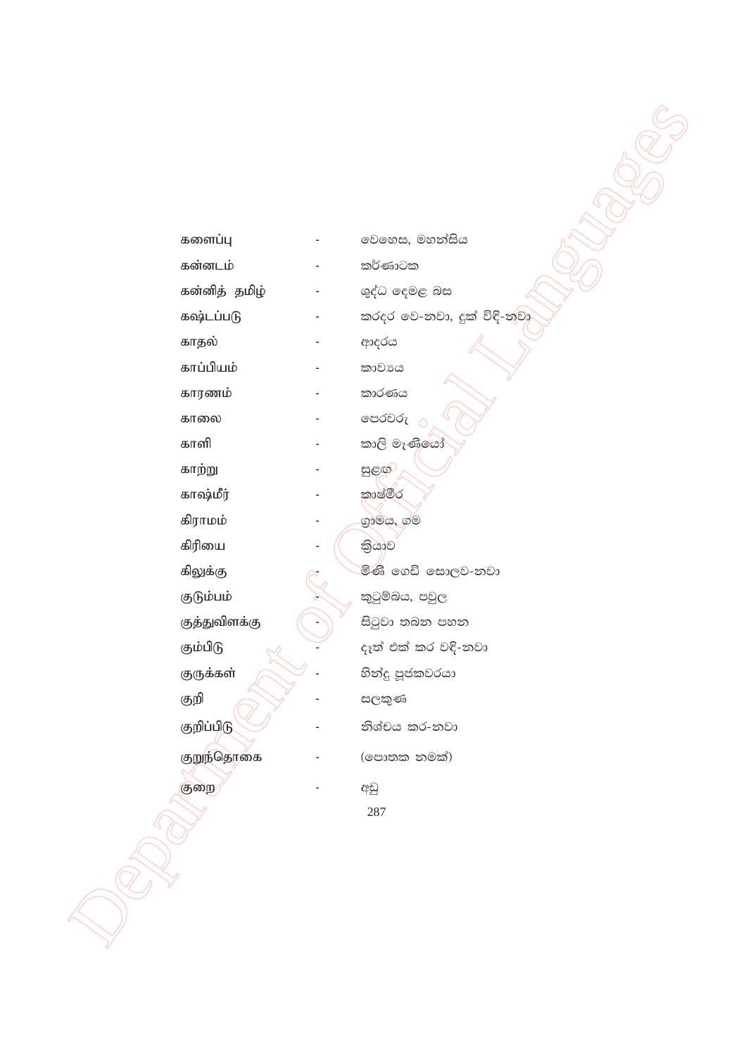களைப்பு - වෙහෙස, මහන්සිය

கன்னடம் - කර්ණාටක

கன்னித் தமிழ் - ශුද්ධ දෙමළ බස

கஷ்டப்படு - කරදර වෙ-නවා, දුක් විඳි-නවා

காதல் - ආදරය

காப்பியம் - කාව්‍යය

காரணம் - කාරණය

காலை - පෙරවරු

காளி - කාලි මෑණියෝ

காற்று - සුළඟ

காஷ்மீர் - කාශ්මීර

கிராமம் - ග්‍රාමය, ගම

கிரியை - ක්‍රියාව

கிலுக்கு - මිණි ගෙඩි සොලව-නවා

குடும்பம் - කුටුම්බය, පවුල

குத்துவிளக்கு - සිටුවා තබන පහන

கும்பிடு - දෑත් එක් කර වඳි-නවා

குருக்கள் - හින්දු පූජකවරයා

குறி - සලකුණ

குறிப்பிடு - නිශ්චය කර-නවා

குறுந்தொகை - (පොතක නමක්)

குறை - අඩු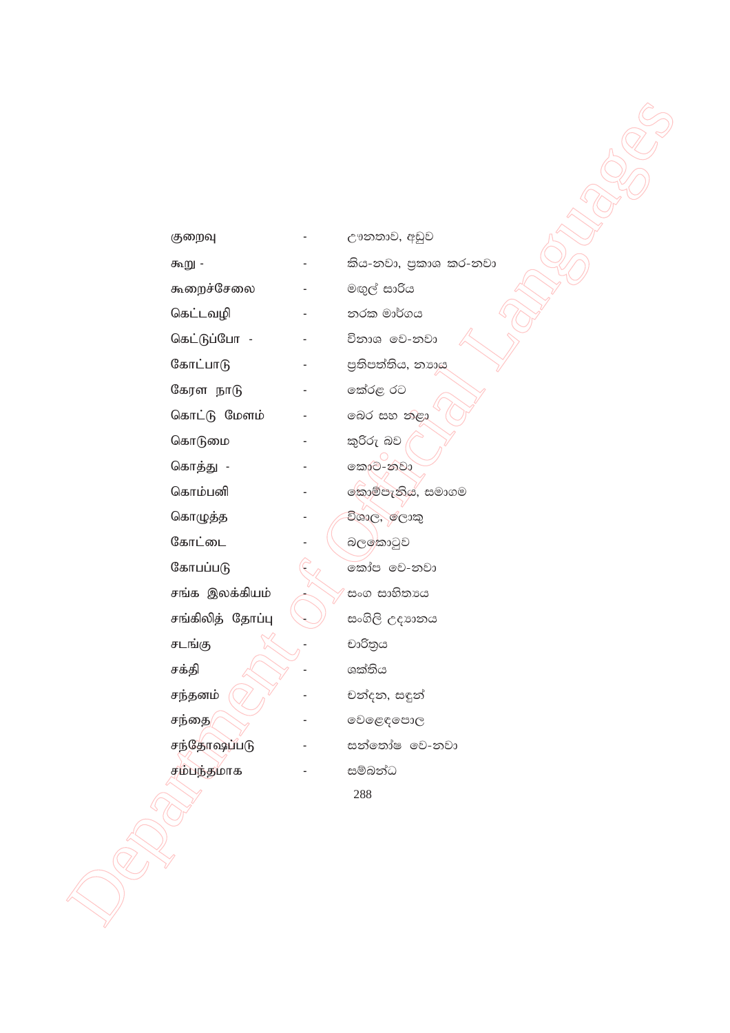குறைவு - ඌනතාව, අඩුව

கூறு - - කිය-නවා, ප්‍රකාශ කර-නවා

கூறைச்சேலை - මඟුල් සාරිය

கெட்டவழி - නරක මාර්ගය

கெட்டுப்போ - - විනාශ වෙ-නවා

கோட்பாடு - ප්‍රතිපත්තිය, න්‍යාය

கேரள நாடு - කේරළ රට

கொட்டு மேளம் - බෙර සහ නළා

கொடுமை - කුරිරු බව

கொத்து - - කොට-නවා

கொம்பனி - කොම්පැනිය, සමාගම

கொழுத்த - විශාල, ලොකු

கோட்டை - බලකොටුව

கோபப்படு - කෝප වෙ-නවා

சங்க இலக்கியம் - සංග සාහිත්‍යය

சங்கிலித் தோப்பு - සංගිලි උද්‍යානය

சடங்கு - චාරිත්‍රය

சக்தி - ශක්තිය

சந்தனம் - චන්දන, සඳුන්

சந்தை - වෙළෙඳපොළ

சந்தோஷப்படு - සන්තෝෂ වෙ-නවා

சம்பந்தமாக - සම්බන්ධ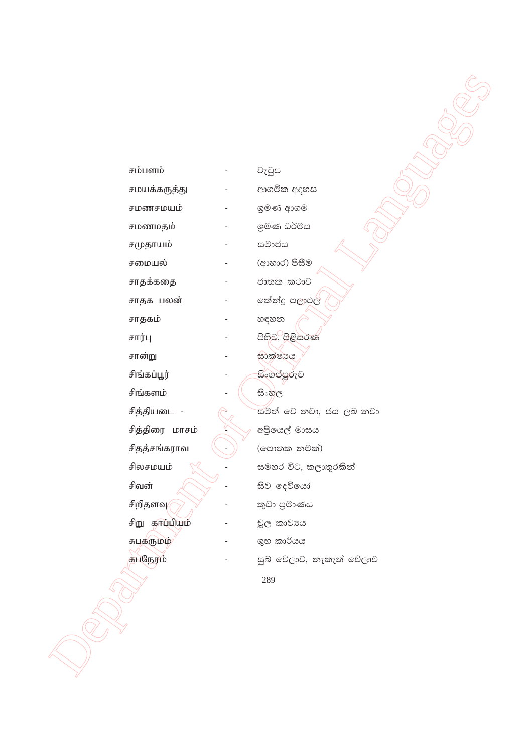| | | |
|---|---|---|
| சம்பளம் | - | වැටුප |
| சமயக்கருத்து | - | ආගමික අදහස |
| சமணசமயம் | - | ශ්‍රමණ ආගම |
| சமணமதம் | - | ශ්‍රමණ ධර්මය |
| சமுதாயம் | - | සමාජය |
| சமையல் | - | (ආහාර) පිසීම |
| சாதக்கதை | - | ජාතක කථාව |
| சாதக பலன் | - | කේන්ද්‍ර පලාඵල |
| சாதகம் | - | හඳහන |
| சார்பு | - | පිහිට, පිළිසරණ |
| சான்று | - | සාක්ෂ්‍යය |
| சிங்கப்பூர் | - | සිංගප්පූරුව |
| சிங்களம் | - | සිංහල |
| சித்தியடை - | - | සමත් වෙ-නවා, ජය ලබ-නවා |
| சித்திரை மாசம் | - | අප්‍රියෙල් මාසය |
| சிதத்சங்கராவ | - | (පොතක නමක්) |
| சிலசமயம் | - | සමහර විට, කලාතුරකින් |
| சிவன் | - | සිව දෙවියෝ |
| சிறிதளவு | - | කුඩා ප්‍රමාණය |
| சிறு காப்பியம் | - | චූල කාව්‍යය |
| சுபகருமம் | - | ශුභ කාර්යය |
| சுபநேரம் | - | සුබ වේලාව, නැකැත් වේලාව |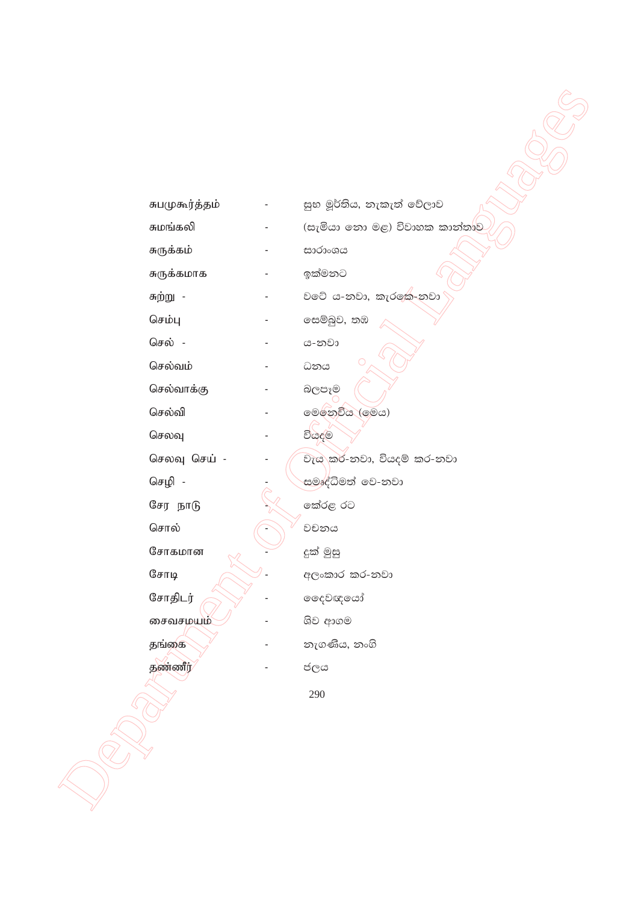சுபமுகூர்த்தம் - සුභ මූර්තිය, නැකැත් වේලාව

சுமங்கலி - (සැමියා නො මළ) විවාහක කාන්තාව

சுருக்கம் - සාරාංශය

சுருக்கமாக - ඉක්මනට

சுற்று - - වටේ ය-නවා, කැරකෙ-නවා

செம்பு - සෙම්බුව, තඹ

செல் - - ය-නවා

செல்வம் - ධනය

செல்வாக்கு - බලපෑම

செல்வி - මෙනෙවිය (මෙය)

செலவு - වියදම

செலவு செய் - - වැය කර-නවා, වියදම් කර-නවා

செழி - - සමෘද්ධිමත් වෙ-නවා

சேர நாடு - කේරළ රට

சொல் - වචනය

சோகமான - දුක් මුසු

சோடி - අලංකාර කර-නවා

சோதிடர் - දෛවඥයෝ

சைவசமயம் - ශිව ආගම

தங்கை - නැගණිය, නංගි

தண்ணீர் - ජලය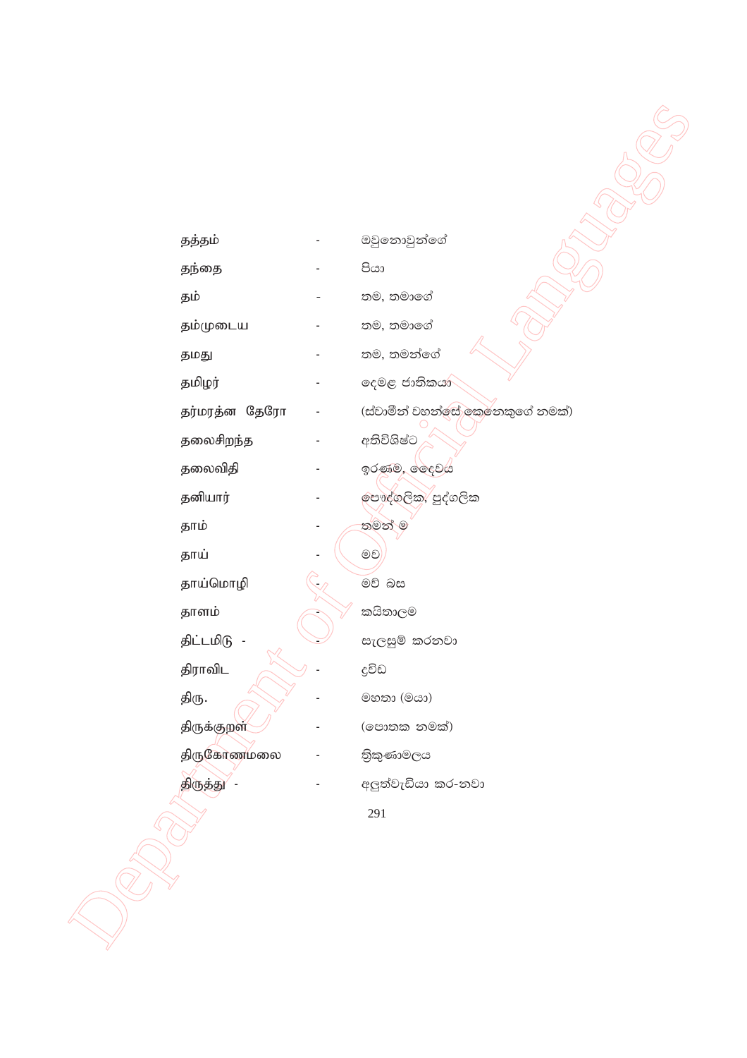| | | |
|---|---|---|
| தத்தம் | - | ඔවුනොවුන්ගේ |
| தந்தை | - | පියා |
| தம் | - | තම, තමාගේ |
| தம்முடைய | - | තම, තමාගේ |
| தமது | - | තම, තමන්ගේ |
| தமிழர் | - | දෙමළ ජාතිකයා |
| தர்மரத்ன தேரோ | - | (ස්වාමීන් වහන්සේ කෙනෙකුගේ නමක්) |
| தலைசிறந்த | - | අතිවිශිෂ්ට |
| தலைவிதி | - | ඉරණම, දෛවය |
| தனியார் | - | පෞද්ගලික, පුද්ගලික |
| தாம் | - | තමන් ම |
| தாய் | - | මව |
| தாய்மொழி | - | මව් බස |
| தாளம் | - | කයිතාලම |
| திட்டமிடு - | - | සැලසුම් කරනවා |
| திராவிட | - | ද්‍රවිඩ |
| திரு. | - | මහතා (මයා) |
| திருக்குறள் | - | (පොතක නමක්) |
| திருகோணமலை | - | ත්‍රිකුණාමලය |
| திருத்து - | - | අලුත්වැඩියා කර-නවා |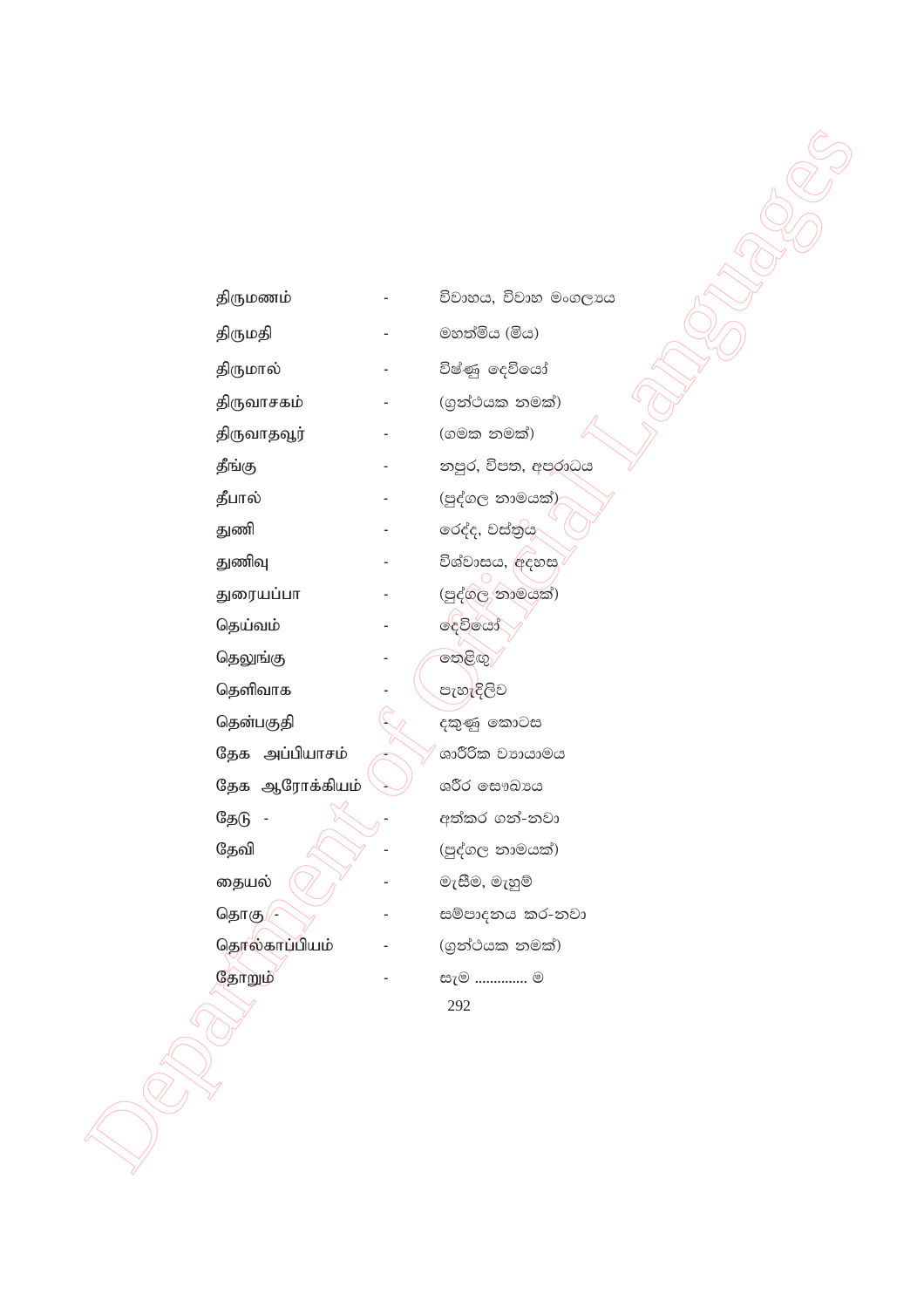திருமணம் - විවාහය, විවාහ මංගල්‍යය

திருமதி - මහත්මිය (මිය)

திருமால் - විෂ්ණු දෙවියෝ

திருவாசகம் - (ග්‍රන්ථයක නමක්)

திருவாதவூர் - (ගමක නමක්)

தீங்கு - නපුර, විපත, අපරාධය

தீபால் - (පුද්ගල නාමයක්)

துணி - රෙද්ද, වස්ත්‍රය

துணிவு - විශ්වාසය, අදහස

துரையப்பா - (පුද්ගල නාමයක්)

தெய்வம் - දෙවියෝ

தெலுங்கு - තෙළිඟු

தெளிவாக - පැහැදිලිව

தென்பகுதி - දකුණු කොටස

தேக அப்பியாசம் - ශාරීරික ව්‍යායාමය

தேக ஆரோக்கியம் - ශරීර සෞඛ්‍යය

தேடு - - අත්කර ගන්-නවා

தேவி - (පුද්ගල නාමයක්)

தையல் - මැසීම, මැහුම්

தொகு - - සම්පාදනය කර-නවා

தொல்காப்பியம் - (ග්‍රන්ථයක නමක්)

தோறும் - සෑම ............. ම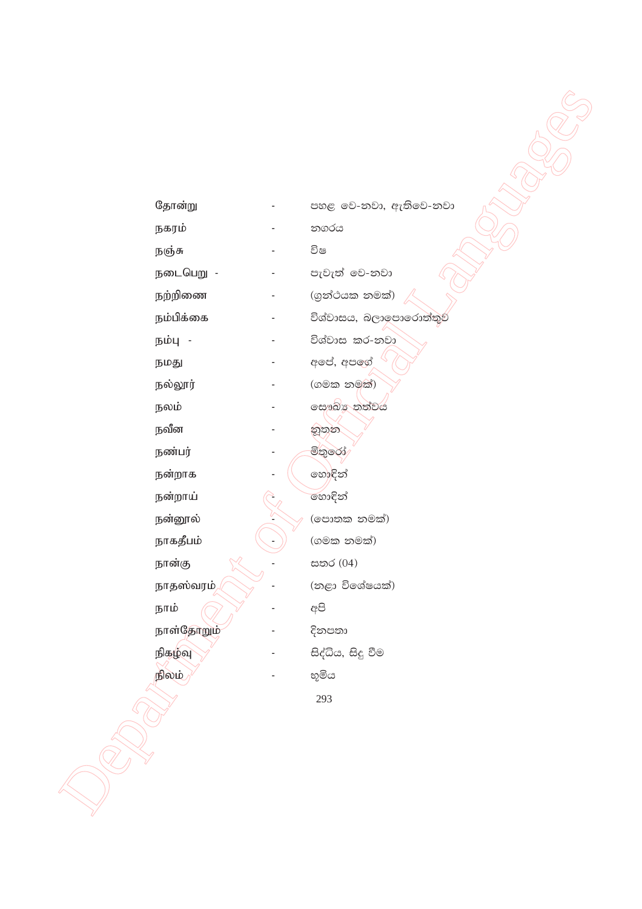தோன்று - පහළ වෙ-නවා, ඇතිවෙ-නවා

நகரம் - නගරය

நஞ்சு - විෂ

நடைபெறு - - පැවැත් වෙ-නවා

நற்றிணை - (ග්‍රන්ථයක නමක්)

நம்பிக்கை - විශ්වාසය, බලාපොරොත්තුව

நம்பு - - විශ්වාස කර-නවා

நமது - අපේ, අපගේ

நல்லூர் - (ගමක නමක්)

நலம் - සෞඛ්‍ය තත්වය

நவீன - නූතන

நண்பர் - මිතුරෝ

நன்றாக - හොඳින්

நன்றாய் - හොඳින්

நன்னூல் - (පොතක නමක්)

நாகதீபம் - (ගමක නමක්)

நான்கு - සතර (04)

நாதஸ்வரம் - (නළා විශේෂයක්)

நாம் - අපි

நாள்தோறும் - දිනපතා

நிகழ்வு - සිද්ධිය, සිදු වීම

நிலம் - භූමිය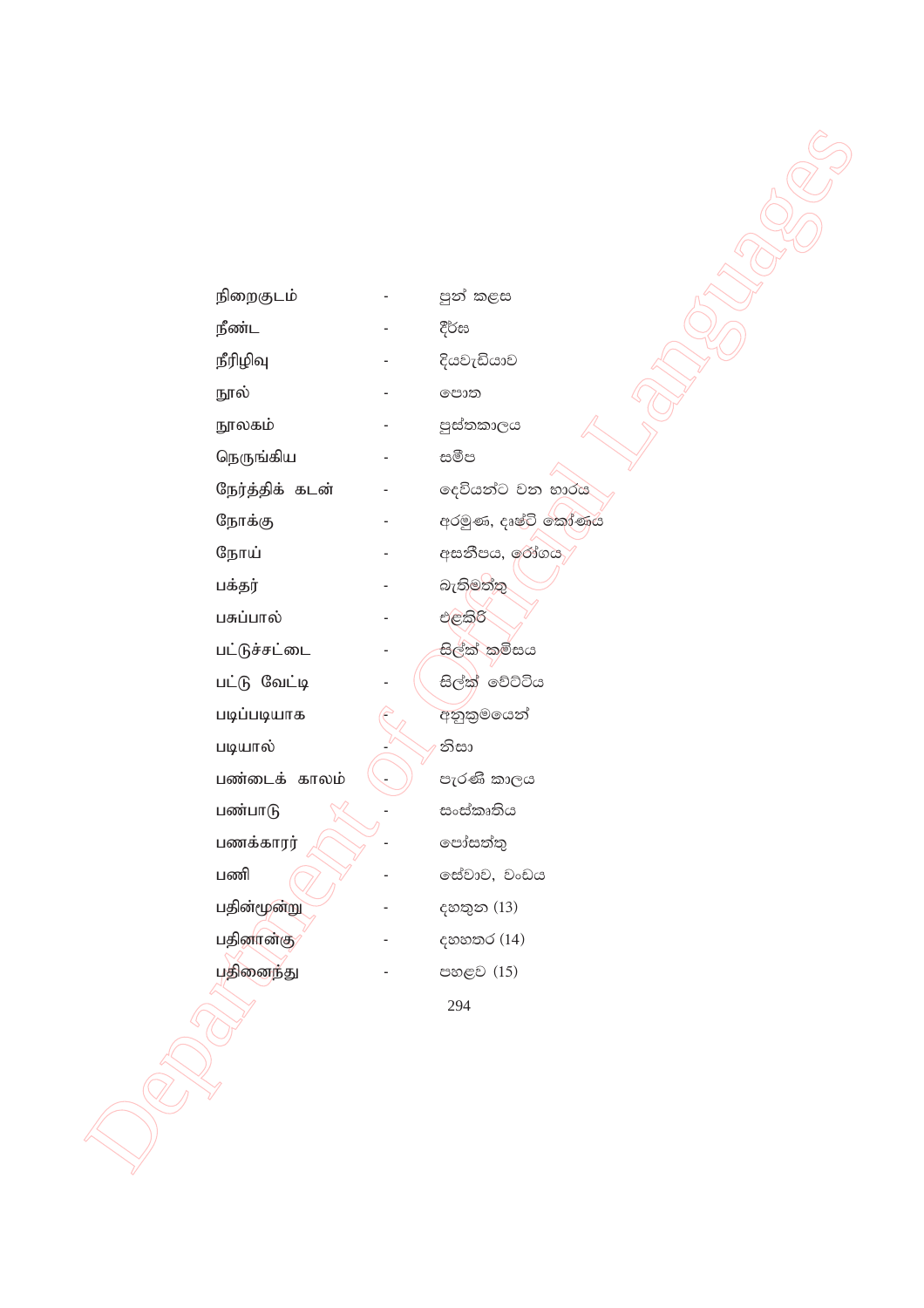நிறைகுடம் - පුන් කළස

நீண்ட - දීර්ඝ

நீரிழிவு - දියවැඩියාව

நூல் - පොත

நூலகம் - පුස්තකාලය

நெருங்கிய - සමීප

நேர்த்திக் கடன் - දෙවියන්ට වන භාරය

நோக்கு - අරමුණ, දෘෂ්ටි කෝණය

நோய் - අසනීපය, රෝගය

பக்தர் - බැතිමත්තු

பசுப்பால் - එළකිරි

பட்டுச்சட்டை - සිල්ක් කමිසය

பட்டு வேட்டி - සිල්ක් වේට්ටිය

படிப்படியாக - අනුක්‍රමයෙන්

படியால் - නිසා

பண்டைக் காலம் - පැරණි කාලය

பண்பாடு - සංස්කෘතිය

பணக்காரர் - පෝසත්තු

பணி - සේවාව, වංඩය

பதின்மூன்று - දහතුන (13)

பதினான்கு - දහහතර (14)

பதினைந்து - පහළව (15)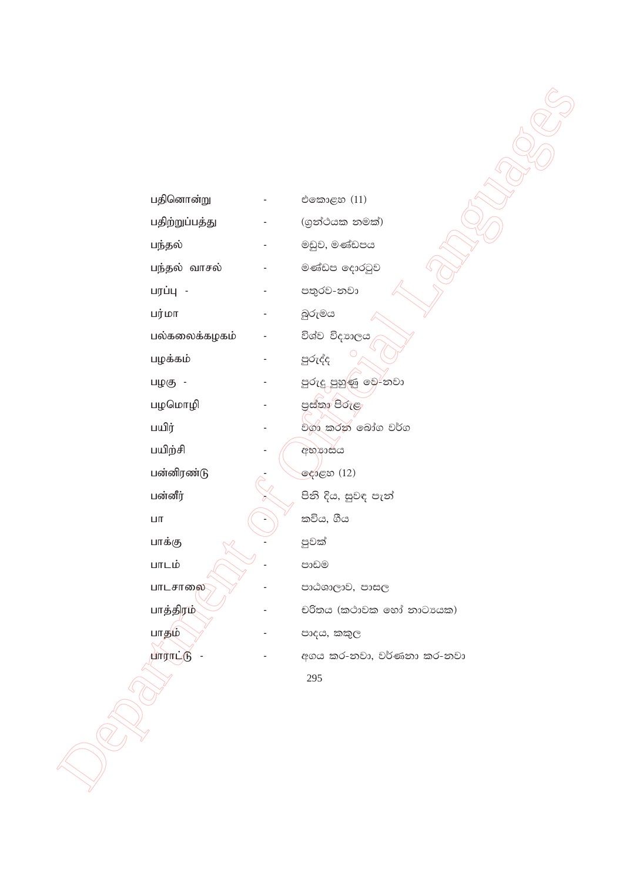| | | |
|---|---|---|
| பதினொன்று | - | එකොළහ (11) |
| பதிற்றுப்பத்து | - | (ග්‍රන්ථයක නමක්) |
| பந்தல் | - | මඩුව, මණ්ඩපය |
| பந்தல் வாசல் | - | මණ්ඩප දොරටුව |
| பரப்பு - | - | පතුරව-නවා |
| பர்மா | - | බුරුමය |
| பல்கலைக்கழகம் | - | විශ්ව විද්‍යාලය |
| பழக்கம் | - | පුරුද්ද |
| பழகு - | - | පුරුදු පුහුණු වෙ-නවා |
| பழமொழி | - | ප්‍රස්තා පිරුළ |
| பயிர் | - | වගා කරන බෝග වර්ග |
| பயிற்சி | - | අභ්‍යාසය |
| பன்னிரண்டு | - | දොළහ (12) |
| பன்னீர் | - | පිනි දිය, සුවඳ පැන් |
| பா | - | කවිය, ගීය |
| பாக்கு | - | පුවක් |
| பாடம் | - | පාඩම |
| பாடசாலை | - | පාඨශාලාව, පාසල |
| பாத்திரம் | - | චරිතය (කථාවක හෝ නාට්‍යයක) |
| பாதம் | - | පාදය, කකුල |
| பாராட்டு - | - | අගය කර-නවා, වර්ණනා කර-නවා |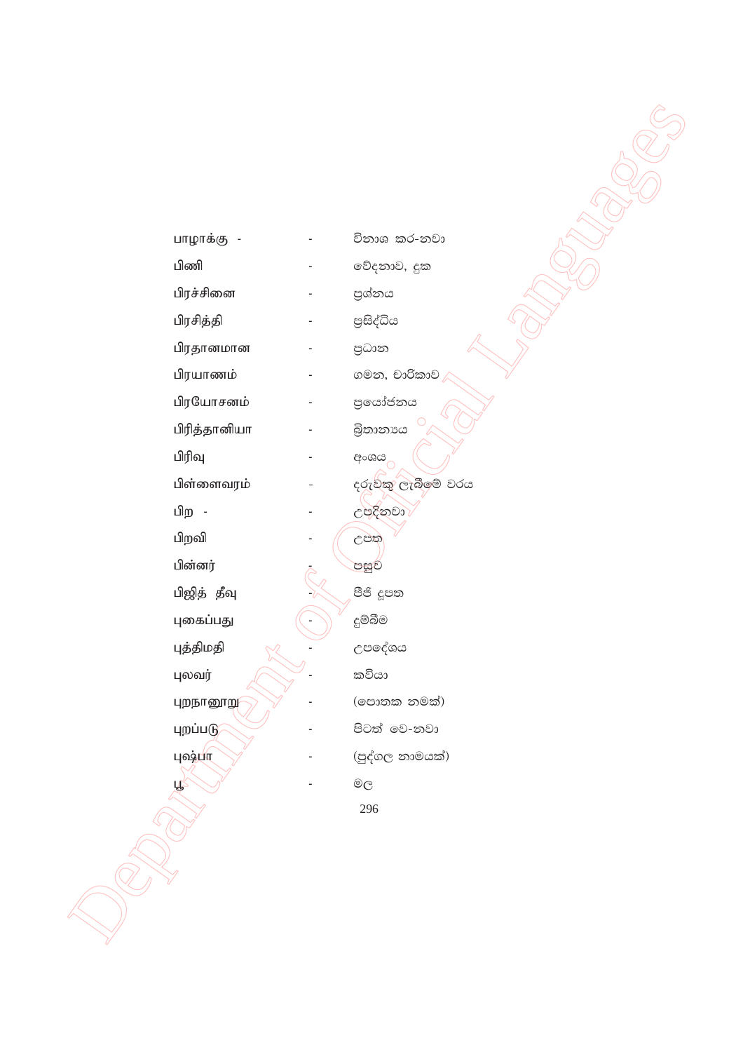| | | |
|---|---|---|
| பாழாக்கு - | - | විනාශ කර-නවා |
| பிணி | - | වේදනාව, දුක |
| பிரச்சினை | - | ප්‍රශ්නය |
| பிரசித்தி | - | ප්‍රසිද්ධිය |
| பிரதானமான | - | ප්‍රධාන |
| பிரயாணம் | - | ගමන, චාරිකාව |
| பிரயோசனம் | - | ප්‍රයෝජනය |
| பிரித்தானியா | - | බ්‍රිතාන්‍යය |
| பிரிவு | - | අංශය |
| பிள்ளைவரம் | - | දරුවකු ලැබීමේ වරය |
| பிற - | - | උපදිනවා |
| பிறவி | - | උපත |
| பின்னர் | - | පසුව |
| பிஜித் தீவு | - | පීජි දූපත |
| புகைப்பது | - | දුම්බීම |
| புத்திமதி | - | උපදේශය |
| புலவர் | - | කවියා |
| புறநானூறு | - | (පොතක නමක්) |
| புறப்படு | - | පිටත් වෙ-නවා |
| புஷ்பா | - | (පුද්ගල නාමයක්) |
| பூ | - | මල |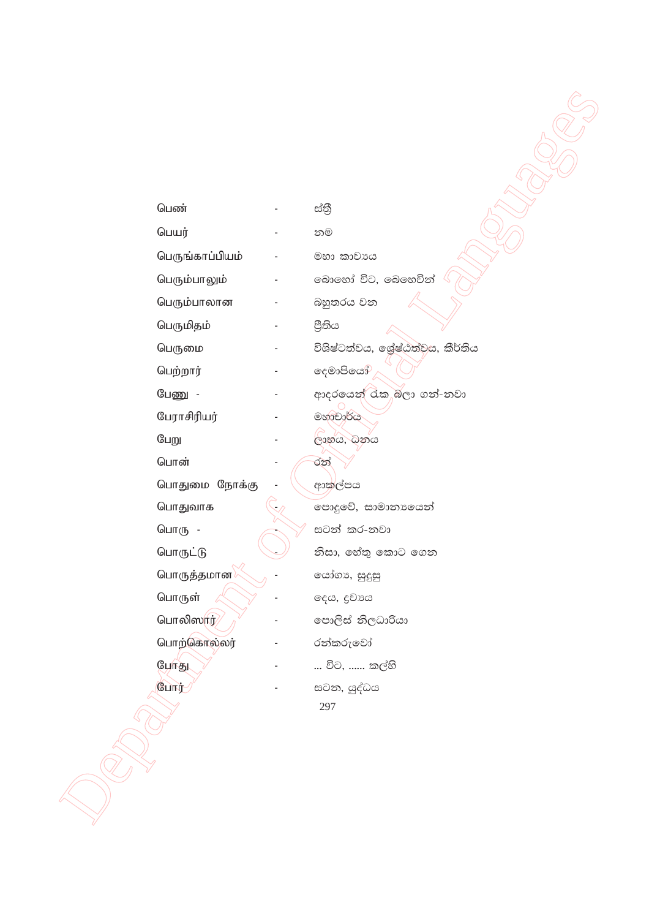பெண் - ස්ත්‍රී

பெயர் - නම

பெருங்காப்பியம் - මහා කාව්‍යය

பெரும்பாலும் - බොහෝ විට, බෙහෙවින්

பெரும்பாலான - බහුතරය වන

பெருமிதம் - ප්‍රීතිය

பெருமை - විශිෂ්ටත්වය, ශ්‍රේෂ්ඨත්වය, කීර්තිය

பெற்றார் - දෙමාපියෝ

பேணு - - ආදරයෙන් රැක බලා ගන්-නවා

பேராசிரியர் - මහාචාර්ය

பேறு - ලාභය, ධනය

பொன் - රන්

பொதுமை நோக்கு - ආකල්පය

பொதுவாக - පොදුවේ, සාමාන්‍යයෙන්

பொரு - - සටන් කර-නවා

பொருட்டு - නිසා, හේතු කොට ගෙන

பொருத்தமான - යෝග්‍ය, සුදුසු

பொருள் - දෙය, ද්‍රව්‍යය

பொலிஸார் - පොලිස් නිලධාරියා

பொற்கொல்லர் - රන්කරුවෝ

போது - ... විට, ...... කල්හි

போர் - සටන, යුද්ධය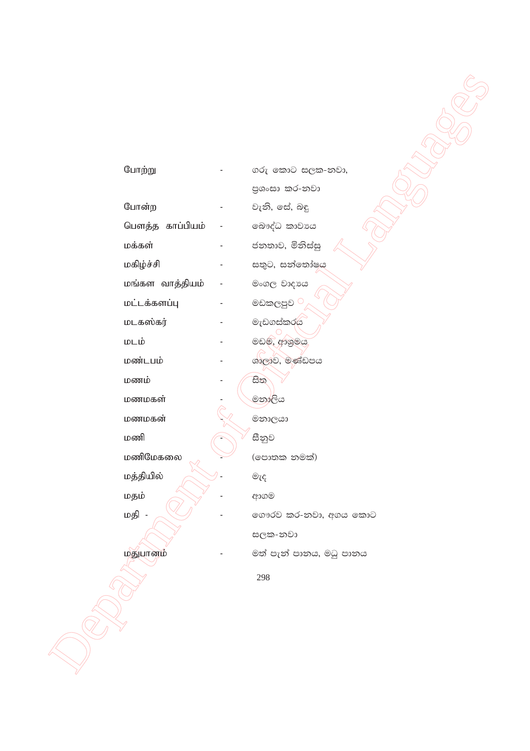| | | |
|---|---|---|
| போற்று | - | ගරු කොට සලක-නවා, ප්‍රශංසා කර-නවා |
| போன்ற | - | වැනි, සේ, බඳු |
| பௌத்த காப்பியம் | - | බෞද්ධ කාව්‍යය |
| மக்கள் | - | ජනතාව, මිනිස්සු |
| மகிழ்ச்சி | - | සතුට, සන්තෝෂය |
| மங்கள வாத்தியம் | - | මංගල වාද්‍යය |
| மட்டக்களப்பு | - | මඩකලපුව |
| மடகஸ்கர் | - | මැඩගස්කරය |
| மடம் | - | මඩම, ආශ්‍රමය |
| மண்டபம் | - | ශාලාව, මණ්ඩපය |
| மணம் | - | සිත |
| மணமகள் | - | මනාලිය |
| மணமகன் | - | මනාලයා |
| மணி | - | සීනුව |
| மணிமேகலை | - | (පොතක නමක්) |
| மத்தியில் | - | මැද |
| மதம் | - | ආගම |
| மதி - | - | ගෞරව කර-නවා, අගය කොට සලක-නවා |
| மதுபானம் | - | මත් පැන් පානය, මධු පානය |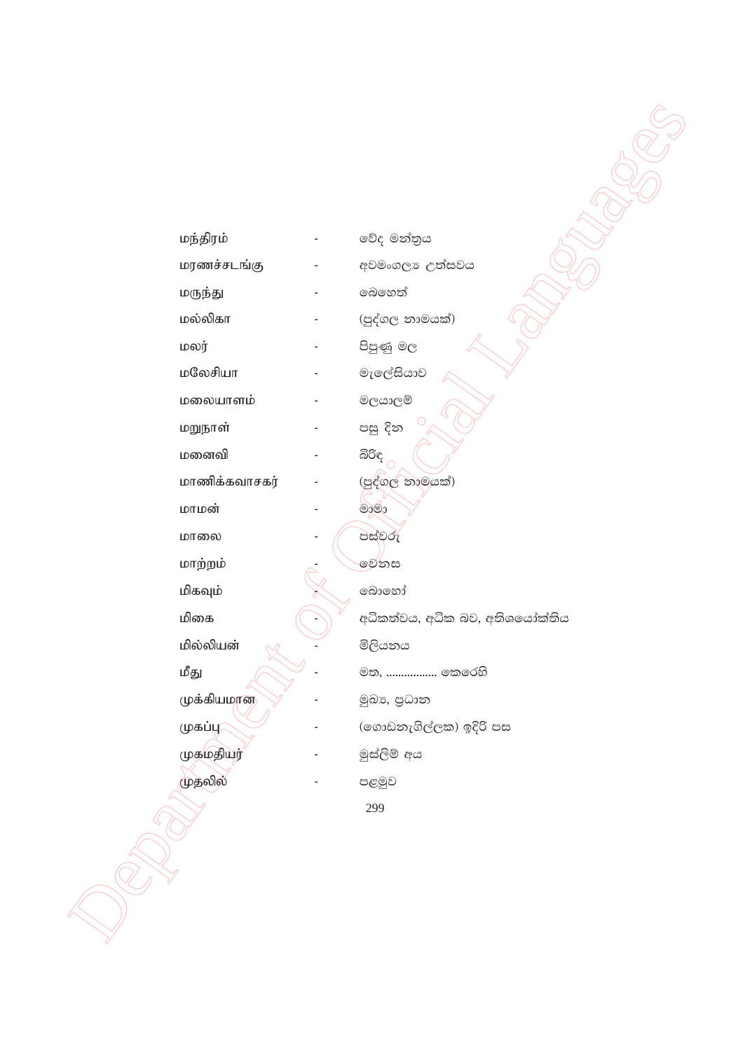மந்திரம் - වේද මන්ත්‍රය

மரணச்சடங்கு - අවමංගල්‍ය උත්සවය

மருந்து - බෙහෙත්

மல்லிகா - (පුද්ගල නාමයක්)

மலர் - පිපුණු මල

மலேசியா - මැලේසියාව

மலையாளம் - මලයාලම්

மறுநாள் - පසු දින

மனைவி - බිරිඳ

மாணிக்கவாசகர் - (පුද්ගල නාමයක්)

மாமன் - මාමා

மாலை - පස්වරු

மாற்றம் - වෙනස

மிகவும் - බොහෝ

மிகை - අධිකත්වය, අධික බව, අතිශයෝක්තිය

மில்லியன் - මිලියනය

மீது - මත, ................ කෙරෙහි

முக்கியமான - මුඛ්‍ය, ප්‍රධාන

முகப்பு - (ගොඩනැගිල්ලක) ඉදිරි පස

முகமதியர் - මුස්ලිම් අය

முதலில் - පළමුව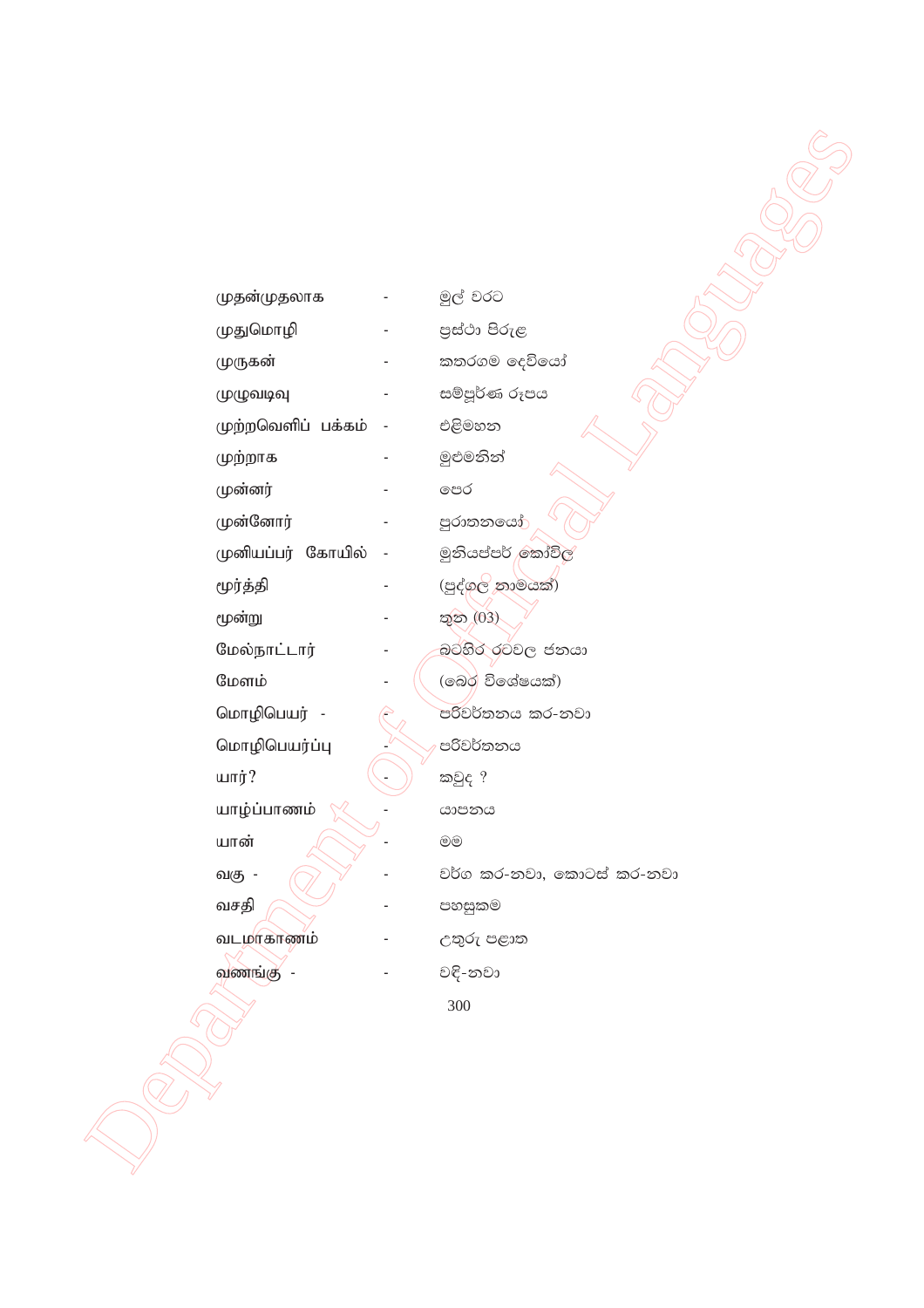முதன்முதலாக - මුල් වරට

முதுமொழி - ප්‍රස්ථා පිරුළ

முருகன் - කතරගම දෙවියෝ

முழுவடிவு - සම්පූර්ණ රූපය

முற்றவெளிப் பக்கம் - එළිමහන

முற்றாக - මුළුමනින්

முன்னர் - පෙර

முன்னோர் - පුරාතනයෝ

முனியப்பர் கோயில் - මුනියප්පර් කෝවිල

மூர்த்தி - (පුද්ගල නාමයක්)

மூன்று - තුන (03)

மேல்நாட்டார் - බටහිර රටවල ජනයා

மேளம் - (බෙර විශේෂයක්)

மொழிபெயர் - - පරිවර්තනය කර-නවා

மொழிபெயர்ப்பு - පරිවර්තනය

யார்? - කවුද ?

யாழ்ப்பாணம் - යාපනය

யான் - මම

வகு - - වර්ග කර-නවා, කොටස් කර-නවා

வசதி - පහසුකම

வடமாகாணம் - උතුරු පළාත

வணங்கு - - වඳි-නවා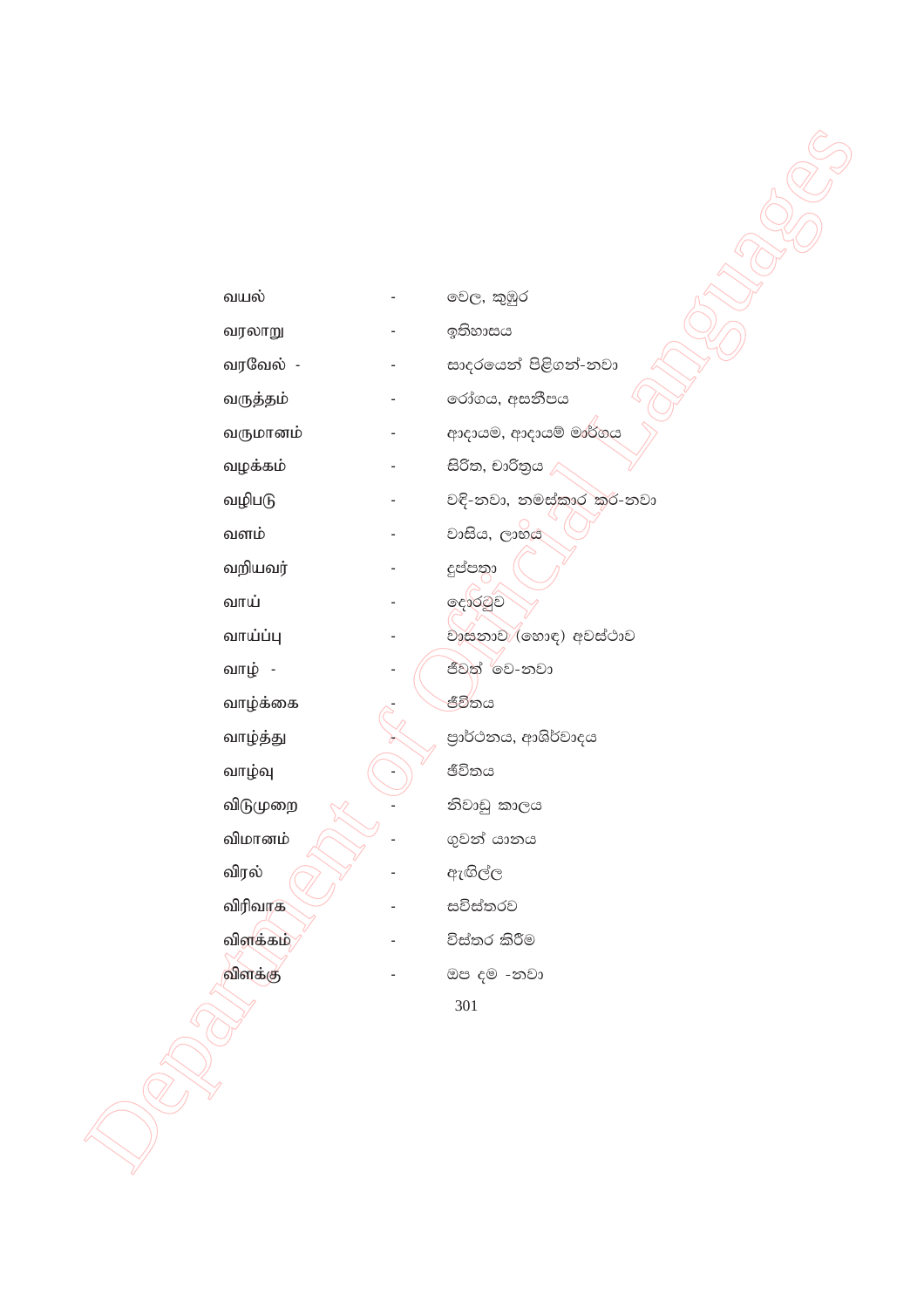வயல் - වෙල, කුඹුර

வரலாறு - ඉතිහාසය

வரவேல் - - සාදරයෙන් පිළිගන්-නවා

வருத்தம் - රෝගය, අසනීපය

வருமானம் - ආදායම, ආදායම් මාර්ගය

வழக்கம் - සිරිත, චාරිත්‍රය

வழிபடு - වඳි-නවා, නමස්කාර කර-නවා

வளம் - වාසිය, ලාභය

வறியவர் - දුප්පතා

வாய் - දොරටුව

வாய்ப்பு - වාසනාව (හොඳ) අවස්ථාව

வாழ் - - ජීවත් වෙ-නවා

வாழ்க்கை - ජීවිතය

வாழ்த்து - ප්‍රාර්ථනය, ආශිර්වාදය

வாழ்வு - ජීවිතය

விடுமுறை - නිවාඩු කාලය

விமானம் - ගුවන් යානය

விரல் - ඇඟිල්ල

விரிவாக - සවිස්තරව

விளக்கம் - විස්තර කිරීම

விளக்கு - ඔප දම -නවා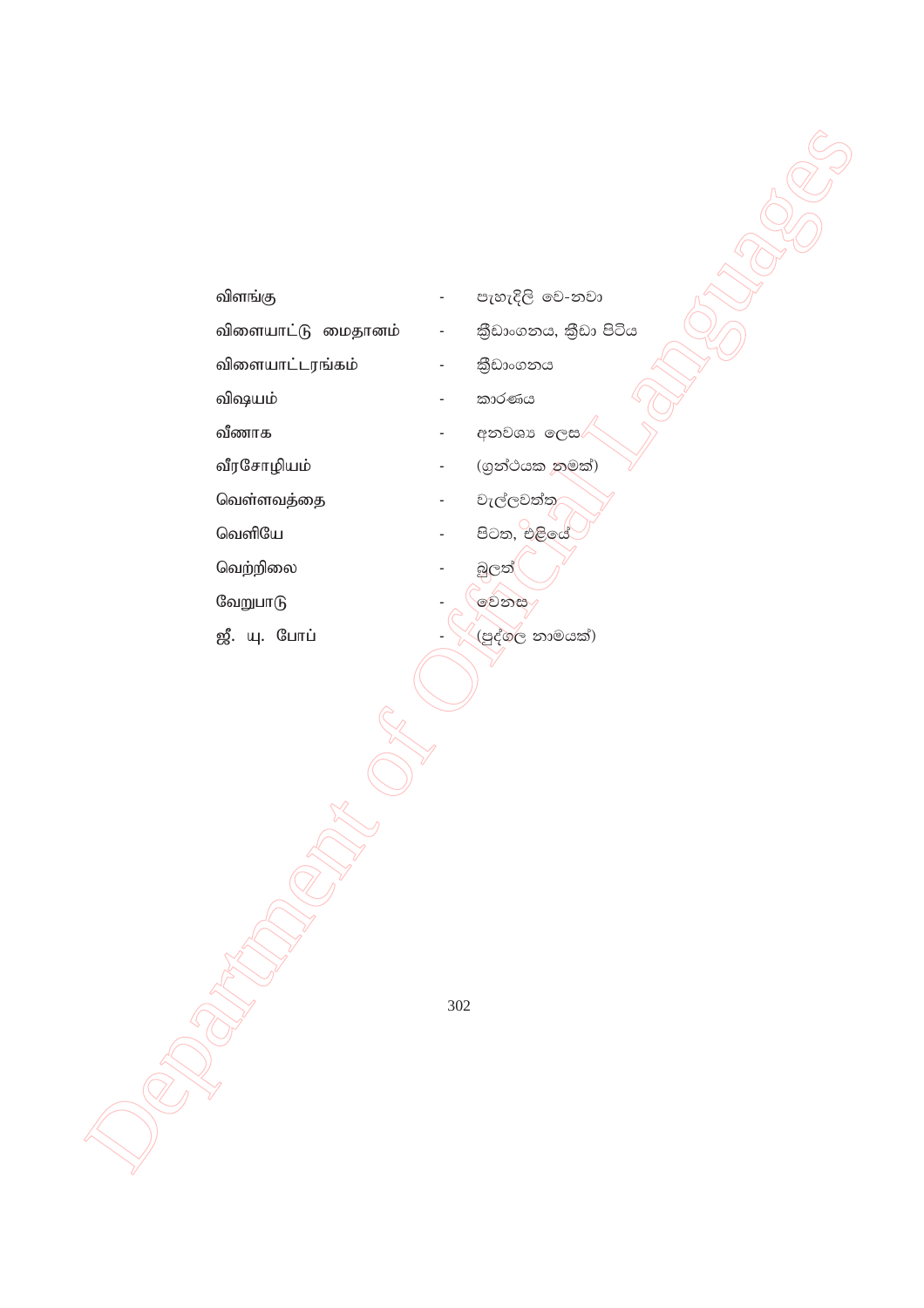| | | |
|---|---|---|
| விளங்கு | - | පැහැදිලි වෙ-නවා |
| விளையாட்டு மைதானம் | - | ක්‍රීඩාංගනය, ක්‍රීඩා පිටිය |
| விளையாட்டரங்கம் | - | ක්‍රීඩාංගනය |
| விஷயம் | - | කාරණය |
| வீணாக | - | අනවශ්‍ය ලෙස |
| வீரசோழியம் | - | (ග්‍රන්ථයක නමක්) |
| வெள்ளவத்தை | - | වැල්ලවත්ත |
| வெளியே | - | පිටත, එළියේ |
| வெற்றிலை | - | බුලත් |
| வேறுபாடு | - | වෙනස |
| ஜீ. யு. போப் | - | (පුද්ගල නාමයක්) |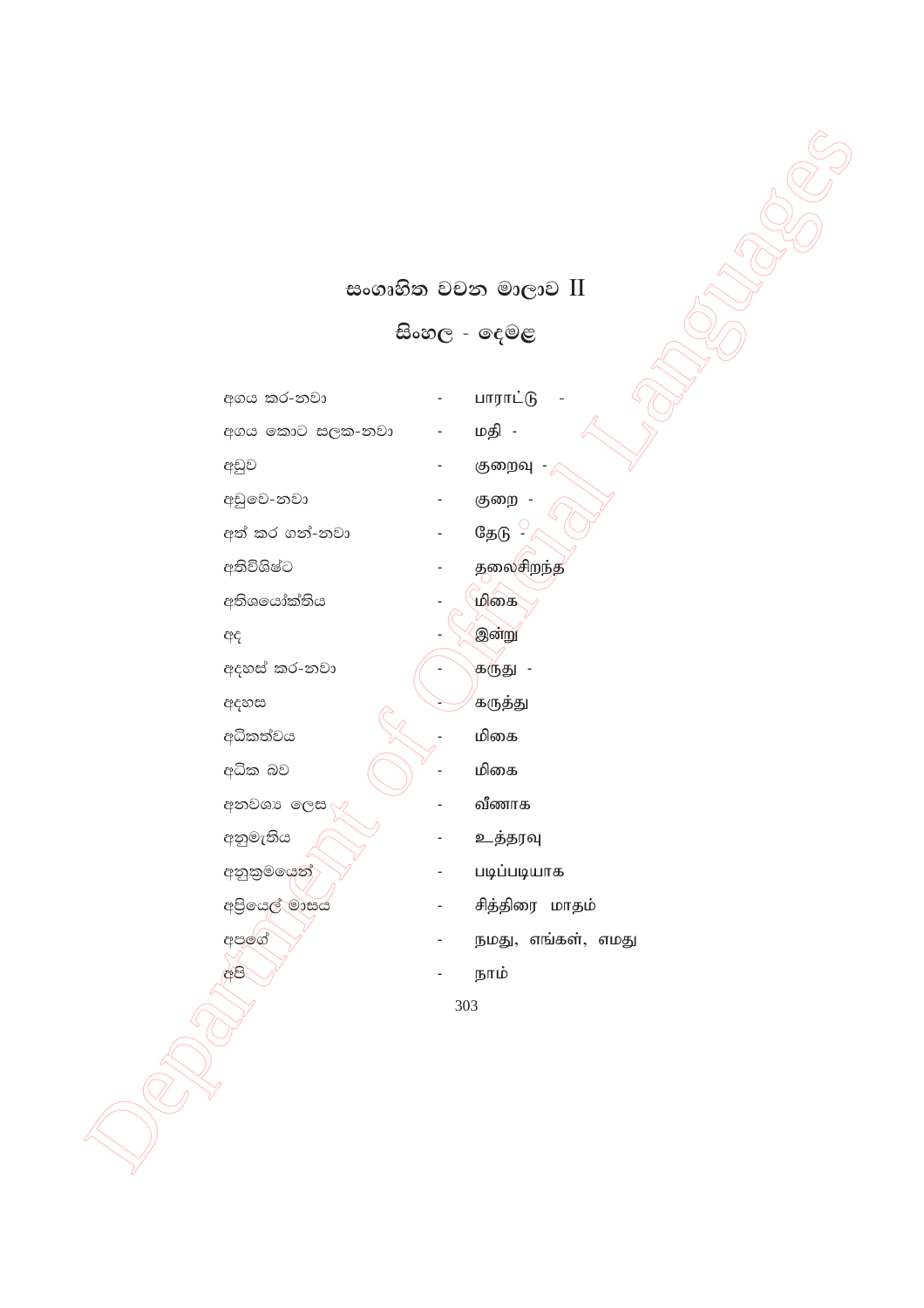# සංගෘහිත වචන මාලාව II

## සිංහල - දෙමළ

අගය කර-නවා - பாராட்டு -

අගය කොට සලක-නවා - மதி -

අඩුව - குறைவு -

අඩුවෙ-නවා - குறை -

අත් කර ගන්-නවා - தேடு -

අතිවිශිෂ්ට - தலைசிறந்த

අතිශයෝක්තිය - மிகை

අද - இன்று

අදහස් කර-නවා - கருது -

අදහස - கருத்து

අධිකත්වය - மிகை

අධික බව - மிகை

අනවශ්‍ය ලෙස - வீணாக

අනුමැතිය - உத்தரவு

අනුක්‍රමයෙන් - படிப்படியாக

අප්‍රියෙල් මාසය - சித்திரை மாதம்

අපගේ - நமது, எங்கள், எமது

අපි - நாம்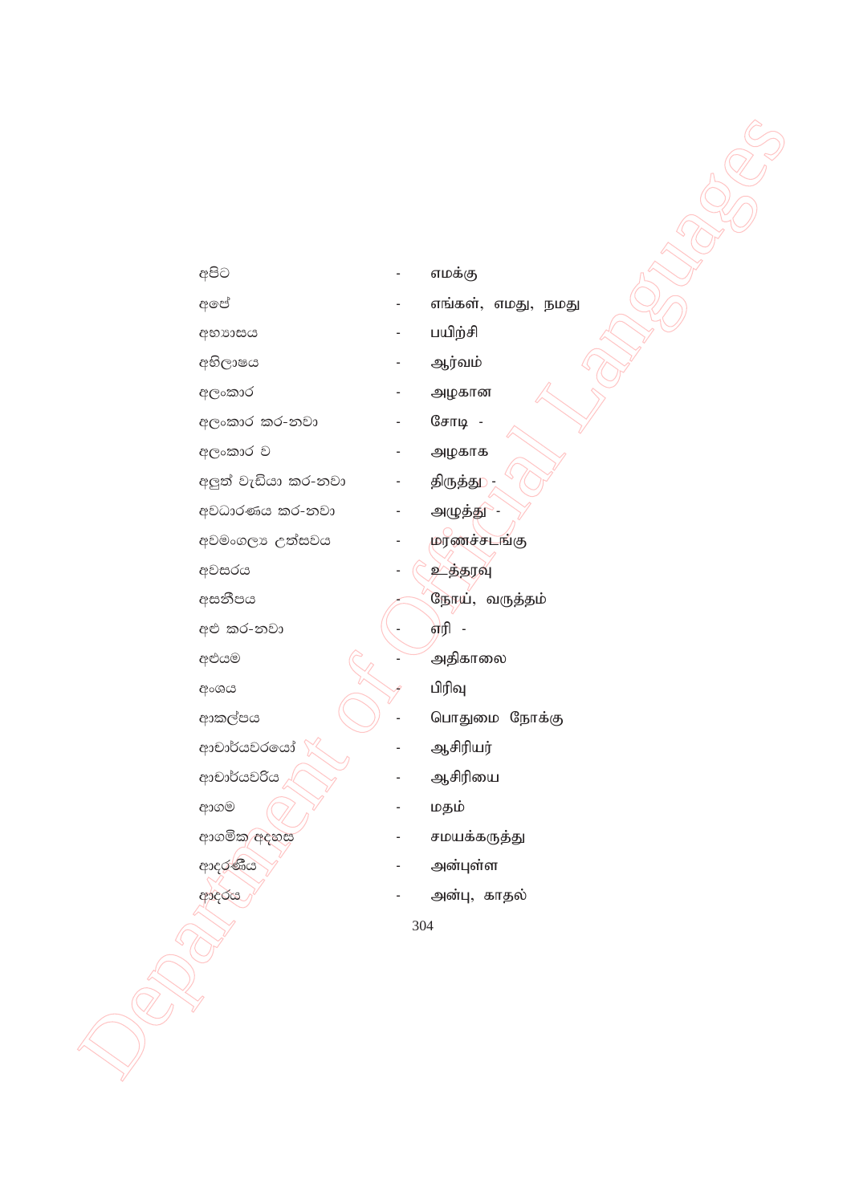| | | |
|---|---|---|
| අපිට | - | எமக்கு |
| අපේ | - | எங்கள், எமது, நமது |
| අභ්‍යාසය | - | பயிற்சி |
| අභිලාෂය | - | ஆர்வம் |
| අලංකාර | - | அழகான |
| අලංකාර කර-නවා | - | சோடி - |
| අලංකාර ව | - | அழகாக |
| අලුත් වැඩියා කර-නවා | - | திருத்து - |
| අවධාරණය කර-නවා | - | அழுத்து - |
| අවමංගල්‍ය උත්සවය | - | மரணச்சடங்கு |
| අවසරය | - | உத்தரவு |
| අසනීපය | - | நோய், வருத்தம் |
| අළු කර-නවා | - | எரி - |
| අළුයම | - | அதிகாலை |
| අංශය | - | பிரிவு |
| ආකල්පය | - | பொதுமை நோக்கு |
| ආචාර්යවරයෝ | - | ஆசிரியர் |
| ආචාර්යවරිය | - | ஆசிரியை |
| ආගම | - | மதம் |
| ආගමික අදහස | - | சமயக்கருத்து |
| ආදරණීය | - | அன்புள்ள |
| ආදරය | - | அன்பு, காதல் |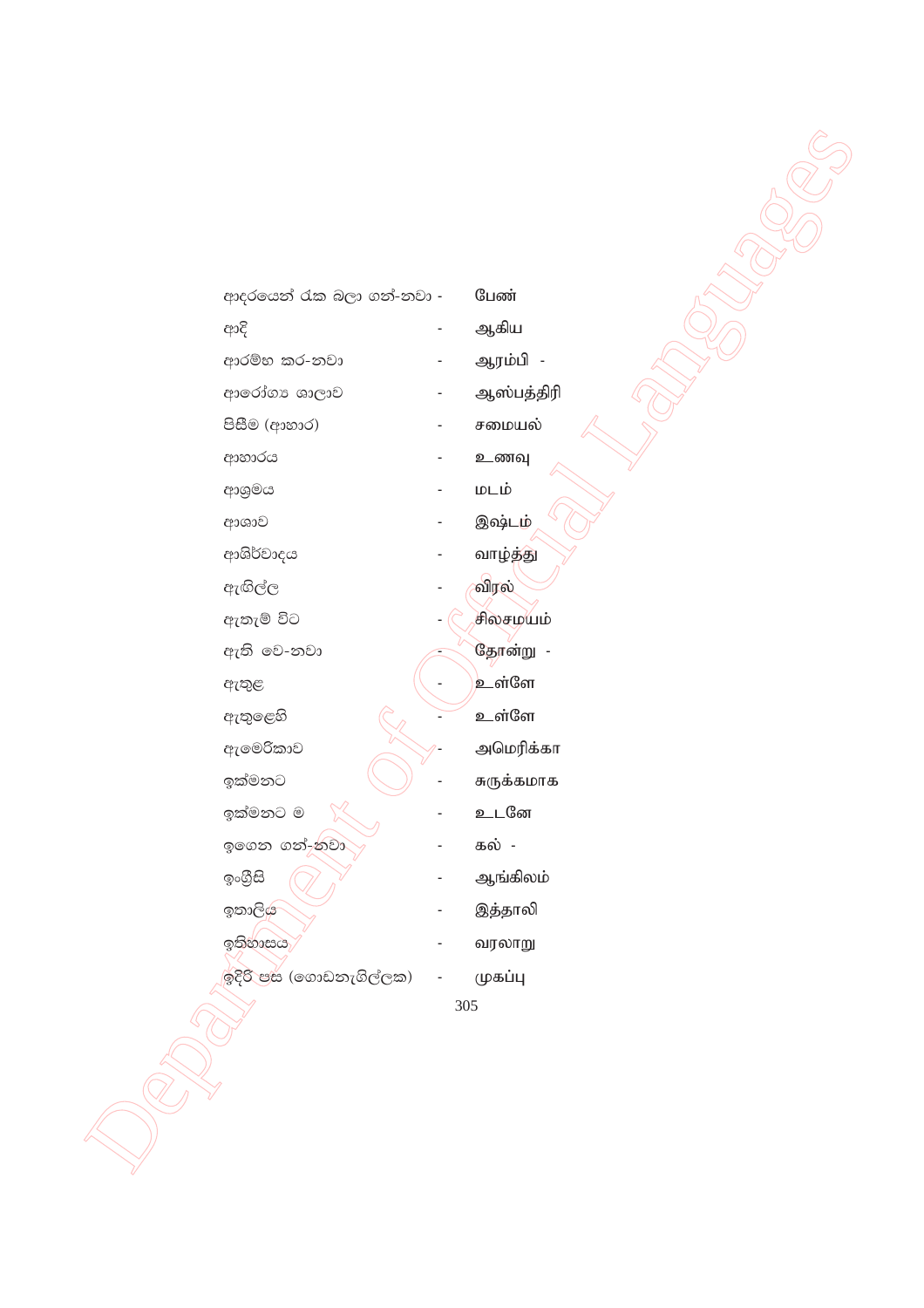ආදරයෙන් රැක බලා ගත්-නවා - பேண்

ආදි - ஆகிய

ආරම්භ කර-නවා - ஆரம்பி -

ආරෝග්‍ය ශාලාව - ஆஸ்பத்திரி

පිසීම (ආහාර) - சமையல்

ආහාරය - உணவு

ආශ්‍රමය - மடம்

ආශාව - இஷ்டம்

ආශිර්වාදය - வாழ்த்து

ඇඟිල්ල - விரல்

ඇතැම් විට - சிலசமயம்

ඇති වෙ-නවා - தோன்று -

ඇතුළ - உள்ளே

ඇතුළෙහි - உள்ளே

ඇමෙරිකාව - அமெரிக்கா

ඉක්මනට - சுருக்கமாக

ඉක්මනට ම - உடனே

ඉගෙන ගත්-නවා - கல் -

ඉංග්‍රීසි - ஆங்கிலம்

ඉතාලිය - இத்தாலி

ඉතිහාසය - வரலாறு

ඉදිරි පස (ගොඩනැගිල්ලක) - முகப்பு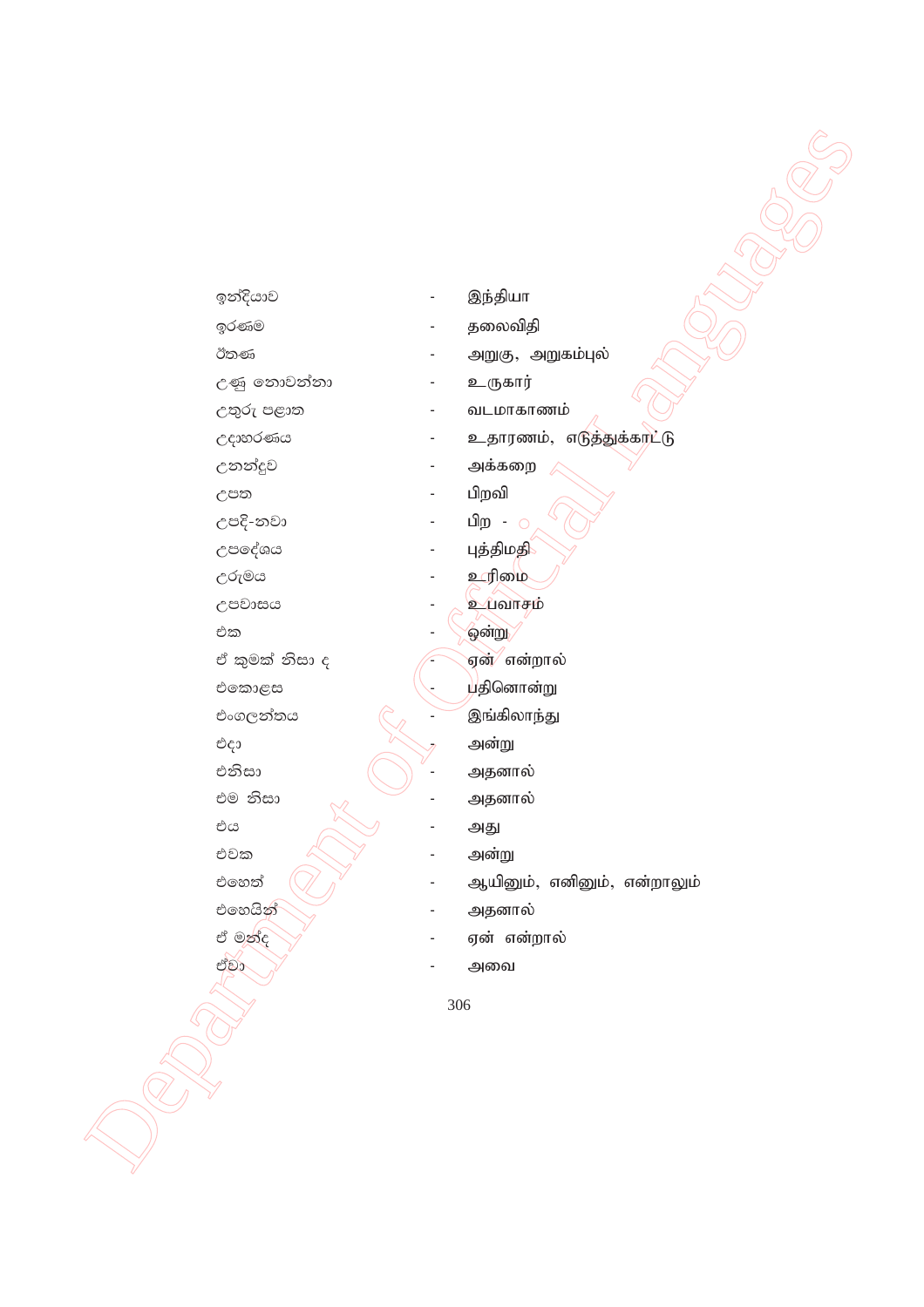ඉන්දියාව - இந்தியா
ඉරණම - தலைவிதி
ඊතණ - அறுகு, அறுகம்புல்
උණු නොවන්නා - உருகார்
උතුරු පළාත - வடமாகாணம்
උදාහරණය - உதாரணம், எடுத்துக்காட்டு
උනන්දුව - அக்கறை
උපත - பிறவி
උපදි-නවා - பிற -
උපදේශය - புத்திமதி
උරුමය - உரிமை
උපවාසය - உபவாசம்
එක - ஒன்று
ඒ කුමක් නිසා ද - ஏன் என்றால்
එකොළස - பதினொன்று
එංගලන්තය - இங்கிலாந்து
එදා - அன்று
එනිසා - அதனால்
එම නිසා - அதனால்
එය - அது
එවක - அன்று
එහෙත් - ஆயினும், எனினும், என்றாலும்
එහෙයින් - அதனால்
ඒ මන්ද - ஏன் என்றால்
ඒවා - அவை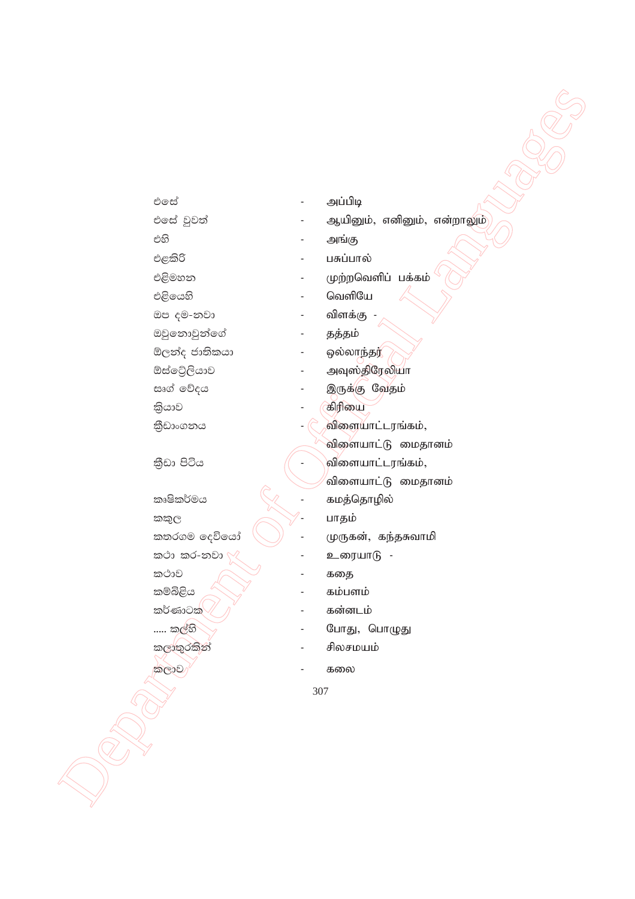| | | |
|---|---|---|
| එසේ | - | அப்பிடி |
| එසේ වුවත් | - | ஆயினும், எனினும், என்றாலும் |
| එහි | - | அங்கு |
| එළකිරි | - | பசுப்பால் |
| එළිමහන | - | முற்றவெளிப் பக்கம் |
| එළියෙහි | - | வெளியே |
| ඔප දම-නවා | - | விளக்கு - |
| ඔවුනොවුන්ගේ | - | தத்தம் |
| ඕලන්ද ජාතිකයා | - | ஒல்லாந்தர் |
| ඕස්ට්‍රේලියාව | - | அவுஸ்திரேலியா |
| ඍග් වේදය | - | இருக்கு வேதம் |
| ක්‍රියාව | - | கிரியை |
| ක්‍රීඩාංගනය | - | விளையாட்டரங்கம், விளையாட்டு மைதானம் |
| ක්‍රීඩා පිටිය | - | விளையாட்டரங்கம், விளையாட்டு மைதானம் |
| කෘෂිකර්මය | - | கமத்தொழில் |
| කකුල | - | பாதம் |
| කතරගම දෙවියෝ | - | முருகன், கந்தசுவாமி |
| කථා කර-නවා | - | உரையாடு - |
| කථාව | - | கதை |
| කම්බිළිය | - | கம்பளம் |
| කර්ණාටක | - | கன்னடம் |
| ..... කල්හි | - | போது, பொழுது |
| කලාතුරකින් | - | சிலசமயம் |
| කලාව | - | கலை |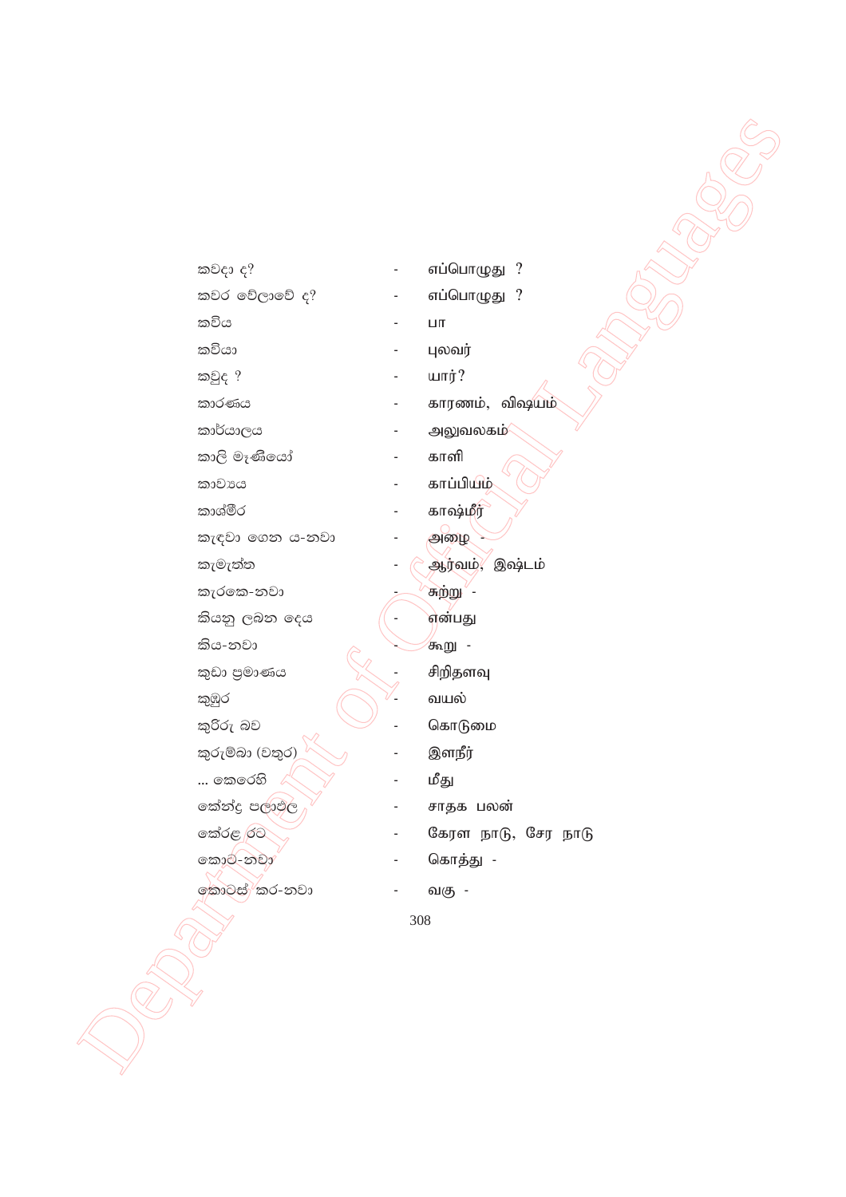| | | |
|---|---|---|
| කවදා ද? | - | எப்பொழுது ? |
| කවර වේලාවේ ද? | - | எப்பொழுது ? |
| කවිය | - | பா |
| කවියා | - | புலவர் |
| කවුද ? | - | யார்? |
| කාරණය | - | காரணம், விஷயம் |
| කාර්යාලය | - | அலுவலகம் |
| කාලි මෑණියෝ | - | காளி |
| කාව්‍යය | - | காப்பியம் |
| කාශ්මීර | - | காஷ்மீர் |
| කැඳවා ගෙන ය-නවා | - | அழை - |
| කැමැත්ත | - | ஆர்வம், இஷ்டம் |
| කැරකෙ-නවා | - | சுற்று - |
| කියනු ලබන දෙය | - | என்பது |
| කිය-නවා | - | கூறு - |
| කුඩා ප්‍රමාණය | - | சிறிதளவு |
| කුඹුර | - | வயல் |
| කුරිරු බව | - | கொடுமை |
| කුරුම්බා (වතුර) | - | இளநீர் |
| ... කෙරෙහි | - | மீது |
| කේන්ද්‍ර පලාඵල | - | சாதக பலன் |
| කේරළ රට | - | கேரள நாடு, சேர நாடு |
| කොට-නවා | - | கொத்து - |
| කොටස් කර-නවා | - | வகு - |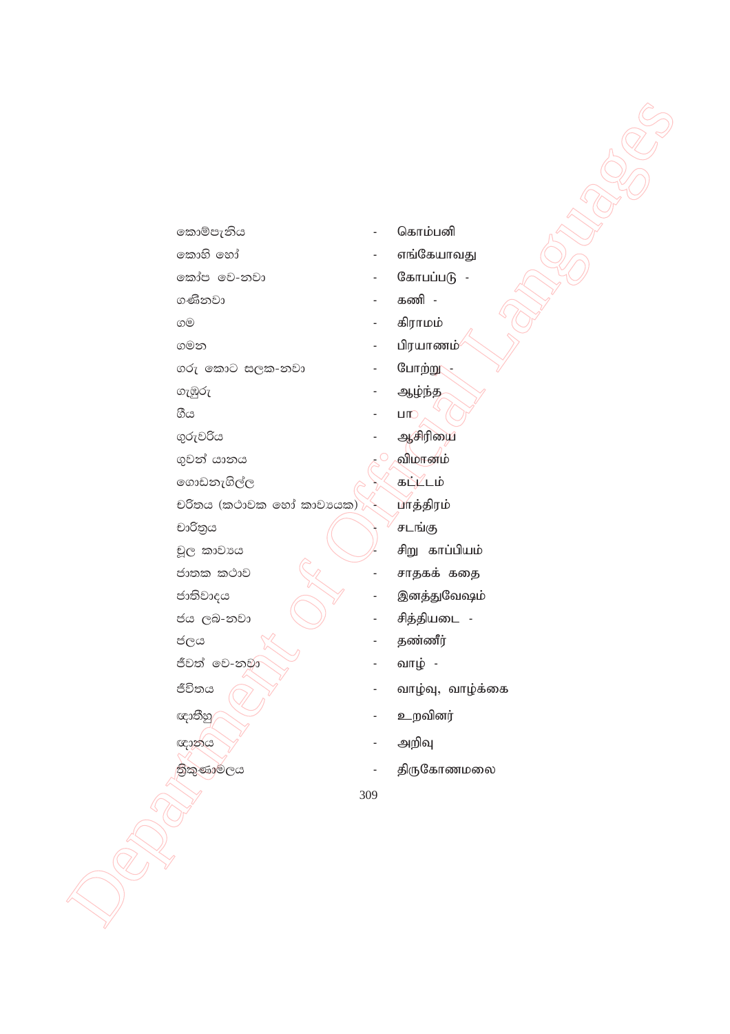කොම්පැනිය - கொம்பனி
කොහි හෝ - எங்கேயாவது
කෝප වෙ-නවා - கோபப்படு -
ගණිනවා - கணி -
ගම - கிராமம்
ගමන - பிரயாணம்
ගරු කොට සලක-නවා - போற்று -
ගැඹුරු - ஆழ்ந்த
ගීය - பா
ගුරුවරිය - ஆசிரியை
ගුවන් යානය - விமானம்
ගොඩනැගිල්ල - கட்டடம்
චරිතය (කථාවක හෝ කාව්‍යයක) - பாத்திரம்
චාරිත්‍රය - சடங்கு
චූල කාව්‍යය - சிறு காப்பியம்
ජාතක කථාව - சாதகக் கதை
ජාතිවාදය - இனத்துவேஷம்
ජය ලබ-නවා - சித்தியடை -
ජලය - தண்ணீர்
ජීවත් වෙ-නවා - வாழ் -
ජීවිතය - வாழ்வு, வாழ்க்கை
ඥාතීහු - உறவினர்
ඥානය - அறிவு
ත්‍රිකුණාමලය - திருகோணமலை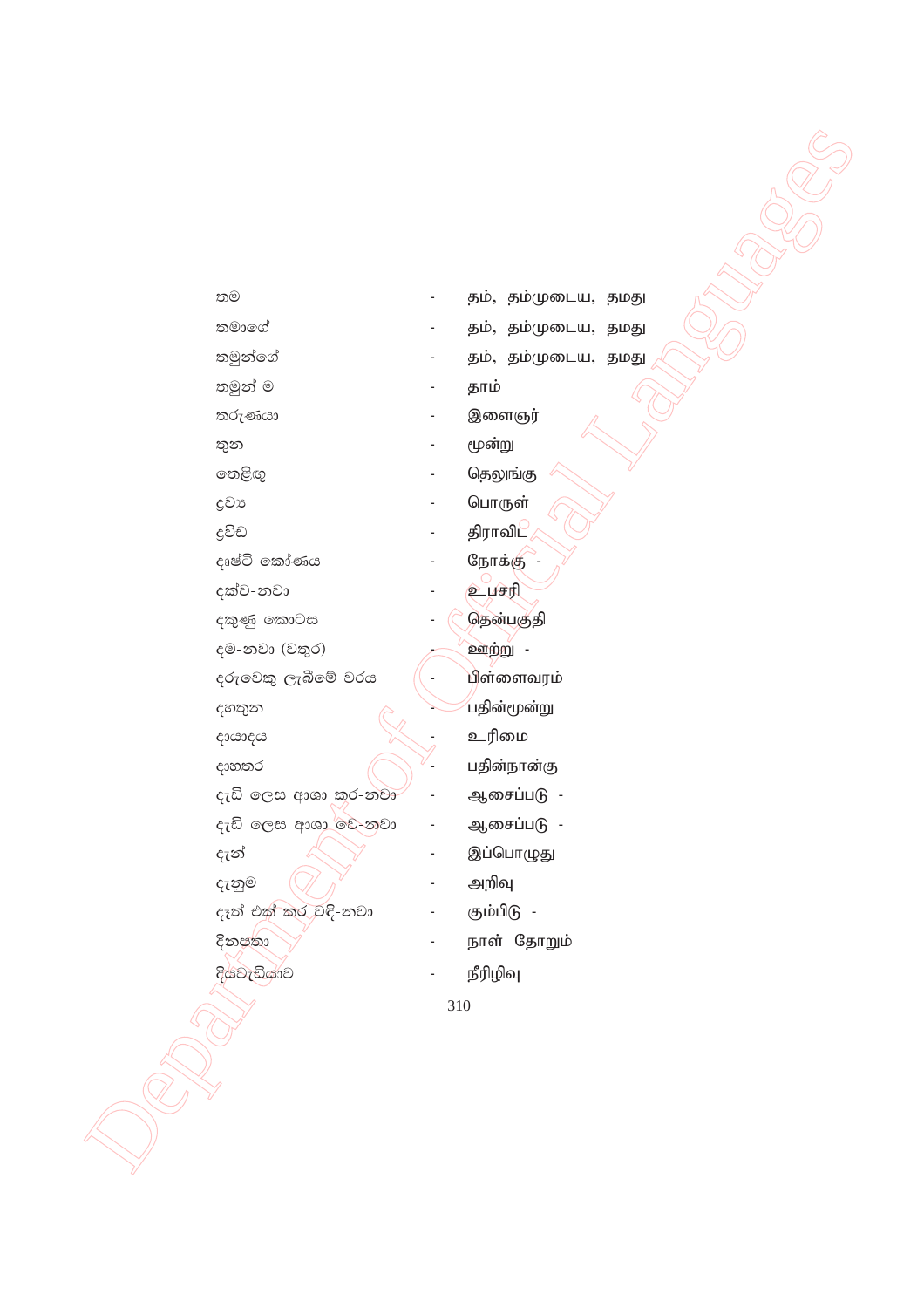තම - தம், தம்முடைய, தமது

තමාගේ - தம், தம்முடைய, தமது

තමුන්ගේ - தம், தம்முடைய, தமது

තමුන් ම - தாம்

තරුණයා - இளைஞர்

තුන - மூன்று

තෙළිඟු - தெலுங்கு

ද්‍රව්‍ය - பொருள்

ද්‍රවිඩ - திராவிட

දෘෂ්ටි කෝණය - நோக்கு -

දක්ව-නවා - உபசரி

දකුණු කොටස - தென்பகுதி

දම-නවා (වතුර) - ஊற்று -

දරුවෙකු ලැබීමේ වරය - பிள்ளைவரம்

දහතුන - பதின்மூன்று

දායාදය - உரிமை

දාහතර - பதின்நான்கு

දැඩි ලෙස ආශා කර-නවා - ஆசைப்படு -

දැඩි ලෙස ආශා වෙ-නවා - ஆசைப்படு -

දැන් - இப்பொழுது

දැනුම - அறிவு

දෑත් එක් කර වඳි-නවා - கும்பிடு -

දිනපතා - நாள் தோறும்

දියවැඩියාව - நீரிழிவு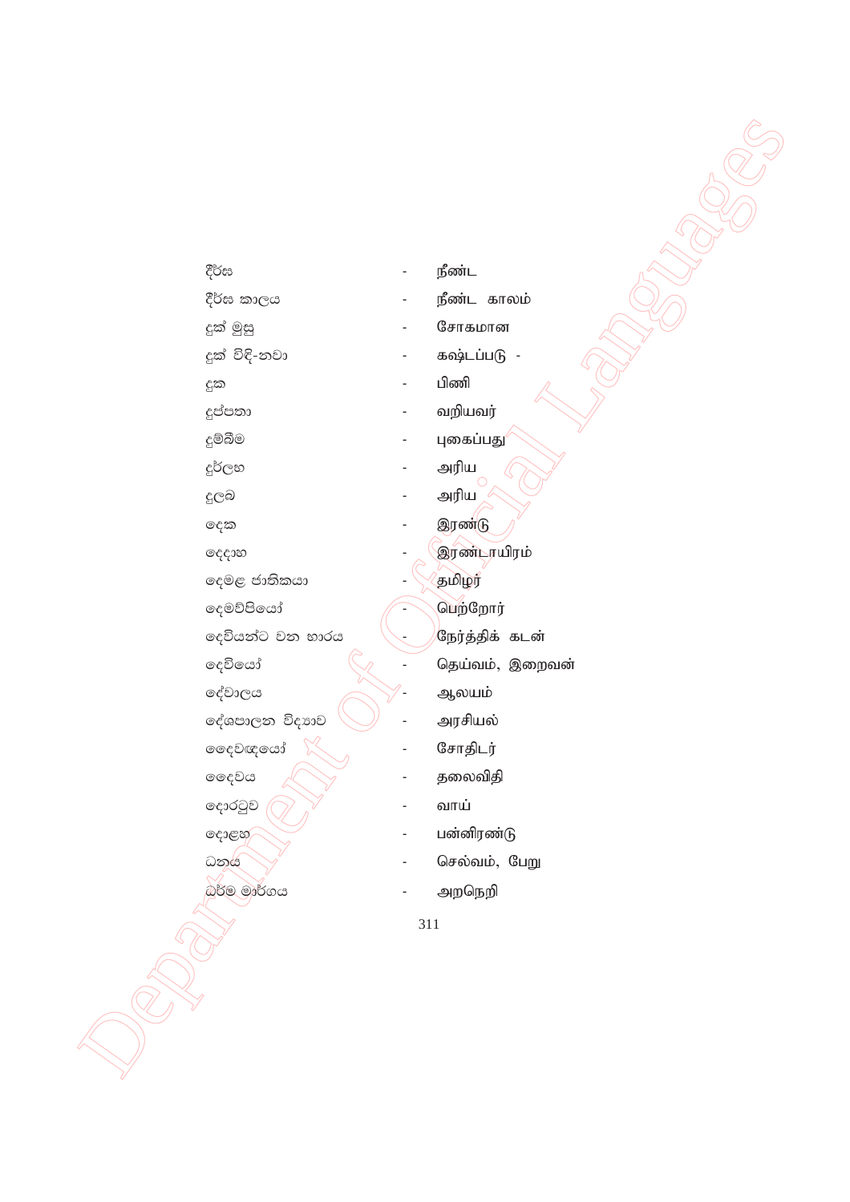දීර්ඝ - நீண்ட

දීර්ඝ කාලය - நீண்ட காலம்

දුක් මුසු - சோகமான

දුක් විඳි-නවා - கஷ்டப்படு -

දුක - பிணி

දුප්පතා - வறியவர்

දුම්බීම - புகைப்பது

දුර්ලභ - அரிய

දුලබ - அரிய

දෙක - இரண்டு

දෙදාහ - இரண்டாயிரம்

දෙමළ ජාතිකයා - தமிழர்

දෙමව්පියෝ - பெற்றோர்

දෙවියන්ට වන භාරය - நேர்த்திக் கடன்

දෙවියෝ - தெய்வம், இறைவன்

දේවාලය - ஆலயம்

දේශපාලන විද්‍යාව - அரசியல்

දෛවඥයෝ - சோதிடர்

දෛවය - தலைவிதி

දොරටුව - வாய்

දොළහ - பன்னிரண்டு

ධනය - செல்வம், பேறு

ධර්ම මාර්ගය - அறநெறி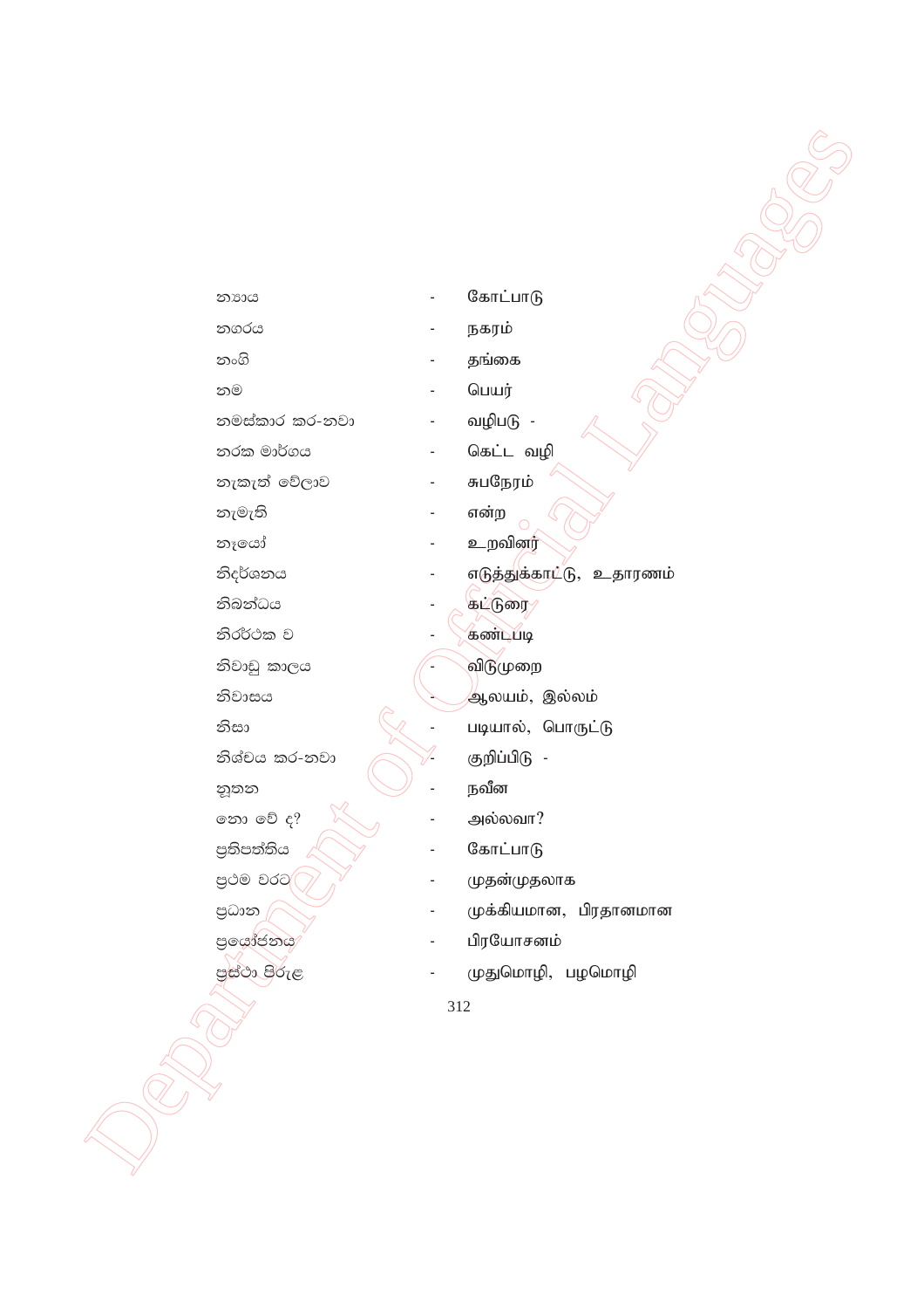න්‍යාය - கோட்பாடு

නගරය - நகரம்

නංගි - தங்கை

නම - பெயர்

නමස්කාර කර-නවා - வழிபடு -

නරක මාර්ගය - கெட்ட வழி

නැකැත් වේලාව - சுபநேரம்

නැමැති - என்ற

නෑයෝ - உறவினர்

නිදර්ශනය - எடுத்துக்காட்டு, உதாரணம்

නිබන්ධය - கட்டுரை

නිර්ව්ක ව - கண்டபடி

නිවාඩු කාලය - விடுமுறை

නිවාසය - ஆலயம், இல்லம்

නිසා - படியால், பொருட்டு

නිශ්චය කර-නවා - குறிப்பிடு -

නූතන - நவீன

නො වේ ද? - அல்லவா?

ප්‍රතිපත්තිය - கோட்பாடு

ප්‍රථම වරට - முதன்முதலாக

ප්‍රධාන - முக்கியமான, பிரதானமான

ප්‍රයෝජනය - பிரயோசனம்

ප්‍රස්ථා පිරුළ - முதுமொழி, பழமொழி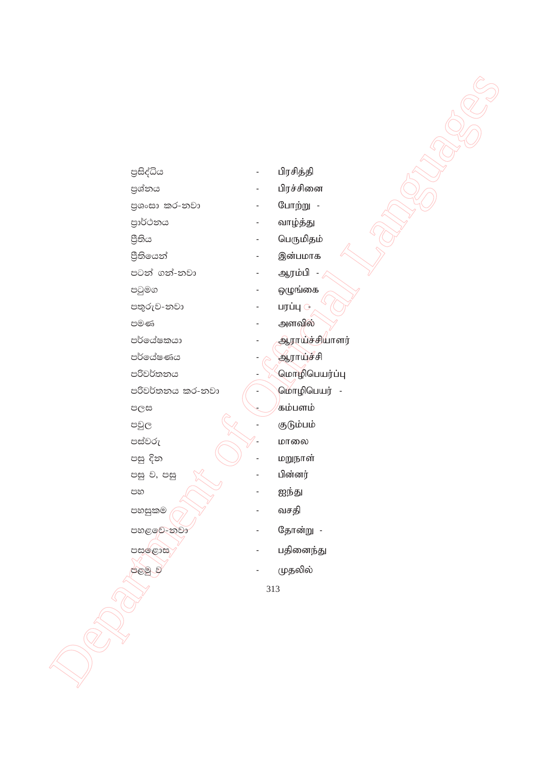ප්‍රසිද්ධිය - பிரசித்தி

ප්‍රශ්නය - பிரச்சினை

ප්‍රශංසා කර-නවා - போற்று -

ප්‍රාර්ථනය - வாழ்த்து

ප්‍රීතිය - பெருமிதம்

ප්‍රීතියෙන් - இன்பமாக

පටන් ගන්-නවා - ஆரம்பி -

පටුමග - ஒழுங்கை

පතුරුව-නවා - பரப்பு -

පමණ - அளவில்

පර්යේෂකයා - ஆராய்ச்சியாளர்

පර්යේෂණය - ஆராய்ச்சி

පරිවර්තනය - மொழிபெயர்ப்பு

පරිවර්තනය කර-නවා - மொழிபெயர் -

පලස - கம்பளம்

පවුල - குடும்பம்

පස්වරු - மாலை

පසු දින - மறுநாள்

පසු ව, පසු - பின்னர்

පහ - ஐந்து

පහසුකම - வசதி

පහළවෙ-නවා - தோன்று -

පසළොස - பதினைந்து

පළමු ව - முதலில்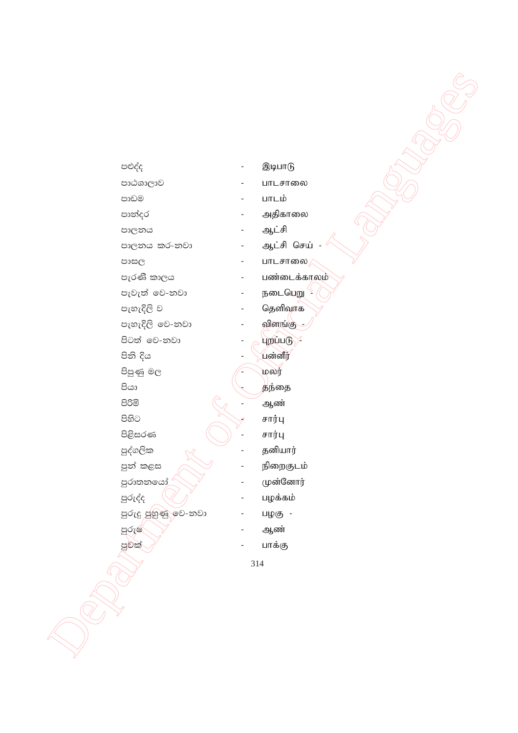පළුද්ද - இடிபாடு

පාඨශාලාව - பாடசாலை

පාඩම - பாடம்

පාන්දර - அதிகாலை

පාලනය - ஆட்சி

පාලනය කර-නවා - ஆட்சி செய் -

පාසල - பாடசாலை

පැරණි කාලය - பண்டைக்காலம்

පැවැත් වෙ-නවා - நடைபெறு -

පැහැදිලි ව - தெளிவாக

පැහැදිලි වෙ-නවා - விளங்கு -

පිටත් වෙ-නවා - புறப்படு -

පිනි දිය - பன்னீர்

පිපුණු මල - மலர்

පියා - தந்தை

පිරිමි - ஆண்

පිහිට - சார்பு

පිළිසරණ - சார்பு

පුද්ගලික - தனியார்

පුන් කළස - நிறைகுடம்

පුරාතනයෝ - முன்னோர்

පුරුද්ද - பழக்கம்

පුරුදු පුහුණු වෙ-නවා - பழகு -

පුරුෂ - ஆண்

පුවක් - பாக்கு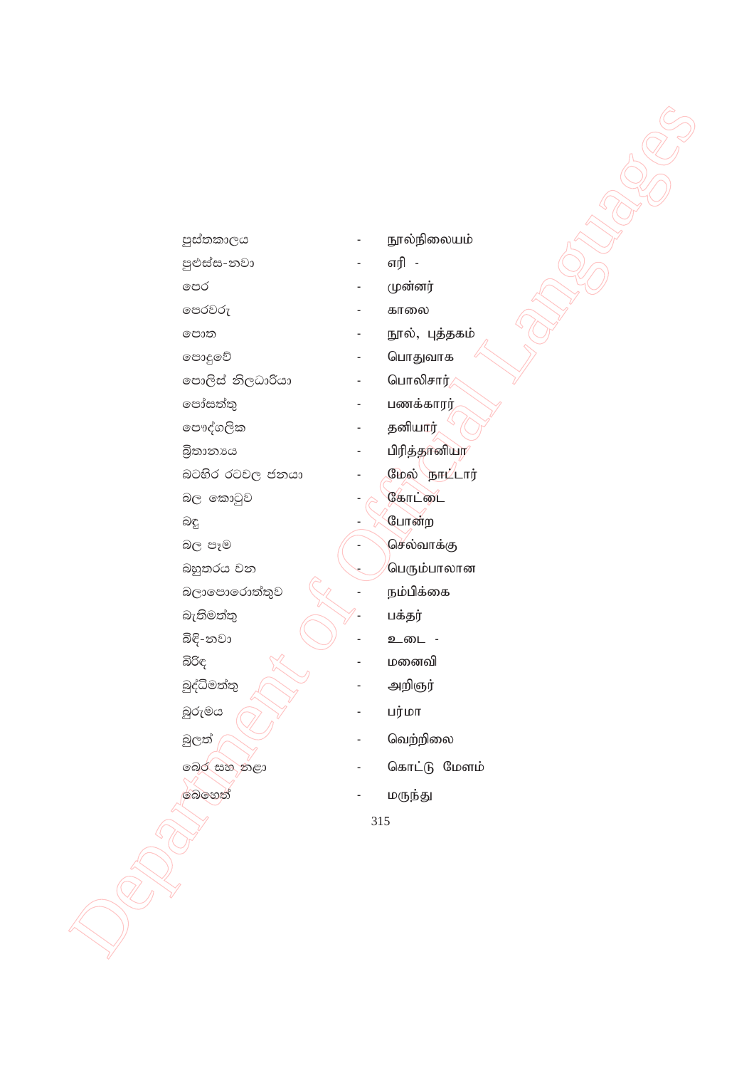| | | |
|---|---|---|
| පුස්තකාලය | - | நூல்நிலையம் |
| පුළුස්ස-නවා | - | எரி - |
| පෙර | - | முன்னர் |
| පෙරවරු | - | காலை |
| පොත | - | நூல், புத்தகம் |
| පොදුවේ | - | பொதுவாக |
| පොලිස් නිලධාරියා | - | பொலிசார் |
| පෝසත්තු | - | பணக்காரர் |
| පෞද්ගලික | - | தனியார் |
| බ්‍රිතාන්‍යය | - | பிரித்தானியா |
| බටහිර රටවල ජනයා | - | மேல் நாட்டார் |
| බල කොටුව | - | கோட்டை |
| බඳු | - | போன்ற |
| බල පෑම | - | செல்வாக்கு |
| බහුතරය වන | - | பெரும்பாலான |
| බලාපොරොත්තුව | - | நம்பிக்கை |
| බැතිමත්තු | - | பக்தர் |
| බිඳි-නවා | - | உடை - |
| බිරිඳ | - | மனைவி |
| බුද්ධිමත්තු | - | அறிஞர் |
| බුරුමය | - | பர்மா |
| බුලත් | - | வெற்றிலை |
| බෙර සහ නළා | - | கொட்டு மேளம் |
| බෙහෙත් | - | மருந்து |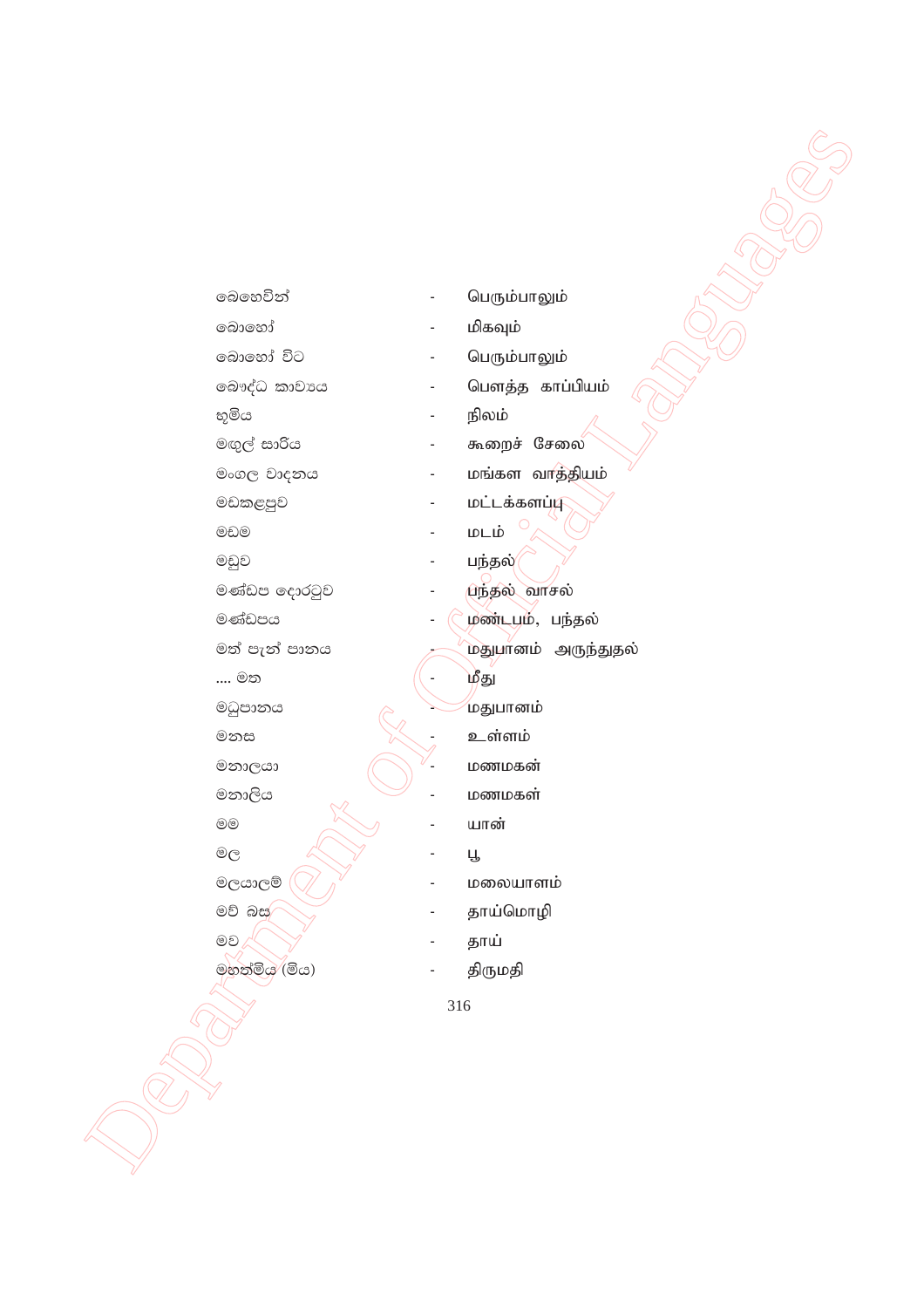| | | |
|---|---|---|
| බෙහෙවින් | - | பெரும்பாலும் |
| බොහෝ | - | மிகவும் |
| බොහෝ විට | - | பெரும்பாலும் |
| බෞද්ධ කාව්‍යය | - | பௌத்த காப்பியம் |
| භූමිය | - | நிலம் |
| මඟුල් සාරිය | - | கூறைச் சேலை |
| මංගල වාදනය | - | மங்கள வாத்தியம் |
| මඩකළපුව | - | மட்டக்களப்பு |
| මඩම | - | மடம் |
| මඩුව | - | பந்தல் |
| මණ්ඩප දොරටුව | - | பந்தல் வாசல் |
| මණ්ඩපය | - | மண்டபம், பந்தல் |
| මත් පැන් පානය | - | மதுபானம் அருந்துதல் |
| .... මත | - | மீது |
| මධුපානය | - | மதுபானம் |
| මනස | - | உள்ளம் |
| මනාලයා | - | மணமகன் |
| මනාලිය | - | மணமகள் |
| මම | - | யான் |
| මල | - | பூ |
| මලයාලම් | - | மலையாளம் |
| මව් බස | - | தாய்மொழி |
| මව | - | தாய் |
| මහත්මිය (මිය) | - | திருமதி |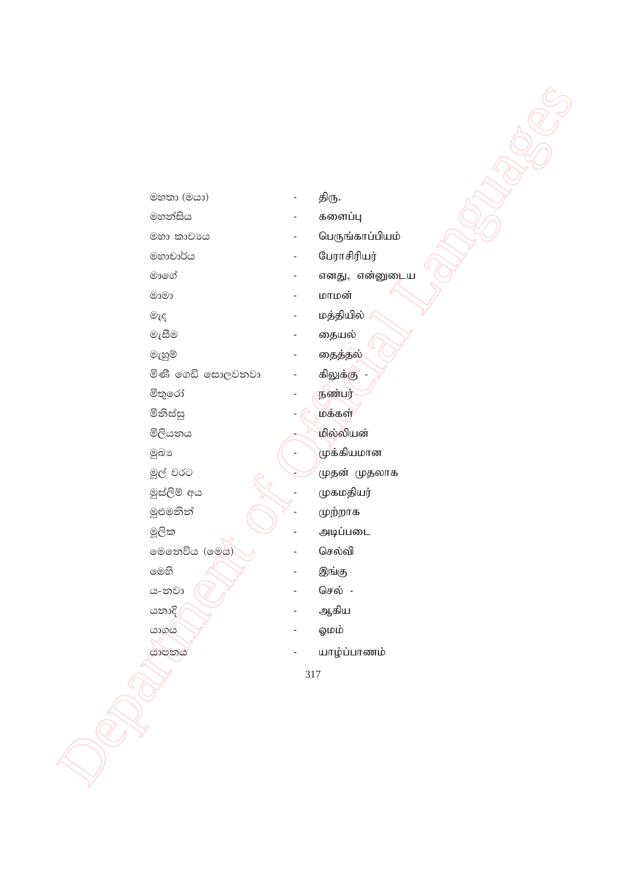මහතා (මයා) - திரு.

මහන්සිය - களைப்பு

මහා කාව්‍යය - பெருங்காப்பியம்

මහාචාර්ය - பேராசிரியர்

මාගේ - எனது, என்னுடைய

මාමා - மாமன்

මැද - மத்தியில்

මැසීම - தையல்

මැහුම් - தைத்தல்

මිණි ගෙඩි සොලවනවා - கிலுக்கு -

මිතුරෝ - நண்பர்

මිනිස්සු - மக்கள்

මිලියනය - மில்லியன்

මුඛ්‍ය - முக்கியமான

මුල් වරට - முதன் முதலாக

මුස්ලිම් අය - முகமதியர்

මුළුමනින් - முற்றாக

මූලික - அடிப்படை

මෙනෙවිය (මෙය) - செல்வி

මෙහි - இங்கு

ය-නවා - செல் -

යනාදී - ஆகிய

යාගය - ஓமம்

යාපනය - யாழ்ப்பாணம்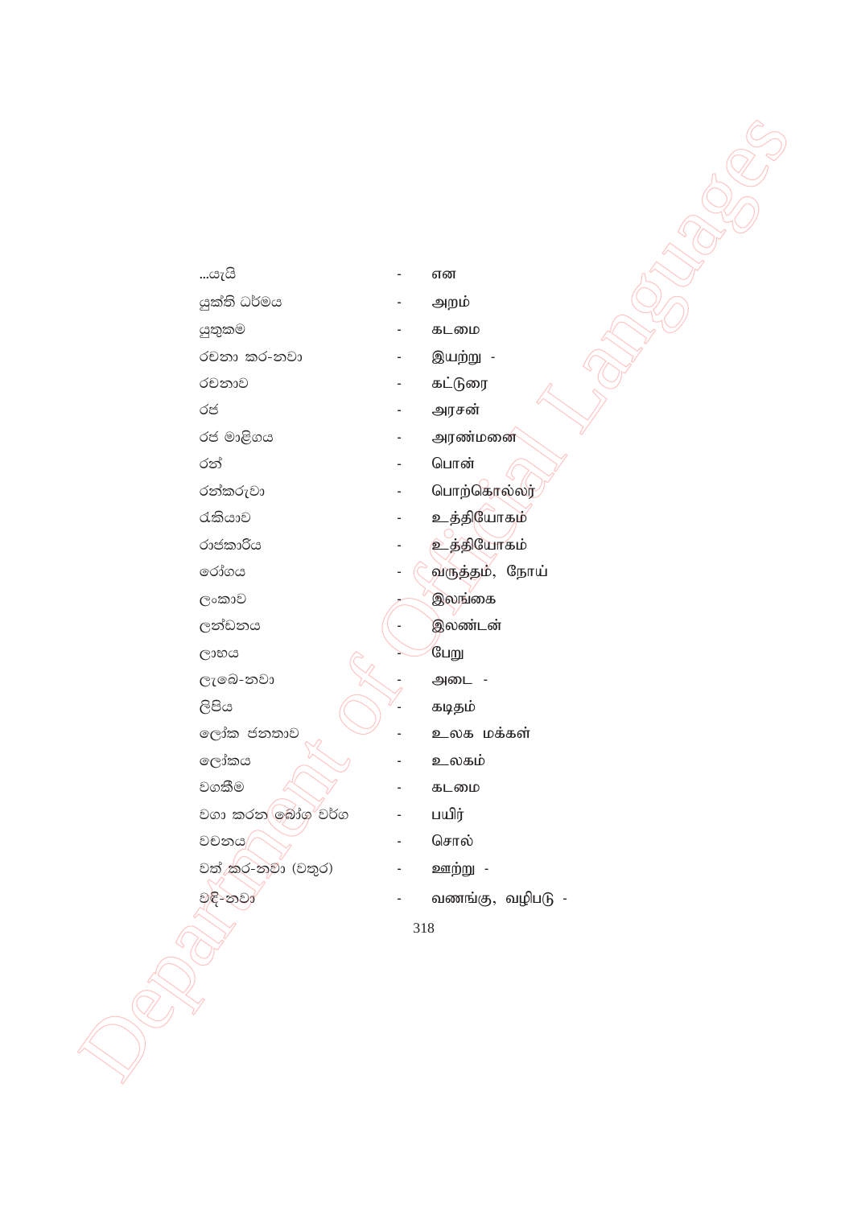| | | |
|---|---|---|
| ...යැයි | - | என |
| යුක්ති ධර්මය | - | அறம் |
| යුතුකම | - | கடமை |
| රචනා කර-නවා | - | இயற்று - |
| රචනාව | - | கட்டுரை |
| රජ | - | அரசன் |
| රජ මාළිගය | - | அரண்மனை |
| රන් | - | பொன் |
| රන්කරුවා | - | பொற்கொல்லர் |
| රැකියාව | - | உத்தியோகம் |
| රාජකාරිය | - | உத்தியோகம் |
| රෝගය | - | வருத்தம், நோய் |
| ලංකාව | - | இலங்கை |
| ලන්ඩනය | - | இலண்டன் |
| ලාභය | - | பேறு |
| ලැබෙ-නවා | - | அடை - |
| ලිපිය | - | கடிதம் |
| ලෝක ජනතාව | - | உலக மக்கள் |
| ලෝකය | - | உலகம் |
| වගකීම | - | கடமை |
| වගා කරන බෝග වර්ග | - | பயிர் |
| වචනය | - | சொல் |
| වත් කර-නවා (වතුර) | - | ஊற்று - |
| වඳි-නවා | - | வணங்கு, வழிபடு - |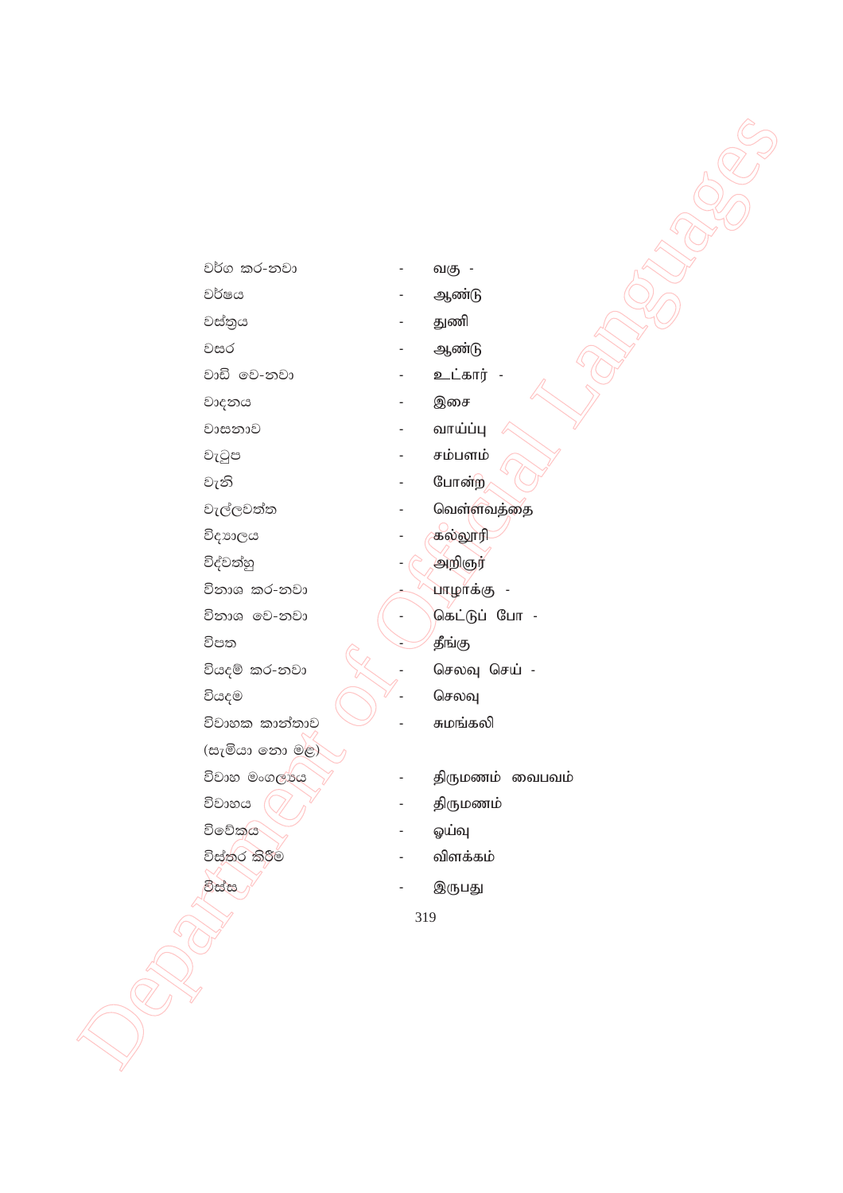| | | |
|---|---|---|
| වර්ග කර-නවා | - | வகு - |
| වර්ෂය | - | ஆண்டு |
| වස්ත්‍රය | - | துணி |
| වසර | - | ஆண்டு |
| වාඩි වෙ-නවා | - | உட்கார் - |
| වාදනය | - | இசை |
| වාසනාව | - | வாய்ப்பு |
| වැටුප | - | சம்பளம் |
| වැනි | - | போன்ற |
| වැල්ලවත්ත | - | வெள்ளவத்தை |
| විද්‍යාලය | - | கல்லூரி |
| විද්වත්හු | - | அறிஞர் |
| විනාශ කර-නවා | - | பாழாக்கு - |
| විනාශ වෙ-නවා | - | கெட்டுப் போ - |
| විපත | - | தீங்கு |
| වියදම් කර-නවා | - | செலவு செய் - |
| වියදම | - | செலவு |
| විවාහක කාන්තාව (සැමියා නො මළ) | - | சுமங்கலி |
| විවාහ මංගල්‍යය | - | திருமணம் வைபவம் |
| විවාහය | - | திருமணம் |
| විවේකය | - | ஓய்வு |
| විස්තර කිරීම | - | விளக்கம் |
| විස්ස | - | இருபது |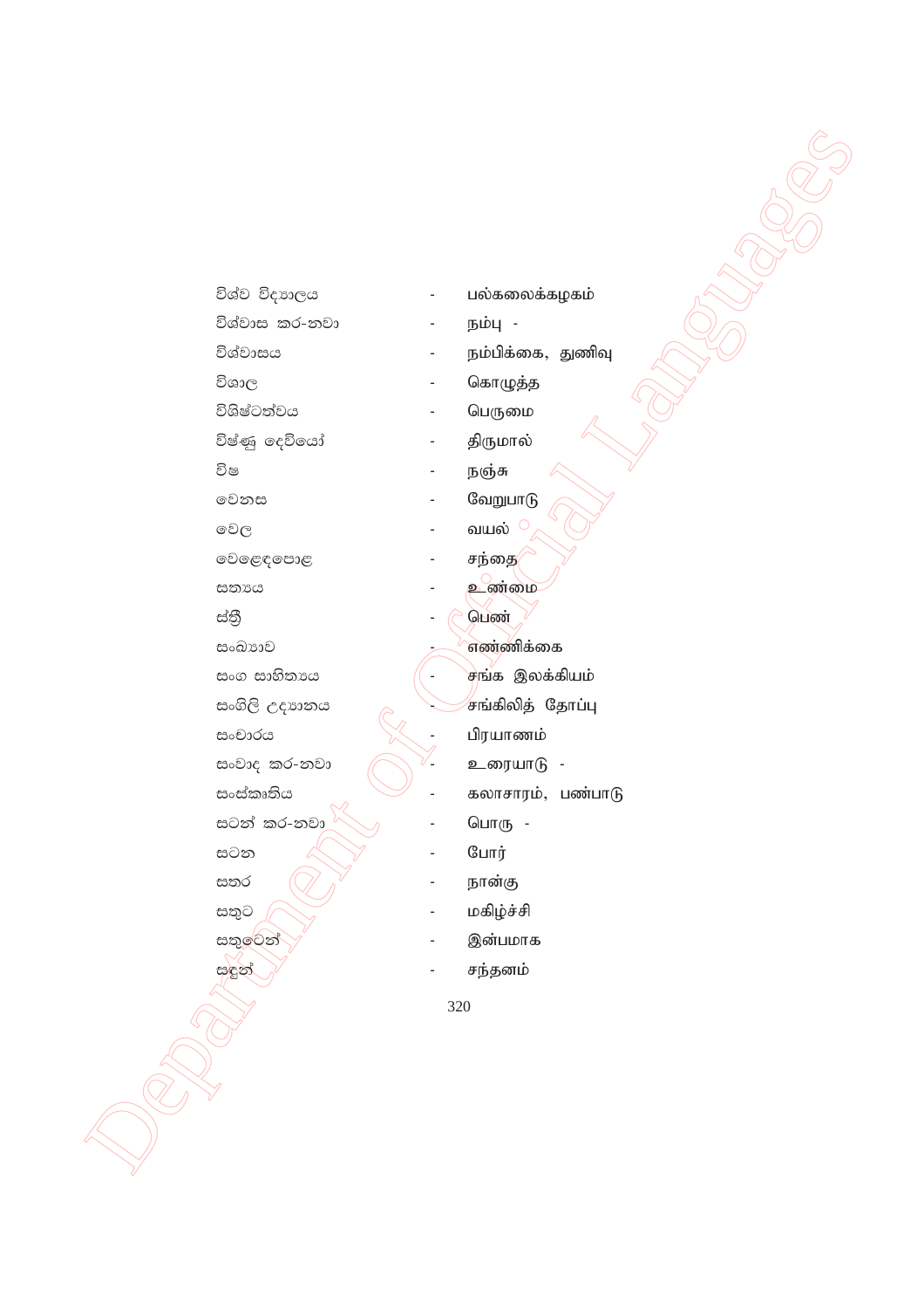විශ්ව විද්‍යාලය - பல்கலைக்கழகம்
විශ්වාස කර-නවා - நம்பு -
විශ්වාසය - நம்பிக்கை, துணிவு
විශාල - கொழுத்த
විශිෂ්ටත්වය - பெருமை
විෂ්ණු දෙවියෝ - திருமால்
විෂ - நஞ்சு
වෙනස - வேறுபாடு
වෙල - வயல்
වෙළෙඳපොළ - சந்தை
සත්‍යය - உண்மை
ස්ත්‍රී - பெண்
සංඛ්‍යාව - எண்ணிக்கை
සංග සාහිත්‍යය - சங்க இலக்கியம்
සංගිලි උද්‍යානය - சங்கிலித் தோப்பு
සංචාරය - பிரயாணம்
සංවාද කර-නවා - உரையாடு -
සංස්කෘතිය - கலாசாரம், பண்பாடு
සටන් කර-නවා - பொரு -
සටන - போர்
සතර - நான்கு
සතුට - மகிழ்ச்சி
සතුටෙන් - இன்பமாக
සඳුන් - சந்தனம்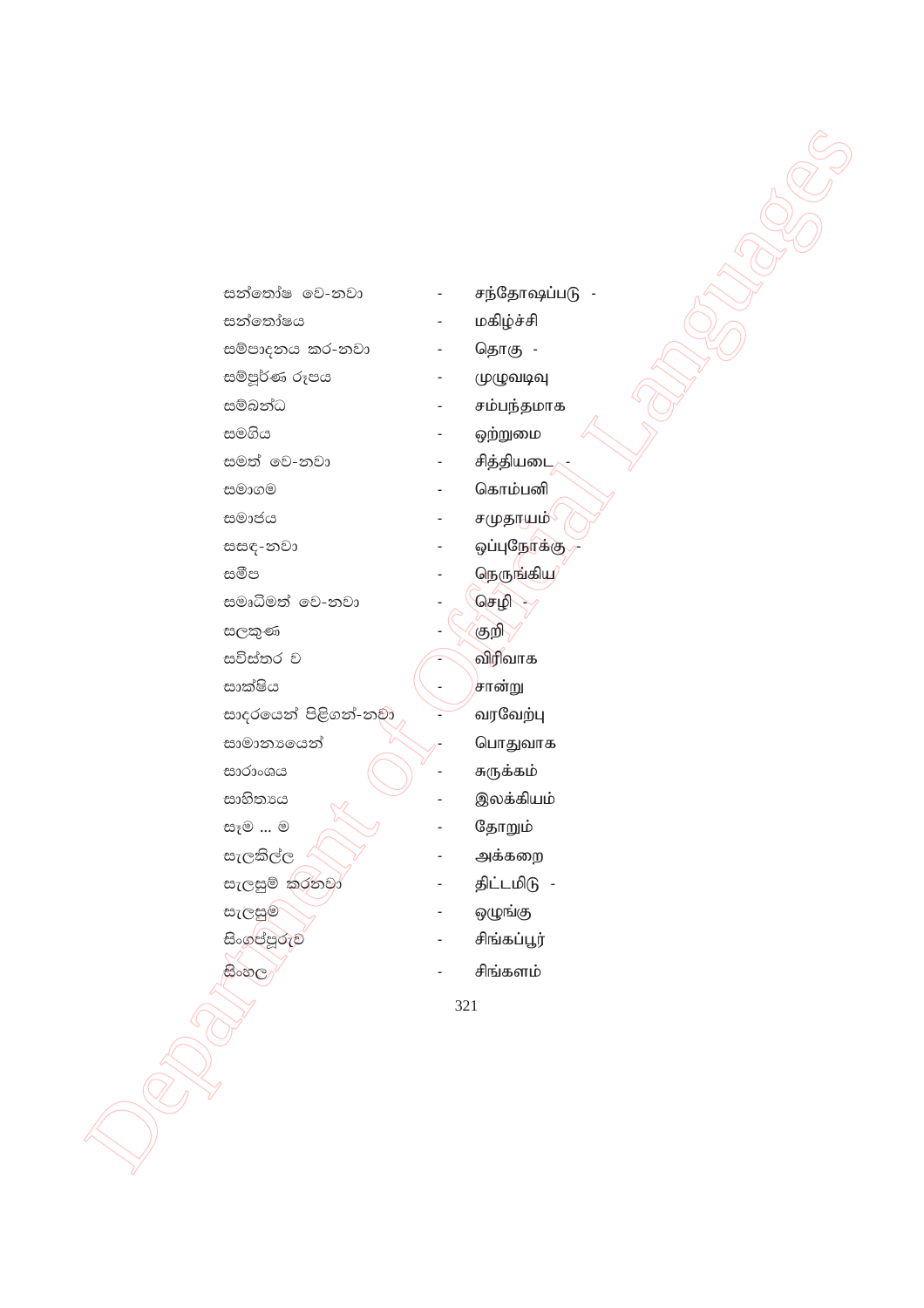සන්තෝෂ වෙ-නවා - சந்தோஷப்படு -

සන්තෝෂය - மகிழ்ச்சி

සම්පාදනය කර-නවා - தொகு -

සම්පූර්ණ රූපය - முழுவடிவு

සම්බන්ධ - சம்பந்தமாக

සමගිය - ஒற்றுமை

සමත් වෙ-නවා - சித்தியடை -

සමාගම - கொம்பனி

සමාජය - சமுதாயம்

සසඳ-නවා - ஒப்புநோக்கு -

සමීප - நெருங்கிய

සමෘධිමත් වෙ-නවා - செழி -

සලකුණ - குறி

සවිස්තර ව - விரிவாக

සාක්ෂිය - சான்று

සාදරයෙන් පිළිගන්-නවා - வரவேற்பு

සාමාන්‍යයෙන් - பொதுவாக

සාරාංශය - சுருக்கம்

සාහිත්‍යය - இலக்கியம்

සෑම ... ම - தோறும்

සැලකිල්ල - அக்கறை

සැලසුම් කරනවා - திட்டமிடு -

සැලසුම - ஒழுங்கு

සිංගප්පූරුව - சிங்கப்பூர்

සිංහල - சிங்களம்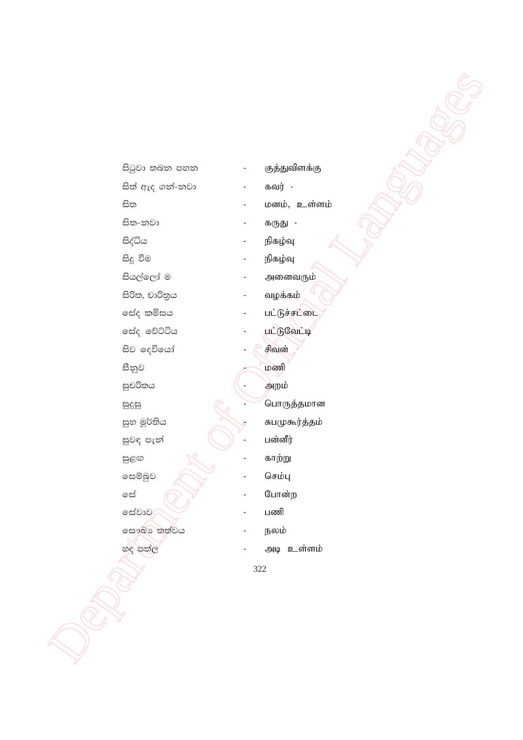| | | |
|---|---|---|
| සිටුවා තබන පහන | - | குத்துவிளக்கு |
| සිත් ඇද ගන්-නවා | - | கவர் - |
| සිත | - | மனம், உள்ளம் |
| සිත-නවා | - | கருது - |
| සිද්ධිය | - | நிகழ்வு |
| සිදු වීම | - | நிகழ்வு |
| සියල්ලෝ ම | - | அனைவரும் |
| සිරිත, චාරිත්‍රය | - | வழக்கம் |
| සේද කමිසය | - | பட்டுச்சட்டை |
| සේද වේට්ටිය | - | பட்டுவேட்டி |
| සිව දෙවියෝ | - | சிவன் |
| සීනුව | - | மணி |
| සුචරිතය | - | அறம் |
| සුදුසු | - | பொருத்தமான |
| සුභ මූර්තිය | - | சுபமுகூர்த்தம் |
| සුවඳ පැන් | - | பன்னீர் |
| සුළඟ | - | காற்று |
| සෙම්බුව | - | செம்பு |
| සේ | - | போன்ற |
| සේවාව | - | பணி |
| සෞඛ්‍ය තත්වය | - | நலம் |
| හද පත්ල | - | அடி உள்ளம் |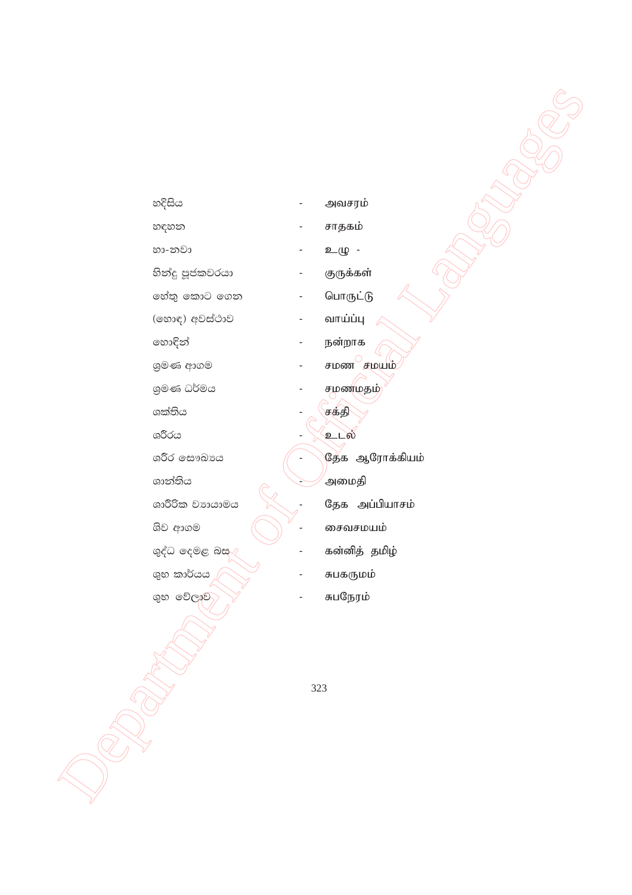හදිසිය - அவசரம்

හඳහන - சாதகம்

හා-නවා - உழு -

හින්දු පූජකවරයා - குருக்கள்

හේතු කොට ගෙන - பொருட்டு

(හොඳ) අවස්ථාව - வாய்ப்பு

හොඳින් - நன்றாக

ශ්‍රමණ ආගම - சமண சமயம்

ශ්‍රමණ ධර්මය - சமணமதம்

ශක්තිය - சக்தி

ශරීරය - உடல்

ශරීර සෞඛ්‍යය - தேக ஆரோக்கியம்

ශාන්තිය - அமைதி

ශාරීරික ව්‍යායාමය - தேக அப்பியாசம்

ශිව ආගම - சைவசமயம்

ශුද්ධ දෙමළ බස - கன்னித் தமிழ்

ශුභ කාර්යය - சுபகருமம்

ශුභ වේලාව - சுபநேரம்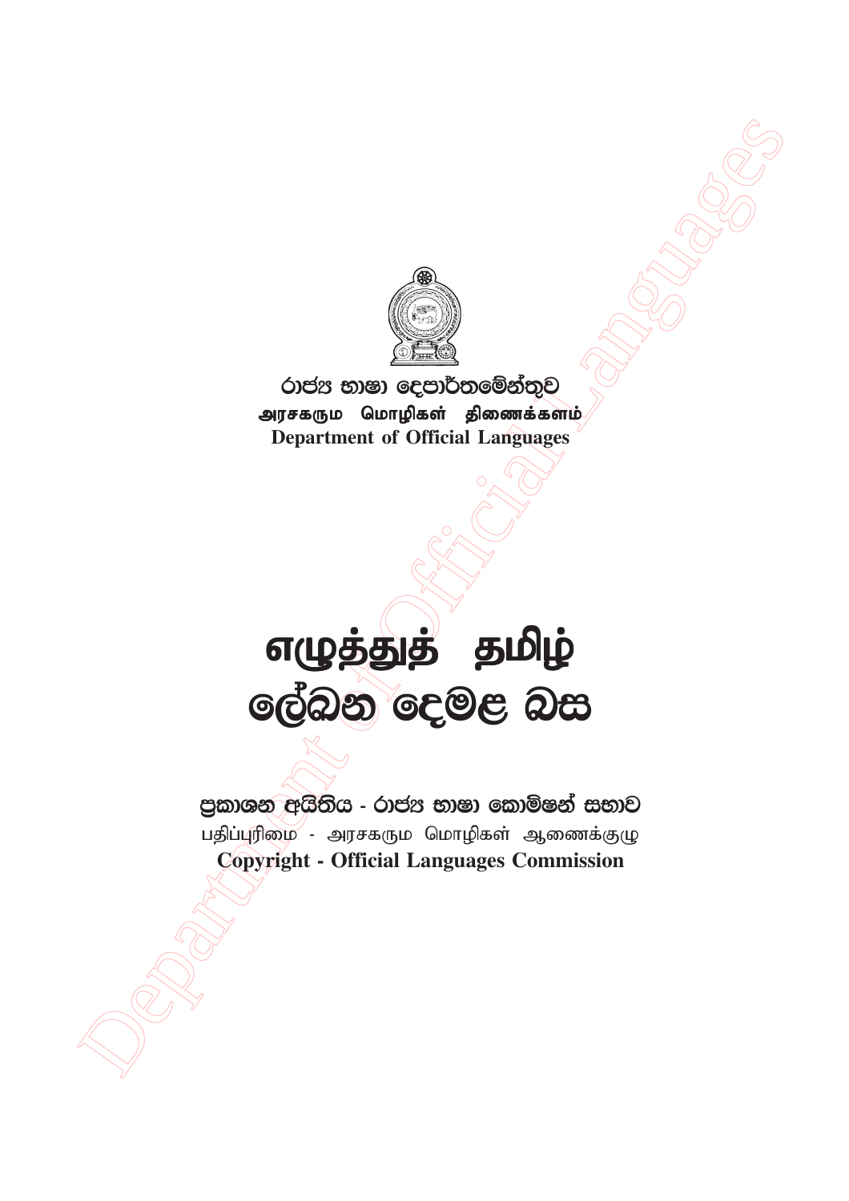රාජ්‍ය භාෂා දෙපාර්තමේන්තුව
அரசகரும மொழிகள் திணைக்களம்
**Department of Official Languages**

# எழுத்துத் தமிழ்
# ලේඛන දෙමළ බස

ප්‍රකාශන අයිතිය - රාජ්‍ය භාෂා කොමිෂන් සභාව

பதிப்புரிமை - அரசகரும மொழிகள் ஆணைக்குழு

**Copyright - Official Languages Commission**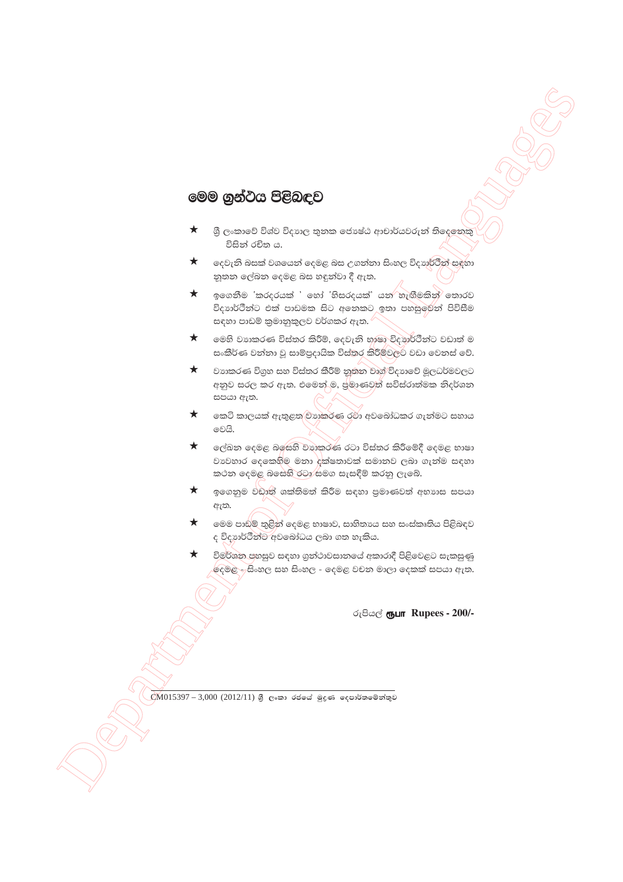# මෙම ග්‍රන්ථය පිළිබඳව

- ★ ශ්‍රී ලංකාවේ විශ්ව විද්‍යාල තුනක ජ්‍යෙෂ්ඨ ආචාර්යවරුන් තිදෙනෙකු විසින් රචිත ය.
- ★ දෙවැනි බසක් වශයෙන් දෙමළ බස උගන්නා සිංහල විද්‍යාර්ථීන් සඳහා නූතන ලේඛන දෙමළ බස හඳුන්වා දී ඇත.
- ★ ඉගෙනීම 'කරදරයක්' හෝ 'හිසරදයක්' යන හැඟීමකින් තොරව විද්‍යාර්ථීන්ට එක් පාඩමක සිට අනෙකට ඉතා පහසුවෙන් පිවිසීම සඳහා පාඩම් ක්‍රමානුකූලව වර්ගකර ඇත.
- ★ මෙහි ව්‍යාකරණ විස්තර කිරීම්, දෙවැනි භාෂා විද්‍යාර්ථීන්ට වඩාත් ම සංකීර්ණ වන්නා වූ සාම්ප්‍රදායික විස්තර කිරීම්වලට වඩා වෙනස් වේ.
- ★ ව්‍යාකරණ විග්‍රහ සහ විස්තර කිරීම් නූතන වාග් විද්‍යාවේ මූලධර්මවලට අනුව සරල කර ඇත. එමෙන් ම, ප්‍රමාණවත් සවිස්තරාත්මක නිදර්ශන සපයා ඇත.
- ★ කෙටි කාලයක් ඇතුළත ව්‍යාකරණ රටා අවබෝධකර ගැන්මට සහාය වෙයි.
- ★ ලේඛන දෙමළ බසෙහි ව්‍යාකරණ රටා විස්තර කිරීමේදී දෙමළ භාෂා ව්‍යවහාර දෙකෙහිම මනා දක්ෂතාවක් සමානව ලබා ගැන්ම සඳහා කථන දෙමළ බසෙහි රටා සමග සැසඳීම් කරනු ලැබේ.
- ★ ඉගෙනුම වඩාත් ශක්තිමත් කිරීම සඳහා ප්‍රමාණවත් අභ්‍යාස සපයා ඇත.
- ★ මෙම පාඩම් තුළින් දෙමළ භාෂාව, සාහිත්‍යය සහ සංස්කෘතිය පිළිබඳව ද විද්‍යාර්ථීන්ට අවබෝධය ලබා ගත හැකිය.
- ★ විමර්ශන පහසුව සඳහා ග්‍රන්ථාවසානයේ අකාරාදී පිළිවෙළට සැකසුණු දෙමළ - සිංහල සහ සිංහල - දෙමළ වචන මාලා දෙකක් සපයා ඇත.

රුපියල් ரூபா Rupees - 200/-

CM015397 – 3,000 (2012/11) ශ්‍රී ලංකා රජයේ මුද්‍රණ දෙපාර්තමේන්තුව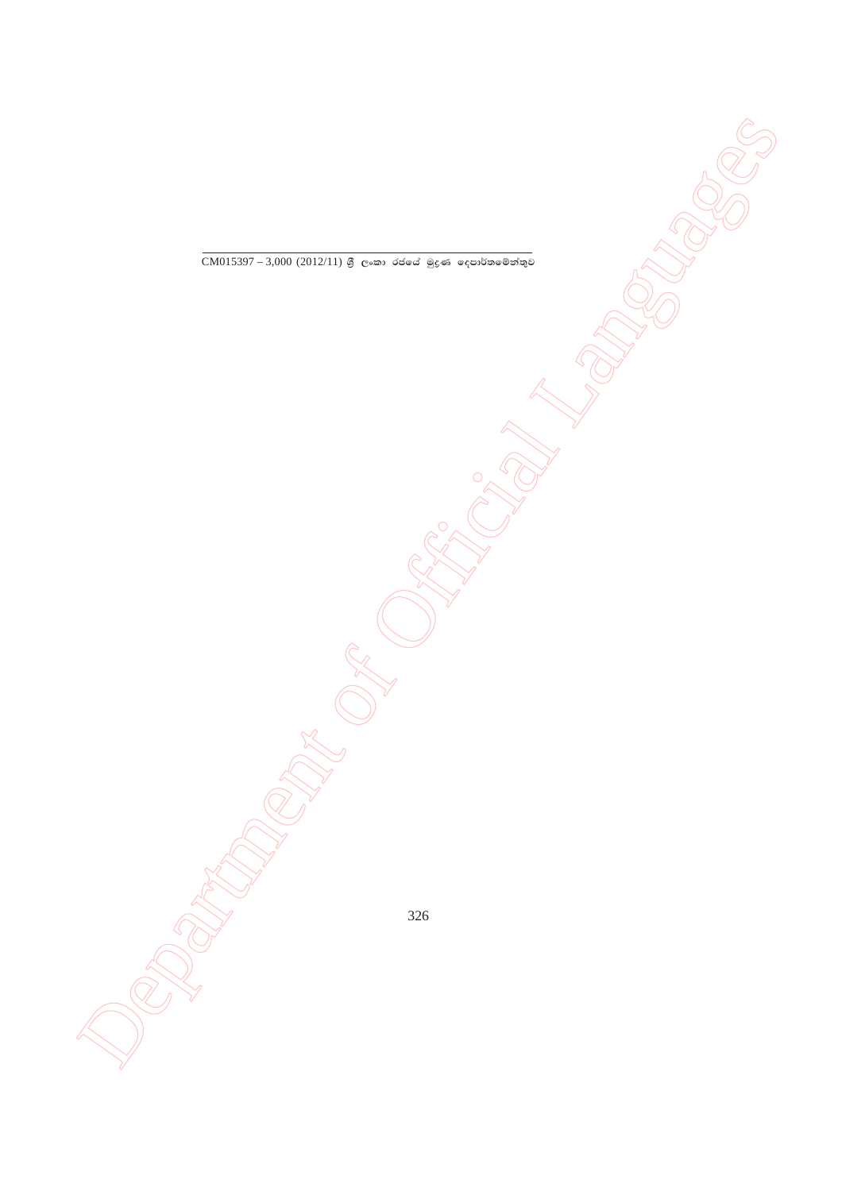CM015397 – 3,000 (2012/11) ශ්‍රී ලංකා රජයේ මුද්‍රණ දෙපාර්තමේන්තුව